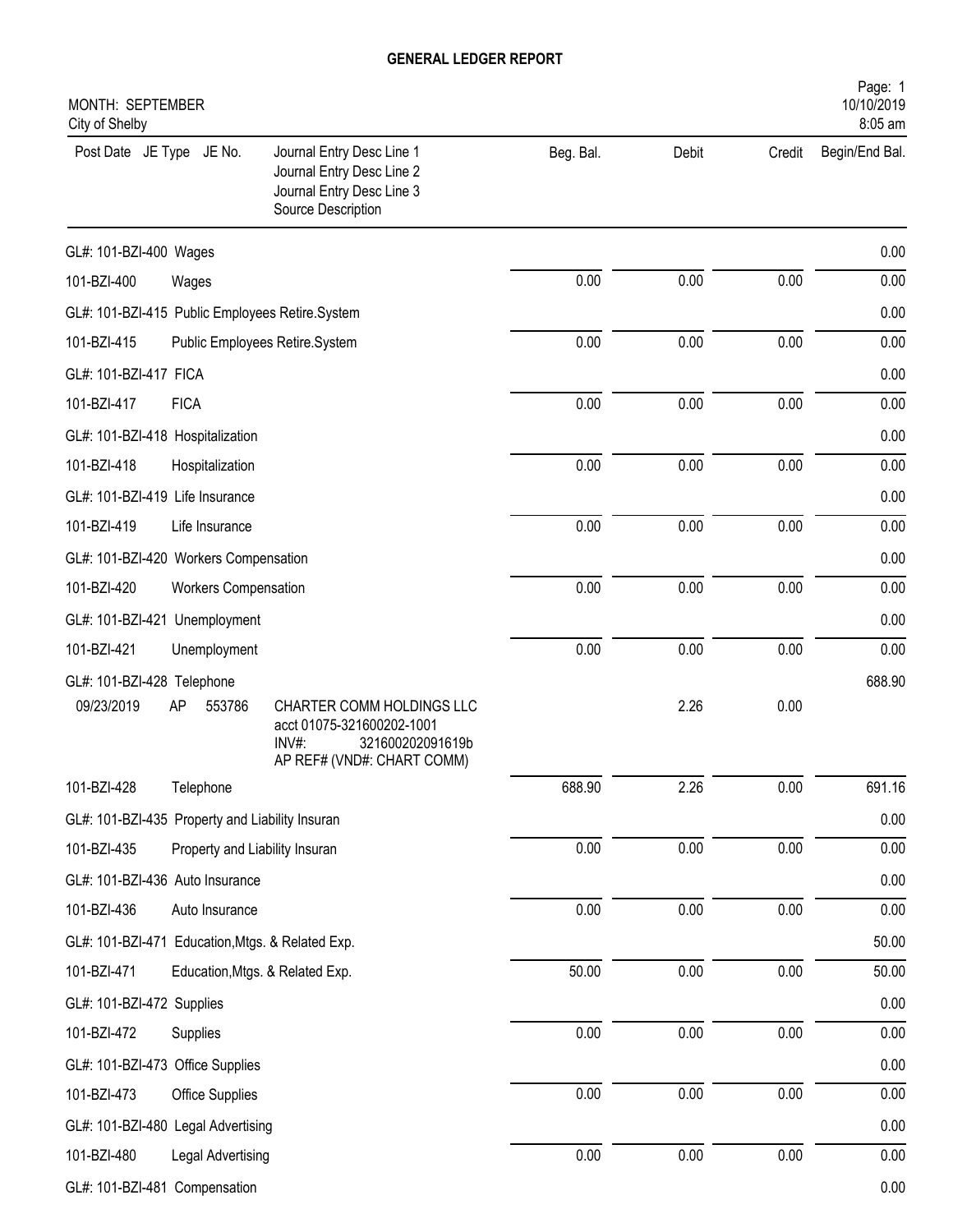# GENERAL LEDGER REPORT

MONTH: SEPTEMBER
City of Shelby

Page: 1
10/10/2019
8:05 am

| Post Date | JE Type | JE No. | Journal Entry Desc Line 1<br>Journal Entry Desc Line 2<br>Journal Entry Desc Line 3<br>Source Description | Beg. Bal. | Debit | Credit | Begin/End Bal. |
|---|---|---|---|---|---|---|---|
| GL#: 101-BZI-400 Wages | | | | | | | 0.00 |
| 101-BZI-400 | Wages | | | 0.00 | 0.00 | 0.00 | 0.00 |
| GL#: 101-BZI-415 Public Employees Retire.System | | | | | | | 0.00 |
| 101-BZI-415 | Public Employees Retire.System | | | 0.00 | 0.00 | 0.00 | 0.00 |
| GL#: 101-BZI-417 FICA | | | | | | | 0.00 |
| 101-BZI-417 | FICA | | | 0.00 | 0.00 | 0.00 | 0.00 |
| GL#: 101-BZI-418 Hospitalization | | | | | | | 0.00 |
| 101-BZI-418 | Hospitalization | | | 0.00 | 0.00 | 0.00 | 0.00 |
| GL#: 101-BZI-419 Life Insurance | | | | | | | 0.00 |
| 101-BZI-419 | Life Insurance | | | 0.00 | 0.00 | 0.00 | 0.00 |
| GL#: 101-BZI-420 Workers Compensation | | | | | | | 0.00 |
| 101-BZI-420 | Workers Compensation | | | 0.00 | 0.00 | 0.00 | 0.00 |
| GL#: 101-BZI-421 Unemployment | | | | | | | 0.00 |
| 101-BZI-421 | Unemployment | | | 0.00 | 0.00 | 0.00 | 0.00 |
| GL#: 101-BZI-428 Telephone | | | | | | | 688.90 |
| 09/23/2019 | AP | 553786 | CHARTER COMM HOLDINGS LLC<br>acct 01075-321600202-1001<br>INV#: 321600202091619b<br>AP REF# (VND#: CHART COMM) | | 2.26 | 0.00 | |
| 101-BZI-428 | Telephone | | | 688.90 | 2.26 | 0.00 | 691.16 |
| GL#: 101-BZI-435 Property and Liability Insuran | | | | | | | 0.00 |
| 101-BZI-435 | Property and Liability Insuran | | | 0.00 | 0.00 | 0.00 | 0.00 |
| GL#: 101-BZI-436 Auto Insurance | | | | | | | 0.00 |
| 101-BZI-436 | Auto Insurance | | | 0.00 | 0.00 | 0.00 | 0.00 |
| GL#: 101-BZI-471 Education,Mtgs. & Related Exp. | | | | | | | 50.00 |
| 101-BZI-471 | Education,Mtgs. & Related Exp. | | | 50.00 | 0.00 | 0.00 | 50.00 |
| GL#: 101-BZI-472 Supplies | | | | | | | 0.00 |
| 101-BZI-472 | Supplies | | | 0.00 | 0.00 | 0.00 | 0.00 |
| GL#: 101-BZI-473 Office Supplies | | | | | | | 0.00 |
| 101-BZI-473 | Office Supplies | | | 0.00 | 0.00 | 0.00 | 0.00 |
| GL#: 101-BZI-480 Legal Advertising | | | | | | | 0.00 |
| 101-BZI-480 | Legal Advertising | | | 0.00 | 0.00 | 0.00 | 0.00 |
| GL#: 101-BZI-481 Compensation | | | | | | | 0.00 |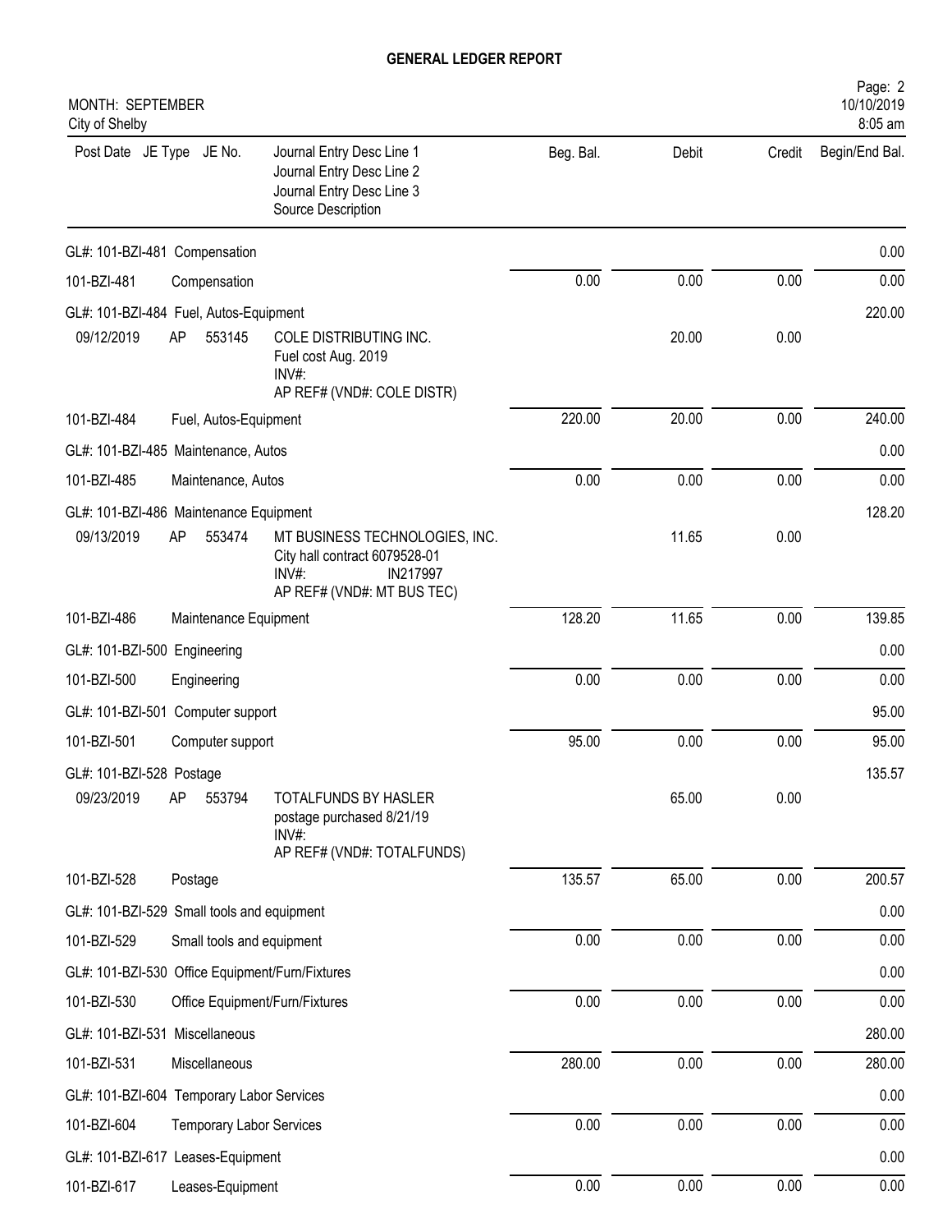# GENERAL LEDGER REPORT

MONTH: SEPTEMBER
City of Shelby

| Post Date | JE Type | JE No. | Journal Entry Desc Line 1<br>Journal Entry Desc Line 2<br>Journal Entry Desc Line 3<br>Source Description | Beg. Bal. | Debit | Credit | Begin/End Bal. |
|---|---|---|---|---|---|---|---|
| GL#: 101-BZI-481 Compensation | | | | | | | 0.00 |
| 101-BZI-481 | Compensation | | | 0.00 | 0.00 | 0.00 | 0.00 |
| GL#: 101-BZI-484 Fuel, Autos-Equipment | | | | | | | 220.00 |
| 09/12/2019 | AP | 553145 | COLE DISTRIBUTING INC.<br>Fuel cost Aug. 2019<br>INV#:<br>AP REF# (VND#: COLE DISTR) | | 20.00 | 0.00 | |
| 101-BZI-484 | Fuel, Autos-Equipment | | | 220.00 | 20.00 | 0.00 | 240.00 |
| GL#: 101-BZI-485 Maintenance, Autos | | | | | | | 0.00 |
| 101-BZI-485 | Maintenance, Autos | | | 0.00 | 0.00 | 0.00 | 0.00 |
| GL#: 101-BZI-486 Maintenance Equipment | | | | | | | 128.20 |
| 09/13/2019 | AP | 553474 | MT BUSINESS TECHNOLOGIES, INC.<br>City hall contract 6079528-01<br>INV#: IN217997<br>AP REF# (VND#: MT BUS TEC) | | 11.65 | 0.00 | |
| 101-BZI-486 | Maintenance Equipment | | | 128.20 | 11.65 | 0.00 | 139.85 |
| GL#: 101-BZI-500 Engineering | | | | | | | 0.00 |
| 101-BZI-500 | Engineering | | | 0.00 | 0.00 | 0.00 | 0.00 |
| GL#: 101-BZI-501 Computer support | | | | | | | 95.00 |
| 101-BZI-501 | Computer support | | | 95.00 | 0.00 | 0.00 | 95.00 |
| GL#: 101-BZI-528 Postage | | | | | | | 135.57 |
| 09/23/2019 | AP | 553794 | TOTALFUNDS BY HASLER<br>postage purchased 8/21/19<br>INV#:<br>AP REF# (VND#: TOTALFUNDS) | | 65.00 | 0.00 | |
| 101-BZI-528 | Postage | | | 135.57 | 65.00 | 0.00 | 200.57 |
| GL#: 101-BZI-529 Small tools and equipment | | | | | | | 0.00 |
| 101-BZI-529 | Small tools and equipment | | | 0.00 | 0.00 | 0.00 | 0.00 |
| GL#: 101-BZI-530 Office Equipment/Furn/Fixtures | | | | | | | 0.00 |
| 101-BZI-530 | Office Equipment/Furn/Fixtures | | | 0.00 | 0.00 | 0.00 | 0.00 |
| GL#: 101-BZI-531 Miscellaneous | | | | | | | 280.00 |
| 101-BZI-531 | Miscellaneous | | | 280.00 | 0.00 | 0.00 | 280.00 |
| GL#: 101-BZI-604 Temporary Labor Services | | | | | | | 0.00 |
| 101-BZI-604 | Temporary Labor Services | | | 0.00 | 0.00 | 0.00 | 0.00 |
| GL#: 101-BZI-617 Leases-Equipment | | | | | | | 0.00 |
| 101-BZI-617 | Leases-Equipment | | | 0.00 | 0.00 | 0.00 | 0.00 |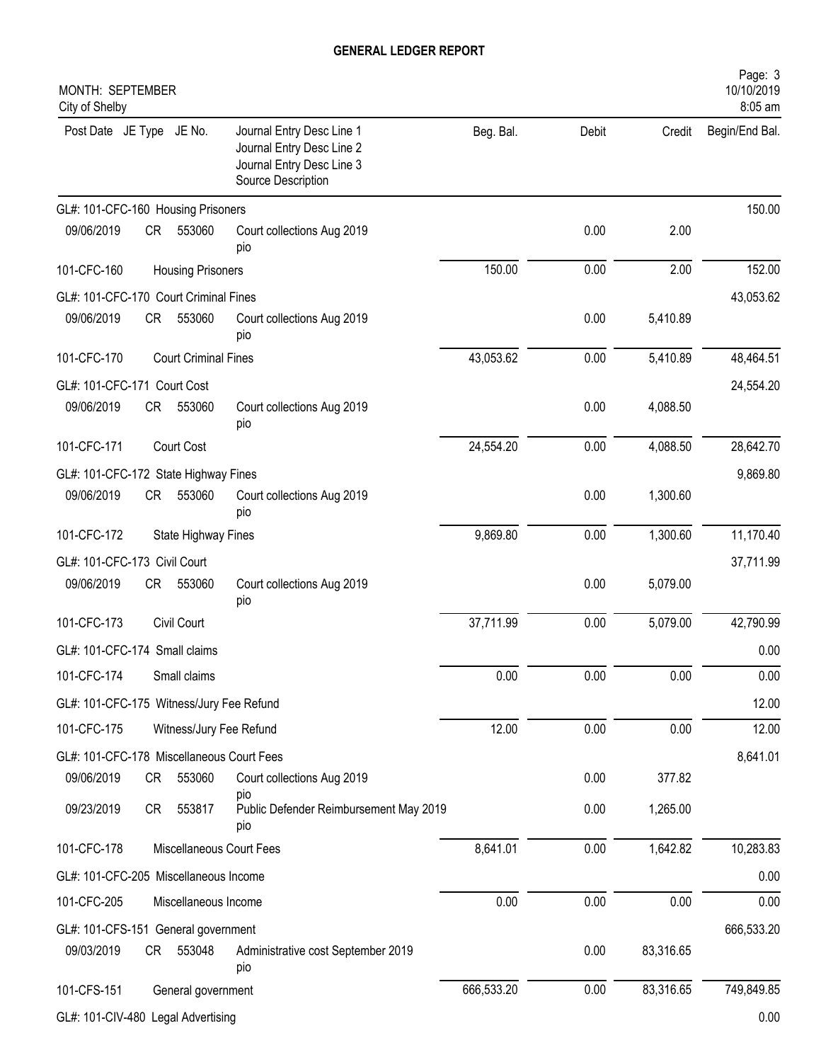# GENERAL LEDGER REPORT

MONTH: SEPTEMBER
City of Shelby

| Post Date | JE Type | JE No. | Journal Entry Desc Line 1 / Journal Entry Desc Line 2 / Journal Entry Desc Line 3 / Source Description | Beg. Bal. | Debit | Credit | Begin/End Bal. |
|---|---|---|---|---|---|---|---|
| GL#: 101-CFC-160 Housing Prisoners | | | | | | | 150.00 |
| 09/06/2019 | CR | 553060 | Court collections Aug 2019 pio | | 0.00 | 2.00 | |
| 101-CFC-160 | | | Housing Prisoners | 150.00 | 0.00 | 2.00 | 152.00 |
| GL#: 101-CFC-170 Court Criminal Fines | | | | | | | 43,053.62 |
| 09/06/2019 | CR | 553060 | Court collections Aug 2019 pio | | 0.00 | 5,410.89 | |
| 101-CFC-170 | | | Court Criminal Fines | 43,053.62 | 0.00 | 5,410.89 | 48,464.51 |
| GL#: 101-CFC-171 Court Cost | | | | | | | 24,554.20 |
| 09/06/2019 | CR | 553060 | Court collections Aug 2019 pio | | 0.00 | 4,088.50 | |
| 101-CFC-171 | | | Court Cost | 24,554.20 | 0.00 | 4,088.50 | 28,642.70 |
| GL#: 101-CFC-172 State Highway Fines | | | | | | | 9,869.80 |
| 09/06/2019 | CR | 553060 | Court collections Aug 2019 pio | | 0.00 | 1,300.60 | |
| 101-CFC-172 | | | State Highway Fines | 9,869.80 | 0.00 | 1,300.60 | 11,170.40 |
| GL#: 101-CFC-173 Civil Court | | | | | | | 37,711.99 |
| 09/06/2019 | CR | 553060 | Court collections Aug 2019 pio | | 0.00 | 5,079.00 | |
| 101-CFC-173 | | | Civil Court | 37,711.99 | 0.00 | 5,079.00 | 42,790.99 |
| GL#: 101-CFC-174 Small claims | | | | | | | 0.00 |
| 101-CFC-174 | | | Small claims | 0.00 | 0.00 | 0.00 | 0.00 |
| GL#: 101-CFC-175 Witness/Jury Fee Refund | | | | | | | 12.00 |
| 101-CFC-175 | | | Witness/Jury Fee Refund | 12.00 | 0.00 | 0.00 | 12.00 |
| GL#: 101-CFC-178 Miscellaneous Court Fees | | | | | | | 8,641.01 |
| 09/06/2019 | CR | 553060 | Court collections Aug 2019 pio | | 0.00 | 377.82 | |
| 09/23/2019 | CR | 553817 | Public Defender Reimbursement May 2019 pio | | 0.00 | 1,265.00 | |
| 101-CFC-178 | | | Miscellaneous Court Fees | 8,641.01 | 0.00 | 1,642.82 | 10,283.83 |
| GL#: 101-CFC-205 Miscellaneous Income | | | | | | | 0.00 |
| 101-CFC-205 | | | Miscellaneous Income | 0.00 | 0.00 | 0.00 | 0.00 |
| GL#: 101-CFS-151 General government | | | | | | | 666,533.20 |
| 09/03/2019 | CR | 553048 | Administrative cost September 2019 pio | | 0.00 | 83,316.65 | |
| 101-CFS-151 | | | General government | 666,533.20 | 0.00 | 83,316.65 | 749,849.85 |
| GL#: 101-CIV-480 Legal Advertising | | | | | | | 0.00 |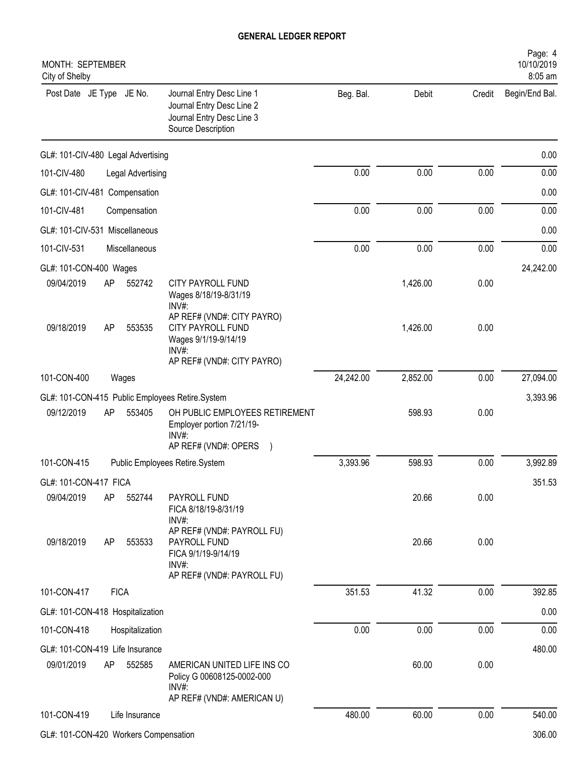# GENERAL LEDGER REPORT

MONTH: SEPTEMBER
City of Shelby

| Post Date | JE Type | JE No. | Journal Entry Desc Line 1<br>Journal Entry Desc Line 2<br>Journal Entry Desc Line 3<br>Source Description | Beg. Bal. | Debit | Credit | Begin/End Bal. |
|---|---|---|---|---|---|---|---|
| GL#: 101-CIV-480 Legal Advertising | | | | | | | 0.00 |
| 101-CIV-480 | | Legal Advertising | | 0.00 | 0.00 | 0.00 | 0.00 |
| GL#: 101-CIV-481 Compensation | | | | | | | 0.00 |
| 101-CIV-481 | | Compensation | | 0.00 | 0.00 | 0.00 | 0.00 |
| GL#: 101-CIV-531 Miscellaneous | | | | | | | 0.00 |
| 101-CIV-531 | | Miscellaneous | | 0.00 | 0.00 | 0.00 | 0.00 |
| GL#: 101-CON-400 Wages | | | | | | | 24,242.00 |
| 09/04/2019 | AP | 552742 | CITY PAYROLL FUND<br>Wages 8/18/19-8/31/19<br>INV#:<br>AP REF# (VND#: CITY PAYRO) | | 1,426.00 | 0.00 | |
| 09/18/2019 | AP | 553535 | CITY PAYROLL FUND<br>Wages 9/1/19-9/14/19<br>INV#:<br>AP REF# (VND#: CITY PAYRO) | | 1,426.00 | 0.00 | |
| 101-CON-400 | | Wages | | 24,242.00 | 2,852.00 | 0.00 | 27,094.00 |
| GL#: 101-CON-415 Public Employees Retire.System | | | | | | | 3,393.96 |
| 09/12/2019 | AP | 553405 | OH PUBLIC EMPLOYEES RETIREMENT<br>Employer portion 7/21/19-<br>INV#:<br>AP REF# (VND#: OPERS ) | | 598.93 | 0.00 | |
| 101-CON-415 | | Public Employees Retire.System | | 3,393.96 | 598.93 | 0.00 | 3,992.89 |
| GL#: 101-CON-417 FICA | | | | | | | 351.53 |
| 09/04/2019 | AP | 552744 | PAYROLL FUND<br>FICA 8/18/19-8/31/19<br>INV#:<br>AP REF# (VND#: PAYROLL FU) | | 20.66 | 0.00 | |
| 09/18/2019 | AP | 553533 | PAYROLL FUND<br>FICA 9/1/19-9/14/19<br>INV#:<br>AP REF# (VND#: PAYROLL FU) | | 20.66 | 0.00 | |
| 101-CON-417 | | FICA | | 351.53 | 41.32 | 0.00 | 392.85 |
| GL#: 101-CON-418 Hospitalization | | | | | | | 0.00 |
| 101-CON-418 | | Hospitalization | | 0.00 | 0.00 | 0.00 | 0.00 |
| GL#: 101-CON-419 Life Insurance | | | | | | | 480.00 |
| 09/01/2019 | AP | 552585 | AMERICAN UNITED LIFE INS CO<br>Policy G 00608125-0002-000<br>INV#:<br>AP REF# (VND#: AMERICAN U) | | 60.00 | 0.00 | |
| 101-CON-419 | | Life Insurance | | 480.00 | 60.00 | 0.00 | 540.00 |
| GL#: 101-CON-420 Workers Compensation | | | | | | | 306.00 |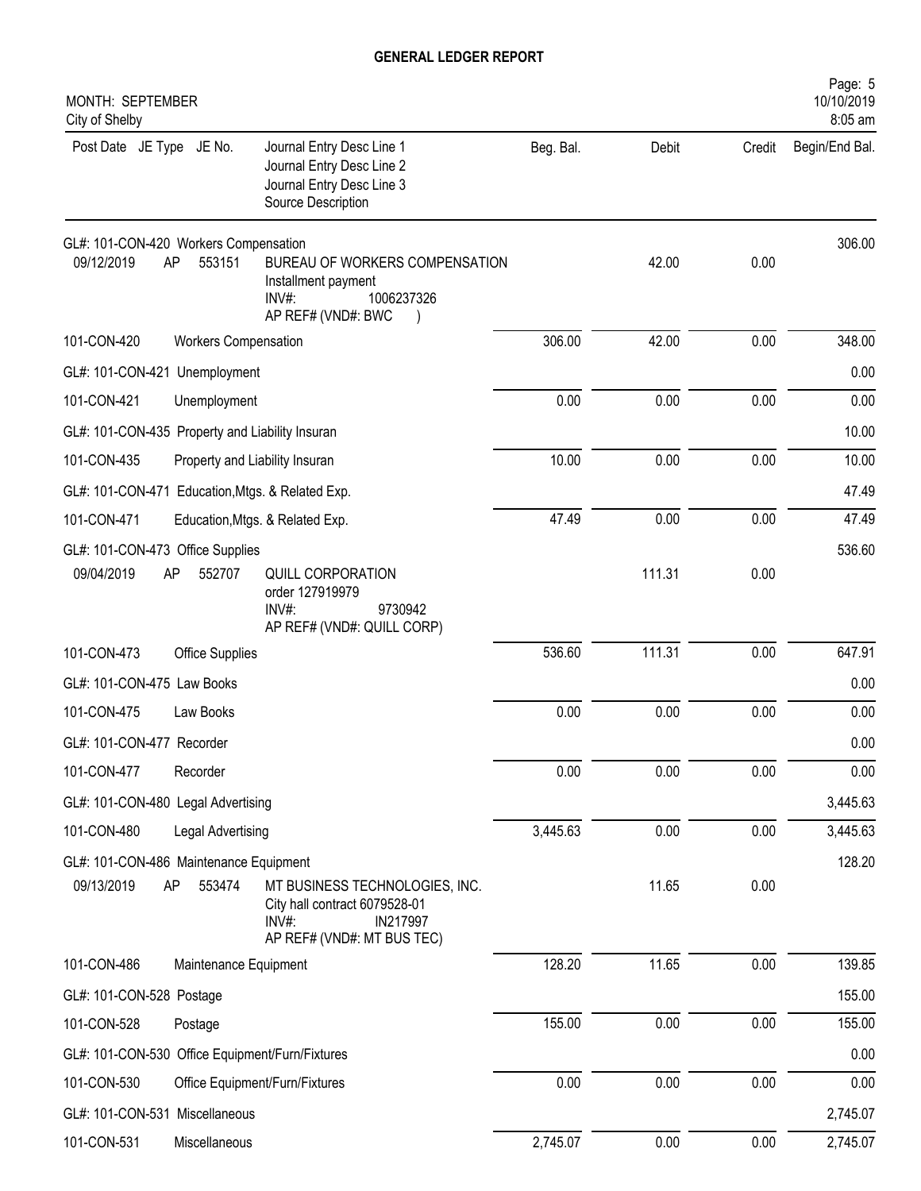# GENERAL LEDGER REPORT

MONTH: SEPTEMBER
City of Shelby

| Post Date | JE Type | JE No. | Journal Entry Desc Line 1 / Journal Entry Desc Line 2 / Journal Entry Desc Line 3 / Source Description | Beg. Bal. | Debit | Credit | Begin/End Bal. |
|---|---|---|---|---|---|---|---|
| GL#: 101-CON-420 Workers Compensation | | | | | | | 306.00 |
| 09/12/2019 | AP | 553151 | BUREAU OF WORKERS COMPENSATION<br>Installment payment<br>INV#: 1006237326<br>AP REF# (VND#: BWC ) | | 42.00 | 0.00 | |
| 101-CON-420 | | | Workers Compensation | 306.00 | 42.00 | 0.00 | 348.00 |
| GL#: 101-CON-421 Unemployment | | | | | | | 0.00 |
| 101-CON-421 | | | Unemployment | 0.00 | 0.00 | 0.00 | 0.00 |
| GL#: 101-CON-435 Property and Liability Insuran | | | | | | | 10.00 |
| 101-CON-435 | | | Property and Liability Insuran | 10.00 | 0.00 | 0.00 | 10.00 |
| GL#: 101-CON-471 Education,Mtgs. & Related Exp. | | | | | | | 47.49 |
| 101-CON-471 | | | Education,Mtgs. & Related Exp. | 47.49 | 0.00 | 0.00 | 47.49 |
| GL#: 101-CON-473 Office Supplies | | | | | | | 536.60 |
| 09/04/2019 | AP | 552707 | QUILL CORPORATION<br>order 127919979<br>INV#: 9730942<br>AP REF# (VND#: QUILL CORP) | | 111.31 | 0.00 | |
| 101-CON-473 | | | Office Supplies | 536.60 | 111.31 | 0.00 | 647.91 |
| GL#: 101-CON-475 Law Books | | | | | | | 0.00 |
| 101-CON-475 | | | Law Books | 0.00 | 0.00 | 0.00 | 0.00 |
| GL#: 101-CON-477 Recorder | | | | | | | 0.00 |
| 101-CON-477 | | | Recorder | 0.00 | 0.00 | 0.00 | 0.00 |
| GL#: 101-CON-480 Legal Advertising | | | | | | | 3,445.63 |
| 101-CON-480 | | | Legal Advertising | 3,445.63 | 0.00 | 0.00 | 3,445.63 |
| GL#: 101-CON-486 Maintenance Equipment | | | | | | | 128.20 |
| 09/13/2019 | AP | 553474 | MT BUSINESS TECHNOLOGIES, INC.<br>City hall contract 6079528-01<br>INV#: IN217997<br>AP REF# (VND#: MT BUS TEC) | | 11.65 | 0.00 | |
| 101-CON-486 | | | Maintenance Equipment | 128.20 | 11.65 | 0.00 | 139.85 |
| GL#: 101-CON-528 Postage | | | | | | | 155.00 |
| 101-CON-528 | | | Postage | 155.00 | 0.00 | 0.00 | 155.00 |
| GL#: 101-CON-530 Office Equipment/Furn/Fixtures | | | | | | | 0.00 |
| 101-CON-530 | | | Office Equipment/Furn/Fixtures | 0.00 | 0.00 | 0.00 | 0.00 |
| GL#: 101-CON-531 Miscellaneous | | | | | | | 2,745.07 |
| 101-CON-531 | | | Miscellaneous | 2,745.07 | 0.00 | 0.00 | 2,745.07 |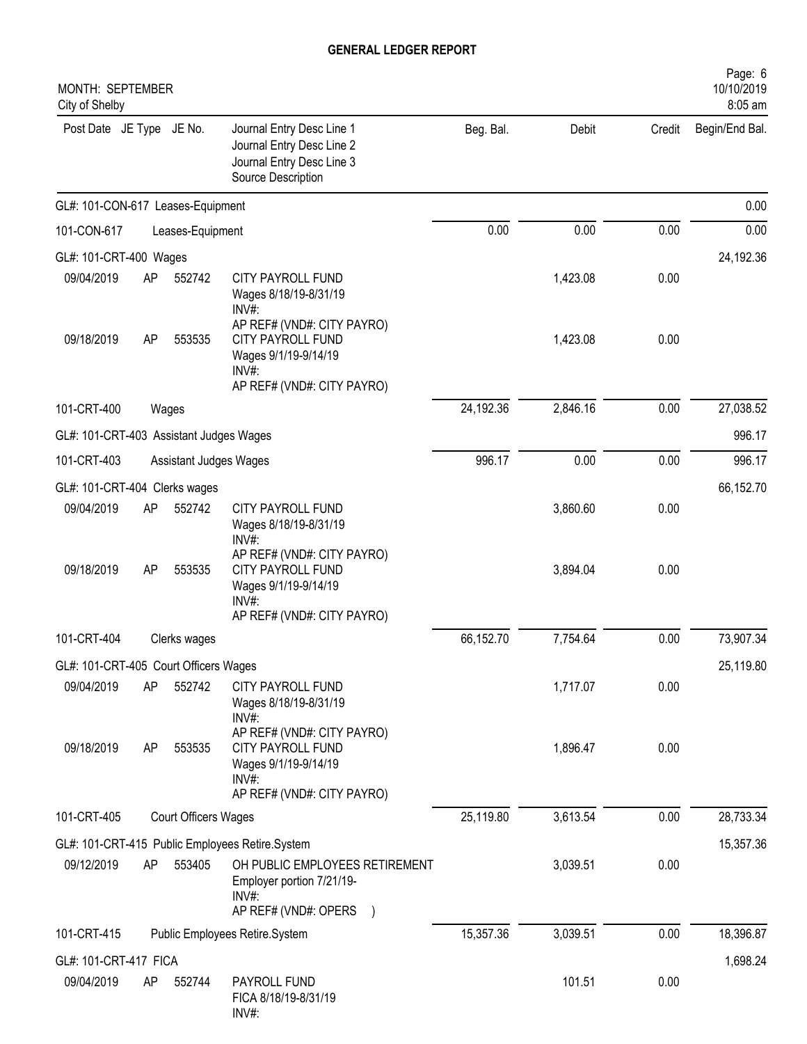# GENERAL LEDGER REPORT

MONTH: SEPTEMBER
City of Shelby

| Post Date | JE Type | JE No. | Journal Entry Desc Line 1 / Journal Entry Desc Line 2 / Journal Entry Desc Line 3 / Source Description | Beg. Bal. | Debit | Credit | Begin/End Bal. |
|---|---|---|---|---|---|---|---|
| GL#: 101-CON-617 Leases-Equipment | | | | | | | 0.00 |
| 101-CON-617 | | | Leases-Equipment | 0.00 | 0.00 | 0.00 | 0.00 |
| GL#: 101-CRT-400 Wages | | | | | | | 24,192.36 |
| 09/04/2019 | AP | 552742 | CITY PAYROLL FUND<br>Wages 8/18/19-8/31/19<br>INV#:<br>AP REF# (VND#: CITY PAYRO) | | 1,423.08 | 0.00 | |
| 09/18/2019 | AP | 553535 | CITY PAYROLL FUND<br>Wages 9/1/19-9/14/19<br>INV#:<br>AP REF# (VND#: CITY PAYRO) | | 1,423.08 | 0.00 | |
| 101-CRT-400 | | | Wages | 24,192.36 | 2,846.16 | 0.00 | 27,038.52 |
| GL#: 101-CRT-403 Assistant Judges Wages | | | | | | | 996.17 |
| 101-CRT-403 | | | Assistant Judges Wages | 996.17 | 0.00 | 0.00 | 996.17 |
| GL#: 101-CRT-404 Clerks wages | | | | | | | 66,152.70 |
| 09/04/2019 | AP | 552742 | CITY PAYROLL FUND<br>Wages 8/18/19-8/31/19<br>INV#:<br>AP REF# (VND#: CITY PAYRO) | | 3,860.60 | 0.00 | |
| 09/18/2019 | AP | 553535 | CITY PAYROLL FUND<br>Wages 9/1/19-9/14/19<br>INV#:<br>AP REF# (VND#: CITY PAYRO) | | 3,894.04 | 0.00 | |
| 101-CRT-404 | | | Clerks wages | 66,152.70 | 7,754.64 | 0.00 | 73,907.34 |
| GL#: 101-CRT-405 Court Officers Wages | | | | | | | 25,119.80 |
| 09/04/2019 | AP | 552742 | CITY PAYROLL FUND<br>Wages 8/18/19-8/31/19<br>INV#:<br>AP REF# (VND#: CITY PAYRO) | | 1,717.07 | 0.00 | |
| 09/18/2019 | AP | 553535 | CITY PAYROLL FUND<br>Wages 9/1/19-9/14/19<br>INV#:<br>AP REF# (VND#: CITY PAYRO) | | 1,896.47 | 0.00 | |
| 101-CRT-405 | | | Court Officers Wages | 25,119.80 | 3,613.54 | 0.00 | 28,733.34 |
| GL#: 101-CRT-415 Public Employees Retire.System | | | | | | | 15,357.36 |
| 09/12/2019 | AP | 553405 | OH PUBLIC EMPLOYEES RETIREMENT<br>Employer portion 7/21/19-<br>INV#:<br>AP REF# (VND#: OPERS ) | | 3,039.51 | 0.00 | |
| 101-CRT-415 | | | Public Employees Retire.System | 15,357.36 | 3,039.51 | 0.00 | 18,396.87 |
| GL#: 101-CRT-417 FICA | | | | | | | 1,698.24 |
| 09/04/2019 | AP | 552744 | PAYROLL FUND<br>FICA 8/18/19-8/31/19<br>INV#: | | 101.51 | 0.00 | |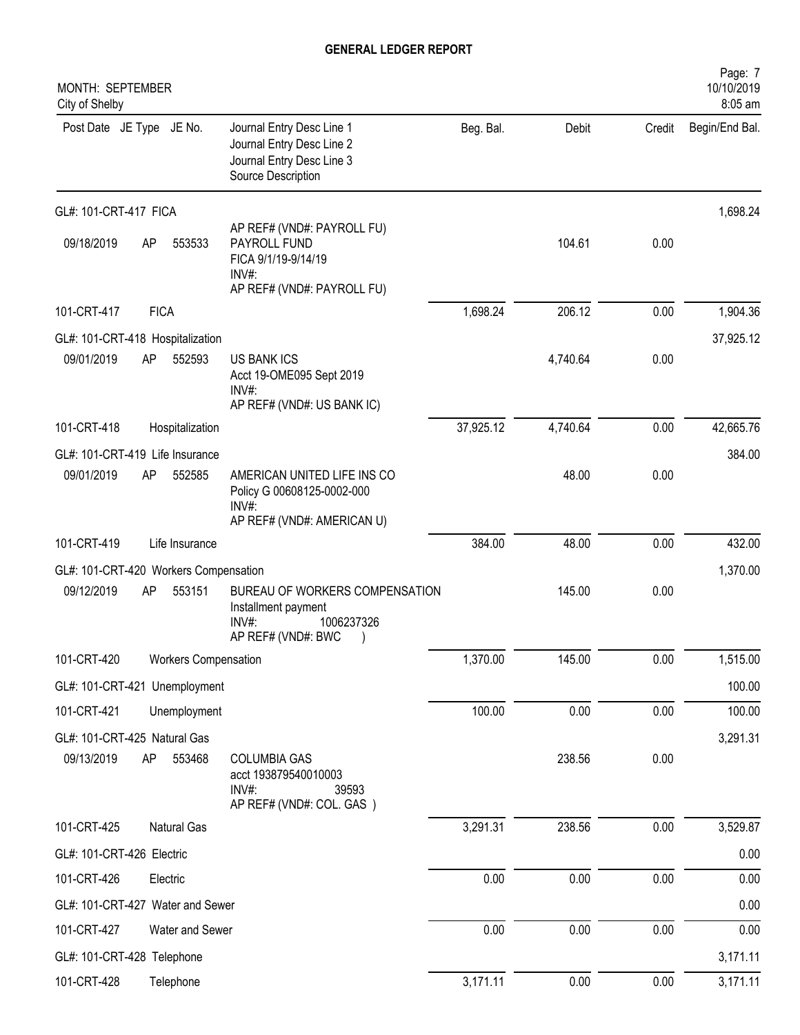# GENERAL LEDGER REPORT

MONTH: SEPTEMBER
City of Shelby

| Post Date | JE Type | JE No. | Journal Entry Desc Line 1<br>Journal Entry Desc Line 2<br>Journal Entry Desc Line 3<br>Source Description | Beg. Bal. | Debit | Credit | Begin/End Bal. |
|---|---|---|---|---|---|---|---|
| GL#: 101-CRT-417 FICA | | | | | | | 1,698.24 |
| 09/18/2019 | AP | 553533 | AP REF# (VND#: PAYROLL FU)<br>PAYROLL FUND<br>FICA 9/1/19-9/14/19<br>INV#:<br>AP REF# (VND#: PAYROLL FU) | | 104.61 | 0.00 | |
| 101-CRT-417 | FICA | | | 1,698.24 | 206.12 | 0.00 | 1,904.36 |
| GL#: 101-CRT-418 Hospitalization | | | | | | | 37,925.12 |
| 09/01/2019 | AP | 552593 | US BANK ICS<br>Acct 19-OME095 Sept 2019<br>INV#:<br>AP REF# (VND#: US BANK IC) | | 4,740.64 | 0.00 | |
| 101-CRT-418 | Hospitalization | | | 37,925.12 | 4,740.64 | 0.00 | 42,665.76 |
| GL#: 101-CRT-419 Life Insurance | | | | | | | 384.00 |
| 09/01/2019 | AP | 552585 | AMERICAN UNITED LIFE INS CO<br>Policy G 00608125-0002-000<br>INV#:<br>AP REF# (VND#: AMERICAN U) | | 48.00 | 0.00 | |
| 101-CRT-419 | Life Insurance | | | 384.00 | 48.00 | 0.00 | 432.00 |
| GL#: 101-CRT-420 Workers Compensation | | | | | | | 1,370.00 |
| 09/12/2019 | AP | 553151 | BUREAU OF WORKERS COMPENSATION<br>Installment payment<br>INV#: 1006237326<br>AP REF# (VND#: BWC ) | | 145.00 | 0.00 | |
| 101-CRT-420 | Workers Compensation | | | 1,370.00 | 145.00 | 0.00 | 1,515.00 |
| GL#: 101-CRT-421 Unemployment | | | | | | | 100.00 |
| 101-CRT-421 | Unemployment | | | 100.00 | 0.00 | 0.00 | 100.00 |
| GL#: 101-CRT-425 Natural Gas | | | | | | | 3,291.31 |
| 09/13/2019 | AP | 553468 | COLUMBIA GAS<br>acct 193879540010003<br>INV#: 39593<br>AP REF# (VND#: COL. GAS ) | | 238.56 | 0.00 | |
| 101-CRT-425 | Natural Gas | | | 3,291.31 | 238.56 | 0.00 | 3,529.87 |
| GL#: 101-CRT-426 Electric | | | | | | | 0.00 |
| 101-CRT-426 | Electric | | | 0.00 | 0.00 | 0.00 | 0.00 |
| GL#: 101-CRT-427 Water and Sewer | | | | | | | 0.00 |
| 101-CRT-427 | Water and Sewer | | | 0.00 | 0.00 | 0.00 | 0.00 |
| GL#: 101-CRT-428 Telephone | | | | | | | 3,171.11 |
| 101-CRT-428 | Telephone | | | 3,171.11 | 0.00 | 0.00 | 3,171.11 |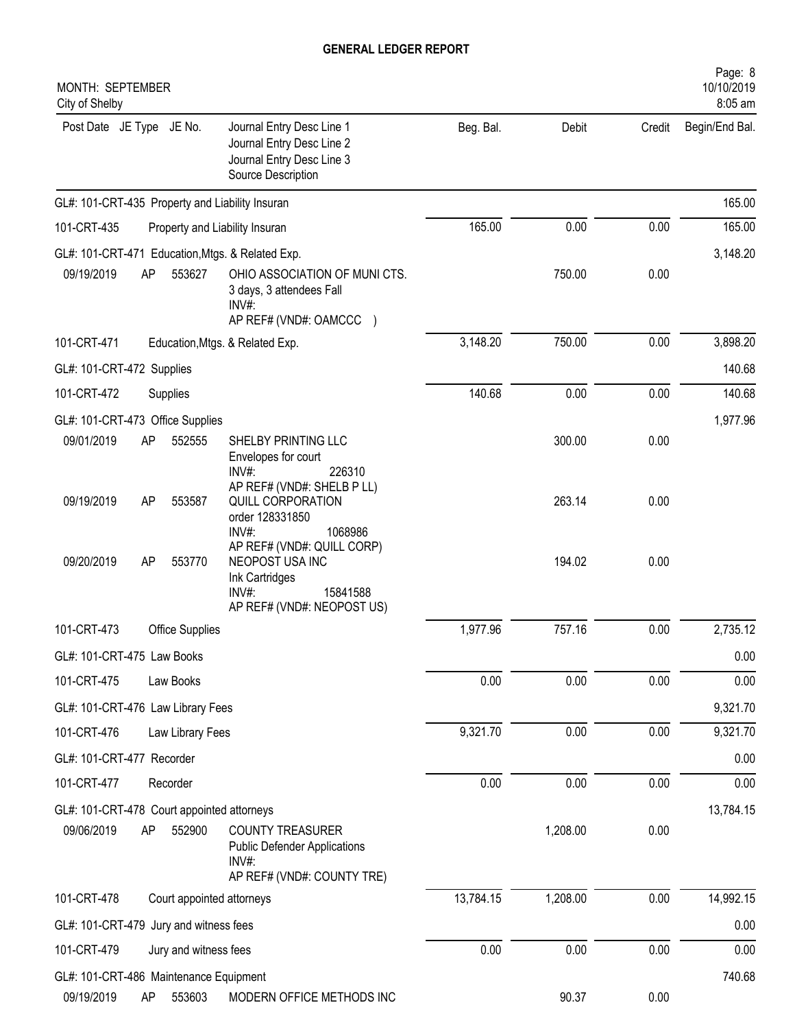# GENERAL LEDGER REPORT

MONTH: SEPTEMBER
City of Shelby

Page: 8
10/10/2019
8:05 am

| Post Date | JE Type | JE No. | Journal Entry Desc Line 1<br>Journal Entry Desc Line 2<br>Journal Entry Desc Line 3<br>Source Description | Beg. Bal. | Debit | Credit | Begin/End Bal. |
|---|---|---|---|---|---|---|---|
| GL#: 101-CRT-435 Property and Liability Insuran | | | | | | | 165.00 |
| 101-CRT-435 | | | Property and Liability Insuran | 165.00 | 0.00 | 0.00 | 165.00 |
| GL#: 101-CRT-471 Education,Mtgs. & Related Exp. | | | | | | | 3,148.20 |
| 09/19/2019 | AP | 553627 | OHIO ASSOCIATION OF MUNI CTS.<br>3 days, 3 attendees Fall<br>INV#:<br>AP REF# (VND#: OAMCCC ) | | 750.00 | 0.00 | |
| 101-CRT-471 | | | Education,Mtgs. & Related Exp. | 3,148.20 | 750.00 | 0.00 | 3,898.20 |
| GL#: 101-CRT-472 Supplies | | | | | | | 140.68 |
| 101-CRT-472 | | | Supplies | 140.68 | 0.00 | 0.00 | 140.68 |
| GL#: 101-CRT-473 Office Supplies | | | | | | | 1,977.96 |
| 09/01/2019 | AP | 552555 | SHELBY PRINTING LLC<br>Envelopes for court<br>INV#: 226310<br>AP REF# (VND#: SHELB P LL) | | 300.00 | 0.00 | |
| 09/19/2019 | AP | 553587 | QUILL CORPORATION<br>order 128331850<br>INV#: 1068986<br>AP REF# (VND#: QUILL CORP) | | 263.14 | 0.00 | |
| 09/20/2019 | AP | 553770 | NEOPOST USA INC<br>Ink Cartridges<br>INV#: 15841588<br>AP REF# (VND#: NEOPOST US) | | 194.02 | 0.00 | |
| 101-CRT-473 | | | Office Supplies | 1,977.96 | 757.16 | 0.00 | 2,735.12 |
| GL#: 101-CRT-475 Law Books | | | | | | | 0.00 |
| 101-CRT-475 | | | Law Books | 0.00 | 0.00 | 0.00 | 0.00 |
| GL#: 101-CRT-476 Law Library Fees | | | | | | | 9,321.70 |
| 101-CRT-476 | | | Law Library Fees | 9,321.70 | 0.00 | 0.00 | 9,321.70 |
| GL#: 101-CRT-477 Recorder | | | | | | | 0.00 |
| 101-CRT-477 | | | Recorder | 0.00 | 0.00 | 0.00 | 0.00 |
| GL#: 101-CRT-478 Court appointed attorneys | | | | | | | 13,784.15 |
| 09/06/2019 | AP | 552900 | COUNTY TREASURER<br>Public Defender Applications<br>INV#:<br>AP REF# (VND#: COUNTY TRE) | | 1,208.00 | 0.00 | |
| 101-CRT-478 | | | Court appointed attorneys | 13,784.15 | 1,208.00 | 0.00 | 14,992.15 |
| GL#: 101-CRT-479 Jury and witness fees | | | | | | | 0.00 |
| 101-CRT-479 | | | Jury and witness fees | 0.00 | 0.00 | 0.00 | 0.00 |
| GL#: 101-CRT-486 Maintenance Equipment | | | | | | | 740.68 |
| 09/19/2019 | AP | 553603 | MODERN OFFICE METHODS INC | | 90.37 | 0.00 | |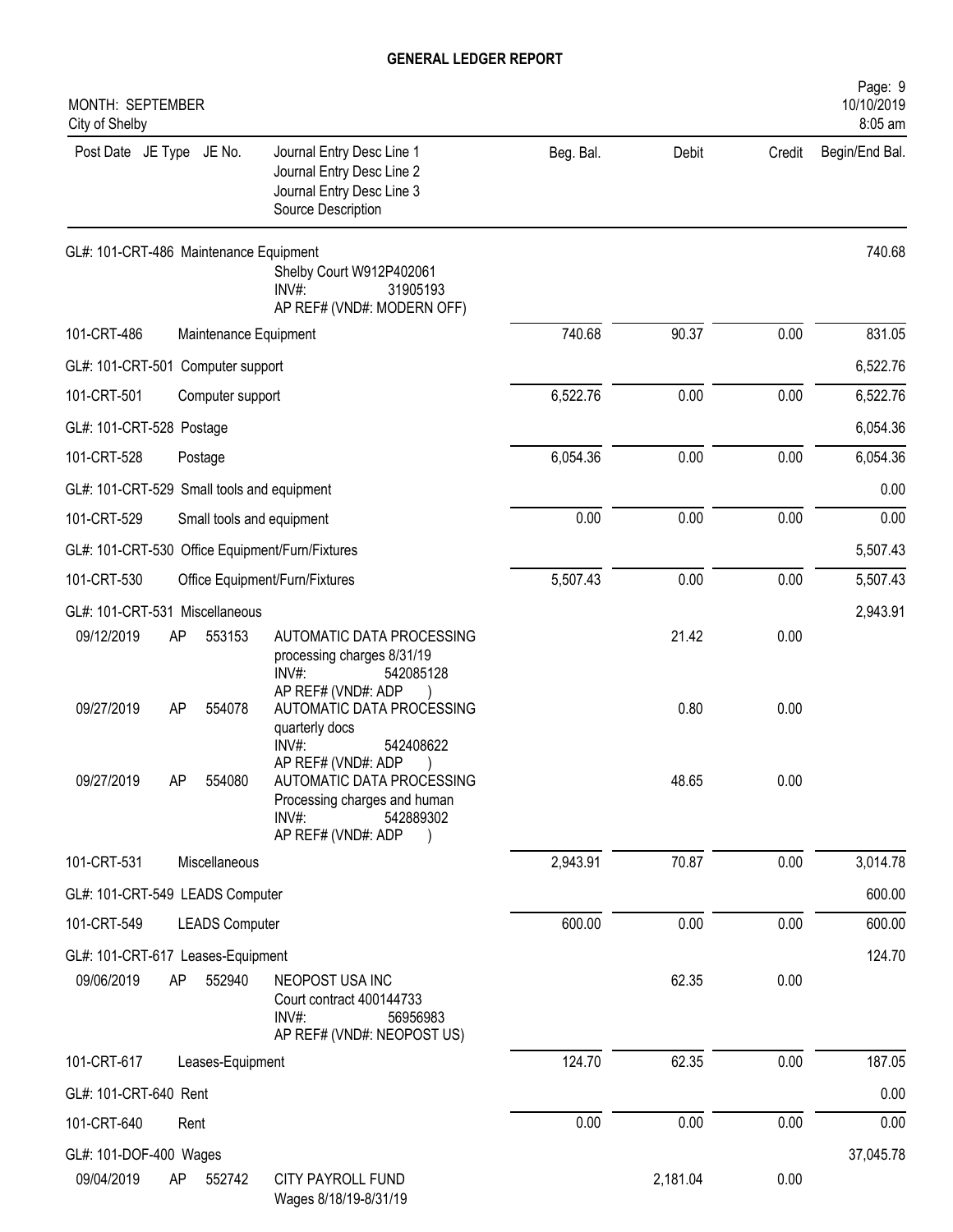# GENERAL LEDGER REPORT

MONTH: SEPTEMBER
City of Shelby

| Post Date | JE Type | JE No. | Journal Entry Desc Line 1 / Journal Entry Desc Line 2 / Journal Entry Desc Line 3 / Source Description | Beg. Bal. | Debit | Credit | Begin/End Bal. |
|---|---|---|---|---|---|---|---|
| GL#: 101-CRT-486 Maintenance Equipment | | | Shelby Court W912P402061<br>INV#: 31905193<br>AP REF# (VND#: MODERN OFF) | | | | 740.68 |
| 101-CRT-486 | | | Maintenance Equipment | 740.68 | 90.37 | 0.00 | 831.05 |
| GL#: 101-CRT-501 Computer support | | | | | | | 6,522.76 |
| 101-CRT-501 | | | Computer support | 6,522.76 | 0.00 | 0.00 | 6,522.76 |
| GL#: 101-CRT-528 Postage | | | | | | | 6,054.36 |
| 101-CRT-528 | | | Postage | 6,054.36 | 0.00 | 0.00 | 6,054.36 |
| GL#: 101-CRT-529 Small tools and equipment | | | | | | | 0.00 |
| 101-CRT-529 | | | Small tools and equipment | 0.00 | 0.00 | 0.00 | 0.00 |
| GL#: 101-CRT-530 Office Equipment/Furn/Fixtures | | | | | | | 5,507.43 |
| 101-CRT-530 | | | Office Equipment/Furn/Fixtures | 5,507.43 | 0.00 | 0.00 | 5,507.43 |
| GL#: 101-CRT-531 Miscellaneous | | | | | | | 2,943.91 |
| 09/12/2019 | AP | 553153 | AUTOMATIC DATA PROCESSING<br>processing charges 8/31/19<br>INV#: 542085128<br>AP REF# (VND#: ADP ) | | 21.42 | 0.00 | |
| 09/27/2019 | AP | 554078 | AUTOMATIC DATA PROCESSING<br>quarterly docs<br>INV#: 542408622<br>AP REF# (VND#: ADP ) | | 0.80 | 0.00 | |
| 09/27/2019 | AP | 554080 | AUTOMATIC DATA PROCESSING<br>Processing charges and human<br>INV#: 542889302<br>AP REF# (VND#: ADP ) | | 48.65 | 0.00 | |
| 101-CRT-531 | | | Miscellaneous | 2,943.91 | 70.87 | 0.00 | 3,014.78 |
| GL#: 101-CRT-549 LEADS Computer | | | | | | | 600.00 |
| 101-CRT-549 | | | LEADS Computer | 600.00 | 0.00 | 0.00 | 600.00 |
| GL#: 101-CRT-617 Leases-Equipment | | | | | | | 124.70 |
| 09/06/2019 | AP | 552940 | NEOPOST USA INC<br>Court contract 400144733<br>INV#: 56956983<br>AP REF# (VND#: NEOPOST US) | | 62.35 | 0.00 | |
| 101-CRT-617 | | | Leases-Equipment | 124.70 | 62.35 | 0.00 | 187.05 |
| GL#: 101-CRT-640 Rent | | | | | | | 0.00 |
| 101-CRT-640 | | | Rent | 0.00 | 0.00 | 0.00 | 0.00 |
| GL#: 101-DOF-400 Wages | | | | | | | 37,045.78 |
| 09/04/2019 | AP | 552742 | CITY PAYROLL FUND<br>Wages 8/18/19-8/31/19 | | 2,181.04 | 0.00 | |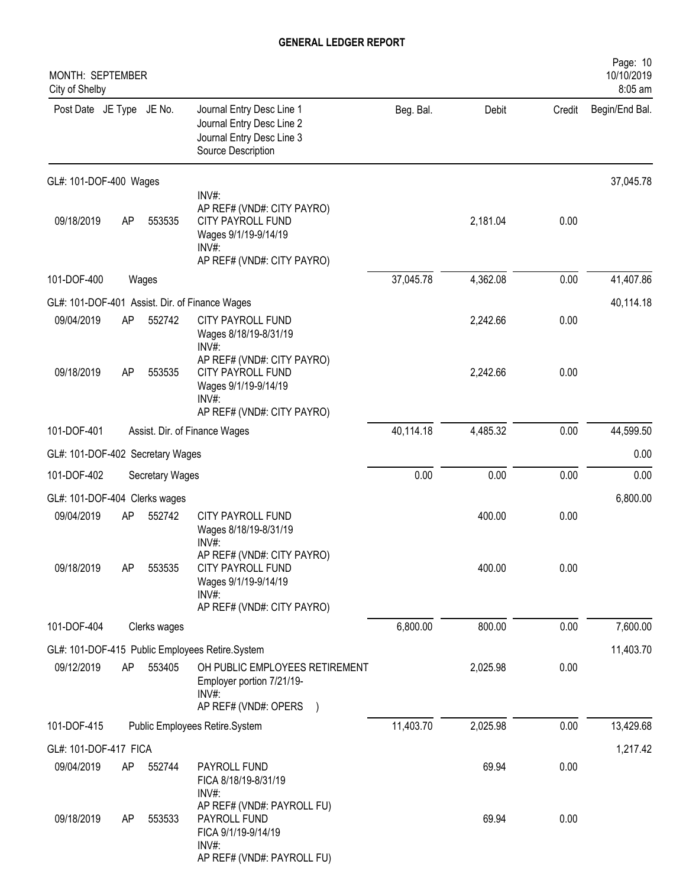# GENERAL LEDGER REPORT

MONTH: SEPTEMBER
City of Shelby

| Post Date | JE Type | JE No. | Journal Entry Desc Line 1 / Journal Entry Desc Line 2 / Journal Entry Desc Line 3 / Source Description | Beg. Bal. | Debit | Credit | Begin/End Bal. |
|---|---|---|---|---|---|---|---|
| GL#: 101-DOF-400 Wages | | | | | | | 37,045.78 |
| | | | INV#: AP REF# (VND#: CITY PAYRO) | | | | |
| 09/18/2019 | AP | 553535 | CITY PAYROLL FUND Wages 9/1/19-9/14/19 INV#: AP REF# (VND#: CITY PAYRO) | | 2,181.04 | 0.00 | |
| 101-DOF-400 | | | Wages | 37,045.78 | 4,362.08 | 0.00 | 41,407.86 |
| GL#: 101-DOF-401 Assist. Dir. of Finance Wages | | | | | | | 40,114.18 |
| 09/04/2019 | AP | 552742 | CITY PAYROLL FUND Wages 8/18/19-8/31/19 INV#: AP REF# (VND#: CITY PAYRO) | | 2,242.66 | 0.00 | |
| 09/18/2019 | AP | 553535 | CITY PAYROLL FUND Wages 9/1/19-9/14/19 INV#: AP REF# (VND#: CITY PAYRO) | | 2,242.66 | 0.00 | |
| 101-DOF-401 | | | Assist. Dir. of Finance Wages | 40,114.18 | 4,485.32 | 0.00 | 44,599.50 |
| GL#: 101-DOF-402 Secretary Wages | | | | | | | 0.00 |
| 101-DOF-402 | | | Secretary Wages | 0.00 | 0.00 | 0.00 | 0.00 |
| GL#: 101-DOF-404 Clerks wages | | | | | | | 6,800.00 |
| 09/04/2019 | AP | 552742 | CITY PAYROLL FUND Wages 8/18/19-8/31/19 INV#: AP REF# (VND#: CITY PAYRO) | | 400.00 | 0.00 | |
| 09/18/2019 | AP | 553535 | CITY PAYROLL FUND Wages 9/1/19-9/14/19 INV#: AP REF# (VND#: CITY PAYRO) | | 400.00 | 0.00 | |
| 101-DOF-404 | | | Clerks wages | 6,800.00 | 800.00 | 0.00 | 7,600.00 |
| GL#: 101-DOF-415 Public Employees Retire.System | | | | | | | 11,403.70 |
| 09/12/2019 | AP | 553405 | OH PUBLIC EMPLOYEES RETIREMENT Employer portion 7/21/19- INV#: AP REF# (VND#: OPERS ) | | 2,025.98 | 0.00 | |
| 101-DOF-415 | | | Public Employees Retire.System | 11,403.70 | 2,025.98 | 0.00 | 13,429.68 |
| GL#: 101-DOF-417 FICA | | | | | | | 1,217.42 |
| 09/04/2019 | AP | 552744 | PAYROLL FUND FICA 8/18/19-8/31/19 INV#: AP REF# (VND#: PAYROLL FU) | | 69.94 | 0.00 | |
| 09/18/2019 | AP | 553533 | PAYROLL FUND FICA 9/1/19-9/14/19 INV#: AP REF# (VND#: PAYROLL FU) | | 69.94 | 0.00 | |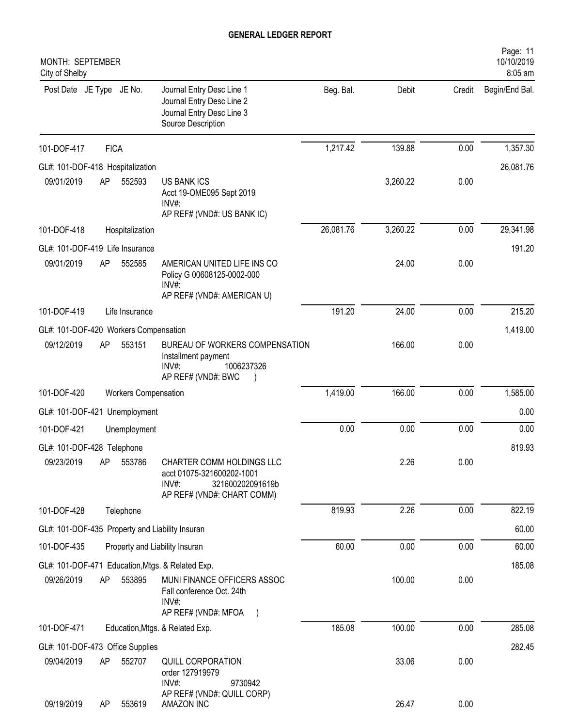# GENERAL LEDGER REPORT

MONTH: SEPTEMBER
City of Shelby

| Post Date | JE Type | JE No. | Journal Entry Desc Line 1 / Journal Entry Desc Line 2 / Journal Entry Desc Line 3 / Source Description | Beg. Bal. | Debit | Credit | Begin/End Bal. |
|---|---|---|---|---|---|---|---|
| 101-DOF-417 | | | FICA | 1,217.42 | 139.88 | 0.00 | 1,357.30 |
| GL#: 101-DOF-418 Hospitalization | | | | | | | 26,081.76 |
| 09/01/2019 | AP | 552593 | US BANK ICS<br>Acct 19-OME095 Sept 2019<br>INV#:<br>AP REF# (VND#: US BANK IC) | | 3,260.22 | 0.00 | |
| 101-DOF-418 | | | Hospitalization | 26,081.76 | 3,260.22 | 0.00 | 29,341.98 |
| GL#: 101-DOF-419 Life Insurance | | | | | | | 191.20 |
| 09/01/2019 | AP | 552585 | AMERICAN UNITED LIFE INS CO<br>Policy G 00608125-0002-000<br>INV#:<br>AP REF# (VND#: AMERICAN U) | | 24.00 | 0.00 | |
| 101-DOF-419 | | | Life Insurance | 191.20 | 24.00 | 0.00 | 215.20 |
| GL#: 101-DOF-420 Workers Compensation | | | | | | | 1,419.00 |
| 09/12/2019 | AP | 553151 | BUREAU OF WORKERS COMPENSATION<br>Installment payment<br>INV#: 1006237326<br>AP REF# (VND#: BWC ) | | 166.00 | 0.00 | |
| 101-DOF-420 | | | Workers Compensation | 1,419.00 | 166.00 | 0.00 | 1,585.00 |
| GL#: 101-DOF-421 Unemployment | | | | | | | 0.00 |
| 101-DOF-421 | | | Unemployment | 0.00 | 0.00 | 0.00 | 0.00 |
| GL#: 101-DOF-428 Telephone | | | | | | | 819.93 |
| 09/23/2019 | AP | 553786 | CHARTER COMM HOLDINGS LLC<br>acct 01075-321600202-1001<br>INV#: 321600202091619b<br>AP REF# (VND#: CHART COMM) | | 2.26 | 0.00 | |
| 101-DOF-428 | | | Telephone | 819.93 | 2.26 | 0.00 | 822.19 |
| GL#: 101-DOF-435 Property and Liability Insuran | | | | | | | 60.00 |
| 101-DOF-435 | | | Property and Liability Insuran | 60.00 | 0.00 | 0.00 | 60.00 |
| GL#: 101-DOF-471 Education,Mtgs. & Related Exp. | | | | | | | 185.08 |
| 09/26/2019 | AP | 553895 | MUNI FINANCE OFFICERS ASSOC<br>Fall conference Oct. 24th<br>INV#:<br>AP REF# (VND#: MFOA ) | | 100.00 | 0.00 | |
| 101-DOF-471 | | | Education,Mtgs. & Related Exp. | 185.08 | 100.00 | 0.00 | 285.08 |
| GL#: 101-DOF-473 Office Supplies | | | | | | | 282.45 |
| 09/04/2019 | AP | 552707 | QUILL CORPORATION<br>order 127919979<br>INV#: 9730942<br>AP REF# (VND#: QUILL CORP) | | 33.06 | 0.00 | |
| 09/19/2019 | AP | 553619 | AMAZON INC | | 26.47 | 0.00 | |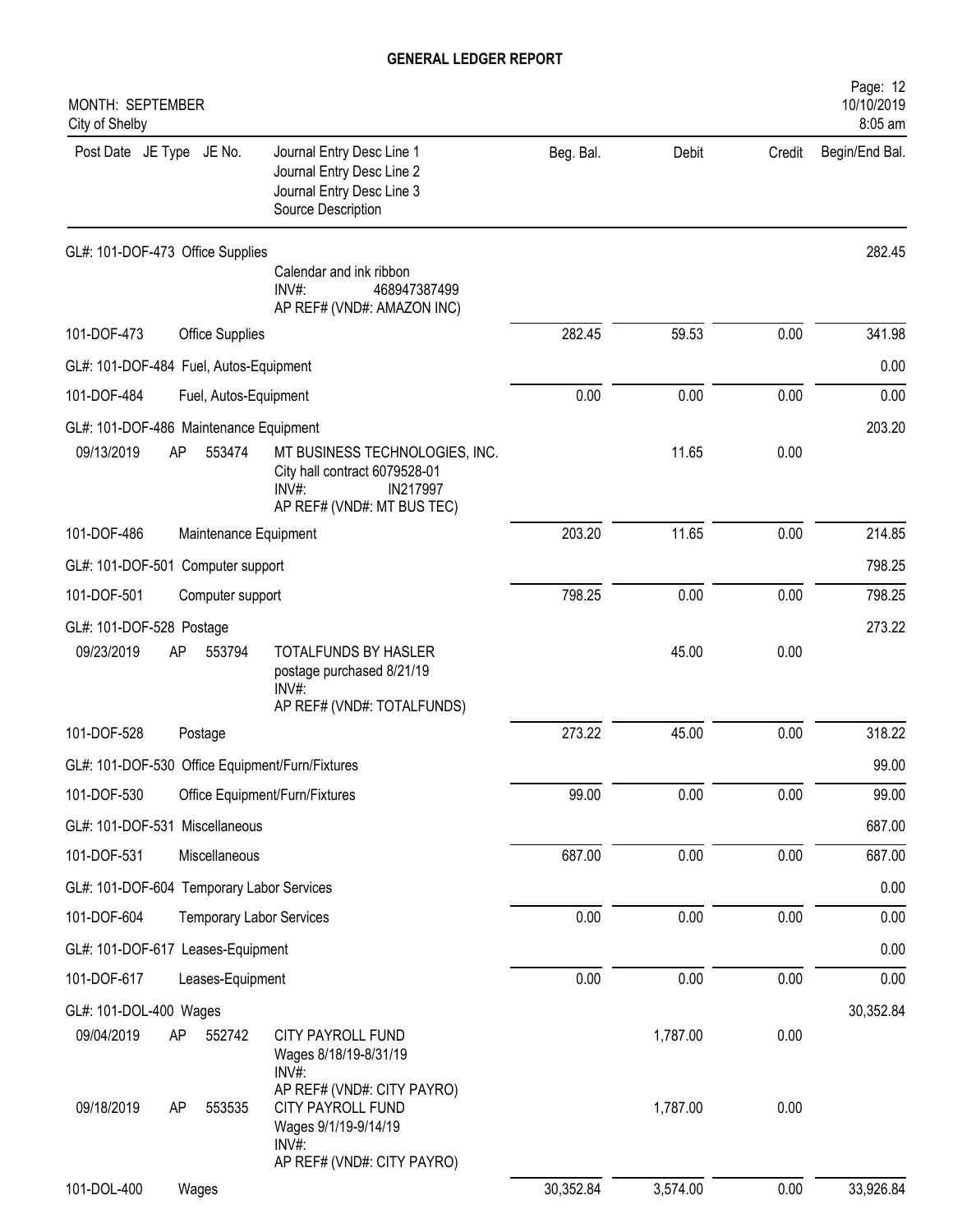# GENERAL LEDGER REPORT

MONTH: SEPTEMBER
City of Shelby

| Post Date | JE Type | JE No. | Journal Entry Desc Line 1<br>Journal Entry Desc Line 2<br>Journal Entry Desc Line 3<br>Source Description | Beg. Bal. | Debit | Credit | Begin/End Bal. |
|---|---|---|---|---|---|---|---|
| GL#: 101-DOF-473 Office Supplies | | | | | | | 282.45 |
| | | | Calendar and ink ribbon<br>INV#: 468947387499<br>AP REF# (VND#: AMAZON INC) | | | | |
| 101-DOF-473 | Office Supplies | | | 282.45 | 59.53 | 0.00 | 341.98 |
| GL#: 101-DOF-484 Fuel, Autos-Equipment | | | | | | | 0.00 |
| 101-DOF-484 | Fuel, Autos-Equipment | | | 0.00 | 0.00 | 0.00 | 0.00 |
| GL#: 101-DOF-486 Maintenance Equipment | | | | | | | 203.20 |
| 09/13/2019 | AP | 553474 | MT BUSINESS TECHNOLOGIES, INC.<br>City hall contract 6079528-01<br>INV#: IN217997<br>AP REF# (VND#: MT BUS TEC) | | 11.65 | 0.00 | |
| 101-DOF-486 | Maintenance Equipment | | | 203.20 | 11.65 | 0.00 | 214.85 |
| GL#: 101-DOF-501 Computer support | | | | | | | 798.25 |
| 101-DOF-501 | Computer support | | | 798.25 | 0.00 | 0.00 | 798.25 |
| GL#: 101-DOF-528 Postage | | | | | | | 273.22 |
| 09/23/2019 | AP | 553794 | TOTALFUNDS BY HASLER<br>postage purchased 8/21/19<br>INV#:<br>AP REF# (VND#: TOTALFUNDS) | | 45.00 | 0.00 | |
| 101-DOF-528 | Postage | | | 273.22 | 45.00 | 0.00 | 318.22 |
| GL#: 101-DOF-530 Office Equipment/Furn/Fixtures | | | | | | | 99.00 |
| 101-DOF-530 | Office Equipment/Furn/Fixtures | | | 99.00 | 0.00 | 0.00 | 99.00 |
| GL#: 101-DOF-531 Miscellaneous | | | | | | | 687.00 |
| 101-DOF-531 | Miscellaneous | | | 687.00 | 0.00 | 0.00 | 687.00 |
| GL#: 101-DOF-604 Temporary Labor Services | | | | | | | 0.00 |
| 101-DOF-604 | Temporary Labor Services | | | 0.00 | 0.00 | 0.00 | 0.00 |
| GL#: 101-DOF-617 Leases-Equipment | | | | | | | 0.00 |
| 101-DOF-617 | Leases-Equipment | | | 0.00 | 0.00 | 0.00 | 0.00 |
| GL#: 101-DOL-400 Wages | | | | | | | 30,352.84 |
| 09/04/2019 | AP | 552742 | CITY PAYROLL FUND<br>Wages 8/18/19-8/31/19<br>INV#:<br>AP REF# (VND#: CITY PAYRO) | | 1,787.00 | 0.00 | |
| 09/18/2019 | AP | 553535 | CITY PAYROLL FUND<br>Wages 9/1/19-9/14/19<br>INV#:<br>AP REF# (VND#: CITY PAYRO) | | 1,787.00 | 0.00 | |
| 101-DOL-400 | Wages | | | 30,352.84 | 3,574.00 | 0.00 | 33,926.84 |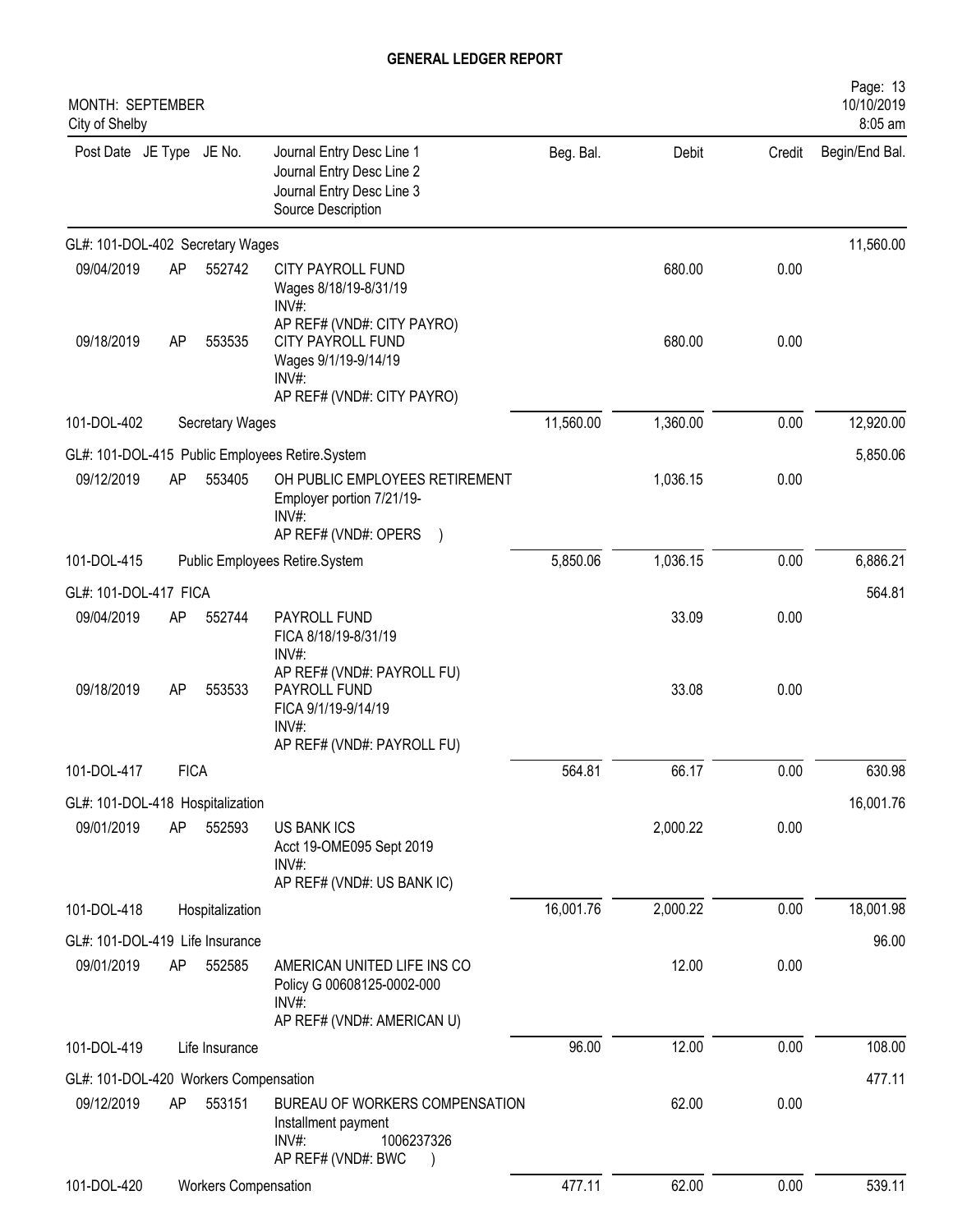# GENERAL LEDGER REPORT

MONTH: SEPTEMBER
City of Shelby

10/10/2019
8:05 am

| Post Date | JE Type | JE No. | Journal Entry Desc Line 1 / Journal Entry Desc Line 2 / Journal Entry Desc Line 3 / Source Description | Beg. Bal. | Debit | Credit | Begin/End Bal. |
|---|---|---|---|---|---|---|---|
| GL#: 101-DOL-402 Secretary Wages | | | | | | | 11,560.00 |
| 09/04/2019 | AP | 552742 | CITY PAYROLL FUND<br>Wages 8/18/19-8/31/19<br>INV#:<br>AP REF# (VND#: CITY PAYRO) | | 680.00 | 0.00 | |
| 09/18/2019 | AP | 553535 | CITY PAYROLL FUND<br>Wages 9/1/19-9/14/19<br>INV#:<br>AP REF# (VND#: CITY PAYRO) | | 680.00 | 0.00 | |
| 101-DOL-402 | | Secretary Wages | | 11,560.00 | 1,360.00 | 0.00 | 12,920.00 |
| GL#: 101-DOL-415 Public Employees Retire.System | | | | | | | 5,850.06 |
| 09/12/2019 | AP | 553405 | OH PUBLIC EMPLOYEES RETIREMENT<br>Employer portion 7/21/19-<br>INV#:<br>AP REF# (VND#: OPERS ) | | 1,036.15 | 0.00 | |
| 101-DOL-415 | | Public Employees Retire.System | | 5,850.06 | 1,036.15 | 0.00 | 6,886.21 |
| GL#: 101-DOL-417 FICA | | | | | | | 564.81 |
| 09/04/2019 | AP | 552744 | PAYROLL FUND<br>FICA 8/18/19-8/31/19<br>INV#:<br>AP REF# (VND#: PAYROLL FU) | | 33.09 | 0.00 | |
| 09/18/2019 | AP | 553533 | PAYROLL FUND<br>FICA 9/1/19-9/14/19<br>INV#:<br>AP REF# (VND#: PAYROLL FU) | | 33.08 | 0.00 | |
| 101-DOL-417 | | FICA | | 564.81 | 66.17 | 0.00 | 630.98 |
| GL#: 101-DOL-418 Hospitalization | | | | | | | 16,001.76 |
| 09/01/2019 | AP | 552593 | US BANK ICS<br>Acct 19-OME095 Sept 2019<br>INV#:<br>AP REF# (VND#: US BANK IC) | | 2,000.22 | 0.00 | |
| 101-DOL-418 | | Hospitalization | | 16,001.76 | 2,000.22 | 0.00 | 18,001.98 |
| GL#: 101-DOL-419 Life Insurance | | | | | | | 96.00 |
| 09/01/2019 | AP | 552585 | AMERICAN UNITED LIFE INS CO<br>Policy G 00608125-0002-000<br>INV#:<br>AP REF# (VND#: AMERICAN U) | | 12.00 | 0.00 | |
| 101-DOL-419 | | Life Insurance | | 96.00 | 12.00 | 0.00 | 108.00 |
| GL#: 101-DOL-420 Workers Compensation | | | | | | | 477.11 |
| 09/12/2019 | AP | 553151 | BUREAU OF WORKERS COMPENSATION<br>Installment payment<br>INV#: 1006237326<br>AP REF# (VND#: BWC ) | | 62.00 | 0.00 | |
| 101-DOL-420 | | Workers Compensation | | 477.11 | 62.00 | 0.00 | 539.11 |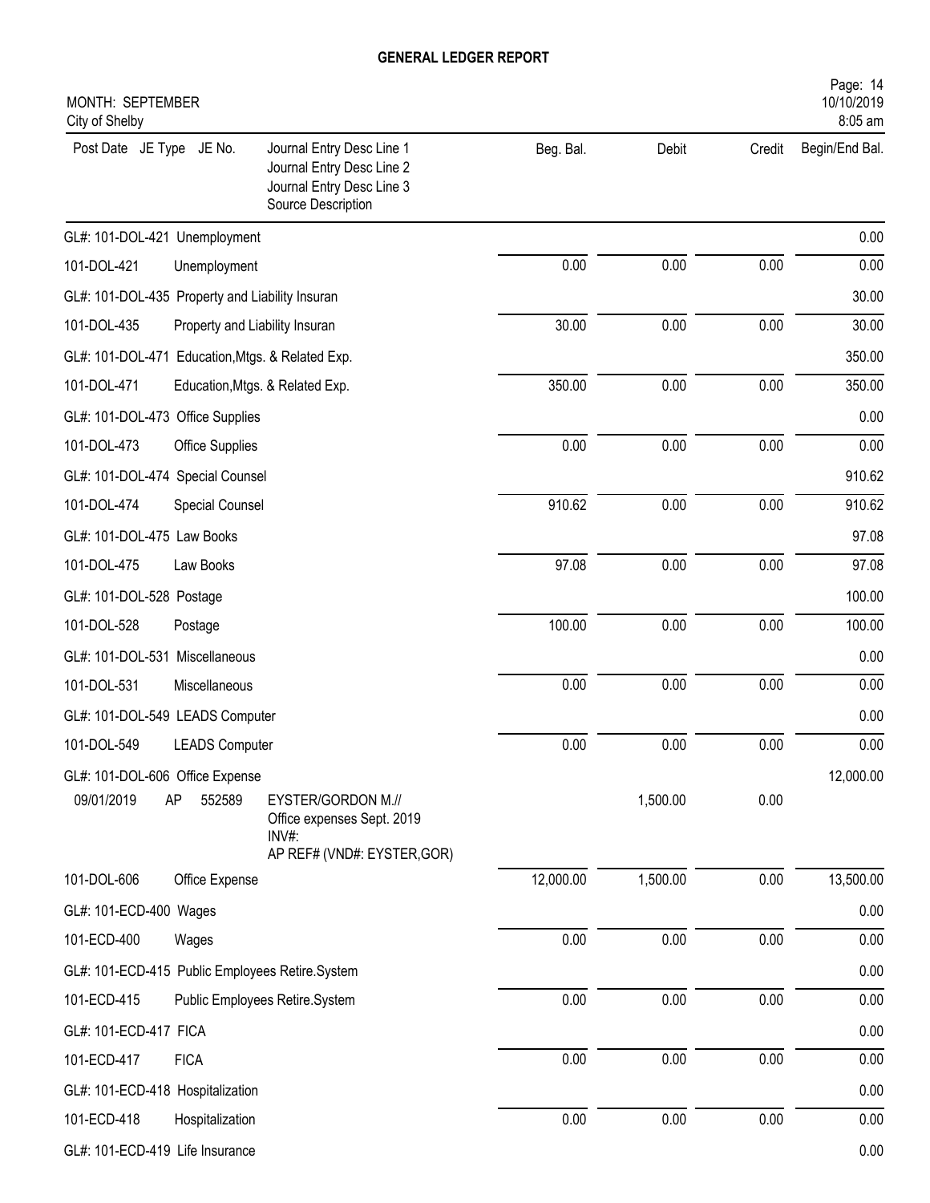# GENERAL LEDGER REPORT

MONTH: SEPTEMBER
City of Shelby

| Post Date | JE Type | JE No. | Journal Entry Desc Line 1 / Journal Entry Desc Line 2 / Journal Entry Desc Line 3 / Source Description | Beg. Bal. | Debit | Credit | Begin/End Bal. |
|---|---|---|---|---|---|---|---|
| GL#: 101-DOL-421 Unemployment | | | | | | | 0.00 |
| 101-DOL-421 | | | Unemployment | 0.00 | 0.00 | 0.00 | 0.00 |
| GL#: 101-DOL-435 Property and Liability Insuran | | | | | | | 30.00 |
| 101-DOL-435 | | | Property and Liability Insuran | 30.00 | 0.00 | 0.00 | 30.00 |
| GL#: 101-DOL-471 Education,Mtgs. & Related Exp. | | | | | | | 350.00 |
| 101-DOL-471 | | | Education,Mtgs. & Related Exp. | 350.00 | 0.00 | 0.00 | 350.00 |
| GL#: 101-DOL-473 Office Supplies | | | | | | | 0.00 |
| 101-DOL-473 | | | Office Supplies | 0.00 | 0.00 | 0.00 | 0.00 |
| GL#: 101-DOL-474 Special Counsel | | | | | | | 910.62 |
| 101-DOL-474 | | | Special Counsel | 910.62 | 0.00 | 0.00 | 910.62 |
| GL#: 101-DOL-475 Law Books | | | | | | | 97.08 |
| 101-DOL-475 | | | Law Books | 97.08 | 0.00 | 0.00 | 97.08 |
| GL#: 101-DOL-528 Postage | | | | | | | 100.00 |
| 101-DOL-528 | | | Postage | 100.00 | 0.00 | 0.00 | 100.00 |
| GL#: 101-DOL-531 Miscellaneous | | | | | | | 0.00 |
| 101-DOL-531 | | | Miscellaneous | 0.00 | 0.00 | 0.00 | 0.00 |
| GL#: 101-DOL-549 LEADS Computer | | | | | | | 0.00 |
| 101-DOL-549 | | | LEADS Computer | 0.00 | 0.00 | 0.00 | 0.00 |
| GL#: 101-DOL-606 Office Expense | | | | | | | 12,000.00 |
| 09/01/2019 | AP | 552589 | EYSTER/GORDON M.// Office expenses Sept. 2019 INV#: AP REF# (VND#: EYSTER,GOR) | | 1,500.00 | 0.00 | |
| 101-DOL-606 | | | Office Expense | 12,000.00 | 1,500.00 | 0.00 | 13,500.00 |
| GL#: 101-ECD-400 Wages | | | | | | | 0.00 |
| 101-ECD-400 | | | Wages | 0.00 | 0.00 | 0.00 | 0.00 |
| GL#: 101-ECD-415 Public Employees Retire.System | | | | | | | 0.00 |
| 101-ECD-415 | | | Public Employees Retire.System | 0.00 | 0.00 | 0.00 | 0.00 |
| GL#: 101-ECD-417 FICA | | | | | | | 0.00 |
| 101-ECD-417 | | | FICA | 0.00 | 0.00 | 0.00 | 0.00 |
| GL#: 101-ECD-418 Hospitalization | | | | | | | 0.00 |
| 101-ECD-418 | | | Hospitalization | 0.00 | 0.00 | 0.00 | 0.00 |
| GL#: 101-ECD-419 Life Insurance | | | | | | | 0.00 |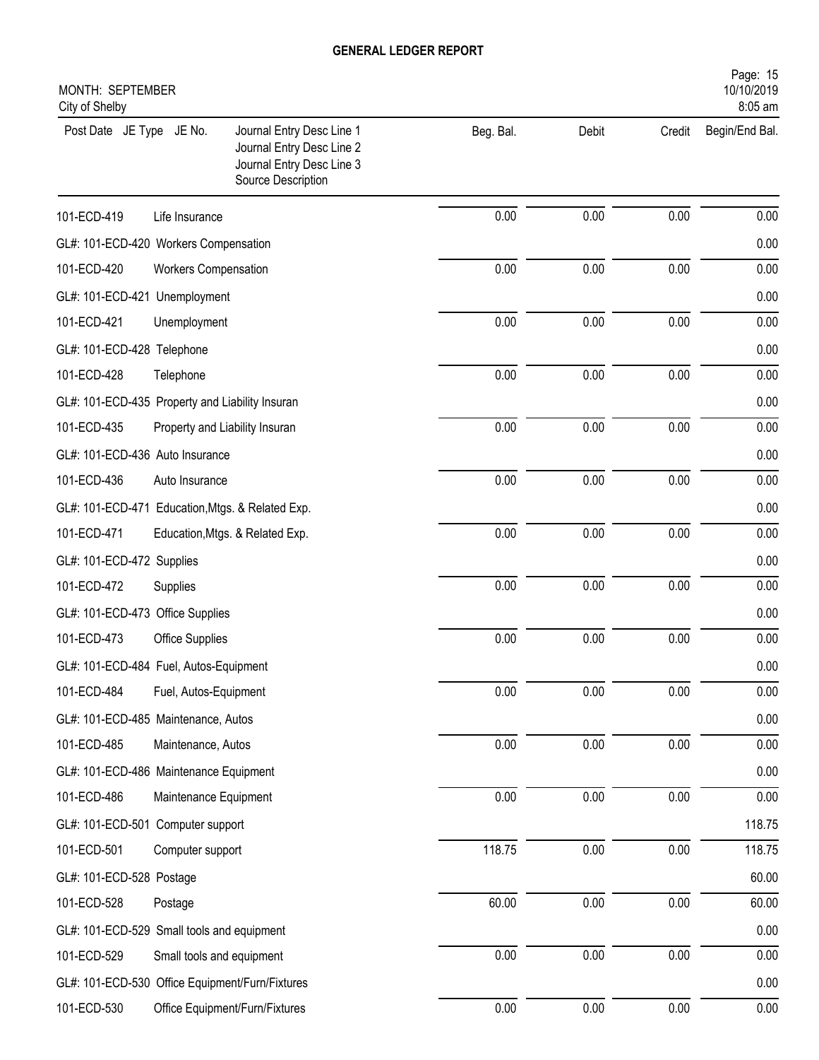# GENERAL LEDGER REPORT

MONTH: SEPTEMBER
City of Shelby

| Post Date JE Type JE No. | Journal Entry Desc Line 1<br>Journal Entry Desc Line 2<br>Journal Entry Desc Line 3<br>Source Description | Beg. Bal. | Debit | Credit | Begin/End Bal. |
|---|---|---|---|---|---|
| 101-ECD-419 | Life Insurance | 0.00 | 0.00 | 0.00 | 0.00 |
| GL#: 101-ECD-420 Workers Compensation | | | | | 0.00 |
| 101-ECD-420 | Workers Compensation | 0.00 | 0.00 | 0.00 | 0.00 |
| GL#: 101-ECD-421 Unemployment | | | | | 0.00 |
| 101-ECD-421 | Unemployment | 0.00 | 0.00 | 0.00 | 0.00 |
| GL#: 101-ECD-428 Telephone | | | | | 0.00 |
| 101-ECD-428 | Telephone | 0.00 | 0.00 | 0.00 | 0.00 |
| GL#: 101-ECD-435 Property and Liability Insuran | | | | | 0.00 |
| 101-ECD-435 | Property and Liability Insuran | 0.00 | 0.00 | 0.00 | 0.00 |
| GL#: 101-ECD-436 Auto Insurance | | | | | 0.00 |
| 101-ECD-436 | Auto Insurance | 0.00 | 0.00 | 0.00 | 0.00 |
| GL#: 101-ECD-471 Education,Mtgs. & Related Exp. | | | | | 0.00 |
| 101-ECD-471 | Education,Mtgs. & Related Exp. | 0.00 | 0.00 | 0.00 | 0.00 |
| GL#: 101-ECD-472 Supplies | | | | | 0.00 |
| 101-ECD-472 | Supplies | 0.00 | 0.00 | 0.00 | 0.00 |
| GL#: 101-ECD-473 Office Supplies | | | | | 0.00 |
| 101-ECD-473 | Office Supplies | 0.00 | 0.00 | 0.00 | 0.00 |
| GL#: 101-ECD-484 Fuel, Autos-Equipment | | | | | 0.00 |
| 101-ECD-484 | Fuel, Autos-Equipment | 0.00 | 0.00 | 0.00 | 0.00 |
| GL#: 101-ECD-485 Maintenance, Autos | | | | | 0.00 |
| 101-ECD-485 | Maintenance, Autos | 0.00 | 0.00 | 0.00 | 0.00 |
| GL#: 101-ECD-486 Maintenance Equipment | | | | | 0.00 |
| 101-ECD-486 | Maintenance Equipment | 0.00 | 0.00 | 0.00 | 0.00 |
| GL#: 101-ECD-501 Computer support | | | | | 118.75 |
| 101-ECD-501 | Computer support | 118.75 | 0.00 | 0.00 | 118.75 |
| GL#: 101-ECD-528 Postage | | | | | 60.00 |
| 101-ECD-528 | Postage | 60.00 | 0.00 | 0.00 | 60.00 |
| GL#: 101-ECD-529 Small tools and equipment | | | | | 0.00 |
| 101-ECD-529 | Small tools and equipment | 0.00 | 0.00 | 0.00 | 0.00 |
| GL#: 101-ECD-530 Office Equipment/Furn/Fixtures | | | | | 0.00 |
| 101-ECD-530 | Office Equipment/Furn/Fixtures | 0.00 | 0.00 | 0.00 | 0.00 |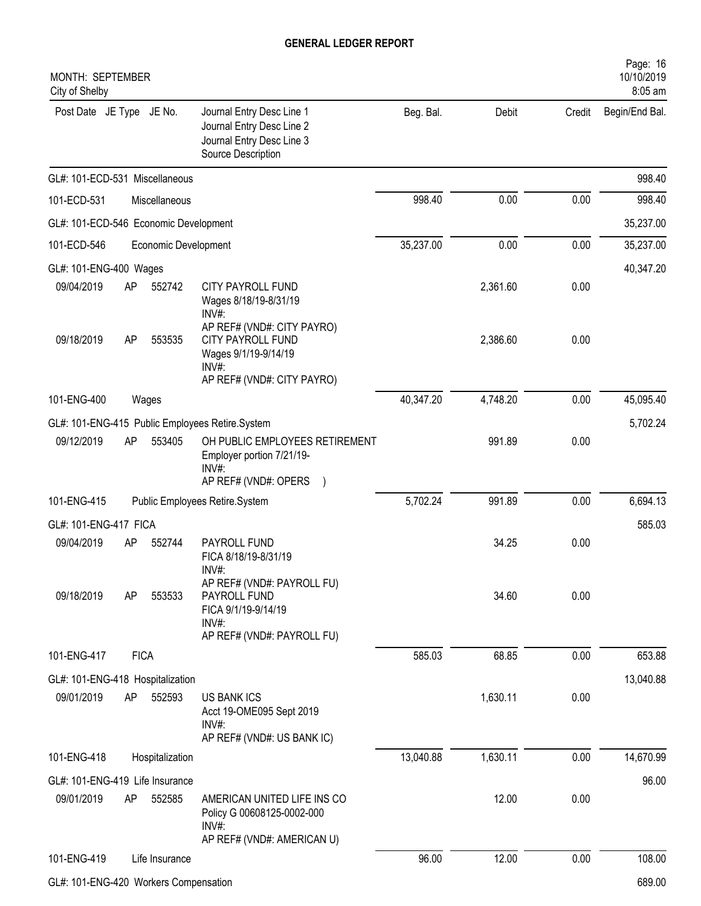## GENERAL LEDGER REPORT

MONTH: SEPTEMBER
City of Shelby

| Post Date | JE Type | JE No. | Journal Entry Desc Line 1 / Journal Entry Desc Line 2 / Journal Entry Desc Line 3 / Source Description | Beg. Bal. | Debit | Credit | Begin/End Bal. |
|---|---|---|---|---|---|---|---|
| GL#: 101-ECD-531 Miscellaneous | | | | | | | 998.40 |
| 101-ECD-531 | | | Miscellaneous | 998.40 | 0.00 | 0.00 | 998.40 |
| GL#: 101-ECD-546 Economic Development | | | | | | | 35,237.00 |
| 101-ECD-546 | | | Economic Development | 35,237.00 | 0.00 | 0.00 | 35,237.00 |
| GL#: 101-ENG-400 Wages | | | | | | | 40,347.20 |
| 09/04/2019 | AP | 552742 | CITY PAYROLL FUND<br>Wages 8/18/19-8/31/19<br>INV#:<br>AP REF# (VND#: CITY PAYRO) | | 2,361.60 | 0.00 | |
| 09/18/2019 | AP | 553535 | CITY PAYROLL FUND<br>Wages 9/1/19-9/14/19<br>INV#:<br>AP REF# (VND#: CITY PAYRO) | | 2,386.60 | 0.00 | |
| 101-ENG-400 | | | Wages | 40,347.20 | 4,748.20 | 0.00 | 45,095.40 |
| GL#: 101-ENG-415 Public Employees Retire.System | | | | | | | 5,702.24 |
| 09/12/2019 | AP | 553405 | OH PUBLIC EMPLOYEES RETIREMENT<br>Employer portion 7/21/19-<br>INV#:<br>AP REF# (VND#: OPERS ) | | 991.89 | 0.00 | |
| 101-ENG-415 | | | Public Employees Retire.System | 5,702.24 | 991.89 | 0.00 | 6,694.13 |
| GL#: 101-ENG-417 FICA | | | | | | | 585.03 |
| 09/04/2019 | AP | 552744 | PAYROLL FUND<br>FICA 8/18/19-8/31/19<br>INV#:<br>AP REF# (VND#: PAYROLL FU) | | 34.25 | 0.00 | |
| 09/18/2019 | AP | 553533 | PAYROLL FUND<br>FICA 9/1/19-9/14/19<br>INV#:<br>AP REF# (VND#: PAYROLL FU) | | 34.60 | 0.00 | |
| 101-ENG-417 | | | FICA | 585.03 | 68.85 | 0.00 | 653.88 |
| GL#: 101-ENG-418 Hospitalization | | | | | | | 13,040.88 |
| 09/01/2019 | AP | 552593 | US BANK ICS<br>Acct 19-OME095 Sept 2019<br>INV#:<br>AP REF# (VND#: US BANK IC) | | 1,630.11 | 0.00 | |
| 101-ENG-418 | | | Hospitalization | 13,040.88 | 1,630.11 | 0.00 | 14,670.99 |
| GL#: 101-ENG-419 Life Insurance | | | | | | | 96.00 |
| 09/01/2019 | AP | 552585 | AMERICAN UNITED LIFE INS CO<br>Policy G 00608125-0002-000<br>INV#:<br>AP REF# (VND#: AMERICAN U) | | 12.00 | 0.00 | |
| 101-ENG-419 | | | Life Insurance | 96.00 | 12.00 | 0.00 | 108.00 |
| GL#: 101-ENG-420 Workers Compensation | | | | | | | 689.00 |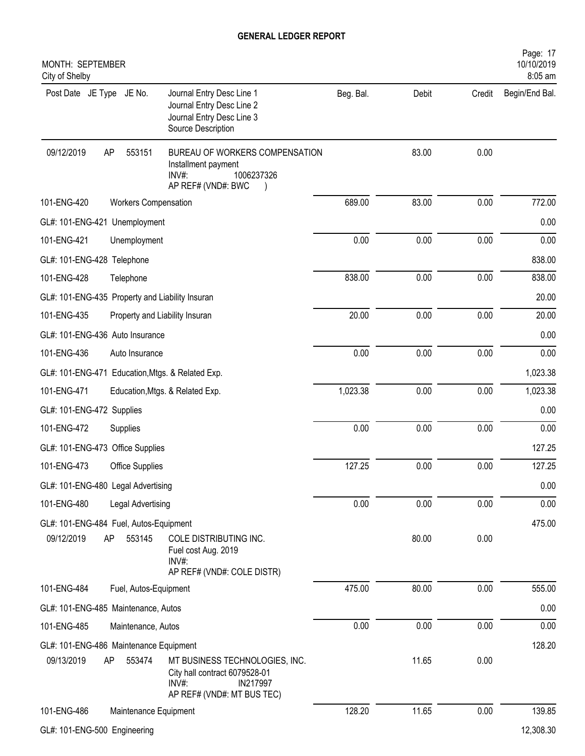# GENERAL LEDGER REPORT

MONTH: SEPTEMBER
City of Shelby

| Post Date | JE Type | JE No. | Journal Entry Desc Line 1<br>Journal Entry Desc Line 2<br>Journal Entry Desc Line 3<br>Source Description | Beg. Bal. | Debit | Credit | Begin/End Bal. |
|---|---|---|---|---|---|---|---|
| 09/12/2019 | AP | 553151 | BUREAU OF WORKERS COMPENSATION<br>Installment payment<br>INV#: 1006237326<br>AP REF# (VND#: BWC ) | | 83.00 | 0.00 | |
| 101-ENG-420 | Workers Compensation | | | 689.00 | 83.00 | 0.00 | 772.00 |
| GL#: 101-ENG-421 Unemployment | | | | | | | 0.00 |
| 101-ENG-421 | Unemployment | | | 0.00 | 0.00 | 0.00 | 0.00 |
| GL#: 101-ENG-428 Telephone | | | | | | | 838.00 |
| 101-ENG-428 | Telephone | | | 838.00 | 0.00 | 0.00 | 838.00 |
| GL#: 101-ENG-435 Property and Liability Insuran | | | | | | | 20.00 |
| 101-ENG-435 | Property and Liability Insuran | | | 20.00 | 0.00 | 0.00 | 20.00 |
| GL#: 101-ENG-436 Auto Insurance | | | | | | | 0.00 |
| 101-ENG-436 | Auto Insurance | | | 0.00 | 0.00 | 0.00 | 0.00 |
| GL#: 101-ENG-471 Education,Mtgs. & Related Exp. | | | | | | | 1,023.38 |
| 101-ENG-471 | Education,Mtgs. & Related Exp. | | | 1,023.38 | 0.00 | 0.00 | 1,023.38 |
| GL#: 101-ENG-472 Supplies | | | | | | | 0.00 |
| 101-ENG-472 | Supplies | | | 0.00 | 0.00 | 0.00 | 0.00 |
| GL#: 101-ENG-473 Office Supplies | | | | | | | 127.25 |
| 101-ENG-473 | Office Supplies | | | 127.25 | 0.00 | 0.00 | 127.25 |
| GL#: 101-ENG-480 Legal Advertising | | | | | | | 0.00 |
| 101-ENG-480 | Legal Advertising | | | 0.00 | 0.00 | 0.00 | 0.00 |
| GL#: 101-ENG-484 Fuel, Autos-Equipment | | | | | | | 475.00 |
| 09/12/2019 | AP | 553145 | COLE DISTRIBUTING INC.<br>Fuel cost Aug. 2019<br>INV#:<br>AP REF# (VND#: COLE DISTR) | | 80.00 | 0.00 | |
| 101-ENG-484 | Fuel, Autos-Equipment | | | 475.00 | 80.00 | 0.00 | 555.00 |
| GL#: 101-ENG-485 Maintenance, Autos | | | | | | | 0.00 |
| 101-ENG-485 | Maintenance, Autos | | | 0.00 | 0.00 | 0.00 | 0.00 |
| GL#: 101-ENG-486 Maintenance Equipment | | | | | | | 128.20 |
| 09/13/2019 | AP | 553474 | MT BUSINESS TECHNOLOGIES, INC.<br>City hall contract 6079528-01<br>INV#: IN217997<br>AP REF# (VND#: MT BUS TEC) | | 11.65 | 0.00 | |
| 101-ENG-486 | Maintenance Equipment | | | 128.20 | 11.65 | 0.00 | 139.85 |
| GL#: 101-ENG-500 Engineering | | | | | | | 12,308.30 |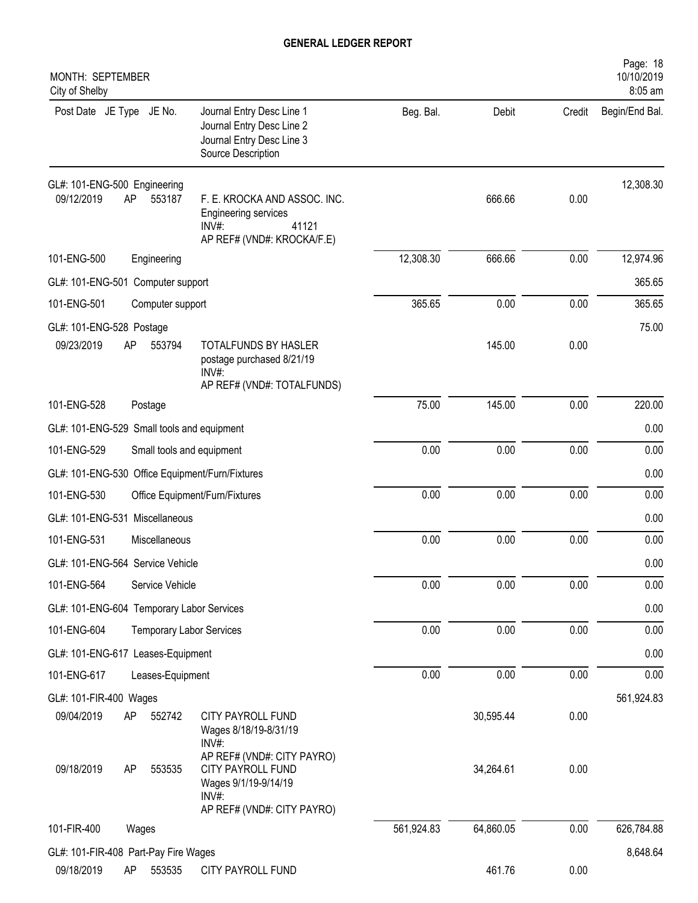# GENERAL LEDGER REPORT

MONTH: SEPTEMBER
City of Shelby

| Post Date | JE Type | JE No. | Journal Entry Desc Line 1<br>Journal Entry Desc Line 2<br>Journal Entry Desc Line 3<br>Source Description | Beg. Bal. | Debit | Credit | Begin/End Bal. |
|---|---|---|---|---|---|---|---|
| GL#: 101-ENG-500 Engineering | | | | | | | 12,308.30 |
| 09/12/2019 | AP | 553187 | F. E. KROCKA AND ASSOC. INC.<br>Engineering services<br>INV#: 41121<br>AP REF# (VND#: KROCKA/F.E) | | 666.66 | 0.00 | |
| 101-ENG-500 | | | Engineering | 12,308.30 | 666.66 | 0.00 | 12,974.96 |
| GL#: 101-ENG-501 Computer support | | | | | | | 365.65 |
| 101-ENG-501 | | | Computer support | 365.65 | 0.00 | 0.00 | 365.65 |
| GL#: 101-ENG-528 Postage | | | | | | | 75.00 |
| 09/23/2019 | AP | 553794 | TOTALFUNDS BY HASLER<br>postage purchased 8/21/19<br>INV#:<br>AP REF# (VND#: TOTALFUNDS) | | 145.00 | 0.00 | |
| 101-ENG-528 | | | Postage | 75.00 | 145.00 | 0.00 | 220.00 |
| GL#: 101-ENG-529 Small tools and equipment | | | | | | | 0.00 |
| 101-ENG-529 | | | Small tools and equipment | 0.00 | 0.00 | 0.00 | 0.00 |
| GL#: 101-ENG-530 Office Equipment/Furn/Fixtures | | | | | | | 0.00 |
| 101-ENG-530 | | | Office Equipment/Furn/Fixtures | 0.00 | 0.00 | 0.00 | 0.00 |
| GL#: 101-ENG-531 Miscellaneous | | | | | | | 0.00 |
| 101-ENG-531 | | | Miscellaneous | 0.00 | 0.00 | 0.00 | 0.00 |
| GL#: 101-ENG-564 Service Vehicle | | | | | | | 0.00 |
| 101-ENG-564 | | | Service Vehicle | 0.00 | 0.00 | 0.00 | 0.00 |
| GL#: 101-ENG-604 Temporary Labor Services | | | | | | | 0.00 |
| 101-ENG-604 | | | Temporary Labor Services | 0.00 | 0.00 | 0.00 | 0.00 |
| GL#: 101-ENG-617 Leases-Equipment | | | | | | | 0.00 |
| 101-ENG-617 | | | Leases-Equipment | 0.00 | 0.00 | 0.00 | 0.00 |
| GL#: 101-FIR-400 Wages | | | | | | | 561,924.83 |
| 09/04/2019 | AP | 552742 | CITY PAYROLL FUND<br>Wages 8/18/19-8/31/19<br>INV#:<br>AP REF# (VND#: CITY PAYRO) | | 30,595.44 | 0.00 | |
| 09/18/2019 | AP | 553535 | CITY PAYROLL FUND<br>Wages 9/1/19-9/14/19<br>INV#:<br>AP REF# (VND#: CITY PAYRO) | | 34,264.61 | 0.00 | |
| 101-FIR-400 | | | Wages | 561,924.83 | 64,860.05 | 0.00 | 626,784.88 |
| GL#: 101-FIR-408 Part-Pay Fire Wages | | | | | | | 8,648.64 |
| 09/18/2019 | AP | 553535 | CITY PAYROLL FUND | | 461.76 | 0.00 | |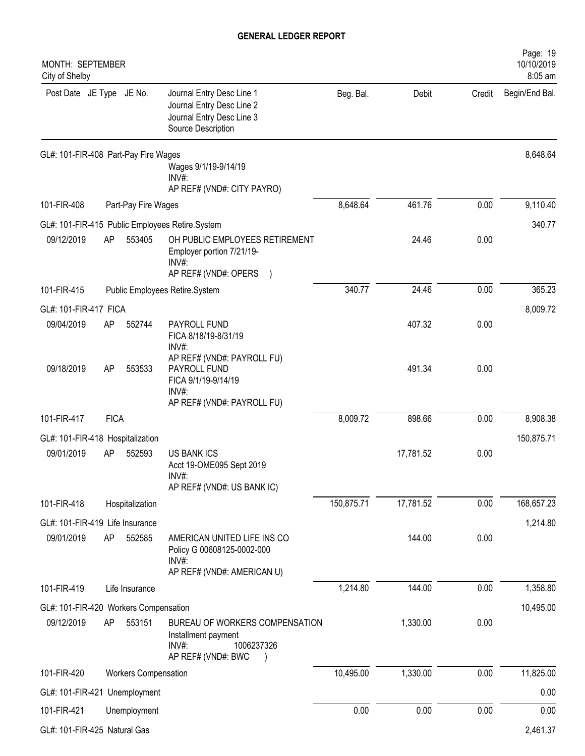# GENERAL LEDGER REPORT

MONTH: SEPTEMBER
City of Shelby

| Post Date | JE Type | JE No. | Journal Entry Desc Line 1 / Journal Entry Desc Line 2 / Journal Entry Desc Line 3 / Source Description | Beg. Bal. | Debit | Credit | Begin/End Bal. |
|---|---|---|---|---|---|---|---|
| GL#: 101-FIR-408 Part-Pay Fire Wages | | | | | | | 8,648.64 |
| | | | Wages 9/1/19-9/14/19<br>INV#:<br>AP REF# (VND#: CITY PAYRO) | | | | |
| 101-FIR-408 | Part-Pay Fire Wages | | | 8,648.64 | 461.76 | 0.00 | 9,110.40 |
| GL#: 101-FIR-415 Public Employees Retire.System | | | | | | | 340.77 |
| 09/12/2019 | AP | 553405 | OH PUBLIC EMPLOYEES RETIREMENT<br>Employer portion 7/21/19-<br>INV#:<br>AP REF# (VND#: OPERS ) | | 24.46 | 0.00 | |
| 101-FIR-415 | Public Employees Retire.System | | | 340.77 | 24.46 | 0.00 | 365.23 |
| GL#: 101-FIR-417 FICA | | | | | | | 8,009.72 |
| 09/04/2019 | AP | 552744 | PAYROLL FUND<br>FICA 8/18/19-8/31/19<br>INV#:<br>AP REF# (VND#: PAYROLL FU) | | 407.32 | 0.00 | |
| 09/18/2019 | AP | 553533 | PAYROLL FUND<br>FICA 9/1/19-9/14/19<br>INV#:<br>AP REF# (VND#: PAYROLL FU) | | 491.34 | 0.00 | |
| 101-FIR-417 | FICA | | | 8,009.72 | 898.66 | 0.00 | 8,908.38 |
| GL#: 101-FIR-418 Hospitalization | | | | | | | 150,875.71 |
| 09/01/2019 | AP | 552593 | US BANK ICS<br>Acct 19-OME095 Sept 2019<br>INV#:<br>AP REF# (VND#: US BANK IC) | | 17,781.52 | 0.00 | |
| 101-FIR-418 | Hospitalization | | | 150,875.71 | 17,781.52 | 0.00 | 168,657.23 |
| GL#: 101-FIR-419 Life Insurance | | | | | | | 1,214.80 |
| 09/01/2019 | AP | 552585 | AMERICAN UNITED LIFE INS CO<br>Policy G 00608125-0002-000<br>INV#:<br>AP REF# (VND#: AMERICAN U) | | 144.00 | 0.00 | |
| 101-FIR-419 | Life Insurance | | | 1,214.80 | 144.00 | 0.00 | 1,358.80 |
| GL#: 101-FIR-420 Workers Compensation | | | | | | | 10,495.00 |
| 09/12/2019 | AP | 553151 | BUREAU OF WORKERS COMPENSATION<br>Installment payment<br>INV#: 1006237326<br>AP REF# (VND#: BWC ) | | 1,330.00 | 0.00 | |
| 101-FIR-420 | Workers Compensation | | | 10,495.00 | 1,330.00 | 0.00 | 11,825.00 |
| GL#: 101-FIR-421 Unemployment | | | | | | | 0.00 |
| 101-FIR-421 | Unemployment | | | 0.00 | 0.00 | 0.00 | 0.00 |
| GL#: 101-FIR-425 Natural Gas | | | | | | | 2,461.37 |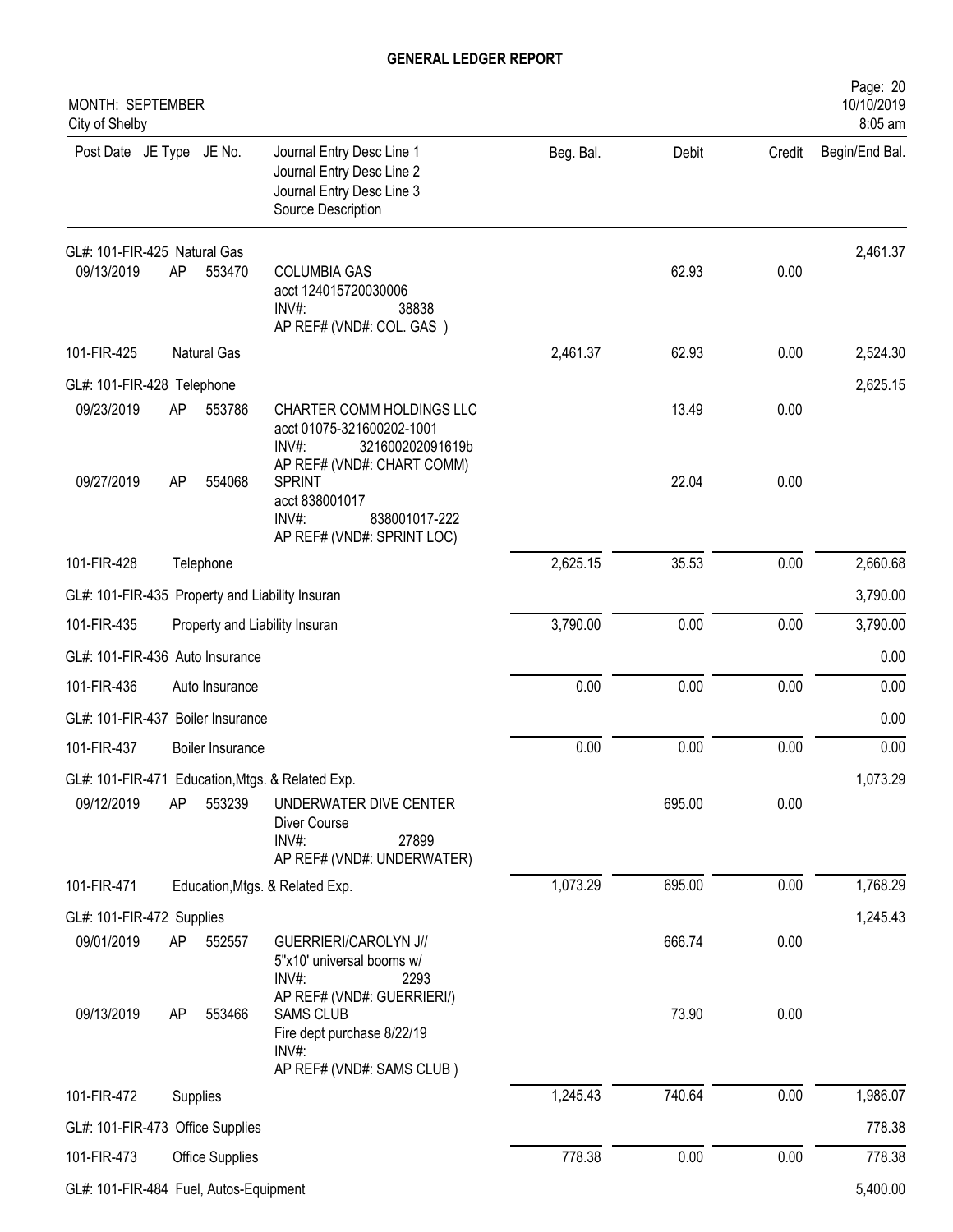## GENERAL LEDGER REPORT

MONTH: SEPTEMBER
City of Shelby

| Post Date | JE Type | JE No. | Journal Entry Desc Line 1<br>Journal Entry Desc Line 2<br>Journal Entry Desc Line 3<br>Source Description | Beg. Bal. | Debit | Credit | Begin/End Bal. |
|---|---|---|---|---|---|---|---|
| GL#: 101-FIR-425 Natural Gas | | | | | | | 2,461.37 |
| 09/13/2019 | AP | 553470 | COLUMBIA GAS<br>acct 124015720030006<br>INV#: 38838<br>AP REF# (VND#: COL. GAS ) | | 62.93 | 0.00 | |
| 101-FIR-425 | Natural Gas | | | 2,461.37 | 62.93 | 0.00 | 2,524.30 |
| GL#: 101-FIR-428 Telephone | | | | | | | 2,625.15 |
| 09/23/2019 | AP | 553786 | CHARTER COMM HOLDINGS LLC<br>acct 01075-321600202-1001<br>INV#: 321600202091619b<br>AP REF# (VND#: CHART COMM) | | 13.49 | 0.00 | |
| 09/27/2019 | AP | 554068 | SPRINT<br>acct 838001017<br>INV#: 838001017-222<br>AP REF# (VND#: SPRINT LOC) | | 22.04 | 0.00 | |
| 101-FIR-428 | Telephone | | | 2,625.15 | 35.53 | 0.00 | 2,660.68 |
| GL#: 101-FIR-435 Property and Liability Insuran | | | | | | | 3,790.00 |
| 101-FIR-435 | Property and Liability Insuran | | | 3,790.00 | 0.00 | 0.00 | 3,790.00 |
| GL#: 101-FIR-436 Auto Insurance | | | | | | | 0.00 |
| 101-FIR-436 | Auto Insurance | | | 0.00 | 0.00 | 0.00 | 0.00 |
| GL#: 101-FIR-437 Boiler Insurance | | | | | | | 0.00 |
| 101-FIR-437 | Boiler Insurance | | | 0.00 | 0.00 | 0.00 | 0.00 |
| GL#: 101-FIR-471 Education,Mtgs. & Related Exp. | | | | | | | 1,073.29 |
| 09/12/2019 | AP | 553239 | UNDERWATER DIVE CENTER<br>Diver Course<br>INV#: 27899<br>AP REF# (VND#: UNDERWATER) | | 695.00 | 0.00 | |
| 101-FIR-471 | Education,Mtgs. & Related Exp. | | | 1,073.29 | 695.00 | 0.00 | 1,768.29 |
| GL#: 101-FIR-472 Supplies | | | | | | | 1,245.43 |
| 09/01/2019 | AP | 552557 | GUERRIERI/CAROLYN J//<br>5"x10' universal booms w/<br>INV#: 2293<br>AP REF# (VND#: GUERRIERI/) | | 666.74 | 0.00 | |
| 09/13/2019 | AP | 553466 | SAMS CLUB<br>Fire dept purchase 8/22/19<br>INV#:<br>AP REF# (VND#: SAMS CLUB ) | | 73.90 | 0.00 | |
| 101-FIR-472 | Supplies | | | 1,245.43 | 740.64 | 0.00 | 1,986.07 |
| GL#: 101-FIR-473 Office Supplies | | | | | | | 778.38 |
| 101-FIR-473 | Office Supplies | | | 778.38 | 0.00 | 0.00 | 778.38 |
| GL#: 101-FIR-484 Fuel, Autos-Equipment | | | | | | | 5,400.00 |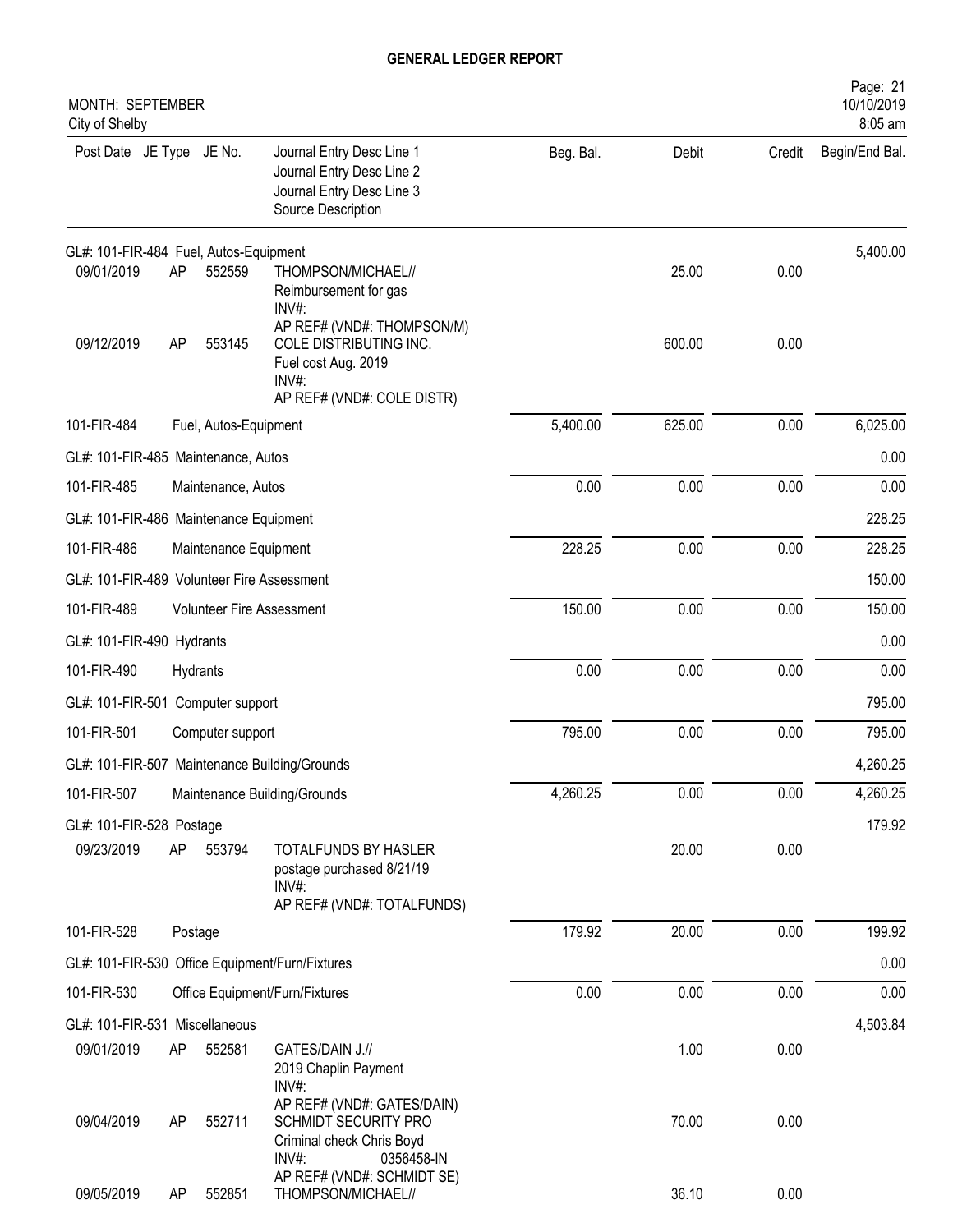# GENERAL LEDGER REPORT

MONTH: SEPTEMBER
City of Shelby

| Post Date | JE Type | JE No. | Journal Entry Desc Line 1 / Journal Entry Desc Line 2 / Journal Entry Desc Line 3 / Source Description | Beg. Bal. | Debit | Credit | Begin/End Bal. |
|---|---|---|---|---|---|---|---|
| GL#: 101-FIR-484 Fuel, Autos-Equipment | | | | | | | 5,400.00 |
| 09/01/2019 | AP | 552559 | THOMPSON/MICHAEL// Reimbursement for gas INV#: AP REF# (VND#: THOMPSON/M) | | 25.00 | 0.00 | |
| 09/12/2019 | AP | 553145 | COLE DISTRIBUTING INC. Fuel cost Aug. 2019 INV#: AP REF# (VND#: COLE DISTR) | | 600.00 | 0.00 | |
| 101-FIR-484 | | | Fuel, Autos-Equipment | 5,400.00 | 625.00 | 0.00 | 6,025.00 |
| GL#: 101-FIR-485 Maintenance, Autos | | | | | | | 0.00 |
| 101-FIR-485 | | | Maintenance, Autos | 0.00 | 0.00 | 0.00 | 0.00 |
| GL#: 101-FIR-486 Maintenance Equipment | | | | | | | 228.25 |
| 101-FIR-486 | | | Maintenance Equipment | 228.25 | 0.00 | 0.00 | 228.25 |
| GL#: 101-FIR-489 Volunteer Fire Assessment | | | | | | | 150.00 |
| 101-FIR-489 | | | Volunteer Fire Assessment | 150.00 | 0.00 | 0.00 | 150.00 |
| GL#: 101-FIR-490 Hydrants | | | | | | | 0.00 |
| 101-FIR-490 | | | Hydrants | 0.00 | 0.00 | 0.00 | 0.00 |
| GL#: 101-FIR-501 Computer support | | | | | | | 795.00 |
| 101-FIR-501 | | | Computer support | 795.00 | 0.00 | 0.00 | 795.00 |
| GL#: 101-FIR-507 Maintenance Building/Grounds | | | | | | | 4,260.25 |
| 101-FIR-507 | | | Maintenance Building/Grounds | 4,260.25 | 0.00 | 0.00 | 4,260.25 |
| GL#: 101-FIR-528 Postage | | | | | | | 179.92 |
| 09/23/2019 | AP | 553794 | TOTALFUNDS BY HASLER postage purchased 8/21/19 INV#: AP REF# (VND#: TOTALFUNDS) | | 20.00 | 0.00 | |
| 101-FIR-528 | | | Postage | 179.92 | 20.00 | 0.00 | 199.92 |
| GL#: 101-FIR-530 Office Equipment/Furn/Fixtures | | | | | | | 0.00 |
| 101-FIR-530 | | | Office Equipment/Furn/Fixtures | 0.00 | 0.00 | 0.00 | 0.00 |
| GL#: 101-FIR-531 Miscellaneous | | | | | | | 4,503.84 |
| 09/01/2019 | AP | 552581 | GATES/DAIN J.// 2019 Chaplin Payment INV#: AP REF# (VND#: GATES/DAIN) | | 1.00 | 0.00 | |
| 09/04/2019 | AP | 552711 | SCHMIDT SECURITY PRO Criminal check Chris Boyd INV#: 0356458-IN AP REF# (VND#: SCHMIDT SE) | | 70.00 | 0.00 | |
| 09/05/2019 | AP | 552851 | THOMPSON/MICHAEL// | | 36.10 | 0.00 | |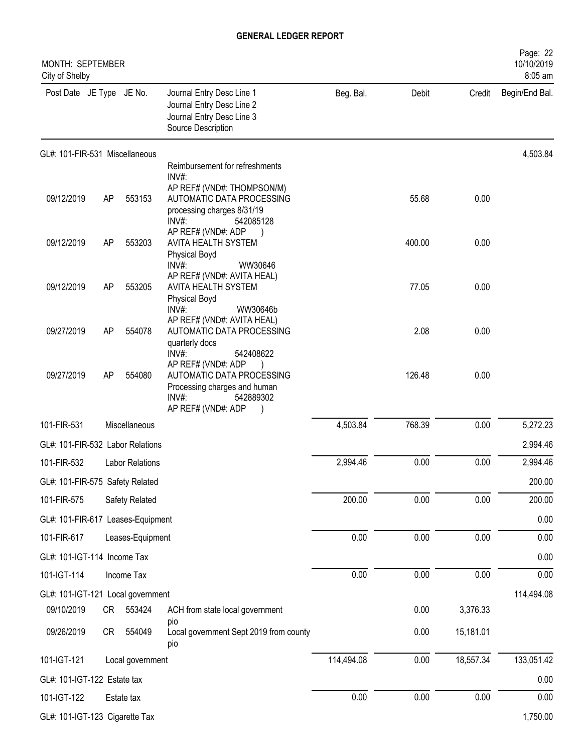# GENERAL LEDGER REPORT

MONTH: SEPTEMBER
City of Shelby

| Post Date | JE Type | JE No. | Journal Entry Desc Line 1 / Journal Entry Desc Line 2 / Journal Entry Desc Line 3 / Source Description | Beg. Bal. | Debit | Credit | Begin/End Bal. |
|---|---|---|---|---|---|---|---|
| GL#: 101-FIR-531 Miscellaneous | | | | | | | 4,503.84 |
| | | | Reimbursement for refreshments INV#: AP REF# (VND#: THOMPSON/M) | | | | |
| 09/12/2019 | AP | 553153 | AUTOMATIC DATA PROCESSING processing charges 8/31/19 INV#: 542085128 AP REF# (VND#: ADP ) | | 55.68 | 0.00 | |
| 09/12/2019 | AP | 553203 | AVITA HEALTH SYSTEM Physical Boyd INV#: WW30646 AP REF# (VND#: AVITA HEAL) | | 400.00 | 0.00 | |
| 09/12/2019 | AP | 553205 | AVITA HEALTH SYSTEM Physical Boyd INV#: WW30646b AP REF# (VND#: AVITA HEAL) | | 77.05 | 0.00 | |
| 09/27/2019 | AP | 554078 | AUTOMATIC DATA PROCESSING quarterly docs INV#: 542408622 AP REF# (VND#: ADP ) | | 2.08 | 0.00 | |
| 09/27/2019 | AP | 554080 | AUTOMATIC DATA PROCESSING Processing charges and human INV#: 542889302 AP REF# (VND#: ADP ) | | 126.48 | 0.00 | |
| 101-FIR-531 | | Miscellaneous | | 4,503.84 | 768.39 | 0.00 | 5,272.23 |
| GL#: 101-FIR-532 Labor Relations | | | | | | | 2,994.46 |
| 101-FIR-532 | | Labor Relations | | 2,994.46 | 0.00 | 0.00 | 2,994.46 |
| GL#: 101-FIR-575 Safety Related | | | | | | | 200.00 |
| 101-FIR-575 | | Safety Related | | 200.00 | 0.00 | 0.00 | 200.00 |
| GL#: 101-FIR-617 Leases-Equipment | | | | | | | 0.00 |
| 101-FIR-617 | | Leases-Equipment | | 0.00 | 0.00 | 0.00 | 0.00 |
| GL#: 101-IGT-114 Income Tax | | | | | | | 0.00 |
| 101-IGT-114 | | Income Tax | | 0.00 | 0.00 | 0.00 | 0.00 |
| GL#: 101-IGT-121 Local government | | | | | | | 114,494.08 |
| 09/10/2019 | CR | 553424 | ACH from state local government pio | | 0.00 | 3,376.33 | |
| 09/26/2019 | CR | 554049 | Local government Sept 2019 from county pio | | 0.00 | 15,181.01 | |
| 101-IGT-121 | | Local government | | 114,494.08 | 0.00 | 18,557.34 | 133,051.42 |
| GL#: 101-IGT-122 Estate tax | | | | | | | 0.00 |
| 101-IGT-122 | | Estate tax | | 0.00 | 0.00 | 0.00 | 0.00 |
| GL#: 101-IGT-123 Cigarette Tax | | | | | | | 1,750.00 |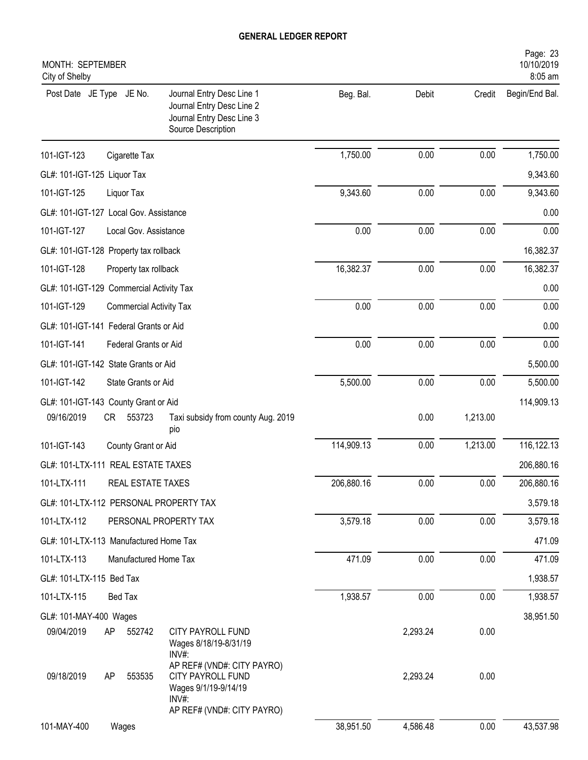# GENERAL LEDGER REPORT

MONTH: SEPTEMBER
City of Shelby

| Post Date | JE Type | JE No. | Journal Entry Desc Line 1 / Journal Entry Desc Line 2 / Journal Entry Desc Line 3 / Source Description | Beg. Bal. | Debit | Credit | Begin/End Bal. |
|---|---|---|---|---|---|---|---|
| 101-IGT-123 | | | Cigarette Tax | 1,750.00 | 0.00 | 0.00 | 1,750.00 |
| GL#: 101-IGT-125 Liquor Tax | | | | | | | 9,343.60 |
| 101-IGT-125 | | | Liquor Tax | 9,343.60 | 0.00 | 0.00 | 9,343.60 |
| GL#: 101-IGT-127 Local Gov. Assistance | | | | | | | 0.00 |
| 101-IGT-127 | | | Local Gov. Assistance | 0.00 | 0.00 | 0.00 | 0.00 |
| GL#: 101-IGT-128 Property tax rollback | | | | | | | 16,382.37 |
| 101-IGT-128 | | | Property tax rollback | 16,382.37 | 0.00 | 0.00 | 16,382.37 |
| GL#: 101-IGT-129 Commercial Activity Tax | | | | | | | 0.00 |
| 101-IGT-129 | | | Commercial Activity Tax | 0.00 | 0.00 | 0.00 | 0.00 |
| GL#: 101-IGT-141 Federal Grants or Aid | | | | | | | 0.00 |
| 101-IGT-141 | | | Federal Grants or Aid | 0.00 | 0.00 | 0.00 | 0.00 |
| GL#: 101-IGT-142 State Grants or Aid | | | | | | | 5,500.00 |
| 101-IGT-142 | | | State Grants or Aid | 5,500.00 | 0.00 | 0.00 | 5,500.00 |
| GL#: 101-IGT-143 County Grant or Aid | | | | | | | 114,909.13 |
| 09/16/2019 | CR | 553723 | Taxi subsidy from county Aug. 2019 pio | | 0.00 | 1,213.00 | |
| 101-IGT-143 | | | County Grant or Aid | 114,909.13 | 0.00 | 1,213.00 | 116,122.13 |
| GL#: 101-LTX-111 REAL ESTATE TAXES | | | | | | | 206,880.16 |
| 101-LTX-111 | | | REAL ESTATE TAXES | 206,880.16 | 0.00 | 0.00 | 206,880.16 |
| GL#: 101-LTX-112 PERSONAL PROPERTY TAX | | | | | | | 3,579.18 |
| 101-LTX-112 | | | PERSONAL PROPERTY TAX | 3,579.18 | 0.00 | 0.00 | 3,579.18 |
| GL#: 101-LTX-113 Manufactured Home Tax | | | | | | | 471.09 |
| 101-LTX-113 | | | Manufactured Home Tax | 471.09 | 0.00 | 0.00 | 471.09 |
| GL#: 101-LTX-115 Bed Tax | | | | | | | 1,938.57 |
| 101-LTX-115 | | | Bed Tax | 1,938.57 | 0.00 | 0.00 | 1,938.57 |
| GL#: 101-MAY-400 Wages | | | | | | | 38,951.50 |
| 09/04/2019 | AP | 552742 | CITY PAYROLL FUND<br>Wages 8/18/19-8/31/19<br>INV#:<br>AP REF# (VND#: CITY PAYRO) | | 2,293.24 | 0.00 | |
| 09/18/2019 | AP | 553535 | CITY PAYROLL FUND<br>Wages 9/1/19-9/14/19<br>INV#:<br>AP REF# (VND#: CITY PAYRO) | | 2,293.24 | 0.00 | |
| 101-MAY-400 | | | Wages | 38,951.50 | 4,586.48 | 0.00 | 43,537.98 |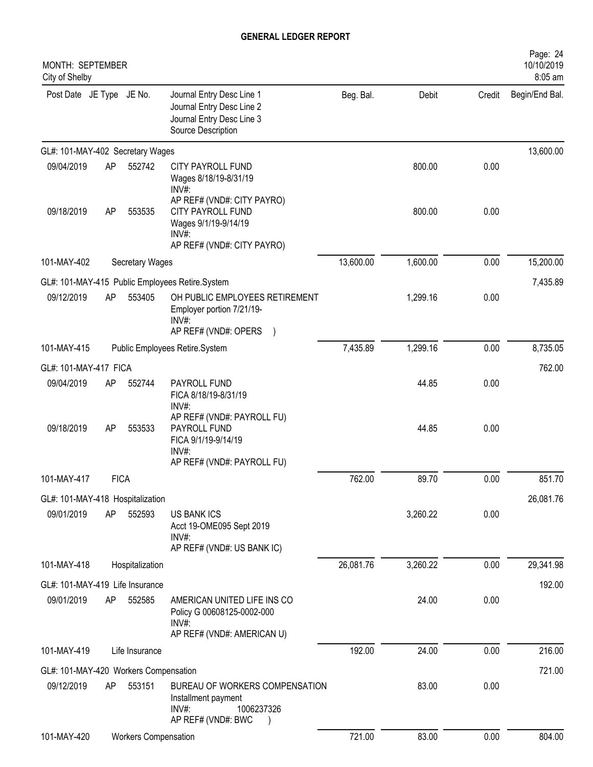# GENERAL LEDGER REPORT

MONTH: SEPTEMBER
City of Shelby

| Post Date | JE Type | JE No. | Journal Entry Desc Line 1 / Journal Entry Desc Line 2 / Journal Entry Desc Line 3 / Source Description | Beg. Bal. | Debit | Credit | Begin/End Bal. |
|---|---|---|---|---|---|---|---|
| GL#: 101-MAY-402 Secretary Wages | | | | | | | 13,600.00 |
| 09/04/2019 | AP | 552742 | CITY PAYROLL FUND<br>Wages 8/18/19-8/31/19<br>INV#:<br>AP REF# (VND#: CITY PAYRO) | | 800.00 | 0.00 | |
| 09/18/2019 | AP | 553535 | CITY PAYROLL FUND<br>Wages 9/1/19-9/14/19<br>INV#:<br>AP REF# (VND#: CITY PAYRO) | | 800.00 | 0.00 | |
| 101-MAY-402 | | Secretary Wages | | 13,600.00 | 1,600.00 | 0.00 | 15,200.00 |
| GL#: 101-MAY-415 Public Employees Retire.System | | | | | | | 7,435.89 |
| 09/12/2019 | AP | 553405 | OH PUBLIC EMPLOYEES RETIREMENT<br>Employer portion 7/21/19-<br>INV#:<br>AP REF# (VND#: OPERS ) | | 1,299.16 | 0.00 | |
| 101-MAY-415 | | Public Employees Retire.System | | 7,435.89 | 1,299.16 | 0.00 | 8,735.05 |
| GL#: 101-MAY-417 FICA | | | | | | | 762.00 |
| 09/04/2019 | AP | 552744 | PAYROLL FUND<br>FICA 8/18/19-8/31/19<br>INV#:<br>AP REF# (VND#: PAYROLL FU) | | 44.85 | 0.00 | |
| 09/18/2019 | AP | 553533 | PAYROLL FUND<br>FICA 9/1/19-9/14/19<br>INV#:<br>AP REF# (VND#: PAYROLL FU) | | 44.85 | 0.00 | |
| 101-MAY-417 | | FICA | | 762.00 | 89.70 | 0.00 | 851.70 |
| GL#: 101-MAY-418 Hospitalization | | | | | | | 26,081.76 |
| 09/01/2019 | AP | 552593 | US BANK ICS<br>Acct 19-OME095 Sept 2019<br>INV#:<br>AP REF# (VND#: US BANK IC) | | 3,260.22 | 0.00 | |
| 101-MAY-418 | | Hospitalization | | 26,081.76 | 3,260.22 | 0.00 | 29,341.98 |
| GL#: 101-MAY-419 Life Insurance | | | | | | | 192.00 |
| 09/01/2019 | AP | 552585 | AMERICAN UNITED LIFE INS CO<br>Policy G 00608125-0002-000<br>INV#:<br>AP REF# (VND#: AMERICAN U) | | 24.00 | 0.00 | |
| 101-MAY-419 | | Life Insurance | | 192.00 | 24.00 | 0.00 | 216.00 |
| GL#: 101-MAY-420 Workers Compensation | | | | | | | 721.00 |
| 09/12/2019 | AP | 553151 | BUREAU OF WORKERS COMPENSATION<br>Installment payment<br>INV#: 1006237326<br>AP REF# (VND#: BWC ) | | 83.00 | 0.00 | |
| 101-MAY-420 | | Workers Compensation | | 721.00 | 83.00 | 0.00 | 804.00 |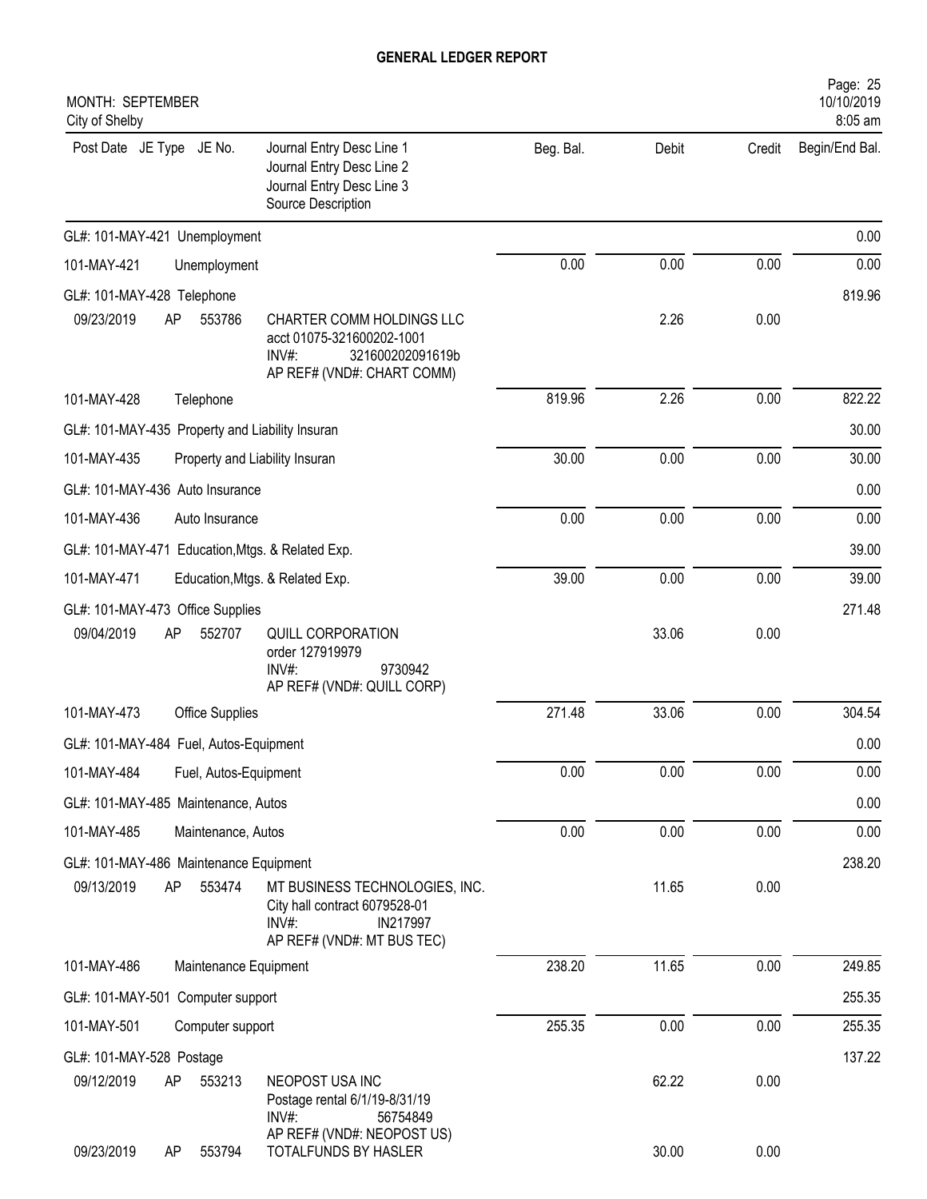# GENERAL LEDGER REPORT

MONTH: SEPTEMBER
City of Shelby

| Post Date | JE Type | JE No. | Journal Entry Desc Line 1 / Journal Entry Desc Line 2 / Journal Entry Desc Line 3 / Source Description | Beg. Bal. | Debit | Credit | Begin/End Bal. |
|---|---|---|---|---|---|---|---|
| GL#: 101-MAY-421 Unemployment | | | | | | | 0.00 |
| 101-MAY-421 | | | Unemployment | 0.00 | 0.00 | 0.00 | 0.00 |
| GL#: 101-MAY-428 Telephone | | | | | | | 819.96 |
| 09/23/2019 | AP | 553786 | CHARTER COMM HOLDINGS LLC<br>acct 01075-321600202-1001<br>INV#: 321600202091619b<br>AP REF# (VND#: CHART COMM) | | 2.26 | 0.00 | |
| 101-MAY-428 | | | Telephone | 819.96 | 2.26 | 0.00 | 822.22 |
| GL#: 101-MAY-435 Property and Liability Insuran | | | | | | | 30.00 |
| 101-MAY-435 | | | Property and Liability Insuran | 30.00 | 0.00 | 0.00 | 30.00 |
| GL#: 101-MAY-436 Auto Insurance | | | | | | | 0.00 |
| 101-MAY-436 | | | Auto Insurance | 0.00 | 0.00 | 0.00 | 0.00 |
| GL#: 101-MAY-471 Education,Mtgs. & Related Exp. | | | | | | | 39.00 |
| 101-MAY-471 | | | Education,Mtgs. & Related Exp. | 39.00 | 0.00 | 0.00 | 39.00 |
| GL#: 101-MAY-473 Office Supplies | | | | | | | 271.48 |
| 09/04/2019 | AP | 552707 | QUILL CORPORATION<br>order 127919979<br>INV#: 9730942<br>AP REF# (VND#: QUILL CORP) | | 33.06 | 0.00 | |
| 101-MAY-473 | | | Office Supplies | 271.48 | 33.06 | 0.00 | 304.54 |
| GL#: 101-MAY-484 Fuel, Autos-Equipment | | | | | | | 0.00 |
| 101-MAY-484 | | | Fuel, Autos-Equipment | 0.00 | 0.00 | 0.00 | 0.00 |
| GL#: 101-MAY-485 Maintenance, Autos | | | | | | | 0.00 |
| 101-MAY-485 | | | Maintenance, Autos | 0.00 | 0.00 | 0.00 | 0.00 |
| GL#: 101-MAY-486 Maintenance Equipment | | | | | | | 238.20 |
| 09/13/2019 | AP | 553474 | MT BUSINESS TECHNOLOGIES, INC.<br>City hall contract 6079528-01<br>INV#: IN217997<br>AP REF# (VND#: MT BUS TEC) | | 11.65 | 0.00 | |
| 101-MAY-486 | | | Maintenance Equipment | 238.20 | 11.65 | 0.00 | 249.85 |
| GL#: 101-MAY-501 Computer support | | | | | | | 255.35 |
| 101-MAY-501 | | | Computer support | 255.35 | 0.00 | 0.00 | 255.35 |
| GL#: 101-MAY-528 Postage | | | | | | | 137.22 |
| 09/12/2019 | AP | 553213 | NEOPOST USA INC<br>Postage rental 6/1/19-8/31/19<br>INV#: 56754849<br>AP REF# (VND#: NEOPOST US) | | 62.22 | 0.00 | |
| 09/23/2019 | AP | 553794 | TOTALFUNDS BY HASLER | | 30.00 | 0.00 | |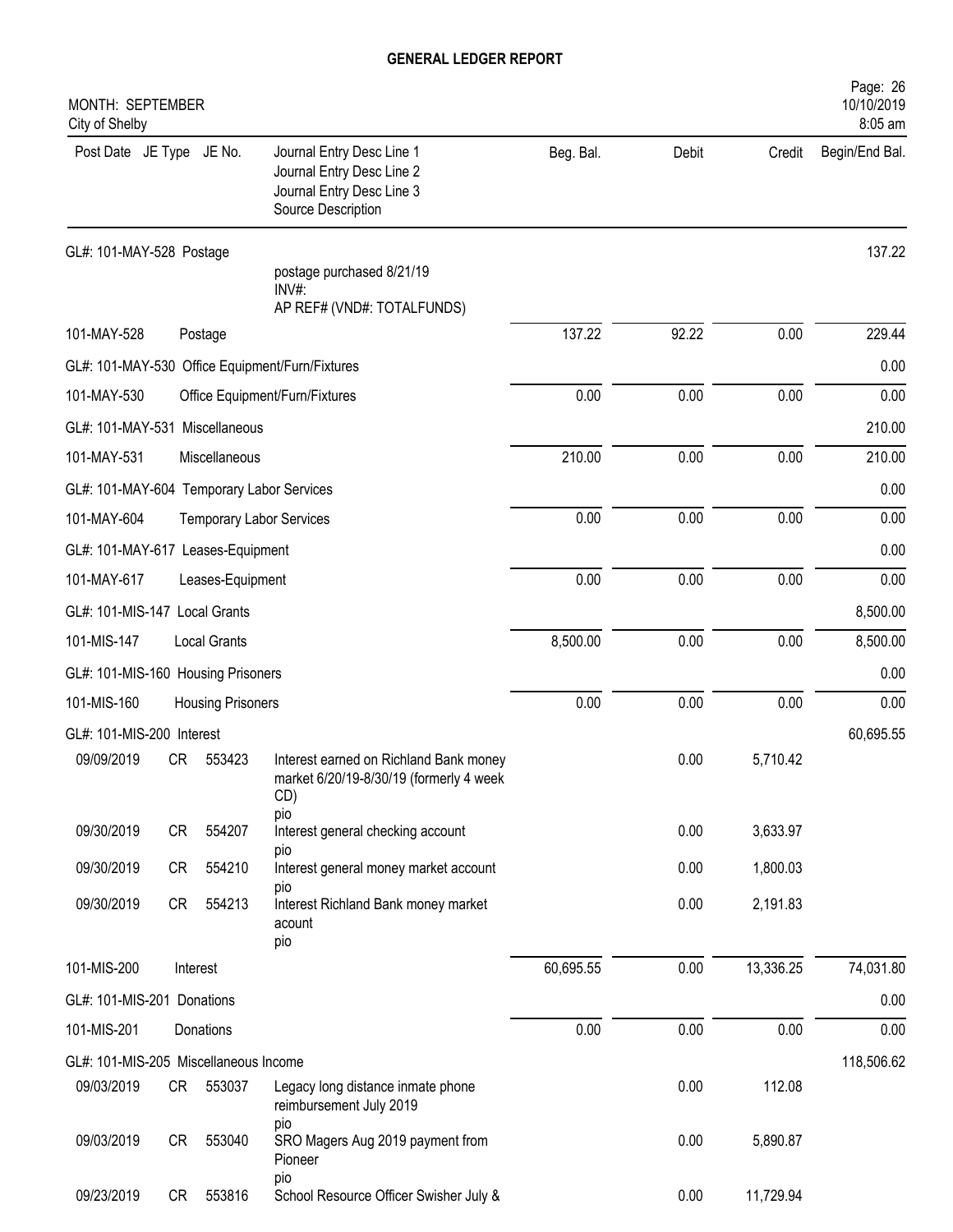# GENERAL LEDGER REPORT

MONTH: SEPTEMBER
City of Shelby

| Post Date | JE Type | JE No. | Journal Entry Desc Line 1 / Journal Entry Desc Line 2 / Journal Entry Desc Line 3 / Source Description | Beg. Bal. | Debit | Credit | Begin/End Bal. |
|---|---|---|---|---|---|---|---|
| GL#: 101-MAY-528 Postage | | | | | | | 137.22 |
| | | | postage purchased 8/21/19 INV#: AP REF# (VND#: TOTALFUNDS) | | | | |
| 101-MAY-528 | Postage | | | 137.22 | 92.22 | 0.00 | 229.44 |
| GL#: 101-MAY-530 Office Equipment/Furn/Fixtures | | | | | | | 0.00 |
| 101-MAY-530 | Office Equipment/Furn/Fixtures | | | 0.00 | 0.00 | 0.00 | 0.00 |
| GL#: 101-MAY-531 Miscellaneous | | | | | | | 210.00 |
| 101-MAY-531 | Miscellaneous | | | 210.00 | 0.00 | 0.00 | 210.00 |
| GL#: 101-MAY-604 Temporary Labor Services | | | | | | | 0.00 |
| 101-MAY-604 | Temporary Labor Services | | | 0.00 | 0.00 | 0.00 | 0.00 |
| GL#: 101-MAY-617 Leases-Equipment | | | | | | | 0.00 |
| 101-MAY-617 | Leases-Equipment | | | 0.00 | 0.00 | 0.00 | 0.00 |
| GL#: 101-MIS-147 Local Grants | | | | | | | 8,500.00 |
| 101-MIS-147 | Local Grants | | | 8,500.00 | 0.00 | 0.00 | 8,500.00 |
| GL#: 101-MIS-160 Housing Prisoners | | | | | | | 0.00 |
| 101-MIS-160 | Housing Prisoners | | | 0.00 | 0.00 | 0.00 | 0.00 |
| GL#: 101-MIS-200 Interest | | | | | | | 60,695.55 |
| 09/09/2019 | CR | 553423 | Interest earned on Richland Bank money market 6/20/19-8/30/19 (formerly 4 week CD) pio | | 0.00 | 5,710.42 | |
| 09/30/2019 | CR | 554207 | Interest general checking account pio | | 0.00 | 3,633.97 | |
| 09/30/2019 | CR | 554210 | Interest general money market account pio | | 0.00 | 1,800.03 | |
| 09/30/2019 | CR | 554213 | Interest Richland Bank money market acount pio | | 0.00 | 2,191.83 | |
| 101-MIS-200 | Interest | | | 60,695.55 | 0.00 | 13,336.25 | 74,031.80 |
| GL#: 101-MIS-201 Donations | | | | | | | 0.00 |
| 101-MIS-201 | Donations | | | 0.00 | 0.00 | 0.00 | 0.00 |
| GL#: 101-MIS-205 Miscellaneous Income | | | | | | | 118,506.62 |
| 09/03/2019 | CR | 553037 | Legacy long distance inmate phone reimbursement July 2019 pio | | 0.00 | 112.08 | |
| 09/03/2019 | CR | 553040 | SRO Magers Aug 2019 payment from Pioneer pio | | 0.00 | 5,890.87 | |
| 09/23/2019 | CR | 553816 | School Resource Officer Swisher July & | | 0.00 | 11,729.94 | |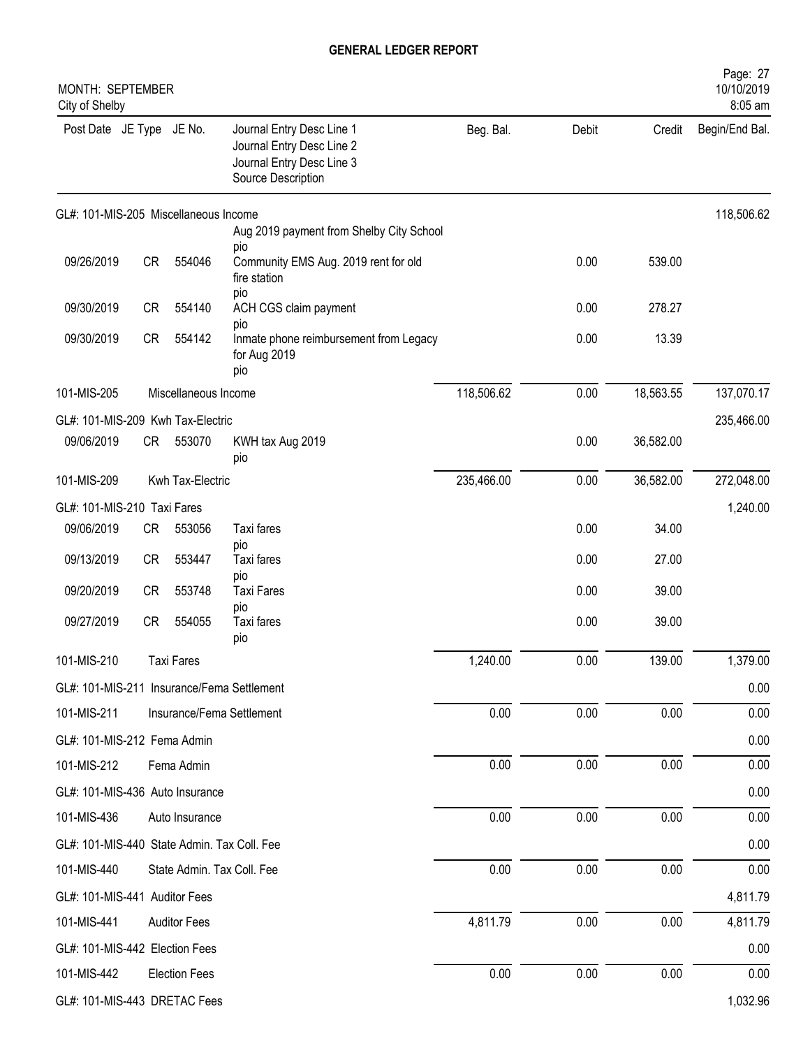# GENERAL LEDGER REPORT

MONTH: SEPTEMBER
City of Shelby

| Post Date | JE Type | JE No. | Journal Entry Desc Line 1 / Journal Entry Desc Line 2 / Journal Entry Desc Line 3 / Source Description | Beg. Bal. | Debit | Credit | Begin/End Bal. |
|---|---|---|---|---|---|---|---|
| GL#: 101-MIS-205 Miscellaneous Income | | | | | | | 118,506.62 |
| | | | Aug 2019 payment from Shelby City School pio | | | | |
| 09/26/2019 | CR | 554046 | Community EMS Aug. 2019 rent for old fire station pio | | 0.00 | 539.00 | |
| 09/30/2019 | CR | 554140 | ACH CGS claim payment pio | | 0.00 | 278.27 | |
| 09/30/2019 | CR | 554142 | Inmate phone reimbursement from Legacy for Aug 2019 pio | | 0.00 | 13.39 | |
| 101-MIS-205 | | Miscellaneous Income | | 118,506.62 | 0.00 | 18,563.55 | 137,070.17 |
| GL#: 101-MIS-209 Kwh Tax-Electric | | | | | | | 235,466.00 |
| 09/06/2019 | CR | 553070 | KWH tax Aug 2019 pio | | 0.00 | 36,582.00 | |
| 101-MIS-209 | | Kwh Tax-Electric | | 235,466.00 | 0.00 | 36,582.00 | 272,048.00 |
| GL#: 101-MIS-210 Taxi Fares | | | | | | | 1,240.00 |
| 09/06/2019 | CR | 553056 | Taxi fares pio | | 0.00 | 34.00 | |
| 09/13/2019 | CR | 553447 | Taxi fares pio | | 0.00 | 27.00 | |
| 09/20/2019 | CR | 553748 | Taxi Fares pio | | 0.00 | 39.00 | |
| 09/27/2019 | CR | 554055 | Taxi fares pio | | 0.00 | 39.00 | |
| 101-MIS-210 | | Taxi Fares | | 1,240.00 | 0.00 | 139.00 | 1,379.00 |
| GL#: 101-MIS-211 Insurance/Fema Settlement | | | | | | | 0.00 |
| 101-MIS-211 | | Insurance/Fema Settlement | | 0.00 | 0.00 | 0.00 | 0.00 |
| GL#: 101-MIS-212 Fema Admin | | | | | | | 0.00 |
| 101-MIS-212 | | Fema Admin | | 0.00 | 0.00 | 0.00 | 0.00 |
| GL#: 101-MIS-436 Auto Insurance | | | | | | | 0.00 |
| 101-MIS-436 | | Auto Insurance | | 0.00 | 0.00 | 0.00 | 0.00 |
| GL#: 101-MIS-440 State Admin. Tax Coll. Fee | | | | | | | 0.00 |
| 101-MIS-440 | | State Admin. Tax Coll. Fee | | 0.00 | 0.00 | 0.00 | 0.00 |
| GL#: 101-MIS-441 Auditor Fees | | | | | | | 4,811.79 |
| 101-MIS-441 | | Auditor Fees | | 4,811.79 | 0.00 | 0.00 | 4,811.79 |
| GL#: 101-MIS-442 Election Fees | | | | | | | 0.00 |
| 101-MIS-442 | | Election Fees | | 0.00 | 0.00 | 0.00 | 0.00 |
| GL#: 101-MIS-443 DRETAC Fees | | | | | | | 1,032.96 |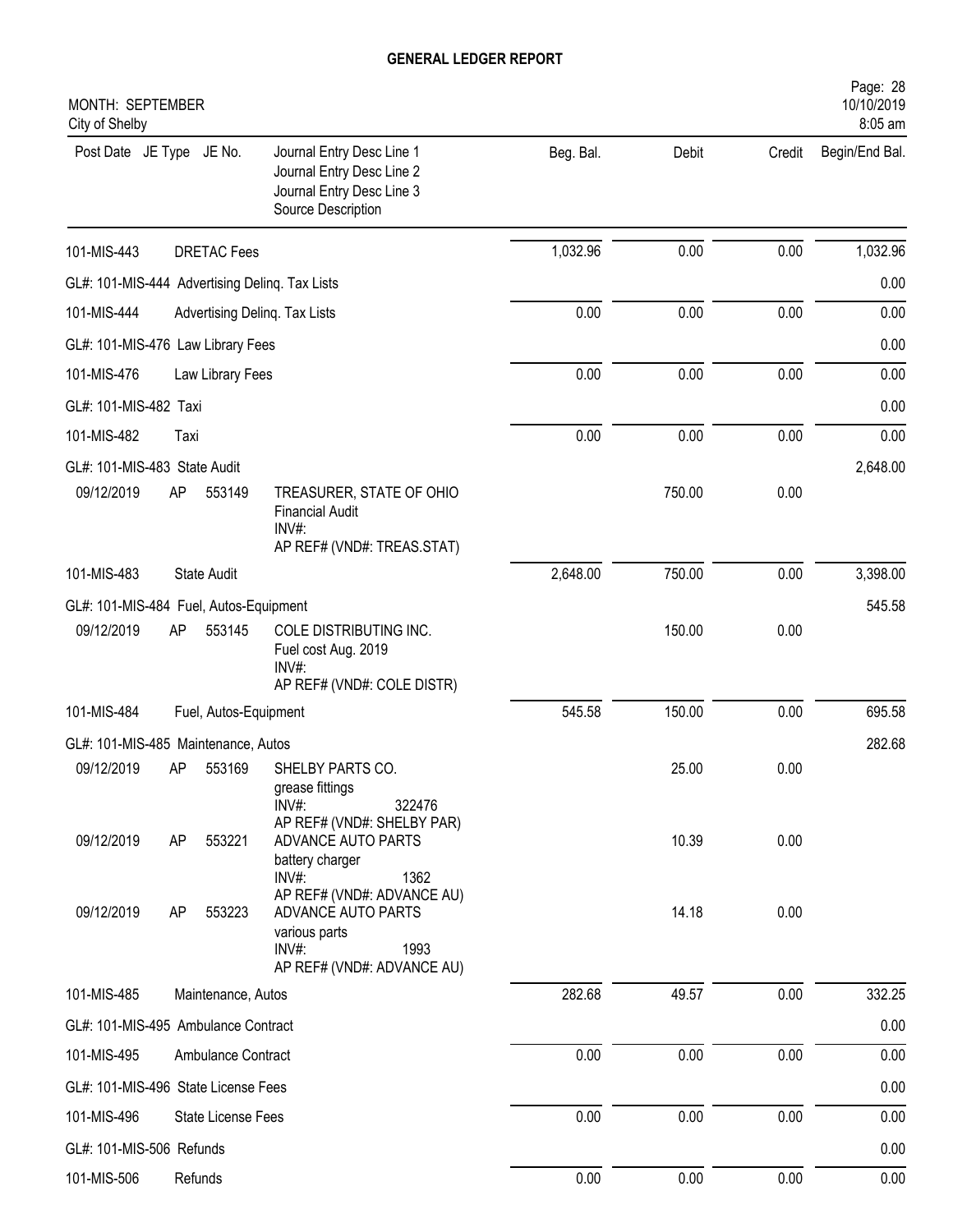# GENERAL LEDGER REPORT

MONTH: SEPTEMBER
City of Shelby

| Post Date | JE Type | JE No. | Journal Entry Desc Line 1 / Journal Entry Desc Line 2 / Journal Entry Desc Line 3 / Source Description | Beg. Bal. | Debit | Credit | Begin/End Bal. |
|---|---|---|---|---|---|---|---|
| 101-MIS-443 | | | DRETAC Fees | 1,032.96 | 0.00 | 0.00 | 1,032.96 |
| GL#: 101-MIS-444 Advertising Delinq. Tax Lists | | | | | | | 0.00 |
| 101-MIS-444 | | | Advertising Delinq. Tax Lists | 0.00 | 0.00 | 0.00 | 0.00 |
| GL#: 101-MIS-476 Law Library Fees | | | | | | | 0.00 |
| 101-MIS-476 | | | Law Library Fees | 0.00 | 0.00 | 0.00 | 0.00 |
| GL#: 101-MIS-482 Taxi | | | | | | | 0.00 |
| 101-MIS-482 | | | Taxi | 0.00 | 0.00 | 0.00 | 0.00 |
| GL#: 101-MIS-483 State Audit | | | | | | | 2,648.00 |
| 09/12/2019 | AP | 553149 | TREASURER, STATE OF OHIO<br>Financial Audit<br>INV#:<br>AP REF# (VND#: TREAS.STAT) | | 750.00 | 0.00 | |
| 101-MIS-483 | | | State Audit | 2,648.00 | 750.00 | 0.00 | 3,398.00 |
| GL#: 101-MIS-484 Fuel, Autos-Equipment | | | | | | | 545.58 |
| 09/12/2019 | AP | 553145 | COLE DISTRIBUTING INC.<br>Fuel cost Aug. 2019<br>INV#:<br>AP REF# (VND#: COLE DISTR) | | 150.00 | 0.00 | |
| 101-MIS-484 | | | Fuel, Autos-Equipment | 545.58 | 150.00 | 0.00 | 695.58 |
| GL#: 101-MIS-485 Maintenance, Autos | | | | | | | 282.68 |
| 09/12/2019 | AP | 553169 | SHELBY PARTS CO.<br>grease fittings<br>INV#: 322476<br>AP REF# (VND#: SHELBY PAR) | | 25.00 | 0.00 | |
| 09/12/2019 | AP | 553221 | ADVANCE AUTO PARTS<br>battery charger<br>INV#: 1362<br>AP REF# (VND#: ADVANCE AU) | | 10.39 | 0.00 | |
| 09/12/2019 | AP | 553223 | ADVANCE AUTO PARTS<br>various parts<br>INV#: 1993<br>AP REF# (VND#: ADVANCE AU) | | 14.18 | 0.00 | |
| 101-MIS-485 | | | Maintenance, Autos | 282.68 | 49.57 | 0.00 | 332.25 |
| GL#: 101-MIS-495 Ambulance Contract | | | | | | | 0.00 |
| 101-MIS-495 | | | Ambulance Contract | 0.00 | 0.00 | 0.00 | 0.00 |
| GL#: 101-MIS-496 State License Fees | | | | | | | 0.00 |
| 101-MIS-496 | | | State License Fees | 0.00 | 0.00 | 0.00 | 0.00 |
| GL#: 101-MIS-506 Refunds | | | | | | | 0.00 |
| 101-MIS-506 | | | Refunds | 0.00 | 0.00 | 0.00 | 0.00 |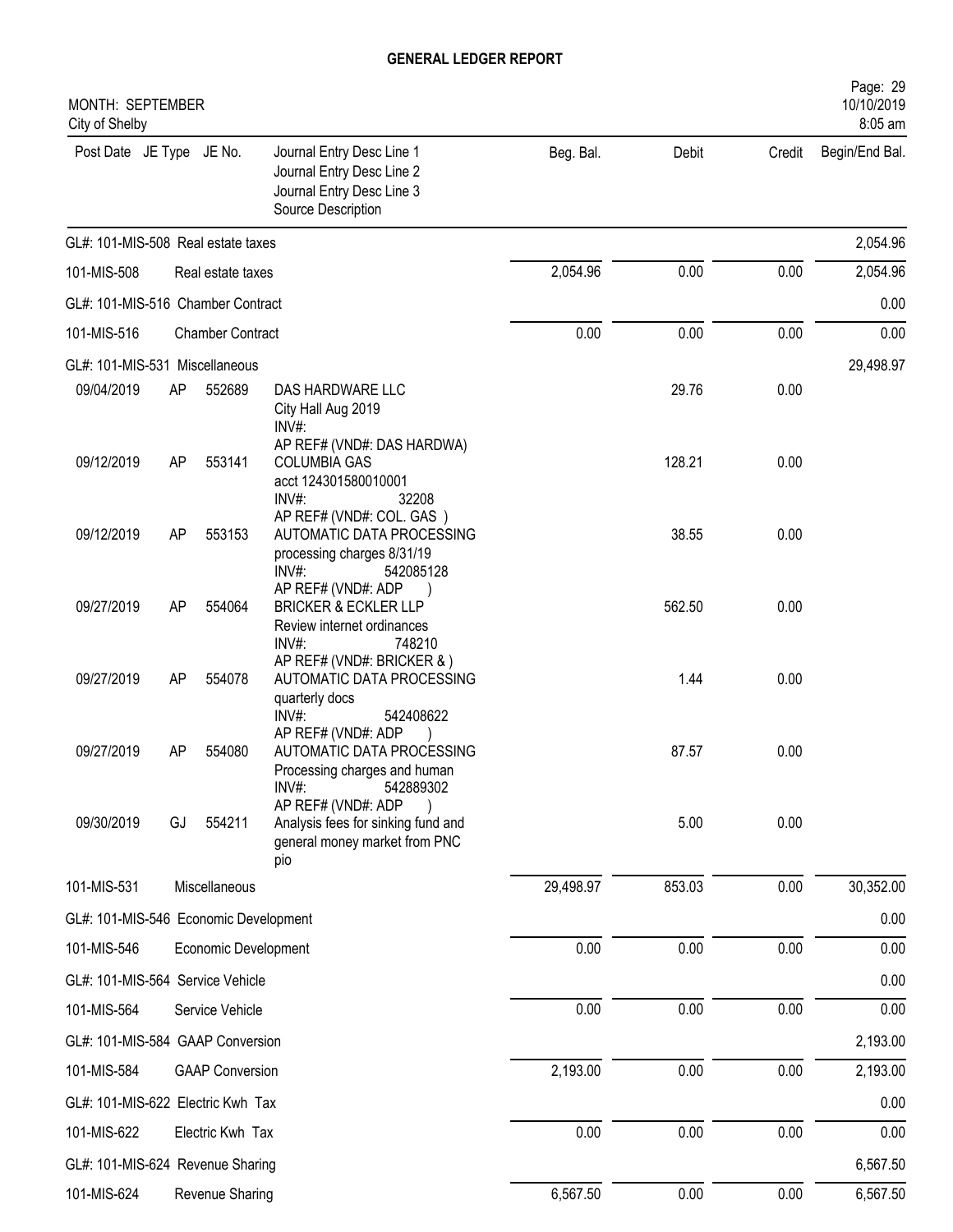# GENERAL LEDGER REPORT

MONTH: SEPTEMBER
City of Shelby

| Post Date | JE Type | JE No. | Journal Entry Desc Line 1 / Journal Entry Desc Line 2 / Journal Entry Desc Line 3 / Source Description | Beg. Bal. | Debit | Credit | Begin/End Bal. |
|---|---|---|---|---|---|---|---|
| GL#: 101-MIS-508 Real estate taxes | | | | | | | 2,054.96 |
| 101-MIS-508 | | | Real estate taxes | 2,054.96 | 0.00 | 0.00 | 2,054.96 |
| GL#: 101-MIS-516 Chamber Contract | | | | | | | 0.00 |
| 101-MIS-516 | | | Chamber Contract | 0.00 | 0.00 | 0.00 | 0.00 |
| GL#: 101-MIS-531 Miscellaneous | | | | | | | 29,498.97 |
| 09/04/2019 | AP | 552689 | DAS HARDWARE LLC<br>City Hall Aug 2019<br>INV#:<br>AP REF# (VND#: DAS HARDWA) | | 29.76 | 0.00 | |
| 09/12/2019 | AP | 553141 | COLUMBIA GAS<br>acct 124301580010001<br>INV#: 32208<br>AP REF# (VND#: COL. GAS ) | | 128.21 | 0.00 | |
| 09/12/2019 | AP | 553153 | AUTOMATIC DATA PROCESSING<br>processing charges 8/31/19<br>INV#: 542085128<br>AP REF# (VND#: ADP ) | | 38.55 | 0.00 | |
| 09/27/2019 | AP | 554064 | BRICKER & ECKLER LLP<br>Review internet ordinances<br>INV#: 748210<br>AP REF# (VND#: BRICKER & ) | | 562.50 | 0.00 | |
| 09/27/2019 | AP | 554078 | AUTOMATIC DATA PROCESSING<br>quarterly docs<br>INV#: 542408622<br>AP REF# (VND#: ADP ) | | 1.44 | 0.00 | |
| 09/27/2019 | AP | 554080 | AUTOMATIC DATA PROCESSING<br>Processing charges and human<br>INV#: 542889302<br>AP REF# (VND#: ADP ) | | 87.57 | 0.00 | |
| 09/30/2019 | GJ | 554211 | Analysis fees for sinking fund and general money market from PNC<br>pio | | 5.00 | 0.00 | |
| 101-MIS-531 | | | Miscellaneous | 29,498.97 | 853.03 | 0.00 | 30,352.00 |
| GL#: 101-MIS-546 Economic Development | | | | | | | 0.00 |
| 101-MIS-546 | | | Economic Development | 0.00 | 0.00 | 0.00 | 0.00 |
| GL#: 101-MIS-564 Service Vehicle | | | | | | | 0.00 |
| 101-MIS-564 | | | Service Vehicle | 0.00 | 0.00 | 0.00 | 0.00 |
| GL#: 101-MIS-584 GAAP Conversion | | | | | | | 2,193.00 |
| 101-MIS-584 | | | GAAP Conversion | 2,193.00 | 0.00 | 0.00 | 2,193.00 |
| GL#: 101-MIS-622 Electric Kwh Tax | | | | | | | 0.00 |
| 101-MIS-622 | | | Electric Kwh Tax | 0.00 | 0.00 | 0.00 | 0.00 |
| GL#: 101-MIS-624 Revenue Sharing | | | | | | | 6,567.50 |
| 101-MIS-624 | | | Revenue Sharing | 6,567.50 | 0.00 | 0.00 | 6,567.50 |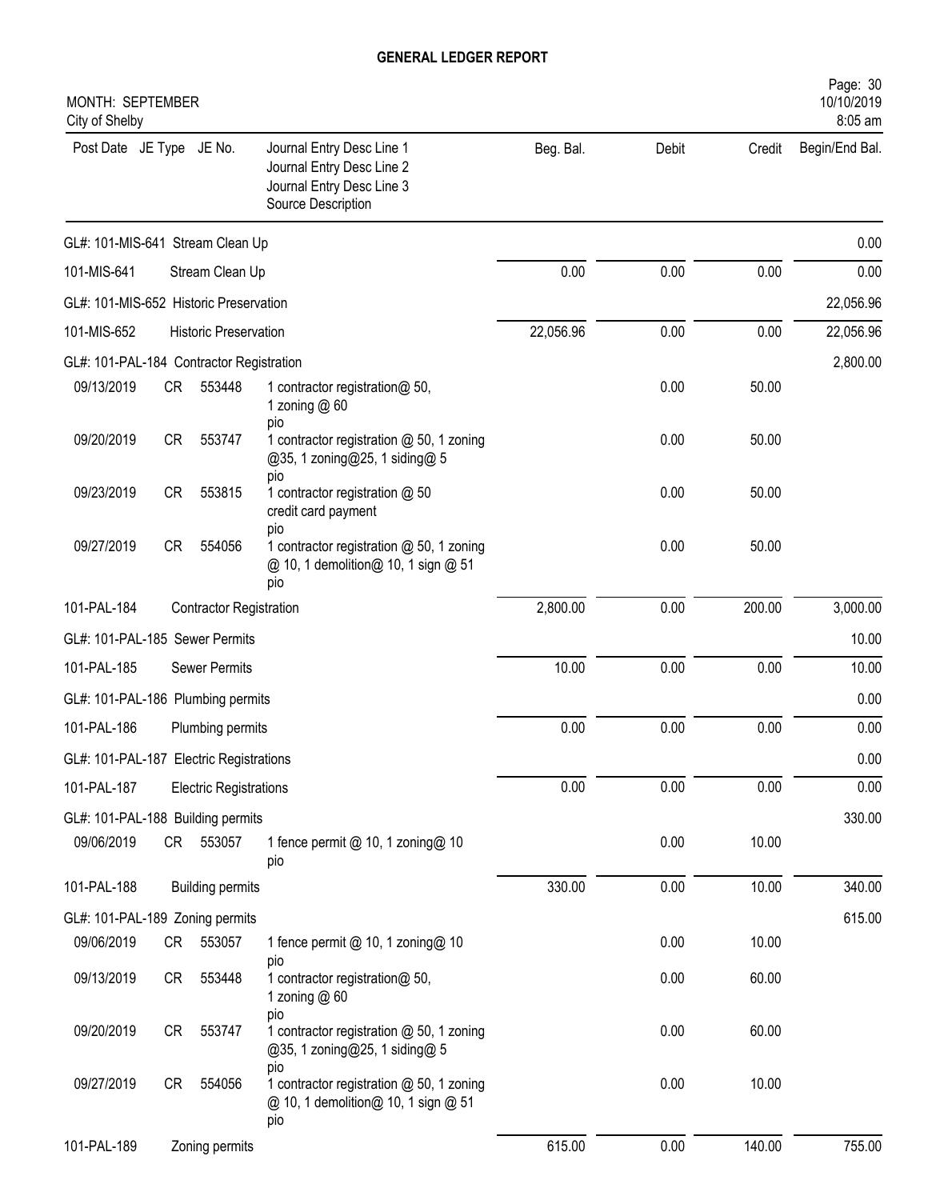# GENERAL LEDGER REPORT

MONTH: SEPTEMBER
City of Shelby

| Post Date | JE Type | JE No. | Journal Entry Desc Line 1 / Journal Entry Desc Line 2 / Journal Entry Desc Line 3 / Source Description | Beg. Bal. | Debit | Credit | Begin/End Bal. |
|---|---|---|---|---|---|---|---|
| GL#: 101-MIS-641 Stream Clean Up | | | | | | | 0.00 |
| 101-MIS-641 | | | Stream Clean Up | 0.00 | 0.00 | 0.00 | 0.00 |
| GL#: 101-MIS-652 Historic Preservation | | | | | | | 22,056.96 |
| 101-MIS-652 | | | Historic Preservation | 22,056.96 | 0.00 | 0.00 | 22,056.96 |
| GL#: 101-PAL-184 Contractor Registration | | | | | | | 2,800.00 |
| 09/13/2019 | CR | 553448 | 1 contractor registration@ 50, 1 zoning @ 60 pio | | 0.00 | 50.00 | |
| 09/20/2019 | CR | 553747 | 1 contractor registration @ 50, 1 zoning @35, 1 zoning@25, 1 siding@ 5 pio | | 0.00 | 50.00 | |
| 09/23/2019 | CR | 553815 | 1 contractor registration @ 50 credit card payment pio | | 0.00 | 50.00 | |
| 09/27/2019 | CR | 554056 | 1 contractor registration @ 50, 1 zoning @ 10, 1 demolition@ 10, 1 sign @ 51 pio | | 0.00 | 50.00 | |
| 101-PAL-184 | | | Contractor Registration | 2,800.00 | 0.00 | 200.00 | 3,000.00 |
| GL#: 101-PAL-185 Sewer Permits | | | | | | | 10.00 |
| 101-PAL-185 | | | Sewer Permits | 10.00 | 0.00 | 0.00 | 10.00 |
| GL#: 101-PAL-186 Plumbing permits | | | | | | | 0.00 |
| 101-PAL-186 | | | Plumbing permits | 0.00 | 0.00 | 0.00 | 0.00 |
| GL#: 101-PAL-187 Electric Registrations | | | | | | | 0.00 |
| 101-PAL-187 | | | Electric Registrations | 0.00 | 0.00 | 0.00 | 0.00 |
| GL#: 101-PAL-188 Building permits | | | | | | | 330.00 |
| 09/06/2019 | CR | 553057 | 1 fence permit @ 10, 1 zoning@ 10 pio | | 0.00 | 10.00 | |
| 101-PAL-188 | | | Building permits | 330.00 | 0.00 | 10.00 | 340.00 |
| GL#: 101-PAL-189 Zoning permits | | | | | | | 615.00 |
| 09/06/2019 | CR | 553057 | 1 fence permit @ 10, 1 zoning@ 10 pio | | 0.00 | 10.00 | |
| 09/13/2019 | CR | 553448 | 1 contractor registration@ 50, 1 zoning @ 60 pio | | 0.00 | 60.00 | |
| 09/20/2019 | CR | 553747 | 1 contractor registration @ 50, 1 zoning @35, 1 zoning@25, 1 siding@ 5 pio | | 0.00 | 60.00 | |
| 09/27/2019 | CR | 554056 | 1 contractor registration @ 50, 1 zoning @ 10, 1 demolition@ 10, 1 sign @ 51 pio | | 0.00 | 10.00 | |
| 101-PAL-189 | | | Zoning permits | 615.00 | 0.00 | 140.00 | 755.00 |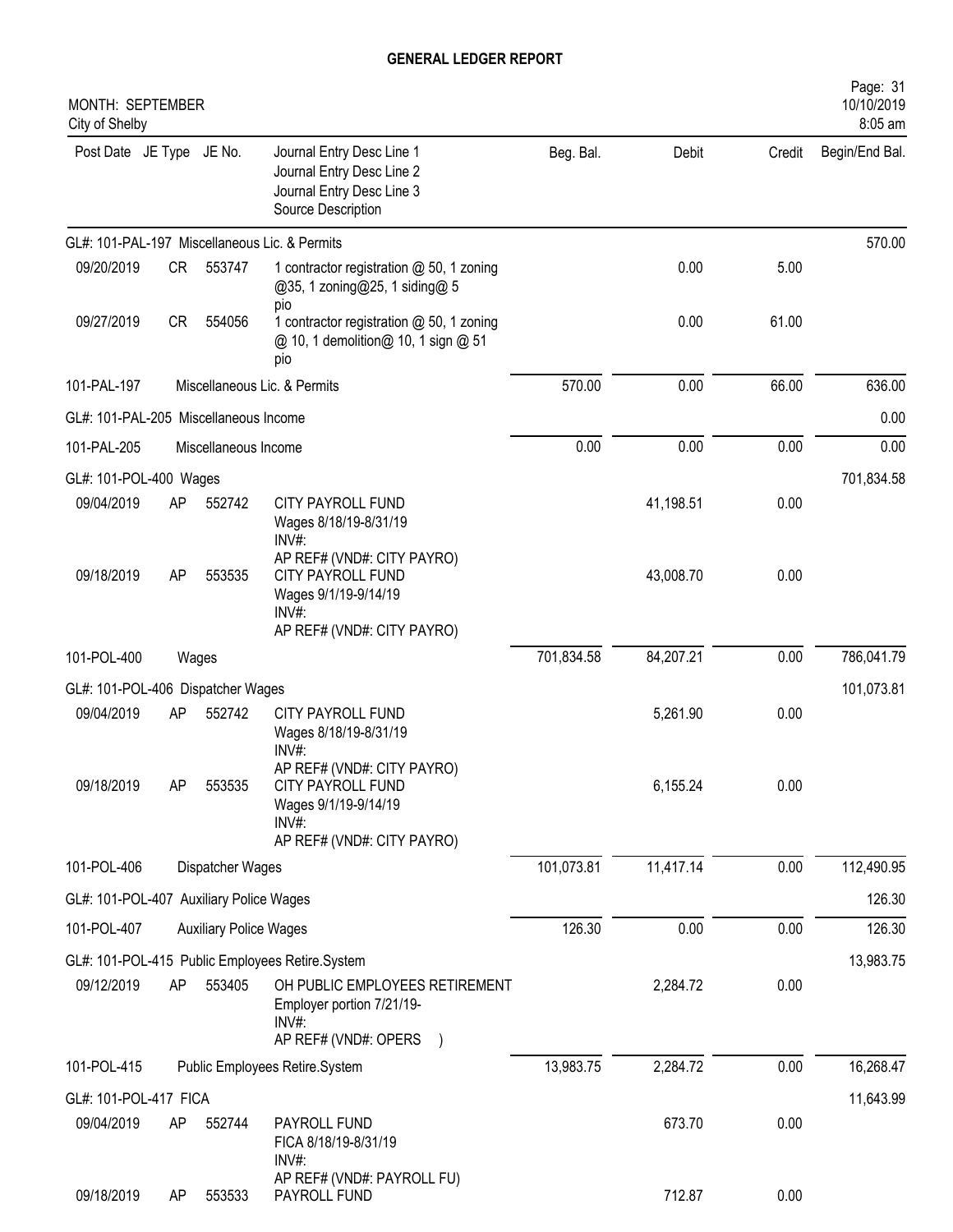# GENERAL LEDGER REPORT

MONTH: SEPTEMBER
City of Shelby

| Post Date | JE Type | JE No. | Journal Entry Desc Line 1<br>Journal Entry Desc Line 2<br>Journal Entry Desc Line 3<br>Source Description | Beg. Bal. | Debit | Credit | Begin/End Bal. |
|---|---|---|---|---|---|---|---|
| GL#: 101-PAL-197 Miscellaneous Lic. & Permits | | | | | | | 570.00 |
| 09/20/2019 | CR | 553747 | 1 contractor registration @ 50, 1 zoning @35, 1 zoning@25, 1 siding@ 5<br>pio | | 0.00 | 5.00 | |
| 09/27/2019 | CR | 554056 | 1 contractor registration @ 50, 1 zoning @ 10, 1 demolition@ 10, 1 sign @ 51<br>pio | | 0.00 | 61.00 | |
| 101-PAL-197 | | | Miscellaneous Lic. & Permits | 570.00 | 0.00 | 66.00 | 636.00 |
| GL#: 101-PAL-205 Miscellaneous Income | | | | | | | 0.00 |
| 101-PAL-205 | | | Miscellaneous Income | 0.00 | 0.00 | 0.00 | 0.00 |
| GL#: 101-POL-400 Wages | | | | | | | 701,834.58 |
| 09/04/2019 | AP | 552742 | CITY PAYROLL FUND<br>Wages 8/18/19-8/31/19<br>INV#:<br>AP REF# (VND#: CITY PAYRO) | | 41,198.51 | 0.00 | |
| 09/18/2019 | AP | 553535 | CITY PAYROLL FUND<br>Wages 9/1/19-9/14/19<br>INV#:<br>AP REF# (VND#: CITY PAYRO) | | 43,008.70 | 0.00 | |
| 101-POL-400 | | | Wages | 701,834.58 | 84,207.21 | 0.00 | 786,041.79 |
| GL#: 101-POL-406 Dispatcher Wages | | | | | | | 101,073.81 |
| 09/04/2019 | AP | 552742 | CITY PAYROLL FUND<br>Wages 8/18/19-8/31/19<br>INV#:<br>AP REF# (VND#: CITY PAYRO) | | 5,261.90 | 0.00 | |
| 09/18/2019 | AP | 553535 | CITY PAYROLL FUND<br>Wages 9/1/19-9/14/19<br>INV#:<br>AP REF# (VND#: CITY PAYRO) | | 6,155.24 | 0.00 | |
| 101-POL-406 | | | Dispatcher Wages | 101,073.81 | 11,417.14 | 0.00 | 112,490.95 |
| GL#: 101-POL-407 Auxiliary Police Wages | | | | | | | 126.30 |
| 101-POL-407 | | | Auxiliary Police Wages | 126.30 | 0.00 | 0.00 | 126.30 |
| GL#: 101-POL-415 Public Employees Retire.System | | | | | | | 13,983.75 |
| 09/12/2019 | AP | 553405 | OH PUBLIC EMPLOYEES RETIREMENT<br>Employer portion 7/21/19-<br>INV#:<br>AP REF# (VND#: OPERS ) | | 2,284.72 | 0.00 | |
| 101-POL-415 | | | Public Employees Retire.System | 13,983.75 | 2,284.72 | 0.00 | 16,268.47 |
| GL#: 101-POL-417 FICA | | | | | | | 11,643.99 |
| 09/04/2019 | AP | 552744 | PAYROLL FUND<br>FICA 8/18/19-8/31/19<br>INV#:<br>AP REF# (VND#: PAYROLL FU) | | 673.70 | 0.00 | |
| 09/18/2019 | AP | 553533 | PAYROLL FUND | | 712.87 | 0.00 | |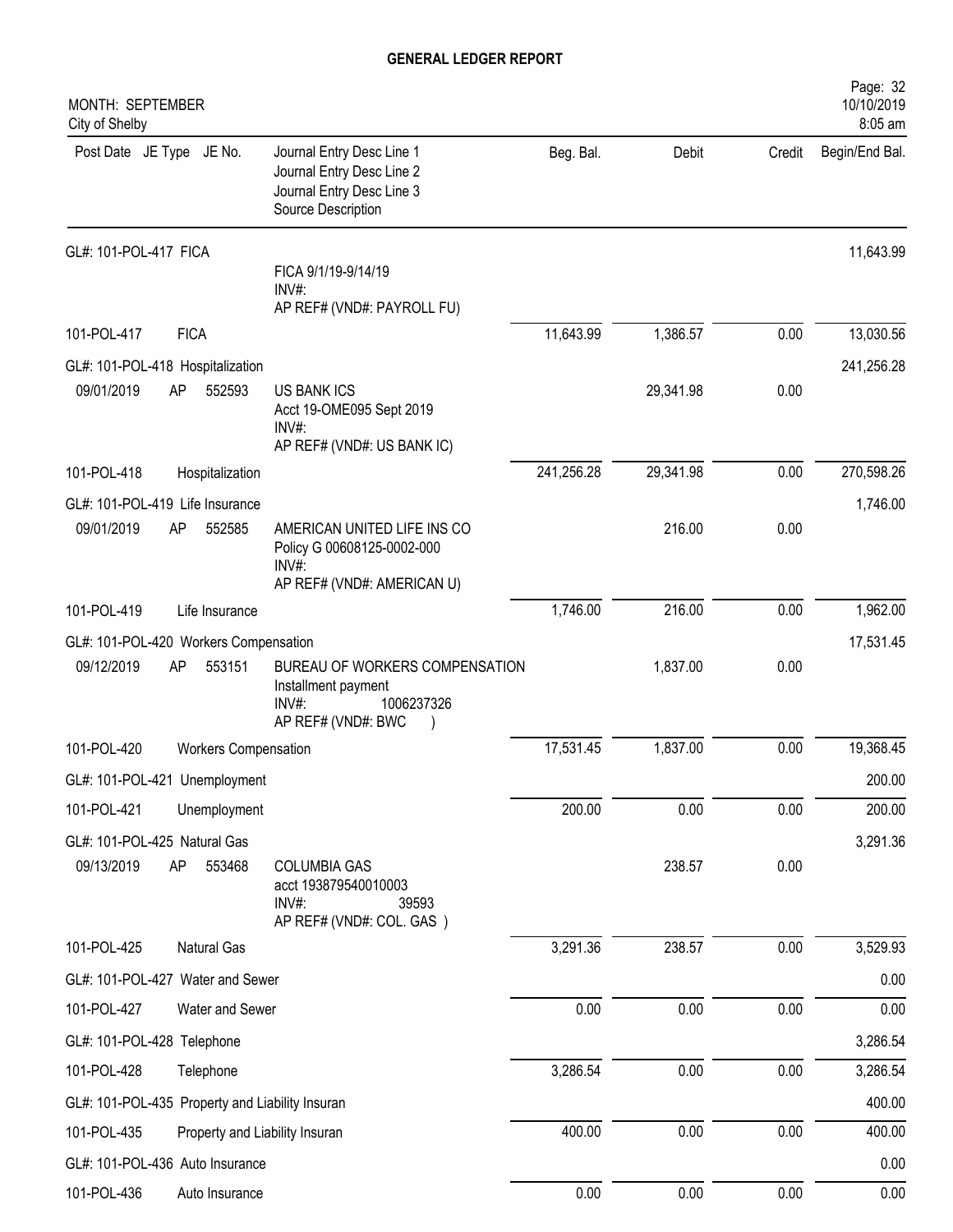# GENERAL LEDGER REPORT

MONTH: SEPTEMBER
City of Shelby

| Post Date | JE Type | JE No. | Journal Entry Desc Line 1 / Journal Entry Desc Line 2 / Journal Entry Desc Line 3 / Source Description | Beg. Bal. | Debit | Credit | Begin/End Bal. |
|---|---|---|---|---|---|---|---|
| GL#: 101-POL-417 FICA | | | | | | | 11,643.99 |
| | | | FICA 9/1/19-9/14/19 INV#: AP REF# (VND#: PAYROLL FU) | | | | |
| 101-POL-417 | FICA | | | 11,643.99 | 1,386.57 | 0.00 | 13,030.56 |
| GL#: 101-POL-418 Hospitalization | | | | | | | 241,256.28 |
| 09/01/2019 | AP | 552593 | US BANK ICS Acct 19-OME095 Sept 2019 INV#: AP REF# (VND#: US BANK IC) | | 29,341.98 | 0.00 | |
| 101-POL-418 | Hospitalization | | | 241,256.28 | 29,341.98 | 0.00 | 270,598.26 |
| GL#: 101-POL-419 Life Insurance | | | | | | | 1,746.00 |
| 09/01/2019 | AP | 552585 | AMERICAN UNITED LIFE INS CO Policy G 00608125-0002-000 INV#: AP REF# (VND#: AMERICAN U) | | 216.00 | 0.00 | |
| 101-POL-419 | Life Insurance | | | 1,746.00 | 216.00 | 0.00 | 1,962.00 |
| GL#: 101-POL-420 Workers Compensation | | | | | | | 17,531.45 |
| 09/12/2019 | AP | 553151 | BUREAU OF WORKERS COMPENSATION Installment payment INV#: 1006237326 AP REF# (VND#: BWC ) | | 1,837.00 | 0.00 | |
| 101-POL-420 | Workers Compensation | | | 17,531.45 | 1,837.00 | 0.00 | 19,368.45 |
| GL#: 101-POL-421 Unemployment | | | | | | | 200.00 |
| 101-POL-421 | Unemployment | | | 200.00 | 0.00 | 0.00 | 200.00 |
| GL#: 101-POL-425 Natural Gas | | | | | | | 3,291.36 |
| 09/13/2019 | AP | 553468 | COLUMBIA GAS acct 193879540010003 INV#: 39593 AP REF# (VND#: COL. GAS ) | | 238.57 | 0.00 | |
| 101-POL-425 | Natural Gas | | | 3,291.36 | 238.57 | 0.00 | 3,529.93 |
| GL#: 101-POL-427 Water and Sewer | | | | | | | 0.00 |
| 101-POL-427 | Water and Sewer | | | 0.00 | 0.00 | 0.00 | 0.00 |
| GL#: 101-POL-428 Telephone | | | | | | | 3,286.54 |
| 101-POL-428 | Telephone | | | 3,286.54 | 0.00 | 0.00 | 3,286.54 |
| GL#: 101-POL-435 Property and Liability Insuran | | | | | | | 400.00 |
| 101-POL-435 | Property and Liability Insuran | | | 400.00 | 0.00 | 0.00 | 400.00 |
| GL#: 101-POL-436 Auto Insurance | | | | | | | 0.00 |
| 101-POL-436 | Auto Insurance | | | 0.00 | 0.00 | 0.00 | 0.00 |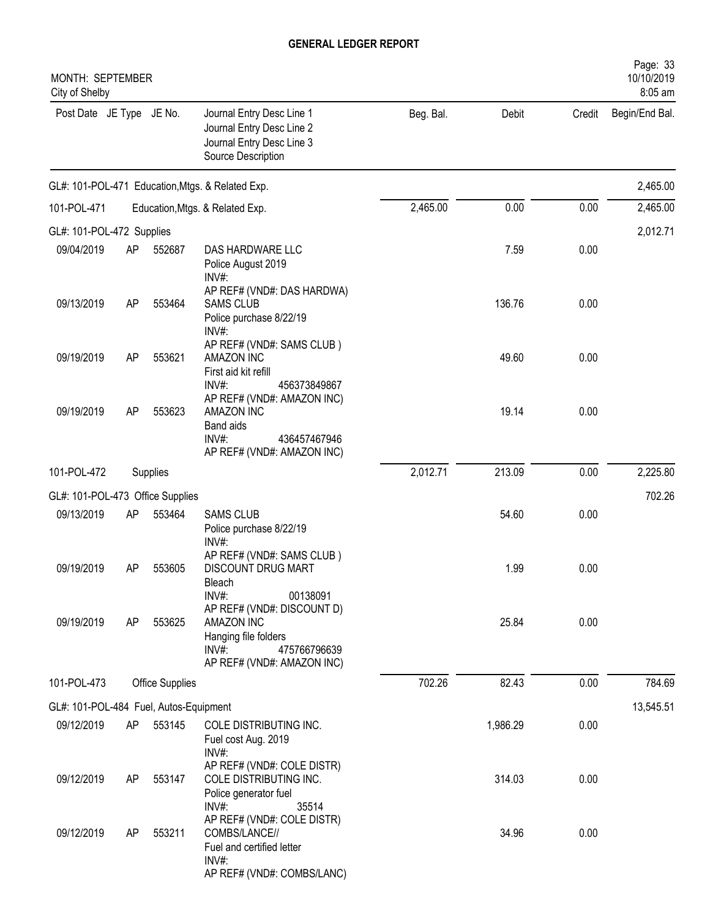**GENERAL LEDGER REPORT**

MONTH: SEPTEMBER
City of Shelby

| Post Date | JE Type | JE No. | Journal Entry Desc Line 1 / Journal Entry Desc Line 2 / Journal Entry Desc Line 3 / Source Description | Beg. Bal. | Debit | Credit | Begin/End Bal. |
|---|---|---|---|---|---|---|---|
| GL#: 101-POL-471 Education,Mtgs. & Related Exp. | | | | | | | 2,465.00 |
| 101-POL-471 | | | Education,Mtgs. & Related Exp. | 2,465.00 | 0.00 | 0.00 | 2,465.00 |
| GL#: 101-POL-472 Supplies | | | | | | | 2,012.71 |
| 09/04/2019 | AP | 552687 | DAS HARDWARE LLC<br>Police August 2019<br>INV#:<br>AP REF# (VND#: DAS HARDWA) | | 7.59 | 0.00 | |
| 09/13/2019 | AP | 553464 | SAMS CLUB<br>Police purchase 8/22/19<br>INV#:<br>AP REF# (VND#: SAMS CLUB ) | | 136.76 | 0.00 | |
| 09/19/2019 | AP | 553621 | AMAZON INC<br>First aid kit refill<br>INV#: 456373849867<br>AP REF# (VND#: AMAZON INC) | | 49.60 | 0.00 | |
| 09/19/2019 | AP | 553623 | AMAZON INC<br>Band aids<br>INV#: 436457467946<br>AP REF# (VND#: AMAZON INC) | | 19.14 | 0.00 | |
| 101-POL-472 | | | Supplies | 2,012.71 | 213.09 | 0.00 | 2,225.80 |
| GL#: 101-POL-473 Office Supplies | | | | | | | 702.26 |
| 09/13/2019 | AP | 553464 | SAMS CLUB<br>Police purchase 8/22/19<br>INV#:<br>AP REF# (VND#: SAMS CLUB ) | | 54.60 | 0.00 | |
| 09/19/2019 | AP | 553605 | DISCOUNT DRUG MART<br>Bleach<br>INV#: 00138091<br>AP REF# (VND#: DISCOUNT D) | | 1.99 | 0.00 | |
| 09/19/2019 | AP | 553625 | AMAZON INC<br>Hanging file folders<br>INV#: 475766796639<br>AP REF# (VND#: AMAZON INC) | | 25.84 | 0.00 | |
| 101-POL-473 | | | Office Supplies | 702.26 | 82.43 | 0.00 | 784.69 |
| GL#: 101-POL-484 Fuel, Autos-Equipment | | | | | | | 13,545.51 |
| 09/12/2019 | AP | 553145 | COLE DISTRIBUTING INC.<br>Fuel cost Aug. 2019<br>INV#:<br>AP REF# (VND#: COLE DISTR) | | 1,986.29 | 0.00 | |
| 09/12/2019 | AP | 553147 | COLE DISTRIBUTING INC.<br>Police generator fuel<br>INV#: 35514<br>AP REF# (VND#: COLE DISTR) | | 314.03 | 0.00 | |
| 09/12/2019 | AP | 553211 | COMBS/LANCE//<br>Fuel and certified letter<br>INV#:<br>AP REF# (VND#: COMBS/LANC) | | 34.96 | 0.00 | |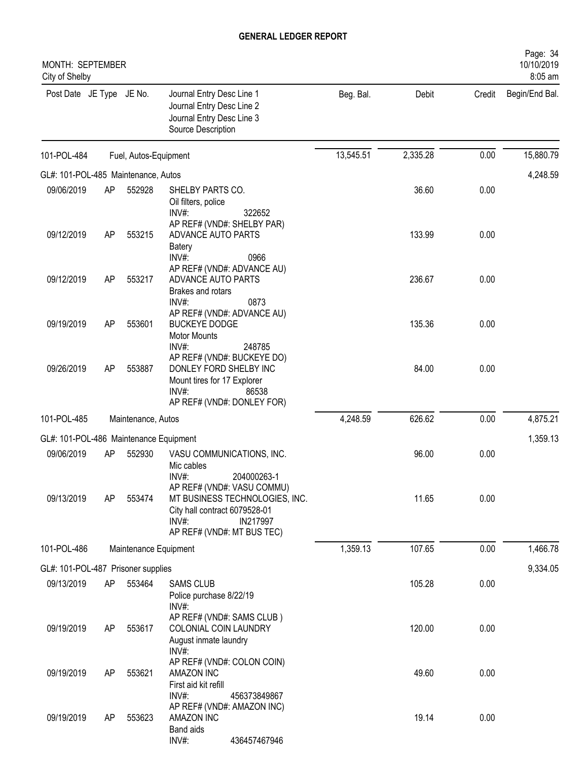# GENERAL LEDGER REPORT

MONTH: SEPTEMBER
City of Shelby

| Post Date | JE Type | JE No. | Journal Entry Desc Line 1 / Journal Entry Desc Line 2 / Journal Entry Desc Line 3 / Source Description | Beg. Bal. | Debit | Credit | Begin/End Bal. |
|---|---|---|---|---|---|---|---|
| 101-POL-484 | | | Fuel, Autos-Equipment | 13,545.51 | 2,335.28 | 0.00 | 15,880.79 |
| GL#: 101-POL-485 Maintenance, Autos | | | | | | | 4,248.59 |
| 09/06/2019 | AP | 552928 | SHELBY PARTS CO.<br>Oil filters, police<br>INV#: 322652<br>AP REF# (VND#: SHELBY PAR) | | 36.60 | 0.00 | |
| 09/12/2019 | AP | 553215 | ADVANCE AUTO PARTS<br>Batery<br>INV#: 0966<br>AP REF# (VND#: ADVANCE AU) | | 133.99 | 0.00 | |
| 09/12/2019 | AP | 553217 | ADVANCE AUTO PARTS<br>Brakes and rotars<br>INV#: 0873<br>AP REF# (VND#: ADVANCE AU) | | 236.67 | 0.00 | |
| 09/19/2019 | AP | 553601 | BUCKEYE DODGE<br>Motor Mounts<br>INV#: 248785<br>AP REF# (VND#: BUCKEYE DO) | | 135.36 | 0.00 | |
| 09/26/2019 | AP | 553887 | DONLEY FORD SHELBY INC<br>Mount tires for 17 Explorer<br>INV#: 86538<br>AP REF# (VND#: DONLEY FOR) | | 84.00 | 0.00 | |
| 101-POL-485 | | | Maintenance, Autos | 4,248.59 | 626.62 | 0.00 | 4,875.21 |
| GL#: 101-POL-486 Maintenance Equipment | | | | | | | 1,359.13 |
| 09/06/2019 | AP | 552930 | VASU COMMUNICATIONS, INC.<br>Mic cables<br>INV#: 204000263-1<br>AP REF# (VND#: VASU COMMU) | | 96.00 | 0.00 | |
| 09/13/2019 | AP | 553474 | MT BUSINESS TECHNOLOGIES, INC.<br>City hall contract 6079528-01<br>INV#: IN217997<br>AP REF# (VND#: MT BUS TEC) | | 11.65 | 0.00 | |
| 101-POL-486 | | | Maintenance Equipment | 1,359.13 | 107.65 | 0.00 | 1,466.78 |
| GL#: 101-POL-487 Prisoner supplies | | | | | | | 9,334.05 |
| 09/13/2019 | AP | 553464 | SAMS CLUB<br>Police purchase 8/22/19<br>INV#:<br>AP REF# (VND#: SAMS CLUB ) | | 105.28 | 0.00 | |
| 09/19/2019 | AP | 553617 | COLONIAL COIN LAUNDRY<br>August inmate laundry<br>INV#:<br>AP REF# (VND#: COLON COIN) | | 120.00 | 0.00 | |
| 09/19/2019 | AP | 553621 | AMAZON INC<br>First aid kit refill<br>INV#: 456373849867<br>AP REF# (VND#: AMAZON INC) | | 49.60 | 0.00 | |
| 09/19/2019 | AP | 553623 | AMAZON INC<br>Band aids<br>INV#: 436457467946 | | 19.14 | 0.00 | |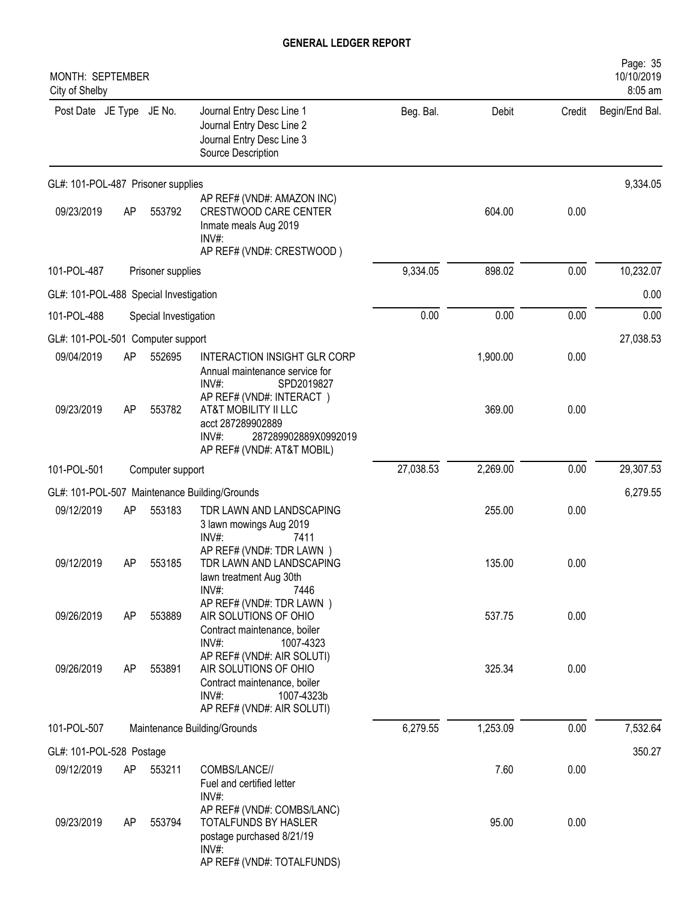# GENERAL LEDGER REPORT

MONTH: SEPTEMBER
City of Shelby

| Post Date | JE Type | JE No. | Journal Entry Desc Line 1 / Journal Entry Desc Line 2 / Journal Entry Desc Line 3 / Source Description | Beg. Bal. | Debit | Credit | Begin/End Bal. |
|---|---|---|---|---|---|---|---|
| GL#: 101-POL-487 Prisoner supplies | | | | | | | 9,334.05 |
| | | | AP REF# (VND#: AMAZON INC) | | | | |
| 09/23/2019 | AP | 553792 | CRESTWOOD CARE CENTER<br>Inmate meals Aug 2019<br>INV#:<br>AP REF# (VND#: CRESTWOOD ) | | 604.00 | 0.00 | |
| 101-POL-487 | | | Prisoner supplies | 9,334.05 | 898.02 | 0.00 | 10,232.07 |
| GL#: 101-POL-488 Special Investigation | | | | | | | 0.00 |
| 101-POL-488 | | | Special Investigation | 0.00 | 0.00 | 0.00 | 0.00 |
| GL#: 101-POL-501 Computer support | | | | | | | 27,038.53 |
| 09/04/2019 | AP | 552695 | INTERACTION INSIGHT GLR CORP<br>Annual maintenance service for<br>INV#: SPD2019827<br>AP REF# (VND#: INTERACT ) | | 1,900.00 | 0.00 | |
| 09/23/2019 | AP | 553782 | AT&T MOBILITY II LLC<br>acct 287289902889<br>INV#: 287289902889X0992019<br>AP REF# (VND#: AT&T MOBIL) | | 369.00 | 0.00 | |
| 101-POL-501 | | | Computer support | 27,038.53 | 2,269.00 | 0.00 | 29,307.53 |
| GL#: 101-POL-507 Maintenance Building/Grounds | | | | | | | 6,279.55 |
| 09/12/2019 | AP | 553183 | TDR LAWN AND LANDSCAPING<br>3 lawn mowings Aug 2019<br>INV#: 7411<br>AP REF# (VND#: TDR LAWN ) | | 255.00 | 0.00 | |
| 09/12/2019 | AP | 553185 | TDR LAWN AND LANDSCAPING<br>lawn treatment Aug 30th<br>INV#: 7446<br>AP REF# (VND#: TDR LAWN ) | | 135.00 | 0.00 | |
| 09/26/2019 | AP | 553889 | AIR SOLUTIONS OF OHIO<br>Contract maintenance, boiler<br>INV#: 1007-4323<br>AP REF# (VND#: AIR SOLUTI) | | 537.75 | 0.00 | |
| 09/26/2019 | AP | 553891 | AIR SOLUTIONS OF OHIO<br>Contract maintenance, boiler<br>INV#: 1007-4323b<br>AP REF# (VND#: AIR SOLUTI) | | 325.34 | 0.00 | |
| 101-POL-507 | | | Maintenance Building/Grounds | 6,279.55 | 1,253.09 | 0.00 | 7,532.64 |
| GL#: 101-POL-528 Postage | | | | | | | 350.27 |
| 09/12/2019 | AP | 553211 | COMBS/LANCE//<br>Fuel and certified letter<br>INV#:<br>AP REF# (VND#: COMBS/LANC) | | 7.60 | 0.00 | |
| 09/23/2019 | AP | 553794 | TOTALFUNDS BY HASLER<br>postage purchased 8/21/19<br>INV#:<br>AP REF# (VND#: TOTALFUNDS) | | 95.00 | 0.00 | |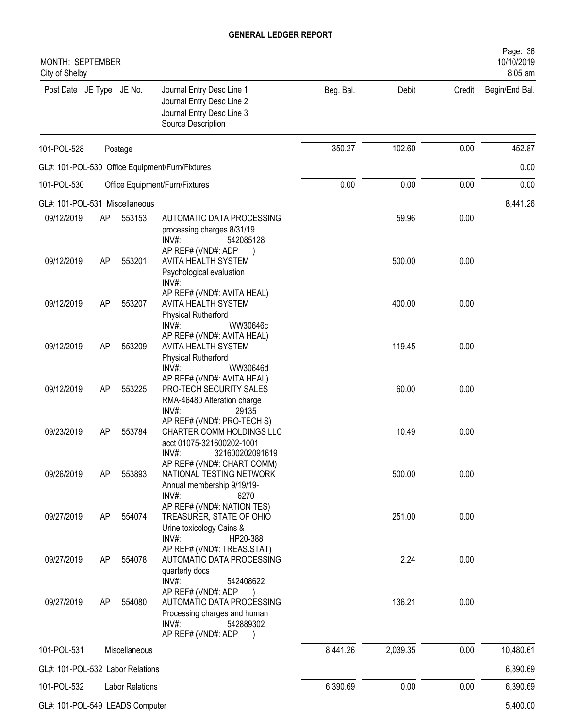# GENERAL LEDGER REPORT

MONTH: SEPTEMBER
City of Shelby

| Post Date | JE Type | JE No. | Journal Entry Desc Line 1<br>Journal Entry Desc Line 2<br>Journal Entry Desc Line 3<br>Source Description | Beg. Bal. | Debit | Credit | Begin/End Bal. |
|---|---|---|---|---|---|---|---|
| 101-POL-528 | | | Postage | 350.27 | 102.60 | 0.00 | 452.87 |
| GL#: 101-POL-530 Office Equipment/Furn/Fixtures | | | | | | | 0.00 |
| 101-POL-530 | | | Office Equipment/Furn/Fixtures | 0.00 | 0.00 | 0.00 | 0.00 |
| GL#: 101-POL-531 Miscellaneous | | | | | | | 8,441.26 |
| 09/12/2019 | AP | 553153 | AUTOMATIC DATA PROCESSING<br>processing charges 8/31/19<br>INV#: 542085128<br>AP REF# (VND#: ADP ) | | 59.96 | 0.00 | |
| 09/12/2019 | AP | 553201 | AVITA HEALTH SYSTEM<br>Psychological evaluation<br>INV#:<br>AP REF# (VND#: AVITA HEAL) | | 500.00 | 0.00 | |
| 09/12/2019 | AP | 553207 | AVITA HEALTH SYSTEM<br>Physical Rutherford<br>INV#: WW30646c<br>AP REF# (VND#: AVITA HEAL) | | 400.00 | 0.00 | |
| 09/12/2019 | AP | 553209 | AVITA HEALTH SYSTEM<br>Physical Rutherford<br>INV#: WW30646d<br>AP REF# (VND#: AVITA HEAL) | | 119.45 | 0.00 | |
| 09/12/2019 | AP | 553225 | PRO-TECH SECURITY SALES<br>RMA-46480 Alteration charge<br>INV#: 29135<br>AP REF# (VND#: PRO-TECH S) | | 60.00 | 0.00 | |
| 09/23/2019 | AP | 553784 | CHARTER COMM HOLDINGS LLC<br>acct 01075-321600202-1001<br>INV#: 321600202091619<br>AP REF# (VND#: CHART COMM) | | 10.49 | 0.00 | |
| 09/26/2019 | AP | 553893 | NATIONAL TESTING NETWORK<br>Annual membership 9/19/19-<br>INV#: 6270<br>AP REF# (VND#: NATION TES) | | 500.00 | 0.00 | |
| 09/27/2019 | AP | 554074 | TREASURER, STATE OF OHIO<br>Urine toxicology Cains &<br>INV#: HP20-388<br>AP REF# (VND#: TREAS.STAT) | | 251.00 | 0.00 | |
| 09/27/2019 | AP | 554078 | AUTOMATIC DATA PROCESSING<br>quarterly docs<br>INV#: 542408622<br>AP REF# (VND#: ADP ) | | 2.24 | 0.00 | |
| 09/27/2019 | AP | 554080 | AUTOMATIC DATA PROCESSING<br>Processing charges and human<br>INV#: 542889302<br>AP REF# (VND#: ADP ) | | 136.21 | 0.00 | |
| 101-POL-531 | | | Miscellaneous | 8,441.26 | 2,039.35 | 0.00 | 10,480.61 |
| GL#: 101-POL-532 Labor Relations | | | | | | | 6,390.69 |
| 101-POL-532 | | | Labor Relations | 6,390.69 | 0.00 | 0.00 | 6,390.69 |
| GL#: 101-POL-549 LEADS Computer | | | | | | | 5,400.00 |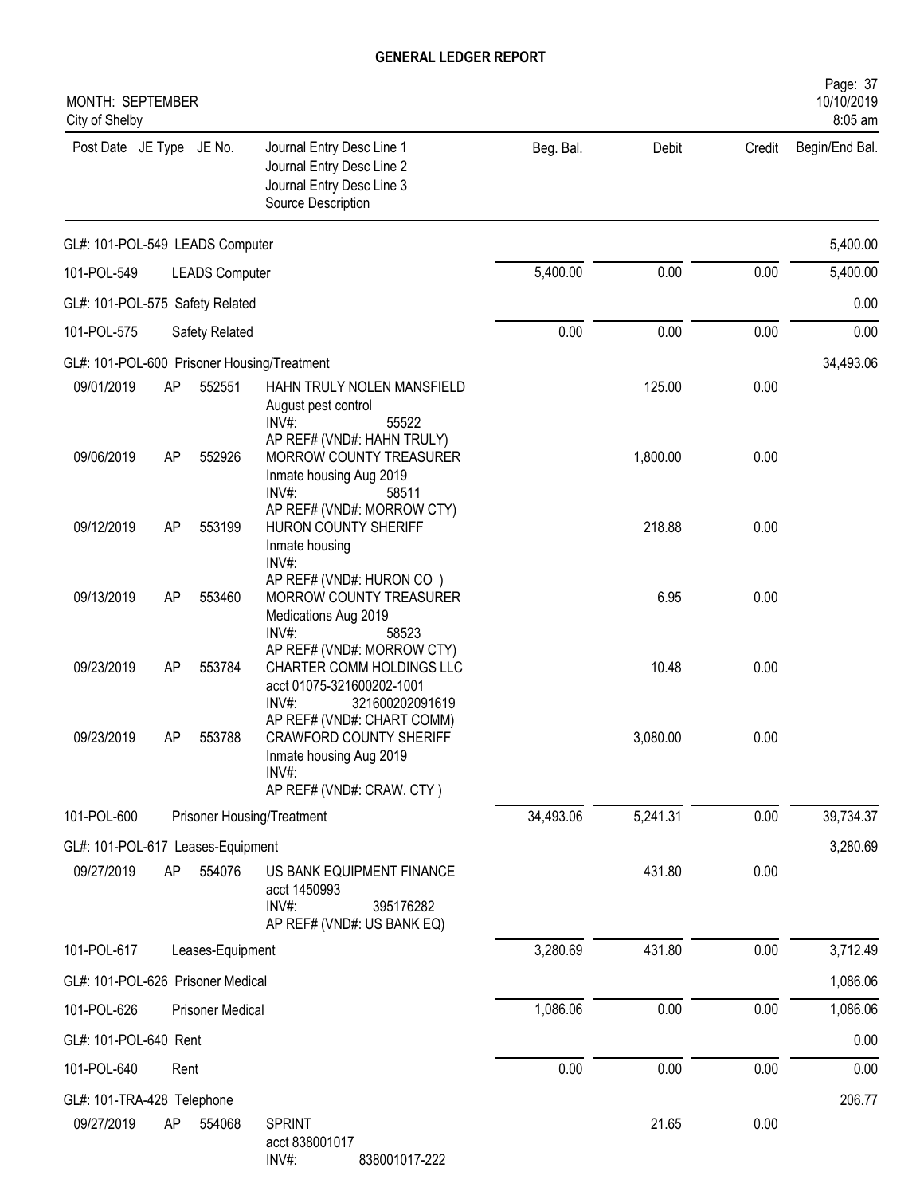# GENERAL LEDGER REPORT

MONTH: SEPTEMBER
City of Shelby

| Post Date | JE Type | JE No. | Journal Entry Desc Line 1<br>Journal Entry Desc Line 2<br>Journal Entry Desc Line 3<br>Source Description | Beg. Bal. | Debit | Credit | Begin/End Bal. |
|---|---|---|---|---|---|---|---|
| GL#: 101-POL-549 LEADS Computer | | | | | | | 5,400.00 |
| 101-POL-549 | | | LEADS Computer | 5,400.00 | 0.00 | 0.00 | 5,400.00 |
| GL#: 101-POL-575 Safety Related | | | | | | | 0.00 |
| 101-POL-575 | | | Safety Related | 0.00 | 0.00 | 0.00 | 0.00 |
| GL#: 101-POL-600 Prisoner Housing/Treatment | | | | | | | 34,493.06 |
| 09/01/2019 | AP | 552551 | HAHN TRULY NOLEN MANSFIELD<br>August pest control<br>INV#: 55522<br>AP REF# (VND#: HAHN TRULY) | | 125.00 | 0.00 | |
| 09/06/2019 | AP | 552926 | MORROW COUNTY TREASURER<br>Inmate housing Aug 2019<br>INV#: 58511<br>AP REF# (VND#: MORROW CTY) | | 1,800.00 | 0.00 | |
| 09/12/2019 | AP | 553199 | HURON COUNTY SHERIFF<br>Inmate housing<br>INV#:<br>AP REF# (VND#: HURON CO ) | | 218.88 | 0.00 | |
| 09/13/2019 | AP | 553460 | MORROW COUNTY TREASURER<br>Medications Aug 2019<br>INV#: 58523<br>AP REF# (VND#: MORROW CTY) | | 6.95 | 0.00 | |
| 09/23/2019 | AP | 553784 | CHARTER COMM HOLDINGS LLC<br>acct 01075-321600202-1001<br>INV#: 321600202091619<br>AP REF# (VND#: CHART COMM) | | 10.48 | 0.00 | |
| 09/23/2019 | AP | 553788 | CRAWFORD COUNTY SHERIFF<br>Inmate housing Aug 2019<br>INV#:<br>AP REF# (VND#: CRAW. CTY ) | | 3,080.00 | 0.00 | |
| 101-POL-600 | | | Prisoner Housing/Treatment | 34,493.06 | 5,241.31 | 0.00 | 39,734.37 |
| GL#: 101-POL-617 Leases-Equipment | | | | | | | 3,280.69 |
| 09/27/2019 | AP | 554076 | US BANK EQUIPMENT FINANCE<br>acct 1450993<br>INV#: 395176282<br>AP REF# (VND#: US BANK EQ) | | 431.80 | 0.00 | |
| 101-POL-617 | | | Leases-Equipment | 3,280.69 | 431.80 | 0.00 | 3,712.49 |
| GL#: 101-POL-626 Prisoner Medical | | | | | | | 1,086.06 |
| 101-POL-626 | | | Prisoner Medical | 1,086.06 | 0.00 | 0.00 | 1,086.06 |
| GL#: 101-POL-640 Rent | | | | | | | 0.00 |
| 101-POL-640 | | | Rent | 0.00 | 0.00 | 0.00 | 0.00 |
| GL#: 101-TRA-428 Telephone | | | | | | | 206.77 |
| 09/27/2019 | AP | 554068 | SPRINT<br>acct 838001017<br>INV#: 838001017-222 | | 21.65 | 0.00 | |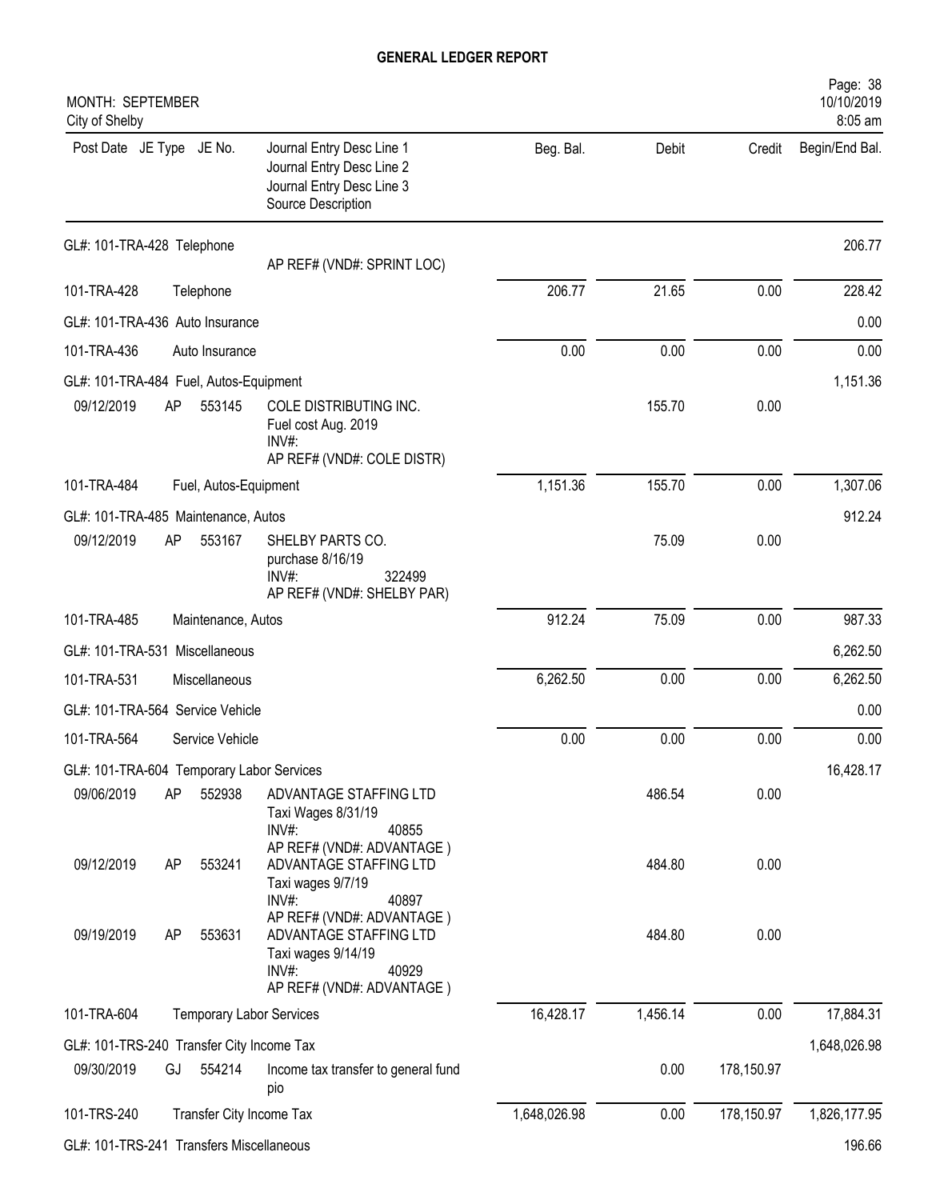# GENERAL LEDGER REPORT

MONTH: SEPTEMBER
City of Shelby

| Post Date | JE Type | JE No. | Journal Entry Desc Line 1<br>Journal Entry Desc Line 2<br>Journal Entry Desc Line 3<br>Source Description | Beg. Bal. | Debit | Credit | Begin/End Bal. |
|---|---|---|---|---|---|---|---|
| GL#: 101-TRA-428 Telephone | | | | | | | 206.77 |
| | | | AP REF# (VND#: SPRINT LOC) | | | | |
| 101-TRA-428 | Telephone | | | 206.77 | 21.65 | 0.00 | 228.42 |
| GL#: 101-TRA-436 Auto Insurance | | | | | | | 0.00 |
| 101-TRA-436 | Auto Insurance | | | 0.00 | 0.00 | 0.00 | 0.00 |
| GL#: 101-TRA-484 Fuel, Autos-Equipment | | | | | | | 1,151.36 |
| 09/12/2019 | AP | 553145 | COLE DISTRIBUTING INC.<br>Fuel cost Aug. 2019<br>INV#:<br>AP REF# (VND#: COLE DISTR) | | 155.70 | 0.00 | |
| 101-TRA-484 | Fuel, Autos-Equipment | | | 1,151.36 | 155.70 | 0.00 | 1,307.06 |
| GL#: 101-TRA-485 Maintenance, Autos | | | | | | | 912.24 |
| 09/12/2019 | AP | 553167 | SHELBY PARTS CO.<br>purchase 8/16/19<br>INV#: 322499<br>AP REF# (VND#: SHELBY PAR) | | 75.09 | 0.00 | |
| 101-TRA-485 | Maintenance, Autos | | | 912.24 | 75.09 | 0.00 | 987.33 |
| GL#: 101-TRA-531 Miscellaneous | | | | | | | 6,262.50 |
| 101-TRA-531 | Miscellaneous | | | 6,262.50 | 0.00 | 0.00 | 6,262.50 |
| GL#: 101-TRA-564 Service Vehicle | | | | | | | 0.00 |
| 101-TRA-564 | Service Vehicle | | | 0.00 | 0.00 | 0.00 | 0.00 |
| GL#: 101-TRA-604 Temporary Labor Services | | | | | | | 16,428.17 |
| 09/06/2019 | AP | 552938 | ADVANTAGE STAFFING LTD<br>Taxi Wages 8/31/19<br>INV#: 40855<br>AP REF# (VND#: ADVANTAGE ) | | 486.54 | 0.00 | |
| 09/12/2019 | AP | 553241 | ADVANTAGE STAFFING LTD<br>Taxi wages 9/7/19<br>INV#: 40897<br>AP REF# (VND#: ADVANTAGE ) | | 484.80 | 0.00 | |
| 09/19/2019 | AP | 553631 | ADVANTAGE STAFFING LTD<br>Taxi wages 9/14/19<br>INV#: 40929<br>AP REF# (VND#: ADVANTAGE ) | | 484.80 | 0.00 | |
| 101-TRA-604 | Temporary Labor Services | | | 16,428.17 | 1,456.14 | 0.00 | 17,884.31 |
| GL#: 101-TRS-240 Transfer City Income Tax | | | | | | | 1,648,026.98 |
| 09/30/2019 | GJ | 554214 | Income tax transfer to general fund<br>pio | | 0.00 | 178,150.97 | |
| 101-TRS-240 | Transfer City Income Tax | | | 1,648,026.98 | 0.00 | 178,150.97 | 1,826,177.95 |
| GL#: 101-TRS-241 Transfers Miscellaneous | | | | | | | 196.66 |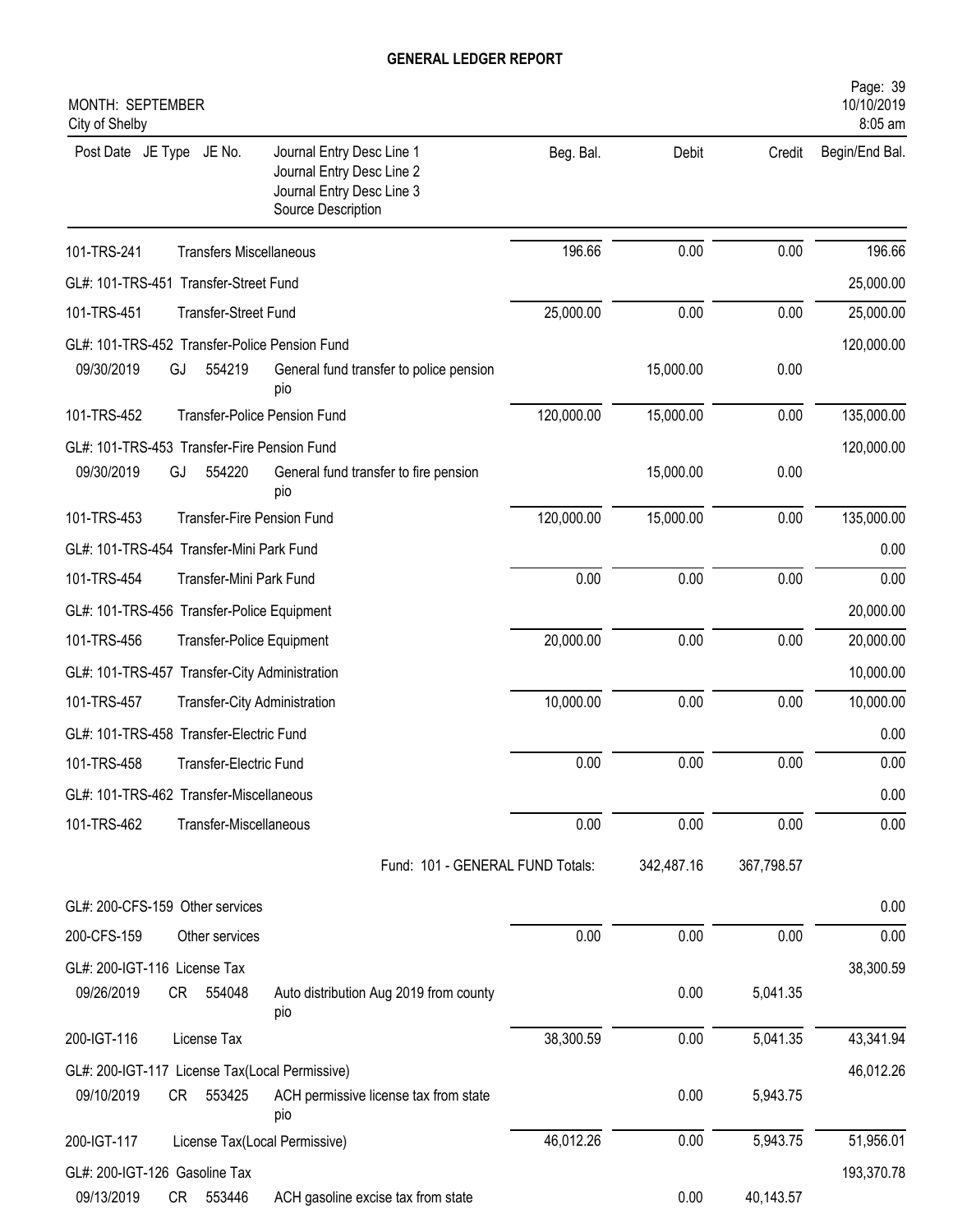# GENERAL LEDGER REPORT

MONTH: SEPTEMBER
City of Shelby

| Post Date | JE Type | JE No. | Journal Entry Desc Line 1 / Journal Entry Desc Line 2 / Journal Entry Desc Line 3 / Source Description | Beg. Bal. | Debit | Credit | Begin/End Bal. |
|---|---|---|---|---|---|---|---|
| 101-TRS-241 | | | Transfers Miscellaneous | 196.66 | 0.00 | 0.00 | 196.66 |
| GL#: 101-TRS-451 Transfer-Street Fund | | | | | | | 25,000.00 |
| 101-TRS-451 | | | Transfer-Street Fund | 25,000.00 | 0.00 | 0.00 | 25,000.00 |
| GL#: 101-TRS-452 Transfer-Police Pension Fund | | | | | | | 120,000.00 |
| 09/30/2019 | GJ | 554219 | General fund transfer to police pension pio | | 15,000.00 | 0.00 | |
| 101-TRS-452 | | | Transfer-Police Pension Fund | 120,000.00 | 15,000.00 | 0.00 | 135,000.00 |
| GL#: 101-TRS-453 Transfer-Fire Pension Fund | | | | | | | 120,000.00 |
| 09/30/2019 | GJ | 554220 | General fund transfer to fire pension pio | | 15,000.00 | 0.00 | |
| 101-TRS-453 | | | Transfer-Fire Pension Fund | 120,000.00 | 15,000.00 | 0.00 | 135,000.00 |
| GL#: 101-TRS-454 Transfer-Mini Park Fund | | | | | | | 0.00 |
| 101-TRS-454 | | | Transfer-Mini Park Fund | 0.00 | 0.00 | 0.00 | 0.00 |
| GL#: 101-TRS-456 Transfer-Police Equipment | | | | | | | 20,000.00 |
| 101-TRS-456 | | | Transfer-Police Equipment | 20,000.00 | 0.00 | 0.00 | 20,000.00 |
| GL#: 101-TRS-457 Transfer-City Administration | | | | | | | 10,000.00 |
| 101-TRS-457 | | | Transfer-City Administration | 10,000.00 | 0.00 | 0.00 | 10,000.00 |
| GL#: 101-TRS-458 Transfer-Electric Fund | | | | | | | 0.00 |
| 101-TRS-458 | | | Transfer-Electric Fund | 0.00 | 0.00 | 0.00 | 0.00 |
| GL#: 101-TRS-462 Transfer-Miscellaneous | | | | | | | 0.00 |
| 101-TRS-462 | | | Transfer-Miscellaneous | 0.00 | 0.00 | 0.00 | 0.00 |
| | | | Fund: 101 - GENERAL FUND Totals: | | 342,487.16 | 367,798.57 | |
| GL#: 200-CFS-159 Other services | | | | | | | 0.00 |
| 200-CFS-159 | | | Other services | 0.00 | 0.00 | 0.00 | 0.00 |
| GL#: 200-IGT-116 License Tax | | | | | | | 38,300.59 |
| 09/26/2019 | CR | 554048 | Auto distribution Aug 2019 from county pio | | 0.00 | 5,041.35 | |
| 200-IGT-116 | | | License Tax | 38,300.59 | 0.00 | 5,041.35 | 43,341.94 |
| GL#: 200-IGT-117 License Tax(Local Permissive) | | | | | | | 46,012.26 |
| 09/10/2019 | CR | 553425 | ACH permissive license tax from state pio | | 0.00 | 5,943.75 | |
| 200-IGT-117 | | | License Tax(Local Permissive) | 46,012.26 | 0.00 | 5,943.75 | 51,956.01 |
| GL#: 200-IGT-126 Gasoline Tax | | | | | | | 193,370.78 |
| 09/13/2019 | CR | 553446 | ACH gasoline excise tax from state | | 0.00 | 40,143.57 | |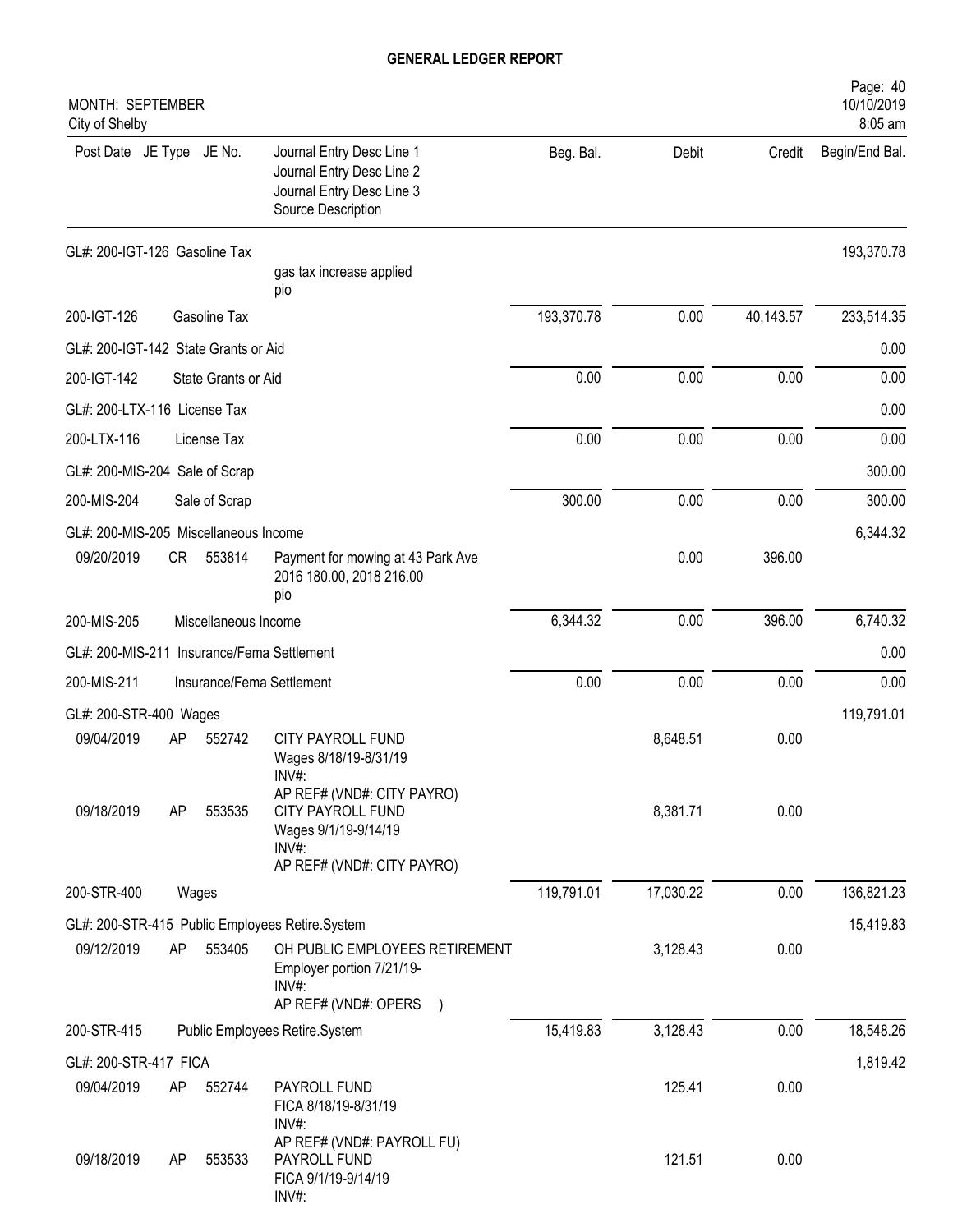# GENERAL LEDGER REPORT

MONTH: SEPTEMBER
City of Shelby

| Post Date | JE Type | JE No. | Journal Entry Desc Line 1 / Journal Entry Desc Line 2 / Journal Entry Desc Line 3 / Source Description | Beg. Bal. | Debit | Credit | Begin/End Bal. |
|---|---|---|---|---|---|---|---|
| GL#: 200-IGT-126 Gasoline Tax | | | | | | | 193,370.78 |
| | | | gas tax increase applied pio | | | | |
| 200-IGT-126 | | | Gasoline Tax | 193,370.78 | 0.00 | 40,143.57 | 233,514.35 |
| GL#: 200-IGT-142 State Grants or Aid | | | | | | | 0.00 |
| 200-IGT-142 | | | State Grants or Aid | 0.00 | 0.00 | 0.00 | 0.00 |
| GL#: 200-LTX-116 License Tax | | | | | | | 0.00 |
| 200-LTX-116 | | | License Tax | 0.00 | 0.00 | 0.00 | 0.00 |
| GL#: 200-MIS-204 Sale of Scrap | | | | | | | 300.00 |
| 200-MIS-204 | | | Sale of Scrap | 300.00 | 0.00 | 0.00 | 300.00 |
| GL#: 200-MIS-205 Miscellaneous Income | | | | | | | 6,344.32 |
| 09/20/2019 | CR | 553814 | Payment for mowing at 43 Park Ave 2016 180.00, 2018 216.00 pio | | 0.00 | 396.00 | |
| 200-MIS-205 | | | Miscellaneous Income | 6,344.32 | 0.00 | 396.00 | 6,740.32 |
| GL#: 200-MIS-211 Insurance/Fema Settlement | | | | | | | 0.00 |
| 200-MIS-211 | | | Insurance/Fema Settlement | 0.00 | 0.00 | 0.00 | 0.00 |
| GL#: 200-STR-400 Wages | | | | | | | 119,791.01 |
| 09/04/2019 | AP | 552742 | CITY PAYROLL FUND Wages 8/18/19-8/31/19 INV#: AP REF# (VND#: CITY PAYRO) | | 8,648.51 | 0.00 | |
| 09/18/2019 | AP | 553535 | CITY PAYROLL FUND Wages 9/1/19-9/14/19 INV#: AP REF# (VND#: CITY PAYRO) | | 8,381.71 | 0.00 | |
| 200-STR-400 | | | Wages | 119,791.01 | 17,030.22 | 0.00 | 136,821.23 |
| GL#: 200-STR-415 Public Employees Retire.System | | | | | | | 15,419.83 |
| 09/12/2019 | AP | 553405 | OH PUBLIC EMPLOYEES RETIREMENT Employer portion 7/21/19- INV#: AP REF# (VND#: OPERS ) | | 3,128.43 | 0.00 | |
| 200-STR-415 | | | Public Employees Retire.System | 15,419.83 | 3,128.43 | 0.00 | 18,548.26 |
| GL#: 200-STR-417 FICA | | | | | | | 1,819.42 |
| 09/04/2019 | AP | 552744 | PAYROLL FUND FICA 8/18/19-8/31/19 INV#: AP REF# (VND#: PAYROLL FU) | | 125.41 | 0.00 | |
| 09/18/2019 | AP | 553533 | PAYROLL FUND FICA 9/1/19-9/14/19 INV#: | | 121.51 | 0.00 | |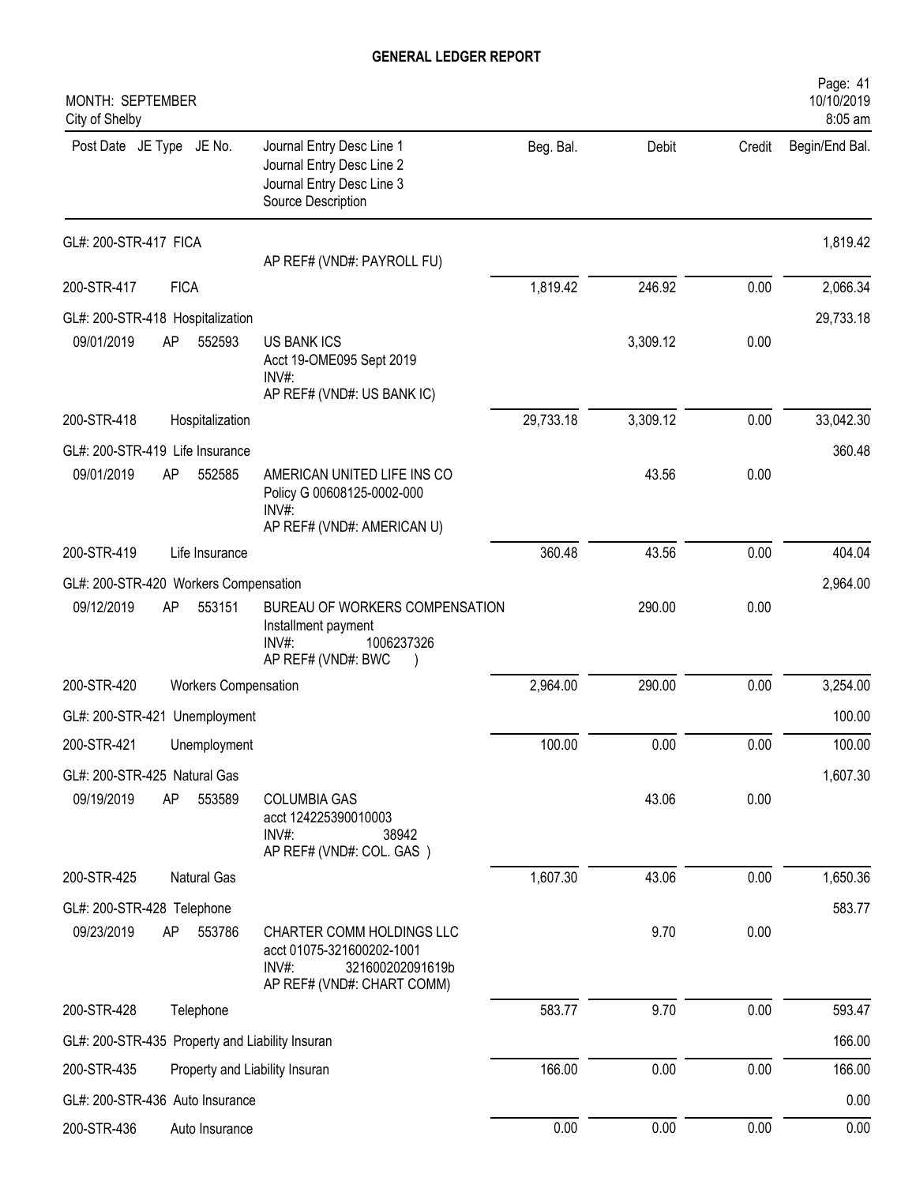# GENERAL LEDGER REPORT

MONTH: SEPTEMBER
City of Shelby

| Post Date | JE Type | JE No. | Journal Entry Desc Line 1 / Journal Entry Desc Line 2 / Journal Entry Desc Line 3 / Source Description | Beg. Bal. | Debit | Credit | Begin/End Bal. |
|---|---|---|---|---|---|---|---|
| GL#: 200-STR-417 FICA | | | | | | | 1,819.42 |
| | | | AP REF# (VND#: PAYROLL FU) | | | | |
| 200-STR-417 | FICA | | | 1,819.42 | 246.92 | 0.00 | 2,066.34 |
| GL#: 200-STR-418 Hospitalization | | | | | | | 29,733.18 |
| 09/01/2019 | AP | 552593 | US BANK ICS<br>Acct 19-OME095 Sept 2019<br>INV#:<br>AP REF# (VND#: US BANK IC) | | 3,309.12 | 0.00 | |
| 200-STR-418 | Hospitalization | | | 29,733.18 | 3,309.12 | 0.00 | 33,042.30 |
| GL#: 200-STR-419 Life Insurance | | | | | | | 360.48 |
| 09/01/2019 | AP | 552585 | AMERICAN UNITED LIFE INS CO<br>Policy G 00608125-0002-000<br>INV#:<br>AP REF# (VND#: AMERICAN U) | | 43.56 | 0.00 | |
| 200-STR-419 | Life Insurance | | | 360.48 | 43.56 | 0.00 | 404.04 |
| GL#: 200-STR-420 Workers Compensation | | | | | | | 2,964.00 |
| 09/12/2019 | AP | 553151 | BUREAU OF WORKERS COMPENSATION<br>Installment payment<br>INV#: 1006237326<br>AP REF# (VND#: BWC ) | | 290.00 | 0.00 | |
| 200-STR-420 | Workers Compensation | | | 2,964.00 | 290.00 | 0.00 | 3,254.00 |
| GL#: 200-STR-421 Unemployment | | | | | | | 100.00 |
| 200-STR-421 | Unemployment | | | 100.00 | 0.00 | 0.00 | 100.00 |
| GL#: 200-STR-425 Natural Gas | | | | | | | 1,607.30 |
| 09/19/2019 | AP | 553589 | COLUMBIA GAS<br>acct 124225390010003<br>INV#: 38942<br>AP REF# (VND#: COL. GAS ) | | 43.06 | 0.00 | |
| 200-STR-425 | Natural Gas | | | 1,607.30 | 43.06 | 0.00 | 1,650.36 |
| GL#: 200-STR-428 Telephone | | | | | | | 583.77 |
| 09/23/2019 | AP | 553786 | CHARTER COMM HOLDINGS LLC<br>acct 01075-321600202-1001<br>INV#: 321600202091619b<br>AP REF# (VND#: CHART COMM) | | 9.70 | 0.00 | |
| 200-STR-428 | Telephone | | | 583.77 | 9.70 | 0.00 | 593.47 |
| GL#: 200-STR-435 Property and Liability Insuran | | | | | | | 166.00 |
| 200-STR-435 | Property and Liability Insuran | | | 166.00 | 0.00 | 0.00 | 166.00 |
| GL#: 200-STR-436 Auto Insurance | | | | | | | 0.00 |
| 200-STR-436 | Auto Insurance | | | 0.00 | 0.00 | 0.00 | 0.00 |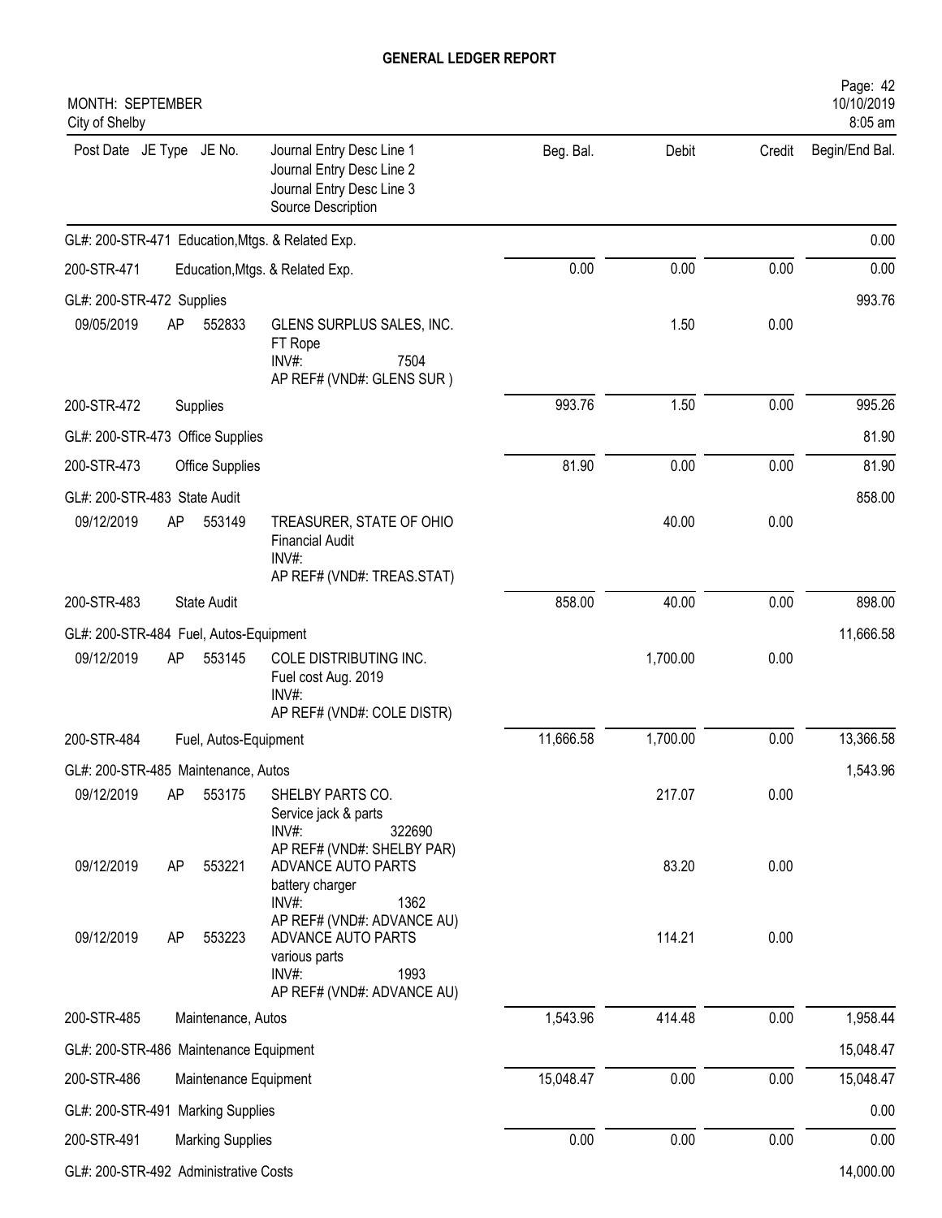# GENERAL LEDGER REPORT

MONTH: SEPTEMBER
City of Shelby

| Post Date | JE Type | JE No. | Journal Entry Desc Line 1<br>Journal Entry Desc Line 2<br>Journal Entry Desc Line 3<br>Source Description | Beg. Bal. | Debit | Credit | Begin/End Bal. |
|---|---|---|---|---|---|---|---|
| GL#: 200-STR-471 Education,Mtgs. & Related Exp. | | | | | | | 0.00 |
| 200-STR-471 | | | Education,Mtgs. & Related Exp. | 0.00 | 0.00 | 0.00 | 0.00 |
| GL#: 200-STR-472 Supplies | | | | | | | 993.76 |
| 09/05/2019 | AP | 552833 | GLENS SURPLUS SALES, INC.<br>FT Rope<br>INV#: 7504<br>AP REF# (VND#: GLENS SUR ) | | 1.50 | 0.00 | |
| 200-STR-472 | | | Supplies | 993.76 | 1.50 | 0.00 | 995.26 |
| GL#: 200-STR-473 Office Supplies | | | | | | | 81.90 |
| 200-STR-473 | | | Office Supplies | 81.90 | 0.00 | 0.00 | 81.90 |
| GL#: 200-STR-483 State Audit | | | | | | | 858.00 |
| 09/12/2019 | AP | 553149 | TREASURER, STATE OF OHIO<br>Financial Audit<br>INV#:<br>AP REF# (VND#: TREAS.STAT) | | 40.00 | 0.00 | |
| 200-STR-483 | | | State Audit | 858.00 | 40.00 | 0.00 | 898.00 |
| GL#: 200-STR-484 Fuel, Autos-Equipment | | | | | | | 11,666.58 |
| 09/12/2019 | AP | 553145 | COLE DISTRIBUTING INC.<br>Fuel cost Aug. 2019<br>INV#:<br>AP REF# (VND#: COLE DISTR) | | 1,700.00 | 0.00 | |
| 200-STR-484 | | | Fuel, Autos-Equipment | 11,666.58 | 1,700.00 | 0.00 | 13,366.58 |
| GL#: 200-STR-485 Maintenance, Autos | | | | | | | 1,543.96 |
| 09/12/2019 | AP | 553175 | SHELBY PARTS CO.<br>Service jack & parts<br>INV#: 322690<br>AP REF# (VND#: SHELBY PAR) | | 217.07 | 0.00 | |
| 09/12/2019 | AP | 553221 | ADVANCE AUTO PARTS<br>battery charger<br>INV#: 1362<br>AP REF# (VND#: ADVANCE AU) | | 83.20 | 0.00 | |
| 09/12/2019 | AP | 553223 | ADVANCE AUTO PARTS<br>various parts<br>INV#: 1993<br>AP REF# (VND#: ADVANCE AU) | | 114.21 | 0.00 | |
| 200-STR-485 | | | Maintenance, Autos | 1,543.96 | 414.48 | 0.00 | 1,958.44 |
| GL#: 200-STR-486 Maintenance Equipment | | | | | | | 15,048.47 |
| 200-STR-486 | | | Maintenance Equipment | 15,048.47 | 0.00 | 0.00 | 15,048.47 |
| GL#: 200-STR-491 Marking Supplies | | | | | | | 0.00 |
| 200-STR-491 | | | Marking Supplies | 0.00 | 0.00 | 0.00 | 0.00 |
| GL#: 200-STR-492 Administrative Costs | | | | | | | 14,000.00 |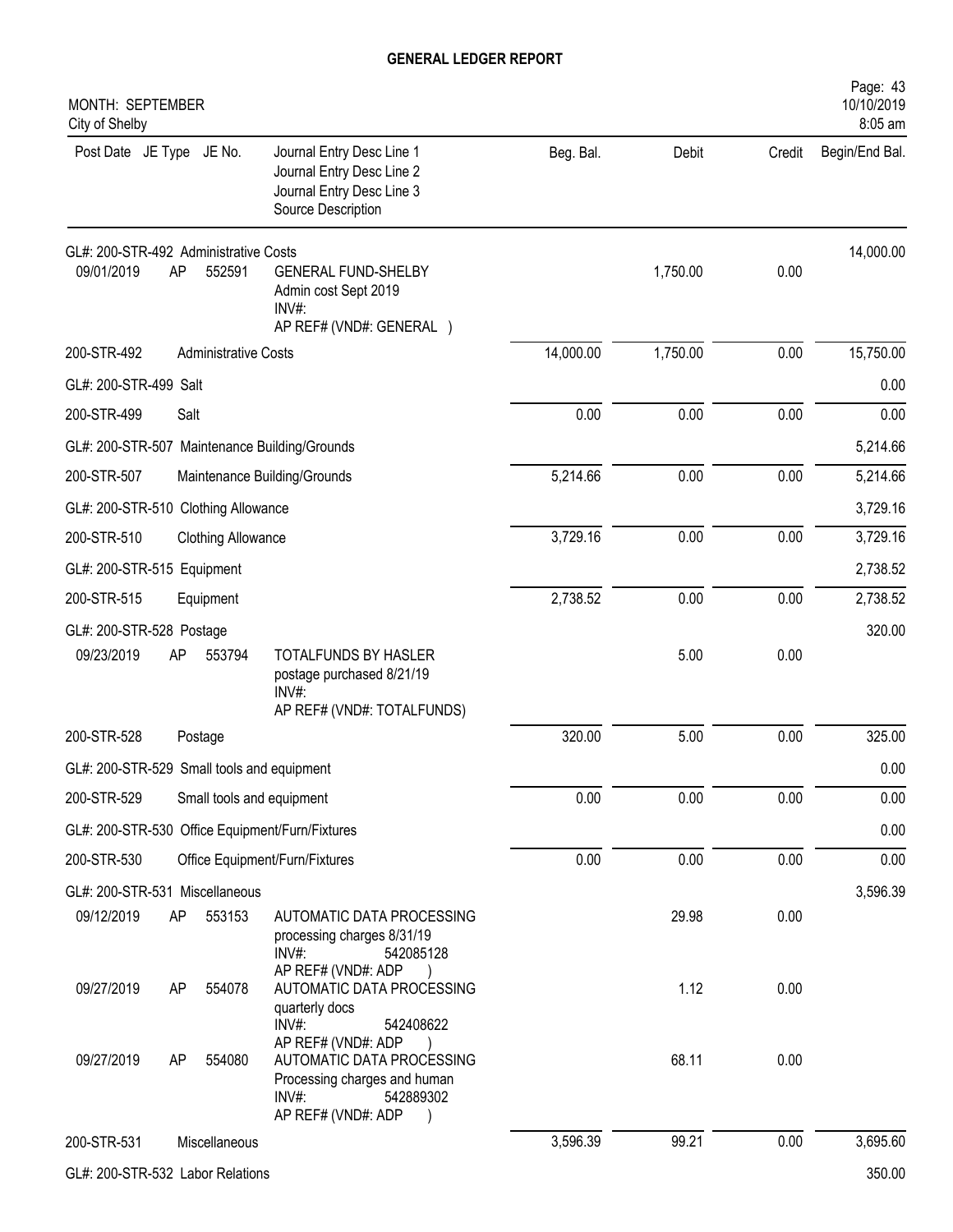# GENERAL LEDGER REPORT

MONTH: SEPTEMBER
City of Shelby

| Post Date | JE Type | JE No. | Journal Entry Desc Line 1<br>Journal Entry Desc Line 2<br>Journal Entry Desc Line 3<br>Source Description | Beg. Bal. | Debit | Credit | Begin/End Bal. |
|---|---|---|---|---|---|---|---|
| GL#: 200-STR-492 Administrative Costs | | | | | | | 14,000.00 |
| 09/01/2019 | AP | 552591 | GENERAL FUND-SHELBY<br>Admin cost Sept 2019<br>INV#:<br>AP REF# (VND#: GENERAL ) | | 1,750.00 | 0.00 | |
| 200-STR-492 | Administrative Costs | | | 14,000.00 | 1,750.00 | 0.00 | 15,750.00 |
| GL#: 200-STR-499 Salt | | | | | | | 0.00 |
| 200-STR-499 | Salt | | | 0.00 | 0.00 | 0.00 | 0.00 |
| GL#: 200-STR-507 Maintenance Building/Grounds | | | | | | | 5,214.66 |
| 200-STR-507 | Maintenance Building/Grounds | | | 5,214.66 | 0.00 | 0.00 | 5,214.66 |
| GL#: 200-STR-510 Clothing Allowance | | | | | | | 3,729.16 |
| 200-STR-510 | Clothing Allowance | | | 3,729.16 | 0.00 | 0.00 | 3,729.16 |
| GL#: 200-STR-515 Equipment | | | | | | | 2,738.52 |
| 200-STR-515 | Equipment | | | 2,738.52 | 0.00 | 0.00 | 2,738.52 |
| GL#: 200-STR-528 Postage | | | | | | | 320.00 |
| 09/23/2019 | AP | 553794 | TOTALFUNDS BY HASLER<br>postage purchased 8/21/19<br>INV#:<br>AP REF# (VND#: TOTALFUNDS) | | 5.00 | 0.00 | |
| 200-STR-528 | Postage | | | 320.00 | 5.00 | 0.00 | 325.00 |
| GL#: 200-STR-529 Small tools and equipment | | | | | | | 0.00 |
| 200-STR-529 | Small tools and equipment | | | 0.00 | 0.00 | 0.00 | 0.00 |
| GL#: 200-STR-530 Office Equipment/Furn/Fixtures | | | | | | | 0.00 |
| 200-STR-530 | Office Equipment/Furn/Fixtures | | | 0.00 | 0.00 | 0.00 | 0.00 |
| GL#: 200-STR-531 Miscellaneous | | | | | | | 3,596.39 |
| 09/12/2019 | AP | 553153 | AUTOMATIC DATA PROCESSING<br>processing charges 8/31/19<br>INV#: 542085128<br>AP REF# (VND#: ADP ) | | 29.98 | 0.00 | |
| 09/27/2019 | AP | 554078 | AUTOMATIC DATA PROCESSING<br>quarterly docs<br>INV#: 542408622<br>AP REF# (VND#: ADP ) | | 1.12 | 0.00 | |
| 09/27/2019 | AP | 554080 | AUTOMATIC DATA PROCESSING<br>Processing charges and human<br>INV#: 542889302<br>AP REF# (VND#: ADP ) | | 68.11 | 0.00 | |
| 200-STR-531 | Miscellaneous | | | 3,596.39 | 99.21 | 0.00 | 3,695.60 |
| GL#: 200-STR-532 Labor Relations | | | | | | | 350.00 |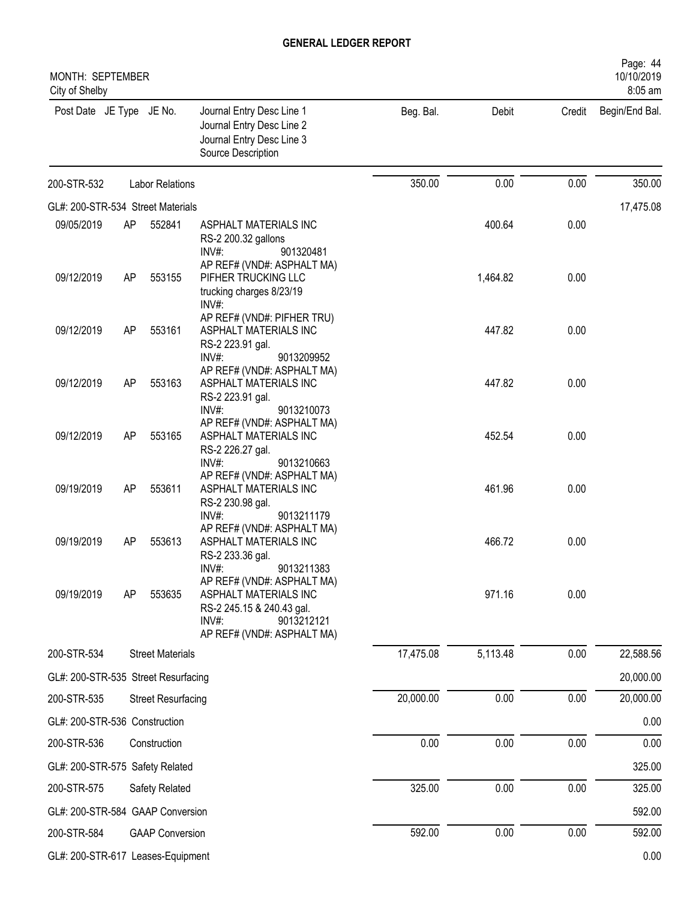# GENERAL LEDGER REPORT

MONTH: SEPTEMBER
City of Shelby

| Post Date | JE Type | JE No. | Journal Entry Desc Line 1 / Journal Entry Desc Line 2 / Journal Entry Desc Line 3 / Source Description | Beg. Bal. | Debit | Credit | Begin/End Bal. |
|---|---|---|---|---|---|---|---|
| 200-STR-532 | | Labor Relations | | 350.00 | 0.00 | 0.00 | 350.00 |
| GL#: 200-STR-534 Street Materials | | | | | | | 17,475.08 |
| 09/05/2019 | AP | 552841 | ASPHALT MATERIALS INC<br>RS-2 200.32 gallons<br>INV#: 901320481<br>AP REF# (VND#: ASPHALT MA) | | 400.64 | 0.00 | |
| 09/12/2019 | AP | 553155 | PIFHER TRUCKING LLC<br>trucking charges 8/23/19<br>INV#:<br>AP REF# (VND#: PIFHER TRU) | | 1,464.82 | 0.00 | |
| 09/12/2019 | AP | 553161 | ASPHALT MATERIALS INC<br>RS-2 223.91 gal.<br>INV#: 9013209952<br>AP REF# (VND#: ASPHALT MA) | | 447.82 | 0.00 | |
| 09/12/2019 | AP | 553163 | ASPHALT MATERIALS INC<br>RS-2 223.91 gal.<br>INV#: 9013210073<br>AP REF# (VND#: ASPHALT MA) | | 447.82 | 0.00 | |
| 09/12/2019 | AP | 553165 | ASPHALT MATERIALS INC<br>RS-2 226.27 gal.<br>INV#: 9013210663<br>AP REF# (VND#: ASPHALT MA) | | 452.54 | 0.00 | |
| 09/19/2019 | AP | 553611 | ASPHALT MATERIALS INC<br>RS-2 230.98 gal.<br>INV#: 9013211179<br>AP REF# (VND#: ASPHALT MA) | | 461.96 | 0.00 | |
| 09/19/2019 | AP | 553613 | ASPHALT MATERIALS INC<br>RS-2 233.36 gal.<br>INV#: 9013211383<br>AP REF# (VND#: ASPHALT MA) | | 466.72 | 0.00 | |
| 09/19/2019 | AP | 553635 | ASPHALT MATERIALS INC<br>RS-2 245.15 & 240.43 gal.<br>INV#: 9013212121<br>AP REF# (VND#: ASPHALT MA) | | 971.16 | 0.00 | |
| 200-STR-534 | | Street Materials | | 17,475.08 | 5,113.48 | 0.00 | 22,588.56 |
| GL#: 200-STR-535 Street Resurfacing | | | | | | | 20,000.00 |
| 200-STR-535 | | Street Resurfacing | | 20,000.00 | 0.00 | 0.00 | 20,000.00 |
| GL#: 200-STR-536 Construction | | | | | | | 0.00 |
| 200-STR-536 | | Construction | | 0.00 | 0.00 | 0.00 | 0.00 |
| GL#: 200-STR-575 Safety Related | | | | | | | 325.00 |
| 200-STR-575 | | Safety Related | | 325.00 | 0.00 | 0.00 | 325.00 |
| GL#: 200-STR-584 GAAP Conversion | | | | | | | 592.00 |
| 200-STR-584 | | GAAP Conversion | | 592.00 | 0.00 | 0.00 | 592.00 |
| GL#: 200-STR-617 Leases-Equipment | | | | | | | 0.00 |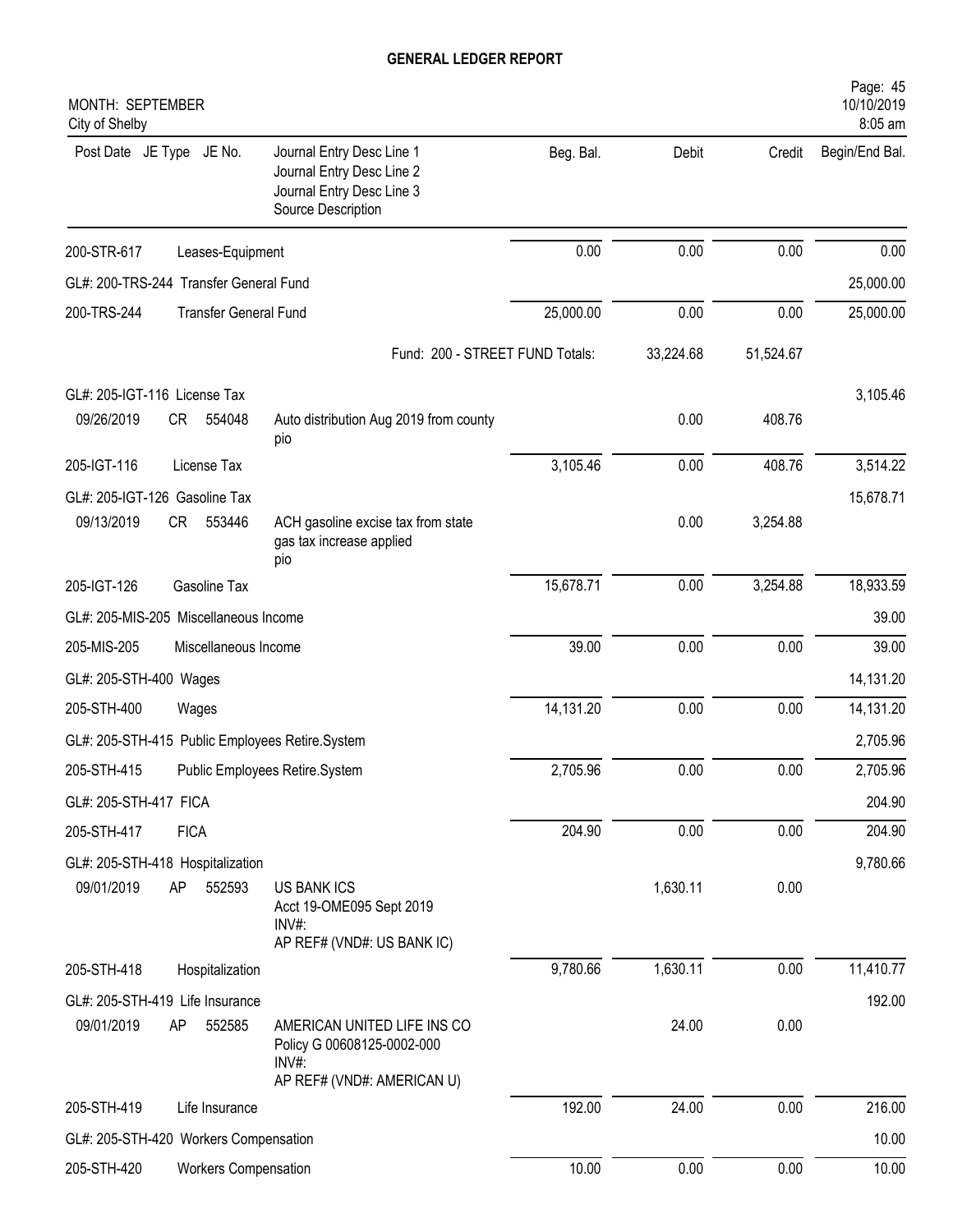# GENERAL LEDGER REPORT

MONTH: SEPTEMBER
City of Shelby

| Post Date | JE Type | JE No. | Journal Entry Desc Line 1 / Journal Entry Desc Line 2 / Journal Entry Desc Line 3 / Source Description | Beg. Bal. | Debit | Credit | Begin/End Bal. |
|---|---|---|---|---|---|---|---|
| 200-STR-617 | | | Leases-Equipment | 0.00 | 0.00 | 0.00 | 0.00 |
| GL#: 200-TRS-244 Transfer General Fund | | | | | | | 25,000.00 |
| 200-TRS-244 | | | Transfer General Fund | 25,000.00 | 0.00 | 0.00 | 25,000.00 |
| | | | Fund: 200 - STREET FUND Totals: | | 33,224.68 | 51,524.67 | |
| GL#: 205-IGT-116 License Tax | | | | | | | 3,105.46 |
| 09/26/2019 | CR | 554048 | Auto distribution Aug 2019 from county pio | | 0.00 | 408.76 | |
| 205-IGT-116 | | | License Tax | 3,105.46 | 0.00 | 408.76 | 3,514.22 |
| GL#: 205-IGT-126 Gasoline Tax | | | | | | | 15,678.71 |
| 09/13/2019 | CR | 553446 | ACH gasoline excise tax from state gas tax increase applied pio | | 0.00 | 3,254.88 | |
| 205-IGT-126 | | | Gasoline Tax | 15,678.71 | 0.00 | 3,254.88 | 18,933.59 |
| GL#: 205-MIS-205 Miscellaneous Income | | | | | | | 39.00 |
| 205-MIS-205 | | | Miscellaneous Income | 39.00 | 0.00 | 0.00 | 39.00 |
| GL#: 205-STH-400 Wages | | | | | | | 14,131.20 |
| 205-STH-400 | | | Wages | 14,131.20 | 0.00 | 0.00 | 14,131.20 |
| GL#: 205-STH-415 Public Employees Retire.System | | | | | | | 2,705.96 |
| 205-STH-415 | | | Public Employees Retire.System | 2,705.96 | 0.00 | 0.00 | 2,705.96 |
| GL#: 205-STH-417 FICA | | | | | | | 204.90 |
| 205-STH-417 | | | FICA | 204.90 | 0.00 | 0.00 | 204.90 |
| GL#: 205-STH-418 Hospitalization | | | | | | | 9,780.66 |
| 09/01/2019 | AP | 552593 | US BANK ICS / Acct 19-OME095 Sept 2019 / INV#: / AP REF# (VND#: US BANK IC) | | 1,630.11 | 0.00 | |
| 205-STH-418 | | | Hospitalization | 9,780.66 | 1,630.11 | 0.00 | 11,410.77 |
| GL#: 205-STH-419 Life Insurance | | | | | | | 192.00 |
| 09/01/2019 | AP | 552585 | AMERICAN UNITED LIFE INS CO / Policy G 00608125-0002-000 / INV#: / AP REF# (VND#: AMERICAN U) | | 24.00 | 0.00 | |
| 205-STH-419 | | | Life Insurance | 192.00 | 24.00 | 0.00 | 216.00 |
| GL#: 205-STH-420 Workers Compensation | | | | | | | 10.00 |
| 205-STH-420 | | | Workers Compensation | 10.00 | 0.00 | 0.00 | 10.00 |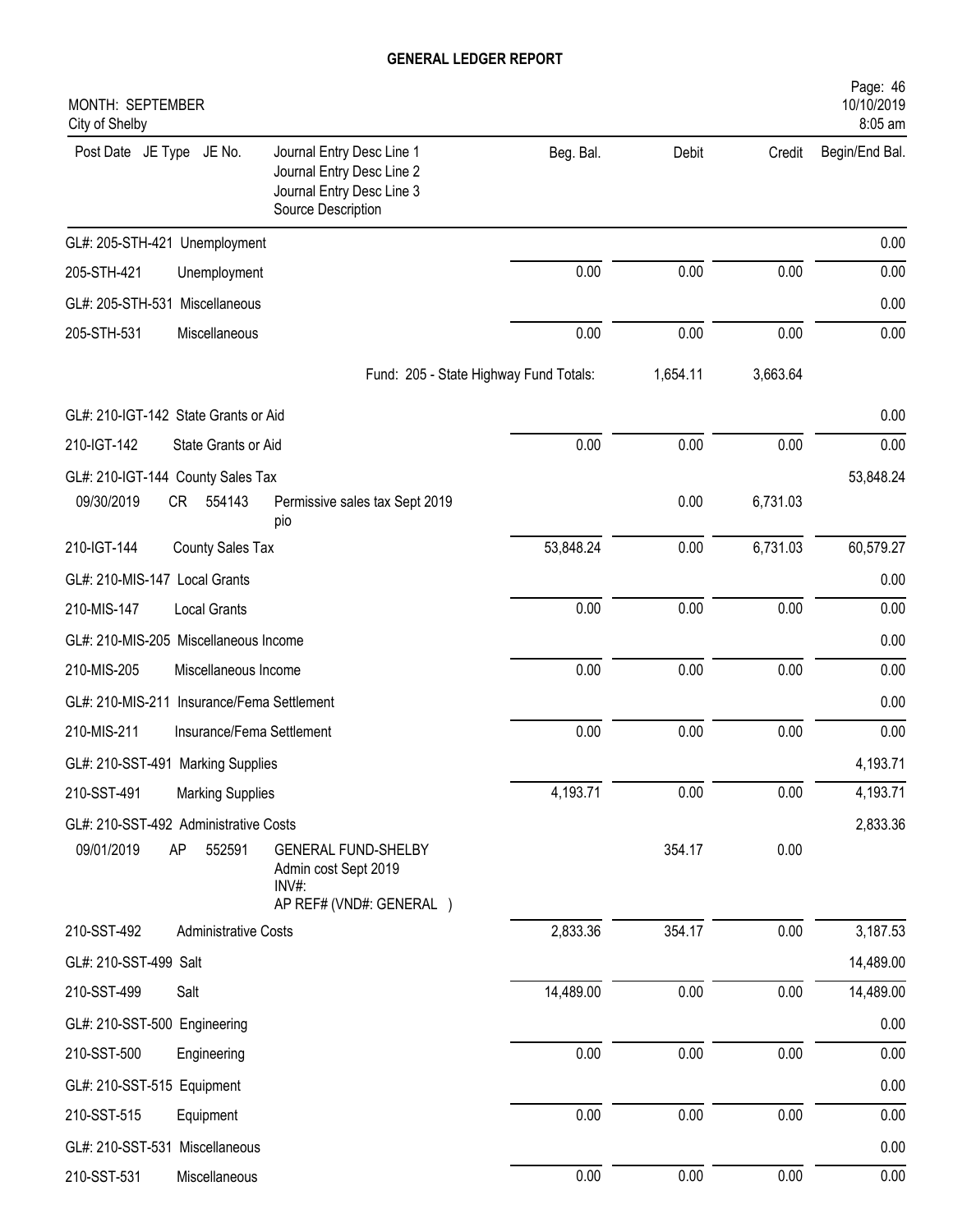# GENERAL LEDGER REPORT

MONTH: SEPTEMBER
City of Shelby

| Post Date | JE Type | JE No. | Journal Entry Desc Line 1 / Journal Entry Desc Line 2 / Journal Entry Desc Line 3 / Source Description | Beg. Bal. | Debit | Credit | Begin/End Bal. |
|---|---|---|---|---|---|---|---|
| GL#: 205-STH-421 Unemployment | | | | | | | 0.00 |
| 205-STH-421 | Unemployment | | | 0.00 | 0.00 | 0.00 | 0.00 |
| GL#: 205-STH-531 Miscellaneous | | | | | | | 0.00 |
| 205-STH-531 | Miscellaneous | | | 0.00 | 0.00 | 0.00 | 0.00 |
| | | | Fund: 205 - State Highway Fund Totals: | | 1,654.11 | 3,663.64 | |
| GL#: 210-IGT-142 State Grants or Aid | | | | | | | 0.00 |
| 210-IGT-142 | State Grants or Aid | | | 0.00 | 0.00 | 0.00 | 0.00 |
| GL#: 210-IGT-144 County Sales Tax | | | | | | | 53,848.24 |
| 09/30/2019 | CR | 554143 | Permissive sales tax Sept 2019 pio | | 0.00 | 6,731.03 | |
| 210-IGT-144 | County Sales Tax | | | 53,848.24 | 0.00 | 6,731.03 | 60,579.27 |
| GL#: 210-MIS-147 Local Grants | | | | | | | 0.00 |
| 210-MIS-147 | Local Grants | | | 0.00 | 0.00 | 0.00 | 0.00 |
| GL#: 210-MIS-205 Miscellaneous Income | | | | | | | 0.00 |
| 210-MIS-205 | Miscellaneous Income | | | 0.00 | 0.00 | 0.00 | 0.00 |
| GL#: 210-MIS-211 Insurance/Fema Settlement | | | | | | | 0.00 |
| 210-MIS-211 | Insurance/Fema Settlement | | | 0.00 | 0.00 | 0.00 | 0.00 |
| GL#: 210-SST-491 Marking Supplies | | | | | | | 4,193.71 |
| 210-SST-491 | Marking Supplies | | | 4,193.71 | 0.00 | 0.00 | 4,193.71 |
| GL#: 210-SST-492 Administrative Costs | | | | | | | 2,833.36 |
| 09/01/2019 | AP | 552591 | GENERAL FUND-SHELBY / Admin cost Sept 2019 / INV#: / AP REF# (VND#: GENERAL ) | | 354.17 | 0.00 | |
| 210-SST-492 | Administrative Costs | | | 2,833.36 | 354.17 | 0.00 | 3,187.53 |
| GL#: 210-SST-499 Salt | | | | | | | 14,489.00 |
| 210-SST-499 | Salt | | | 14,489.00 | 0.00 | 0.00 | 14,489.00 |
| GL#: 210-SST-500 Engineering | | | | | | | 0.00 |
| 210-SST-500 | Engineering | | | 0.00 | 0.00 | 0.00 | 0.00 |
| GL#: 210-SST-515 Equipment | | | | | | | 0.00 |
| 210-SST-515 | Equipment | | | 0.00 | 0.00 | 0.00 | 0.00 |
| GL#: 210-SST-531 Miscellaneous | | | | | | | 0.00 |
| 210-SST-531 | Miscellaneous | | | 0.00 | 0.00 | 0.00 | 0.00 |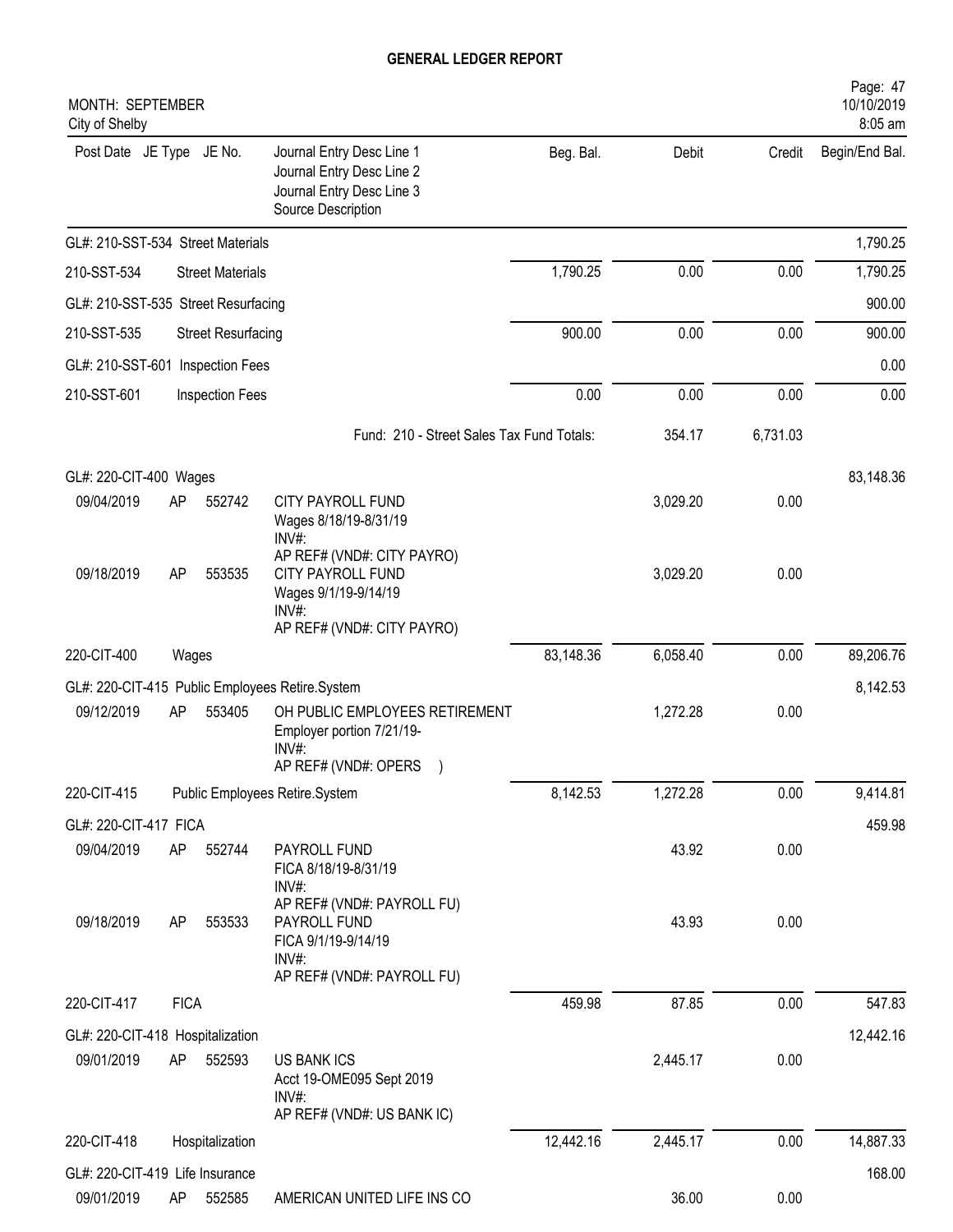# GENERAL LEDGER REPORT

MONTH: SEPTEMBER
City of Shelby

| Post Date | JE Type | JE No. | Journal Entry Desc Line 1 / Journal Entry Desc Line 2 / Journal Entry Desc Line 3 / Source Description | Beg. Bal. | Debit | Credit | Begin/End Bal. |
|---|---|---|---|---|---|---|---|
| GL#: 210-SST-534 Street Materials | | | | | | | 1,790.25 |
| 210-SST-534 | | | Street Materials | 1,790.25 | 0.00 | 0.00 | 1,790.25 |
| GL#: 210-SST-535 Street Resurfacing | | | | | | | 900.00 |
| 210-SST-535 | | | Street Resurfacing | 900.00 | 0.00 | 0.00 | 900.00 |
| GL#: 210-SST-601 Inspection Fees | | | | | | | 0.00 |
| 210-SST-601 | | | Inspection Fees | 0.00 | 0.00 | 0.00 | 0.00 |
| | | | Fund: 210 - Street Sales Tax Fund Totals: | | 354.17 | 6,731.03 | |
| GL#: 220-CIT-400 Wages | | | | | | | 83,148.36 |
| 09/04/2019 | AP | 552742 | CITY PAYROLL FUND<br>Wages 8/18/19-8/31/19<br>INV#:<br>AP REF# (VND#: CITY PAYRO) | | 3,029.20 | 0.00 | |
| 09/18/2019 | AP | 553535 | CITY PAYROLL FUND<br>Wages 9/1/19-9/14/19<br>INV#:<br>AP REF# (VND#: CITY PAYRO) | | 3,029.20 | 0.00 | |
| 220-CIT-400 | | | Wages | 83,148.36 | 6,058.40 | 0.00 | 89,206.76 |
| GL#: 220-CIT-415 Public Employees Retire.System | | | | | | | 8,142.53 |
| 09/12/2019 | AP | 553405 | OH PUBLIC EMPLOYEES RETIREMENT<br>Employer portion 7/21/19-<br>INV#:<br>AP REF# (VND#: OPERS ) | | 1,272.28 | 0.00 | |
| 220-CIT-415 | | | Public Employees Retire.System | 8,142.53 | 1,272.28 | 0.00 | 9,414.81 |
| GL#: 220-CIT-417 FICA | | | | | | | 459.98 |
| 09/04/2019 | AP | 552744 | PAYROLL FUND<br>FICA 8/18/19-8/31/19<br>INV#:<br>AP REF# (VND#: PAYROLL FU) | | 43.92 | 0.00 | |
| 09/18/2019 | AP | 553533 | PAYROLL FUND<br>FICA 9/1/19-9/14/19<br>INV#:<br>AP REF# (VND#: PAYROLL FU) | | 43.93 | 0.00 | |
| 220-CIT-417 | | | FICA | 459.98 | 87.85 | 0.00 | 547.83 |
| GL#: 220-CIT-418 Hospitalization | | | | | | | 12,442.16 |
| 09/01/2019 | AP | 552593 | US BANK ICS<br>Acct 19-OME095 Sept 2019<br>INV#:<br>AP REF# (VND#: US BANK IC) | | 2,445.17 | 0.00 | |
| 220-CIT-418 | | | Hospitalization | 12,442.16 | 2,445.17 | 0.00 | 14,887.33 |
| GL#: 220-CIT-419 Life Insurance | | | | | | | 168.00 |
| 09/01/2019 | AP | 552585 | AMERICAN UNITED LIFE INS CO | | 36.00 | 0.00 | |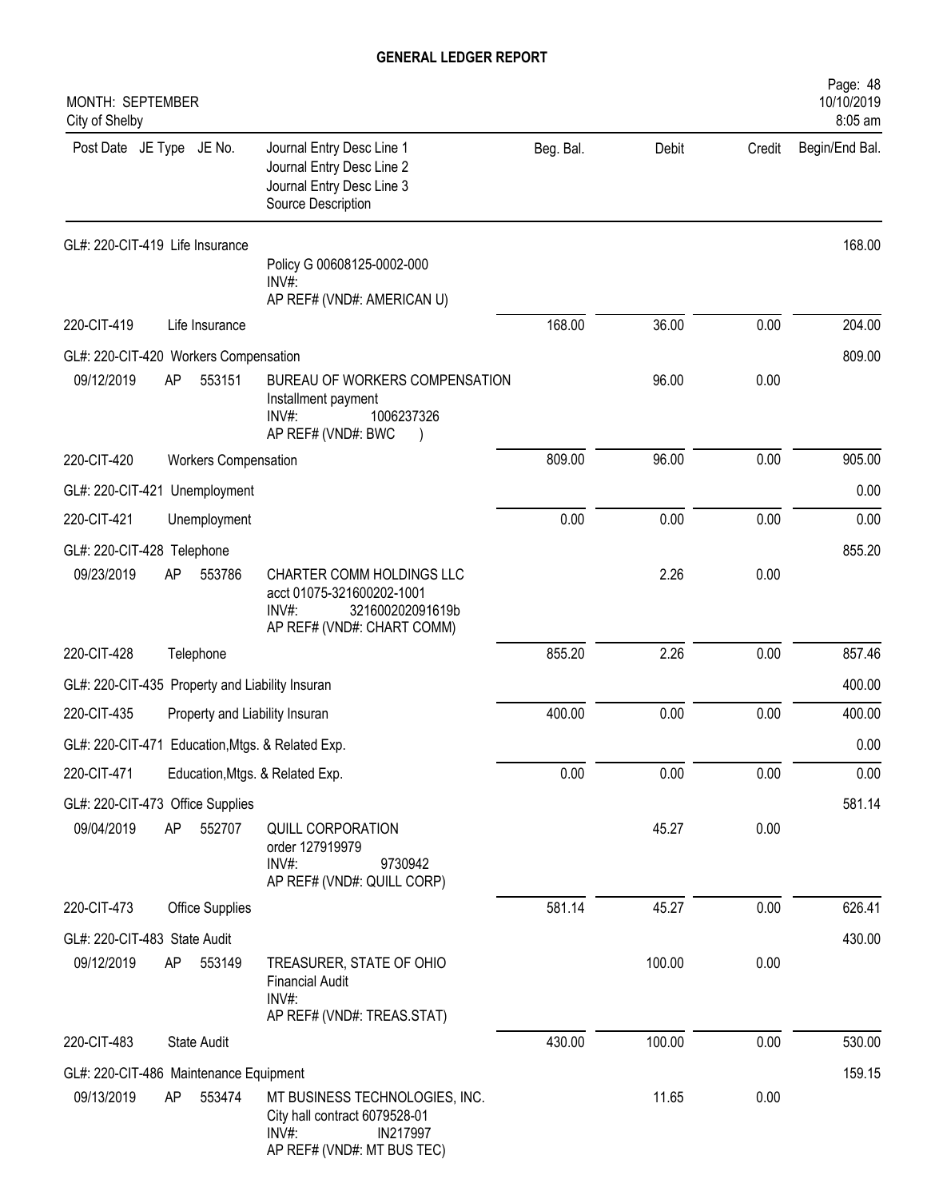# GENERAL LEDGER REPORT

MONTH: SEPTEMBER
City of Shelby

| Post Date | JE Type | JE No. | Journal Entry Desc Line 1<br>Journal Entry Desc Line 2<br>Journal Entry Desc Line 3<br>Source Description | Beg. Bal. | Debit | Credit | Begin/End Bal. |
|---|---|---|---|---|---|---|---|
| GL#: 220-CIT-419 Life Insurance | | | | | | | 168.00 |
| | | | Policy G 00608125-0002-000<br>INV#:<br>AP REF# (VND#: AMERICAN U) | | | | |
| 220-CIT-419 | Life Insurance | | | 168.00 | 36.00 | 0.00 | 204.00 |
| GL#: 220-CIT-420 Workers Compensation | | | | | | | 809.00 |
| 09/12/2019 | AP | 553151 | BUREAU OF WORKERS COMPENSATION<br>Installment payment<br>INV#: 1006237326<br>AP REF# (VND#: BWC ) | | 96.00 | 0.00 | |
| 220-CIT-420 | Workers Compensation | | | 809.00 | 96.00 | 0.00 | 905.00 |
| GL#: 220-CIT-421 Unemployment | | | | | | | 0.00 |
| 220-CIT-421 | Unemployment | | | 0.00 | 0.00 | 0.00 | 0.00 |
| GL#: 220-CIT-428 Telephone | | | | | | | 855.20 |
| 09/23/2019 | AP | 553786 | CHARTER COMM HOLDINGS LLC<br>acct 01075-321600202-1001<br>INV#: 321600202091619b<br>AP REF# (VND#: CHART COMM) | | 2.26 | 0.00 | |
| 220-CIT-428 | Telephone | | | 855.20 | 2.26 | 0.00 | 857.46 |
| GL#: 220-CIT-435 Property and Liability Insuran | | | | | | | 400.00 |
| 220-CIT-435 | Property and Liability Insuran | | | 400.00 | 0.00 | 0.00 | 400.00 |
| GL#: 220-CIT-471 Education,Mtgs. & Related Exp. | | | | | | | 0.00 |
| 220-CIT-471 | Education,Mtgs. & Related Exp. | | | 0.00 | 0.00 | 0.00 | 0.00 |
| GL#: 220-CIT-473 Office Supplies | | | | | | | 581.14 |
| 09/04/2019 | AP | 552707 | QUILL CORPORATION<br>order 127919979<br>INV#: 9730942<br>AP REF# (VND#: QUILL CORP) | | 45.27 | 0.00 | |
| 220-CIT-473 | Office Supplies | | | 581.14 | 45.27 | 0.00 | 626.41 |
| GL#: 220-CIT-483 State Audit | | | | | | | 430.00 |
| 09/12/2019 | AP | 553149 | TREASURER, STATE OF OHIO<br>Financial Audit<br>INV#:<br>AP REF# (VND#: TREAS.STAT) | | 100.00 | 0.00 | |
| 220-CIT-483 | State Audit | | | 430.00 | 100.00 | 0.00 | 530.00 |
| GL#: 220-CIT-486 Maintenance Equipment | | | | | | | 159.15 |
| 09/13/2019 | AP | 553474 | MT BUSINESS TECHNOLOGIES, INC.<br>City hall contract 6079528-01<br>INV#: IN217997<br>AP REF# (VND#: MT BUS TEC) | | 11.65 | 0.00 | |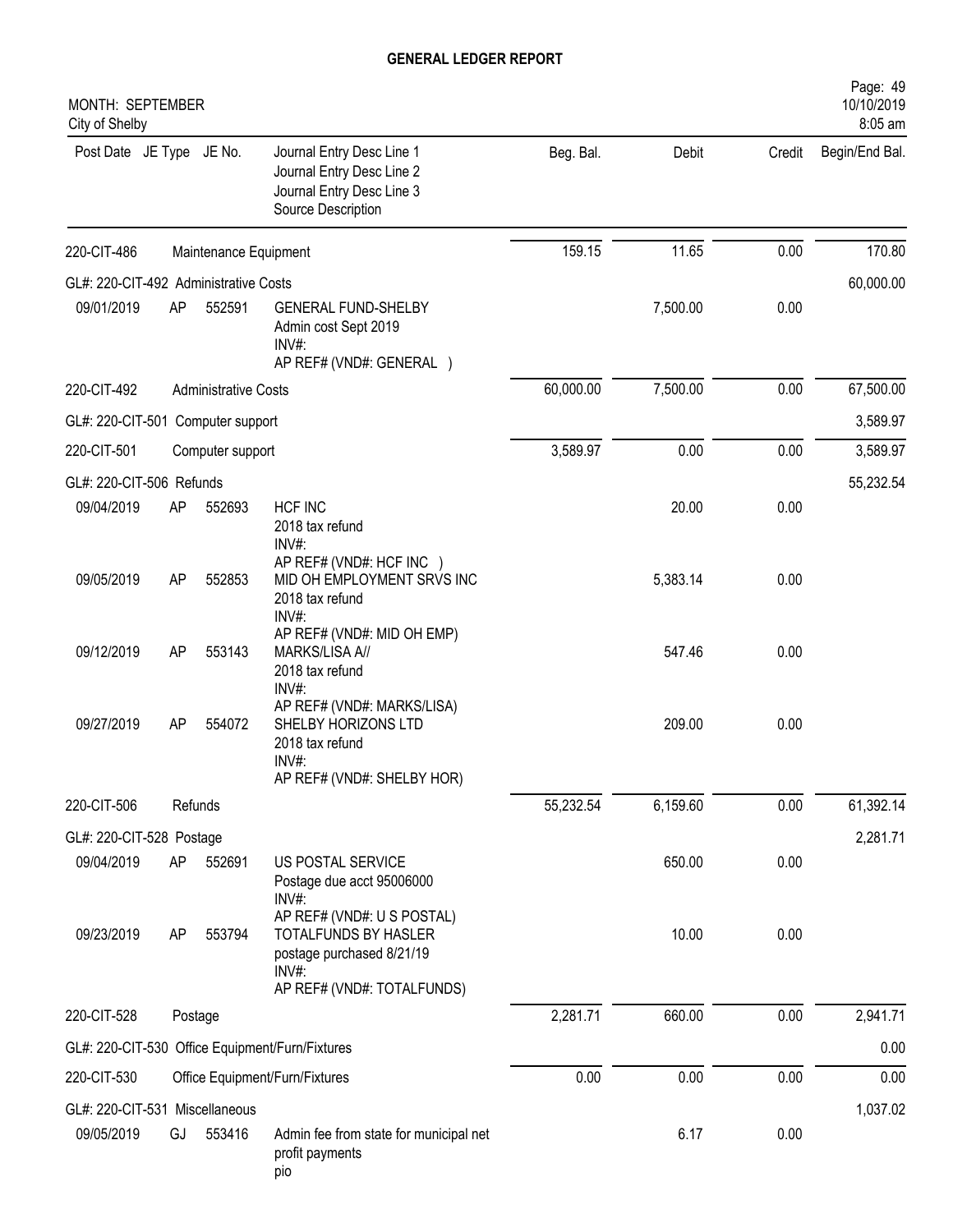# GENERAL LEDGER REPORT

MONTH: SEPTEMBER
City of Shelby

| Post Date | JE Type | JE No. | Journal Entry Desc Line 1<br>Journal Entry Desc Line 2<br>Journal Entry Desc Line 3<br>Source Description | Beg. Bal. | Debit | Credit | Begin/End Bal. |
|---|---|---|---|---|---|---|---|
| 220-CIT-486 | | | Maintenance Equipment | 159.15 | 11.65 | 0.00 | 170.80 |
| GL#: 220-CIT-492 Administrative Costs | | | | | | | 60,000.00 |
| 09/01/2019 | AP | 552591 | GENERAL FUND-SHELBY<br>Admin cost Sept 2019<br>INV#:<br>AP REF# (VND#: GENERAL ) | | 7,500.00 | 0.00 | |
| 220-CIT-492 | | | Administrative Costs | 60,000.00 | 7,500.00 | 0.00 | 67,500.00 |
| GL#: 220-CIT-501 Computer support | | | | | | | 3,589.97 |
| 220-CIT-501 | | | Computer support | 3,589.97 | 0.00 | 0.00 | 3,589.97 |
| GL#: 220-CIT-506 Refunds | | | | | | | 55,232.54 |
| 09/04/2019 | AP | 552693 | HCF INC<br>2018 tax refund<br>INV#:<br>AP REF# (VND#: HCF INC ) | | 20.00 | 0.00 | |
| 09/05/2019 | AP | 552853 | MID OH EMPLOYMENT SRVS INC<br>2018 tax refund<br>INV#:<br>AP REF# (VND#: MID OH EMP) | | 5,383.14 | 0.00 | |
| 09/12/2019 | AP | 553143 | MARKS/LISA A//<br>2018 tax refund<br>INV#:<br>AP REF# (VND#: MARKS/LISA) | | 547.46 | 0.00 | |
| 09/27/2019 | AP | 554072 | SHELBY HORIZONS LTD<br>2018 tax refund<br>INV#:<br>AP REF# (VND#: SHELBY HOR) | | 209.00 | 0.00 | |
| 220-CIT-506 | | | Refunds | 55,232.54 | 6,159.60 | 0.00 | 61,392.14 |
| GL#: 220-CIT-528 Postage | | | | | | | 2,281.71 |
| 09/04/2019 | AP | 552691 | US POSTAL SERVICE<br>Postage due acct 95006000<br>INV#:<br>AP REF# (VND#: U S POSTAL) | | 650.00 | 0.00 | |
| 09/23/2019 | AP | 553794 | TOTALFUNDS BY HASLER<br>postage purchased 8/21/19<br>INV#:<br>AP REF# (VND#: TOTALFUNDS) | | 10.00 | 0.00 | |
| 220-CIT-528 | | | Postage | 2,281.71 | 660.00 | 0.00 | 2,941.71 |
| GL#: 220-CIT-530 Office Equipment/Furn/Fixtures | | | | | | | 0.00 |
| 220-CIT-530 | | | Office Equipment/Furn/Fixtures | 0.00 | 0.00 | 0.00 | 0.00 |
| GL#: 220-CIT-531 Miscellaneous | | | | | | | 1,037.02 |
| 09/05/2019 | GJ | 553416 | Admin fee from state for municipal net profit payments<br>pio | | 6.17 | 0.00 | |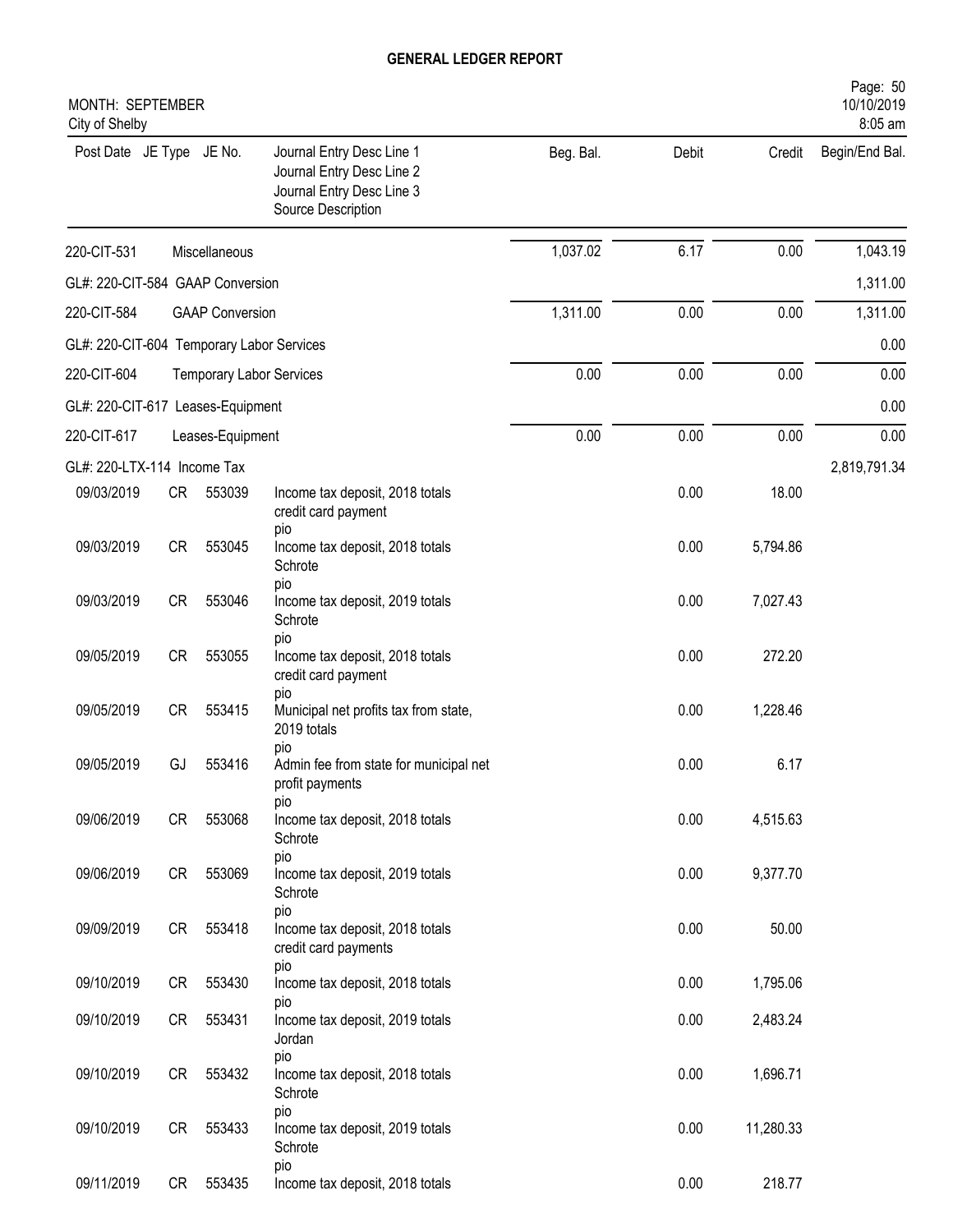# GENERAL LEDGER REPORT

MONTH: SEPTEMBER
City of Shelby

| Post Date | JE Type | JE No. | Journal Entry Desc Line 1 / Journal Entry Desc Line 2 / Journal Entry Desc Line 3 / Source Description | Beg. Bal. | Debit | Credit | Begin/End Bal. |
|---|---|---|---|---|---|---|---|
| 220-CIT-531 | | | Miscellaneous | 1,037.02 | 6.17 | 0.00 | 1,043.19 |
| GL#: 220-CIT-584 GAAP Conversion | | | | | | | 1,311.00 |
| 220-CIT-584 | | | GAAP Conversion | 1,311.00 | 0.00 | 0.00 | 1,311.00 |
| GL#: 220-CIT-604 Temporary Labor Services | | | | | | | 0.00 |
| 220-CIT-604 | | | Temporary Labor Services | 0.00 | 0.00 | 0.00 | 0.00 |
| GL#: 220-CIT-617 Leases-Equipment | | | | | | | 0.00 |
| 220-CIT-617 | | | Leases-Equipment | 0.00 | 0.00 | 0.00 | 0.00 |
| GL#: 220-LTX-114 Income Tax | | | | | | | 2,819,791.34 |
| 09/03/2019 | CR | 553039 | Income tax deposit, 2018 totals<br>credit card payment<br>pio | | 0.00 | 18.00 | |
| 09/03/2019 | CR | 553045 | Income tax deposit, 2018 totals<br>Schrote<br>pio | | 0.00 | 5,794.86 | |
| 09/03/2019 | CR | 553046 | Income tax deposit, 2019 totals<br>Schrote<br>pio | | 0.00 | 7,027.43 | |
| 09/05/2019 | CR | 553055 | Income tax deposit, 2018 totals<br>credit card payment<br>pio | | 0.00 | 272.20 | |
| 09/05/2019 | CR | 553415 | Municipal net profits tax from state,<br>2019 totals<br>pio | | 0.00 | 1,228.46 | |
| 09/05/2019 | GJ | 553416 | Admin fee from state for municipal net<br>profit payments<br>pio | | 0.00 | 6.17 | |
| 09/06/2019 | CR | 553068 | Income tax deposit, 2018 totals<br>Schrote<br>pio | | 0.00 | 4,515.63 | |
| 09/06/2019 | CR | 553069 | Income tax deposit, 2019 totals<br>Schrote<br>pio | | 0.00 | 9,377.70 | |
| 09/09/2019 | CR | 553418 | Income tax deposit, 2018 totals<br>credit card payments<br>pio | | 0.00 | 50.00 | |
| 09/10/2019 | CR | 553430 | Income tax deposit, 2018 totals<br>pio | | 0.00 | 1,795.06 | |
| 09/10/2019 | CR | 553431 | Income tax deposit, 2019 totals<br>Jordan<br>pio | | 0.00 | 2,483.24 | |
| 09/10/2019 | CR | 553432 | Income tax deposit, 2018 totals<br>Schrote<br>pio | | 0.00 | 1,696.71 | |
| 09/10/2019 | CR | 553433 | Income tax deposit, 2019 totals<br>Schrote<br>pio | | 0.00 | 11,280.33 | |
| 09/11/2019 | CR | 553435 | Income tax deposit, 2018 totals | | 0.00 | 218.77 | |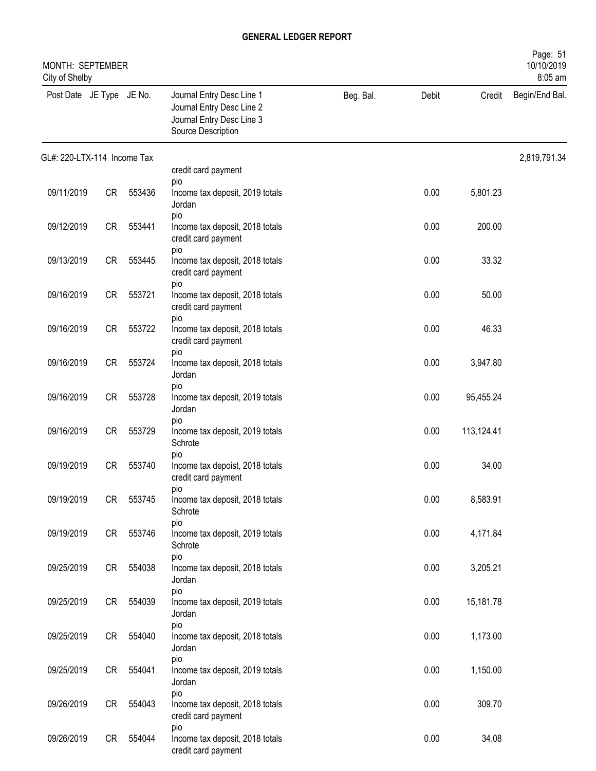**GENERAL LEDGER REPORT**

MONTH: SEPTEMBER
City of Shelby

| Post Date | JE Type | JE No. | Journal Entry Desc Line 1<br>Journal Entry Desc Line 2<br>Journal Entry Desc Line 3<br>Source Description | Beg. Bal. | Debit | Credit | Begin/End Bal. |
|---|---|---|---|---|---|---|---|
| GL#: 220-LTX-114 Income Tax | | | | | | | 2,819,791.34 |
| | | | credit card payment<br>pio | | | | |
| 09/11/2019 | CR | 553436 | Income tax deposit, 2019 totals<br>Jordan<br>pio | | 0.00 | 5,801.23 | |
| 09/12/2019 | CR | 553441 | Income tax deposit, 2018 totals<br>credit card payment<br>pio | | 0.00 | 200.00 | |
| 09/13/2019 | CR | 553445 | Income tax deposit, 2018 totals<br>credit card payment<br>pio | | 0.00 | 33.32 | |
| 09/16/2019 | CR | 553721 | Income tax deposit, 2018 totals<br>credit card payment<br>pio | | 0.00 | 50.00 | |
| 09/16/2019 | CR | 553722 | Income tax deposit, 2018 totals<br>credit card payment<br>pio | | 0.00 | 46.33 | |
| 09/16/2019 | CR | 553724 | Income tax deposit, 2018 totals<br>Jordan<br>pio | | 0.00 | 3,947.80 | |
| 09/16/2019 | CR | 553728 | Income tax deposit, 2019 totals<br>Jordan<br>pio | | 0.00 | 95,455.24 | |
| 09/16/2019 | CR | 553729 | Income tax deposit, 2019 totals<br>Schrote<br>pio | | 0.00 | 113,124.41 | |
| 09/19/2019 | CR | 553740 | Income tax depoist, 2018 totals<br>credit card payment<br>pio | | 0.00 | 34.00 | |
| 09/19/2019 | CR | 553745 | Income tax deposit, 2018 totals<br>Schrote<br>pio | | 0.00 | 8,583.91 | |
| 09/19/2019 | CR | 553746 | Income tax deposit, 2019 totals<br>Schrote<br>pio | | 0.00 | 4,171.84 | |
| 09/25/2019 | CR | 554038 | Income tax deposit, 2018 totals<br>Jordan<br>pio | | 0.00 | 3,205.21 | |
| 09/25/2019 | CR | 554039 | Income tax deposit, 2019 totals<br>Jordan<br>pio | | 0.00 | 15,181.78 | |
| 09/25/2019 | CR | 554040 | Income tax deposit, 2018 totals<br>Jordan<br>pio | | 0.00 | 1,173.00 | |
| 09/25/2019 | CR | 554041 | Income tax deposit, 2019 totals<br>Jordan<br>pio | | 0.00 | 1,150.00 | |
| 09/26/2019 | CR | 554043 | Income tax deposit, 2018 totals<br>credit card payment<br>pio | | 0.00 | 309.70 | |
| 09/26/2019 | CR | 554044 | Income tax deposit, 2018 totals<br>credit card payment | | 0.00 | 34.08 | |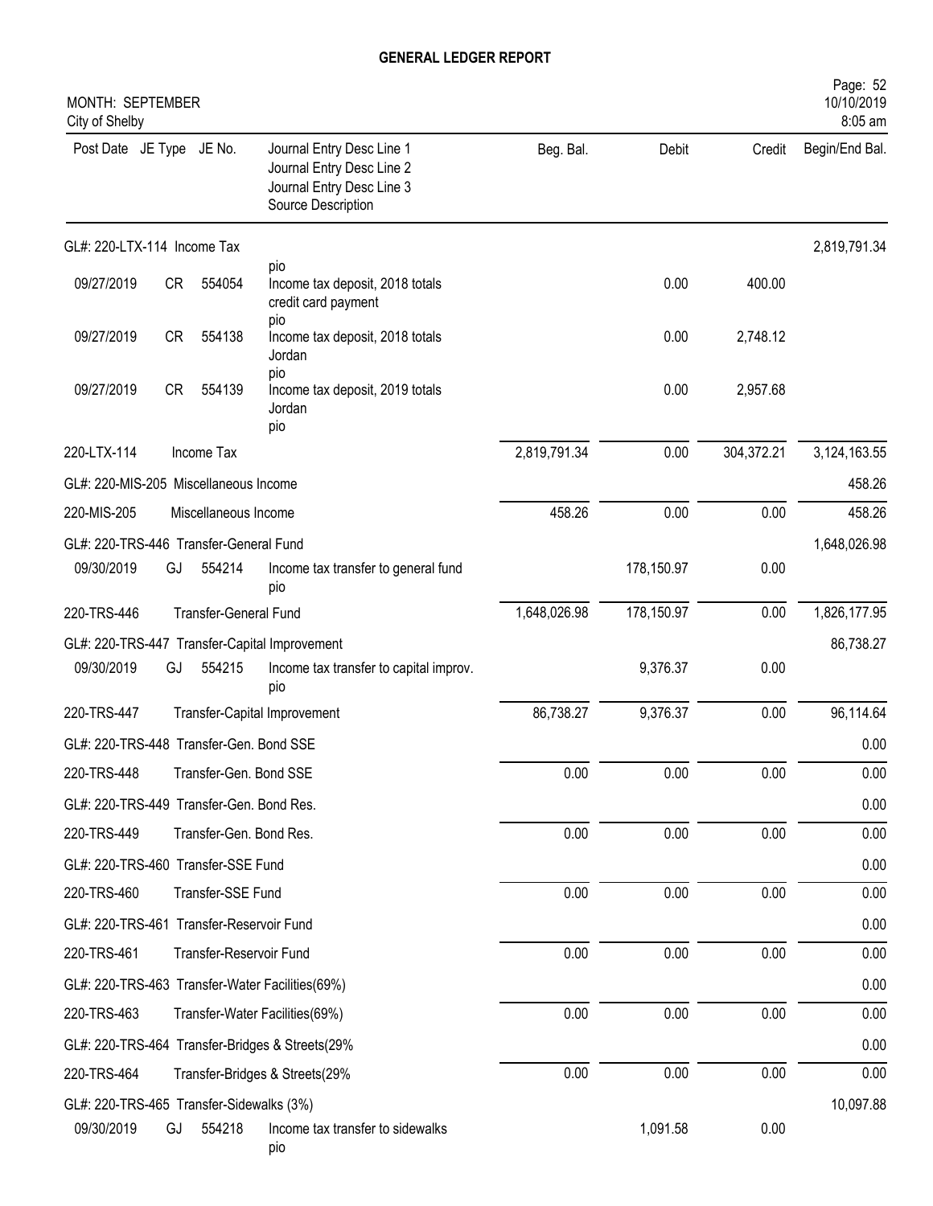# GENERAL LEDGER REPORT

MONTH: SEPTEMBER
City of Shelby

| Post Date | JE Type | JE No. | Journal Entry Desc Line 1 / Journal Entry Desc Line 2 / Journal Entry Desc Line 3 / Source Description | Beg. Bal. | Debit | Credit | Begin/End Bal. |
|---|---|---|---|---|---|---|---|
| GL#: 220-LTX-114 Income Tax | | | | | | | 2,819,791.34 |
| | | | pio | | | | |
| 09/27/2019 | CR | 554054 | Income tax deposit, 2018 totals credit card payment pio | | 0.00 | 400.00 | |
| 09/27/2019 | CR | 554138 | Income tax deposit, 2018 totals Jordan pio | | 0.00 | 2,748.12 | |
| 09/27/2019 | CR | 554139 | Income tax deposit, 2019 totals Jordan pio | | 0.00 | 2,957.68 | |
| 220-LTX-114 | | Income Tax | | 2,819,791.34 | 0.00 | 304,372.21 | 3,124,163.55 |
| GL#: 220-MIS-205 Miscellaneous Income | | | | | | | 458.26 |
| 220-MIS-205 | | Miscellaneous Income | | 458.26 | 0.00 | 0.00 | 458.26 |
| GL#: 220-TRS-446 Transfer-General Fund | | | | | | | 1,648,026.98 |
| 09/30/2019 | GJ | 554214 | Income tax transfer to general fund pio | | 178,150.97 | 0.00 | |
| 220-TRS-446 | | Transfer-General Fund | | 1,648,026.98 | 178,150.97 | 0.00 | 1,826,177.95 |
| GL#: 220-TRS-447 Transfer-Capital Improvement | | | | | | | 86,738.27 |
| 09/30/2019 | GJ | 554215 | Income tax transfer to capital improv. pio | | 9,376.37 | 0.00 | |
| 220-TRS-447 | | Transfer-Capital Improvement | | 86,738.27 | 9,376.37 | 0.00 | 96,114.64 |
| GL#: 220-TRS-448 Transfer-Gen. Bond SSE | | | | | | | 0.00 |
| 220-TRS-448 | | Transfer-Gen. Bond SSE | | 0.00 | 0.00 | 0.00 | 0.00 |
| GL#: 220-TRS-449 Transfer-Gen. Bond Res. | | | | | | | 0.00 |
| 220-TRS-449 | | Transfer-Gen. Bond Res. | | 0.00 | 0.00 | 0.00 | 0.00 |
| GL#: 220-TRS-460 Transfer-SSE Fund | | | | | | | 0.00 |
| 220-TRS-460 | | Transfer-SSE Fund | | 0.00 | 0.00 | 0.00 | 0.00 |
| GL#: 220-TRS-461 Transfer-Reservoir Fund | | | | | | | 0.00 |
| 220-TRS-461 | | Transfer-Reservoir Fund | | 0.00 | 0.00 | 0.00 | 0.00 |
| GL#: 220-TRS-463 Transfer-Water Facilities(69%) | | | | | | | 0.00 |
| 220-TRS-463 | | Transfer-Water Facilities(69%) | | 0.00 | 0.00 | 0.00 | 0.00 |
| GL#: 220-TRS-464 Transfer-Bridges & Streets(29% | | | | | | | 0.00 |
| 220-TRS-464 | | Transfer-Bridges & Streets(29% | | 0.00 | 0.00 | 0.00 | 0.00 |
| GL#: 220-TRS-465 Transfer-Sidewalks (3%) | | | | | | | 10,097.88 |
| 09/30/2019 | GJ | 554218 | Income tax transfer to sidewalks pio | | 1,091.58 | 0.00 | |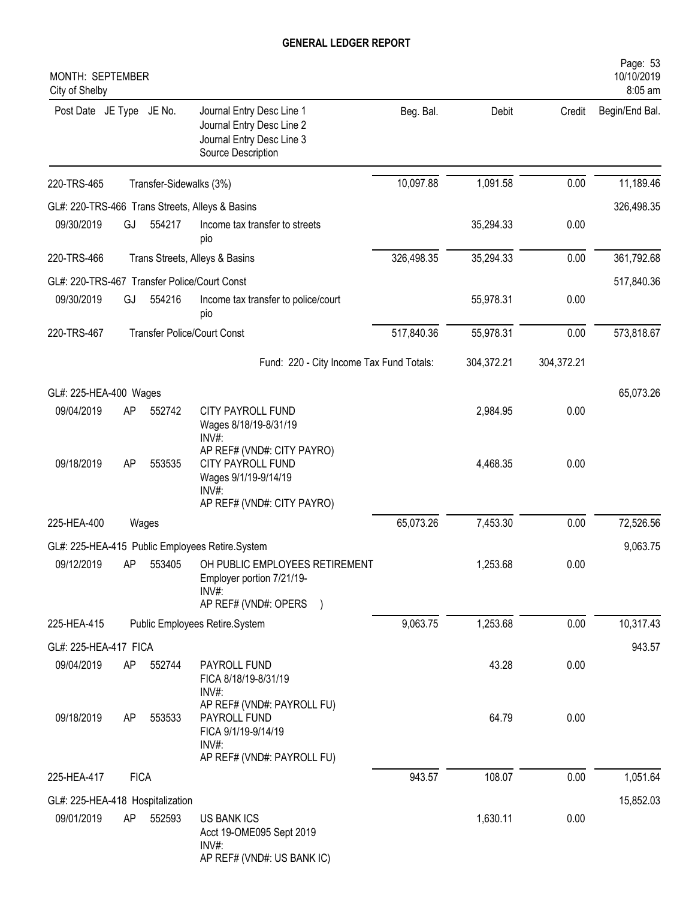# GENERAL LEDGER REPORT

MONTH: SEPTEMBER
City of Shelby

| Post Date | JE Type | JE No. | Journal Entry Desc Line 1<br>Journal Entry Desc Line 2<br>Journal Entry Desc Line 3<br>Source Description | Beg. Bal. | Debit | Credit | Begin/End Bal. |
|---|---|---|---|---|---|---|---|
| 220-TRS-465 | | | Transfer-Sidewalks (3%) | 10,097.88 | 1,091.58 | 0.00 | 11,189.46 |
| GL#: 220-TRS-466 Trans Streets, Alleys & Basins | | | | | | | 326,498.35 |
| 09/30/2019 | GJ | 554217 | Income tax transfer to streets<br>pio | | 35,294.33 | 0.00 | |
| 220-TRS-466 | | | Trans Streets, Alleys & Basins | 326,498.35 | 35,294.33 | 0.00 | 361,792.68 |
| GL#: 220-TRS-467 Transfer Police/Court Const | | | | | | | 517,840.36 |
| 09/30/2019 | GJ | 554216 | Income tax transfer to police/court<br>pio | | 55,978.31 | 0.00 | |
| 220-TRS-467 | | | Transfer Police/Court Const | 517,840.36 | 55,978.31 | 0.00 | 573,818.67 |
| | | | Fund: 220 - City Income Tax Fund Totals: | | 304,372.21 | 304,372.21 | |
| GL#: 225-HEA-400 Wages | | | | | | | 65,073.26 |
| 09/04/2019 | AP | 552742 | CITY PAYROLL FUND<br>Wages 8/18/19-8/31/19<br>INV#:<br>AP REF# (VND#: CITY PAYRO) | | 2,984.95 | 0.00 | |
| 09/18/2019 | AP | 553535 | CITY PAYROLL FUND<br>Wages 9/1/19-9/14/19<br>INV#:<br>AP REF# (VND#: CITY PAYRO) | | 4,468.35 | 0.00 | |
| 225-HEA-400 | | | Wages | 65,073.26 | 7,453.30 | 0.00 | 72,526.56 |
| GL#: 225-HEA-415 Public Employees Retire.System | | | | | | | 9,063.75 |
| 09/12/2019 | AP | 553405 | OH PUBLIC EMPLOYEES RETIREMENT<br>Employer portion 7/21/19-<br>INV#:<br>AP REF# (VND#: OPERS ) | | 1,253.68 | 0.00 | |
| 225-HEA-415 | | | Public Employees Retire.System | 9,063.75 | 1,253.68 | 0.00 | 10,317.43 |
| GL#: 225-HEA-417 FICA | | | | | | | 943.57 |
| 09/04/2019 | AP | 552744 | PAYROLL FUND<br>FICA 8/18/19-8/31/19<br>INV#:<br>AP REF# (VND#: PAYROLL FU) | | 43.28 | 0.00 | |
| 09/18/2019 | AP | 553533 | PAYROLL FUND<br>FICA 9/1/19-9/14/19<br>INV#:<br>AP REF# (VND#: PAYROLL FU) | | 64.79 | 0.00 | |
| 225-HEA-417 | | | FICA | 943.57 | 108.07 | 0.00 | 1,051.64 |
| GL#: 225-HEA-418 Hospitalization | | | | | | | 15,852.03 |
| 09/01/2019 | AP | 552593 | US BANK ICS<br>Acct 19-OME095 Sept 2019<br>INV#:<br>AP REF# (VND#: US BANK IC) | | 1,630.11 | 0.00 | |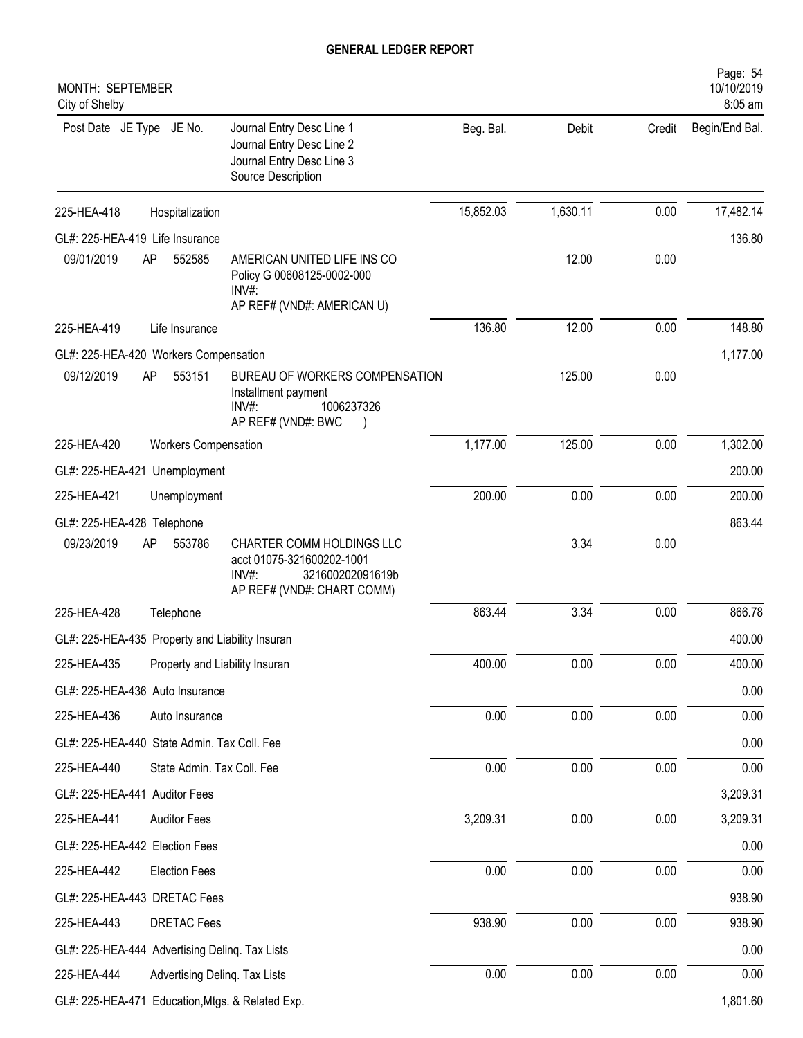# GENERAL LEDGER REPORT

MONTH: SEPTEMBER
City of Shelby

| Post Date | JE Type | JE No. | Journal Entry Desc Line 1<br>Journal Entry Desc Line 2<br>Journal Entry Desc Line 3<br>Source Description | Beg. Bal. | Debit | Credit | Begin/End Bal. |
|---|---|---|---|---|---|---|---|
| 225-HEA-418 | | | Hospitalization | 15,852.03 | 1,630.11 | 0.00 | 17,482.14 |
| GL#: 225-HEA-419 Life Insurance | | | | | | | 136.80 |
| 09/01/2019 | AP | 552585 | AMERICAN UNITED LIFE INS CO<br>Policy G 00608125-0002-000<br>INV#:<br>AP REF# (VND#: AMERICAN U) | | 12.00 | 0.00 | |
| 225-HEA-419 | | | Life Insurance | 136.80 | 12.00 | 0.00 | 148.80 |
| GL#: 225-HEA-420 Workers Compensation | | | | | | | 1,177.00 |
| 09/12/2019 | AP | 553151 | BUREAU OF WORKERS COMPENSATION<br>Installment payment<br>INV#: 1006237326<br>AP REF# (VND#: BWC ) | | 125.00 | 0.00 | |
| 225-HEA-420 | | | Workers Compensation | 1,177.00 | 125.00 | 0.00 | 1,302.00 |
| GL#: 225-HEA-421 Unemployment | | | | | | | 200.00 |
| 225-HEA-421 | | | Unemployment | 200.00 | 0.00 | 0.00 | 200.00 |
| GL#: 225-HEA-428 Telephone | | | | | | | 863.44 |
| 09/23/2019 | AP | 553786 | CHARTER COMM HOLDINGS LLC<br>acct 01075-321600202-1001<br>INV#: 321600202091619b<br>AP REF# (VND#: CHART COMM) | | 3.34 | 0.00 | |
| 225-HEA-428 | | | Telephone | 863.44 | 3.34 | 0.00 | 866.78 |
| GL#: 225-HEA-435 Property and Liability Insuran | | | | | | | 400.00 |
| 225-HEA-435 | | | Property and Liability Insuran | 400.00 | 0.00 | 0.00 | 400.00 |
| GL#: 225-HEA-436 Auto Insurance | | | | | | | 0.00 |
| 225-HEA-436 | | | Auto Insurance | 0.00 | 0.00 | 0.00 | 0.00 |
| GL#: 225-HEA-440 State Admin. Tax Coll. Fee | | | | | | | 0.00 |
| 225-HEA-440 | | | State Admin. Tax Coll. Fee | 0.00 | 0.00 | 0.00 | 0.00 |
| GL#: 225-HEA-441 Auditor Fees | | | | | | | 3,209.31 |
| 225-HEA-441 | | | Auditor Fees | 3,209.31 | 0.00 | 0.00 | 3,209.31 |
| GL#: 225-HEA-442 Election Fees | | | | | | | 0.00 |
| 225-HEA-442 | | | Election Fees | 0.00 | 0.00 | 0.00 | 0.00 |
| GL#: 225-HEA-443 DRETAC Fees | | | | | | | 938.90 |
| 225-HEA-443 | | | DRETAC Fees | 938.90 | 0.00 | 0.00 | 938.90 |
| GL#: 225-HEA-444 Advertising Delinq. Tax Lists | | | | | | | 0.00 |
| 225-HEA-444 | | | Advertising Delinq. Tax Lists | 0.00 | 0.00 | 0.00 | 0.00 |
| GL#: 225-HEA-471 Education,Mtgs. & Related Exp. | | | | | | | 1,801.60 |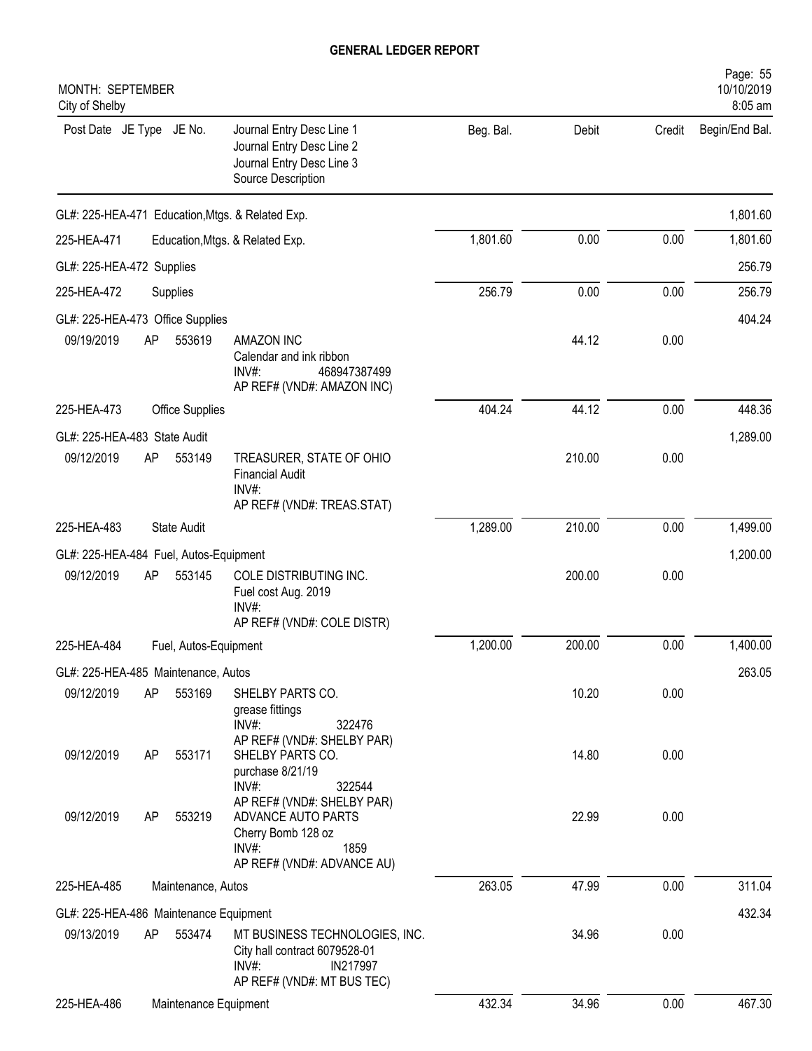# GENERAL LEDGER REPORT

MONTH: SEPTEMBER
City of Shelby

| Post Date | JE Type | JE No. | Journal Entry Desc Line 1 / Journal Entry Desc Line 2 / Journal Entry Desc Line 3 / Source Description | Beg. Bal. | Debit | Credit | Begin/End Bal. |
|---|---|---|---|---|---|---|---|
| GL#: 225-HEA-471 Education,Mtgs. & Related Exp. | | | | | | | 1,801.60 |
| 225-HEA-471 | | | Education,Mtgs. & Related Exp. | 1,801.60 | 0.00 | 0.00 | 1,801.60 |
| GL#: 225-HEA-472 Supplies | | | | | | | 256.79 |
| 225-HEA-472 | | | Supplies | 256.79 | 0.00 | 0.00 | 256.79 |
| GL#: 225-HEA-473 Office Supplies | | | | | | | 404.24 |
| 09/19/2019 | AP | 553619 | AMAZON INC<br>Calendar and ink ribbon<br>INV#: 468947387499<br>AP REF# (VND#: AMAZON INC) | | 44.12 | 0.00 | |
| 225-HEA-473 | | | Office Supplies | 404.24 | 44.12 | 0.00 | 448.36 |
| GL#: 225-HEA-483 State Audit | | | | | | | 1,289.00 |
| 09/12/2019 | AP | 553149 | TREASURER, STATE OF OHIO<br>Financial Audit<br>INV#:<br>AP REF# (VND#: TREAS.STAT) | | 210.00 | 0.00 | |
| 225-HEA-483 | | | State Audit | 1,289.00 | 210.00 | 0.00 | 1,499.00 |
| GL#: 225-HEA-484 Fuel, Autos-Equipment | | | | | | | 1,200.00 |
| 09/12/2019 | AP | 553145 | COLE DISTRIBUTING INC.<br>Fuel cost Aug. 2019<br>INV#:<br>AP REF# (VND#: COLE DISTR) | | 200.00 | 0.00 | |
| 225-HEA-484 | | | Fuel, Autos-Equipment | 1,200.00 | 200.00 | 0.00 | 1,400.00 |
| GL#: 225-HEA-485 Maintenance, Autos | | | | | | | 263.05 |
| 09/12/2019 | AP | 553169 | SHELBY PARTS CO.<br>grease fittings<br>INV#: 322476<br>AP REF# (VND#: SHELBY PAR) | | 10.20 | 0.00 | |
| 09/12/2019 | AP | 553171 | SHELBY PARTS CO.<br>purchase 8/21/19<br>INV#: 322544<br>AP REF# (VND#: SHELBY PAR) | | 14.80 | 0.00 | |
| 09/12/2019 | AP | 553219 | ADVANCE AUTO PARTS<br>Cherry Bomb 128 oz<br>INV#: 1859<br>AP REF# (VND#: ADVANCE AU) | | 22.99 | 0.00 | |
| 225-HEA-485 | | | Maintenance, Autos | 263.05 | 47.99 | 0.00 | 311.04 |
| GL#: 225-HEA-486 Maintenance Equipment | | | | | | | 432.34 |
| 09/13/2019 | AP | 553474 | MT BUSINESS TECHNOLOGIES, INC.<br>City hall contract 6079528-01<br>INV#: IN217997<br>AP REF# (VND#: MT BUS TEC) | | 34.96 | 0.00 | |
| 225-HEA-486 | | | Maintenance Equipment | 432.34 | 34.96 | 0.00 | 467.30 |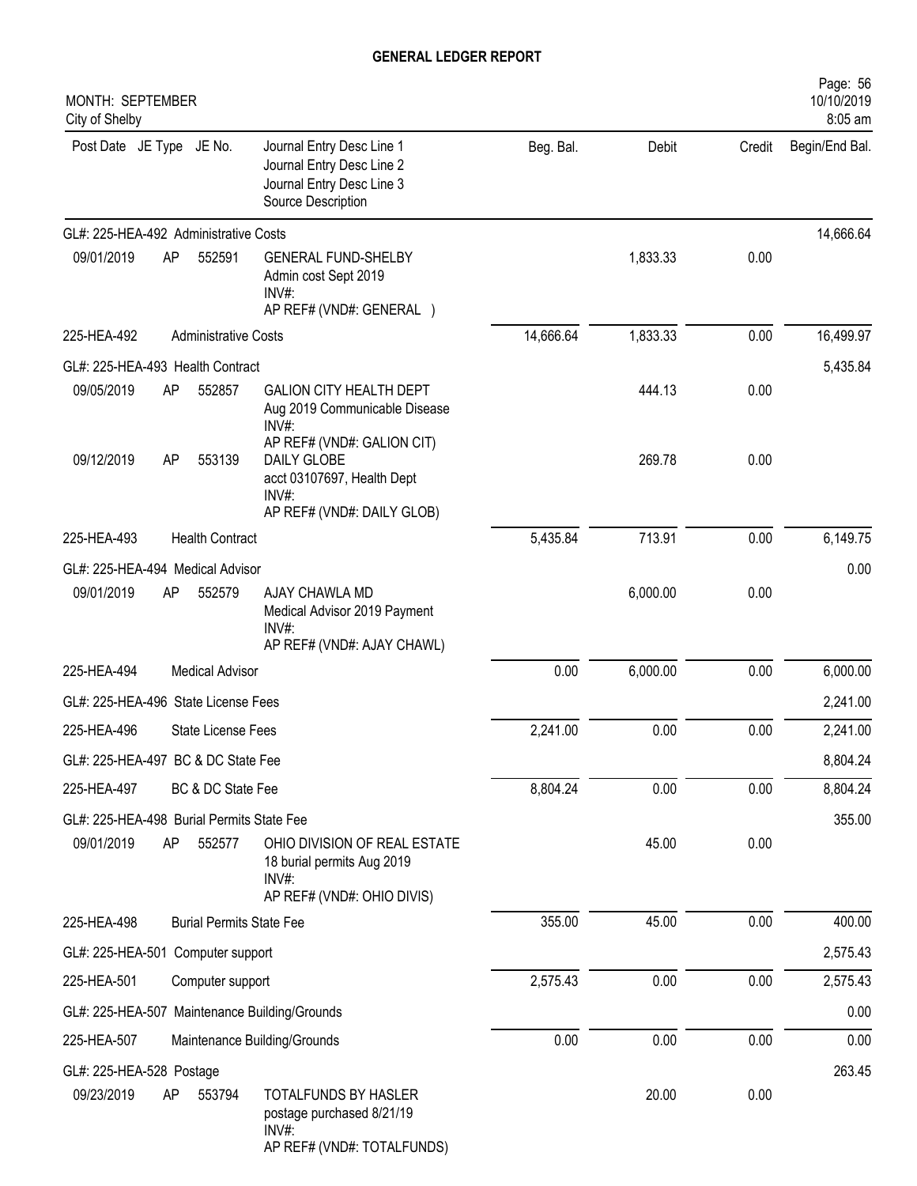# GENERAL LEDGER REPORT

MONTH: SEPTEMBER
City of Shelby

| Post Date | JE Type | JE No. | Journal Entry Desc Line 1<br>Journal Entry Desc Line 2<br>Journal Entry Desc Line 3<br>Source Description | Beg. Bal. | Debit | Credit | Begin/End Bal. |
|---|---|---|---|---|---|---|---|
| GL#: 225-HEA-492 Administrative Costs | | | | | | | 14,666.64 |
| 09/01/2019 | AP | 552591 | GENERAL FUND-SHELBY<br>Admin cost Sept 2019<br>INV#:<br>AP REF# (VND#: GENERAL ) | | 1,833.33 | 0.00 | |
| 225-HEA-492 | | Administrative Costs | | 14,666.64 | 1,833.33 | 0.00 | 16,499.97 |
| GL#: 225-HEA-493 Health Contract | | | | | | | 5,435.84 |
| 09/05/2019 | AP | 552857 | GALION CITY HEALTH DEPT<br>Aug 2019 Communicable Disease<br>INV#:<br>AP REF# (VND#: GALION CIT) | | 444.13 | 0.00 | |
| 09/12/2019 | AP | 553139 | DAILY GLOBE<br>acct 03107697, Health Dept<br>INV#:<br>AP REF# (VND#: DAILY GLOB) | | 269.78 | 0.00 | |
| 225-HEA-493 | | Health Contract | | 5,435.84 | 713.91 | 0.00 | 6,149.75 |
| GL#: 225-HEA-494 Medical Advisor | | | | | | | 0.00 |
| 09/01/2019 | AP | 552579 | AJAY CHAWLA MD<br>Medical Advisor 2019 Payment<br>INV#:<br>AP REF# (VND#: AJAY CHAWL) | | 6,000.00 | 0.00 | |
| 225-HEA-494 | | Medical Advisor | | 0.00 | 6,000.00 | 0.00 | 6,000.00 |
| GL#: 225-HEA-496 State License Fees | | | | | | | 2,241.00 |
| 225-HEA-496 | | State License Fees | | 2,241.00 | 0.00 | 0.00 | 2,241.00 |
| GL#: 225-HEA-497 BC & DC State Fee | | | | | | | 8,804.24 |
| 225-HEA-497 | | BC & DC State Fee | | 8,804.24 | 0.00 | 0.00 | 8,804.24 |
| GL#: 225-HEA-498 Burial Permits State Fee | | | | | | | 355.00 |
| 09/01/2019 | AP | 552577 | OHIO DIVISION OF REAL ESTATE<br>18 burial permits Aug 2019<br>INV#:<br>AP REF# (VND#: OHIO DIVIS) | | 45.00 | 0.00 | |
| 225-HEA-498 | | Burial Permits State Fee | | 355.00 | 45.00 | 0.00 | 400.00 |
| GL#: 225-HEA-501 Computer support | | | | | | | 2,575.43 |
| 225-HEA-501 | | Computer support | | 2,575.43 | 0.00 | 0.00 | 2,575.43 |
| GL#: 225-HEA-507 Maintenance Building/Grounds | | | | | | | 0.00 |
| 225-HEA-507 | | Maintenance Building/Grounds | | 0.00 | 0.00 | 0.00 | 0.00 |
| GL#: 225-HEA-528 Postage | | | | | | | 263.45 |
| 09/23/2019 | AP | 553794 | TOTALFUNDS BY HASLER<br>postage purchased 8/21/19<br>INV#:<br>AP REF# (VND#: TOTALFUNDS) | | 20.00 | 0.00 | |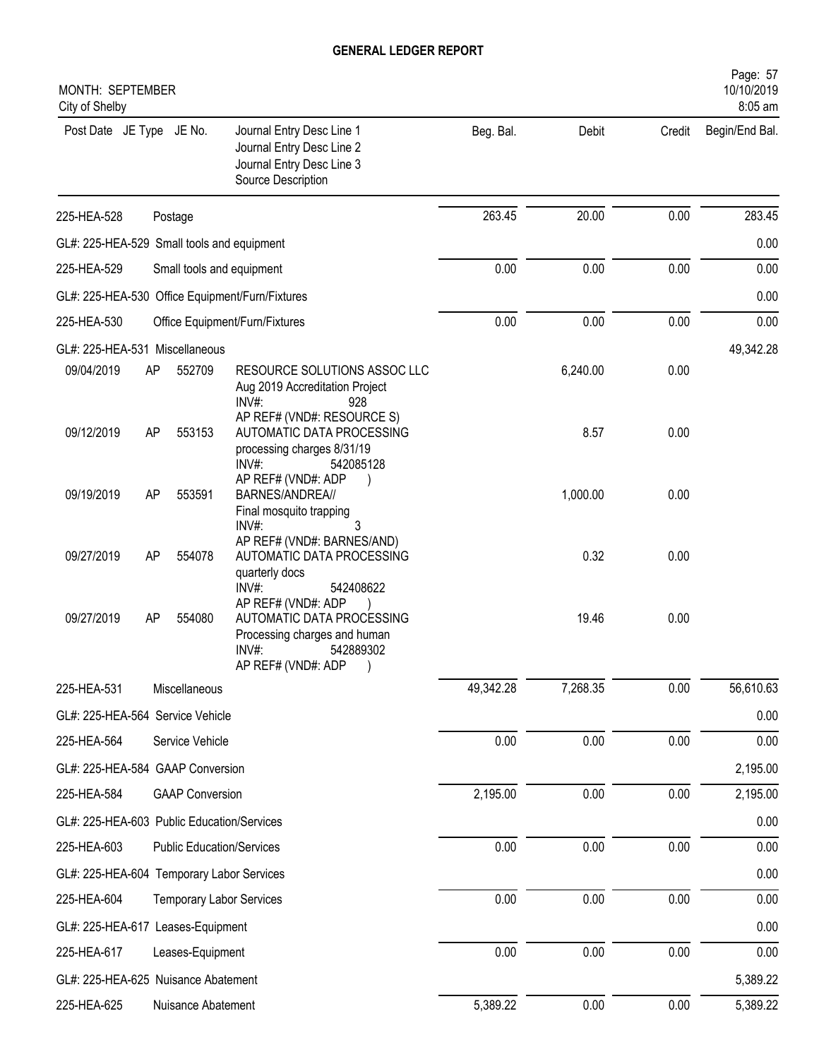# GENERAL LEDGER REPORT

MONTH: SEPTEMBER
City of Shelby

| Post Date | JE Type | JE No. | Journal Entry Desc Line 1<br>Journal Entry Desc Line 2<br>Journal Entry Desc Line 3<br>Source Description | Beg. Bal. | Debit | Credit | Begin/End Bal. |
|---|---|---|---|---|---|---|---|
| 225-HEA-528 | | | Postage | 263.45 | 20.00 | 0.00 | 283.45 |
| GL#: 225-HEA-529 Small tools and equipment | | | | | | | 0.00 |
| 225-HEA-529 | | | Small tools and equipment | 0.00 | 0.00 | 0.00 | 0.00 |
| GL#: 225-HEA-530 Office Equipment/Furn/Fixtures | | | | | | | 0.00 |
| 225-HEA-530 | | | Office Equipment/Furn/Fixtures | 0.00 | 0.00 | 0.00 | 0.00 |
| GL#: 225-HEA-531 Miscellaneous | | | | | | | 49,342.28 |
| 09/04/2019 | AP | 552709 | RESOURCE SOLUTIONS ASSOC LLC<br>Aug 2019 Accreditation Project<br>INV#: 928<br>AP REF# (VND#: RESOURCE S) | | 6,240.00 | 0.00 | |
| 09/12/2019 | AP | 553153 | AUTOMATIC DATA PROCESSING<br>processing charges 8/31/19<br>INV#: 542085128<br>AP REF# (VND#: ADP ) | | 8.57 | 0.00 | |
| 09/19/2019 | AP | 553591 | BARNES/ANDREA//<br>Final mosquito trapping<br>INV#: 3<br>AP REF# (VND#: BARNES/AND) | | 1,000.00 | 0.00 | |
| 09/27/2019 | AP | 554078 | AUTOMATIC DATA PROCESSING<br>quarterly docs<br>INV#: 542408622<br>AP REF# (VND#: ADP ) | | 0.32 | 0.00 | |
| 09/27/2019 | AP | 554080 | AUTOMATIC DATA PROCESSING<br>Processing charges and human<br>INV#: 542889302<br>AP REF# (VND#: ADP ) | | 19.46 | 0.00 | |
| 225-HEA-531 | | | Miscellaneous | 49,342.28 | 7,268.35 | 0.00 | 56,610.63 |
| GL#: 225-HEA-564 Service Vehicle | | | | | | | 0.00 |
| 225-HEA-564 | | | Service Vehicle | 0.00 | 0.00 | 0.00 | 0.00 |
| GL#: 225-HEA-584 GAAP Conversion | | | | | | | 2,195.00 |
| 225-HEA-584 | | | GAAP Conversion | 2,195.00 | 0.00 | 0.00 | 2,195.00 |
| GL#: 225-HEA-603 Public Education/Services | | | | | | | 0.00 |
| 225-HEA-603 | | | Public Education/Services | 0.00 | 0.00 | 0.00 | 0.00 |
| GL#: 225-HEA-604 Temporary Labor Services | | | | | | | 0.00 |
| 225-HEA-604 | | | Temporary Labor Services | 0.00 | 0.00 | 0.00 | 0.00 |
| GL#: 225-HEA-617 Leases-Equipment | | | | | | | 0.00 |
| 225-HEA-617 | | | Leases-Equipment | 0.00 | 0.00 | 0.00 | 0.00 |
| GL#: 225-HEA-625 Nuisance Abatement | | | | | | | 5,389.22 |
| 225-HEA-625 | | | Nuisance Abatement | 5,389.22 | 0.00 | 0.00 | 5,389.22 |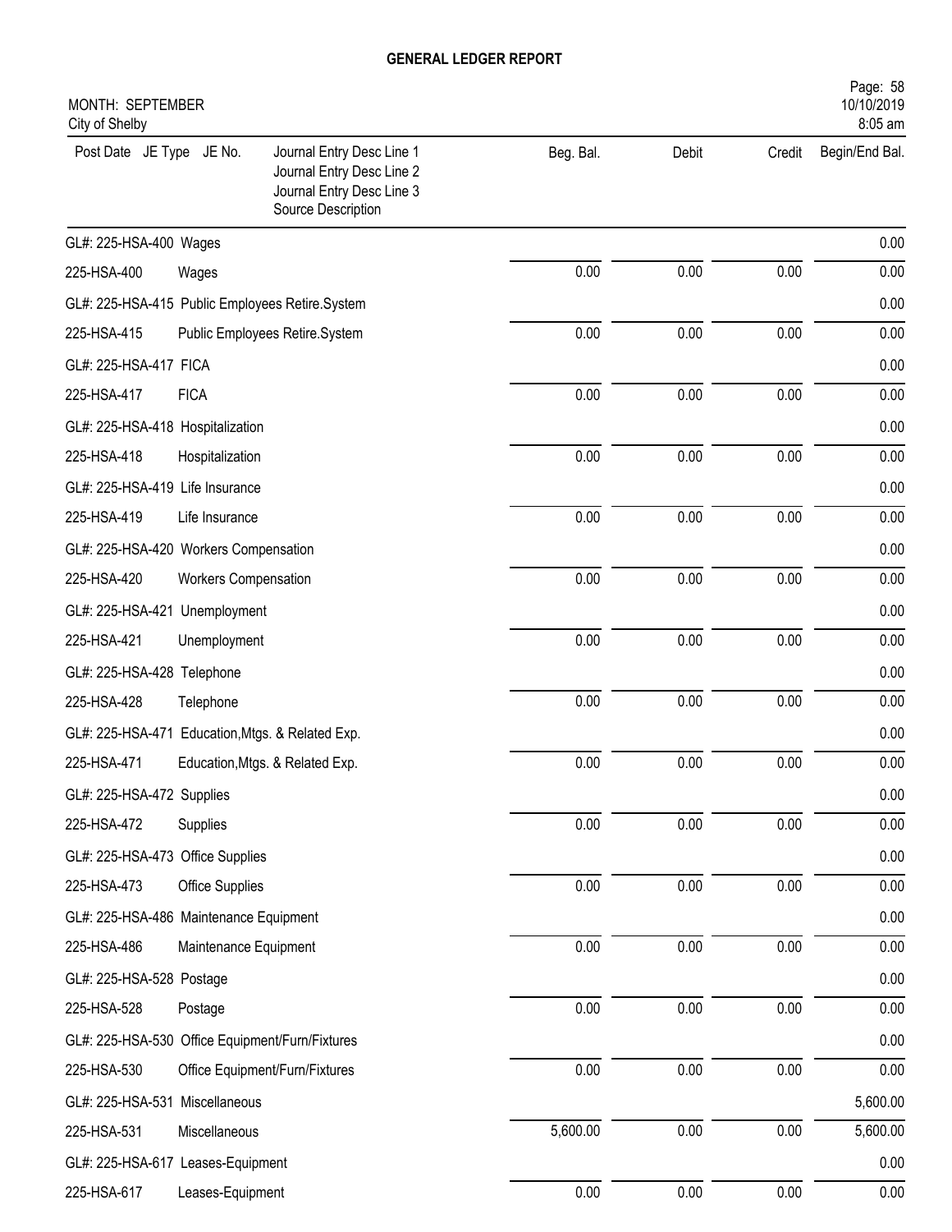# GENERAL LEDGER REPORT

MONTH: SEPTEMBER
City of Shelby

| Post Date JE Type JE No. | Journal Entry Desc Line 1<br>Journal Entry Desc Line 2<br>Journal Entry Desc Line 3<br>Source Description | Beg. Bal. | Debit | Credit | Begin/End Bal. |
|---|---|---|---|---|---|
| GL#: 225-HSA-400 Wages | | | | | 0.00 |
| 225-HSA-400 | Wages | 0.00 | 0.00 | 0.00 | 0.00 |
| GL#: 225-HSA-415 Public Employees Retire.System | | | | | 0.00 |
| 225-HSA-415 | Public Employees Retire.System | 0.00 | 0.00 | 0.00 | 0.00 |
| GL#: 225-HSA-417 FICA | | | | | 0.00 |
| 225-HSA-417 | FICA | 0.00 | 0.00 | 0.00 | 0.00 |
| GL#: 225-HSA-418 Hospitalization | | | | | 0.00 |
| 225-HSA-418 | Hospitalization | 0.00 | 0.00 | 0.00 | 0.00 |
| GL#: 225-HSA-419 Life Insurance | | | | | 0.00 |
| 225-HSA-419 | Life Insurance | 0.00 | 0.00 | 0.00 | 0.00 |
| GL#: 225-HSA-420 Workers Compensation | | | | | 0.00 |
| 225-HSA-420 | Workers Compensation | 0.00 | 0.00 | 0.00 | 0.00 |
| GL#: 225-HSA-421 Unemployment | | | | | 0.00 |
| 225-HSA-421 | Unemployment | 0.00 | 0.00 | 0.00 | 0.00 |
| GL#: 225-HSA-428 Telephone | | | | | 0.00 |
| 225-HSA-428 | Telephone | 0.00 | 0.00 | 0.00 | 0.00 |
| GL#: 225-HSA-471 Education,Mtgs. & Related Exp. | | | | | 0.00 |
| 225-HSA-471 | Education,Mtgs. & Related Exp. | 0.00 | 0.00 | 0.00 | 0.00 |
| GL#: 225-HSA-472 Supplies | | | | | 0.00 |
| 225-HSA-472 | Supplies | 0.00 | 0.00 | 0.00 | 0.00 |
| GL#: 225-HSA-473 Office Supplies | | | | | 0.00 |
| 225-HSA-473 | Office Supplies | 0.00 | 0.00 | 0.00 | 0.00 |
| GL#: 225-HSA-486 Maintenance Equipment | | | | | 0.00 |
| 225-HSA-486 | Maintenance Equipment | 0.00 | 0.00 | 0.00 | 0.00 |
| GL#: 225-HSA-528 Postage | | | | | 0.00 |
| 225-HSA-528 | Postage | 0.00 | 0.00 | 0.00 | 0.00 |
| GL#: 225-HSA-530 Office Equipment/Furn/Fixtures | | | | | 0.00 |
| 225-HSA-530 | Office Equipment/Furn/Fixtures | 0.00 | 0.00 | 0.00 | 0.00 |
| GL#: 225-HSA-531 Miscellaneous | | | | | 5,600.00 |
| 225-HSA-531 | Miscellaneous | 5,600.00 | 0.00 | 0.00 | 5,600.00 |
| GL#: 225-HSA-617 Leases-Equipment | | | | | 0.00 |
| 225-HSA-617 | Leases-Equipment | 0.00 | 0.00 | 0.00 | 0.00 |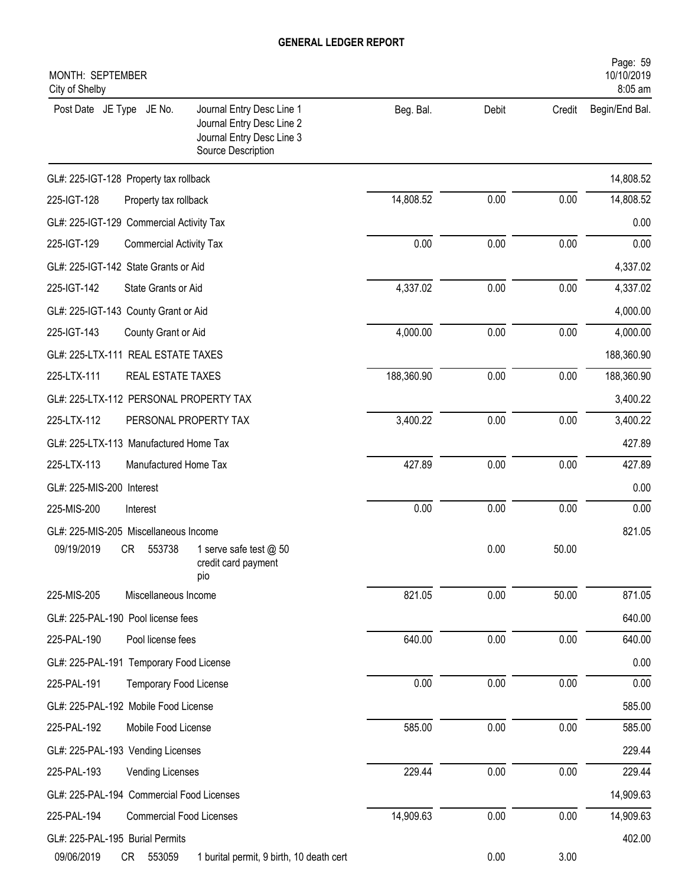**GENERAL LEDGER REPORT**

MONTH: SEPTEMBER
City of Shelby

Page: 59
10/10/2019
8:05 am

| Post Date | JE Type | JE No. | Journal Entry Desc Line 1<br>Journal Entry Desc Line 2<br>Journal Entry Desc Line 3<br>Source Description | Beg. Bal. | Debit | Credit | Begin/End Bal. |
|---|---|---|---|---|---|---|---|
| GL#: 225-IGT-128 Property tax rollback | | | | | | | 14,808.52 |
| 225-IGT-128 | | | Property tax rollback | 14,808.52 | 0.00 | 0.00 | 14,808.52 |
| GL#: 225-IGT-129 Commercial Activity Tax | | | | | | | 0.00 |
| 225-IGT-129 | | | Commercial Activity Tax | 0.00 | 0.00 | 0.00 | 0.00 |
| GL#: 225-IGT-142 State Grants or Aid | | | | | | | 4,337.02 |
| 225-IGT-142 | | | State Grants or Aid | 4,337.02 | 0.00 | 0.00 | 4,337.02 |
| GL#: 225-IGT-143 County Grant or Aid | | | | | | | 4,000.00 |
| 225-IGT-143 | | | County Grant or Aid | 4,000.00 | 0.00 | 0.00 | 4,000.00 |
| GL#: 225-LTX-111 REAL ESTATE TAXES | | | | | | | 188,360.90 |
| 225-LTX-111 | | | REAL ESTATE TAXES | 188,360.90 | 0.00 | 0.00 | 188,360.90 |
| GL#: 225-LTX-112 PERSONAL PROPERTY TAX | | | | | | | 3,400.22 |
| 225-LTX-112 | | | PERSONAL PROPERTY TAX | 3,400.22 | 0.00 | 0.00 | 3,400.22 |
| GL#: 225-LTX-113 Manufactured Home Tax | | | | | | | 427.89 |
| 225-LTX-113 | | | Manufactured Home Tax | 427.89 | 0.00 | 0.00 | 427.89 |
| GL#: 225-MIS-200 Interest | | | | | | | 0.00 |
| 225-MIS-200 | | | Interest | 0.00 | 0.00 | 0.00 | 0.00 |
| GL#: 225-MIS-205 Miscellaneous Income | | | | | | | 821.05 |
| 09/19/2019 | CR | 553738 | 1 serve safe test @ 50<br>credit card payment<br>pio | | 0.00 | 50.00 | |
| 225-MIS-205 | | | Miscellaneous Income | 821.05 | 0.00 | 50.00 | 871.05 |
| GL#: 225-PAL-190 Pool license fees | | | | | | | 640.00 |
| 225-PAL-190 | | | Pool license fees | 640.00 | 0.00 | 0.00 | 640.00 |
| GL#: 225-PAL-191 Temporary Food License | | | | | | | 0.00 |
| 225-PAL-191 | | | Temporary Food License | 0.00 | 0.00 | 0.00 | 0.00 |
| GL#: 225-PAL-192 Mobile Food License | | | | | | | 585.00 |
| 225-PAL-192 | | | Mobile Food License | 585.00 | 0.00 | 0.00 | 585.00 |
| GL#: 225-PAL-193 Vending Licenses | | | | | | | 229.44 |
| 225-PAL-193 | | | Vending Licenses | 229.44 | 0.00 | 0.00 | 229.44 |
| GL#: 225-PAL-194 Commercial Food Licenses | | | | | | | 14,909.63 |
| 225-PAL-194 | | | Commercial Food Licenses | 14,909.63 | 0.00 | 0.00 | 14,909.63 |
| GL#: 225-PAL-195 Burial Permits | | | | | | | 402.00 |
| 09/06/2019 | CR | 553059 | 1 burital permit, 9 birth, 10 death cert | | 0.00 | 3.00 | |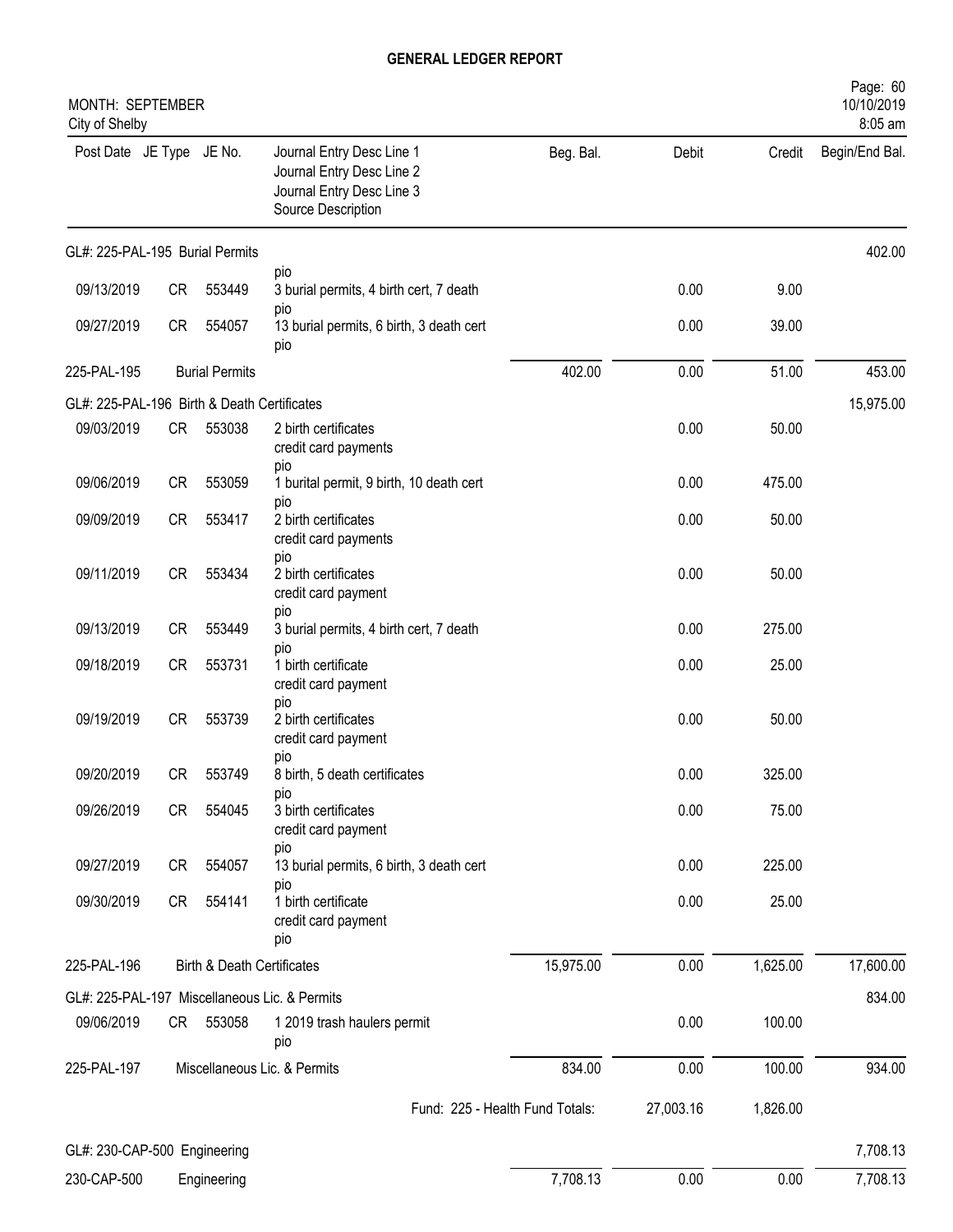**GENERAL LEDGER REPORT**

MONTH: SEPTEMBER
City of Shelby

Page: 60
10/10/2019
8:05 am

| Post Date | JE Type | JE No. | Journal Entry Desc Line 1 / Journal Entry Desc Line 2 / Journal Entry Desc Line 3 / Source Description | Beg. Bal. | Debit | Credit | Begin/End Bal. |
|---|---|---|---|---|---|---|---|
| GL#: 225-PAL-195 Burial Permits | | | | | | | 402.00 |
| | | | pio | | | | |
| 09/13/2019 | CR | 553449 | 3 burial permits, 4 birth cert, 7 death pio | | 0.00 | 9.00 | |
| 09/27/2019 | CR | 554057 | 13 burial permits, 6 birth, 3 death cert pio | | 0.00 | 39.00 | |
| 225-PAL-195 | | Burial Permits | | 402.00 | 0.00 | 51.00 | 453.00 |
| GL#: 225-PAL-196 Birth & Death Certificates | | | | | | | 15,975.00 |
| 09/03/2019 | CR | 553038 | 2 birth certificates credit card payments pio | | 0.00 | 50.00 | |
| 09/06/2019 | CR | 553059 | 1 burital permit, 9 birth, 10 death cert pio | | 0.00 | 475.00 | |
| 09/09/2019 | CR | 553417 | 2 birth certificates credit card payments pio | | 0.00 | 50.00 | |
| 09/11/2019 | CR | 553434 | 2 birth certificates credit card payment pio | | 0.00 | 50.00 | |
| 09/13/2019 | CR | 553449 | 3 burial permits, 4 birth cert, 7 death pio | | 0.00 | 275.00 | |
| 09/18/2019 | CR | 553731 | 1 birth certificate credit card payment pio | | 0.00 | 25.00 | |
| 09/19/2019 | CR | 553739 | 2 birth certificates credit card payment pio | | 0.00 | 50.00 | |
| 09/20/2019 | CR | 553749 | 8 birth, 5 death certificates pio | | 0.00 | 325.00 | |
| 09/26/2019 | CR | 554045 | 3 birth certificates credit card payment pio | | 0.00 | 75.00 | |
| 09/27/2019 | CR | 554057 | 13 burial permits, 6 birth, 3 death cert pio | | 0.00 | 225.00 | |
| 09/30/2019 | CR | 554141 | 1 birth certificate credit card payment pio | | 0.00 | 25.00 | |
| 225-PAL-196 | | Birth & Death Certificates | | 15,975.00 | 0.00 | 1,625.00 | 17,600.00 |
| GL#: 225-PAL-197 Miscellaneous Lic. & Permits | | | | | | | 834.00 |
| 09/06/2019 | CR | 553058 | 1 2019 trash haulers permit pio | | 0.00 | 100.00 | |
| 225-PAL-197 | | Miscellaneous Lic. & Permits | | 834.00 | 0.00 | 100.00 | 934.00 |
| | | | Fund: 225 - Health Fund Totals: | | 27,003.16 | 1,826.00 | |
| GL#: 230-CAP-500 Engineering | | | | | | | 7,708.13 |
| 230-CAP-500 | | Engineering | | 7,708.13 | 0.00 | 0.00 | 7,708.13 |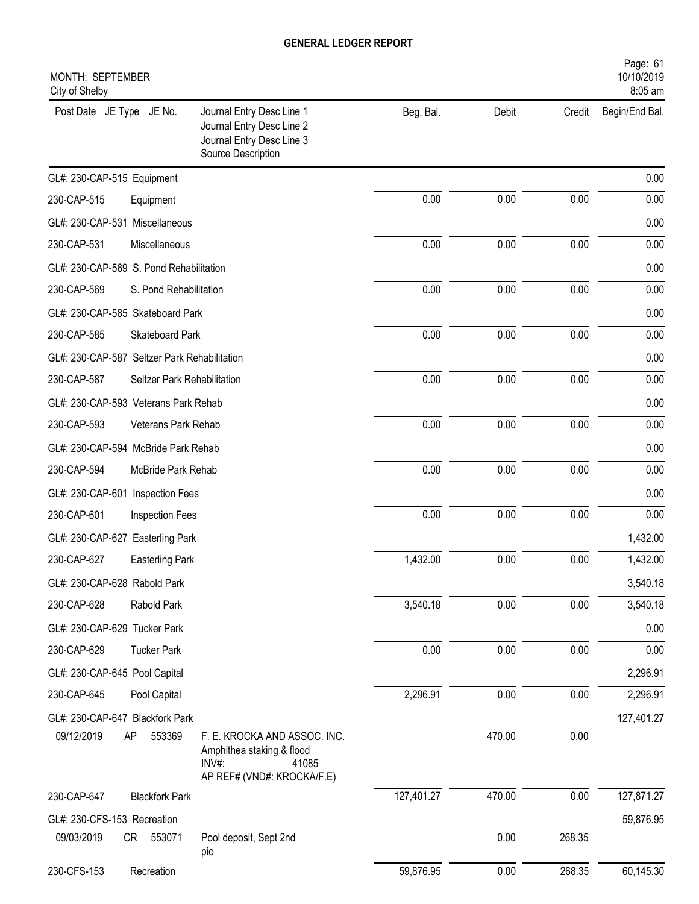# GENERAL LEDGER REPORT

MONTH: SEPTEMBER
City of Shelby

| Post Date | JE Type | JE No. | Journal Entry Desc Line 1 / Journal Entry Desc Line 2 / Journal Entry Desc Line 3 / Source Description | Beg. Bal. | Debit | Credit | Begin/End Bal. |
|---|---|---|---|---|---|---|---|
| GL#: 230-CAP-515 Equipment | | | | | | | 0.00 |
| 230-CAP-515 | Equipment | | | 0.00 | 0.00 | 0.00 | 0.00 |
| GL#: 230-CAP-531 Miscellaneous | | | | | | | 0.00 |
| 230-CAP-531 | Miscellaneous | | | 0.00 | 0.00 | 0.00 | 0.00 |
| GL#: 230-CAP-569 S. Pond Rehabilitation | | | | | | | 0.00 |
| 230-CAP-569 | S. Pond Rehabilitation | | | 0.00 | 0.00 | 0.00 | 0.00 |
| GL#: 230-CAP-585 Skateboard Park | | | | | | | 0.00 |
| 230-CAP-585 | Skateboard Park | | | 0.00 | 0.00 | 0.00 | 0.00 |
| GL#: 230-CAP-587 Seltzer Park Rehabilitation | | | | | | | 0.00 |
| 230-CAP-587 | Seltzer Park Rehabilitation | | | 0.00 | 0.00 | 0.00 | 0.00 |
| GL#: 230-CAP-593 Veterans Park Rehab | | | | | | | 0.00 |
| 230-CAP-593 | Veterans Park Rehab | | | 0.00 | 0.00 | 0.00 | 0.00 |
| GL#: 230-CAP-594 McBride Park Rehab | | | | | | | 0.00 |
| 230-CAP-594 | McBride Park Rehab | | | 0.00 | 0.00 | 0.00 | 0.00 |
| GL#: 230-CAP-601 Inspection Fees | | | | | | | 0.00 |
| 230-CAP-601 | Inspection Fees | | | 0.00 | 0.00 | 0.00 | 0.00 |
| GL#: 230-CAP-627 Easterling Park | | | | | | | 1,432.00 |
| 230-CAP-627 | Easterling Park | | | 1,432.00 | 0.00 | 0.00 | 1,432.00 |
| GL#: 230-CAP-628 Rabold Park | | | | | | | 3,540.18 |
| 230-CAP-628 | Rabold Park | | | 3,540.18 | 0.00 | 0.00 | 3,540.18 |
| GL#: 230-CAP-629 Tucker Park | | | | | | | 0.00 |
| 230-CAP-629 | Tucker Park | | | 0.00 | 0.00 | 0.00 | 0.00 |
| GL#: 230-CAP-645 Pool Capital | | | | | | | 2,296.91 |
| 230-CAP-645 | Pool Capital | | | 2,296.91 | 0.00 | 0.00 | 2,296.91 |
| GL#: 230-CAP-647 Blackfork Park | | | | | | | 127,401.27 |
| 09/12/2019 | AP | 553369 | F. E. KROCKA AND ASSOC. INC. Amphithea staking & flood INV#: 41085 AP REF# (VND#: KROCKA/F.E) | | 470.00 | 0.00 | |
| 230-CAP-647 | Blackfork Park | | | 127,401.27 | 470.00 | 0.00 | 127,871.27 |
| GL#: 230-CFS-153 Recreation | | | | | | | 59,876.95 |
| 09/03/2019 | CR | 553071 | Pool deposit, Sept 2nd pio | | 0.00 | 268.35 | |
| 230-CFS-153 | Recreation | | | 59,876.95 | 0.00 | 268.35 | 60,145.30 |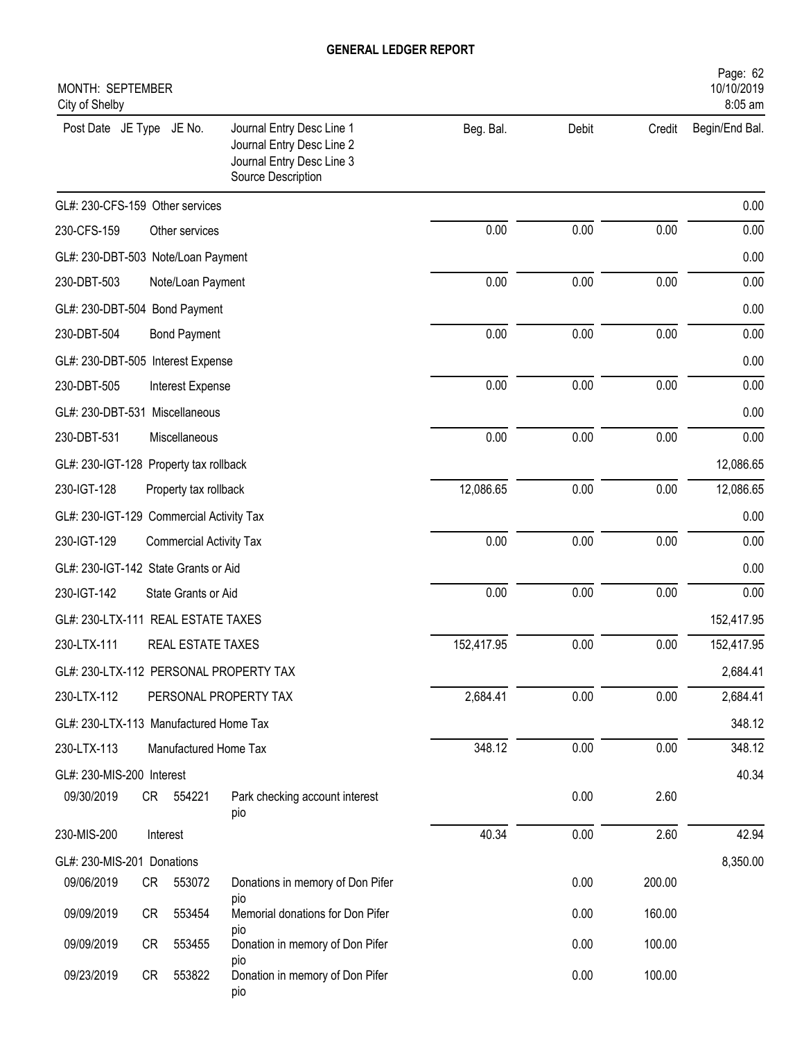**GENERAL LEDGER REPORT**

MONTH: SEPTEMBER
City of Shelby

| Post Date | JE Type | JE No. | Journal Entry Desc Line 1 / Journal Entry Desc Line 2 / Journal Entry Desc Line 3 / Source Description | Beg. Bal. | Debit | Credit | Begin/End Bal. |
|---|---|---|---|---|---|---|---|
| GL#: 230-CFS-159 Other services | | | | | | | 0.00 |
| 230-CFS-159 | | | Other services | 0.00 | 0.00 | 0.00 | 0.00 |
| GL#: 230-DBT-503 Note/Loan Payment | | | | | | | 0.00 |
| 230-DBT-503 | | | Note/Loan Payment | 0.00 | 0.00 | 0.00 | 0.00 |
| GL#: 230-DBT-504 Bond Payment | | | | | | | 0.00 |
| 230-DBT-504 | | | Bond Payment | 0.00 | 0.00 | 0.00 | 0.00 |
| GL#: 230-DBT-505 Interest Expense | | | | | | | 0.00 |
| 230-DBT-505 | | | Interest Expense | 0.00 | 0.00 | 0.00 | 0.00 |
| GL#: 230-DBT-531 Miscellaneous | | | | | | | 0.00 |
| 230-DBT-531 | | | Miscellaneous | 0.00 | 0.00 | 0.00 | 0.00 |
| GL#: 230-IGT-128 Property tax rollback | | | | | | | 12,086.65 |
| 230-IGT-128 | | | Property tax rollback | 12,086.65 | 0.00 | 0.00 | 12,086.65 |
| GL#: 230-IGT-129 Commercial Activity Tax | | | | | | | 0.00 |
| 230-IGT-129 | | | Commercial Activity Tax | 0.00 | 0.00 | 0.00 | 0.00 |
| GL#: 230-IGT-142 State Grants or Aid | | | | | | | 0.00 |
| 230-IGT-142 | | | State Grants or Aid | 0.00 | 0.00 | 0.00 | 0.00 |
| GL#: 230-LTX-111 REAL ESTATE TAXES | | | | | | | 152,417.95 |
| 230-LTX-111 | | | REAL ESTATE TAXES | 152,417.95 | 0.00 | 0.00 | 152,417.95 |
| GL#: 230-LTX-112 PERSONAL PROPERTY TAX | | | | | | | 2,684.41 |
| 230-LTX-112 | | | PERSONAL PROPERTY TAX | 2,684.41 | 0.00 | 0.00 | 2,684.41 |
| GL#: 230-LTX-113 Manufactured Home Tax | | | | | | | 348.12 |
| 230-LTX-113 | | | Manufactured Home Tax | 348.12 | 0.00 | 0.00 | 348.12 |
| GL#: 230-MIS-200 Interest | | | | | | | 40.34 |
| 09/30/2019 | CR | 554221 | Park checking account interest pio | | 0.00 | 2.60 | |
| 230-MIS-200 | | | Interest | 40.34 | 0.00 | 2.60 | 42.94 |
| GL#: 230-MIS-201 Donations | | | | | | | 8,350.00 |
| 09/06/2019 | CR | 553072 | Donations in memory of Don Pifer pio | | 0.00 | 200.00 | |
| 09/09/2019 | CR | 553454 | Memorial donations for Don Pifer pio | | 0.00 | 160.00 | |
| 09/09/2019 | CR | 553455 | Donation in memory of Don Pifer pio | | 0.00 | 100.00 | |
| 09/23/2019 | CR | 553822 | Donation in memory of Don Pifer pio | | 0.00 | 100.00 | |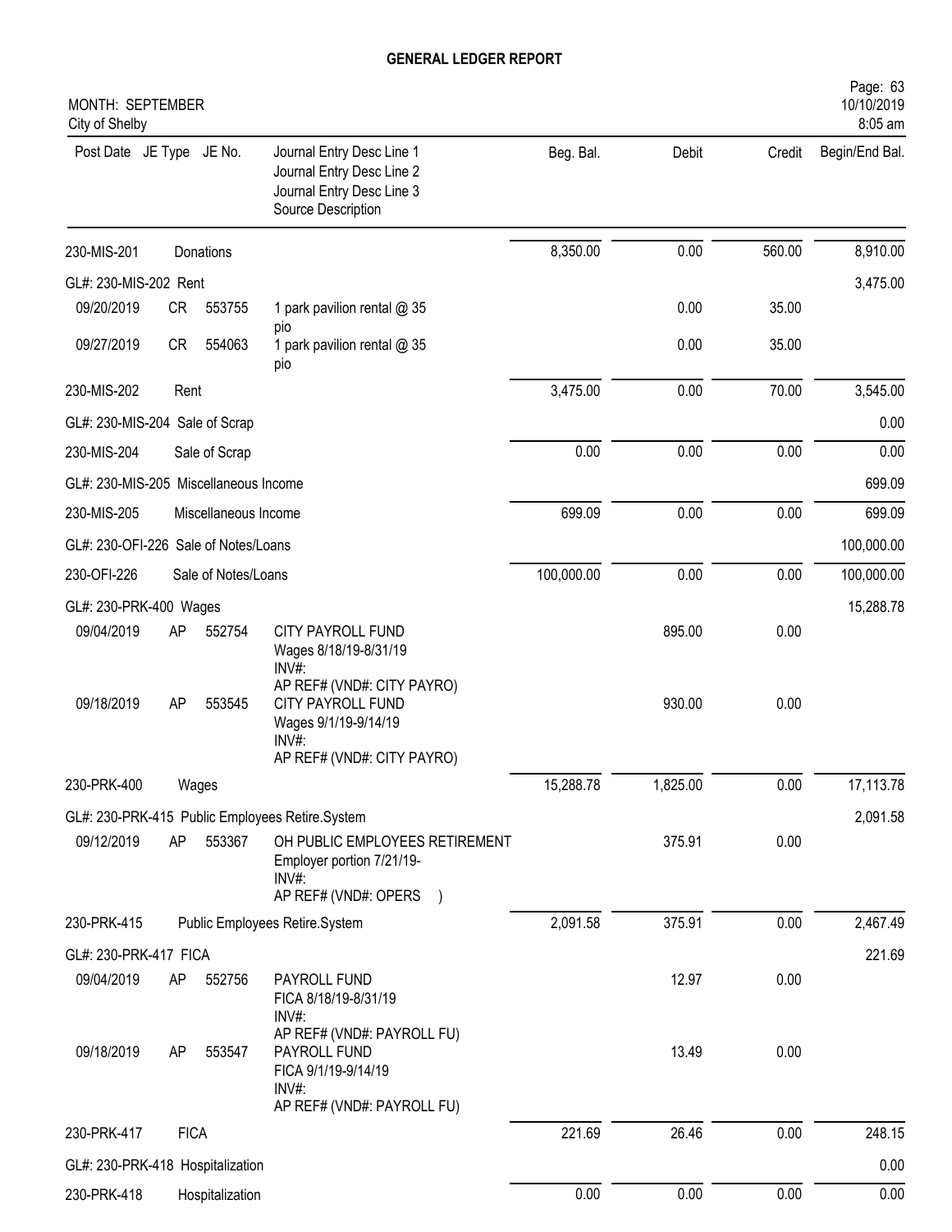# GENERAL LEDGER REPORT

MONTH: SEPTEMBER
City of Shelby

| Post Date | JE Type | JE No. | Journal Entry Desc Line 1<br>Journal Entry Desc Line 2<br>Journal Entry Desc Line 3<br>Source Description | Beg. Bal. | Debit | Credit | Begin/End Bal. |
|---|---|---|---|---|---|---|---|
| 230-MIS-201 | Donations | | | 8,350.00 | 0.00 | 560.00 | 8,910.00 |
| GL#: 230-MIS-202 Rent | | | | | | | 3,475.00 |
| 09/20/2019 | CR | 553755 | 1 park pavilion rental @ 35<br>pio | | 0.00 | 35.00 | |
| 09/27/2019 | CR | 554063 | 1 park pavilion rental @ 35<br>pio | | 0.00 | 35.00 | |
| 230-MIS-202 | Rent | | | 3,475.00 | 0.00 | 70.00 | 3,545.00 |
| GL#: 230-MIS-204 Sale of Scrap | | | | | | | 0.00 |
| 230-MIS-204 | Sale of Scrap | | | 0.00 | 0.00 | 0.00 | 0.00 |
| GL#: 230-MIS-205 Miscellaneous Income | | | | | | | 699.09 |
| 230-MIS-205 | Miscellaneous Income | | | 699.09 | 0.00 | 0.00 | 699.09 |
| GL#: 230-OFI-226 Sale of Notes/Loans | | | | | | | 100,000.00 |
| 230-OFI-226 | Sale of Notes/Loans | | | 100,000.00 | 0.00 | 0.00 | 100,000.00 |
| GL#: 230-PRK-400 Wages | | | | | | | 15,288.78 |
| 09/04/2019 | AP | 552754 | CITY PAYROLL FUND<br>Wages 8/18/19-8/31/19<br>INV#:<br>AP REF# (VND#: CITY PAYRO) | | 895.00 | 0.00 | |
| 09/18/2019 | AP | 553545 | CITY PAYROLL FUND<br>Wages 9/1/19-9/14/19<br>INV#:<br>AP REF# (VND#: CITY PAYRO) | | 930.00 | 0.00 | |
| 230-PRK-400 | Wages | | | 15,288.78 | 1,825.00 | 0.00 | 17,113.78 |
| GL#: 230-PRK-415 Public Employees Retire.System | | | | | | | 2,091.58 |
| 09/12/2019 | AP | 553367 | OH PUBLIC EMPLOYEES RETIREMENT<br>Employer portion 7/21/19-<br>INV#:<br>AP REF# (VND#: OPERS ) | | 375.91 | 0.00 | |
| 230-PRK-415 | Public Employees Retire.System | | | 2,091.58 | 375.91 | 0.00 | 2,467.49 |
| GL#: 230-PRK-417 FICA | | | | | | | 221.69 |
| 09/04/2019 | AP | 552756 | PAYROLL FUND<br>FICA 8/18/19-8/31/19<br>INV#:<br>AP REF# (VND#: PAYROLL FU) | | 12.97 | 0.00 | |
| 09/18/2019 | AP | 553547 | PAYROLL FUND<br>FICA 9/1/19-9/14/19<br>INV#:<br>AP REF# (VND#: PAYROLL FU) | | 13.49 | 0.00 | |
| 230-PRK-417 | FICA | | | 221.69 | 26.46 | 0.00 | 248.15 |
| GL#: 230-PRK-418 Hospitalization | | | | | | | 0.00 |
| 230-PRK-418 | Hospitalization | | | 0.00 | 0.00 | 0.00 | 0.00 |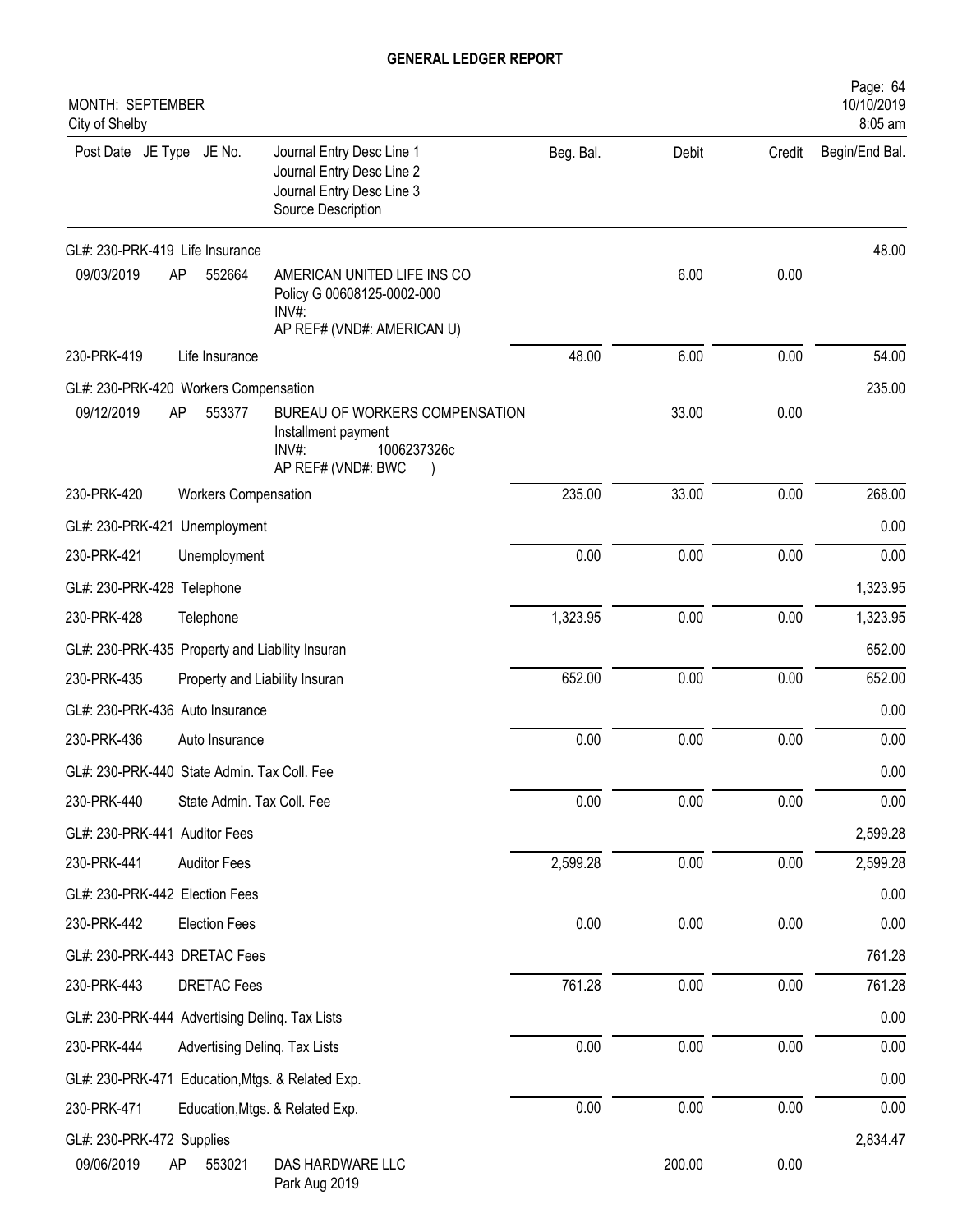# GENERAL LEDGER REPORT

MONTH: SEPTEMBER
City of Shelby

| Post Date | JE Type | JE No. | Journal Entry Desc Line 1 / Journal Entry Desc Line 2 / Journal Entry Desc Line 3 / Source Description | Beg. Bal. | Debit | Credit | Begin/End Bal. |
|---|---|---|---|---|---|---|---|
| GL#: 230-PRK-419 Life Insurance | | | | | | | 48.00 |
| 09/03/2019 | AP | 552664 | AMERICAN UNITED LIFE INS CO<br>Policy G 00608125-0002-000<br>INV#:<br>AP REF# (VND#: AMERICAN U) | | 6.00 | 0.00 | |
| 230-PRK-419 | | | Life Insurance | 48.00 | 6.00 | 0.00 | 54.00 |
| GL#: 230-PRK-420 Workers Compensation | | | | | | | 235.00 |
| 09/12/2019 | AP | 553377 | BUREAU OF WORKERS COMPENSATION<br>Installment payment<br>INV#: 1006237326c<br>AP REF# (VND#: BWC ) | | 33.00 | 0.00 | |
| 230-PRK-420 | | | Workers Compensation | 235.00 | 33.00 | 0.00 | 268.00 |
| GL#: 230-PRK-421 Unemployment | | | | | | | 0.00 |
| 230-PRK-421 | | | Unemployment | 0.00 | 0.00 | 0.00 | 0.00 |
| GL#: 230-PRK-428 Telephone | | | | | | | 1,323.95 |
| 230-PRK-428 | | | Telephone | 1,323.95 | 0.00 | 0.00 | 1,323.95 |
| GL#: 230-PRK-435 Property and Liability Insuran | | | | | | | 652.00 |
| 230-PRK-435 | | | Property and Liability Insuran | 652.00 | 0.00 | 0.00 | 652.00 |
| GL#: 230-PRK-436 Auto Insurance | | | | | | | 0.00 |
| 230-PRK-436 | | | Auto Insurance | 0.00 | 0.00 | 0.00 | 0.00 |
| GL#: 230-PRK-440 State Admin. Tax Coll. Fee | | | | | | | 0.00 |
| 230-PRK-440 | | | State Admin. Tax Coll. Fee | 0.00 | 0.00 | 0.00 | 0.00 |
| GL#: 230-PRK-441 Auditor Fees | | | | | | | 2,599.28 |
| 230-PRK-441 | | | Auditor Fees | 2,599.28 | 0.00 | 0.00 | 2,599.28 |
| GL#: 230-PRK-442 Election Fees | | | | | | | 0.00 |
| 230-PRK-442 | | | Election Fees | 0.00 | 0.00 | 0.00 | 0.00 |
| GL#: 230-PRK-443 DRETAC Fees | | | | | | | 761.28 |
| 230-PRK-443 | | | DRETAC Fees | 761.28 | 0.00 | 0.00 | 761.28 |
| GL#: 230-PRK-444 Advertising Delinq. Tax Lists | | | | | | | 0.00 |
| 230-PRK-444 | | | Advertising Delinq. Tax Lists | 0.00 | 0.00 | 0.00 | 0.00 |
| GL#: 230-PRK-471 Education,Mtgs. & Related Exp. | | | | | | | 0.00 |
| 230-PRK-471 | | | Education,Mtgs. & Related Exp. | 0.00 | 0.00 | 0.00 | 0.00 |
| GL#: 230-PRK-472 Supplies | | | | | | | 2,834.47 |
| 09/06/2019 | AP | 553021 | DAS HARDWARE LLC<br>Park Aug 2019 | | 200.00 | 0.00 | |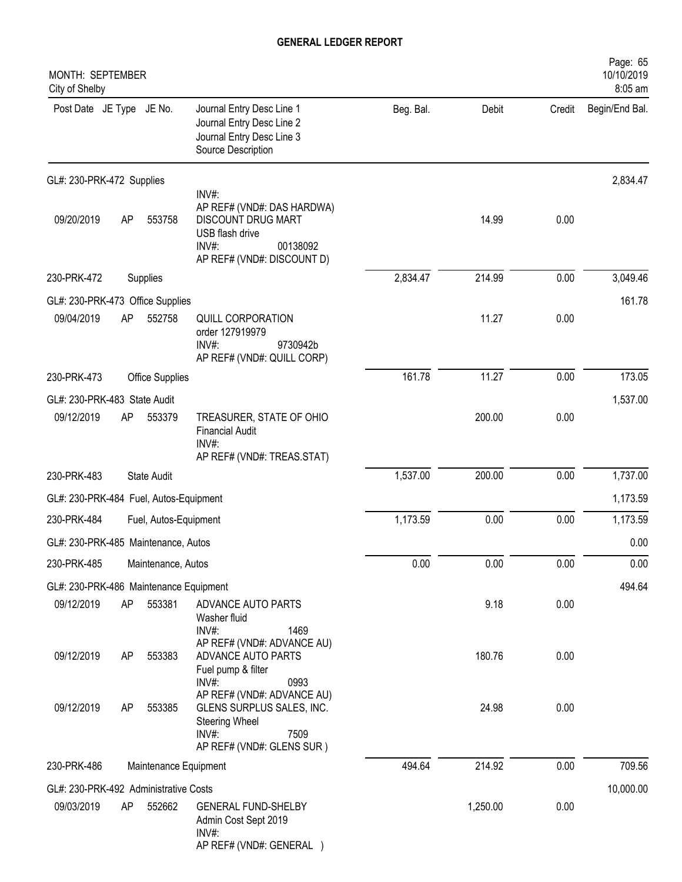# GENERAL LEDGER REPORT

MONTH: SEPTEMBER
City of Shelby

| Post Date | JE Type | JE No. | Journal Entry Desc Line 1 / Journal Entry Desc Line 2 / Journal Entry Desc Line 3 / Source Description | Beg. Bal. | Debit | Credit | Begin/End Bal. |
|---|---|---|---|---|---|---|---|
| GL#: 230-PRK-472 Supplies | | | | | | | 2,834.47 |
| | | | INV#: AP REF# (VND#: DAS HARDWA) | | | | |
| 09/20/2019 | AP | 553758 | DISCOUNT DRUG MART USB flash drive INV#: 00138092 AP REF# (VND#: DISCOUNT D) | | 14.99 | 0.00 | |
| 230-PRK-472 | | | Supplies | 2,834.47 | 214.99 | 0.00 | 3,049.46 |
| GL#: 230-PRK-473 Office Supplies | | | | | | | 161.78 |
| 09/04/2019 | AP | 552758 | QUILL CORPORATION order 127919979 INV#: 9730942b AP REF# (VND#: QUILL CORP) | | 11.27 | 0.00 | |
| 230-PRK-473 | | | Office Supplies | 161.78 | 11.27 | 0.00 | 173.05 |
| GL#: 230-PRK-483 State Audit | | | | | | | 1,537.00 |
| 09/12/2019 | AP | 553379 | TREASURER, STATE OF OHIO Financial Audit INV#: AP REF# (VND#: TREAS.STAT) | | 200.00 | 0.00 | |
| 230-PRK-483 | | | State Audit | 1,537.00 | 200.00 | 0.00 | 1,737.00 |
| GL#: 230-PRK-484 Fuel, Autos-Equipment | | | | | | | 1,173.59 |
| 230-PRK-484 | | | Fuel, Autos-Equipment | 1,173.59 | 0.00 | 0.00 | 1,173.59 |
| GL#: 230-PRK-485 Maintenance, Autos | | | | | | | 0.00 |
| 230-PRK-485 | | | Maintenance, Autos | 0.00 | 0.00 | 0.00 | 0.00 |
| GL#: 230-PRK-486 Maintenance Equipment | | | | | | | 494.64 |
| 09/12/2019 | AP | 553381 | ADVANCE AUTO PARTS Washer fluid INV#: 1469 AP REF# (VND#: ADVANCE AU) | | 9.18 | 0.00 | |
| 09/12/2019 | AP | 553383 | ADVANCE AUTO PARTS Fuel pump & filter INV#: 0993 AP REF# (VND#: ADVANCE AU) | | 180.76 | 0.00 | |
| 09/12/2019 | AP | 553385 | GLENS SURPLUS SALES, INC. Steering Wheel INV#: 7509 AP REF# (VND#: GLENS SUR ) | | 24.98 | 0.00 | |
| 230-PRK-486 | | | Maintenance Equipment | 494.64 | 214.92 | 0.00 | 709.56 |
| GL#: 230-PRK-492 Administrative Costs | | | | | | | 10,000.00 |
| 09/03/2019 | AP | 552662 | GENERAL FUND-SHELBY Admin Cost Sept 2019 INV#: AP REF# (VND#: GENERAL ) | | 1,250.00 | 0.00 | |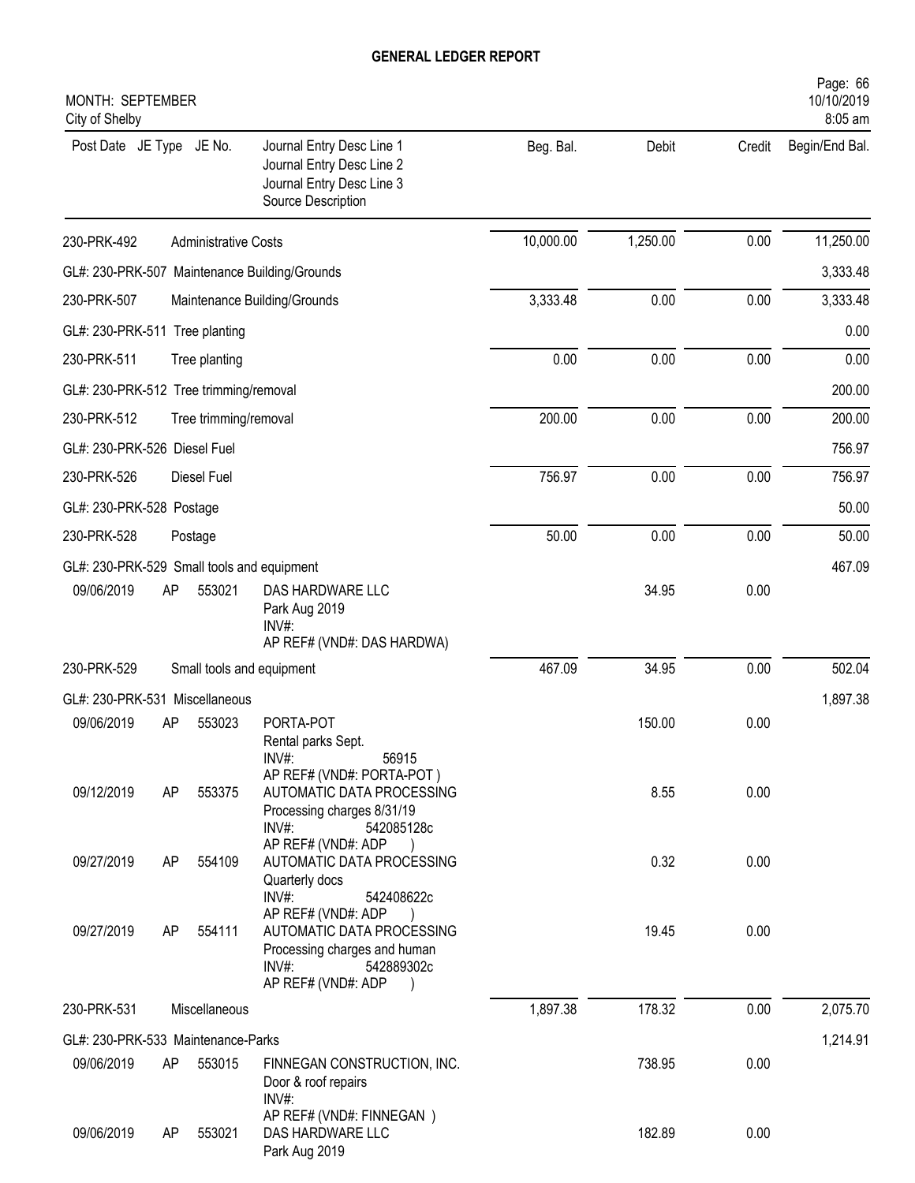# GENERAL LEDGER REPORT

MONTH: SEPTEMBER
City of Shelby

| Post Date | JE Type | JE No. | Journal Entry Desc Line 1 / Journal Entry Desc Line 2 / Journal Entry Desc Line 3 / Source Description | Beg. Bal. | Debit | Credit | Begin/End Bal. |
|---|---|---|---|---|---|---|---|
| 230-PRK-492 | | | Administrative Costs | 10,000.00 | 1,250.00 | 0.00 | 11,250.00 |
| GL#: 230-PRK-507 Maintenance Building/Grounds | | | | | | | 3,333.48 |
| 230-PRK-507 | | | Maintenance Building/Grounds | 3,333.48 | 0.00 | 0.00 | 3,333.48 |
| GL#: 230-PRK-511 Tree planting | | | | | | | 0.00 |
| 230-PRK-511 | | | Tree planting | 0.00 | 0.00 | 0.00 | 0.00 |
| GL#: 230-PRK-512 Tree trimming/removal | | | | | | | 200.00 |
| 230-PRK-512 | | | Tree trimming/removal | 200.00 | 0.00 | 0.00 | 200.00 |
| GL#: 230-PRK-526 Diesel Fuel | | | | | | | 756.97 |
| 230-PRK-526 | | | Diesel Fuel | 756.97 | 0.00 | 0.00 | 756.97 |
| GL#: 230-PRK-528 Postage | | | | | | | 50.00 |
| 230-PRK-528 | | | Postage | 50.00 | 0.00 | 0.00 | 50.00 |
| GL#: 230-PRK-529 Small tools and equipment | | | | | | | 467.09 |
| 09/06/2019 | AP | 553021 | DAS HARDWARE LLC<br>Park Aug 2019<br>INV#:<br>AP REF# (VND#: DAS HARDWA) | | 34.95 | 0.00 | |
| 230-PRK-529 | | | Small tools and equipment | 467.09 | 34.95 | 0.00 | 502.04 |
| GL#: 230-PRK-531 Miscellaneous | | | | | | | 1,897.38 |
| 09/06/2019 | AP | 553023 | PORTA-POT<br>Rental parks Sept.<br>INV#: 56915<br>AP REF# (VND#: PORTA-POT ) | | 150.00 | 0.00 | |
| 09/12/2019 | AP | 553375 | AUTOMATIC DATA PROCESSING<br>Processing charges 8/31/19<br>INV#: 542085128c<br>AP REF# (VND#: ADP ) | | 8.55 | 0.00 | |
| 09/27/2019 | AP | 554109 | AUTOMATIC DATA PROCESSING<br>Quarterly docs<br>INV#: 542408622c<br>AP REF# (VND#: ADP ) | | 0.32 | 0.00 | |
| 09/27/2019 | AP | 554111 | AUTOMATIC DATA PROCESSING<br>Processing charges and human<br>INV#: 542889302c<br>AP REF# (VND#: ADP ) | | 19.45 | 0.00 | |
| 230-PRK-531 | | | Miscellaneous | 1,897.38 | 178.32 | 0.00 | 2,075.70 |
| GL#: 230-PRK-533 Maintenance-Parks | | | | | | | 1,214.91 |
| 09/06/2019 | AP | 553015 | FINNEGAN CONSTRUCTION, INC.<br>Door & roof repairs<br>INV#:<br>AP REF# (VND#: FINNEGAN ) | | 738.95 | 0.00 | |
| 09/06/2019 | AP | 553021 | DAS HARDWARE LLC<br>Park Aug 2019 | | 182.89 | 0.00 | |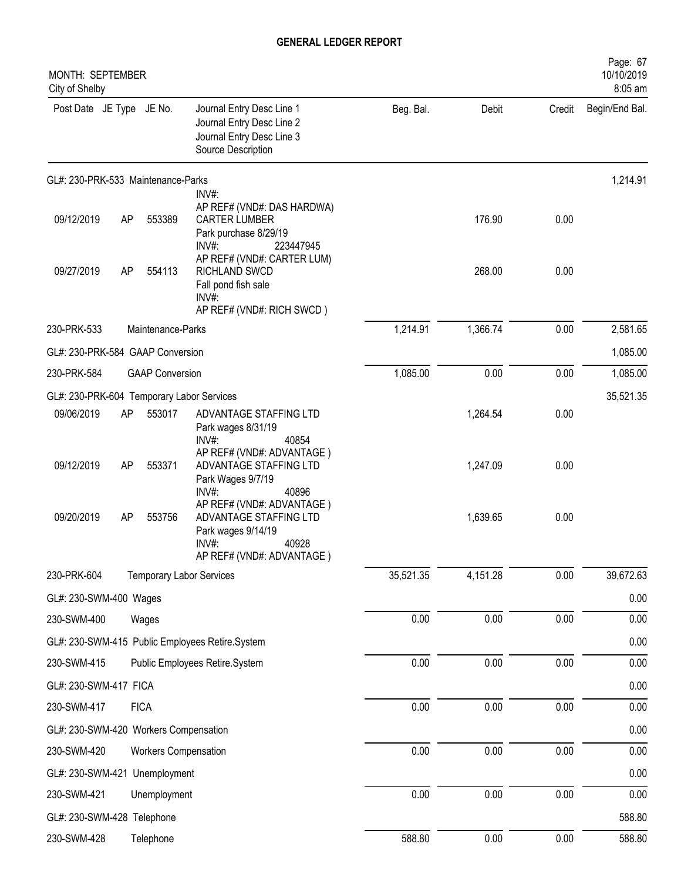# GENERAL LEDGER REPORT

MONTH: SEPTEMBER
City of Shelby

| Post Date | JE Type | JE No. | Journal Entry Desc Line 1 / Journal Entry Desc Line 2 / Journal Entry Desc Line 3 / Source Description | Beg. Bal. | Debit | Credit | Begin/End Bal. |
|---|---|---|---|---|---|---|---|
| GL#: 230-PRK-533 Maintenance-Parks | | | | | | | 1,214.91 |
| | | | INV#: <br> AP REF# (VND#: DAS HARDWA) | | | | |
| 09/12/2019 | AP | 553389 | CARTER LUMBER <br> Park purchase 8/29/19 <br> INV#: 223447945 <br> AP REF# (VND#: CARTER LUM) | | 176.90 | 0.00 | |
| 09/27/2019 | AP | 554113 | RICHLAND SWCD <br> Fall pond fish sale <br> INV#: <br> AP REF# (VND#: RICH SWCD ) | | 268.00 | 0.00 | |
| 230-PRK-533 | | | Maintenance-Parks | 1,214.91 | 1,366.74 | 0.00 | 2,581.65 |
| GL#: 230-PRK-584 GAAP Conversion | | | | | | | 1,085.00 |
| 230-PRK-584 | | | GAAP Conversion | 1,085.00 | 0.00 | 0.00 | 1,085.00 |
| GL#: 230-PRK-604 Temporary Labor Services | | | | | | | 35,521.35 |
| 09/06/2019 | AP | 553017 | ADVANTAGE STAFFING LTD <br> Park wages 8/31/19 <br> INV#: 40854 <br> AP REF# (VND#: ADVANTAGE ) | | 1,264.54 | 0.00 | |
| 09/12/2019 | AP | 553371 | ADVANTAGE STAFFING LTD <br> Park Wages 9/7/19 <br> INV#: 40896 <br> AP REF# (VND#: ADVANTAGE ) | | 1,247.09 | 0.00 | |
| 09/20/2019 | AP | 553756 | ADVANTAGE STAFFING LTD <br> Park wages 9/14/19 <br> INV#: 40928 <br> AP REF# (VND#: ADVANTAGE ) | | 1,639.65 | 0.00 | |
| 230-PRK-604 | | | Temporary Labor Services | 35,521.35 | 4,151.28 | 0.00 | 39,672.63 |
| GL#: 230-SWM-400 Wages | | | | | | | 0.00 |
| 230-SWM-400 | | | Wages | 0.00 | 0.00 | 0.00 | 0.00 |
| GL#: 230-SWM-415 Public Employees Retire.System | | | | | | | 0.00 |
| 230-SWM-415 | | | Public Employees Retire.System | 0.00 | 0.00 | 0.00 | 0.00 |
| GL#: 230-SWM-417 FICA | | | | | | | 0.00 |
| 230-SWM-417 | | | FICA | 0.00 | 0.00 | 0.00 | 0.00 |
| GL#: 230-SWM-420 Workers Compensation | | | | | | | 0.00 |
| 230-SWM-420 | | | Workers Compensation | 0.00 | 0.00 | 0.00 | 0.00 |
| GL#: 230-SWM-421 Unemployment | | | | | | | 0.00 |
| 230-SWM-421 | | | Unemployment | 0.00 | 0.00 | 0.00 | 0.00 |
| GL#: 230-SWM-428 Telephone | | | | | | | 588.80 |
| 230-SWM-428 | | | Telephone | 588.80 | 0.00 | 0.00 | 588.80 |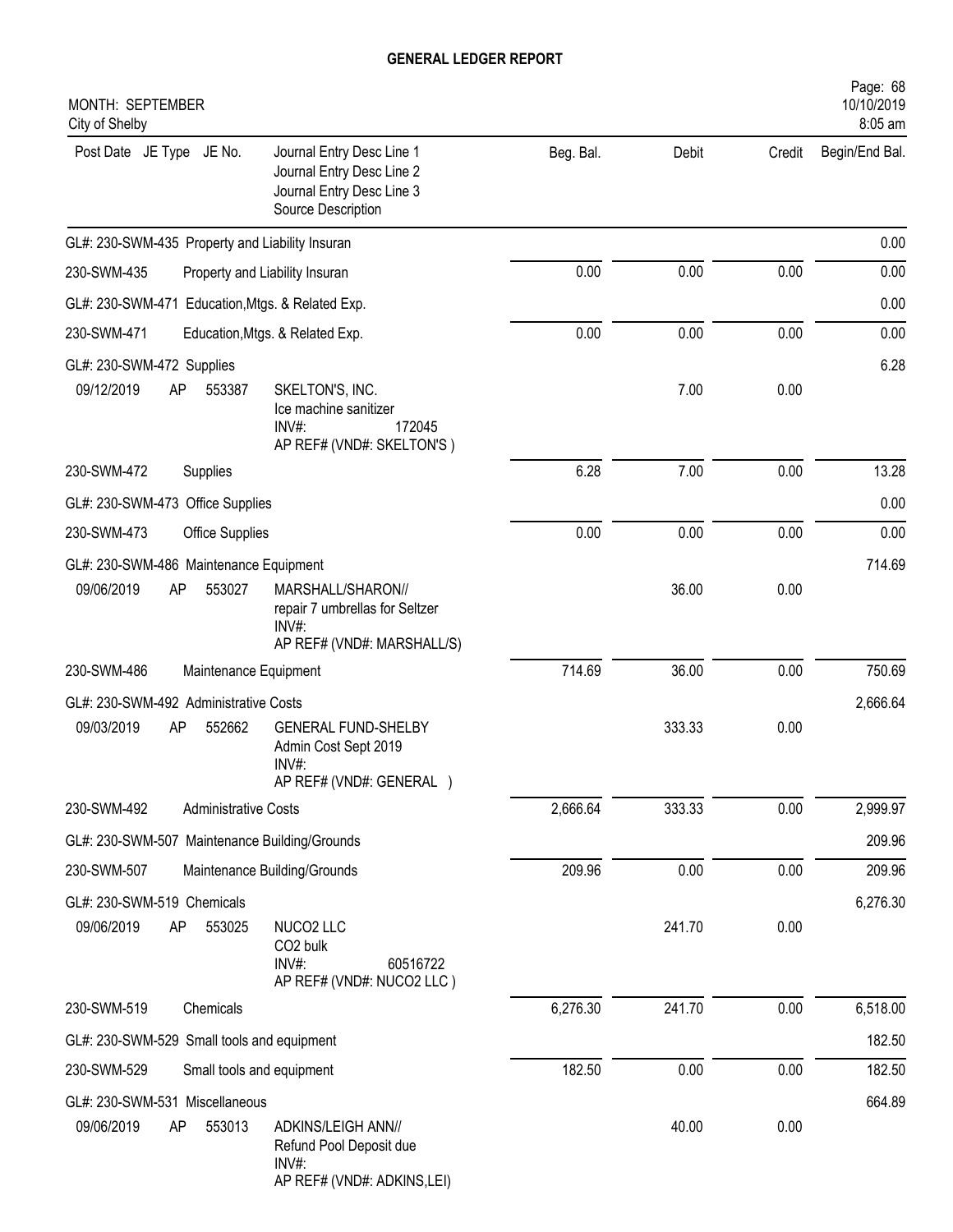# GENERAL LEDGER REPORT

MONTH: SEPTEMBER
City of Shelby

Page: 68
10/10/2019
8:05 am

| Post Date | JE Type | JE No. | Journal Entry Desc Line 1 / Journal Entry Desc Line 2 / Journal Entry Desc Line 3 / Source Description | Beg. Bal. | Debit | Credit | Begin/End Bal. |
|---|---|---|---|---|---|---|---|
| GL#: 230-SWM-435 Property and Liability Insuran | | | | | | | 0.00 |
| 230-SWM-435 | | | Property and Liability Insuran | 0.00 | 0.00 | 0.00 | 0.00 |
| GL#: 230-SWM-471 Education,Mtgs. & Related Exp. | | | | | | | 0.00 |
| 230-SWM-471 | | | Education,Mtgs. & Related Exp. | 0.00 | 0.00 | 0.00 | 0.00 |
| GL#: 230-SWM-472 Supplies | | | | | | | 6.28 |
| 09/12/2019 | AP | 553387 | SKELTON'S, INC.<br>Ice machine sanitizer<br>INV#: 172045<br>AP REF# (VND#: SKELTON'S ) | | 7.00 | 0.00 | |
| 230-SWM-472 | | | Supplies | 6.28 | 7.00 | 0.00 | 13.28 |
| GL#: 230-SWM-473 Office Supplies | | | | | | | 0.00 |
| 230-SWM-473 | | | Office Supplies | 0.00 | 0.00 | 0.00 | 0.00 |
| GL#: 230-SWM-486 Maintenance Equipment | | | | | | | 714.69 |
| 09/06/2019 | AP | 553027 | MARSHALL/SHARON//<br>repair 7 umbrellas for Seltzer<br>INV#:<br>AP REF# (VND#: MARSHALL/S) | | 36.00 | 0.00 | |
| 230-SWM-486 | | | Maintenance Equipment | 714.69 | 36.00 | 0.00 | 750.69 |
| GL#: 230-SWM-492 Administrative Costs | | | | | | | 2,666.64 |
| 09/03/2019 | AP | 552662 | GENERAL FUND-SHELBY<br>Admin Cost Sept 2019<br>INV#:<br>AP REF# (VND#: GENERAL ) | | 333.33 | 0.00 | |
| 230-SWM-492 | | | Administrative Costs | 2,666.64 | 333.33 | 0.00 | 2,999.97 |
| GL#: 230-SWM-507 Maintenance Building/Grounds | | | | | | | 209.96 |
| 230-SWM-507 | | | Maintenance Building/Grounds | 209.96 | 0.00 | 0.00 | 209.96 |
| GL#: 230-SWM-519 Chemicals | | | | | | | 6,276.30 |
| 09/06/2019 | AP | 553025 | NUCO2 LLC<br>CO2 bulk<br>INV#: 60516722<br>AP REF# (VND#: NUCO2 LLC ) | | 241.70 | 0.00 | |
| 230-SWM-519 | | | Chemicals | 6,276.30 | 241.70 | 0.00 | 6,518.00 |
| GL#: 230-SWM-529 Small tools and equipment | | | | | | | 182.50 |
| 230-SWM-529 | | | Small tools and equipment | 182.50 | 0.00 | 0.00 | 182.50 |
| GL#: 230-SWM-531 Miscellaneous | | | | | | | 664.89 |
| 09/06/2019 | AP | 553013 | ADKINS/LEIGH ANN//<br>Refund Pool Deposit due<br>INV#:<br>AP REF# (VND#: ADKINS,LEI) | | 40.00 | 0.00 | |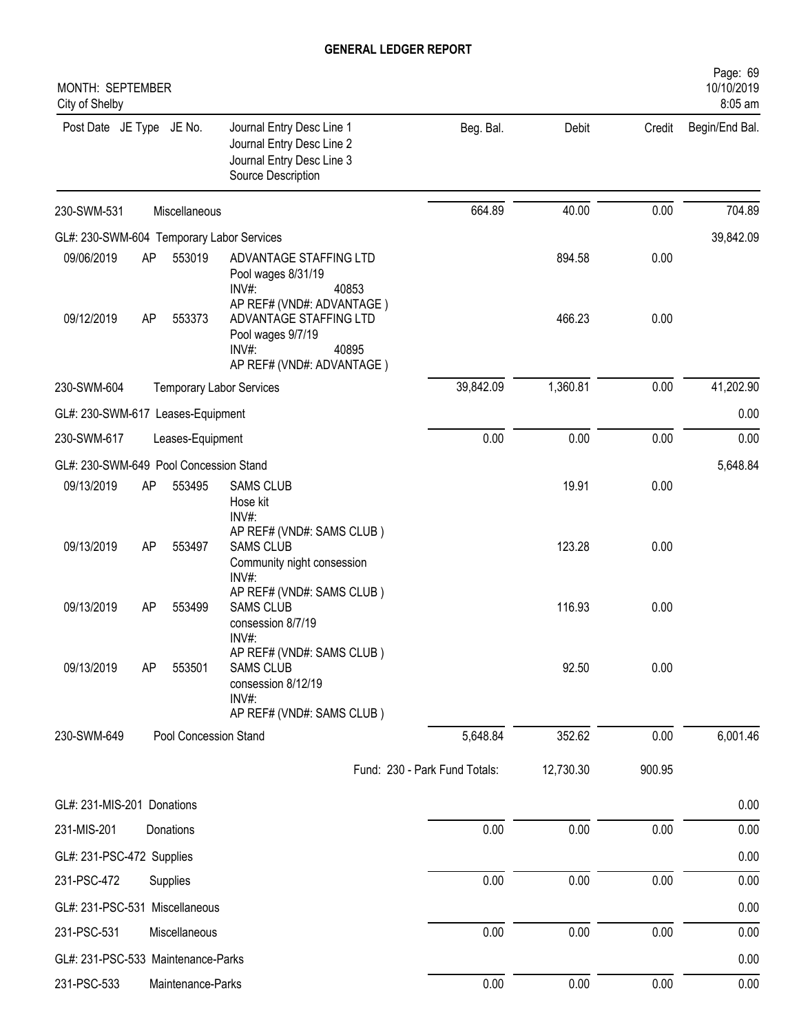# GENERAL LEDGER REPORT

MONTH: SEPTEMBER
City of Shelby

| Post Date | JE Type | JE No. | Journal Entry Desc Line 1<br>Journal Entry Desc Line 2<br>Journal Entry Desc Line 3<br>Source Description | Beg. Bal. | Debit | Credit | Begin/End Bal. |
|---|---|---|---|---|---|---|---|
| 230-SWM-531 | | Miscellaneous | | 664.89 | 40.00 | 0.00 | 704.89 |
| GL#: 230-SWM-604 Temporary Labor Services | | | | | | | 39,842.09 |
| 09/06/2019 | AP | 553019 | ADVANTAGE STAFFING LTD<br>Pool wages 8/31/19<br>INV#: 40853<br>AP REF# (VND#: ADVANTAGE ) | | 894.58 | 0.00 | |
| 09/12/2019 | AP | 553373 | ADVANTAGE STAFFING LTD<br>Pool wages 9/7/19<br>INV#: 40895<br>AP REF# (VND#: ADVANTAGE ) | | 466.23 | 0.00 | |
| 230-SWM-604 | | Temporary Labor Services | | 39,842.09 | 1,360.81 | 0.00 | 41,202.90 |
| GL#: 230-SWM-617 Leases-Equipment | | | | | | | 0.00 |
| 230-SWM-617 | | Leases-Equipment | | 0.00 | 0.00 | 0.00 | 0.00 |
| GL#: 230-SWM-649 Pool Concession Stand | | | | | | | 5,648.84 |
| 09/13/2019 | AP | 553495 | SAMS CLUB<br>Hose kit<br>INV#:<br>AP REF# (VND#: SAMS CLUB ) | | 19.91 | 0.00 | |
| 09/13/2019 | AP | 553497 | SAMS CLUB<br>Community night consession<br>INV#:<br>AP REF# (VND#: SAMS CLUB ) | | 123.28 | 0.00 | |
| 09/13/2019 | AP | 553499 | SAMS CLUB<br>consession 8/7/19<br>INV#:<br>AP REF# (VND#: SAMS CLUB ) | | 116.93 | 0.00 | |
| 09/13/2019 | AP | 553501 | SAMS CLUB<br>consession 8/12/19<br>INV#:<br>AP REF# (VND#: SAMS CLUB ) | | 92.50 | 0.00 | |
| 230-SWM-649 | | Pool Concession Stand | | 5,648.84 | 352.62 | 0.00 | 6,001.46 |
| | | | | Fund: 230 - Park Fund Totals: | 12,730.30 | 900.95 | |
| GL#: 231-MIS-201 Donations | | | | | | | 0.00 |
| 231-MIS-201 | | Donations | | 0.00 | 0.00 | 0.00 | 0.00 |
| GL#: 231-PSC-472 Supplies | | | | | | | 0.00 |
| 231-PSC-472 | | Supplies | | 0.00 | 0.00 | 0.00 | 0.00 |
| GL#: 231-PSC-531 Miscellaneous | | | | | | | 0.00 |
| 231-PSC-531 | | Miscellaneous | | 0.00 | 0.00 | 0.00 | 0.00 |
| GL#: 231-PSC-533 Maintenance-Parks | | | | | | | 0.00 |
| 231-PSC-533 | | Maintenance-Parks | | 0.00 | 0.00 | 0.00 | 0.00 |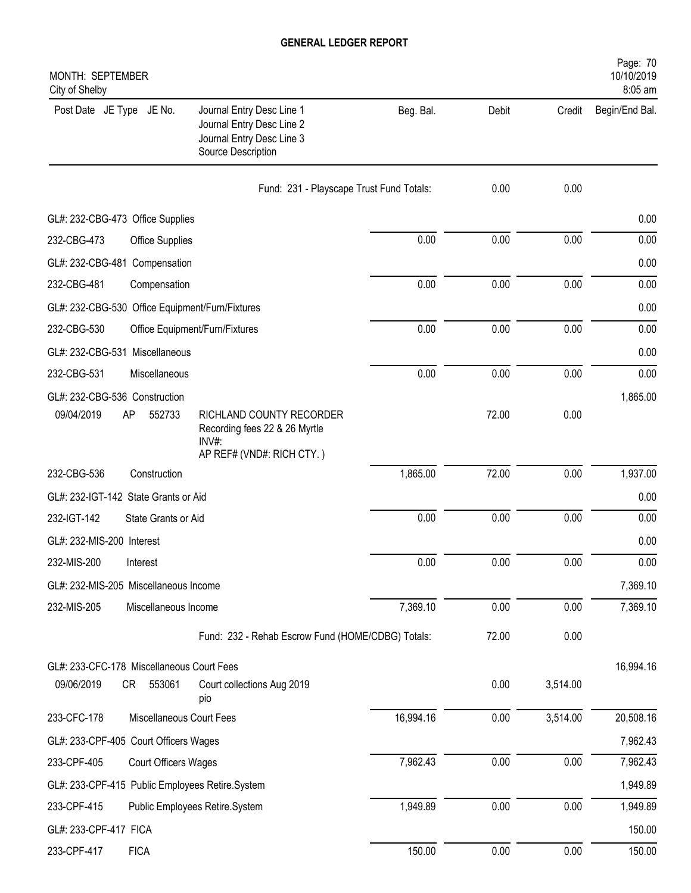# GENERAL LEDGER REPORT

MONTH: SEPTEMBER
City of Shelby

Page: 70
10/10/2019
8:05 am

| Post Date | JE Type | JE No. | Journal Entry Desc Line 1 / Journal Entry Desc Line 2 / Journal Entry Desc Line 3 / Source Description | Beg. Bal. | Debit | Credit | Begin/End Bal. |
|---|---|---|---|---|---|---|---|
| | | | Fund: 231 - Playscape Trust Fund Totals: | | 0.00 | 0.00 | |
| GL#: 232-CBG-473 Office Supplies | | | | | | | 0.00 |
| 232-CBG-473 | | | Office Supplies | 0.00 | 0.00 | 0.00 | 0.00 |
| GL#: 232-CBG-481 Compensation | | | | | | | 0.00 |
| 232-CBG-481 | | | Compensation | 0.00 | 0.00 | 0.00 | 0.00 |
| GL#: 232-CBG-530 Office Equipment/Furn/Fixtures | | | | | | | 0.00 |
| 232-CBG-530 | | | Office Equipment/Furn/Fixtures | 0.00 | 0.00 | 0.00 | 0.00 |
| GL#: 232-CBG-531 Miscellaneous | | | | | | | 0.00 |
| 232-CBG-531 | | | Miscellaneous | 0.00 | 0.00 | 0.00 | 0.00 |
| GL#: 232-CBG-536 Construction | | | | | | | 1,865.00 |
| 09/04/2019 | AP | 552733 | RICHLAND COUNTY RECORDER<br>Recording fees 22 & 26 Myrtle<br>INV#:<br>AP REF# (VND#: RICH CTY. ) | | 72.00 | 0.00 | |
| 232-CBG-536 | | | Construction | 1,865.00 | 72.00 | 0.00 | 1,937.00 |
| GL#: 232-IGT-142 State Grants or Aid | | | | | | | 0.00 |
| 232-IGT-142 | | | State Grants or Aid | 0.00 | 0.00 | 0.00 | 0.00 |
| GL#: 232-MIS-200 Interest | | | | | | | 0.00 |
| 232-MIS-200 | | | Interest | 0.00 | 0.00 | 0.00 | 0.00 |
| GL#: 232-MIS-205 Miscellaneous Income | | | | | | | 7,369.10 |
| 232-MIS-205 | | | Miscellaneous Income | 7,369.10 | 0.00 | 0.00 | 7,369.10 |
| | | | Fund: 232 - Rehab Escrow Fund (HOME/CDBG) Totals: | | 72.00 | 0.00 | |
| GL#: 233-CFC-178 Miscellaneous Court Fees | | | | | | | 16,994.16 |
| 09/06/2019 | CR | 553061 | Court collections Aug 2019<br>pio | | 0.00 | 3,514.00 | |
| 233-CFC-178 | | | Miscellaneous Court Fees | 16,994.16 | 0.00 | 3,514.00 | 20,508.16 |
| GL#: 233-CPF-405 Court Officers Wages | | | | | | | 7,962.43 |
| 233-CPF-405 | | | Court Officers Wages | 7,962.43 | 0.00 | 0.00 | 7,962.43 |
| GL#: 233-CPF-415 Public Employees Retire.System | | | | | | | 1,949.89 |
| 233-CPF-415 | | | Public Employees Retire.System | 1,949.89 | 0.00 | 0.00 | 1,949.89 |
| GL#: 233-CPF-417 FICA | | | | | | | 150.00 |
| 233-CPF-417 | | | FICA | 150.00 | 0.00 | 0.00 | 150.00 |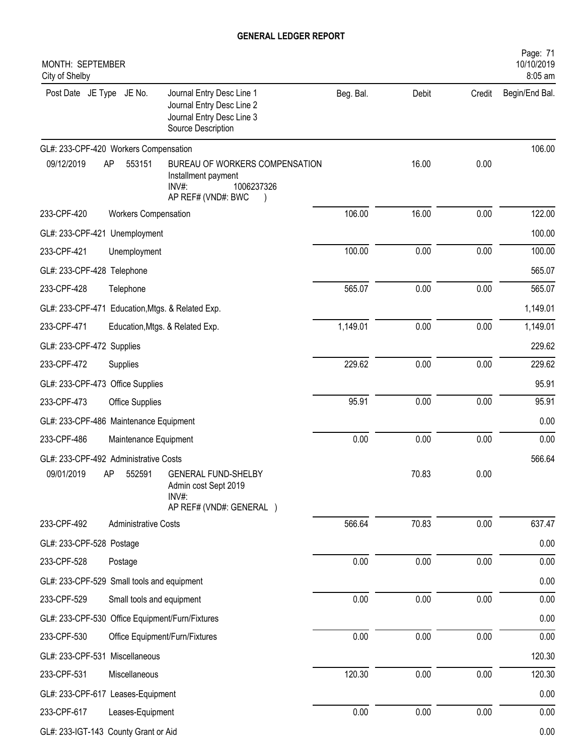# GENERAL LEDGER REPORT

MONTH: SEPTEMBER
City of Shelby

| Post Date | JE Type | JE No. | Journal Entry Desc Line 1<br>Journal Entry Desc Line 2<br>Journal Entry Desc Line 3<br>Source Description | Beg. Bal. | Debit | Credit | Begin/End Bal. |
|---|---|---|---|---|---|---|---|
| GL#: 233-CPF-420 Workers Compensation | | | | | | | 106.00 |
| 09/12/2019 | AP | 553151 | BUREAU OF WORKERS COMPENSATION<br>Installment payment<br>INV#: 1006237326<br>AP REF# (VND#: BWC ) | | 16.00 | 0.00 | |
| 233-CPF-420 | Workers Compensation | | | 106.00 | 16.00 | 0.00 | 122.00 |
| GL#: 233-CPF-421 Unemployment | | | | | | | 100.00 |
| 233-CPF-421 | Unemployment | | | 100.00 | 0.00 | 0.00 | 100.00 |
| GL#: 233-CPF-428 Telephone | | | | | | | 565.07 |
| 233-CPF-428 | Telephone | | | 565.07 | 0.00 | 0.00 | 565.07 |
| GL#: 233-CPF-471 Education,Mtgs. & Related Exp. | | | | | | | 1,149.01 |
| 233-CPF-471 | Education,Mtgs. & Related Exp. | | | 1,149.01 | 0.00 | 0.00 | 1,149.01 |
| GL#: 233-CPF-472 Supplies | | | | | | | 229.62 |
| 233-CPF-472 | Supplies | | | 229.62 | 0.00 | 0.00 | 229.62 |
| GL#: 233-CPF-473 Office Supplies | | | | | | | 95.91 |
| 233-CPF-473 | Office Supplies | | | 95.91 | 0.00 | 0.00 | 95.91 |
| GL#: 233-CPF-486 Maintenance Equipment | | | | | | | 0.00 |
| 233-CPF-486 | Maintenance Equipment | | | 0.00 | 0.00 | 0.00 | 0.00 |
| GL#: 233-CPF-492 Administrative Costs | | | | | | | 566.64 |
| 09/01/2019 | AP | 552591 | GENERAL FUND-SHELBY<br>Admin cost Sept 2019<br>INV#:<br>AP REF# (VND#: GENERAL ) | | 70.83 | 0.00 | |
| 233-CPF-492 | Administrative Costs | | | 566.64 | 70.83 | 0.00 | 637.47 |
| GL#: 233-CPF-528 Postage | | | | | | | 0.00 |
| 233-CPF-528 | Postage | | | 0.00 | 0.00 | 0.00 | 0.00 |
| GL#: 233-CPF-529 Small tools and equipment | | | | | | | 0.00 |
| 233-CPF-529 | Small tools and equipment | | | 0.00 | 0.00 | 0.00 | 0.00 |
| GL#: 233-CPF-530 Office Equipment/Furn/Fixtures | | | | | | | 0.00 |
| 233-CPF-530 | Office Equipment/Furn/Fixtures | | | 0.00 | 0.00 | 0.00 | 0.00 |
| GL#: 233-CPF-531 Miscellaneous | | | | | | | 120.30 |
| 233-CPF-531 | Miscellaneous | | | 120.30 | 0.00 | 0.00 | 120.30 |
| GL#: 233-CPF-617 Leases-Equipment | | | | | | | 0.00 |
| 233-CPF-617 | Leases-Equipment | | | 0.00 | 0.00 | 0.00 | 0.00 |
| GL#: 233-IGT-143 County Grant or Aid | | | | | | | 0.00 |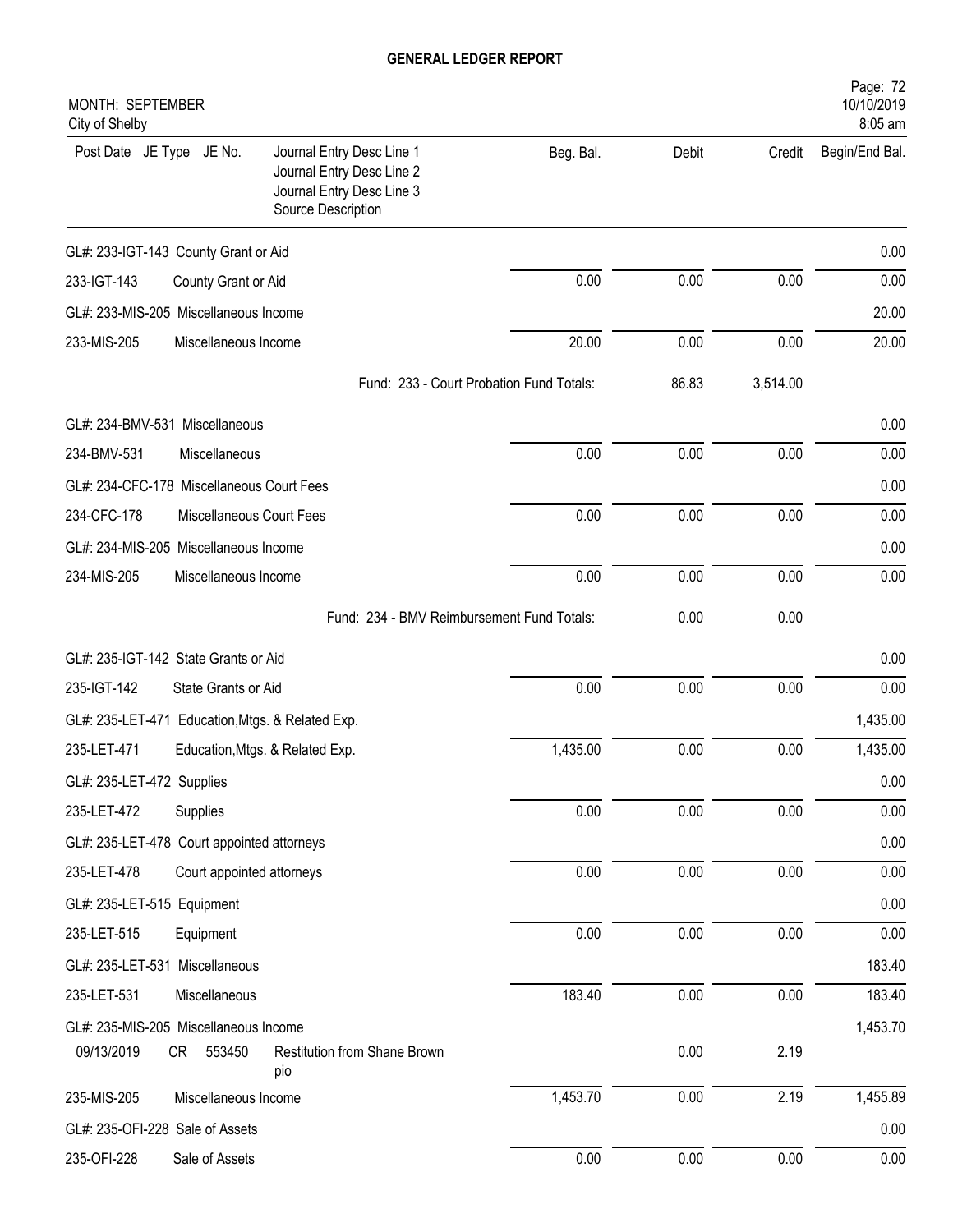# GENERAL LEDGER REPORT

MONTH: SEPTEMBER
City of Shelby

| Post Date | JE Type | JE No. | Journal Entry Desc Line 1 / Journal Entry Desc Line 2 / Journal Entry Desc Line 3 / Source Description | Beg. Bal. | Debit | Credit | Begin/End Bal. |
|---|---|---|---|---|---|---|---|
| GL#: 233-IGT-143 County Grant or Aid | | | | | | | 0.00 |
| 233-IGT-143 | | | County Grant or Aid | 0.00 | 0.00 | 0.00 | 0.00 |
| GL#: 233-MIS-205 Miscellaneous Income | | | | | | | 20.00 |
| 233-MIS-205 | | | Miscellaneous Income | 20.00 | 0.00 | 0.00 | 20.00 |
| | | | Fund: 233 - Court Probation Fund Totals: | | 86.83 | 3,514.00 | |
| GL#: 234-BMV-531 Miscellaneous | | | | | | | 0.00 |
| 234-BMV-531 | | | Miscellaneous | 0.00 | 0.00 | 0.00 | 0.00 |
| GL#: 234-CFC-178 Miscellaneous Court Fees | | | | | | | 0.00 |
| 234-CFC-178 | | | Miscellaneous Court Fees | 0.00 | 0.00 | 0.00 | 0.00 |
| GL#: 234-MIS-205 Miscellaneous Income | | | | | | | 0.00 |
| 234-MIS-205 | | | Miscellaneous Income | 0.00 | 0.00 | 0.00 | 0.00 |
| | | | Fund: 234 - BMV Reimbursement Fund Totals: | | 0.00 | 0.00 | |
| GL#: 235-IGT-142 State Grants or Aid | | | | | | | 0.00 |
| 235-IGT-142 | | | State Grants or Aid | 0.00 | 0.00 | 0.00 | 0.00 |
| GL#: 235-LET-471 Education,Mtgs. & Related Exp. | | | | | | | 1,435.00 |
| 235-LET-471 | | | Education,Mtgs. & Related Exp. | 1,435.00 | 0.00 | 0.00 | 1,435.00 |
| GL#: 235-LET-472 Supplies | | | | | | | 0.00 |
| 235-LET-472 | | | Supplies | 0.00 | 0.00 | 0.00 | 0.00 |
| GL#: 235-LET-478 Court appointed attorneys | | | | | | | 0.00 |
| 235-LET-478 | | | Court appointed attorneys | 0.00 | 0.00 | 0.00 | 0.00 |
| GL#: 235-LET-515 Equipment | | | | | | | 0.00 |
| 235-LET-515 | | | Equipment | 0.00 | 0.00 | 0.00 | 0.00 |
| GL#: 235-LET-531 Miscellaneous | | | | | | | 183.40 |
| 235-LET-531 | | | Miscellaneous | 183.40 | 0.00 | 0.00 | 183.40 |
| GL#: 235-MIS-205 Miscellaneous Income | | | | | | | 1,453.70 |
| 09/13/2019 | CR | 553450 | Restitution from Shane Brown pio | | 0.00 | 2.19 | |
| 235-MIS-205 | | | Miscellaneous Income | 1,453.70 | 0.00 | 2.19 | 1,455.89 |
| GL#: 235-OFI-228 Sale of Assets | | | | | | | 0.00 |
| 235-OFI-228 | | | Sale of Assets | 0.00 | 0.00 | 0.00 | 0.00 |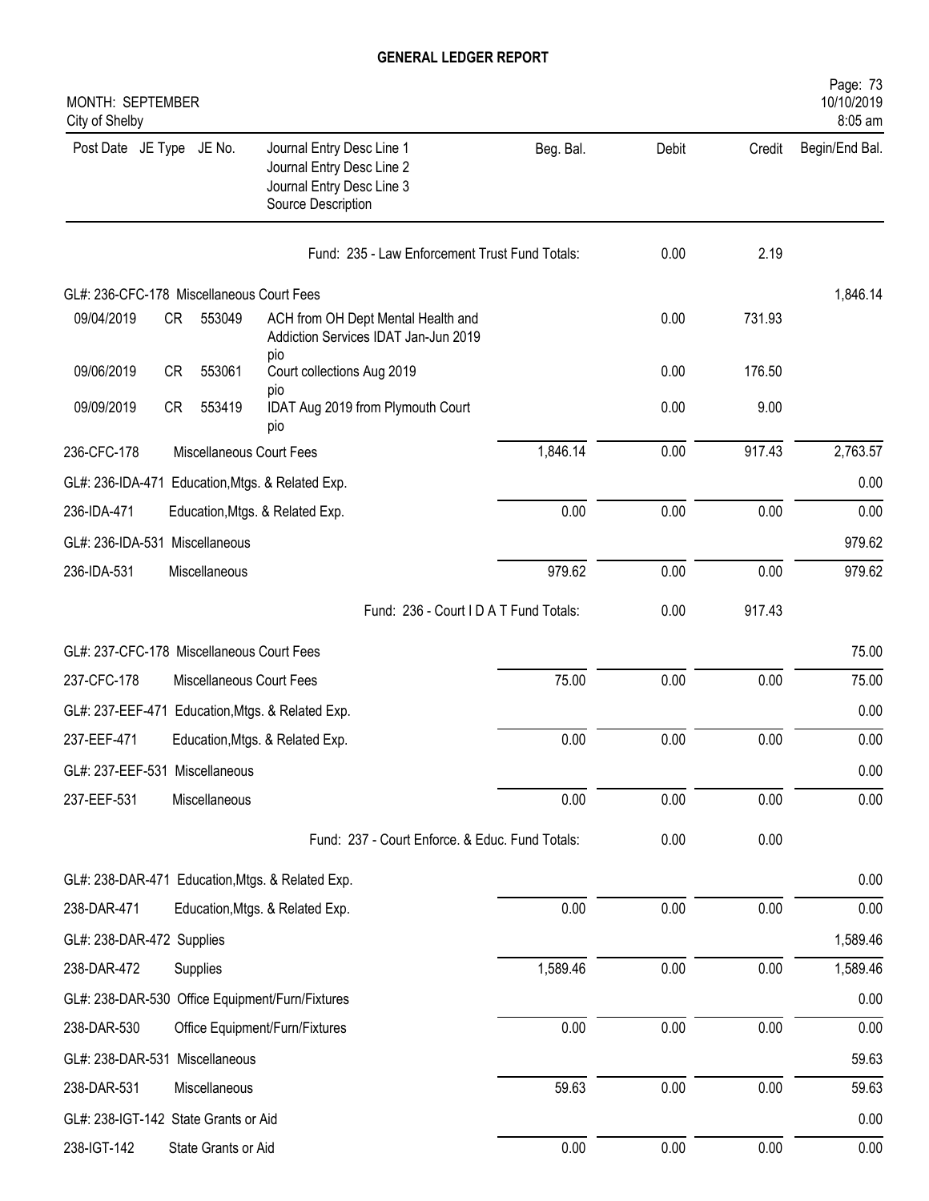# GENERAL LEDGER REPORT

MONTH: SEPTEMBER
City of Shelby

Page: 73
10/10/2019
8:05 am

| Post Date | JE Type | JE No. | Journal Entry Desc Line 1 / Journal Entry Desc Line 2 / Journal Entry Desc Line 3 / Source Description | Beg. Bal. | Debit | Credit | Begin/End Bal. |
|---|---|---|---|---|---|---|---|
| | | | Fund: 235 - Law Enforcement Trust Fund Totals: | | 0.00 | 2.19 | |
| GL#: 236-CFC-178 Miscellaneous Court Fees | | | | | | | 1,846.14 |
| 09/04/2019 | CR | 553049 | ACH from OH Dept Mental Health and Addiction Services IDAT Jan-Jun 2019 pio | | 0.00 | 731.93 | |
| 09/06/2019 | CR | 553061 | Court collections Aug 2019 pio | | 0.00 | 176.50 | |
| 09/09/2019 | CR | 553419 | IDAT Aug 2019 from Plymouth Court pio | | 0.00 | 9.00 | |
| 236-CFC-178 | | | Miscellaneous Court Fees | 1,846.14 | 0.00 | 917.43 | 2,763.57 |
| GL#: 236-IDA-471 Education,Mtgs. & Related Exp. | | | | | | | 0.00 |
| 236-IDA-471 | | | Education,Mtgs. & Related Exp. | 0.00 | 0.00 | 0.00 | 0.00 |
| GL#: 236-IDA-531 Miscellaneous | | | | | | | 979.62 |
| 236-IDA-531 | | | Miscellaneous | 979.62 | 0.00 | 0.00 | 979.62 |
| | | | Fund: 236 - Court I D A T Fund Totals: | | 0.00 | 917.43 | |
| GL#: 237-CFC-178 Miscellaneous Court Fees | | | | | | | 75.00 |
| 237-CFC-178 | | | Miscellaneous Court Fees | 75.00 | 0.00 | 0.00 | 75.00 |
| GL#: 237-EEF-471 Education,Mtgs. & Related Exp. | | | | | | | 0.00 |
| 237-EEF-471 | | | Education,Mtgs. & Related Exp. | 0.00 | 0.00 | 0.00 | 0.00 |
| GL#: 237-EEF-531 Miscellaneous | | | | | | | 0.00 |
| 237-EEF-531 | | | Miscellaneous | 0.00 | 0.00 | 0.00 | 0.00 |
| | | | Fund: 237 - Court Enforce. & Educ. Fund Totals: | | 0.00 | 0.00 | |
| GL#: 238-DAR-471 Education,Mtgs. & Related Exp. | | | | | | | 0.00 |
| 238-DAR-471 | | | Education,Mtgs. & Related Exp. | 0.00 | 0.00 | 0.00 | 0.00 |
| GL#: 238-DAR-472 Supplies | | | | | | | 1,589.46 |
| 238-DAR-472 | | | Supplies | 1,589.46 | 0.00 | 0.00 | 1,589.46 |
| GL#: 238-DAR-530 Office Equipment/Furn/Fixtures | | | | | | | 0.00 |
| 238-DAR-530 | | | Office Equipment/Furn/Fixtures | 0.00 | 0.00 | 0.00 | 0.00 |
| GL#: 238-DAR-531 Miscellaneous | | | | | | | 59.63 |
| 238-DAR-531 | | | Miscellaneous | 59.63 | 0.00 | 0.00 | 59.63 |
| GL#: 238-IGT-142 State Grants or Aid | | | | | | | 0.00 |
| 238-IGT-142 | | | State Grants or Aid | 0.00 | 0.00 | 0.00 | 0.00 |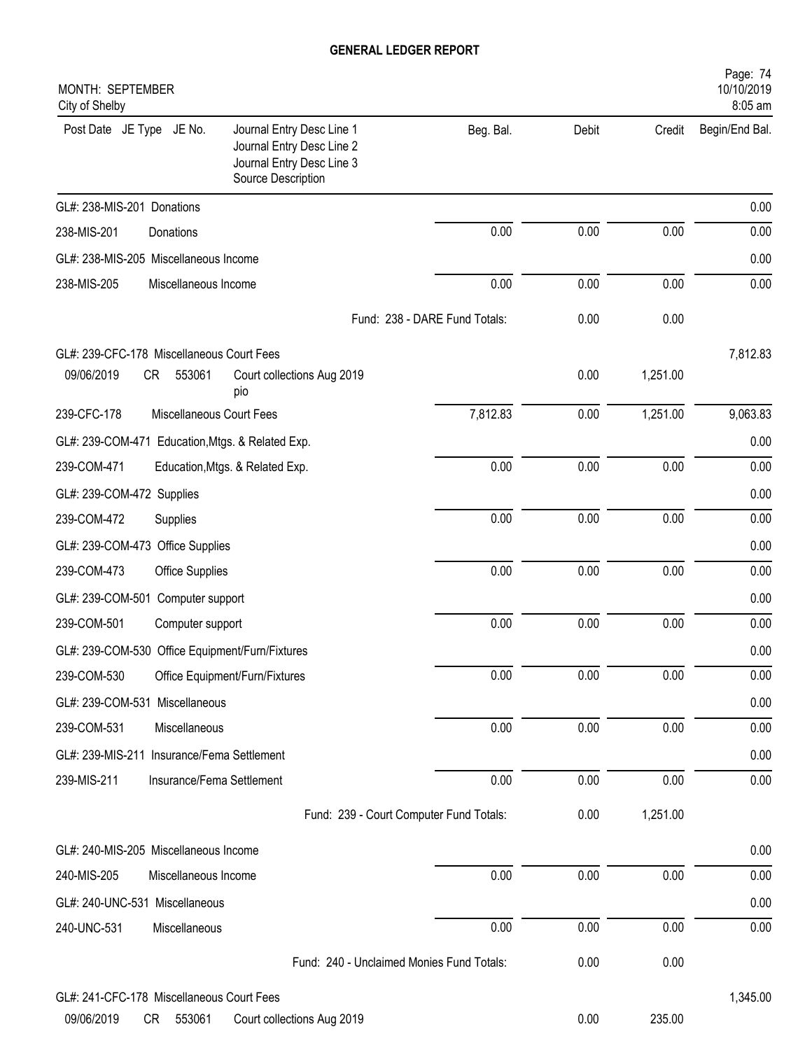# GENERAL LEDGER REPORT

MONTH: SEPTEMBER
City of Shelby

| Post Date JE Type JE No. | Journal Entry Desc Line 1 / Journal Entry Desc Line 2 / Journal Entry Desc Line 3 / Source Description | Beg. Bal. | Debit | Credit | Begin/End Bal. |
|---|---|---|---|---|---|
| GL#: 238-MIS-201 Donations | | | | | 0.00 |
| 238-MIS-201 | Donations | 0.00 | 0.00 | 0.00 | 0.00 |
| GL#: 238-MIS-205 Miscellaneous Income | | | | | 0.00 |
| 238-MIS-205 | Miscellaneous Income | 0.00 | 0.00 | 0.00 | 0.00 |
| | Fund: 238 - DARE Fund Totals: | | 0.00 | 0.00 | |
| GL#: 239-CFC-178 Miscellaneous Court Fees | | | | | 7,812.83 |
| 09/06/2019 CR 553061 | Court collections Aug 2019 pio | | 0.00 | 1,251.00 | |
| 239-CFC-178 | Miscellaneous Court Fees | 7,812.83 | 0.00 | 1,251.00 | 9,063.83 |
| GL#: 239-COM-471 Education, Mtgs. & Related Exp. | | | | | 0.00 |
| 239-COM-471 | Education, Mtgs. & Related Exp. | 0.00 | 0.00 | 0.00 | 0.00 |
| GL#: 239-COM-472 Supplies | | | | | 0.00 |
| 239-COM-472 | Supplies | 0.00 | 0.00 | 0.00 | 0.00 |
| GL#: 239-COM-473 Office Supplies | | | | | 0.00 |
| 239-COM-473 | Office Supplies | 0.00 | 0.00 | 0.00 | 0.00 |
| GL#: 239-COM-501 Computer support | | | | | 0.00 |
| 239-COM-501 | Computer support | 0.00 | 0.00 | 0.00 | 0.00 |
| GL#: 239-COM-530 Office Equipment/Furn/Fixtures | | | | | 0.00 |
| 239-COM-530 | Office Equipment/Furn/Fixtures | 0.00 | 0.00 | 0.00 | 0.00 |
| GL#: 239-COM-531 Miscellaneous | | | | | 0.00 |
| 239-COM-531 | Miscellaneous | 0.00 | 0.00 | 0.00 | 0.00 |
| GL#: 239-MIS-211 Insurance/Fema Settlement | | | | | 0.00 |
| 239-MIS-211 | Insurance/Fema Settlement | 0.00 | 0.00 | 0.00 | 0.00 |
| | Fund: 239 - Court Computer Fund Totals: | | 0.00 | 1,251.00 | |
| GL#: 240-MIS-205 Miscellaneous Income | | | | | 0.00 |
| 240-MIS-205 | Miscellaneous Income | 0.00 | 0.00 | 0.00 | 0.00 |
| GL#: 240-UNC-531 Miscellaneous | | | | | 0.00 |
| 240-UNC-531 | Miscellaneous | 0.00 | 0.00 | 0.00 | 0.00 |
| | Fund: 240 - Unclaimed Monies Fund Totals: | | 0.00 | 0.00 | |
| GL#: 241-CFC-178 Miscellaneous Court Fees | | | | | 1,345.00 |
| 09/06/2019 CR 553061 | Court collections Aug 2019 | | 0.00 | 235.00 | |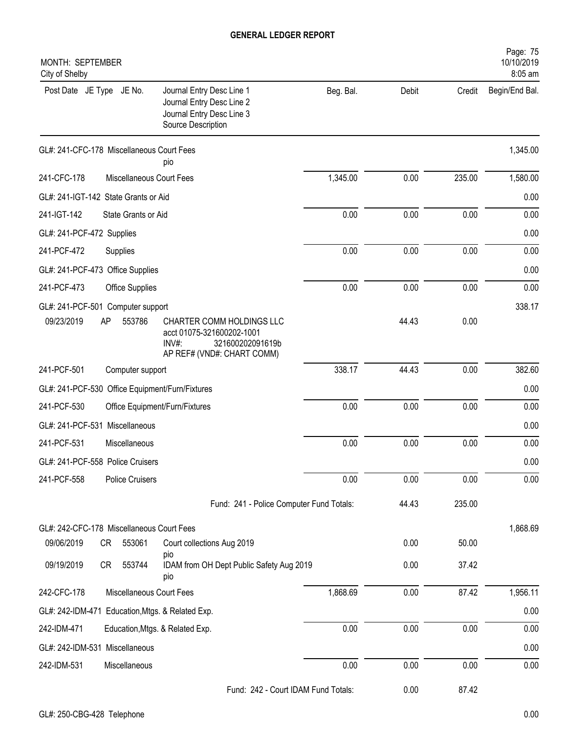**GENERAL LEDGER REPORT**

MONTH: SEPTEMBER
City of Shelby

Page: 75
10/10/2019
8:05 am

| Post Date | JE Type | JE No. | Journal Entry Desc Line 1 / Journal Entry Desc Line 2 / Journal Entry Desc Line 3 / Source Description | Beg. Bal. | Debit | Credit | Begin/End Bal. |
|---|---|---|---|---|---|---|---|
| GL#: 241-CFC-178 Miscellaneous Court Fees | | | pio | | | | 1,345.00 |
| 241-CFC-178 | | | Miscellaneous Court Fees | 1,345.00 | 0.00 | 235.00 | 1,580.00 |
| GL#: 241-IGT-142 State Grants or Aid | | | | | | | 0.00 |
| 241-IGT-142 | | | State Grants or Aid | 0.00 | 0.00 | 0.00 | 0.00 |
| GL#: 241-PCF-472 Supplies | | | | | | | 0.00 |
| 241-PCF-472 | | | Supplies | 0.00 | 0.00 | 0.00 | 0.00 |
| GL#: 241-PCF-473 Office Supplies | | | | | | | 0.00 |
| 241-PCF-473 | | | Office Supplies | 0.00 | 0.00 | 0.00 | 0.00 |
| GL#: 241-PCF-501 Computer support | | | | | | | 338.17 |
| 09/23/2019 | AP | 553786 | CHARTER COMM HOLDINGS LLC<br>acct 01075-321600202-1001<br>INV#: 321600202091619b<br>AP REF# (VND#: CHART COMM) | | 44.43 | 0.00 | |
| 241-PCF-501 | | | Computer support | 338.17 | 44.43 | 0.00 | 382.60 |
| GL#: 241-PCF-530 Office Equipment/Furn/Fixtures | | | | | | | 0.00 |
| 241-PCF-530 | | | Office Equipment/Furn/Fixtures | 0.00 | 0.00 | 0.00 | 0.00 |
| GL#: 241-PCF-531 Miscellaneous | | | | | | | 0.00 |
| 241-PCF-531 | | | Miscellaneous | 0.00 | 0.00 | 0.00 | 0.00 |
| GL#: 241-PCF-558 Police Cruisers | | | | | | | 0.00 |
| 241-PCF-558 | | | Police Cruisers | 0.00 | 0.00 | 0.00 | 0.00 |
| | | | Fund: 241 - Police Computer Fund Totals: | | 44.43 | 235.00 | |
| GL#: 242-CFC-178 Miscellaneous Court Fees | | | | | | | 1,868.69 |
| 09/06/2019 | CR | 553061 | Court collections Aug 2019<br>pio | | 0.00 | 50.00 | |
| 09/19/2019 | CR | 553744 | IDAM from OH Dept Public Safety Aug 2019<br>pio | | 0.00 | 37.42 | |
| 242-CFC-178 | | | Miscellaneous Court Fees | 1,868.69 | 0.00 | 87.42 | 1,956.11 |
| GL#: 242-IDM-471 Education,Mtgs. & Related Exp. | | | | | | | 0.00 |
| 242-IDM-471 | | | Education,Mtgs. & Related Exp. | 0.00 | 0.00 | 0.00 | 0.00 |
| GL#: 242-IDM-531 Miscellaneous | | | | | | | 0.00 |
| 242-IDM-531 | | | Miscellaneous | 0.00 | 0.00 | 0.00 | 0.00 |
| | | | Fund: 242 - Court IDAM Fund Totals: | | 0.00 | 87.42 | |
| GL#: 250-CBG-428 Telephone | | | | | | | 0.00 |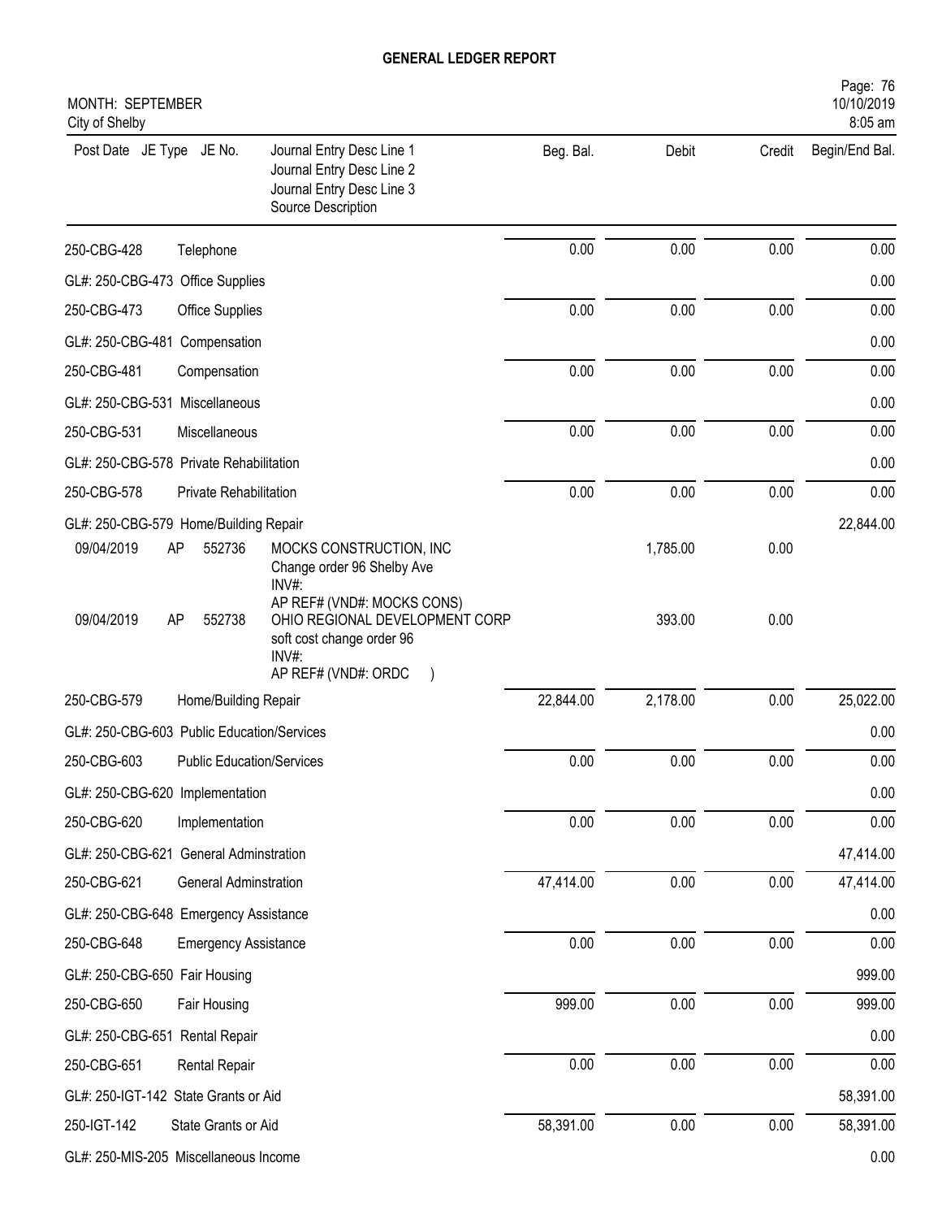# GENERAL LEDGER REPORT

MONTH: SEPTEMBER
City of Shelby

| Post Date | JE Type | JE No. | Journal Entry Desc Line 1 / Journal Entry Desc Line 2 / Journal Entry Desc Line 3 / Source Description | Beg. Bal. | Debit | Credit | Begin/End Bal. |
|---|---|---|---|---|---|---|---|
| 250-CBG-428 | | | Telephone | 0.00 | 0.00 | 0.00 | 0.00 |
| GL#: 250-CBG-473 Office Supplies | | | | | | | 0.00 |
| 250-CBG-473 | | | Office Supplies | 0.00 | 0.00 | 0.00 | 0.00 |
| GL#: 250-CBG-481 Compensation | | | | | | | 0.00 |
| 250-CBG-481 | | | Compensation | 0.00 | 0.00 | 0.00 | 0.00 |
| GL#: 250-CBG-531 Miscellaneous | | | | | | | 0.00 |
| 250-CBG-531 | | | Miscellaneous | 0.00 | 0.00 | 0.00 | 0.00 |
| GL#: 250-CBG-578 Private Rehabilitation | | | | | | | 0.00 |
| 250-CBG-578 | | | Private Rehabilitation | 0.00 | 0.00 | 0.00 | 0.00 |
| GL#: 250-CBG-579 Home/Building Repair | | | | | | | 22,844.00 |
| 09/04/2019 | AP | 552736 | MOCKS CONSTRUCTION, INC<br>Change order 96 Shelby Ave<br>INV#:<br>AP REF# (VND#: MOCKS CONS) | | 1,785.00 | 0.00 | |
| 09/04/2019 | AP | 552738 | OHIO REGIONAL DEVELOPMENT CORP<br>soft cost change order 96<br>INV#:<br>AP REF# (VND#: ORDC ) | | 393.00 | 0.00 | |
| 250-CBG-579 | | | Home/Building Repair | 22,844.00 | 2,178.00 | 0.00 | 25,022.00 |
| GL#: 250-CBG-603 Public Education/Services | | | | | | | 0.00 |
| 250-CBG-603 | | | Public Education/Services | 0.00 | 0.00 | 0.00 | 0.00 |
| GL#: 250-CBG-620 Implementation | | | | | | | 0.00 |
| 250-CBG-620 | | | Implementation | 0.00 | 0.00 | 0.00 | 0.00 |
| GL#: 250-CBG-621 General Adminstration | | | | | | | 47,414.00 |
| 250-CBG-621 | | | General Adminstration | 47,414.00 | 0.00 | 0.00 | 47,414.00 |
| GL#: 250-CBG-648 Emergency Assistance | | | | | | | 0.00 |
| 250-CBG-648 | | | Emergency Assistance | 0.00 | 0.00 | 0.00 | 0.00 |
| GL#: 250-CBG-650 Fair Housing | | | | | | | 999.00 |
| 250-CBG-650 | | | Fair Housing | 999.00 | 0.00 | 0.00 | 999.00 |
| GL#: 250-CBG-651 Rental Repair | | | | | | | 0.00 |
| 250-CBG-651 | | | Rental Repair | 0.00 | 0.00 | 0.00 | 0.00 |
| GL#: 250-IGT-142 State Grants or Aid | | | | | | | 58,391.00 |
| 250-IGT-142 | | | State Grants or Aid | 58,391.00 | 0.00 | 0.00 | 58,391.00 |
| GL#: 250-MIS-205 Miscellaneous Income | | | | | | | 0.00 |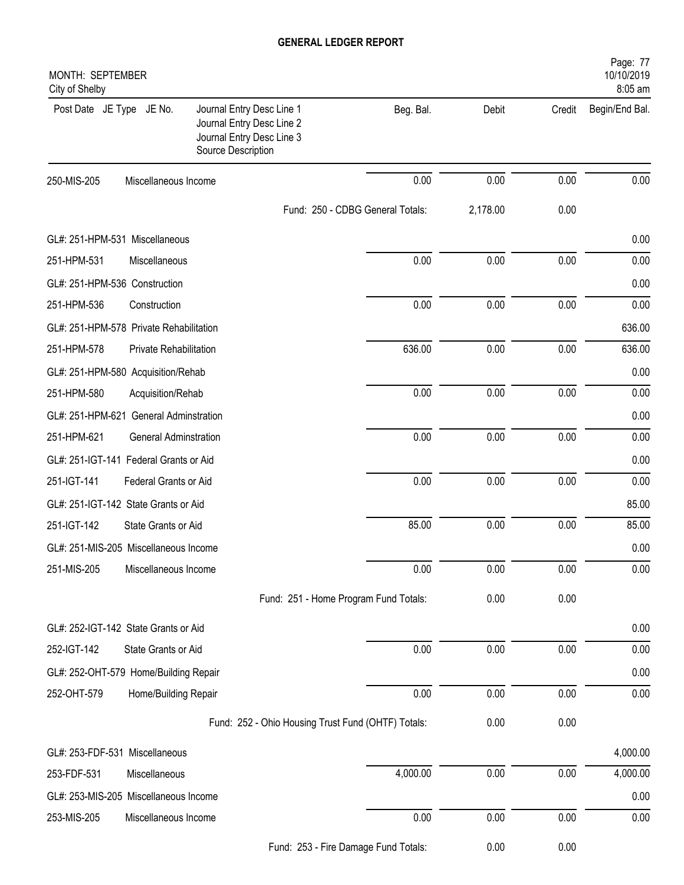# GENERAL LEDGER REPORT

MONTH: SEPTEMBER
City of Shelby

| Post Date JE Type JE No. | Journal Entry Desc Line 1<br>Journal Entry Desc Line 2<br>Journal Entry Desc Line 3<br>Source Description | Beg. Bal. | Debit | Credit | Begin/End Bal. |
|---|---|---|---|---|---|
| 250-MIS-205 | Miscellaneous Income | 0.00 | 0.00 | 0.00 | 0.00 |
| | Fund: 250 - CDBG General Totals: | | 2,178.00 | 0.00 | |
| GL#: 251-HPM-531 Miscellaneous | | | | | 0.00 |
| 251-HPM-531 | Miscellaneous | 0.00 | 0.00 | 0.00 | 0.00 |
| GL#: 251-HPM-536 Construction | | | | | 0.00 |
| 251-HPM-536 | Construction | 0.00 | 0.00 | 0.00 | 0.00 |
| GL#: 251-HPM-578 Private Rehabilitation | | | | | 636.00 |
| 251-HPM-578 | Private Rehabilitation | 636.00 | 0.00 | 0.00 | 636.00 |
| GL#: 251-HPM-580 Acquisition/Rehab | | | | | 0.00 |
| 251-HPM-580 | Acquisition/Rehab | 0.00 | 0.00 | 0.00 | 0.00 |
| GL#: 251-HPM-621 General Adminstration | | | | | 0.00 |
| 251-HPM-621 | General Adminstration | 0.00 | 0.00 | 0.00 | 0.00 |
| GL#: 251-IGT-141 Federal Grants or Aid | | | | | 0.00 |
| 251-IGT-141 | Federal Grants or Aid | 0.00 | 0.00 | 0.00 | 0.00 |
| GL#: 251-IGT-142 State Grants or Aid | | | | | 85.00 |
| 251-IGT-142 | State Grants or Aid | 85.00 | 0.00 | 0.00 | 85.00 |
| GL#: 251-MIS-205 Miscellaneous Income | | | | | 0.00 |
| 251-MIS-205 | Miscellaneous Income | 0.00 | 0.00 | 0.00 | 0.00 |
| | Fund: 251 - Home Program Fund Totals: | | 0.00 | 0.00 | |
| GL#: 252-IGT-142 State Grants or Aid | | | | | 0.00 |
| 252-IGT-142 | State Grants or Aid | 0.00 | 0.00 | 0.00 | 0.00 |
| GL#: 252-OHT-579 Home/Building Repair | | | | | 0.00 |
| 252-OHT-579 | Home/Building Repair | 0.00 | 0.00 | 0.00 | 0.00 |
| | Fund: 252 - Ohio Housing Trust Fund (OHTF) Totals: | | 0.00 | 0.00 | |
| GL#: 253-FDF-531 Miscellaneous | | | | | 4,000.00 |
| 253-FDF-531 | Miscellaneous | 4,000.00 | 0.00 | 0.00 | 4,000.00 |
| GL#: 253-MIS-205 Miscellaneous Income | | | | | 0.00 |
| 253-MIS-205 | Miscellaneous Income | 0.00 | 0.00 | 0.00 | 0.00 |
| | Fund: 253 - Fire Damage Fund Totals: | | 0.00 | 0.00 | |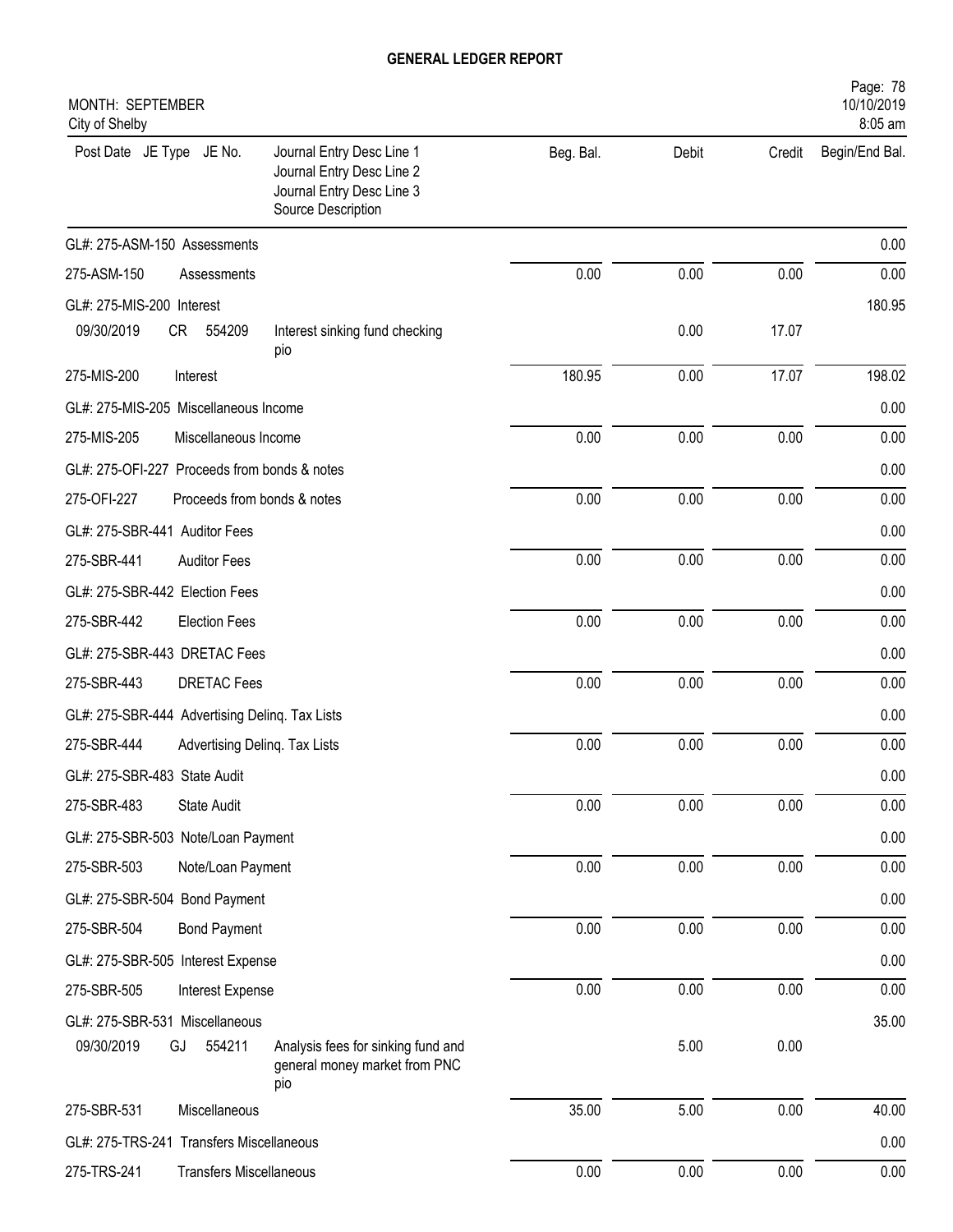# GENERAL LEDGER REPORT

MONTH: SEPTEMBER
City of Shelby

| Post Date | JE Type | JE No. | Journal Entry Desc Line 1 / Journal Entry Desc Line 2 / Journal Entry Desc Line 3 / Source Description | Beg. Bal. | Debit | Credit | Begin/End Bal. |
|---|---|---|---|---|---|---|---|
| GL#: 275-ASM-150 Assessments | | | | | | | 0.00 |
| 275-ASM-150 | | | Assessments | 0.00 | 0.00 | 0.00 | 0.00 |
| GL#: 275-MIS-200 Interest | | | | | | | 180.95 |
| 09/30/2019 | CR | 554209 | Interest sinking fund checking pio | | 0.00 | 17.07 | |
| 275-MIS-200 | | | Interest | 180.95 | 0.00 | 17.07 | 198.02 |
| GL#: 275-MIS-205 Miscellaneous Income | | | | | | | 0.00 |
| 275-MIS-205 | | | Miscellaneous Income | 0.00 | 0.00 | 0.00 | 0.00 |
| GL#: 275-OFI-227 Proceeds from bonds & notes | | | | | | | 0.00 |
| 275-OFI-227 | | | Proceeds from bonds & notes | 0.00 | 0.00 | 0.00 | 0.00 |
| GL#: 275-SBR-441 Auditor Fees | | | | | | | 0.00 |
| 275-SBR-441 | | | Auditor Fees | 0.00 | 0.00 | 0.00 | 0.00 |
| GL#: 275-SBR-442 Election Fees | | | | | | | 0.00 |
| 275-SBR-442 | | | Election Fees | 0.00 | 0.00 | 0.00 | 0.00 |
| GL#: 275-SBR-443 DRETAC Fees | | | | | | | 0.00 |
| 275-SBR-443 | | | DRETAC Fees | 0.00 | 0.00 | 0.00 | 0.00 |
| GL#: 275-SBR-444 Advertising Delinq. Tax Lists | | | | | | | 0.00 |
| 275-SBR-444 | | | Advertising Delinq. Tax Lists | 0.00 | 0.00 | 0.00 | 0.00 |
| GL#: 275-SBR-483 State Audit | | | | | | | 0.00 |
| 275-SBR-483 | | | State Audit | 0.00 | 0.00 | 0.00 | 0.00 |
| GL#: 275-SBR-503 Note/Loan Payment | | | | | | | 0.00 |
| 275-SBR-503 | | | Note/Loan Payment | 0.00 | 0.00 | 0.00 | 0.00 |
| GL#: 275-SBR-504 Bond Payment | | | | | | | 0.00 |
| 275-SBR-504 | | | Bond Payment | 0.00 | 0.00 | 0.00 | 0.00 |
| GL#: 275-SBR-505 Interest Expense | | | | | | | 0.00 |
| 275-SBR-505 | | | Interest Expense | 0.00 | 0.00 | 0.00 | 0.00 |
| GL#: 275-SBR-531 Miscellaneous | | | | | | | 35.00 |
| 09/30/2019 | GJ | 554211 | Analysis fees for sinking fund and general money market from PNC pio | | 5.00 | 0.00 | |
| 275-SBR-531 | | | Miscellaneous | 35.00 | 5.00 | 0.00 | 40.00 |
| GL#: 275-TRS-241 Transfers Miscellaneous | | | | | | | 0.00 |
| 275-TRS-241 | | | Transfers Miscellaneous | 0.00 | 0.00 | 0.00 | 0.00 |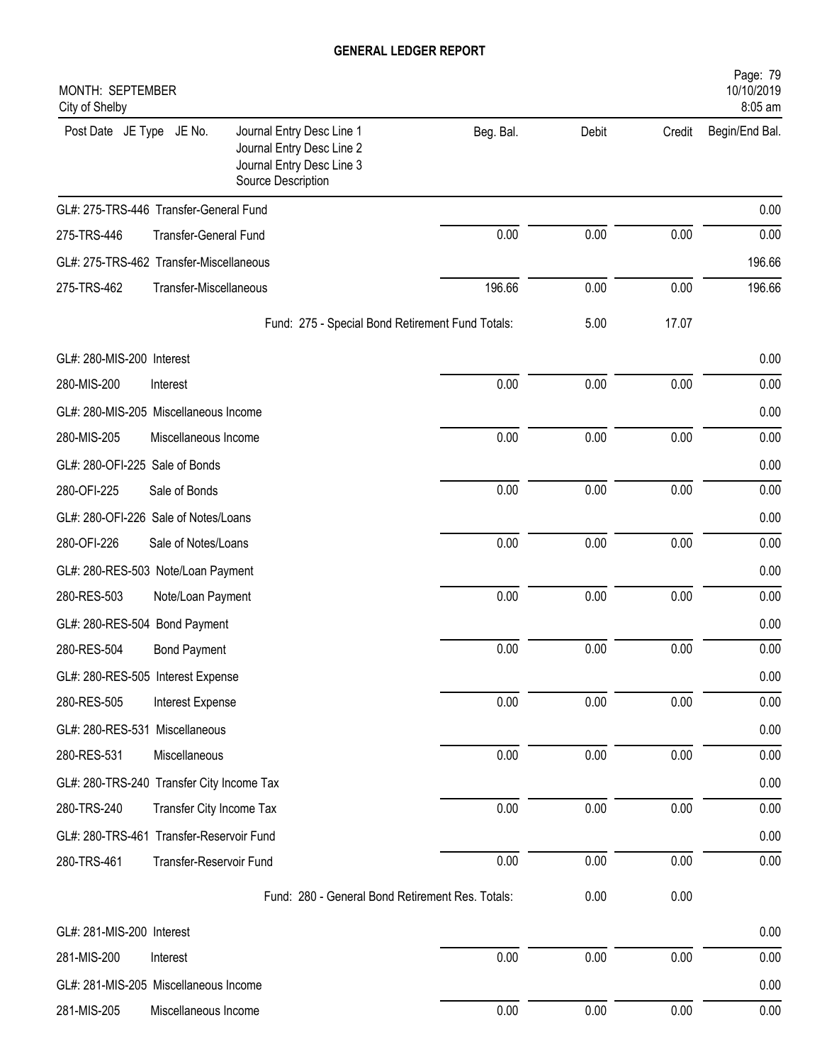# GENERAL LEDGER REPORT

MONTH: SEPTEMBER
City of Shelby

| Post Date JE Type JE No. | Journal Entry Desc Line 1<br>Journal Entry Desc Line 2<br>Journal Entry Desc Line 3<br>Source Description | Beg. Bal. | Debit | Credit | Begin/End Bal. |
|---|---|---|---|---|---|
| GL#: 275-TRS-446 Transfer-General Fund | | | | | 0.00 |
| 275-TRS-446 | Transfer-General Fund | 0.00 | 0.00 | 0.00 | 0.00 |
| GL#: 275-TRS-462 Transfer-Miscellaneous | | | | | 196.66 |
| 275-TRS-462 | Transfer-Miscellaneous | 196.66 | 0.00 | 0.00 | 196.66 |
| | Fund: 275 - Special Bond Retirement Fund Totals: | | 5.00 | 17.07 | |
| GL#: 280-MIS-200 Interest | | | | | 0.00 |
| 280-MIS-200 | Interest | 0.00 | 0.00 | 0.00 | 0.00 |
| GL#: 280-MIS-205 Miscellaneous Income | | | | | 0.00 |
| 280-MIS-205 | Miscellaneous Income | 0.00 | 0.00 | 0.00 | 0.00 |
| GL#: 280-OFI-225 Sale of Bonds | | | | | 0.00 |
| 280-OFI-225 | Sale of Bonds | 0.00 | 0.00 | 0.00 | 0.00 |
| GL#: 280-OFI-226 Sale of Notes/Loans | | | | | 0.00 |
| 280-OFI-226 | Sale of Notes/Loans | 0.00 | 0.00 | 0.00 | 0.00 |
| GL#: 280-RES-503 Note/Loan Payment | | | | | 0.00 |
| 280-RES-503 | Note/Loan Payment | 0.00 | 0.00 | 0.00 | 0.00 |
| GL#: 280-RES-504 Bond Payment | | | | | 0.00 |
| 280-RES-504 | Bond Payment | 0.00 | 0.00 | 0.00 | 0.00 |
| GL#: 280-RES-505 Interest Expense | | | | | 0.00 |
| 280-RES-505 | Interest Expense | 0.00 | 0.00 | 0.00 | 0.00 |
| GL#: 280-RES-531 Miscellaneous | | | | | 0.00 |
| 280-RES-531 | Miscellaneous | 0.00 | 0.00 | 0.00 | 0.00 |
| GL#: 280-TRS-240 Transfer City Income Tax | | | | | 0.00 |
| 280-TRS-240 | Transfer City Income Tax | 0.00 | 0.00 | 0.00 | 0.00 |
| GL#: 280-TRS-461 Transfer-Reservoir Fund | | | | | 0.00 |
| 280-TRS-461 | Transfer-Reservoir Fund | 0.00 | 0.00 | 0.00 | 0.00 |
| | Fund: 280 - General Bond Retirement Res. Totals: | | 0.00 | 0.00 | |
| GL#: 281-MIS-200 Interest | | | | | 0.00 |
| 281-MIS-200 | Interest | 0.00 | 0.00 | 0.00 | 0.00 |
| GL#: 281-MIS-205 Miscellaneous Income | | | | | 0.00 |
| 281-MIS-205 | Miscellaneous Income | 0.00 | 0.00 | 0.00 | 0.00 |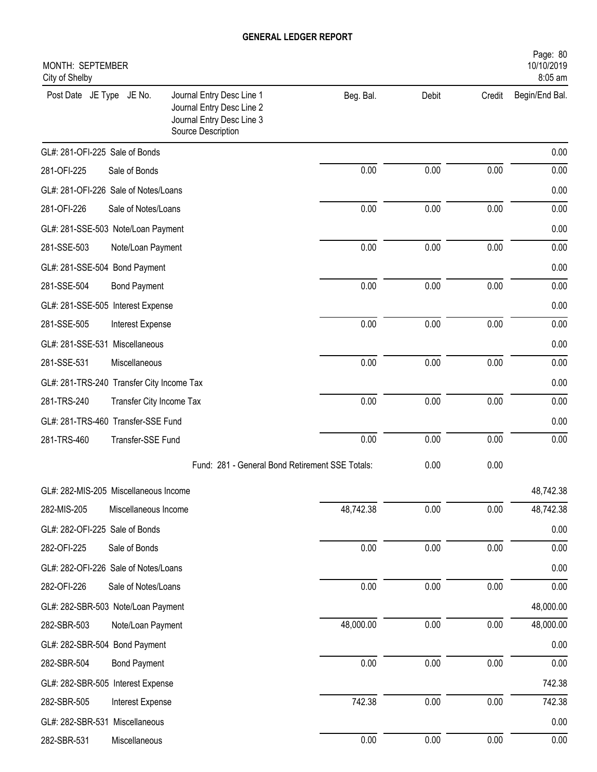# GENERAL LEDGER REPORT

MONTH: SEPTEMBER
City of Shelby

| Post Date JE Type JE No. | Journal Entry Desc Line 1<br>Journal Entry Desc Line 2<br>Journal Entry Desc Line 3<br>Source Description | Beg. Bal. | Debit | Credit | Begin/End Bal. |
|---|---|---|---|---|---|
| GL#: 281-OFI-225 Sale of Bonds | | | | | 0.00 |
| 281-OFI-225 | Sale of Bonds | 0.00 | 0.00 | 0.00 | 0.00 |
| GL#: 281-OFI-226 Sale of Notes/Loans | | | | | 0.00 |
| 281-OFI-226 | Sale of Notes/Loans | 0.00 | 0.00 | 0.00 | 0.00 |
| GL#: 281-SSE-503 Note/Loan Payment | | | | | 0.00 |
| 281-SSE-503 | Note/Loan Payment | 0.00 | 0.00 | 0.00 | 0.00 |
| GL#: 281-SSE-504 Bond Payment | | | | | 0.00 |
| 281-SSE-504 | Bond Payment | 0.00 | 0.00 | 0.00 | 0.00 |
| GL#: 281-SSE-505 Interest Expense | | | | | 0.00 |
| 281-SSE-505 | Interest Expense | 0.00 | 0.00 | 0.00 | 0.00 |
| GL#: 281-SSE-531 Miscellaneous | | | | | 0.00 |
| 281-SSE-531 | Miscellaneous | 0.00 | 0.00 | 0.00 | 0.00 |
| GL#: 281-TRS-240 Transfer City Income Tax | | | | | 0.00 |
| 281-TRS-240 | Transfer City Income Tax | 0.00 | 0.00 | 0.00 | 0.00 |
| GL#: 281-TRS-460 Transfer-SSE Fund | | | | | 0.00 |
| 281-TRS-460 | Transfer-SSE Fund | 0.00 | 0.00 | 0.00 | 0.00 |
| | Fund: 281 - General Bond Retirement SSE Totals: | | 0.00 | 0.00 | |
| GL#: 282-MIS-205 Miscellaneous Income | | | | | 48,742.38 |
| 282-MIS-205 | Miscellaneous Income | 48,742.38 | 0.00 | 0.00 | 48,742.38 |
| GL#: 282-OFI-225 Sale of Bonds | | | | | 0.00 |
| 282-OFI-225 | Sale of Bonds | 0.00 | 0.00 | 0.00 | 0.00 |
| GL#: 282-OFI-226 Sale of Notes/Loans | | | | | 0.00 |
| 282-OFI-226 | Sale of Notes/Loans | 0.00 | 0.00 | 0.00 | 0.00 |
| GL#: 282-SBR-503 Note/Loan Payment | | | | | 48,000.00 |
| 282-SBR-503 | Note/Loan Payment | 48,000.00 | 0.00 | 0.00 | 48,000.00 |
| GL#: 282-SBR-504 Bond Payment | | | | | 0.00 |
| 282-SBR-504 | Bond Payment | 0.00 | 0.00 | 0.00 | 0.00 |
| GL#: 282-SBR-505 Interest Expense | | | | | 742.38 |
| 282-SBR-505 | Interest Expense | 742.38 | 0.00 | 0.00 | 742.38 |
| GL#: 282-SBR-531 Miscellaneous | | | | | 0.00 |
| 282-SBR-531 | Miscellaneous | 0.00 | 0.00 | 0.00 | 0.00 |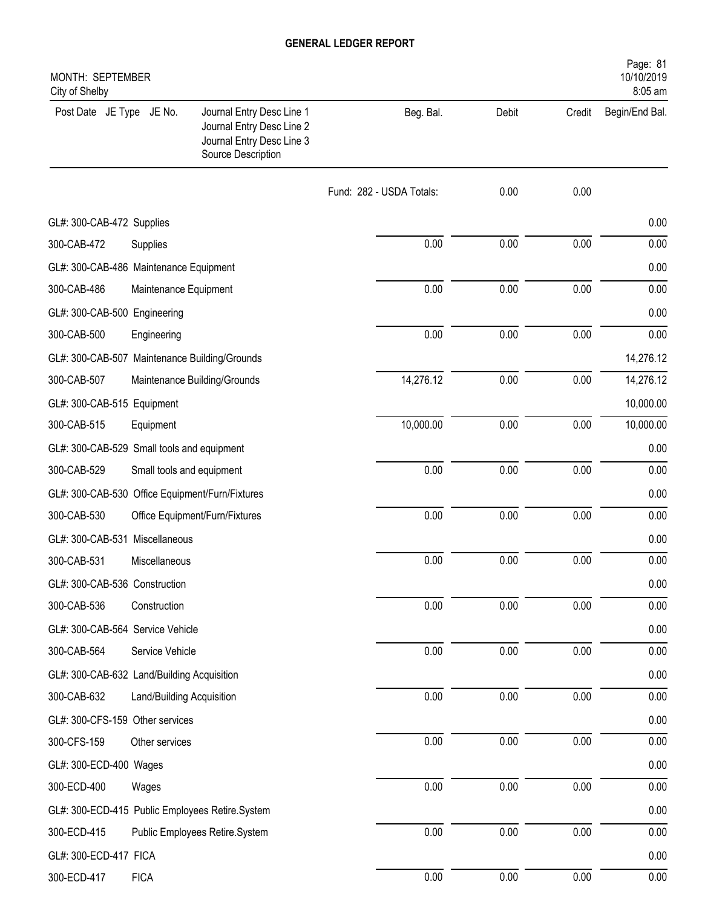# GENERAL LEDGER REPORT

MONTH: SEPTEMBER
City of Shelby

| Post Date JE Type JE No. | Journal Entry Desc Line 1<br>Journal Entry Desc Line 2<br>Journal Entry Desc Line 3<br>Source Description | Beg. Bal. | Debit | Credit | Begin/End Bal. |
|---|---|---|---|---|---|
| | | Fund: 282 - USDA Totals: | 0.00 | 0.00 | |
| GL#: 300-CAB-472 Supplies | | | | | 0.00 |
| 300-CAB-472 | Supplies | 0.00 | 0.00 | 0.00 | 0.00 |
| GL#: 300-CAB-486 Maintenance Equipment | | | | | 0.00 |
| 300-CAB-486 | Maintenance Equipment | 0.00 | 0.00 | 0.00 | 0.00 |
| GL#: 300-CAB-500 Engineering | | | | | 0.00 |
| 300-CAB-500 | Engineering | 0.00 | 0.00 | 0.00 | 0.00 |
| GL#: 300-CAB-507 Maintenance Building/Grounds | | | | | 14,276.12 |
| 300-CAB-507 | Maintenance Building/Grounds | 14,276.12 | 0.00 | 0.00 | 14,276.12 |
| GL#: 300-CAB-515 Equipment | | | | | 10,000.00 |
| 300-CAB-515 | Equipment | 10,000.00 | 0.00 | 0.00 | 10,000.00 |
| GL#: 300-CAB-529 Small tools and equipment | | | | | 0.00 |
| 300-CAB-529 | Small tools and equipment | 0.00 | 0.00 | 0.00 | 0.00 |
| GL#: 300-CAB-530 Office Equipment/Furn/Fixtures | | | | | 0.00 |
| 300-CAB-530 | Office Equipment/Furn/Fixtures | 0.00 | 0.00 | 0.00 | 0.00 |
| GL#: 300-CAB-531 Miscellaneous | | | | | 0.00 |
| 300-CAB-531 | Miscellaneous | 0.00 | 0.00 | 0.00 | 0.00 |
| GL#: 300-CAB-536 Construction | | | | | 0.00 |
| 300-CAB-536 | Construction | 0.00 | 0.00 | 0.00 | 0.00 |
| GL#: 300-CAB-564 Service Vehicle | | | | | 0.00 |
| 300-CAB-564 | Service Vehicle | 0.00 | 0.00 | 0.00 | 0.00 |
| GL#: 300-CAB-632 Land/Building Acquisition | | | | | 0.00 |
| 300-CAB-632 | Land/Building Acquisition | 0.00 | 0.00 | 0.00 | 0.00 |
| GL#: 300-CFS-159 Other services | | | | | 0.00 |
| 300-CFS-159 | Other services | 0.00 | 0.00 | 0.00 | 0.00 |
| GL#: 300-ECD-400 Wages | | | | | 0.00 |
| 300-ECD-400 | Wages | 0.00 | 0.00 | 0.00 | 0.00 |
| GL#: 300-ECD-415 Public Employees Retire.System | | | | | 0.00 |
| 300-ECD-415 | Public Employees Retire.System | 0.00 | 0.00 | 0.00 | 0.00 |
| GL#: 300-ECD-417 FICA | | | | | 0.00 |
| 300-ECD-417 | FICA | 0.00 | 0.00 | 0.00 | 0.00 |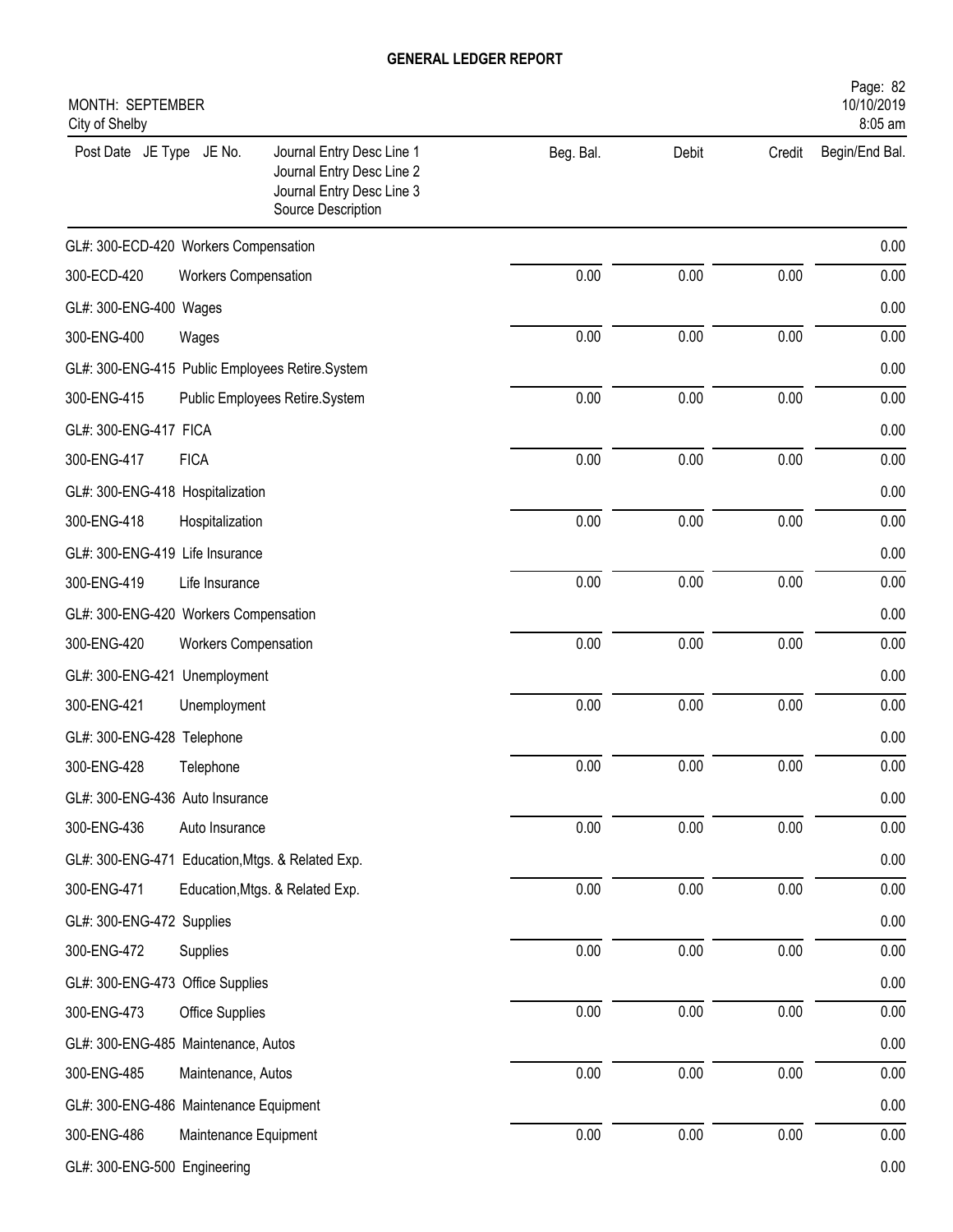# GENERAL LEDGER REPORT

MONTH: SEPTEMBER
City of Shelby

| Post Date JE Type JE No. | Journal Entry Desc Line 1 / Journal Entry Desc Line 2 / Journal Entry Desc Line 3 / Source Description | Beg. Bal. | Debit | Credit | Begin/End Bal. |
|---|---|---|---|---|---|
| GL#: 300-ECD-420 Workers Compensation | | | | | 0.00 |
| 300-ECD-420 | Workers Compensation | 0.00 | 0.00 | 0.00 | 0.00 |
| GL#: 300-ENG-400 Wages | | | | | 0.00 |
| 300-ENG-400 | Wages | 0.00 | 0.00 | 0.00 | 0.00 |
| GL#: 300-ENG-415 Public Employees Retire.System | | | | | 0.00 |
| 300-ENG-415 | Public Employees Retire.System | 0.00 | 0.00 | 0.00 | 0.00 |
| GL#: 300-ENG-417 FICA | | | | | 0.00 |
| 300-ENG-417 | FICA | 0.00 | 0.00 | 0.00 | 0.00 |
| GL#: 300-ENG-418 Hospitalization | | | | | 0.00 |
| 300-ENG-418 | Hospitalization | 0.00 | 0.00 | 0.00 | 0.00 |
| GL#: 300-ENG-419 Life Insurance | | | | | 0.00 |
| 300-ENG-419 | Life Insurance | 0.00 | 0.00 | 0.00 | 0.00 |
| GL#: 300-ENG-420 Workers Compensation | | | | | 0.00 |
| 300-ENG-420 | Workers Compensation | 0.00 | 0.00 | 0.00 | 0.00 |
| GL#: 300-ENG-421 Unemployment | | | | | 0.00 |
| 300-ENG-421 | Unemployment | 0.00 | 0.00 | 0.00 | 0.00 |
| GL#: 300-ENG-428 Telephone | | | | | 0.00 |
| 300-ENG-428 | Telephone | 0.00 | 0.00 | 0.00 | 0.00 |
| GL#: 300-ENG-436 Auto Insurance | | | | | 0.00 |
| 300-ENG-436 | Auto Insurance | 0.00 | 0.00 | 0.00 | 0.00 |
| GL#: 300-ENG-471 Education,Mtgs. & Related Exp. | | | | | 0.00 |
| 300-ENG-471 | Education,Mtgs. & Related Exp. | 0.00 | 0.00 | 0.00 | 0.00 |
| GL#: 300-ENG-472 Supplies | | | | | 0.00 |
| 300-ENG-472 | Supplies | 0.00 | 0.00 | 0.00 | 0.00 |
| GL#: 300-ENG-473 Office Supplies | | | | | 0.00 |
| 300-ENG-473 | Office Supplies | 0.00 | 0.00 | 0.00 | 0.00 |
| GL#: 300-ENG-485 Maintenance, Autos | | | | | 0.00 |
| 300-ENG-485 | Maintenance, Autos | 0.00 | 0.00 | 0.00 | 0.00 |
| GL#: 300-ENG-486 Maintenance Equipment | | | | | 0.00 |
| 300-ENG-486 | Maintenance Equipment | 0.00 | 0.00 | 0.00 | 0.00 |
| GL#: 300-ENG-500 Engineering | | | | | 0.00 |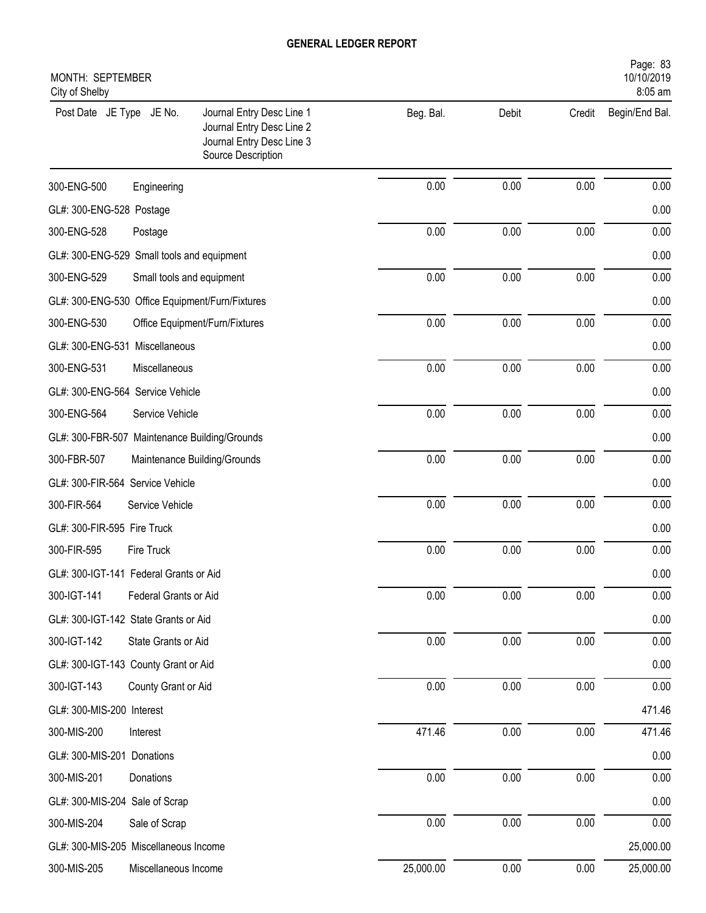## GENERAL LEDGER REPORT

MONTH: SEPTEMBER
City of Shelby

| Post Date JE Type JE No. | Journal Entry Desc Line 1 / Journal Entry Desc Line 2 / Journal Entry Desc Line 3 / Source Description | Beg. Bal. | Debit | Credit | Begin/End Bal. |
|---|---|---|---|---|---|
| 300-ENG-500 | Engineering | 0.00 | 0.00 | 0.00 | 0.00 |
| GL#: 300-ENG-528 Postage | | | | | 0.00 |
| 300-ENG-528 | Postage | 0.00 | 0.00 | 0.00 | 0.00 |
| GL#: 300-ENG-529 Small tools and equipment | | | | | 0.00 |
| 300-ENG-529 | Small tools and equipment | 0.00 | 0.00 | 0.00 | 0.00 |
| GL#: 300-ENG-530 Office Equipment/Furn/Fixtures | | | | | 0.00 |
| 300-ENG-530 | Office Equipment/Furn/Fixtures | 0.00 | 0.00 | 0.00 | 0.00 |
| GL#: 300-ENG-531 Miscellaneous | | | | | 0.00 |
| 300-ENG-531 | Miscellaneous | 0.00 | 0.00 | 0.00 | 0.00 |
| GL#: 300-ENG-564 Service Vehicle | | | | | 0.00 |
| 300-ENG-564 | Service Vehicle | 0.00 | 0.00 | 0.00 | 0.00 |
| GL#: 300-FBR-507 Maintenance Building/Grounds | | | | | 0.00 |
| 300-FBR-507 | Maintenance Building/Grounds | 0.00 | 0.00 | 0.00 | 0.00 |
| GL#: 300-FIR-564 Service Vehicle | | | | | 0.00 |
| 300-FIR-564 | Service Vehicle | 0.00 | 0.00 | 0.00 | 0.00 |
| GL#: 300-FIR-595 Fire Truck | | | | | 0.00 |
| 300-FIR-595 | Fire Truck | 0.00 | 0.00 | 0.00 | 0.00 |
| GL#: 300-IGT-141 Federal Grants or Aid | | | | | 0.00 |
| 300-IGT-141 | Federal Grants or Aid | 0.00 | 0.00 | 0.00 | 0.00 |
| GL#: 300-IGT-142 State Grants or Aid | | | | | 0.00 |
| 300-IGT-142 | State Grants or Aid | 0.00 | 0.00 | 0.00 | 0.00 |
| GL#: 300-IGT-143 County Grant or Aid | | | | | 0.00 |
| 300-IGT-143 | County Grant or Aid | 0.00 | 0.00 | 0.00 | 0.00 |
| GL#: 300-MIS-200 Interest | | | | | 471.46 |
| 300-MIS-200 | Interest | 471.46 | 0.00 | 0.00 | 471.46 |
| GL#: 300-MIS-201 Donations | | | | | 0.00 |
| 300-MIS-201 | Donations | 0.00 | 0.00 | 0.00 | 0.00 |
| GL#: 300-MIS-204 Sale of Scrap | | | | | 0.00 |
| 300-MIS-204 | Sale of Scrap | 0.00 | 0.00 | 0.00 | 0.00 |
| GL#: 300-MIS-205 Miscellaneous Income | | | | | 25,000.00 |
| 300-MIS-205 | Miscellaneous Income | 25,000.00 | 0.00 | 0.00 | 25,000.00 |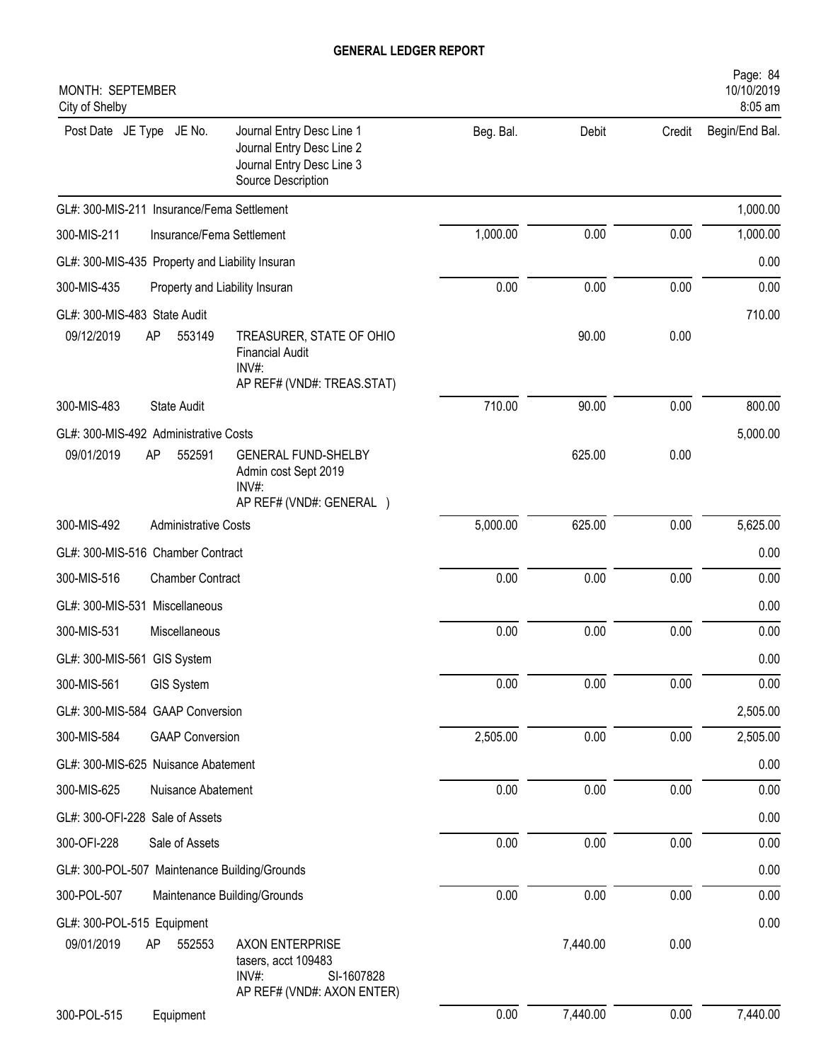# GENERAL LEDGER REPORT

MONTH: SEPTEMBER
City of Shelby

| Post Date | JE Type | JE No. | Journal Entry Desc Line 1 / Journal Entry Desc Line 2 / Journal Entry Desc Line 3 / Source Description | Beg. Bal. | Debit | Credit | Begin/End Bal. |
|---|---|---|---|---|---|---|---|
| GL#: 300-MIS-211 Insurance/Fema Settlement | | | | | | | 1,000.00 |
| 300-MIS-211 | | | Insurance/Fema Settlement | 1,000.00 | 0.00 | 0.00 | 1,000.00 |
| GL#: 300-MIS-435 Property and Liability Insuran | | | | | | | 0.00 |
| 300-MIS-435 | | | Property and Liability Insuran | 0.00 | 0.00 | 0.00 | 0.00 |
| GL#: 300-MIS-483 State Audit | | | | | | | 710.00 |
| 09/12/2019 | AP | 553149 | TREASURER, STATE OF OHIO<br>Financial Audit<br>INV#:<br>AP REF# (VND#: TREAS.STAT) | | 90.00 | 0.00 | |
| 300-MIS-483 | | | State Audit | 710.00 | 90.00 | 0.00 | 800.00 |
| GL#: 300-MIS-492 Administrative Costs | | | | | | | 5,000.00 |
| 09/01/2019 | AP | 552591 | GENERAL FUND-SHELBY<br>Admin cost Sept 2019<br>INV#:<br>AP REF# (VND#: GENERAL ) | | 625.00 | 0.00 | |
| 300-MIS-492 | | | Administrative Costs | 5,000.00 | 625.00 | 0.00 | 5,625.00 |
| GL#: 300-MIS-516 Chamber Contract | | | | | | | 0.00 |
| 300-MIS-516 | | | Chamber Contract | 0.00 | 0.00 | 0.00 | 0.00 |
| GL#: 300-MIS-531 Miscellaneous | | | | | | | 0.00 |
| 300-MIS-531 | | | Miscellaneous | 0.00 | 0.00 | 0.00 | 0.00 |
| GL#: 300-MIS-561 GIS System | | | | | | | 0.00 |
| 300-MIS-561 | | | GIS System | 0.00 | 0.00 | 0.00 | 0.00 |
| GL#: 300-MIS-584 GAAP Conversion | | | | | | | 2,505.00 |
| 300-MIS-584 | | | GAAP Conversion | 2,505.00 | 0.00 | 0.00 | 2,505.00 |
| GL#: 300-MIS-625 Nuisance Abatement | | | | | | | 0.00 |
| 300-MIS-625 | | | Nuisance Abatement | 0.00 | 0.00 | 0.00 | 0.00 |
| GL#: 300-OFI-228 Sale of Assets | | | | | | | 0.00 |
| 300-OFI-228 | | | Sale of Assets | 0.00 | 0.00 | 0.00 | 0.00 |
| GL#: 300-POL-507 Maintenance Building/Grounds | | | | | | | 0.00 |
| 300-POL-507 | | | Maintenance Building/Grounds | 0.00 | 0.00 | 0.00 | 0.00 |
| GL#: 300-POL-515 Equipment | | | | | | | 0.00 |
| 09/01/2019 | AP | 552553 | AXON ENTERPRISE<br>tasers, acct 109483<br>INV#: SI-1607828<br>AP REF# (VND#: AXON ENTER) | | 7,440.00 | 0.00 | |
| 300-POL-515 | | | Equipment | 0.00 | 7,440.00 | 0.00 | 7,440.00 |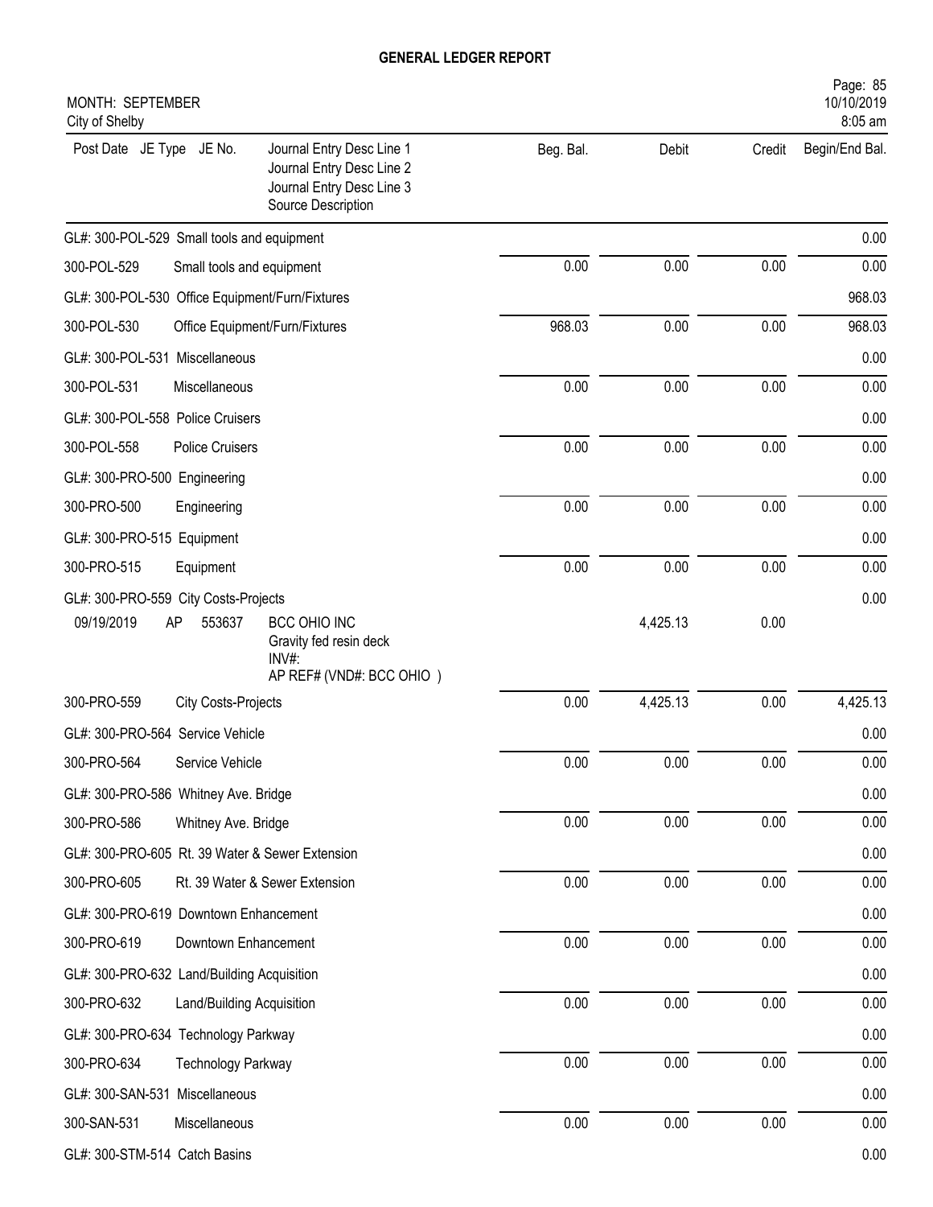# GENERAL LEDGER REPORT

MONTH: SEPTEMBER
City of Shelby

| Post Date | JE Type | JE No. | Journal Entry Desc Line 1<br>Journal Entry Desc Line 2<br>Journal Entry Desc Line 3<br>Source Description | Beg. Bal. | Debit | Credit | Begin/End Bal. |
|---|---|---|---|---|---|---|---|
| GL#: 300-POL-529 Small tools and equipment | | | | | | | 0.00 |
| 300-POL-529 | | | Small tools and equipment | 0.00 | 0.00 | 0.00 | 0.00 |
| GL#: 300-POL-530 Office Equipment/Furn/Fixtures | | | | | | | 968.03 |
| 300-POL-530 | | | Office Equipment/Furn/Fixtures | 968.03 | 0.00 | 0.00 | 968.03 |
| GL#: 300-POL-531 Miscellaneous | | | | | | | 0.00 |
| 300-POL-531 | | | Miscellaneous | 0.00 | 0.00 | 0.00 | 0.00 |
| GL#: 300-POL-558 Police Cruisers | | | | | | | 0.00 |
| 300-POL-558 | | | Police Cruisers | 0.00 | 0.00 | 0.00 | 0.00 |
| GL#: 300-PRO-500 Engineering | | | | | | | 0.00 |
| 300-PRO-500 | | | Engineering | 0.00 | 0.00 | 0.00 | 0.00 |
| GL#: 300-PRO-515 Equipment | | | | | | | 0.00 |
| 300-PRO-515 | | | Equipment | 0.00 | 0.00 | 0.00 | 0.00 |
| GL#: 300-PRO-559 City Costs-Projects | | | | | | | 0.00 |
| 09/19/2019 | AP | 553637 | BCC OHIO INC<br>Gravity fed resin deck<br>INV#:<br>AP REF# (VND#: BCC OHIO ) | | 4,425.13 | 0.00 | |
| 300-PRO-559 | | | City Costs-Projects | 0.00 | 4,425.13 | 0.00 | 4,425.13 |
| GL#: 300-PRO-564 Service Vehicle | | | | | | | 0.00 |
| 300-PRO-564 | | | Service Vehicle | 0.00 | 0.00 | 0.00 | 0.00 |
| GL#: 300-PRO-586 Whitney Ave. Bridge | | | | | | | 0.00 |
| 300-PRO-586 | | | Whitney Ave. Bridge | 0.00 | 0.00 | 0.00 | 0.00 |
| GL#: 300-PRO-605 Rt. 39 Water & Sewer Extension | | | | | | | 0.00 |
| 300-PRO-605 | | | Rt. 39 Water & Sewer Extension | 0.00 | 0.00 | 0.00 | 0.00 |
| GL#: 300-PRO-619 Downtown Enhancement | | | | | | | 0.00 |
| 300-PRO-619 | | | Downtown Enhancement | 0.00 | 0.00 | 0.00 | 0.00 |
| GL#: 300-PRO-632 Land/Building Acquisition | | | | | | | 0.00 |
| 300-PRO-632 | | | Land/Building Acquisition | 0.00 | 0.00 | 0.00 | 0.00 |
| GL#: 300-PRO-634 Technology Parkway | | | | | | | 0.00 |
| 300-PRO-634 | | | Technology Parkway | 0.00 | 0.00 | 0.00 | 0.00 |
| GL#: 300-SAN-531 Miscellaneous | | | | | | | 0.00 |
| 300-SAN-531 | | | Miscellaneous | 0.00 | 0.00 | 0.00 | 0.00 |
| GL#: 300-STM-514 Catch Basins | | | | | | | 0.00 |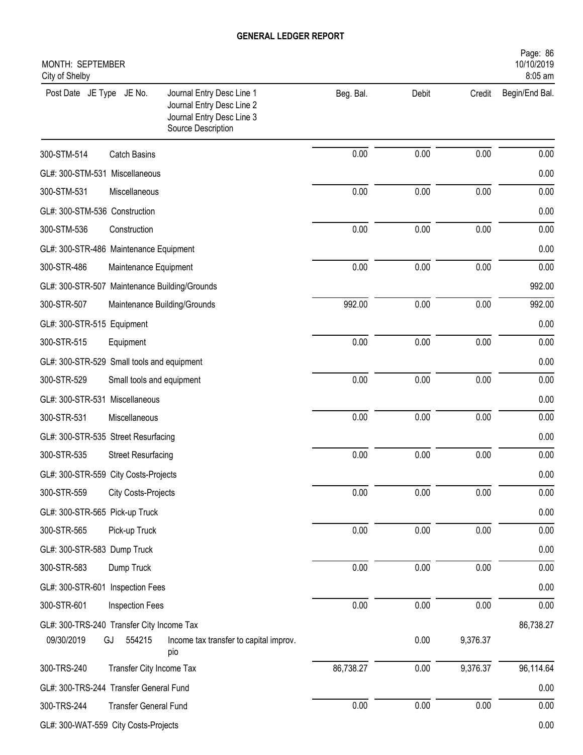# GENERAL LEDGER REPORT

MONTH: SEPTEMBER
City of Shelby

| Post Date | JE Type | JE No. | Journal Entry Desc Line 1 / Journal Entry Desc Line 2 / Journal Entry Desc Line 3 / Source Description | Beg. Bal. | Debit | Credit | Begin/End Bal. |
|---|---|---|---|---|---|---|---|
| 300-STM-514 | | | Catch Basins | 0.00 | 0.00 | 0.00 | 0.00 |
| GL#: 300-STM-531 Miscellaneous | | | | | | | 0.00 |
| 300-STM-531 | | | Miscellaneous | 0.00 | 0.00 | 0.00 | 0.00 |
| GL#: 300-STM-536 Construction | | | | | | | 0.00 |
| 300-STM-536 | | | Construction | 0.00 | 0.00 | 0.00 | 0.00 |
| GL#: 300-STR-486 Maintenance Equipment | | | | | | | 0.00 |
| 300-STR-486 | | | Maintenance Equipment | 0.00 | 0.00 | 0.00 | 0.00 |
| GL#: 300-STR-507 Maintenance Building/Grounds | | | | | | | 992.00 |
| 300-STR-507 | | | Maintenance Building/Grounds | 992.00 | 0.00 | 0.00 | 992.00 |
| GL#: 300-STR-515 Equipment | | | | | | | 0.00 |
| 300-STR-515 | | | Equipment | 0.00 | 0.00 | 0.00 | 0.00 |
| GL#: 300-STR-529 Small tools and equipment | | | | | | | 0.00 |
| 300-STR-529 | | | Small tools and equipment | 0.00 | 0.00 | 0.00 | 0.00 |
| GL#: 300-STR-531 Miscellaneous | | | | | | | 0.00 |
| 300-STR-531 | | | Miscellaneous | 0.00 | 0.00 | 0.00 | 0.00 |
| GL#: 300-STR-535 Street Resurfacing | | | | | | | 0.00 |
| 300-STR-535 | | | Street Resurfacing | 0.00 | 0.00 | 0.00 | 0.00 |
| GL#: 300-STR-559 City Costs-Projects | | | | | | | 0.00 |
| 300-STR-559 | | | City Costs-Projects | 0.00 | 0.00 | 0.00 | 0.00 |
| GL#: 300-STR-565 Pick-up Truck | | | | | | | 0.00 |
| 300-STR-565 | | | Pick-up Truck | 0.00 | 0.00 | 0.00 | 0.00 |
| GL#: 300-STR-583 Dump Truck | | | | | | | 0.00 |
| 300-STR-583 | | | Dump Truck | 0.00 | 0.00 | 0.00 | 0.00 |
| GL#: 300-STR-601 Inspection Fees | | | | | | | 0.00 |
| 300-STR-601 | | | Inspection Fees | 0.00 | 0.00 | 0.00 | 0.00 |
| GL#: 300-TRS-240 Transfer City Income Tax | | | | | | | 86,738.27 |
| 09/30/2019 | GJ | 554215 | Income tax transfer to capital improv. pio | | 0.00 | 9,376.37 | |
| 300-TRS-240 | | | Transfer City Income Tax | 86,738.27 | 0.00 | 9,376.37 | 96,114.64 |
| GL#: 300-TRS-244 Transfer General Fund | | | | | | | 0.00 |
| 300-TRS-244 | | | Transfer General Fund | 0.00 | 0.00 | 0.00 | 0.00 |
| GL#: 300-WAT-559 City Costs-Projects | | | | | | | 0.00 |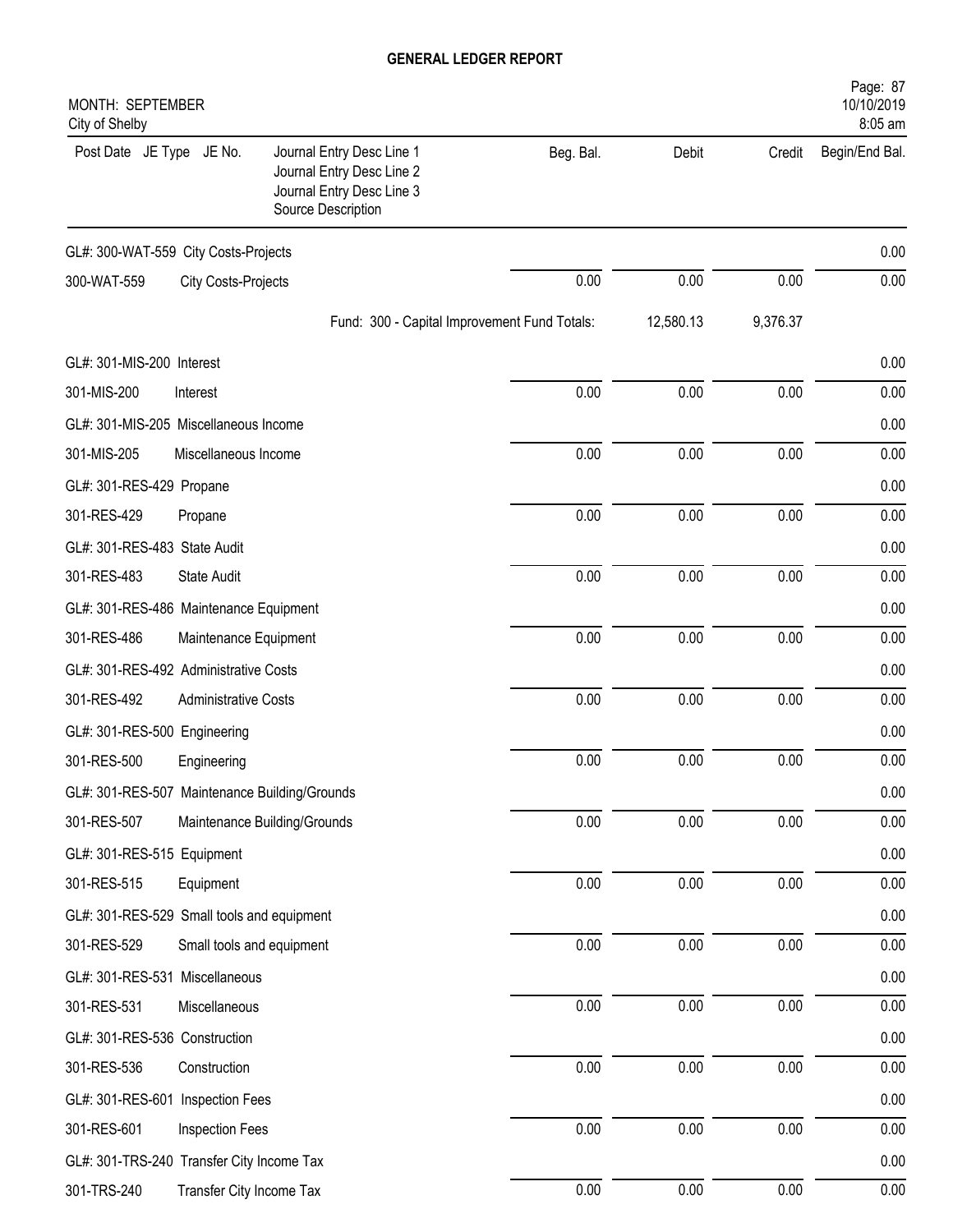# GENERAL LEDGER REPORT

MONTH: SEPTEMBER
City of Shelby

| Post Date JE Type JE No. | Journal Entry Desc Line 1<br>Journal Entry Desc Line 2<br>Journal Entry Desc Line 3<br>Source Description | Beg. Bal. | Debit | Credit | Begin/End Bal. |
|---|---|---|---|---|---|
| GL#: 300-WAT-559 City Costs-Projects | | | | | 0.00 |
| 300-WAT-559 | City Costs-Projects | 0.00 | 0.00 | 0.00 | 0.00 |
| | Fund: 300 - Capital Improvement Fund Totals: | | 12,580.13 | 9,376.37 | |
| GL#: 301-MIS-200 Interest | | | | | 0.00 |
| 301-MIS-200 | Interest | 0.00 | 0.00 | 0.00 | 0.00 |
| GL#: 301-MIS-205 Miscellaneous Income | | | | | 0.00 |
| 301-MIS-205 | Miscellaneous Income | 0.00 | 0.00 | 0.00 | 0.00 |
| GL#: 301-RES-429 Propane | | | | | 0.00 |
| 301-RES-429 | Propane | 0.00 | 0.00 | 0.00 | 0.00 |
| GL#: 301-RES-483 State Audit | | | | | 0.00 |
| 301-RES-483 | State Audit | 0.00 | 0.00 | 0.00 | 0.00 |
| GL#: 301-RES-486 Maintenance Equipment | | | | | 0.00 |
| 301-RES-486 | Maintenance Equipment | 0.00 | 0.00 | 0.00 | 0.00 |
| GL#: 301-RES-492 Administrative Costs | | | | | 0.00 |
| 301-RES-492 | Administrative Costs | 0.00 | 0.00 | 0.00 | 0.00 |
| GL#: 301-RES-500 Engineering | | | | | 0.00 |
| 301-RES-500 | Engineering | 0.00 | 0.00 | 0.00 | 0.00 |
| GL#: 301-RES-507 Maintenance Building/Grounds | | | | | 0.00 |
| 301-RES-507 | Maintenance Building/Grounds | 0.00 | 0.00 | 0.00 | 0.00 |
| GL#: 301-RES-515 Equipment | | | | | 0.00 |
| 301-RES-515 | Equipment | 0.00 | 0.00 | 0.00 | 0.00 |
| GL#: 301-RES-529 Small tools and equipment | | | | | 0.00 |
| 301-RES-529 | Small tools and equipment | 0.00 | 0.00 | 0.00 | 0.00 |
| GL#: 301-RES-531 Miscellaneous | | | | | 0.00 |
| 301-RES-531 | Miscellaneous | 0.00 | 0.00 | 0.00 | 0.00 |
| GL#: 301-RES-536 Construction | | | | | 0.00 |
| 301-RES-536 | Construction | 0.00 | 0.00 | 0.00 | 0.00 |
| GL#: 301-RES-601 Inspection Fees | | | | | 0.00 |
| 301-RES-601 | Inspection Fees | 0.00 | 0.00 | 0.00 | 0.00 |
| GL#: 301-TRS-240 Transfer City Income Tax | | | | | 0.00 |
| 301-TRS-240 | Transfer City Income Tax | 0.00 | 0.00 | 0.00 | 0.00 |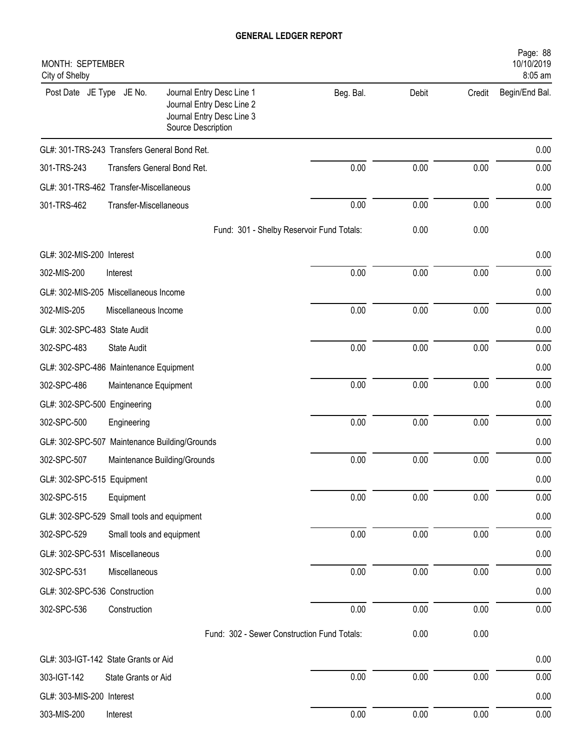# GENERAL LEDGER REPORT

MONTH: SEPTEMBER
City of Shelby

10/10/2019
8:05 am

| Post Date JE Type JE No. | Journal Entry Desc Line 1 / Journal Entry Desc Line 2 / Journal Entry Desc Line 3 / Source Description | Beg. Bal. | Debit | Credit | Begin/End Bal. |
|---|---|---|---|---|---|
| GL#: 301-TRS-243 Transfers General Bond Ret. | | | | | 0.00 |
| 301-TRS-243 | Transfers General Bond Ret. | 0.00 | 0.00 | 0.00 | 0.00 |
| GL#: 301-TRS-462 Transfer-Miscellaneous | | | | | 0.00 |
| 301-TRS-462 | Transfer-Miscellaneous | 0.00 | 0.00 | 0.00 | 0.00 |
| | Fund: 301 - Shelby Reservoir Fund Totals: | | 0.00 | 0.00 | |
| GL#: 302-MIS-200 Interest | | | | | 0.00 |
| 302-MIS-200 | Interest | 0.00 | 0.00 | 0.00 | 0.00 |
| GL#: 302-MIS-205 Miscellaneous Income | | | | | 0.00 |
| 302-MIS-205 | Miscellaneous Income | 0.00 | 0.00 | 0.00 | 0.00 |
| GL#: 302-SPC-483 State Audit | | | | | 0.00 |
| 302-SPC-483 | State Audit | 0.00 | 0.00 | 0.00 | 0.00 |
| GL#: 302-SPC-486 Maintenance Equipment | | | | | 0.00 |
| 302-SPC-486 | Maintenance Equipment | 0.00 | 0.00 | 0.00 | 0.00 |
| GL#: 302-SPC-500 Engineering | | | | | 0.00 |
| 302-SPC-500 | Engineering | 0.00 | 0.00 | 0.00 | 0.00 |
| GL#: 302-SPC-507 Maintenance Building/Grounds | | | | | 0.00 |
| 302-SPC-507 | Maintenance Building/Grounds | 0.00 | 0.00 | 0.00 | 0.00 |
| GL#: 302-SPC-515 Equipment | | | | | 0.00 |
| 302-SPC-515 | Equipment | 0.00 | 0.00 | 0.00 | 0.00 |
| GL#: 302-SPC-529 Small tools and equipment | | | | | 0.00 |
| 302-SPC-529 | Small tools and equipment | 0.00 | 0.00 | 0.00 | 0.00 |
| GL#: 302-SPC-531 Miscellaneous | | | | | 0.00 |
| 302-SPC-531 | Miscellaneous | 0.00 | 0.00 | 0.00 | 0.00 |
| GL#: 302-SPC-536 Construction | | | | | 0.00 |
| 302-SPC-536 | Construction | 0.00 | 0.00 | 0.00 | 0.00 |
| | Fund: 302 - Sewer Construction Fund Totals: | | 0.00 | 0.00 | |
| GL#: 303-IGT-142 State Grants or Aid | | | | | 0.00 |
| 303-IGT-142 | State Grants or Aid | 0.00 | 0.00 | 0.00 | 0.00 |
| GL#: 303-MIS-200 Interest | | | | | 0.00 |
| 303-MIS-200 | Interest | 0.00 | 0.00 | 0.00 | 0.00 |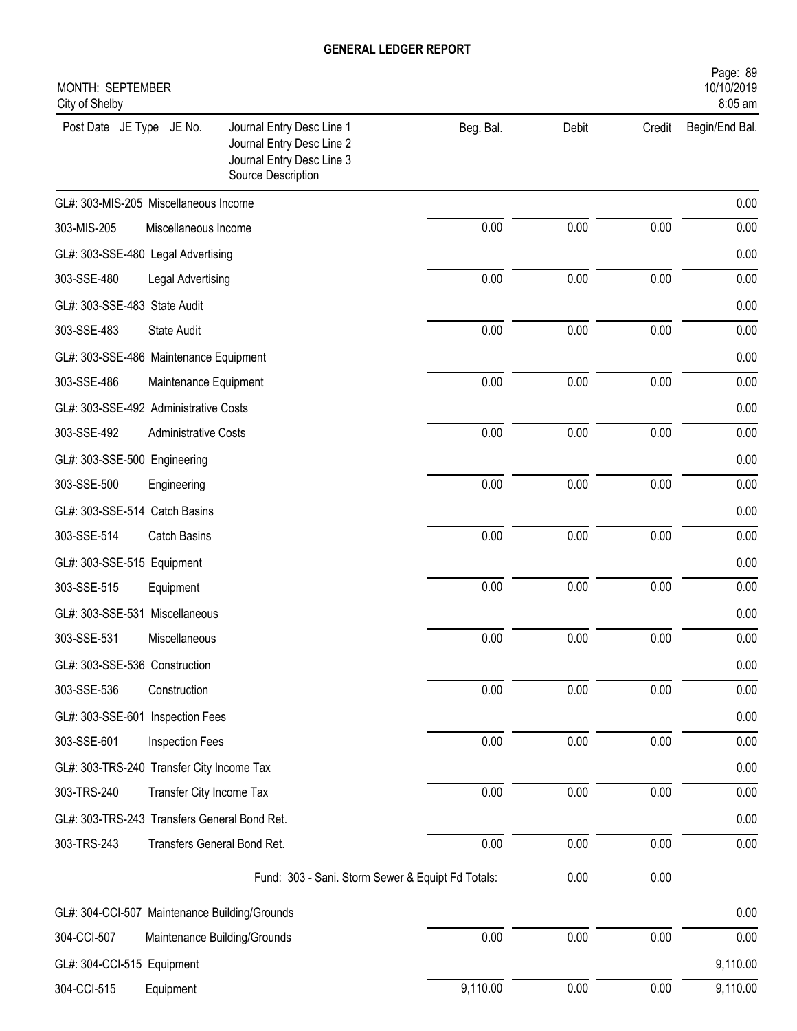# GENERAL LEDGER REPORT

MONTH: SEPTEMBER
City of Shelby

| Post Date JE Type JE No. | Journal Entry Desc Line 1<br>Journal Entry Desc Line 2<br>Journal Entry Desc Line 3<br>Source Description | Beg. Bal. | Debit | Credit | Begin/End Bal. |
|---|---|---|---|---|---|
| GL#: 303-MIS-205 Miscellaneous Income | | | | | 0.00 |
| 303-MIS-205 | Miscellaneous Income | 0.00 | 0.00 | 0.00 | 0.00 |
| GL#: 303-SSE-480 Legal Advertising | | | | | 0.00 |
| 303-SSE-480 | Legal Advertising | 0.00 | 0.00 | 0.00 | 0.00 |
| GL#: 303-SSE-483 State Audit | | | | | 0.00 |
| 303-SSE-483 | State Audit | 0.00 | 0.00 | 0.00 | 0.00 |
| GL#: 303-SSE-486 Maintenance Equipment | | | | | 0.00 |
| 303-SSE-486 | Maintenance Equipment | 0.00 | 0.00 | 0.00 | 0.00 |
| GL#: 303-SSE-492 Administrative Costs | | | | | 0.00 |
| 303-SSE-492 | Administrative Costs | 0.00 | 0.00 | 0.00 | 0.00 |
| GL#: 303-SSE-500 Engineering | | | | | 0.00 |
| 303-SSE-500 | Engineering | 0.00 | 0.00 | 0.00 | 0.00 |
| GL#: 303-SSE-514 Catch Basins | | | | | 0.00 |
| 303-SSE-514 | Catch Basins | 0.00 | 0.00 | 0.00 | 0.00 |
| GL#: 303-SSE-515 Equipment | | | | | 0.00 |
| 303-SSE-515 | Equipment | 0.00 | 0.00 | 0.00 | 0.00 |
| GL#: 303-SSE-531 Miscellaneous | | | | | 0.00 |
| 303-SSE-531 | Miscellaneous | 0.00 | 0.00 | 0.00 | 0.00 |
| GL#: 303-SSE-536 Construction | | | | | 0.00 |
| 303-SSE-536 | Construction | 0.00 | 0.00 | 0.00 | 0.00 |
| GL#: 303-SSE-601 Inspection Fees | | | | | 0.00 |
| 303-SSE-601 | Inspection Fees | 0.00 | 0.00 | 0.00 | 0.00 |
| GL#: 303-TRS-240 Transfer City Income Tax | | | | | 0.00 |
| 303-TRS-240 | Transfer City Income Tax | 0.00 | 0.00 | 0.00 | 0.00 |
| GL#: 303-TRS-243 Transfers General Bond Ret. | | | | | 0.00 |
| 303-TRS-243 | Transfers General Bond Ret. | 0.00 | 0.00 | 0.00 | 0.00 |
| | Fund: 303 - Sani. Storm Sewer & Equipt Fd Totals: | | 0.00 | 0.00 | |
| GL#: 304-CCI-507 Maintenance Building/Grounds | | | | | 0.00 |
| 304-CCI-507 | Maintenance Building/Grounds | 0.00 | 0.00 | 0.00 | 0.00 |
| GL#: 304-CCI-515 Equipment | | | | | 9,110.00 |
| 304-CCI-515 | Equipment | 9,110.00 | 0.00 | 0.00 | 9,110.00 |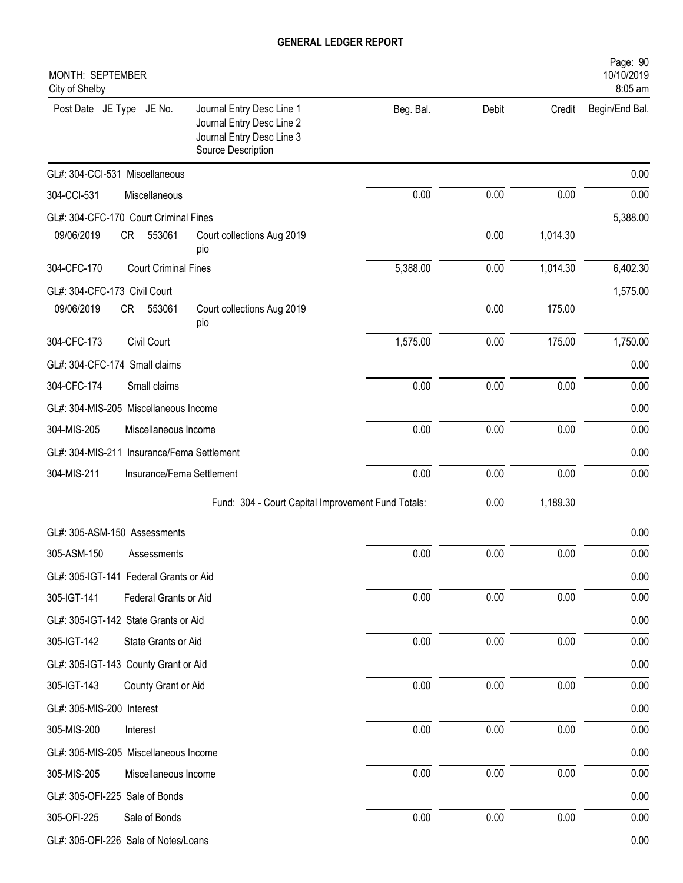# GENERAL LEDGER REPORT

MONTH: SEPTEMBER
City of Shelby

| Post Date | JE Type | JE No. | Journal Entry Desc Line 1 / Journal Entry Desc Line 2 / Journal Entry Desc Line 3 / Source Description | Beg. Bal. | Debit | Credit | Begin/End Bal. |
|---|---|---|---|---|---|---|---|
| GL#: 304-CCI-531 Miscellaneous | | | | | | | 0.00 |
| 304-CCI-531 | | | Miscellaneous | 0.00 | 0.00 | 0.00 | 0.00 |
| GL#: 304-CFC-170 Court Criminal Fines | | | | | | | 5,388.00 |
| 09/06/2019 | CR | 553061 | Court collections Aug 2019 pio | | 0.00 | 1,014.30 | |
| 304-CFC-170 | | | Court Criminal Fines | 5,388.00 | 0.00 | 1,014.30 | 6,402.30 |
| GL#: 304-CFC-173 Civil Court | | | | | | | 1,575.00 |
| 09/06/2019 | CR | 553061 | Court collections Aug 2019 pio | | 0.00 | 175.00 | |
| 304-CFC-173 | | | Civil Court | 1,575.00 | 0.00 | 175.00 | 1,750.00 |
| GL#: 304-CFC-174 Small claims | | | | | | | 0.00 |
| 304-CFC-174 | | | Small claims | 0.00 | 0.00 | 0.00 | 0.00 |
| GL#: 304-MIS-205 Miscellaneous Income | | | | | | | 0.00 |
| 304-MIS-205 | | | Miscellaneous Income | 0.00 | 0.00 | 0.00 | 0.00 |
| GL#: 304-MIS-211 Insurance/Fema Settlement | | | | | | | 0.00 |
| 304-MIS-211 | | | Insurance/Fema Settlement | 0.00 | 0.00 | 0.00 | 0.00 |
| | | | Fund: 304 - Court Capital Improvement Fund Totals: | | 0.00 | 1,189.30 | |
| GL#: 305-ASM-150 Assessments | | | | | | | 0.00 |
| 305-ASM-150 | | | Assessments | 0.00 | 0.00 | 0.00 | 0.00 |
| GL#: 305-IGT-141 Federal Grants or Aid | | | | | | | 0.00 |
| 305-IGT-141 | | | Federal Grants or Aid | 0.00 | 0.00 | 0.00 | 0.00 |
| GL#: 305-IGT-142 State Grants or Aid | | | | | | | 0.00 |
| 305-IGT-142 | | | State Grants or Aid | 0.00 | 0.00 | 0.00 | 0.00 |
| GL#: 305-IGT-143 County Grant or Aid | | | | | | | 0.00 |
| 305-IGT-143 | | | County Grant or Aid | 0.00 | 0.00 | 0.00 | 0.00 |
| GL#: 305-MIS-200 Interest | | | | | | | 0.00 |
| 305-MIS-200 | | | Interest | 0.00 | 0.00 | 0.00 | 0.00 |
| GL#: 305-MIS-205 Miscellaneous Income | | | | | | | 0.00 |
| 305-MIS-205 | | | Miscellaneous Income | 0.00 | 0.00 | 0.00 | 0.00 |
| GL#: 305-OFI-225 Sale of Bonds | | | | | | | 0.00 |
| 305-OFI-225 | | | Sale of Bonds | 0.00 | 0.00 | 0.00 | 0.00 |
| GL#: 305-OFI-226 Sale of Notes/Loans | | | | | | | 0.00 |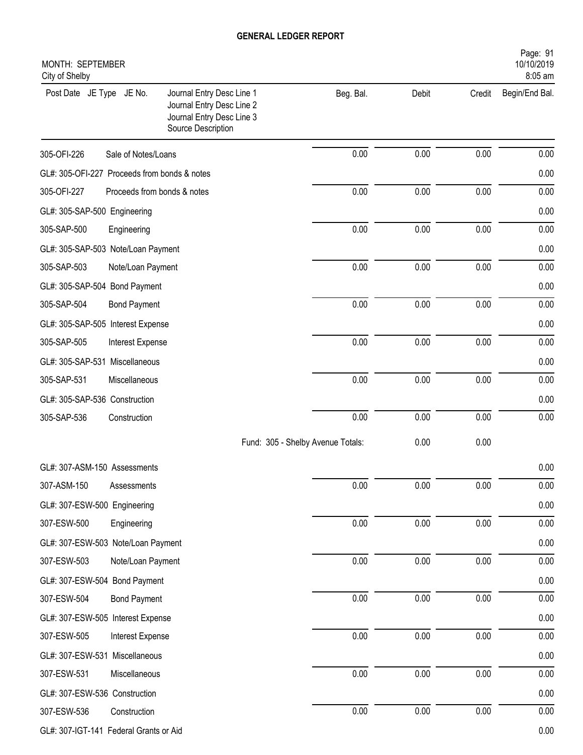# GENERAL LEDGER REPORT

MONTH: SEPTEMBER
City of Shelby

| Post Date JE Type JE No. | Journal Entry Desc Line 1<br>Journal Entry Desc Line 2<br>Journal Entry Desc Line 3<br>Source Description | Beg. Bal. | Debit | Credit | Begin/End Bal. |
|---|---|---|---|---|---|
| 305-OFI-226 | Sale of Notes/Loans | 0.00 | 0.00 | 0.00 | 0.00 |
| GL#: 305-OFI-227 Proceeds from bonds & notes | | | | | 0.00 |
| 305-OFI-227 | Proceeds from bonds & notes | 0.00 | 0.00 | 0.00 | 0.00 |
| GL#: 305-SAP-500 Engineering | | | | | 0.00 |
| 305-SAP-500 | Engineering | 0.00 | 0.00 | 0.00 | 0.00 |
| GL#: 305-SAP-503 Note/Loan Payment | | | | | 0.00 |
| 305-SAP-503 | Note/Loan Payment | 0.00 | 0.00 | 0.00 | 0.00 |
| GL#: 305-SAP-504 Bond Payment | | | | | 0.00 |
| 305-SAP-504 | Bond Payment | 0.00 | 0.00 | 0.00 | 0.00 |
| GL#: 305-SAP-505 Interest Expense | | | | | 0.00 |
| 305-SAP-505 | Interest Expense | 0.00 | 0.00 | 0.00 | 0.00 |
| GL#: 305-SAP-531 Miscellaneous | | | | | 0.00 |
| 305-SAP-531 | Miscellaneous | 0.00 | 0.00 | 0.00 | 0.00 |
| GL#: 305-SAP-536 Construction | | | | | 0.00 |
| 305-SAP-536 | Construction | 0.00 | 0.00 | 0.00 | 0.00 |
| | Fund: 305 - Shelby Avenue Totals: | | 0.00 | 0.00 | |
| GL#: 307-ASM-150 Assessments | | | | | 0.00 |
| 307-ASM-150 | Assessments | 0.00 | 0.00 | 0.00 | 0.00 |
| GL#: 307-ESW-500 Engineering | | | | | 0.00 |
| 307-ESW-500 | Engineering | 0.00 | 0.00 | 0.00 | 0.00 |
| GL#: 307-ESW-503 Note/Loan Payment | | | | | 0.00 |
| 307-ESW-503 | Note/Loan Payment | 0.00 | 0.00 | 0.00 | 0.00 |
| GL#: 307-ESW-504 Bond Payment | | | | | 0.00 |
| 307-ESW-504 | Bond Payment | 0.00 | 0.00 | 0.00 | 0.00 |
| GL#: 307-ESW-505 Interest Expense | | | | | 0.00 |
| 307-ESW-505 | Interest Expense | 0.00 | 0.00 | 0.00 | 0.00 |
| GL#: 307-ESW-531 Miscellaneous | | | | | 0.00 |
| 307-ESW-531 | Miscellaneous | 0.00 | 0.00 | 0.00 | 0.00 |
| GL#: 307-ESW-536 Construction | | | | | 0.00 |
| 307-ESW-536 | Construction | 0.00 | 0.00 | 0.00 | 0.00 |
| GL#: 307-IGT-141 Federal Grants or Aid | | | | | 0.00 |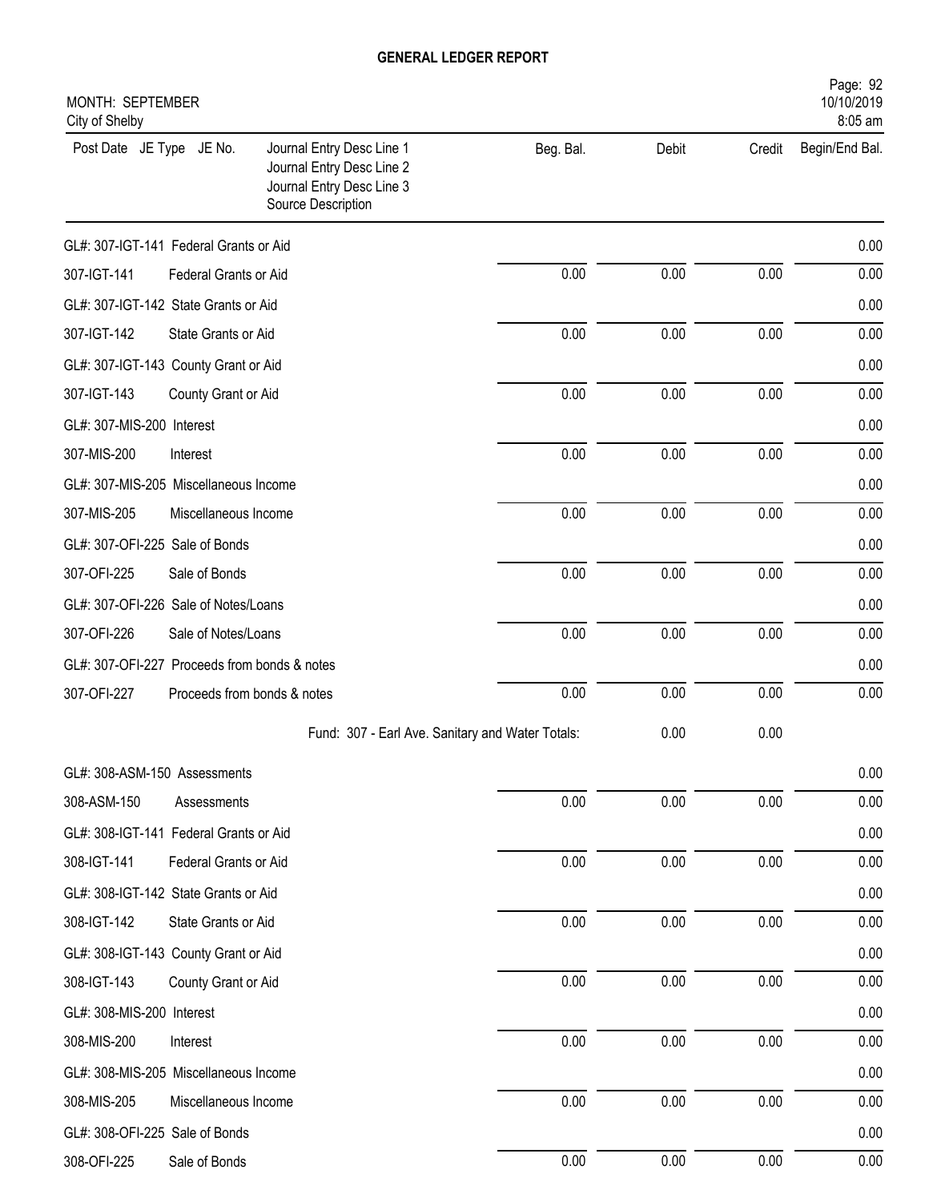# GENERAL LEDGER REPORT

MONTH: SEPTEMBER
City of Shelby

10/10/2019
8:05 am

| Post Date JE Type JE No. | Journal Entry Desc Line 1<br>Journal Entry Desc Line 2<br>Journal Entry Desc Line 3<br>Source Description | Beg. Bal. | Debit | Credit | Begin/End Bal. |
|---|---|---|---|---|---|
| GL#: 307-IGT-141 Federal Grants or Aid | | | | | 0.00 |
| 307-IGT-141 | Federal Grants or Aid | 0.00 | 0.00 | 0.00 | 0.00 |
| GL#: 307-IGT-142 State Grants or Aid | | | | | 0.00 |
| 307-IGT-142 | State Grants or Aid | 0.00 | 0.00 | 0.00 | 0.00 |
| GL#: 307-IGT-143 County Grant or Aid | | | | | 0.00 |
| 307-IGT-143 | County Grant or Aid | 0.00 | 0.00 | 0.00 | 0.00 |
| GL#: 307-MIS-200 Interest | | | | | 0.00 |
| 307-MIS-200 | Interest | 0.00 | 0.00 | 0.00 | 0.00 |
| GL#: 307-MIS-205 Miscellaneous Income | | | | | 0.00 |
| 307-MIS-205 | Miscellaneous Income | 0.00 | 0.00 | 0.00 | 0.00 |
| GL#: 307-OFI-225 Sale of Bonds | | | | | 0.00 |
| 307-OFI-225 | Sale of Bonds | 0.00 | 0.00 | 0.00 | 0.00 |
| GL#: 307-OFI-226 Sale of Notes/Loans | | | | | 0.00 |
| 307-OFI-226 | Sale of Notes/Loans | 0.00 | 0.00 | 0.00 | 0.00 |
| GL#: 307-OFI-227 Proceeds from bonds & notes | | | | | 0.00 |
| 307-OFI-227 | Proceeds from bonds & notes | 0.00 | 0.00 | 0.00 | 0.00 |
| | Fund: 307 - Earl Ave. Sanitary and Water Totals: | | 0.00 | 0.00 | |
| GL#: 308-ASM-150 Assessments | | | | | 0.00 |
| 308-ASM-150 | Assessments | 0.00 | 0.00 | 0.00 | 0.00 |
| GL#: 308-IGT-141 Federal Grants or Aid | | | | | 0.00 |
| 308-IGT-141 | Federal Grants or Aid | 0.00 | 0.00 | 0.00 | 0.00 |
| GL#: 308-IGT-142 State Grants or Aid | | | | | 0.00 |
| 308-IGT-142 | State Grants or Aid | 0.00 | 0.00 | 0.00 | 0.00 |
| GL#: 308-IGT-143 County Grant or Aid | | | | | 0.00 |
| 308-IGT-143 | County Grant or Aid | 0.00 | 0.00 | 0.00 | 0.00 |
| GL#: 308-MIS-200 Interest | | | | | 0.00 |
| 308-MIS-200 | Interest | 0.00 | 0.00 | 0.00 | 0.00 |
| GL#: 308-MIS-205 Miscellaneous Income | | | | | 0.00 |
| 308-MIS-205 | Miscellaneous Income | 0.00 | 0.00 | 0.00 | 0.00 |
| GL#: 308-OFI-225 Sale of Bonds | | | | | 0.00 |
| 308-OFI-225 | Sale of Bonds | 0.00 | 0.00 | 0.00 | 0.00 |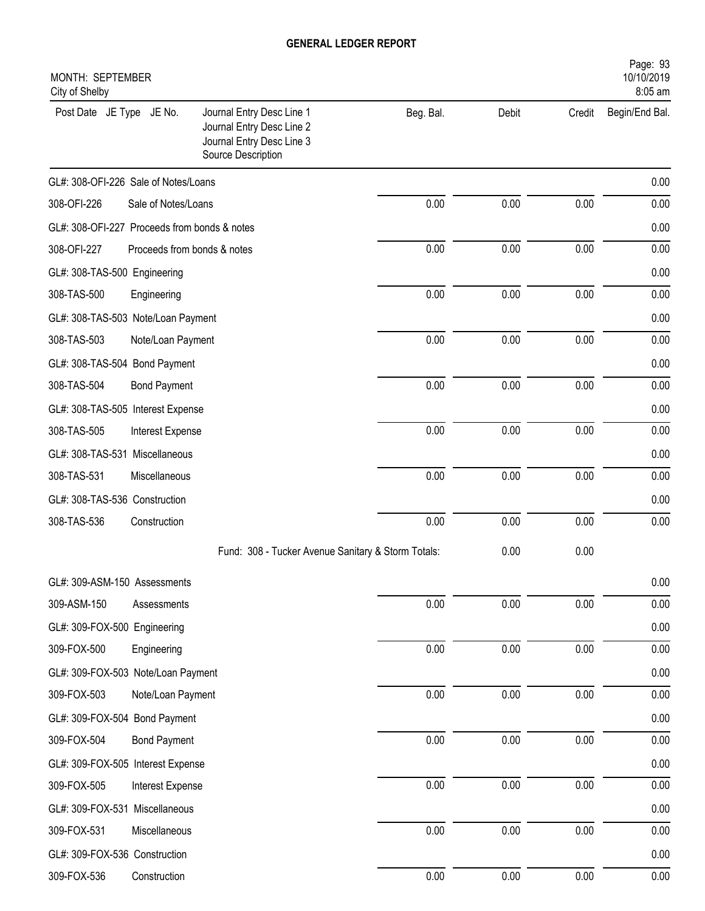# GENERAL LEDGER REPORT

MONTH: SEPTEMBER
City of Shelby

| Post Date JE Type JE No. | Journal Entry Desc Line 1<br>Journal Entry Desc Line 2<br>Journal Entry Desc Line 3<br>Source Description | Beg. Bal. | Debit | Credit | Begin/End Bal. |
|---|---|---|---|---|---|
| GL#: 308-OFI-226 Sale of Notes/Loans | | | | | 0.00 |
| 308-OFI-226 | Sale of Notes/Loans | 0.00 | 0.00 | 0.00 | 0.00 |
| GL#: 308-OFI-227 Proceeds from bonds & notes | | | | | 0.00 |
| 308-OFI-227 | Proceeds from bonds & notes | 0.00 | 0.00 | 0.00 | 0.00 |
| GL#: 308-TAS-500 Engineering | | | | | 0.00 |
| 308-TAS-500 | Engineering | 0.00 | 0.00 | 0.00 | 0.00 |
| GL#: 308-TAS-503 Note/Loan Payment | | | | | 0.00 |
| 308-TAS-503 | Note/Loan Payment | 0.00 | 0.00 | 0.00 | 0.00 |
| GL#: 308-TAS-504 Bond Payment | | | | | 0.00 |
| 308-TAS-504 | Bond Payment | 0.00 | 0.00 | 0.00 | 0.00 |
| GL#: 308-TAS-505 Interest Expense | | | | | 0.00 |
| 308-TAS-505 | Interest Expense | 0.00 | 0.00 | 0.00 | 0.00 |
| GL#: 308-TAS-531 Miscellaneous | | | | | 0.00 |
| 308-TAS-531 | Miscellaneous | 0.00 | 0.00 | 0.00 | 0.00 |
| GL#: 308-TAS-536 Construction | | | | | 0.00 |
| 308-TAS-536 | Construction | 0.00 | 0.00 | 0.00 | 0.00 |
| | Fund: 308 - Tucker Avenue Sanitary & Storm Totals: | | 0.00 | 0.00 | |
| GL#: 309-ASM-150 Assessments | | | | | 0.00 |
| 309-ASM-150 | Assessments | 0.00 | 0.00 | 0.00 | 0.00 |
| GL#: 309-FOX-500 Engineering | | | | | 0.00 |
| 309-FOX-500 | Engineering | 0.00 | 0.00 | 0.00 | 0.00 |
| GL#: 309-FOX-503 Note/Loan Payment | | | | | 0.00 |
| 309-FOX-503 | Note/Loan Payment | 0.00 | 0.00 | 0.00 | 0.00 |
| GL#: 309-FOX-504 Bond Payment | | | | | 0.00 |
| 309-FOX-504 | Bond Payment | 0.00 | 0.00 | 0.00 | 0.00 |
| GL#: 309-FOX-505 Interest Expense | | | | | 0.00 |
| 309-FOX-505 | Interest Expense | 0.00 | 0.00 | 0.00 | 0.00 |
| GL#: 309-FOX-531 Miscellaneous | | | | | 0.00 |
| 309-FOX-531 | Miscellaneous | 0.00 | 0.00 | 0.00 | 0.00 |
| GL#: 309-FOX-536 Construction | | | | | 0.00 |
| 309-FOX-536 | Construction | 0.00 | 0.00 | 0.00 | 0.00 |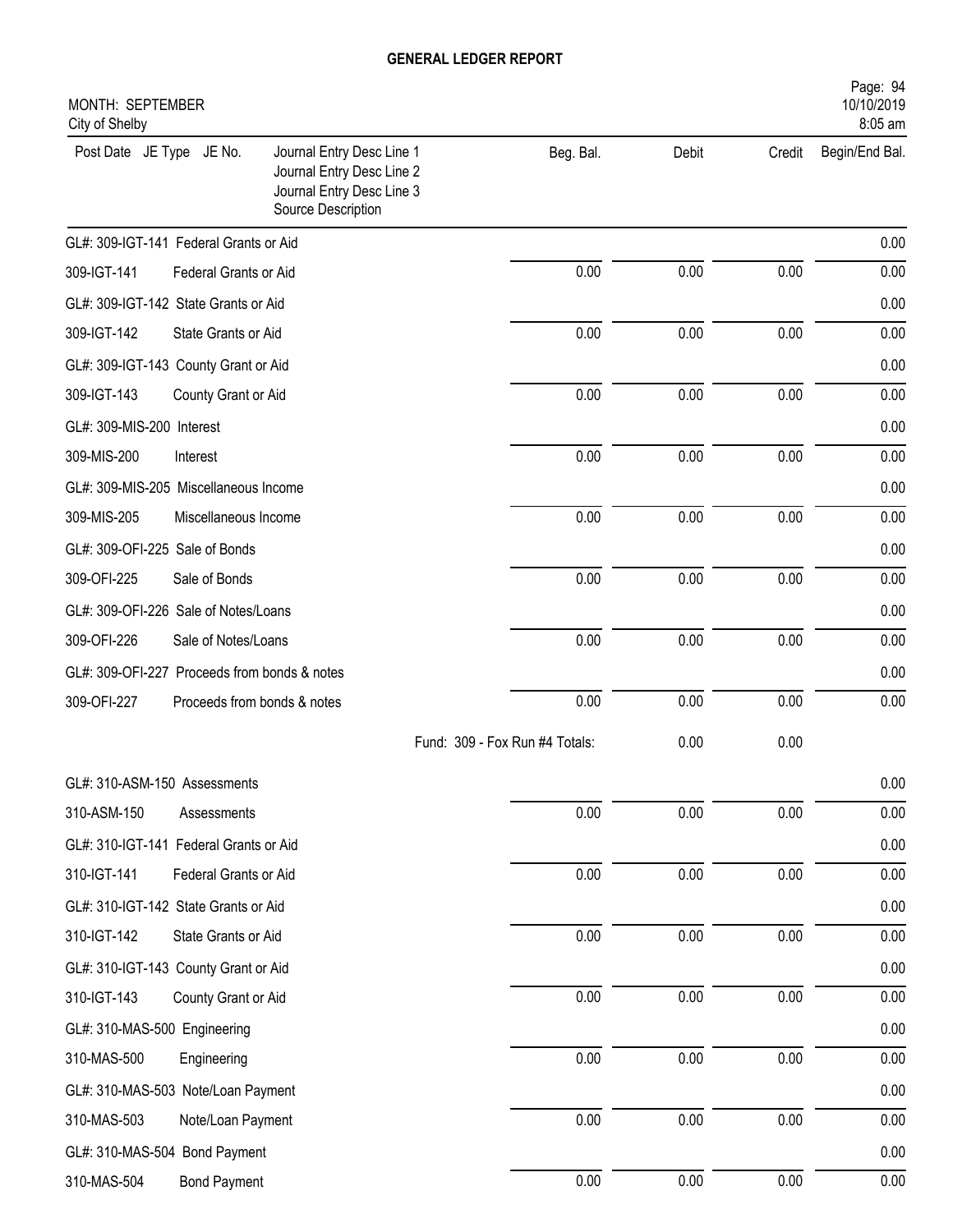# GENERAL LEDGER REPORT

MONTH: SEPTEMBER
City of Shelby

| Post Date JE Type JE No. | Journal Entry Desc Line 1<br>Journal Entry Desc Line 2<br>Journal Entry Desc Line 3<br>Source Description | Beg. Bal. | Debit | Credit | Begin/End Bal. |
|---|---|---|---|---|---|
| GL#: 309-IGT-141 Federal Grants or Aid | | | | | 0.00 |
| 309-IGT-141 | Federal Grants or Aid | 0.00 | 0.00 | 0.00 | 0.00 |
| GL#: 309-IGT-142 State Grants or Aid | | | | | 0.00 |
| 309-IGT-142 | State Grants or Aid | 0.00 | 0.00 | 0.00 | 0.00 |
| GL#: 309-IGT-143 County Grant or Aid | | | | | 0.00 |
| 309-IGT-143 | County Grant or Aid | 0.00 | 0.00 | 0.00 | 0.00 |
| GL#: 309-MIS-200 Interest | | | | | 0.00 |
| 309-MIS-200 | Interest | 0.00 | 0.00 | 0.00 | 0.00 |
| GL#: 309-MIS-205 Miscellaneous Income | | | | | 0.00 |
| 309-MIS-205 | Miscellaneous Income | 0.00 | 0.00 | 0.00 | 0.00 |
| GL#: 309-OFI-225 Sale of Bonds | | | | | 0.00 |
| 309-OFI-225 | Sale of Bonds | 0.00 | 0.00 | 0.00 | 0.00 |
| GL#: 309-OFI-226 Sale of Notes/Loans | | | | | 0.00 |
| 309-OFI-226 | Sale of Notes/Loans | 0.00 | 0.00 | 0.00 | 0.00 |
| GL#: 309-OFI-227 Proceeds from bonds & notes | | | | | 0.00 |
| 309-OFI-227 | Proceeds from bonds & notes | 0.00 | 0.00 | 0.00 | 0.00 |
| | Fund: 309 - Fox Run #4 Totals: | | 0.00 | 0.00 | |
| GL#: 310-ASM-150 Assessments | | | | | 0.00 |
| 310-ASM-150 | Assessments | 0.00 | 0.00 | 0.00 | 0.00 |
| GL#: 310-IGT-141 Federal Grants or Aid | | | | | 0.00 |
| 310-IGT-141 | Federal Grants or Aid | 0.00 | 0.00 | 0.00 | 0.00 |
| GL#: 310-IGT-142 State Grants or Aid | | | | | 0.00 |
| 310-IGT-142 | State Grants or Aid | 0.00 | 0.00 | 0.00 | 0.00 |
| GL#: 310-IGT-143 County Grant or Aid | | | | | 0.00 |
| 310-IGT-143 | County Grant or Aid | 0.00 | 0.00 | 0.00 | 0.00 |
| GL#: 310-MAS-500 Engineering | | | | | 0.00 |
| 310-MAS-500 | Engineering | 0.00 | 0.00 | 0.00 | 0.00 |
| GL#: 310-MAS-503 Note/Loan Payment | | | | | 0.00 |
| 310-MAS-503 | Note/Loan Payment | 0.00 | 0.00 | 0.00 | 0.00 |
| GL#: 310-MAS-504 Bond Payment | | | | | 0.00 |
| 310-MAS-504 | Bond Payment | 0.00 | 0.00 | 0.00 | 0.00 |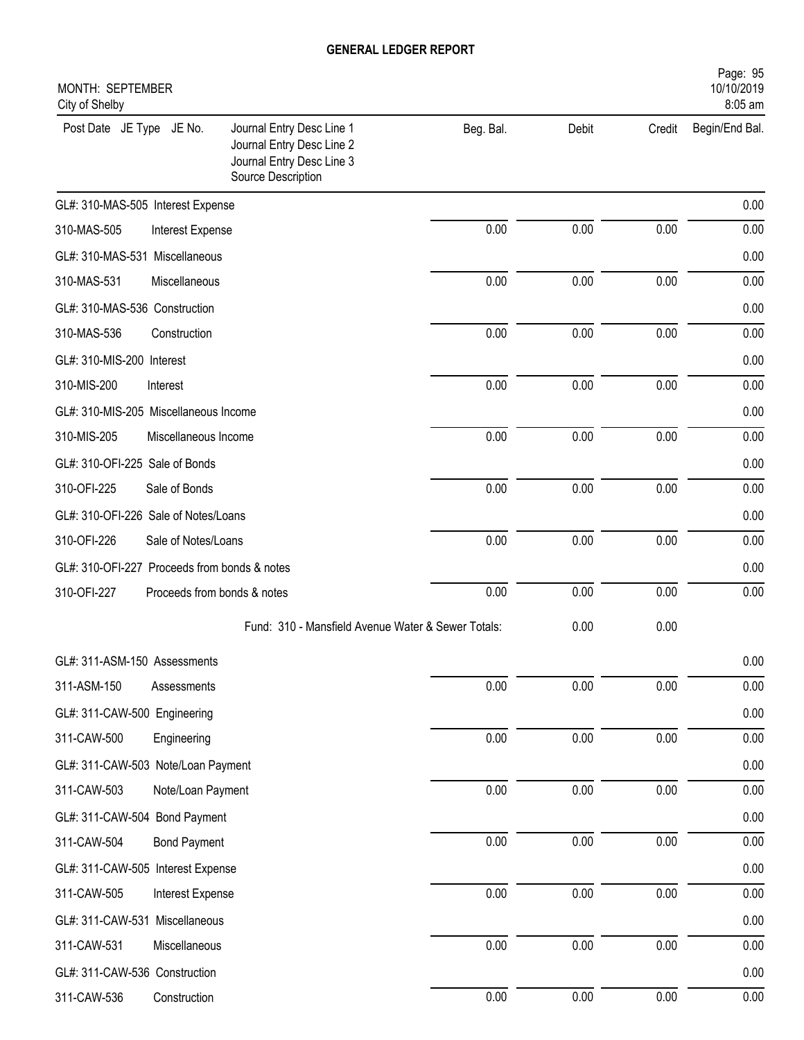# GENERAL LEDGER REPORT

MONTH: SEPTEMBER
City of Shelby

| Post Date JE Type JE No. | Journal Entry Desc Line 1 / Journal Entry Desc Line 2 / Journal Entry Desc Line 3 / Source Description | Beg. Bal. | Debit | Credit | Begin/End Bal. |
|---|---|---|---|---|---|
| GL#: 310-MAS-505 Interest Expense | | | | | 0.00 |
| 310-MAS-505 | Interest Expense | 0.00 | 0.00 | 0.00 | 0.00 |
| GL#: 310-MAS-531 Miscellaneous | | | | | 0.00 |
| 310-MAS-531 | Miscellaneous | 0.00 | 0.00 | 0.00 | 0.00 |
| GL#: 310-MAS-536 Construction | | | | | 0.00 |
| 310-MAS-536 | Construction | 0.00 | 0.00 | 0.00 | 0.00 |
| GL#: 310-MIS-200 Interest | | | | | 0.00 |
| 310-MIS-200 | Interest | 0.00 | 0.00 | 0.00 | 0.00 |
| GL#: 310-MIS-205 Miscellaneous Income | | | | | 0.00 |
| 310-MIS-205 | Miscellaneous Income | 0.00 | 0.00 | 0.00 | 0.00 |
| GL#: 310-OFI-225 Sale of Bonds | | | | | 0.00 |
| 310-OFI-225 | Sale of Bonds | 0.00 | 0.00 | 0.00 | 0.00 |
| GL#: 310-OFI-226 Sale of Notes/Loans | | | | | 0.00 |
| 310-OFI-226 | Sale of Notes/Loans | 0.00 | 0.00 | 0.00 | 0.00 |
| GL#: 310-OFI-227 Proceeds from bonds & notes | | | | | 0.00 |
| 310-OFI-227 | Proceeds from bonds & notes | 0.00 | 0.00 | 0.00 | 0.00 |
| | Fund: 310 - Mansfield Avenue Water & Sewer Totals: | | 0.00 | 0.00 | |
| GL#: 311-ASM-150 Assessments | | | | | 0.00 |
| 311-ASM-150 | Assessments | 0.00 | 0.00 | 0.00 | 0.00 |
| GL#: 311-CAW-500 Engineering | | | | | 0.00 |
| 311-CAW-500 | Engineering | 0.00 | 0.00 | 0.00 | 0.00 |
| GL#: 311-CAW-503 Note/Loan Payment | | | | | 0.00 |
| 311-CAW-503 | Note/Loan Payment | 0.00 | 0.00 | 0.00 | 0.00 |
| GL#: 311-CAW-504 Bond Payment | | | | | 0.00 |
| 311-CAW-504 | Bond Payment | 0.00 | 0.00 | 0.00 | 0.00 |
| GL#: 311-CAW-505 Interest Expense | | | | | 0.00 |
| 311-CAW-505 | Interest Expense | 0.00 | 0.00 | 0.00 | 0.00 |
| GL#: 311-CAW-531 Miscellaneous | | | | | 0.00 |
| 311-CAW-531 | Miscellaneous | 0.00 | 0.00 | 0.00 | 0.00 |
| GL#: 311-CAW-536 Construction | | | | | 0.00 |
| 311-CAW-536 | Construction | 0.00 | 0.00 | 0.00 | 0.00 |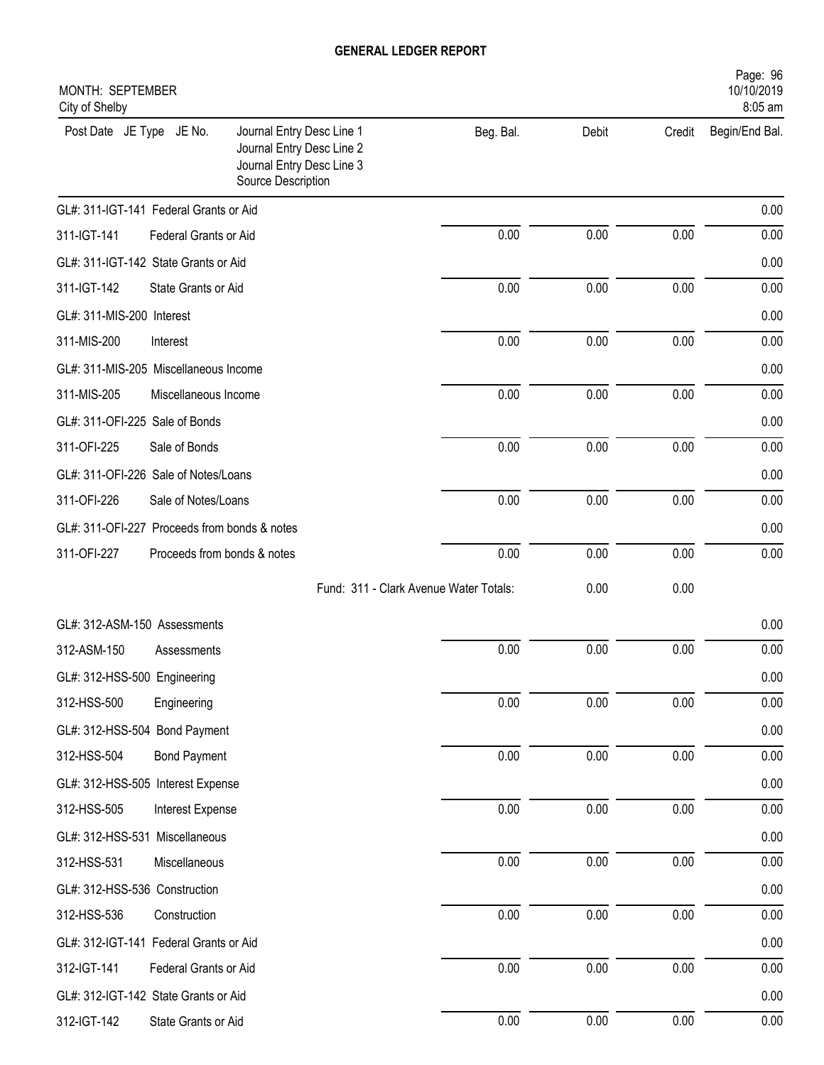# GENERAL LEDGER REPORT

MONTH: SEPTEMBER
City of Shelby

10/10/2019
8:05 am

| Post Date JE Type JE No. | Journal Entry Desc Line 1<br>Journal Entry Desc Line 2<br>Journal Entry Desc Line 3<br>Source Description | Beg. Bal. | Debit | Credit | Begin/End Bal. |
|---|---|---|---|---|---|
| GL#: 311-IGT-141 Federal Grants or Aid | | | | | 0.00 |
| 311-IGT-141 | Federal Grants or Aid | 0.00 | 0.00 | 0.00 | 0.00 |
| GL#: 311-IGT-142 State Grants or Aid | | | | | 0.00 |
| 311-IGT-142 | State Grants or Aid | 0.00 | 0.00 | 0.00 | 0.00 |
| GL#: 311-MIS-200 Interest | | | | | 0.00 |
| 311-MIS-200 | Interest | 0.00 | 0.00 | 0.00 | 0.00 |
| GL#: 311-MIS-205 Miscellaneous Income | | | | | 0.00 |
| 311-MIS-205 | Miscellaneous Income | 0.00 | 0.00 | 0.00 | 0.00 |
| GL#: 311-OFI-225 Sale of Bonds | | | | | 0.00 |
| 311-OFI-225 | Sale of Bonds | 0.00 | 0.00 | 0.00 | 0.00 |
| GL#: 311-OFI-226 Sale of Notes/Loans | | | | | 0.00 |
| 311-OFI-226 | Sale of Notes/Loans | 0.00 | 0.00 | 0.00 | 0.00 |
| GL#: 311-OFI-227 Proceeds from bonds & notes | | | | | 0.00 |
| 311-OFI-227 | Proceeds from bonds & notes | 0.00 | 0.00 | 0.00 | 0.00 |
| | Fund: 311 - Clark Avenue Water Totals: | | 0.00 | 0.00 | |
| GL#: 312-ASM-150 Assessments | | | | | 0.00 |
| 312-ASM-150 | Assessments | 0.00 | 0.00 | 0.00 | 0.00 |
| GL#: 312-HSS-500 Engineering | | | | | 0.00 |
| 312-HSS-500 | Engineering | 0.00 | 0.00 | 0.00 | 0.00 |
| GL#: 312-HSS-504 Bond Payment | | | | | 0.00 |
| 312-HSS-504 | Bond Payment | 0.00 | 0.00 | 0.00 | 0.00 |
| GL#: 312-HSS-505 Interest Expense | | | | | 0.00 |
| 312-HSS-505 | Interest Expense | 0.00 | 0.00 | 0.00 | 0.00 |
| GL#: 312-HSS-531 Miscellaneous | | | | | 0.00 |
| 312-HSS-531 | Miscellaneous | 0.00 | 0.00 | 0.00 | 0.00 |
| GL#: 312-HSS-536 Construction | | | | | 0.00 |
| 312-HSS-536 | Construction | 0.00 | 0.00 | 0.00 | 0.00 |
| GL#: 312-IGT-141 Federal Grants or Aid | | | | | 0.00 |
| 312-IGT-141 | Federal Grants or Aid | 0.00 | 0.00 | 0.00 | 0.00 |
| GL#: 312-IGT-142 State Grants or Aid | | | | | 0.00 |
| 312-IGT-142 | State Grants or Aid | 0.00 | 0.00 | 0.00 | 0.00 |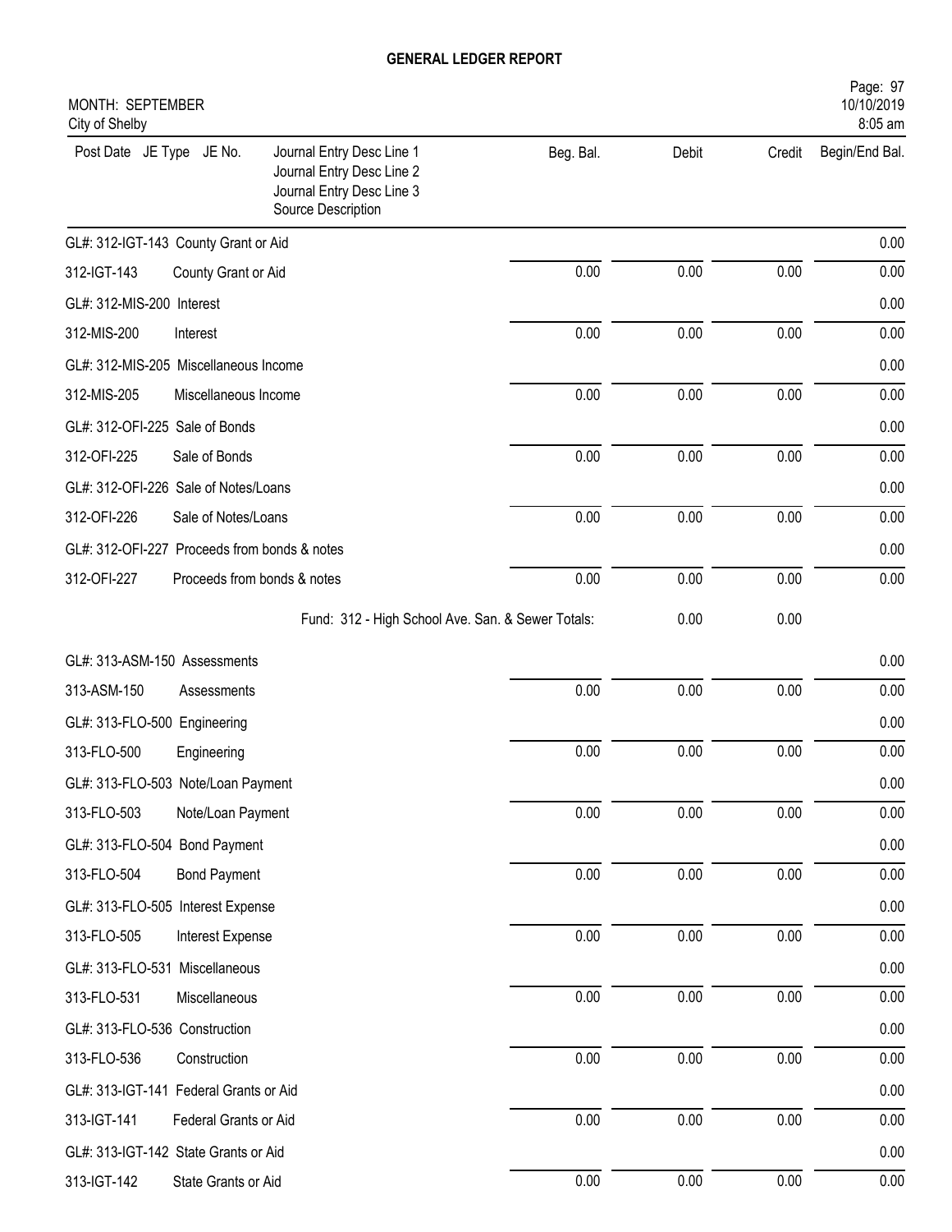# GENERAL LEDGER REPORT

MONTH: SEPTEMBER
City of Shelby

Page: 97
10/10/2019
8:05 am

| Post Date JE Type JE No. | Journal Entry Desc Line 1<br>Journal Entry Desc Line 2<br>Journal Entry Desc Line 3<br>Source Description | Beg. Bal. | Debit | Credit | Begin/End Bal. |
|---|---|---|---|---|---|
| GL#: 312-IGT-143 County Grant or Aid | | | | | 0.00 |
| 312-IGT-143 | County Grant or Aid | 0.00 | 0.00 | 0.00 | 0.00 |
| GL#: 312-MIS-200 Interest | | | | | 0.00 |
| 312-MIS-200 | Interest | 0.00 | 0.00 | 0.00 | 0.00 |
| GL#: 312-MIS-205 Miscellaneous Income | | | | | 0.00 |
| 312-MIS-205 | Miscellaneous Income | 0.00 | 0.00 | 0.00 | 0.00 |
| GL#: 312-OFI-225 Sale of Bonds | | | | | 0.00 |
| 312-OFI-225 | Sale of Bonds | 0.00 | 0.00 | 0.00 | 0.00 |
| GL#: 312-OFI-226 Sale of Notes/Loans | | | | | 0.00 |
| 312-OFI-226 | Sale of Notes/Loans | 0.00 | 0.00 | 0.00 | 0.00 |
| GL#: 312-OFI-227 Proceeds from bonds & notes | | | | | 0.00 |
| 312-OFI-227 | Proceeds from bonds & notes | 0.00 | 0.00 | 0.00 | 0.00 |
| | Fund: 312 - High School Ave. San. & Sewer Totals: | | 0.00 | 0.00 | |
| GL#: 313-ASM-150 Assessments | | | | | 0.00 |
| 313-ASM-150 | Assessments | 0.00 | 0.00 | 0.00 | 0.00 |
| GL#: 313-FLO-500 Engineering | | | | | 0.00 |
| 313-FLO-500 | Engineering | 0.00 | 0.00 | 0.00 | 0.00 |
| GL#: 313-FLO-503 Note/Loan Payment | | | | | 0.00 |
| 313-FLO-503 | Note/Loan Payment | 0.00 | 0.00 | 0.00 | 0.00 |
| GL#: 313-FLO-504 Bond Payment | | | | | 0.00 |
| 313-FLO-504 | Bond Payment | 0.00 | 0.00 | 0.00 | 0.00 |
| GL#: 313-FLO-505 Interest Expense | | | | | 0.00 |
| 313-FLO-505 | Interest Expense | 0.00 | 0.00 | 0.00 | 0.00 |
| GL#: 313-FLO-531 Miscellaneous | | | | | 0.00 |
| 313-FLO-531 | Miscellaneous | 0.00 | 0.00 | 0.00 | 0.00 |
| GL#: 313-FLO-536 Construction | | | | | 0.00 |
| 313-FLO-536 | Construction | 0.00 | 0.00 | 0.00 | 0.00 |
| GL#: 313-IGT-141 Federal Grants or Aid | | | | | 0.00 |
| 313-IGT-141 | Federal Grants or Aid | 0.00 | 0.00 | 0.00 | 0.00 |
| GL#: 313-IGT-142 State Grants or Aid | | | | | 0.00 |
| 313-IGT-142 | State Grants or Aid | 0.00 | 0.00 | 0.00 | 0.00 |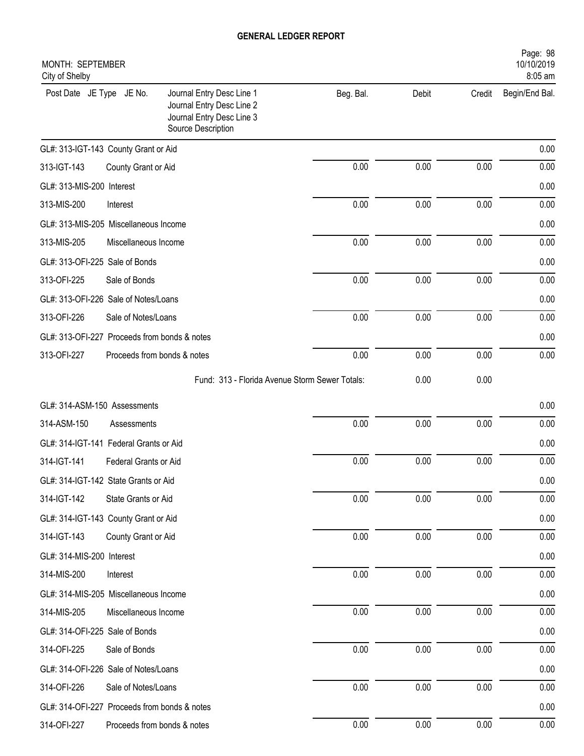# GENERAL LEDGER REPORT

MONTH: SEPTEMBER
City of Shelby

| Post Date JE Type JE No. | Journal Entry Desc Line 1<br>Journal Entry Desc Line 2<br>Journal Entry Desc Line 3<br>Source Description | Beg. Bal. | Debit | Credit | Begin/End Bal. |
|---|---|---|---|---|---|
| GL#: 313-IGT-143 County Grant or Aid | | | | | 0.00 |
| 313-IGT-143 | County Grant or Aid | 0.00 | 0.00 | 0.00 | 0.00 |
| GL#: 313-MIS-200 Interest | | | | | 0.00 |
| 313-MIS-200 | Interest | 0.00 | 0.00 | 0.00 | 0.00 |
| GL#: 313-MIS-205 Miscellaneous Income | | | | | 0.00 |
| 313-MIS-205 | Miscellaneous Income | 0.00 | 0.00 | 0.00 | 0.00 |
| GL#: 313-OFI-225 Sale of Bonds | | | | | 0.00 |
| 313-OFI-225 | Sale of Bonds | 0.00 | 0.00 | 0.00 | 0.00 |
| GL#: 313-OFI-226 Sale of Notes/Loans | | | | | 0.00 |
| 313-OFI-226 | Sale of Notes/Loans | 0.00 | 0.00 | 0.00 | 0.00 |
| GL#: 313-OFI-227 Proceeds from bonds & notes | | | | | 0.00 |
| 313-OFI-227 | Proceeds from bonds & notes | 0.00 | 0.00 | 0.00 | 0.00 |
| | Fund: 313 - Florida Avenue Storm Sewer Totals: | | 0.00 | 0.00 | |
| GL#: 314-ASM-150 Assessments | | | | | 0.00 |
| 314-ASM-150 | Assessments | 0.00 | 0.00 | 0.00 | 0.00 |
| GL#: 314-IGT-141 Federal Grants or Aid | | | | | 0.00 |
| 314-IGT-141 | Federal Grants or Aid | 0.00 | 0.00 | 0.00 | 0.00 |
| GL#: 314-IGT-142 State Grants or Aid | | | | | 0.00 |
| 314-IGT-142 | State Grants or Aid | 0.00 | 0.00 | 0.00 | 0.00 |
| GL#: 314-IGT-143 County Grant or Aid | | | | | 0.00 |
| 314-IGT-143 | County Grant or Aid | 0.00 | 0.00 | 0.00 | 0.00 |
| GL#: 314-MIS-200 Interest | | | | | 0.00 |
| 314-MIS-200 | Interest | 0.00 | 0.00 | 0.00 | 0.00 |
| GL#: 314-MIS-205 Miscellaneous Income | | | | | 0.00 |
| 314-MIS-205 | Miscellaneous Income | 0.00 | 0.00 | 0.00 | 0.00 |
| GL#: 314-OFI-225 Sale of Bonds | | | | | 0.00 |
| 314-OFI-225 | Sale of Bonds | 0.00 | 0.00 | 0.00 | 0.00 |
| GL#: 314-OFI-226 Sale of Notes/Loans | | | | | 0.00 |
| 314-OFI-226 | Sale of Notes/Loans | 0.00 | 0.00 | 0.00 | 0.00 |
| GL#: 314-OFI-227 Proceeds from bonds & notes | | | | | 0.00 |
| 314-OFI-227 | Proceeds from bonds & notes | 0.00 | 0.00 | 0.00 | 0.00 |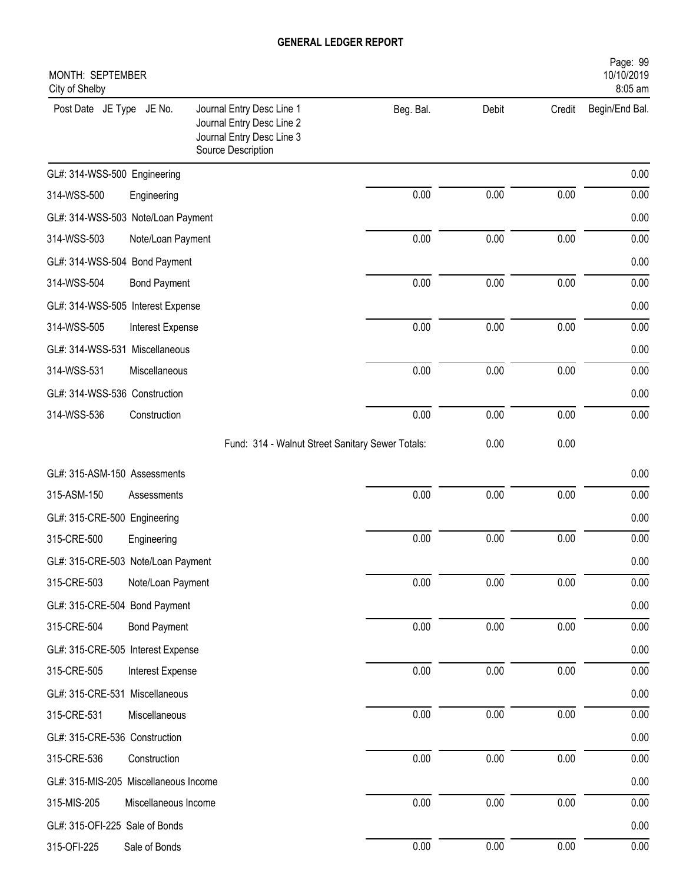## GENERAL LEDGER REPORT

MONTH: SEPTEMBER
City of Shelby

| Post Date JE Type JE No. | Journal Entry Desc Line 1 / Journal Entry Desc Line 2 / Journal Entry Desc Line 3 / Source Description | Beg. Bal. | Debit | Credit | Begin/End Bal. |
|---|---|---|---|---|---|
| GL#: 314-WSS-500 Engineering | | | | | 0.00 |
| 314-WSS-500 Engineering | | 0.00 | 0.00 | 0.00 | 0.00 |
| GL#: 314-WSS-503 Note/Loan Payment | | | | | 0.00 |
| 314-WSS-503 Note/Loan Payment | | 0.00 | 0.00 | 0.00 | 0.00 |
| GL#: 314-WSS-504 Bond Payment | | | | | 0.00 |
| 314-WSS-504 Bond Payment | | 0.00 | 0.00 | 0.00 | 0.00 |
| GL#: 314-WSS-505 Interest Expense | | | | | 0.00 |
| 314-WSS-505 Interest Expense | | 0.00 | 0.00 | 0.00 | 0.00 |
| GL#: 314-WSS-531 Miscellaneous | | | | | 0.00 |
| 314-WSS-531 Miscellaneous | | 0.00 | 0.00 | 0.00 | 0.00 |
| GL#: 314-WSS-536 Construction | | | | | 0.00 |
| 314-WSS-536 Construction | | 0.00 | 0.00 | 0.00 | 0.00 |
| | Fund: 314 - Walnut Street Sanitary Sewer Totals: | | 0.00 | 0.00 | |
| GL#: 315-ASM-150 Assessments | | | | | 0.00 |
| 315-ASM-150 Assessments | | 0.00 | 0.00 | 0.00 | 0.00 |
| GL#: 315-CRE-500 Engineering | | | | | 0.00 |
| 315-CRE-500 Engineering | | 0.00 | 0.00 | 0.00 | 0.00 |
| GL#: 315-CRE-503 Note/Loan Payment | | | | | 0.00 |
| 315-CRE-503 Note/Loan Payment | | 0.00 | 0.00 | 0.00 | 0.00 |
| GL#: 315-CRE-504 Bond Payment | | | | | 0.00 |
| 315-CRE-504 Bond Payment | | 0.00 | 0.00 | 0.00 | 0.00 |
| GL#: 315-CRE-505 Interest Expense | | | | | 0.00 |
| 315-CRE-505 Interest Expense | | 0.00 | 0.00 | 0.00 | 0.00 |
| GL#: 315-CRE-531 Miscellaneous | | | | | 0.00 |
| 315-CRE-531 Miscellaneous | | 0.00 | 0.00 | 0.00 | 0.00 |
| GL#: 315-CRE-536 Construction | | | | | 0.00 |
| 315-CRE-536 Construction | | 0.00 | 0.00 | 0.00 | 0.00 |
| GL#: 315-MIS-205 Miscellaneous Income | | | | | 0.00 |
| 315-MIS-205 Miscellaneous Income | | 0.00 | 0.00 | 0.00 | 0.00 |
| GL#: 315-OFI-225 Sale of Bonds | | | | | 0.00 |
| 315-OFI-225 Sale of Bonds | | 0.00 | 0.00 | 0.00 | 0.00 |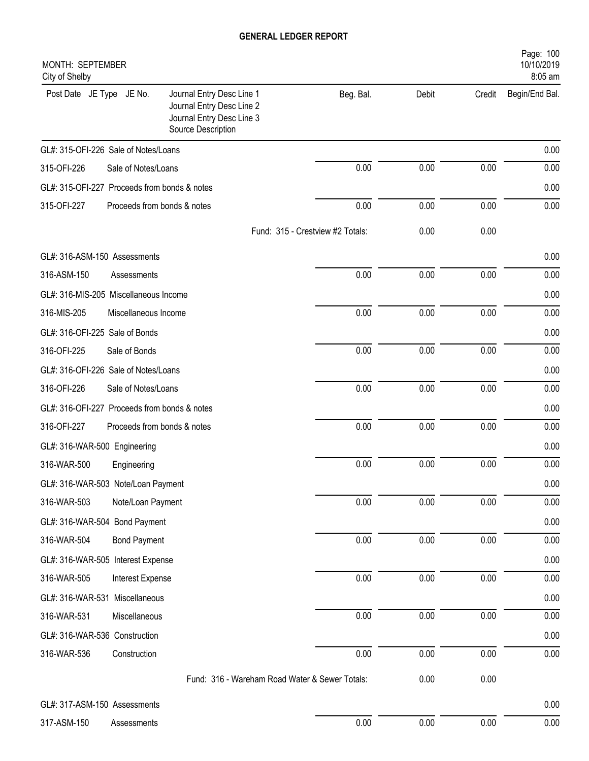# GENERAL LEDGER REPORT

MONTH: SEPTEMBER
City of Shelby

| Post Date JE Type JE No. | Journal Entry Desc Line 1 / Journal Entry Desc Line 2 / Journal Entry Desc Line 3 / Source Description | Beg. Bal. | Debit | Credit | Begin/End Bal. |
|---|---|---|---|---|---|
| GL#: 315-OFI-226 Sale of Notes/Loans | | | | | 0.00 |
| 315-OFI-226 | Sale of Notes/Loans | 0.00 | 0.00 | 0.00 | 0.00 |
| GL#: 315-OFI-227 Proceeds from bonds & notes | | | | | 0.00 |
| 315-OFI-227 | Proceeds from bonds & notes | 0.00 | 0.00 | 0.00 | 0.00 |
| | Fund: 315 - Crestview #2 Totals: | | 0.00 | 0.00 | |
| GL#: 316-ASM-150 Assessments | | | | | 0.00 |
| 316-ASM-150 | Assessments | 0.00 | 0.00 | 0.00 | 0.00 |
| GL#: 316-MIS-205 Miscellaneous Income | | | | | 0.00 |
| 316-MIS-205 | Miscellaneous Income | 0.00 | 0.00 | 0.00 | 0.00 |
| GL#: 316-OFI-225 Sale of Bonds | | | | | 0.00 |
| 316-OFI-225 | Sale of Bonds | 0.00 | 0.00 | 0.00 | 0.00 |
| GL#: 316-OFI-226 Sale of Notes/Loans | | | | | 0.00 |
| 316-OFI-226 | Sale of Notes/Loans | 0.00 | 0.00 | 0.00 | 0.00 |
| GL#: 316-OFI-227 Proceeds from bonds & notes | | | | | 0.00 |
| 316-OFI-227 | Proceeds from bonds & notes | 0.00 | 0.00 | 0.00 | 0.00 |
| GL#: 316-WAR-500 Engineering | | | | | 0.00 |
| 316-WAR-500 | Engineering | 0.00 | 0.00 | 0.00 | 0.00 |
| GL#: 316-WAR-503 Note/Loan Payment | | | | | 0.00 |
| 316-WAR-503 | Note/Loan Payment | 0.00 | 0.00 | 0.00 | 0.00 |
| GL#: 316-WAR-504 Bond Payment | | | | | 0.00 |
| 316-WAR-504 | Bond Payment | 0.00 | 0.00 | 0.00 | 0.00 |
| GL#: 316-WAR-505 Interest Expense | | | | | 0.00 |
| 316-WAR-505 | Interest Expense | 0.00 | 0.00 | 0.00 | 0.00 |
| GL#: 316-WAR-531 Miscellaneous | | | | | 0.00 |
| 316-WAR-531 | Miscellaneous | 0.00 | 0.00 | 0.00 | 0.00 |
| GL#: 316-WAR-536 Construction | | | | | 0.00 |
| 316-WAR-536 | Construction | 0.00 | 0.00 | 0.00 | 0.00 |
| | Fund: 316 - Wareham Road Water & Sewer Totals: | | 0.00 | 0.00 | |
| GL#: 317-ASM-150 Assessments | | | | | 0.00 |
| 317-ASM-150 | Assessments | 0.00 | 0.00 | 0.00 | 0.00 |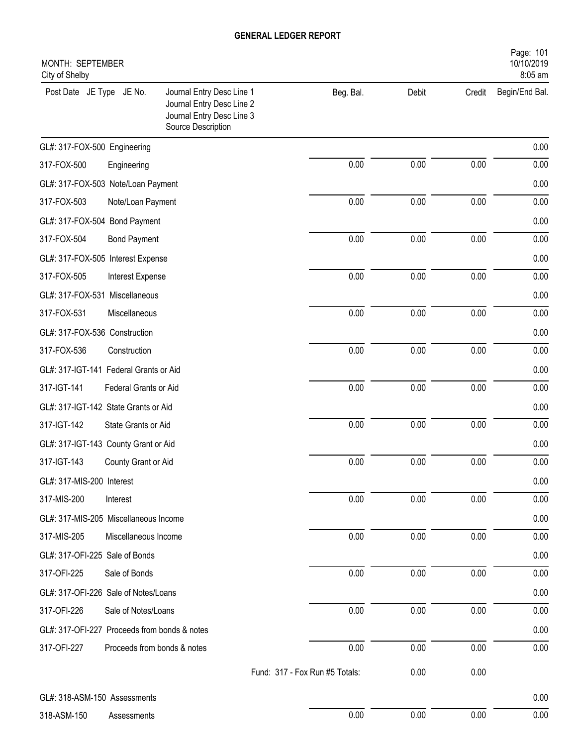# GENERAL LEDGER REPORT

MONTH: SEPTEMBER
City of Shelby

10/10/2019
8:05 am

| Post Date JE Type JE No. | Journal Entry Desc Line 1<br>Journal Entry Desc Line 2<br>Journal Entry Desc Line 3<br>Source Description | Beg. Bal. | Debit | Credit | Begin/End Bal. |
|---|---|---|---|---|---|
| GL#: 317-FOX-500 Engineering | | | | | 0.00 |
| 317-FOX-500 | Engineering | 0.00 | 0.00 | 0.00 | 0.00 |
| GL#: 317-FOX-503 Note/Loan Payment | | | | | 0.00 |
| 317-FOX-503 | Note/Loan Payment | 0.00 | 0.00 | 0.00 | 0.00 |
| GL#: 317-FOX-504 Bond Payment | | | | | 0.00 |
| 317-FOX-504 | Bond Payment | 0.00 | 0.00 | 0.00 | 0.00 |
| GL#: 317-FOX-505 Interest Expense | | | | | 0.00 |
| 317-FOX-505 | Interest Expense | 0.00 | 0.00 | 0.00 | 0.00 |
| GL#: 317-FOX-531 Miscellaneous | | | | | 0.00 |
| 317-FOX-531 | Miscellaneous | 0.00 | 0.00 | 0.00 | 0.00 |
| GL#: 317-FOX-536 Construction | | | | | 0.00 |
| 317-FOX-536 | Construction | 0.00 | 0.00 | 0.00 | 0.00 |
| GL#: 317-IGT-141 Federal Grants or Aid | | | | | 0.00 |
| 317-IGT-141 | Federal Grants or Aid | 0.00 | 0.00 | 0.00 | 0.00 |
| GL#: 317-IGT-142 State Grants or Aid | | | | | 0.00 |
| 317-IGT-142 | State Grants or Aid | 0.00 | 0.00 | 0.00 | 0.00 |
| GL#: 317-IGT-143 County Grant or Aid | | | | | 0.00 |
| 317-IGT-143 | County Grant or Aid | 0.00 | 0.00 | 0.00 | 0.00 |
| GL#: 317-MIS-200 Interest | | | | | 0.00 |
| 317-MIS-200 | Interest | 0.00 | 0.00 | 0.00 | 0.00 |
| GL#: 317-MIS-205 Miscellaneous Income | | | | | 0.00 |
| 317-MIS-205 | Miscellaneous Income | 0.00 | 0.00 | 0.00 | 0.00 |
| GL#: 317-OFI-225 Sale of Bonds | | | | | 0.00 |
| 317-OFI-225 | Sale of Bonds | 0.00 | 0.00 | 0.00 | 0.00 |
| GL#: 317-OFI-226 Sale of Notes/Loans | | | | | 0.00 |
| 317-OFI-226 | Sale of Notes/Loans | 0.00 | 0.00 | 0.00 | 0.00 |
| GL#: 317-OFI-227 Proceeds from bonds & notes | | | | | 0.00 |
| 317-OFI-227 | Proceeds from bonds & notes | 0.00 | 0.00 | 0.00 | 0.00 |
| | Fund: 317 - Fox Run #5 Totals: | | 0.00 | 0.00 | |
| GL#: 318-ASM-150 Assessments | | | | | 0.00 |
| 318-ASM-150 | Assessments | 0.00 | 0.00 | 0.00 | 0.00 |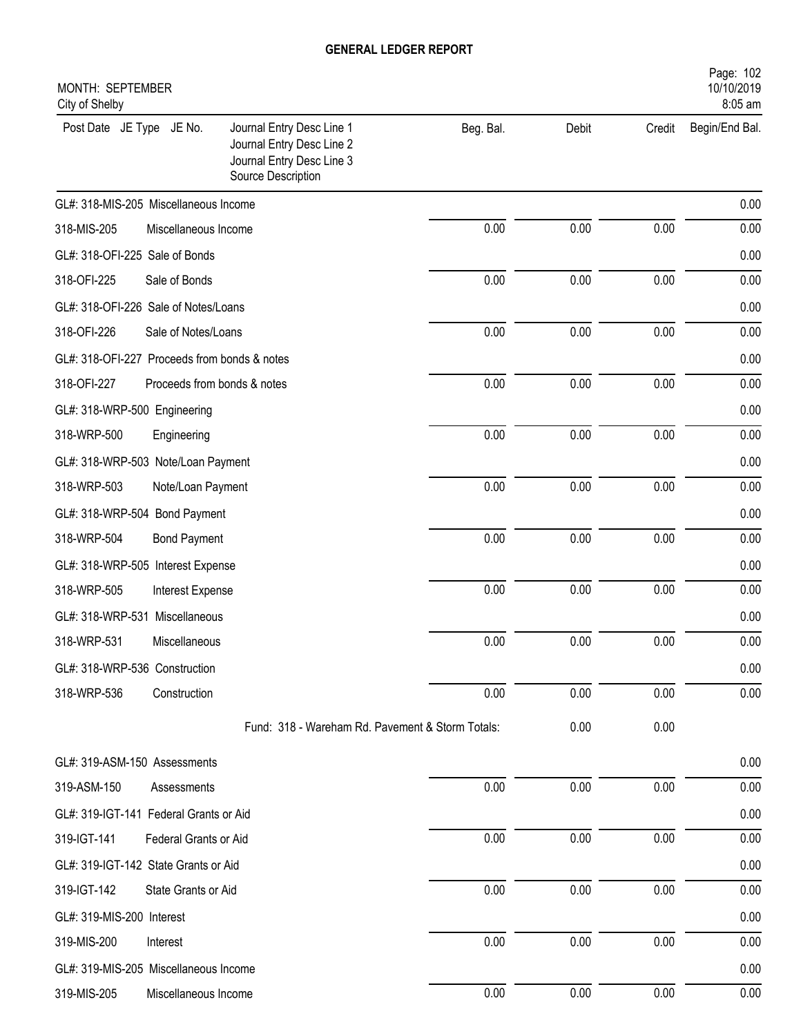# GENERAL LEDGER REPORT

MONTH: SEPTEMBER
City of Shelby

Page: 102
10/10/2019
8:05 am

| Post Date JE Type JE No. | Journal Entry Desc Line 1<br>Journal Entry Desc Line 2<br>Journal Entry Desc Line 3<br>Source Description | Beg. Bal. | Debit | Credit | Begin/End Bal. |
|---|---|---|---|---|---|
| GL#: 318-MIS-205 Miscellaneous Income | | | | | 0.00 |
| 318-MIS-205 | Miscellaneous Income | 0.00 | 0.00 | 0.00 | 0.00 |
| GL#: 318-OFI-225 Sale of Bonds | | | | | 0.00 |
| 318-OFI-225 | Sale of Bonds | 0.00 | 0.00 | 0.00 | 0.00 |
| GL#: 318-OFI-226 Sale of Notes/Loans | | | | | 0.00 |
| 318-OFI-226 | Sale of Notes/Loans | 0.00 | 0.00 | 0.00 | 0.00 |
| GL#: 318-OFI-227 Proceeds from bonds & notes | | | | | 0.00 |
| 318-OFI-227 | Proceeds from bonds & notes | 0.00 | 0.00 | 0.00 | 0.00 |
| GL#: 318-WRP-500 Engineering | | | | | 0.00 |
| 318-WRP-500 | Engineering | 0.00 | 0.00 | 0.00 | 0.00 |
| GL#: 318-WRP-503 Note/Loan Payment | | | | | 0.00 |
| 318-WRP-503 | Note/Loan Payment | 0.00 | 0.00 | 0.00 | 0.00 |
| GL#: 318-WRP-504 Bond Payment | | | | | 0.00 |
| 318-WRP-504 | Bond Payment | 0.00 | 0.00 | 0.00 | 0.00 |
| GL#: 318-WRP-505 Interest Expense | | | | | 0.00 |
| 318-WRP-505 | Interest Expense | 0.00 | 0.00 | 0.00 | 0.00 |
| GL#: 318-WRP-531 Miscellaneous | | | | | 0.00 |
| 318-WRP-531 | Miscellaneous | 0.00 | 0.00 | 0.00 | 0.00 |
| GL#: 318-WRP-536 Construction | | | | | 0.00 |
| 318-WRP-536 | Construction | 0.00 | 0.00 | 0.00 | 0.00 |
| | Fund: 318 - Wareham Rd. Pavement & Storm Totals: | | 0.00 | 0.00 | |
| GL#: 319-ASM-150 Assessments | | | | | 0.00 |
| 319-ASM-150 | Assessments | 0.00 | 0.00 | 0.00 | 0.00 |
| GL#: 319-IGT-141 Federal Grants or Aid | | | | | 0.00 |
| 319-IGT-141 | Federal Grants or Aid | 0.00 | 0.00 | 0.00 | 0.00 |
| GL#: 319-IGT-142 State Grants or Aid | | | | | 0.00 |
| 319-IGT-142 | State Grants or Aid | 0.00 | 0.00 | 0.00 | 0.00 |
| GL#: 319-MIS-200 Interest | | | | | 0.00 |
| 319-MIS-200 | Interest | 0.00 | 0.00 | 0.00 | 0.00 |
| GL#: 319-MIS-205 Miscellaneous Income | | | | | 0.00 |
| 319-MIS-205 | Miscellaneous Income | 0.00 | 0.00 | 0.00 | 0.00 |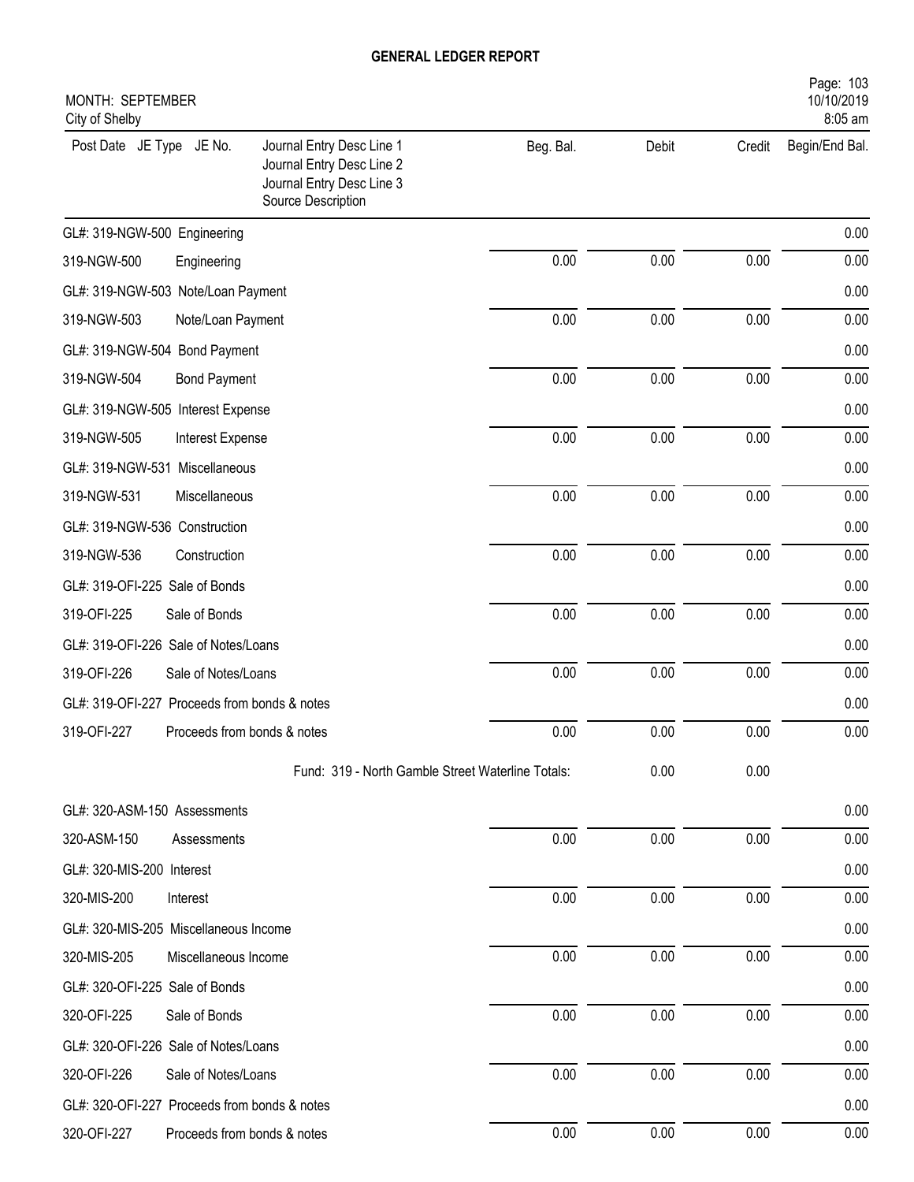# GENERAL LEDGER REPORT

MONTH: SEPTEMBER
City of Shelby

10/10/2019
8:05 am

| Post Date JE Type JE No. | Journal Entry Desc Line 1<br>Journal Entry Desc Line 2<br>Journal Entry Desc Line 3<br>Source Description | Beg. Bal. | Debit | Credit | Begin/End Bal. |
|---|---|---|---|---|---|
| GL#: 319-NGW-500 Engineering | | | | | 0.00 |
| 319-NGW-500 | Engineering | 0.00 | 0.00 | 0.00 | 0.00 |
| GL#: 319-NGW-503 Note/Loan Payment | | | | | 0.00 |
| 319-NGW-503 | Note/Loan Payment | 0.00 | 0.00 | 0.00 | 0.00 |
| GL#: 319-NGW-504 Bond Payment | | | | | 0.00 |
| 319-NGW-504 | Bond Payment | 0.00 | 0.00 | 0.00 | 0.00 |
| GL#: 319-NGW-505 Interest Expense | | | | | 0.00 |
| 319-NGW-505 | Interest Expense | 0.00 | 0.00 | 0.00 | 0.00 |
| GL#: 319-NGW-531 Miscellaneous | | | | | 0.00 |
| 319-NGW-531 | Miscellaneous | 0.00 | 0.00 | 0.00 | 0.00 |
| GL#: 319-NGW-536 Construction | | | | | 0.00 |
| 319-NGW-536 | Construction | 0.00 | 0.00 | 0.00 | 0.00 |
| GL#: 319-OFI-225 Sale of Bonds | | | | | 0.00 |
| 319-OFI-225 | Sale of Bonds | 0.00 | 0.00 | 0.00 | 0.00 |
| GL#: 319-OFI-226 Sale of Notes/Loans | | | | | 0.00 |
| 319-OFI-226 | Sale of Notes/Loans | 0.00 | 0.00 | 0.00 | 0.00 |
| GL#: 319-OFI-227 Proceeds from bonds & notes | | | | | 0.00 |
| 319-OFI-227 | Proceeds from bonds & notes | 0.00 | 0.00 | 0.00 | 0.00 |
| | Fund: 319 - North Gamble Street Waterline Totals: | | 0.00 | 0.00 | |
| GL#: 320-ASM-150 Assessments | | | | | 0.00 |
| 320-ASM-150 | Assessments | 0.00 | 0.00 | 0.00 | 0.00 |
| GL#: 320-MIS-200 Interest | | | | | 0.00 |
| 320-MIS-200 | Interest | 0.00 | 0.00 | 0.00 | 0.00 |
| GL#: 320-MIS-205 Miscellaneous Income | | | | | 0.00 |
| 320-MIS-205 | Miscellaneous Income | 0.00 | 0.00 | 0.00 | 0.00 |
| GL#: 320-OFI-225 Sale of Bonds | | | | | 0.00 |
| 320-OFI-225 | Sale of Bonds | 0.00 | 0.00 | 0.00 | 0.00 |
| GL#: 320-OFI-226 Sale of Notes/Loans | | | | | 0.00 |
| 320-OFI-226 | Sale of Notes/Loans | 0.00 | 0.00 | 0.00 | 0.00 |
| GL#: 320-OFI-227 Proceeds from bonds & notes | | | | | 0.00 |
| 320-OFI-227 | Proceeds from bonds & notes | 0.00 | 0.00 | 0.00 | 0.00 |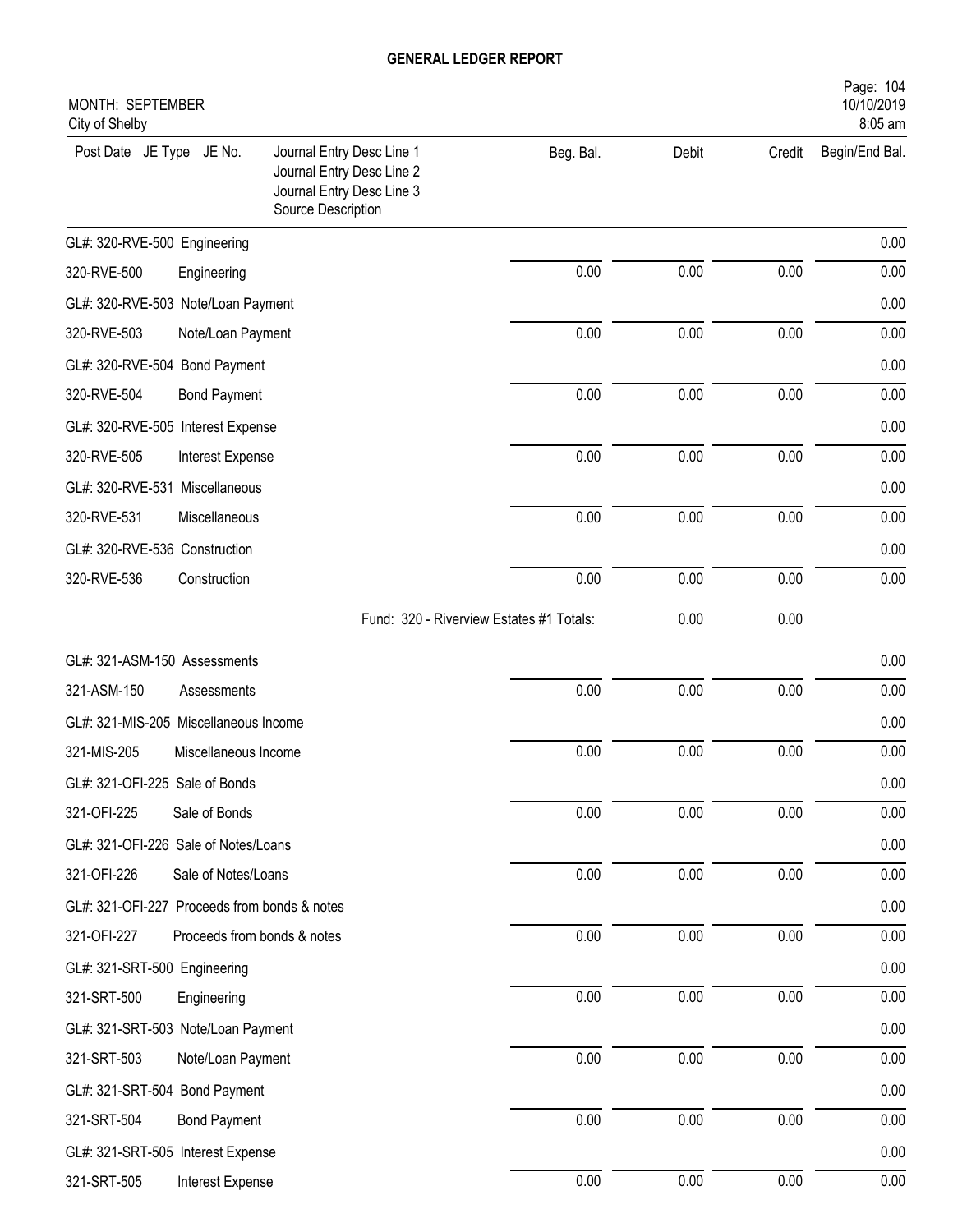# GENERAL LEDGER REPORT

MONTH: SEPTEMBER
City of Shelby

10/10/2019
8:05 am

| Post Date JE Type JE No. | Journal Entry Desc Line 1 / Journal Entry Desc Line 2 / Journal Entry Desc Line 3 / Source Description | Beg. Bal. | Debit | Credit | Begin/End Bal. |
|---|---|---|---|---|---|
| GL#: 320-RVE-500 Engineering | | | | | 0.00 |
| 320-RVE-500 | Engineering | 0.00 | 0.00 | 0.00 | 0.00 |
| GL#: 320-RVE-503 Note/Loan Payment | | | | | 0.00 |
| 320-RVE-503 | Note/Loan Payment | 0.00 | 0.00 | 0.00 | 0.00 |
| GL#: 320-RVE-504 Bond Payment | | | | | 0.00 |
| 320-RVE-504 | Bond Payment | 0.00 | 0.00 | 0.00 | 0.00 |
| GL#: 320-RVE-505 Interest Expense | | | | | 0.00 |
| 320-RVE-505 | Interest Expense | 0.00 | 0.00 | 0.00 | 0.00 |
| GL#: 320-RVE-531 Miscellaneous | | | | | 0.00 |
| 320-RVE-531 | Miscellaneous | 0.00 | 0.00 | 0.00 | 0.00 |
| GL#: 320-RVE-536 Construction | | | | | 0.00 |
| 320-RVE-536 | Construction | 0.00 | 0.00 | 0.00 | 0.00 |
| | Fund: 320 - Riverview Estates #1 Totals: | | 0.00 | 0.00 | |
| GL#: 321-ASM-150 Assessments | | | | | 0.00 |
| 321-ASM-150 | Assessments | 0.00 | 0.00 | 0.00 | 0.00 |
| GL#: 321-MIS-205 Miscellaneous Income | | | | | 0.00 |
| 321-MIS-205 | Miscellaneous Income | 0.00 | 0.00 | 0.00 | 0.00 |
| GL#: 321-OFI-225 Sale of Bonds | | | | | 0.00 |
| 321-OFI-225 | Sale of Bonds | 0.00 | 0.00 | 0.00 | 0.00 |
| GL#: 321-OFI-226 Sale of Notes/Loans | | | | | 0.00 |
| 321-OFI-226 | Sale of Notes/Loans | 0.00 | 0.00 | 0.00 | 0.00 |
| GL#: 321-OFI-227 Proceeds from bonds & notes | | | | | 0.00 |
| 321-OFI-227 | Proceeds from bonds & notes | 0.00 | 0.00 | 0.00 | 0.00 |
| GL#: 321-SRT-500 Engineering | | | | | 0.00 |
| 321-SRT-500 | Engineering | 0.00 | 0.00 | 0.00 | 0.00 |
| GL#: 321-SRT-503 Note/Loan Payment | | | | | 0.00 |
| 321-SRT-503 | Note/Loan Payment | 0.00 | 0.00 | 0.00 | 0.00 |
| GL#: 321-SRT-504 Bond Payment | | | | | 0.00 |
| 321-SRT-504 | Bond Payment | 0.00 | 0.00 | 0.00 | 0.00 |
| GL#: 321-SRT-505 Interest Expense | | | | | 0.00 |
| 321-SRT-505 | Interest Expense | 0.00 | 0.00 | 0.00 | 0.00 |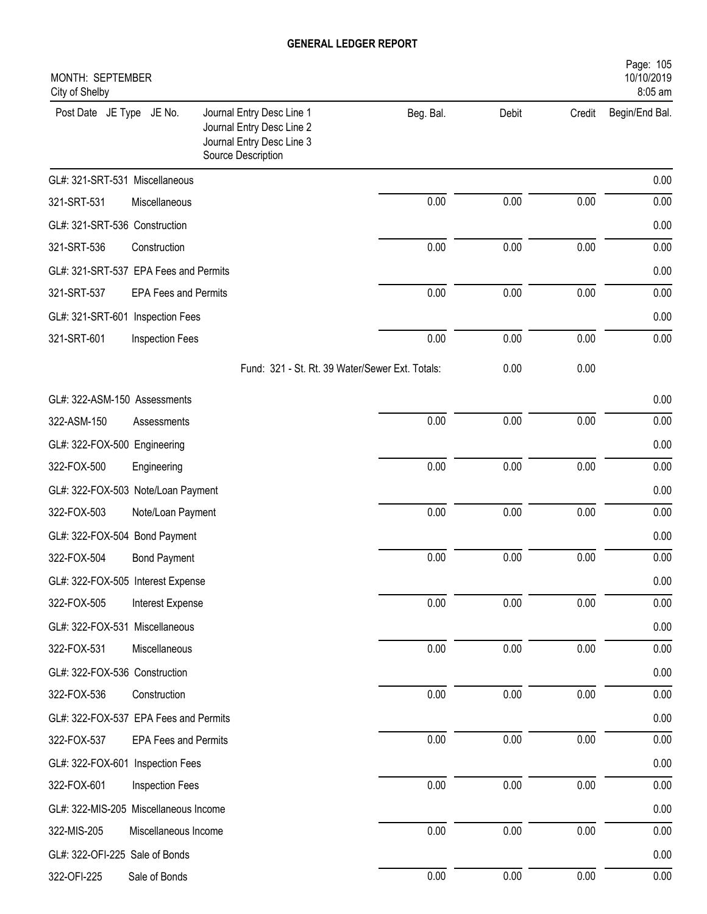**GENERAL LEDGER REPORT**

MONTH: SEPTEMBER
City of Shelby

Page: 105
10/10/2019
8:05 am

| Post Date JE Type JE No. | Journal Entry Desc Line 1 / Journal Entry Desc Line 2 / Journal Entry Desc Line 3 / Source Description | Beg. Bal. | Debit | Credit | Begin/End Bal. |
|---|---|---|---|---|---|
| GL#: 321-SRT-531 Miscellaneous | | | | | 0.00 |
| 321-SRT-531 | Miscellaneous | 0.00 | 0.00 | 0.00 | 0.00 |
| GL#: 321-SRT-536 Construction | | | | | 0.00 |
| 321-SRT-536 | Construction | 0.00 | 0.00 | 0.00 | 0.00 |
| GL#: 321-SRT-537 EPA Fees and Permits | | | | | 0.00 |
| 321-SRT-537 | EPA Fees and Permits | 0.00 | 0.00 | 0.00 | 0.00 |
| GL#: 321-SRT-601 Inspection Fees | | | | | 0.00 |
| 321-SRT-601 | Inspection Fees | 0.00 | 0.00 | 0.00 | 0.00 |
| | Fund: 321 - St. Rt. 39 Water/Sewer Ext. Totals: | | 0.00 | 0.00 | |
| GL#: 322-ASM-150 Assessments | | | | | 0.00 |
| 322-ASM-150 | Assessments | 0.00 | 0.00 | 0.00 | 0.00 |
| GL#: 322-FOX-500 Engineering | | | | | 0.00 |
| 322-FOX-500 | Engineering | 0.00 | 0.00 | 0.00 | 0.00 |
| GL#: 322-FOX-503 Note/Loan Payment | | | | | 0.00 |
| 322-FOX-503 | Note/Loan Payment | 0.00 | 0.00 | 0.00 | 0.00 |
| GL#: 322-FOX-504 Bond Payment | | | | | 0.00 |
| 322-FOX-504 | Bond Payment | 0.00 | 0.00 | 0.00 | 0.00 |
| GL#: 322-FOX-505 Interest Expense | | | | | 0.00 |
| 322-FOX-505 | Interest Expense | 0.00 | 0.00 | 0.00 | 0.00 |
| GL#: 322-FOX-531 Miscellaneous | | | | | 0.00 |
| 322-FOX-531 | Miscellaneous | 0.00 | 0.00 | 0.00 | 0.00 |
| GL#: 322-FOX-536 Construction | | | | | 0.00 |
| 322-FOX-536 | Construction | 0.00 | 0.00 | 0.00 | 0.00 |
| GL#: 322-FOX-537 EPA Fees and Permits | | | | | 0.00 |
| 322-FOX-537 | EPA Fees and Permits | 0.00 | 0.00 | 0.00 | 0.00 |
| GL#: 322-FOX-601 Inspection Fees | | | | | 0.00 |
| 322-FOX-601 | Inspection Fees | 0.00 | 0.00 | 0.00 | 0.00 |
| GL#: 322-MIS-205 Miscellaneous Income | | | | | 0.00 |
| 322-MIS-205 | Miscellaneous Income | 0.00 | 0.00 | 0.00 | 0.00 |
| GL#: 322-OFI-225 Sale of Bonds | | | | | 0.00 |
| 322-OFI-225 | Sale of Bonds | 0.00 | 0.00 | 0.00 | 0.00 |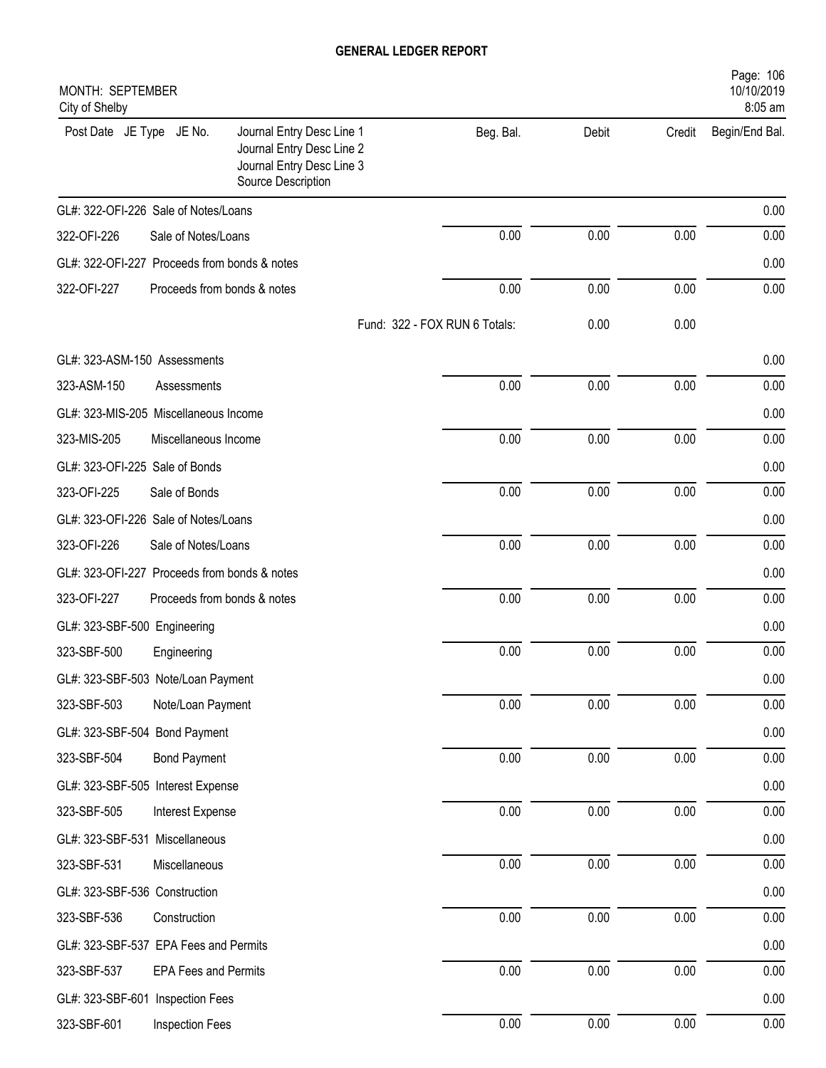## GENERAL LEDGER REPORT

MONTH: SEPTEMBER
City of Shelby

| Post Date JE Type JE No. | Journal Entry Desc Line 1 / Journal Entry Desc Line 2 / Journal Entry Desc Line 3 / Source Description | Beg. Bal. | Debit | Credit | Begin/End Bal. |
|---|---|---|---|---|---|
| GL#: 322-OFI-226 Sale of Notes/Loans | | | | | 0.00 |
| 322-OFI-226 | Sale of Notes/Loans | 0.00 | 0.00 | 0.00 | 0.00 |
| GL#: 322-OFI-227 Proceeds from bonds & notes | | | | | 0.00 |
| 322-OFI-227 | Proceeds from bonds & notes | 0.00 | 0.00 | 0.00 | 0.00 |
| | Fund: 322 - FOX RUN 6 Totals: | | 0.00 | 0.00 | |
| GL#: 323-ASM-150 Assessments | | | | | 0.00 |
| 323-ASM-150 | Assessments | 0.00 | 0.00 | 0.00 | 0.00 |
| GL#: 323-MIS-205 Miscellaneous Income | | | | | 0.00 |
| 323-MIS-205 | Miscellaneous Income | 0.00 | 0.00 | 0.00 | 0.00 |
| GL#: 323-OFI-225 Sale of Bonds | | | | | 0.00 |
| 323-OFI-225 | Sale of Bonds | 0.00 | 0.00 | 0.00 | 0.00 |
| GL#: 323-OFI-226 Sale of Notes/Loans | | | | | 0.00 |
| 323-OFI-226 | Sale of Notes/Loans | 0.00 | 0.00 | 0.00 | 0.00 |
| GL#: 323-OFI-227 Proceeds from bonds & notes | | | | | 0.00 |
| 323-OFI-227 | Proceeds from bonds & notes | 0.00 | 0.00 | 0.00 | 0.00 |
| GL#: 323-SBF-500 Engineering | | | | | 0.00 |
| 323-SBF-500 | Engineering | 0.00 | 0.00 | 0.00 | 0.00 |
| GL#: 323-SBF-503 Note/Loan Payment | | | | | 0.00 |
| 323-SBF-503 | Note/Loan Payment | 0.00 | 0.00 | 0.00 | 0.00 |
| GL#: 323-SBF-504 Bond Payment | | | | | 0.00 |
| 323-SBF-504 | Bond Payment | 0.00 | 0.00 | 0.00 | 0.00 |
| GL#: 323-SBF-505 Interest Expense | | | | | 0.00 |
| 323-SBF-505 | Interest Expense | 0.00 | 0.00 | 0.00 | 0.00 |
| GL#: 323-SBF-531 Miscellaneous | | | | | 0.00 |
| 323-SBF-531 | Miscellaneous | 0.00 | 0.00 | 0.00 | 0.00 |
| GL#: 323-SBF-536 Construction | | | | | 0.00 |
| 323-SBF-536 | Construction | 0.00 | 0.00 | 0.00 | 0.00 |
| GL#: 323-SBF-537 EPA Fees and Permits | | | | | 0.00 |
| 323-SBF-537 | EPA Fees and Permits | 0.00 | 0.00 | 0.00 | 0.00 |
| GL#: 323-SBF-601 Inspection Fees | | | | | 0.00 |
| 323-SBF-601 | Inspection Fees | 0.00 | 0.00 | 0.00 | 0.00 |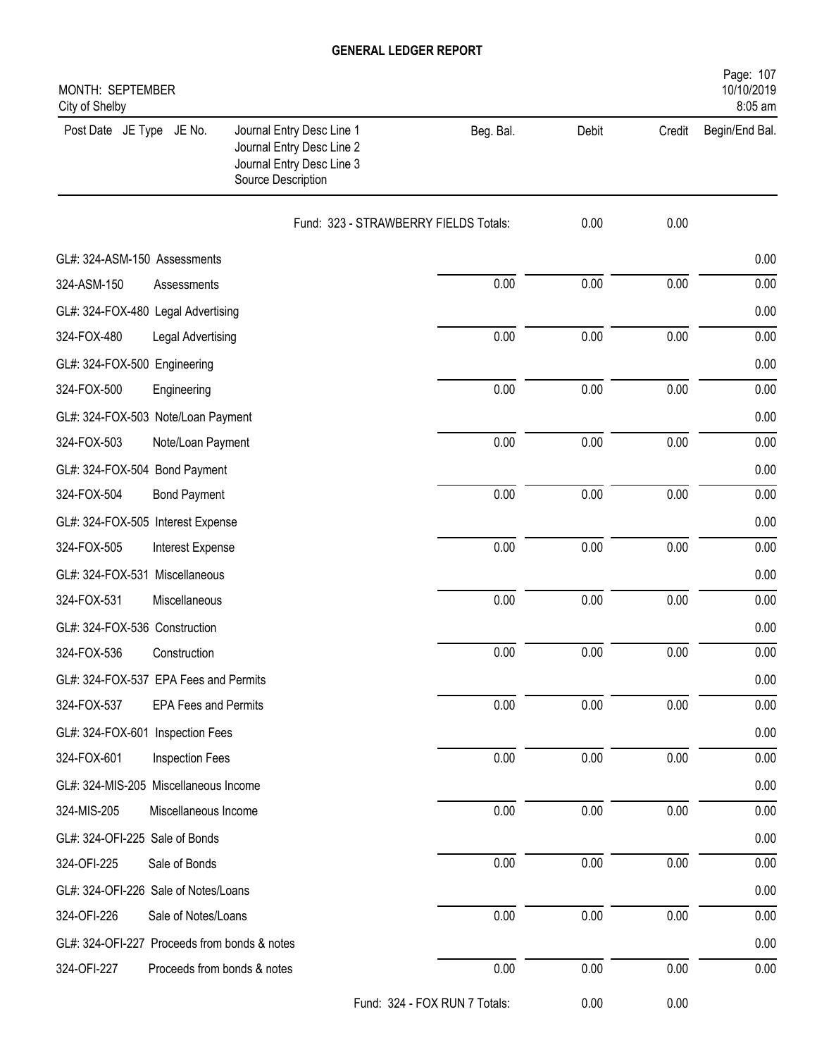# GENERAL LEDGER REPORT

MONTH: SEPTEMBER
City of Shelby

10/10/2019
8:05 am

| Post Date JE Type JE No. | Journal Entry Desc Line 1 / Journal Entry Desc Line 2 / Journal Entry Desc Line 3 / Source Description | Beg. Bal. | Debit | Credit | Begin/End Bal. |
|---|---|---|---|---|---|
| | Fund: 323 - STRAWBERRY FIELDS Totals: | | 0.00 | 0.00 | |
| GL#: 324-ASM-150 Assessments | | | | | 0.00 |
| 324-ASM-150 | Assessments | 0.00 | 0.00 | 0.00 | 0.00 |
| GL#: 324-FOX-480 Legal Advertising | | | | | 0.00 |
| 324-FOX-480 | Legal Advertising | 0.00 | 0.00 | 0.00 | 0.00 |
| GL#: 324-FOX-500 Engineering | | | | | 0.00 |
| 324-FOX-500 | Engineering | 0.00 | 0.00 | 0.00 | 0.00 |
| GL#: 324-FOX-503 Note/Loan Payment | | | | | 0.00 |
| 324-FOX-503 | Note/Loan Payment | 0.00 | 0.00 | 0.00 | 0.00 |
| GL#: 324-FOX-504 Bond Payment | | | | | 0.00 |
| 324-FOX-504 | Bond Payment | 0.00 | 0.00 | 0.00 | 0.00 |
| GL#: 324-FOX-505 Interest Expense | | | | | 0.00 |
| 324-FOX-505 | Interest Expense | 0.00 | 0.00 | 0.00 | 0.00 |
| GL#: 324-FOX-531 Miscellaneous | | | | | 0.00 |
| 324-FOX-531 | Miscellaneous | 0.00 | 0.00 | 0.00 | 0.00 |
| GL#: 324-FOX-536 Construction | | | | | 0.00 |
| 324-FOX-536 | Construction | 0.00 | 0.00 | 0.00 | 0.00 |
| GL#: 324-FOX-537 EPA Fees and Permits | | | | | 0.00 |
| 324-FOX-537 | EPA Fees and Permits | 0.00 | 0.00 | 0.00 | 0.00 |
| GL#: 324-FOX-601 Inspection Fees | | | | | 0.00 |
| 324-FOX-601 | Inspection Fees | 0.00 | 0.00 | 0.00 | 0.00 |
| GL#: 324-MIS-205 Miscellaneous Income | | | | | 0.00 |
| 324-MIS-205 | Miscellaneous Income | 0.00 | 0.00 | 0.00 | 0.00 |
| GL#: 324-OFI-225 Sale of Bonds | | | | | 0.00 |
| 324-OFI-225 | Sale of Bonds | 0.00 | 0.00 | 0.00 | 0.00 |
| GL#: 324-OFI-226 Sale of Notes/Loans | | | | | 0.00 |
| 324-OFI-226 | Sale of Notes/Loans | 0.00 | 0.00 | 0.00 | 0.00 |
| GL#: 324-OFI-227 Proceeds from bonds & notes | | | | | 0.00 |
| 324-OFI-227 | Proceeds from bonds & notes | 0.00 | 0.00 | 0.00 | 0.00 |
| | Fund: 324 - FOX RUN 7 Totals: | | 0.00 | 0.00 | |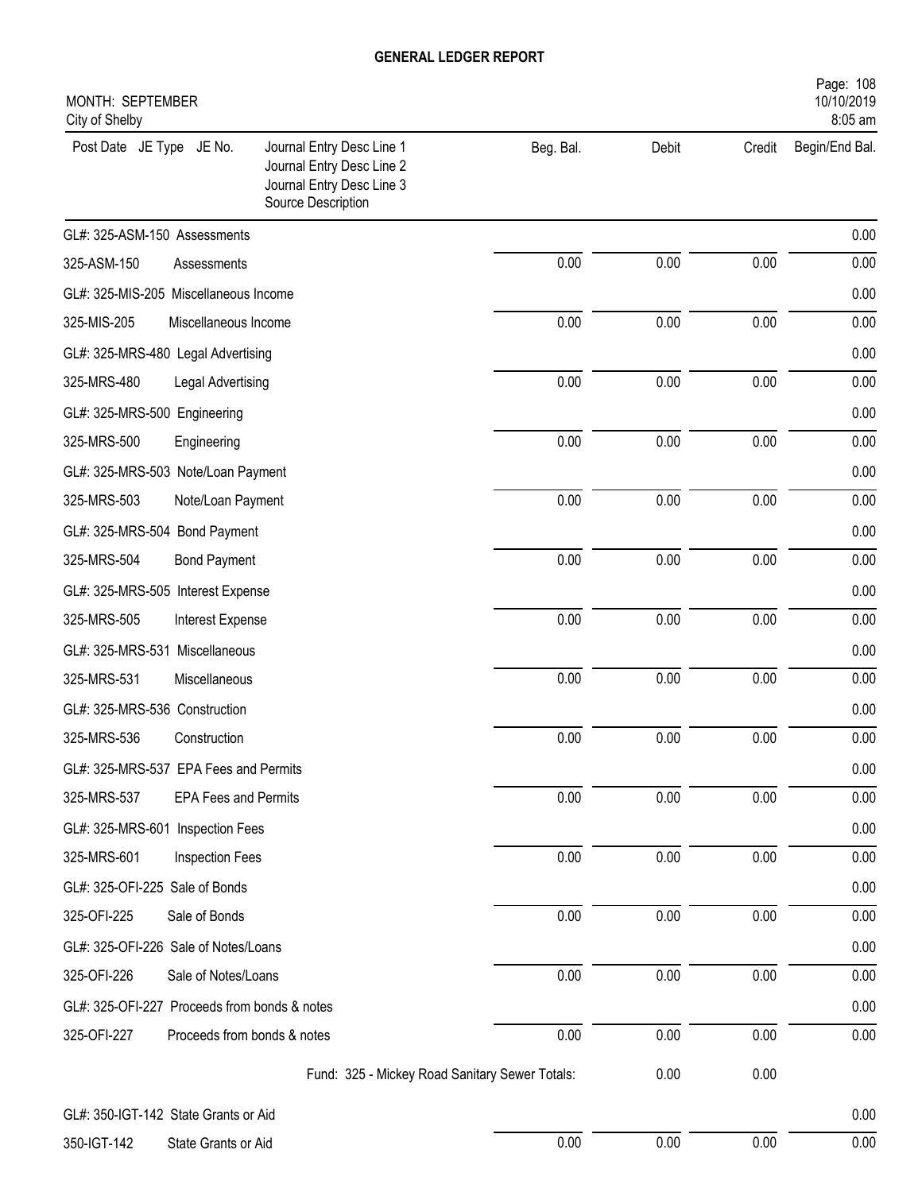# GENERAL LEDGER REPORT

MONTH: SEPTEMBER
City of Shelby

10/10/2019
8:05 am

| Post Date JE Type JE No. | Journal Entry Desc Line 1<br>Journal Entry Desc Line 2<br>Journal Entry Desc Line 3<br>Source Description | Beg. Bal. | Debit | Credit | Begin/End Bal. |
|---|---|---|---|---|---|
| GL#: 325-ASM-150 Assessments | | | | | 0.00 |
| 325-ASM-150 | Assessments | 0.00 | 0.00 | 0.00 | 0.00 |
| GL#: 325-MIS-205 Miscellaneous Income | | | | | 0.00 |
| 325-MIS-205 | Miscellaneous Income | 0.00 | 0.00 | 0.00 | 0.00 |
| GL#: 325-MRS-480 Legal Advertising | | | | | 0.00 |
| 325-MRS-480 | Legal Advertising | 0.00 | 0.00 | 0.00 | 0.00 |
| GL#: 325-MRS-500 Engineering | | | | | 0.00 |
| 325-MRS-500 | Engineering | 0.00 | 0.00 | 0.00 | 0.00 |
| GL#: 325-MRS-503 Note/Loan Payment | | | | | 0.00 |
| 325-MRS-503 | Note/Loan Payment | 0.00 | 0.00 | 0.00 | 0.00 |
| GL#: 325-MRS-504 Bond Payment | | | | | 0.00 |
| 325-MRS-504 | Bond Payment | 0.00 | 0.00 | 0.00 | 0.00 |
| GL#: 325-MRS-505 Interest Expense | | | | | 0.00 |
| 325-MRS-505 | Interest Expense | 0.00 | 0.00 | 0.00 | 0.00 |
| GL#: 325-MRS-531 Miscellaneous | | | | | 0.00 |
| 325-MRS-531 | Miscellaneous | 0.00 | 0.00 | 0.00 | 0.00 |
| GL#: 325-MRS-536 Construction | | | | | 0.00 |
| 325-MRS-536 | Construction | 0.00 | 0.00 | 0.00 | 0.00 |
| GL#: 325-MRS-537 EPA Fees and Permits | | | | | 0.00 |
| 325-MRS-537 | EPA Fees and Permits | 0.00 | 0.00 | 0.00 | 0.00 |
| GL#: 325-MRS-601 Inspection Fees | | | | | 0.00 |
| 325-MRS-601 | Inspection Fees | 0.00 | 0.00 | 0.00 | 0.00 |
| GL#: 325-OFI-225 Sale of Bonds | | | | | 0.00 |
| 325-OFI-225 | Sale of Bonds | 0.00 | 0.00 | 0.00 | 0.00 |
| GL#: 325-OFI-226 Sale of Notes/Loans | | | | | 0.00 |
| 325-OFI-226 | Sale of Notes/Loans | 0.00 | 0.00 | 0.00 | 0.00 |
| GL#: 325-OFI-227 Proceeds from bonds & notes | | | | | 0.00 |
| 325-OFI-227 | Proceeds from bonds & notes | 0.00 | 0.00 | 0.00 | 0.00 |
| | Fund: 325 - Mickey Road Sanitary Sewer Totals: | | 0.00 | 0.00 | |
| GL#: 350-IGT-142 State Grants or Aid | | | | | 0.00 |
| 350-IGT-142 | State Grants or Aid | 0.00 | 0.00 | 0.00 | 0.00 |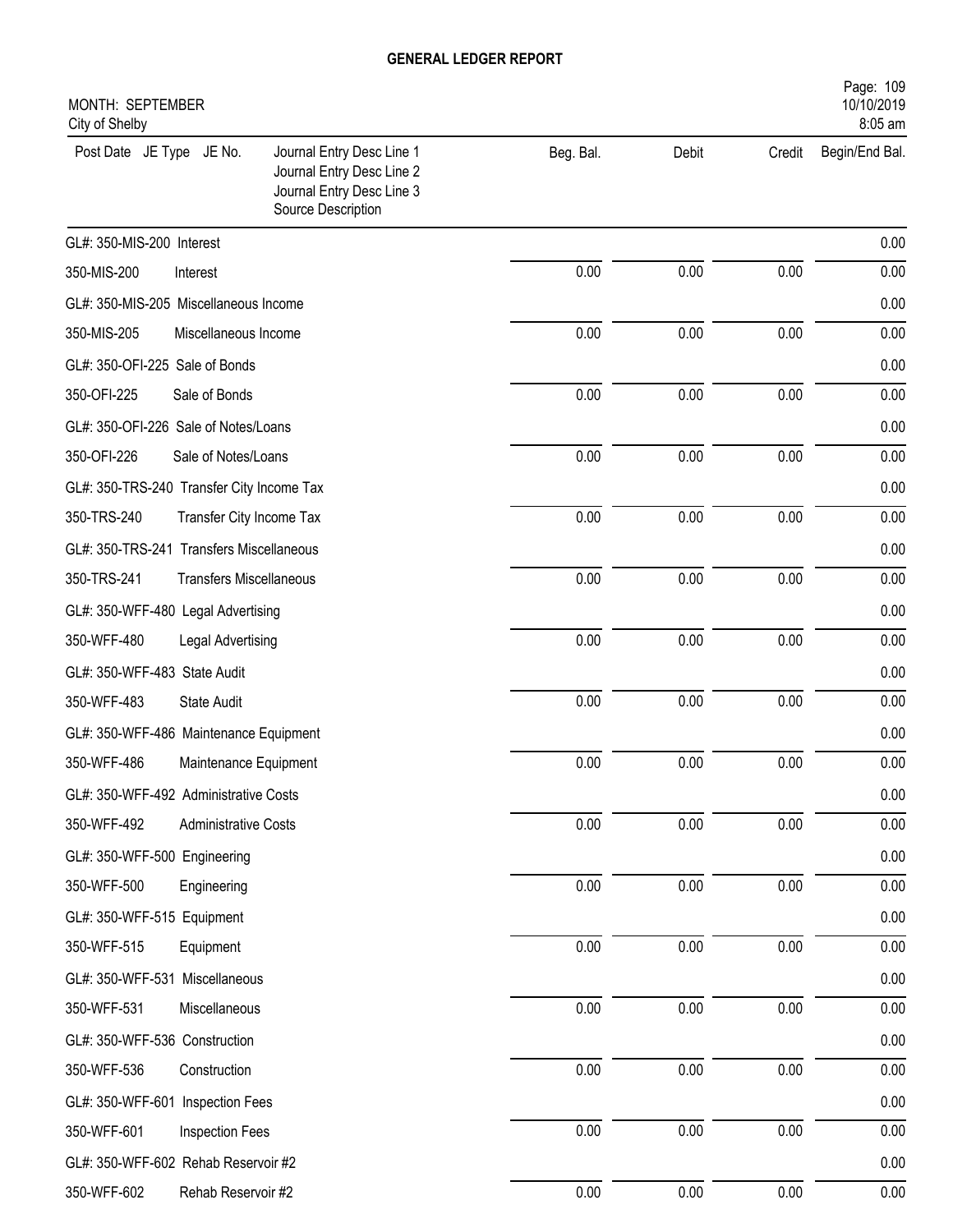# GENERAL LEDGER REPORT

MONTH: SEPTEMBER
City of Shelby

10/10/2019
8:05 am

| Post Date JE Type JE No. | Journal Entry Desc Line 1<br>Journal Entry Desc Line 2<br>Journal Entry Desc Line 3<br>Source Description | Beg. Bal. | Debit | Credit | Begin/End Bal. |
|---|---|---|---|---|---|
| GL#: 350-MIS-200 Interest | | | | | 0.00 |
| 350-MIS-200 | Interest | 0.00 | 0.00 | 0.00 | 0.00 |
| GL#: 350-MIS-205 Miscellaneous Income | | | | | 0.00 |
| 350-MIS-205 | Miscellaneous Income | 0.00 | 0.00 | 0.00 | 0.00 |
| GL#: 350-OFI-225 Sale of Bonds | | | | | 0.00 |
| 350-OFI-225 | Sale of Bonds | 0.00 | 0.00 | 0.00 | 0.00 |
| GL#: 350-OFI-226 Sale of Notes/Loans | | | | | 0.00 |
| 350-OFI-226 | Sale of Notes/Loans | 0.00 | 0.00 | 0.00 | 0.00 |
| GL#: 350-TRS-240 Transfer City Income Tax | | | | | 0.00 |
| 350-TRS-240 | Transfer City Income Tax | 0.00 | 0.00 | 0.00 | 0.00 |
| GL#: 350-TRS-241 Transfers Miscellaneous | | | | | 0.00 |
| 350-TRS-241 | Transfers Miscellaneous | 0.00 | 0.00 | 0.00 | 0.00 |
| GL#: 350-WFF-480 Legal Advertising | | | | | 0.00 |
| 350-WFF-480 | Legal Advertising | 0.00 | 0.00 | 0.00 | 0.00 |
| GL#: 350-WFF-483 State Audit | | | | | 0.00 |
| 350-WFF-483 | State Audit | 0.00 | 0.00 | 0.00 | 0.00 |
| GL#: 350-WFF-486 Maintenance Equipment | | | | | 0.00 |
| 350-WFF-486 | Maintenance Equipment | 0.00 | 0.00 | 0.00 | 0.00 |
| GL#: 350-WFF-492 Administrative Costs | | | | | 0.00 |
| 350-WFF-492 | Administrative Costs | 0.00 | 0.00 | 0.00 | 0.00 |
| GL#: 350-WFF-500 Engineering | | | | | 0.00 |
| 350-WFF-500 | Engineering | 0.00 | 0.00 | 0.00 | 0.00 |
| GL#: 350-WFF-515 Equipment | | | | | 0.00 |
| 350-WFF-515 | Equipment | 0.00 | 0.00 | 0.00 | 0.00 |
| GL#: 350-WFF-531 Miscellaneous | | | | | 0.00 |
| 350-WFF-531 | Miscellaneous | 0.00 | 0.00 | 0.00 | 0.00 |
| GL#: 350-WFF-536 Construction | | | | | 0.00 |
| 350-WFF-536 | Construction | 0.00 | 0.00 | 0.00 | 0.00 |
| GL#: 350-WFF-601 Inspection Fees | | | | | 0.00 |
| 350-WFF-601 | Inspection Fees | 0.00 | 0.00 | 0.00 | 0.00 |
| GL#: 350-WFF-602 Rehab Reservoir #2 | | | | | 0.00 |
| 350-WFF-602 | Rehab Reservoir #2 | 0.00 | 0.00 | 0.00 | 0.00 |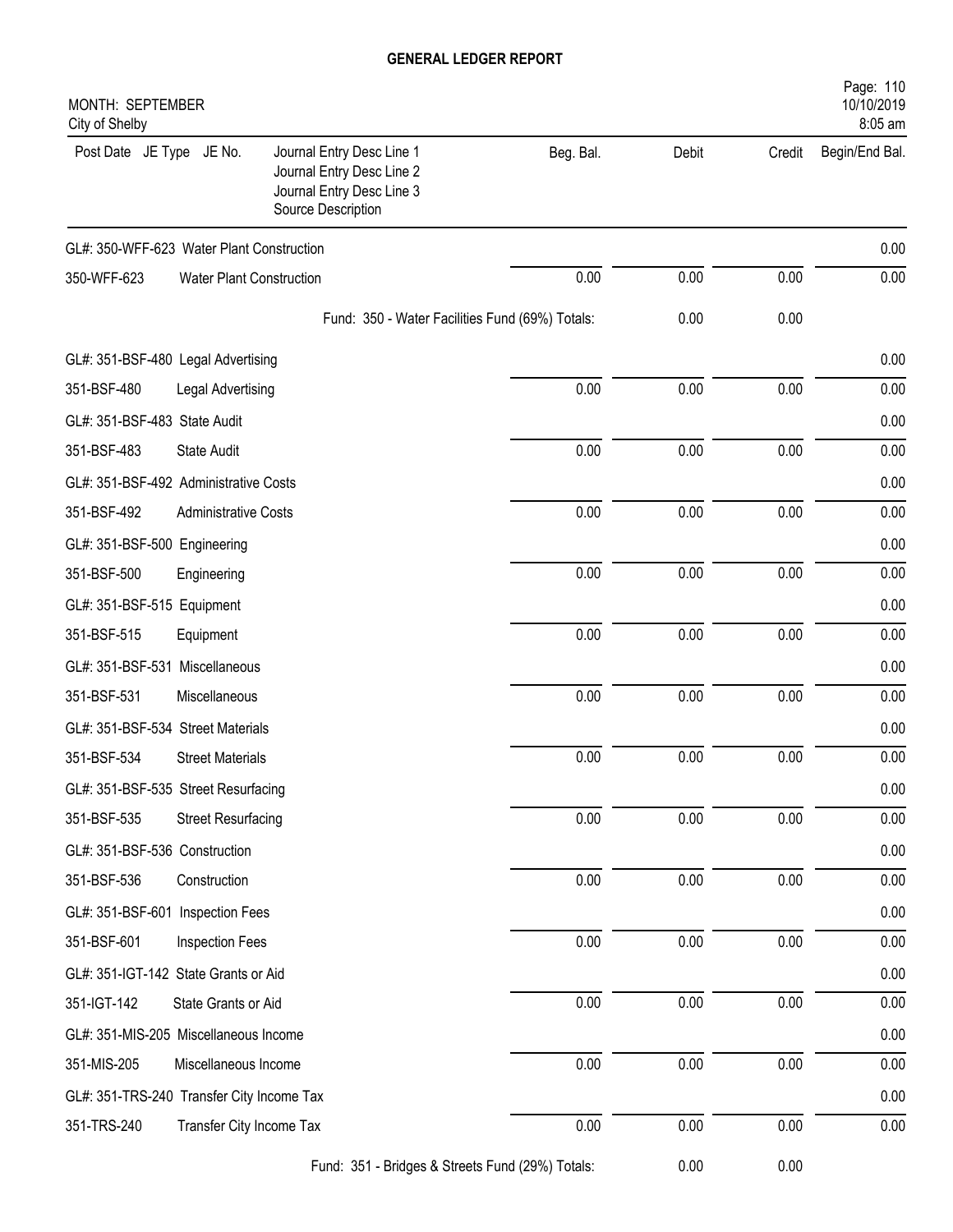# GENERAL LEDGER REPORT

MONTH: SEPTEMBER
City of Shelby

10/10/2019
8:05 am

| Post Date JE Type JE No. | Journal Entry Desc Line 1<br>Journal Entry Desc Line 2<br>Journal Entry Desc Line 3<br>Source Description | Beg. Bal. | Debit | Credit | Begin/End Bal. |
|---|---|---|---|---|---|
| GL#: 350-WFF-623 Water Plant Construction | | | | | 0.00 |
| 350-WFF-623 | Water Plant Construction | 0.00 | 0.00 | 0.00 | 0.00 |
| | Fund: 350 - Water Facilities Fund (69%) Totals: | | 0.00 | 0.00 | |
| GL#: 351-BSF-480 Legal Advertising | | | | | 0.00 |
| 351-BSF-480 | Legal Advertising | 0.00 | 0.00 | 0.00 | 0.00 |
| GL#: 351-BSF-483 State Audit | | | | | 0.00 |
| 351-BSF-483 | State Audit | 0.00 | 0.00 | 0.00 | 0.00 |
| GL#: 351-BSF-492 Administrative Costs | | | | | 0.00 |
| 351-BSF-492 | Administrative Costs | 0.00 | 0.00 | 0.00 | 0.00 |
| GL#: 351-BSF-500 Engineering | | | | | 0.00 |
| 351-BSF-500 | Engineering | 0.00 | 0.00 | 0.00 | 0.00 |
| GL#: 351-BSF-515 Equipment | | | | | 0.00 |
| 351-BSF-515 | Equipment | 0.00 | 0.00 | 0.00 | 0.00 |
| GL#: 351-BSF-531 Miscellaneous | | | | | 0.00 |
| 351-BSF-531 | Miscellaneous | 0.00 | 0.00 | 0.00 | 0.00 |
| GL#: 351-BSF-534 Street Materials | | | | | 0.00 |
| 351-BSF-534 | Street Materials | 0.00 | 0.00 | 0.00 | 0.00 |
| GL#: 351-BSF-535 Street Resurfacing | | | | | 0.00 |
| 351-BSF-535 | Street Resurfacing | 0.00 | 0.00 | 0.00 | 0.00 |
| GL#: 351-BSF-536 Construction | | | | | 0.00 |
| 351-BSF-536 | Construction | 0.00 | 0.00 | 0.00 | 0.00 |
| GL#: 351-BSF-601 Inspection Fees | | | | | 0.00 |
| 351-BSF-601 | Inspection Fees | 0.00 | 0.00 | 0.00 | 0.00 |
| GL#: 351-IGT-142 State Grants or Aid | | | | | 0.00 |
| 351-IGT-142 | State Grants or Aid | 0.00 | 0.00 | 0.00 | 0.00 |
| GL#: 351-MIS-205 Miscellaneous Income | | | | | 0.00 |
| 351-MIS-205 | Miscellaneous Income | 0.00 | 0.00 | 0.00 | 0.00 |
| GL#: 351-TRS-240 Transfer City Income Tax | | | | | 0.00 |
| 351-TRS-240 | Transfer City Income Tax | 0.00 | 0.00 | 0.00 | 0.00 |
| | Fund: 351 - Bridges & Streets Fund (29%) Totals: | | 0.00 | 0.00 | |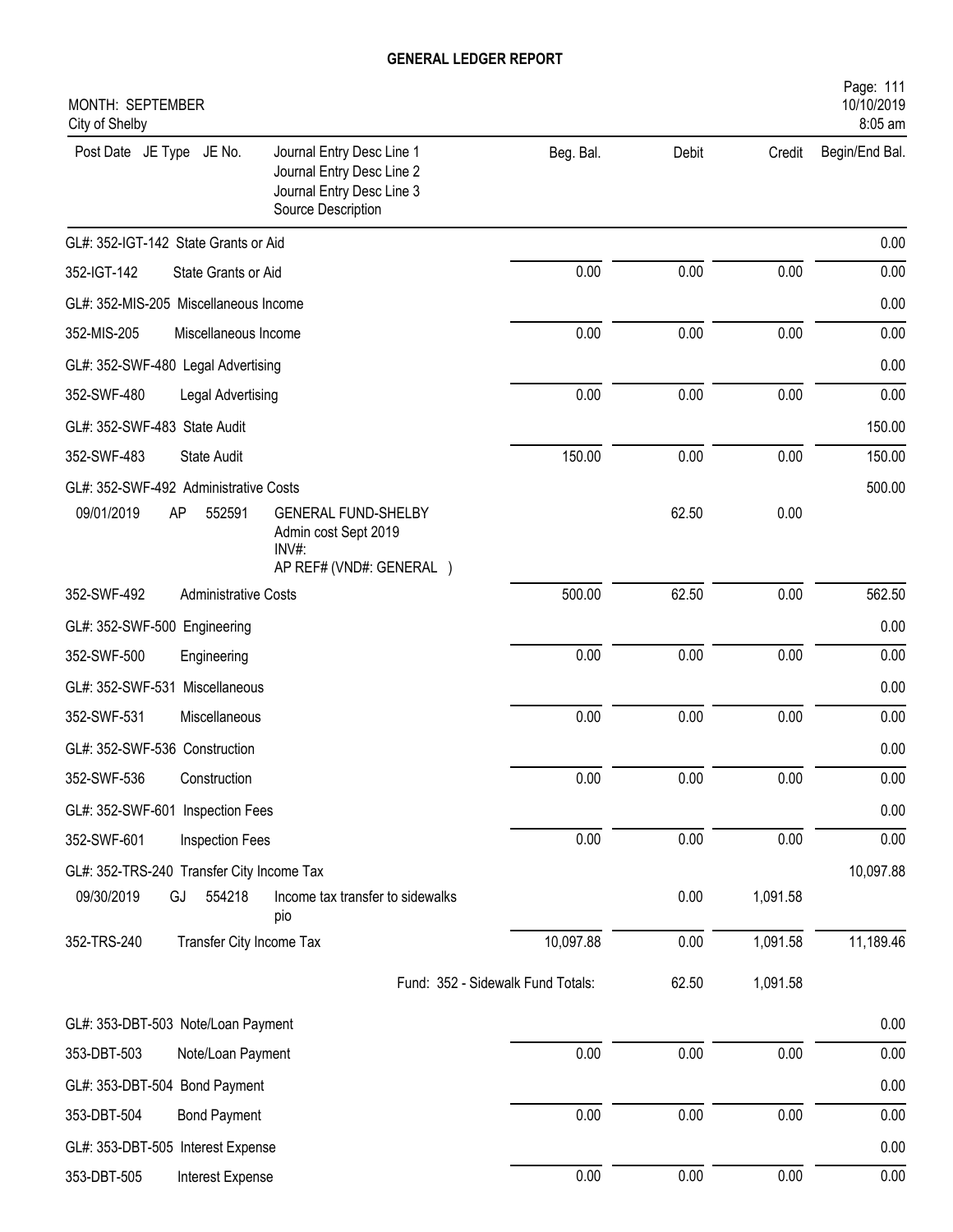# GENERAL LEDGER REPORT

MONTH: SEPTEMBER
City of Shelby

| Post Date | JE Type | JE No. | Journal Entry Desc Line 1 / Journal Entry Desc Line 2 / Journal Entry Desc Line 3 / Source Description | Beg. Bal. | Debit | Credit | Begin/End Bal. |
|---|---|---|---|---|---|---|---|
| GL#: 352-IGT-142 State Grants or Aid | | | | | | | 0.00 |
| 352-IGT-142 | | | State Grants or Aid | 0.00 | 0.00 | 0.00 | 0.00 |
| GL#: 352-MIS-205 Miscellaneous Income | | | | | | | 0.00 |
| 352-MIS-205 | | | Miscellaneous Income | 0.00 | 0.00 | 0.00 | 0.00 |
| GL#: 352-SWF-480 Legal Advertising | | | | | | | 0.00 |
| 352-SWF-480 | | | Legal Advertising | 0.00 | 0.00 | 0.00 | 0.00 |
| GL#: 352-SWF-483 State Audit | | | | | | | 150.00 |
| 352-SWF-483 | | | State Audit | 150.00 | 0.00 | 0.00 | 150.00 |
| GL#: 352-SWF-492 Administrative Costs | | | | | | | 500.00 |
| 09/01/2019 | AP | 552591 | GENERAL FUND-SHELBY<br>Admin cost Sept 2019<br>INV#:<br>AP REF# (VND#: GENERAL ) | | 62.50 | 0.00 | |
| 352-SWF-492 | | | Administrative Costs | 500.00 | 62.50 | 0.00 | 562.50 |
| GL#: 352-SWF-500 Engineering | | | | | | | 0.00 |
| 352-SWF-500 | | | Engineering | 0.00 | 0.00 | 0.00 | 0.00 |
| GL#: 352-SWF-531 Miscellaneous | | | | | | | 0.00 |
| 352-SWF-531 | | | Miscellaneous | 0.00 | 0.00 | 0.00 | 0.00 |
| GL#: 352-SWF-536 Construction | | | | | | | 0.00 |
| 352-SWF-536 | | | Construction | 0.00 | 0.00 | 0.00 | 0.00 |
| GL#: 352-SWF-601 Inspection Fees | | | | | | | 0.00 |
| 352-SWF-601 | | | Inspection Fees | 0.00 | 0.00 | 0.00 | 0.00 |
| GL#: 352-TRS-240 Transfer City Income Tax | | | | | | | 10,097.88 |
| 09/30/2019 | GJ | 554218 | Income tax transfer to sidewalks<br>pio | | 0.00 | 1,091.58 | |
| 352-TRS-240 | | | Transfer City Income Tax | 10,097.88 | 0.00 | 1,091.58 | 11,189.46 |
| | | | Fund: 352 - Sidewalk Fund Totals: | | 62.50 | 1,091.58 | |
| GL#: 353-DBT-503 Note/Loan Payment | | | | | | | 0.00 |
| 353-DBT-503 | | | Note/Loan Payment | 0.00 | 0.00 | 0.00 | 0.00 |
| GL#: 353-DBT-504 Bond Payment | | | | | | | 0.00 |
| 353-DBT-504 | | | Bond Payment | 0.00 | 0.00 | 0.00 | 0.00 |
| GL#: 353-DBT-505 Interest Expense | | | | | | | 0.00 |
| 353-DBT-505 | | | Interest Expense | 0.00 | 0.00 | 0.00 | 0.00 |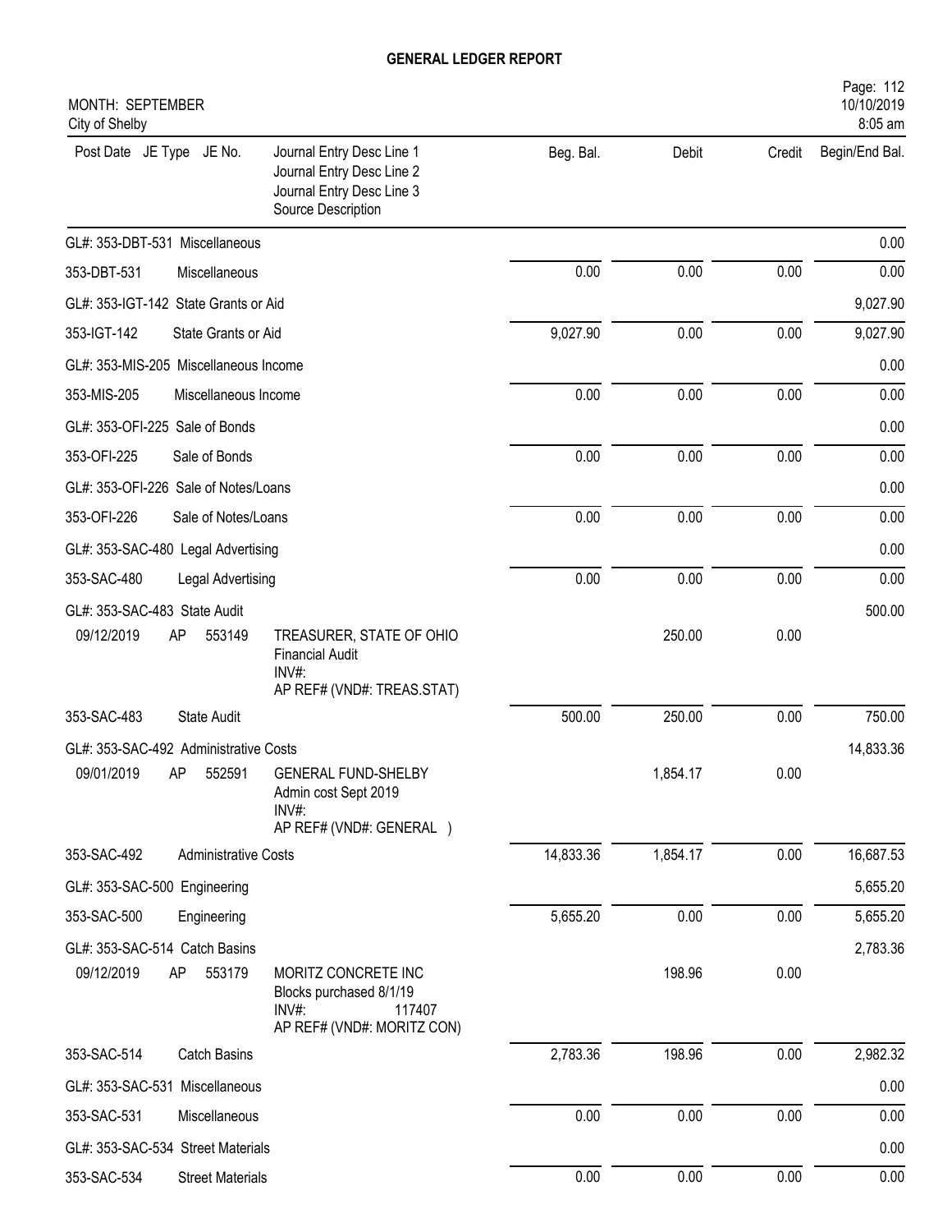# GENERAL LEDGER REPORT

MONTH: SEPTEMBER
City of Shelby

| Post Date | JE Type | JE No. | Journal Entry Desc Line 1 / Journal Entry Desc Line 2 / Journal Entry Desc Line 3 / Source Description | Beg. Bal. | Debit | Credit | Begin/End Bal. |
|---|---|---|---|---|---|---|---|
| GL#: 353-DBT-531 Miscellaneous | | | | | | | 0.00 |
| 353-DBT-531 | | | Miscellaneous | 0.00 | 0.00 | 0.00 | 0.00 |
| GL#: 353-IGT-142 State Grants or Aid | | | | | | | 9,027.90 |
| 353-IGT-142 | | | State Grants or Aid | 9,027.90 | 0.00 | 0.00 | 9,027.90 |
| GL#: 353-MIS-205 Miscellaneous Income | | | | | | | 0.00 |
| 353-MIS-205 | | | Miscellaneous Income | 0.00 | 0.00 | 0.00 | 0.00 |
| GL#: 353-OFI-225 Sale of Bonds | | | | | | | 0.00 |
| 353-OFI-225 | | | Sale of Bonds | 0.00 | 0.00 | 0.00 | 0.00 |
| GL#: 353-OFI-226 Sale of Notes/Loans | | | | | | | 0.00 |
| 353-OFI-226 | | | Sale of Notes/Loans | 0.00 | 0.00 | 0.00 | 0.00 |
| GL#: 353-SAC-480 Legal Advertising | | | | | | | 0.00 |
| 353-SAC-480 | | | Legal Advertising | 0.00 | 0.00 | 0.00 | 0.00 |
| GL#: 353-SAC-483 State Audit | | | | | | | 500.00 |
| 09/12/2019 | AP | 553149 | TREASURER, STATE OF OHIO<br>Financial Audit<br>INV#:<br>AP REF# (VND#: TREAS.STAT) | | 250.00 | 0.00 | |
| 353-SAC-483 | | | State Audit | 500.00 | 250.00 | 0.00 | 750.00 |
| GL#: 353-SAC-492 Administrative Costs | | | | | | | 14,833.36 |
| 09/01/2019 | AP | 552591 | GENERAL FUND-SHELBY<br>Admin cost Sept 2019<br>INV#:<br>AP REF# (VND#: GENERAL ) | | 1,854.17 | 0.00 | |
| 353-SAC-492 | | | Administrative Costs | 14,833.36 | 1,854.17 | 0.00 | 16,687.53 |
| GL#: 353-SAC-500 Engineering | | | | | | | 5,655.20 |
| 353-SAC-500 | | | Engineering | 5,655.20 | 0.00 | 0.00 | 5,655.20 |
| GL#: 353-SAC-514 Catch Basins | | | | | | | 2,783.36 |
| 09/12/2019 | AP | 553179 | MORITZ CONCRETE INC<br>Blocks purchased 8/1/19<br>INV#: 117407<br>AP REF# (VND#: MORITZ CON) | | 198.96 | 0.00 | |
| 353-SAC-514 | | | Catch Basins | 2,783.36 | 198.96 | 0.00 | 2,982.32 |
| GL#: 353-SAC-531 Miscellaneous | | | | | | | 0.00 |
| 353-SAC-531 | | | Miscellaneous | 0.00 | 0.00 | 0.00 | 0.00 |
| GL#: 353-SAC-534 Street Materials | | | | | | | 0.00 |
| 353-SAC-534 | | | Street Materials | 0.00 | 0.00 | 0.00 | 0.00 |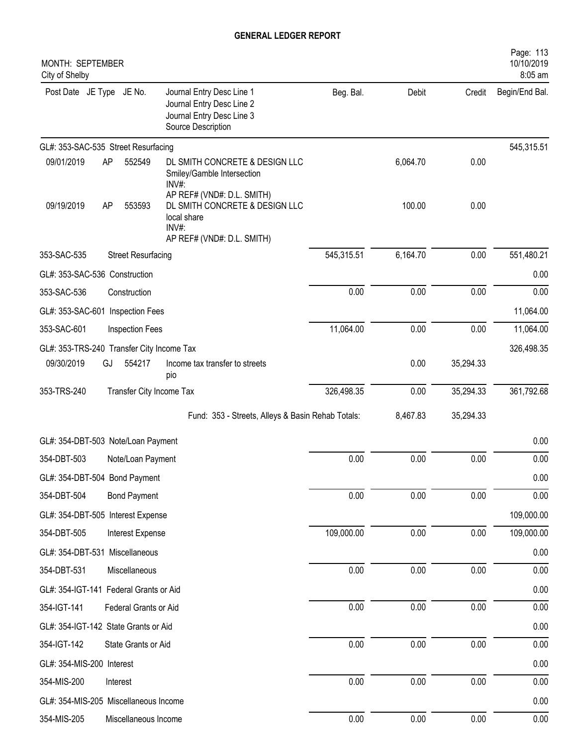# GENERAL LEDGER REPORT

MONTH: SEPTEMBER
City of Shelby

| Post Date | JE Type | JE No. | Journal Entry Desc Line 1<br>Journal Entry Desc Line 2<br>Journal Entry Desc Line 3<br>Source Description | Beg. Bal. | Debit | Credit | Begin/End Bal. |
|---|---|---|---|---|---|---|---|
| GL#: 353-SAC-535 Street Resurfacing | | | | | | | 545,315.51 |
| 09/01/2019 | AP | 552549 | DL SMITH CONCRETE & DESIGN LLC<br>Smiley/Gamble Intersection<br>INV#:<br>AP REF# (VND#: D.L. SMITH) | | 6,064.70 | 0.00 | |
| 09/19/2019 | AP | 553593 | DL SMITH CONCRETE & DESIGN LLC<br>local share<br>INV#:<br>AP REF# (VND#: D.L. SMITH) | | 100.00 | 0.00 | |
| 353-SAC-535 | | Street Resurfacing | | 545,315.51 | 6,164.70 | 0.00 | 551,480.21 |
| GL#: 353-SAC-536 Construction | | | | | | | 0.00 |
| 353-SAC-536 | | Construction | | 0.00 | 0.00 | 0.00 | 0.00 |
| GL#: 353-SAC-601 Inspection Fees | | | | | | | 11,064.00 |
| 353-SAC-601 | | Inspection Fees | | 11,064.00 | 0.00 | 0.00 | 11,064.00 |
| GL#: 353-TRS-240 Transfer City Income Tax | | | | | | | 326,498.35 |
| 09/30/2019 | GJ | 554217 | Income tax transfer to streets<br>pio | | 0.00 | 35,294.33 | |
| 353-TRS-240 | | Transfer City Income Tax | | 326,498.35 | 0.00 | 35,294.33 | 361,792.68 |
| | | | Fund: 353 - Streets, Alleys & Basin Rehab Totals: | | 8,467.83 | 35,294.33 | |
| GL#: 354-DBT-503 Note/Loan Payment | | | | | | | 0.00 |
| 354-DBT-503 | | Note/Loan Payment | | 0.00 | 0.00 | 0.00 | 0.00 |
| GL#: 354-DBT-504 Bond Payment | | | | | | | 0.00 |
| 354-DBT-504 | | Bond Payment | | 0.00 | 0.00 | 0.00 | 0.00 |
| GL#: 354-DBT-505 Interest Expense | | | | | | | 109,000.00 |
| 354-DBT-505 | | Interest Expense | | 109,000.00 | 0.00 | 0.00 | 109,000.00 |
| GL#: 354-DBT-531 Miscellaneous | | | | | | | 0.00 |
| 354-DBT-531 | | Miscellaneous | | 0.00 | 0.00 | 0.00 | 0.00 |
| GL#: 354-IGT-141 Federal Grants or Aid | | | | | | | 0.00 |
| 354-IGT-141 | | Federal Grants or Aid | | 0.00 | 0.00 | 0.00 | 0.00 |
| GL#: 354-IGT-142 State Grants or Aid | | | | | | | 0.00 |
| 354-IGT-142 | | State Grants or Aid | | 0.00 | 0.00 | 0.00 | 0.00 |
| GL#: 354-MIS-200 Interest | | | | | | | 0.00 |
| 354-MIS-200 | | Interest | | 0.00 | 0.00 | 0.00 | 0.00 |
| GL#: 354-MIS-205 Miscellaneous Income | | | | | | | 0.00 |
| 354-MIS-205 | | Miscellaneous Income | | 0.00 | 0.00 | 0.00 | 0.00 |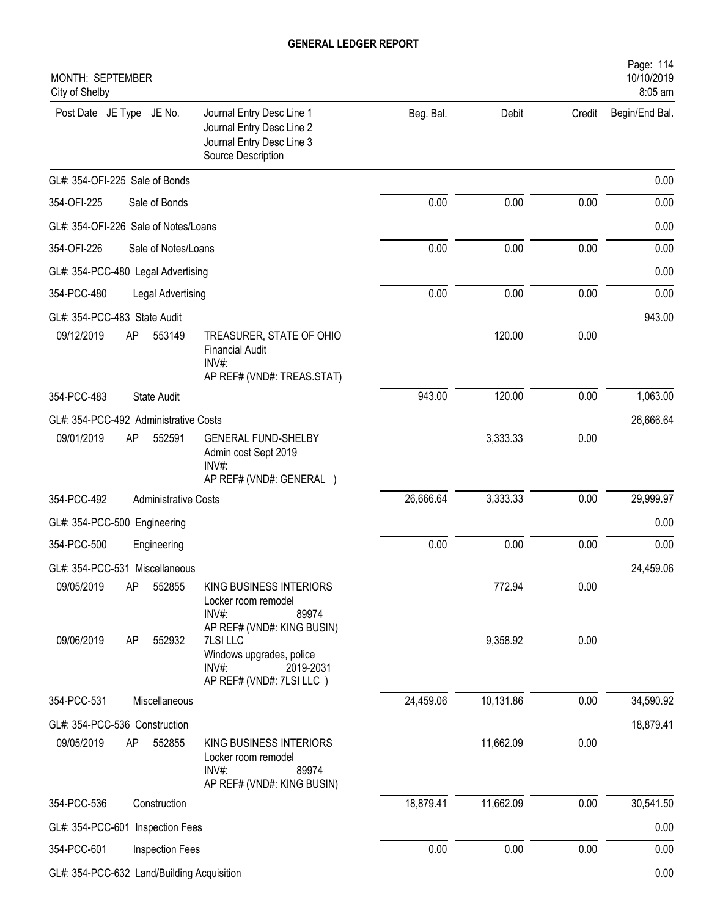# GENERAL LEDGER REPORT

MONTH: SEPTEMBER
City of Shelby

Page: 114
10/10/2019
8:05 am

| Post Date | JE Type | JE No. | Journal Entry Desc Line 1 / Journal Entry Desc Line 2 / Journal Entry Desc Line 3 / Source Description | Beg. Bal. | Debit | Credit | Begin/End Bal. |
|---|---|---|---|---|---|---|---|
| GL#: 354-OFI-225 Sale of Bonds | | | | | | | 0.00 |
| 354-OFI-225 | | | Sale of Bonds | 0.00 | 0.00 | 0.00 | 0.00 |
| GL#: 354-OFI-226 Sale of Notes/Loans | | | | | | | 0.00 |
| 354-OFI-226 | | | Sale of Notes/Loans | 0.00 | 0.00 | 0.00 | 0.00 |
| GL#: 354-PCC-480 Legal Advertising | | | | | | | 0.00 |
| 354-PCC-480 | | | Legal Advertising | 0.00 | 0.00 | 0.00 | 0.00 |
| GL#: 354-PCC-483 State Audit | | | | | | | 943.00 |
| 09/12/2019 | AP | 553149 | TREASURER, STATE OF OHIO<br>Financial Audit<br>INV#:<br>AP REF# (VND#: TREAS.STAT) | | 120.00 | 0.00 | |
| 354-PCC-483 | | | State Audit | 943.00 | 120.00 | 0.00 | 1,063.00 |
| GL#: 354-PCC-492 Administrative Costs | | | | | | | 26,666.64 |
| 09/01/2019 | AP | 552591 | GENERAL FUND-SHELBY<br>Admin cost Sept 2019<br>INV#:<br>AP REF# (VND#: GENERAL ) | | 3,333.33 | 0.00 | |
| 354-PCC-492 | | | Administrative Costs | 26,666.64 | 3,333.33 | 0.00 | 29,999.97 |
| GL#: 354-PCC-500 Engineering | | | | | | | 0.00 |
| 354-PCC-500 | | | Engineering | 0.00 | 0.00 | 0.00 | 0.00 |
| GL#: 354-PCC-531 Miscellaneous | | | | | | | 24,459.06 |
| 09/05/2019 | AP | 552855 | KING BUSINESS INTERIORS<br>Locker room remodel<br>INV#: 89974<br>AP REF# (VND#: KING BUSIN) | | 772.94 | 0.00 | |
| 09/06/2019 | AP | 552932 | 7LSI LLC<br>Windows upgrades, police<br>INV#: 2019-2031<br>AP REF# (VND#: 7LSI LLC ) | | 9,358.92 | 0.00 | |
| 354-PCC-531 | | | Miscellaneous | 24,459.06 | 10,131.86 | 0.00 | 34,590.92 |
| GL#: 354-PCC-536 Construction | | | | | | | 18,879.41 |
| 09/05/2019 | AP | 552855 | KING BUSINESS INTERIORS<br>Locker room remodel<br>INV#: 89974<br>AP REF# (VND#: KING BUSIN) | | 11,662.09 | 0.00 | |
| 354-PCC-536 | | | Construction | 18,879.41 | 11,662.09 | 0.00 | 30,541.50 |
| GL#: 354-PCC-601 Inspection Fees | | | | | | | 0.00 |
| 354-PCC-601 | | | Inspection Fees | 0.00 | 0.00 | 0.00 | 0.00 |
| GL#: 354-PCC-632 Land/Building Acquisition | | | | | | | 0.00 |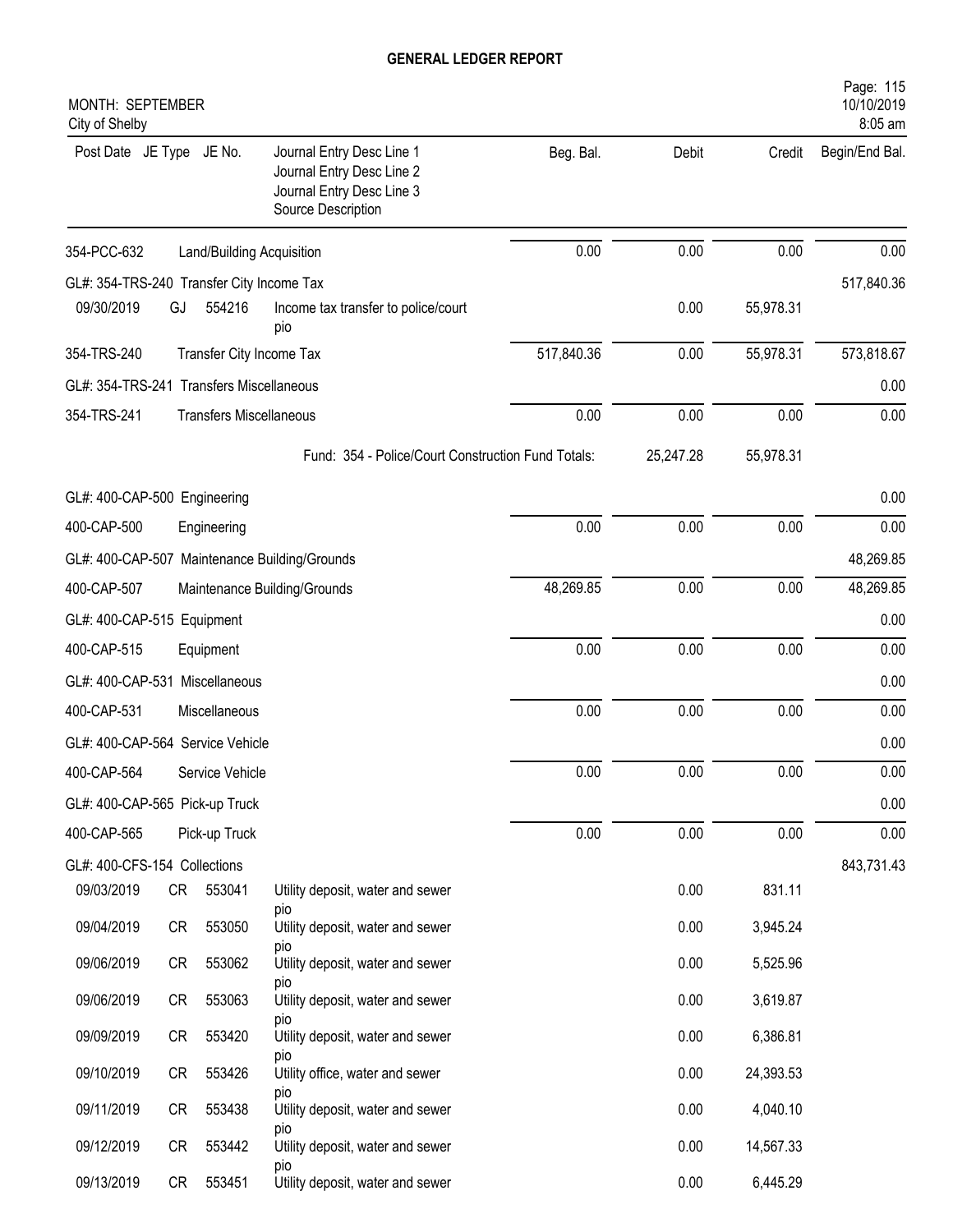# GENERAL LEDGER REPORT

MONTH: SEPTEMBER
City of Shelby

| Post Date | JE Type | JE No. | Journal Entry Desc Line 1 / Journal Entry Desc Line 2 / Journal Entry Desc Line 3 / Source Description | Beg. Bal. | Debit | Credit | Begin/End Bal. |
|---|---|---|---|---|---|---|---|
| 354-PCC-632 | | | Land/Building Acquisition | 0.00 | 0.00 | 0.00 | 0.00 |
| GL#: 354-TRS-240 Transfer City Income Tax | | | | | | | 517,840.36 |
| 09/30/2019 | GJ | 554216 | Income tax transfer to police/court pio | | 0.00 | 55,978.31 | |
| 354-TRS-240 | | | Transfer City Income Tax | 517,840.36 | 0.00 | 55,978.31 | 573,818.67 |
| GL#: 354-TRS-241 Transfers Miscellaneous | | | | | | | 0.00 |
| 354-TRS-241 | | | Transfers Miscellaneous | 0.00 | 0.00 | 0.00 | 0.00 |
| | | | Fund: 354 - Police/Court Construction Fund Totals: | | 25,247.28 | 55,978.31 | |
| GL#: 400-CAP-500 Engineering | | | | | | | 0.00 |
| 400-CAP-500 | | | Engineering | 0.00 | 0.00 | 0.00 | 0.00 |
| GL#: 400-CAP-507 Maintenance Building/Grounds | | | | | | | 48,269.85 |
| 400-CAP-507 | | | Maintenance Building/Grounds | 48,269.85 | 0.00 | 0.00 | 48,269.85 |
| GL#: 400-CAP-515 Equipment | | | | | | | 0.00 |
| 400-CAP-515 | | | Equipment | 0.00 | 0.00 | 0.00 | 0.00 |
| GL#: 400-CAP-531 Miscellaneous | | | | | | | 0.00 |
| 400-CAP-531 | | | Miscellaneous | 0.00 | 0.00 | 0.00 | 0.00 |
| GL#: 400-CAP-564 Service Vehicle | | | | | | | 0.00 |
| 400-CAP-564 | | | Service Vehicle | 0.00 | 0.00 | 0.00 | 0.00 |
| GL#: 400-CAP-565 Pick-up Truck | | | | | | | 0.00 |
| 400-CAP-565 | | | Pick-up Truck | 0.00 | 0.00 | 0.00 | 0.00 |
| GL#: 400-CFS-154 Collections | | | | | | | 843,731.43 |
| 09/03/2019 | CR | 553041 | Utility deposit, water and sewer pio | | 0.00 | 831.11 | |
| 09/04/2019 | CR | 553050 | Utility deposit, water and sewer pio | | 0.00 | 3,945.24 | |
| 09/06/2019 | CR | 553062 | Utility deposit, water and sewer pio | | 0.00 | 5,525.96 | |
| 09/06/2019 | CR | 553063 | Utility deposit, water and sewer pio | | 0.00 | 3,619.87 | |
| 09/09/2019 | CR | 553420 | Utility deposit, water and sewer pio | | 0.00 | 6,386.81 | |
| 09/10/2019 | CR | 553426 | Utility office, water and sewer pio | | 0.00 | 24,393.53 | |
| 09/11/2019 | CR | 553438 | Utility deposit, water and sewer pio | | 0.00 | 4,040.10 | |
| 09/12/2019 | CR | 553442 | Utility deposit, water and sewer pio | | 0.00 | 14,567.33 | |
| 09/13/2019 | CR | 553451 | Utility deposit, water and sewer | | 0.00 | 6,445.29 | |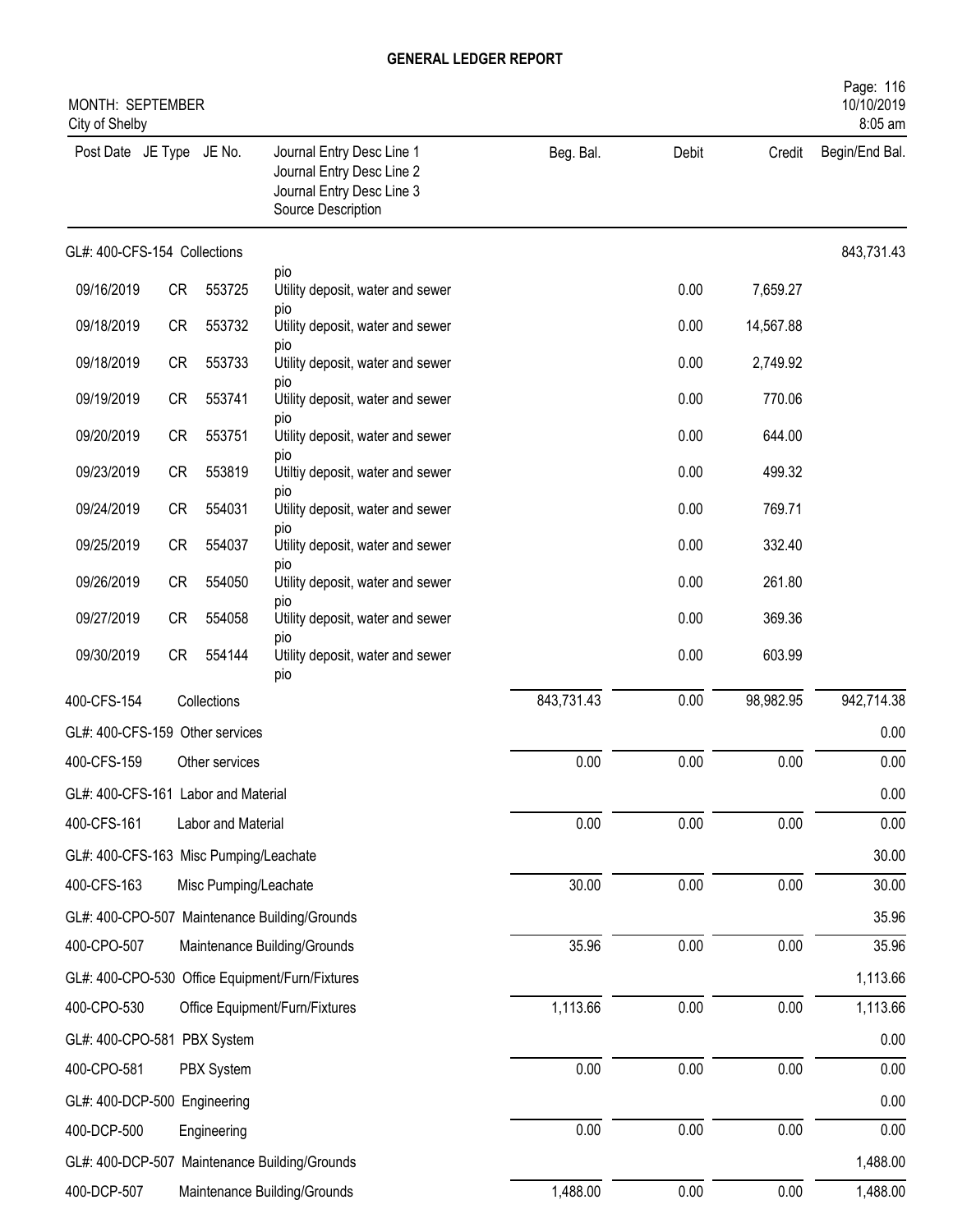**GENERAL LEDGER REPORT**

MONTH: SEPTEMBER
City of Shelby

| Post Date | JE Type | JE No. | Journal Entry Desc Line 1 / Journal Entry Desc Line 2 / Journal Entry Desc Line 3 / Source Description | Beg. Bal. | Debit | Credit | Begin/End Bal. |
|---|---|---|---|---|---|---|---|
| GL#: 400-CFS-154 Collections | | | | | | | 843,731.43 |
| | | | pio | | | | |
| 09/16/2019 | CR | 553725 | Utility deposit, water and sewer | | 0.00 | 7,659.27 | |
| | | | pio | | | | |
| 09/18/2019 | CR | 553732 | Utility deposit, water and sewer | | 0.00 | 14,567.88 | |
| | | | pio | | | | |
| 09/18/2019 | CR | 553733 | Utility deposit, water and sewer | | 0.00 | 2,749.92 | |
| | | | pio | | | | |
| 09/19/2019 | CR | 553741 | Utility deposit, water and sewer | | 0.00 | 770.06 | |
| | | | pio | | | | |
| 09/20/2019 | CR | 553751 | Utility deposit, water and sewer | | 0.00 | 644.00 | |
| | | | pio | | | | |
| 09/23/2019 | CR | 553819 | Utiltiy deposit, water and sewer | | 0.00 | 499.32 | |
| | | | pio | | | | |
| 09/24/2019 | CR | 554031 | Utility deposit, water and sewer | | 0.00 | 769.71 | |
| | | | pio | | | | |
| 09/25/2019 | CR | 554037 | Utility deposit, water and sewer | | 0.00 | 332.40 | |
| | | | pio | | | | |
| 09/26/2019 | CR | 554050 | Utility deposit, water and sewer | | 0.00 | 261.80 | |
| | | | pio | | | | |
| 09/27/2019 | CR | 554058 | Utility deposit, water and sewer | | 0.00 | 369.36 | |
| | | | pio | | | | |
| 09/30/2019 | CR | 554144 | Utility deposit, water and sewer | | 0.00 | 603.99 | |
| | | | pio | | | | |
| 400-CFS-154 | Collections | | | 843,731.43 | 0.00 | 98,982.95 | 942,714.38 |
| GL#: 400-CFS-159 Other services | | | | | | | 0.00 |
| 400-CFS-159 | Other services | | | 0.00 | 0.00 | 0.00 | 0.00 |
| GL#: 400-CFS-161 Labor and Material | | | | | | | 0.00 |
| 400-CFS-161 | Labor and Material | | | 0.00 | 0.00 | 0.00 | 0.00 |
| GL#: 400-CFS-163 Misc Pumping/Leachate | | | | | | | 30.00 |
| 400-CFS-163 | Misc Pumping/Leachate | | | 30.00 | 0.00 | 0.00 | 30.00 |
| GL#: 400-CPO-507 Maintenance Building/Grounds | | | | | | | 35.96 |
| 400-CPO-507 | Maintenance Building/Grounds | | | 35.96 | 0.00 | 0.00 | 35.96 |
| GL#: 400-CPO-530 Office Equipment/Furn/Fixtures | | | | | | | 1,113.66 |
| 400-CPO-530 | Office Equipment/Furn/Fixtures | | | 1,113.66 | 0.00 | 0.00 | 1,113.66 |
| GL#: 400-CPO-581 PBX System | | | | | | | 0.00 |
| 400-CPO-581 | PBX System | | | 0.00 | 0.00 | 0.00 | 0.00 |
| GL#: 400-DCP-500 Engineering | | | | | | | 0.00 |
| 400-DCP-500 | Engineering | | | 0.00 | 0.00 | 0.00 | 0.00 |
| GL#: 400-DCP-507 Maintenance Building/Grounds | | | | | | | 1,488.00 |
| 400-DCP-507 | Maintenance Building/Grounds | | | 1,488.00 | 0.00 | 0.00 | 1,488.00 |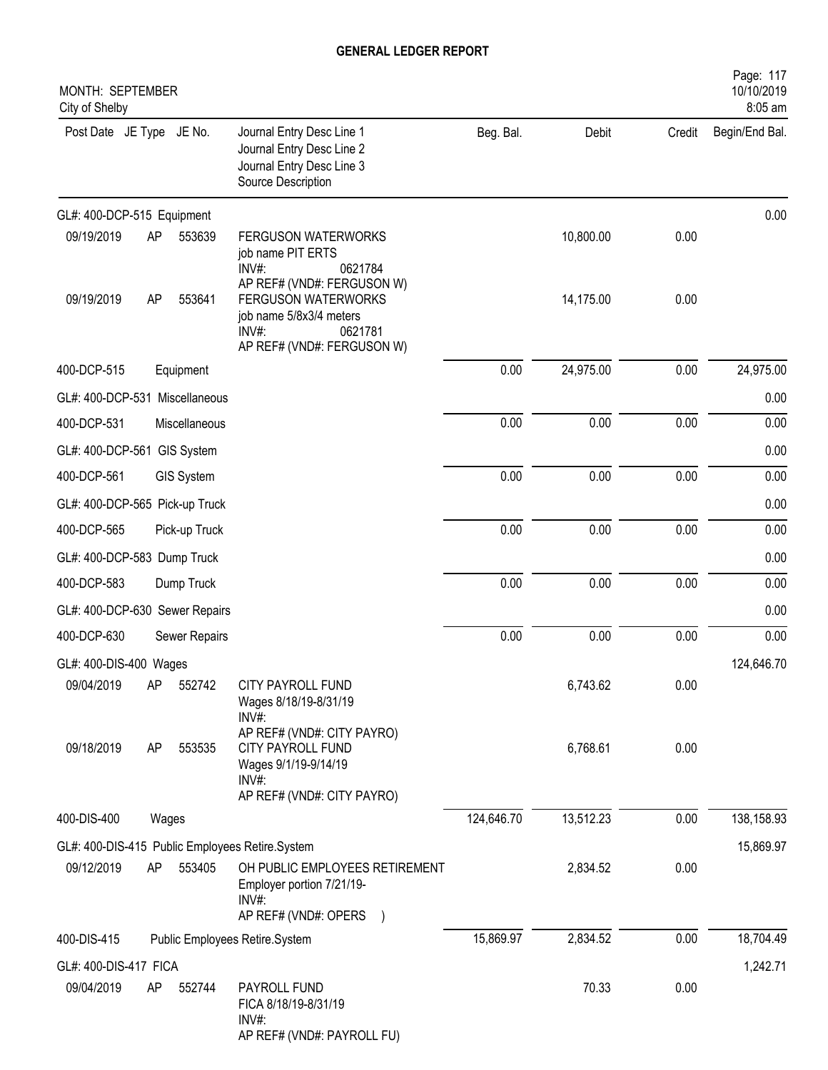# GENERAL LEDGER REPORT

MONTH: SEPTEMBER
City of Shelby

10/10/2019
8:05 am

| Post Date | JE Type | JE No. | Journal Entry Desc Line 1<br>Journal Entry Desc Line 2<br>Journal Entry Desc Line 3<br>Source Description | Beg. Bal. | Debit | Credit | Begin/End Bal. |
|---|---|---|---|---|---|---|---|
| GL#: 400-DCP-515 Equipment | | | | | | | 0.00 |
| 09/19/2019 | AP | 553639 | FERGUSON WATERWORKS<br>job name PIT ERTS<br>INV#: 0621784<br>AP REF# (VND#: FERGUSON W) | | 10,800.00 | 0.00 | |
| 09/19/2019 | AP | 553641 | FERGUSON WATERWORKS<br>job name 5/8x3/4 meters<br>INV#: 0621781<br>AP REF# (VND#: FERGUSON W) | | 14,175.00 | 0.00 | |
| 400-DCP-515 | | Equipment | | 0.00 | 24,975.00 | 0.00 | 24,975.00 |
| GL#: 400-DCP-531 Miscellaneous | | | | | | | 0.00 |
| 400-DCP-531 | | Miscellaneous | | 0.00 | 0.00 | 0.00 | 0.00 |
| GL#: 400-DCP-561 GIS System | | | | | | | 0.00 |
| 400-DCP-561 | | GIS System | | 0.00 | 0.00 | 0.00 | 0.00 |
| GL#: 400-DCP-565 Pick-up Truck | | | | | | | 0.00 |
| 400-DCP-565 | | Pick-up Truck | | 0.00 | 0.00 | 0.00 | 0.00 |
| GL#: 400-DCP-583 Dump Truck | | | | | | | 0.00 |
| 400-DCP-583 | | Dump Truck | | 0.00 | 0.00 | 0.00 | 0.00 |
| GL#: 400-DCP-630 Sewer Repairs | | | | | | | 0.00 |
| 400-DCP-630 | | Sewer Repairs | | 0.00 | 0.00 | 0.00 | 0.00 |
| GL#: 400-DIS-400 Wages | | | | | | | 124,646.70 |
| 09/04/2019 | AP | 552742 | CITY PAYROLL FUND<br>Wages 8/18/19-8/31/19<br>INV#:<br>AP REF# (VND#: CITY PAYRO) | | 6,743.62 | 0.00 | |
| 09/18/2019 | AP | 553535 | CITY PAYROLL FUND<br>Wages 9/1/19-9/14/19<br>INV#:<br>AP REF# (VND#: CITY PAYRO) | | 6,768.61 | 0.00 | |
| 400-DIS-400 | | Wages | | 124,646.70 | 13,512.23 | 0.00 | 138,158.93 |
| GL#: 400-DIS-415 Public Employees Retire.System | | | | | | | 15,869.97 |
| 09/12/2019 | AP | 553405 | OH PUBLIC EMPLOYEES RETIREMENT<br>Employer portion 7/21/19-<br>INV#:<br>AP REF# (VND#: OPERS ) | | 2,834.52 | 0.00 | |
| 400-DIS-415 | | Public Employees Retire.System | | 15,869.97 | 2,834.52 | 0.00 | 18,704.49 |
| GL#: 400-DIS-417 FICA | | | | | | | 1,242.71 |
| 09/04/2019 | AP | 552744 | PAYROLL FUND<br>FICA 8/18/19-8/31/19<br>INV#:<br>AP REF# (VND#: PAYROLL FU) | | 70.33 | 0.00 | |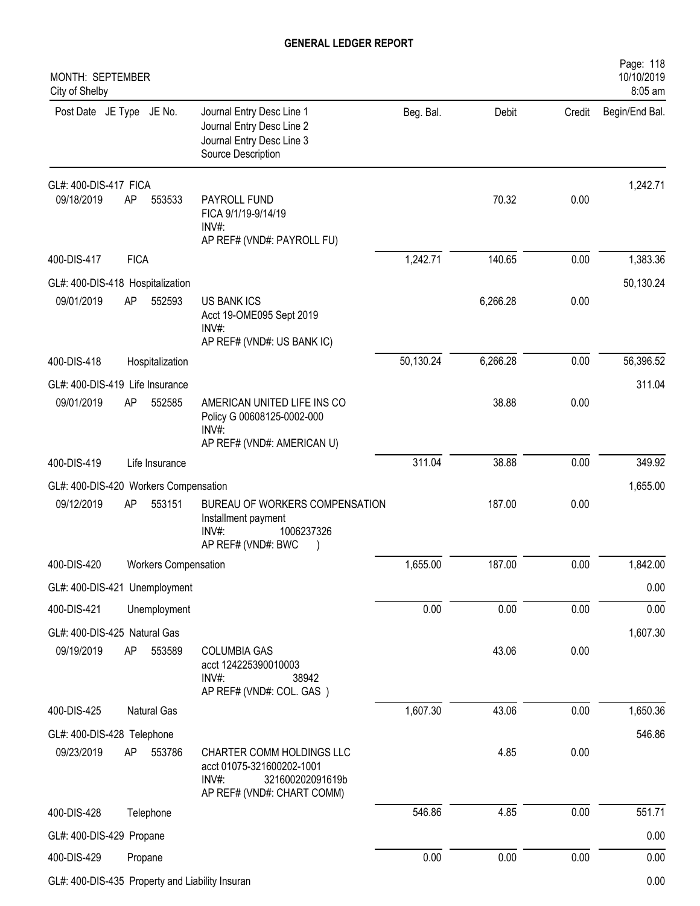# GENERAL LEDGER REPORT

MONTH: SEPTEMBER
City of Shelby

10/10/2019
8:05 am

| Post Date | JE Type | JE No. | Journal Entry Desc Line 1 / Journal Entry Desc Line 2 / Journal Entry Desc Line 3 / Source Description | Beg. Bal. | Debit | Credit | Begin/End Bal. |
|---|---|---|---|---|---|---|---|
| GL#: 400-DIS-417 FICA | | | | | | | 1,242.71 |
| 09/18/2019 | AP | 553533 | PAYROLL FUND<br>FICA 9/1/19-9/14/19<br>INV#:<br>AP REF# (VND#: PAYROLL FU) | | 70.32 | 0.00 | |
| 400-DIS-417 | FICA | | | 1,242.71 | 140.65 | 0.00 | 1,383.36 |
| GL#: 400-DIS-418 Hospitalization | | | | | | | 50,130.24 |
| 09/01/2019 | AP | 552593 | US BANK ICS<br>Acct 19-OME095 Sept 2019<br>INV#:<br>AP REF# (VND#: US BANK IC) | | 6,266.28 | 0.00 | |
| 400-DIS-418 | Hospitalization | | | 50,130.24 | 6,266.28 | 0.00 | 56,396.52 |
| GL#: 400-DIS-419 Life Insurance | | | | | | | 311.04 |
| 09/01/2019 | AP | 552585 | AMERICAN UNITED LIFE INS CO<br>Policy G 00608125-0002-000<br>INV#:<br>AP REF# (VND#: AMERICAN U) | | 38.88 | 0.00 | |
| 400-DIS-419 | Life Insurance | | | 311.04 | 38.88 | 0.00 | 349.92 |
| GL#: 400-DIS-420 Workers Compensation | | | | | | | 1,655.00 |
| 09/12/2019 | AP | 553151 | BUREAU OF WORKERS COMPENSATION<br>Installment payment<br>INV#: 1006237326<br>AP REF# (VND#: BWC ) | | 187.00 | 0.00 | |
| 400-DIS-420 | Workers Compensation | | | 1,655.00 | 187.00 | 0.00 | 1,842.00 |
| GL#: 400-DIS-421 Unemployment | | | | | | | 0.00 |
| 400-DIS-421 | Unemployment | | | 0.00 | 0.00 | 0.00 | 0.00 |
| GL#: 400-DIS-425 Natural Gas | | | | | | | 1,607.30 |
| 09/19/2019 | AP | 553589 | COLUMBIA GAS<br>acct 124225390010003<br>INV#: 38942<br>AP REF# (VND#: COL. GAS ) | | 43.06 | 0.00 | |
| 400-DIS-425 | Natural Gas | | | 1,607.30 | 43.06 | 0.00 | 1,650.36 |
| GL#: 400-DIS-428 Telephone | | | | | | | 546.86 |
| 09/23/2019 | AP | 553786 | CHARTER COMM HOLDINGS LLC<br>acct 01075-321600202-1001<br>INV#: 321600202091619b<br>AP REF# (VND#: CHART COMM) | | 4.85 | 0.00 | |
| 400-DIS-428 | Telephone | | | 546.86 | 4.85 | 0.00 | 551.71 |
| GL#: 400-DIS-429 Propane | | | | | | | 0.00 |
| 400-DIS-429 | Propane | | | 0.00 | 0.00 | 0.00 | 0.00 |
| GL#: 400-DIS-435 Property and Liability Insuran | | | | | | | 0.00 |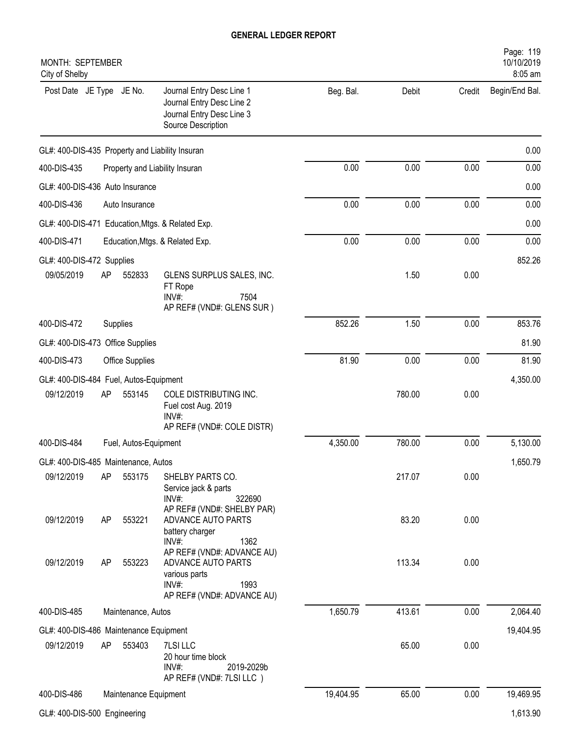# GENERAL LEDGER REPORT

MONTH: SEPTEMBER
City of Shelby

| Post Date | JE Type | JE No. | Journal Entry Desc Line 1 / Journal Entry Desc Line 2 / Journal Entry Desc Line 3 / Source Description | Beg. Bal. | Debit | Credit | Begin/End Bal. |
|---|---|---|---|---|---|---|---|
| GL#: 400-DIS-435 Property and Liability Insuran | | | | | | | 0.00 |
| 400-DIS-435 | | | Property and Liability Insuran | 0.00 | 0.00 | 0.00 | 0.00 |
| GL#: 400-DIS-436 Auto Insurance | | | | | | | 0.00 |
| 400-DIS-436 | | | Auto Insurance | 0.00 | 0.00 | 0.00 | 0.00 |
| GL#: 400-DIS-471 Education,Mtgs. & Related Exp. | | | | | | | 0.00 |
| 400-DIS-471 | | | Education,Mtgs. & Related Exp. | 0.00 | 0.00 | 0.00 | 0.00 |
| GL#: 400-DIS-472 Supplies | | | | | | | 852.26 |
| 09/05/2019 | AP | 552833 | GLENS SURPLUS SALES, INC.<br>FT Rope<br>INV#: 7504<br>AP REF# (VND#: GLENS SUR ) | | 1.50 | 0.00 | |
| 400-DIS-472 | | | Supplies | 852.26 | 1.50 | 0.00 | 853.76 |
| GL#: 400-DIS-473 Office Supplies | | | | | | | 81.90 |
| 400-DIS-473 | | | Office Supplies | 81.90 | 0.00 | 0.00 | 81.90 |
| GL#: 400-DIS-484 Fuel, Autos-Equipment | | | | | | | 4,350.00 |
| 09/12/2019 | AP | 553145 | COLE DISTRIBUTING INC.<br>Fuel cost Aug. 2019<br>INV#:<br>AP REF# (VND#: COLE DISTR) | | 780.00 | 0.00 | |
| 400-DIS-484 | | | Fuel, Autos-Equipment | 4,350.00 | 780.00 | 0.00 | 5,130.00 |
| GL#: 400-DIS-485 Maintenance, Autos | | | | | | | 1,650.79 |
| 09/12/2019 | AP | 553175 | SHELBY PARTS CO.<br>Service jack & parts<br>INV#: 322690<br>AP REF# (VND#: SHELBY PAR) | | 217.07 | 0.00 | |
| 09/12/2019 | AP | 553221 | ADVANCE AUTO PARTS<br>battery charger<br>INV#: 1362<br>AP REF# (VND#: ADVANCE AU) | | 83.20 | 0.00 | |
| 09/12/2019 | AP | 553223 | ADVANCE AUTO PARTS<br>various parts<br>INV#: 1993<br>AP REF# (VND#: ADVANCE AU) | | 113.34 | 0.00 | |
| 400-DIS-485 | | | Maintenance, Autos | 1,650.79 | 413.61 | 0.00 | 2,064.40 |
| GL#: 400-DIS-486 Maintenance Equipment | | | | | | | 19,404.95 |
| 09/12/2019 | AP | 553403 | 7LSI LLC<br>20 hour time block<br>INV#: 2019-2029b<br>AP REF# (VND#: 7LSI LLC ) | | 65.00 | 0.00 | |
| 400-DIS-486 | | | Maintenance Equipment | 19,404.95 | 65.00 | 0.00 | 19,469.95 |
| GL#: 400-DIS-500 Engineering | | | | | | | 1,613.90 |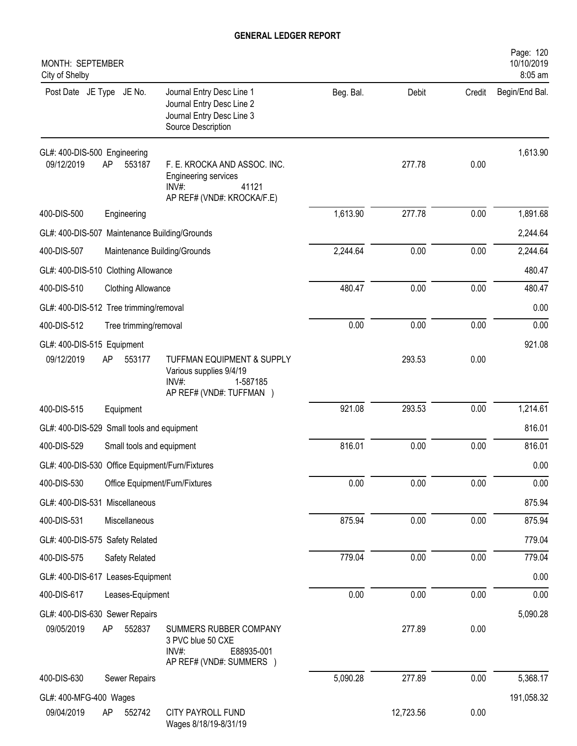# GENERAL LEDGER REPORT

MONTH: SEPTEMBER
City of Shelby

| Post Date | JE Type | JE No. | Journal Entry Desc Line 1 / Journal Entry Desc Line 2 / Journal Entry Desc Line 3 / Source Description | Beg. Bal. | Debit | Credit | Begin/End Bal. |
|---|---|---|---|---|---|---|---|
| GL#: 400-DIS-500 Engineering | | | | | | | 1,613.90 |
| 09/12/2019 | AP | 553187 | F. E. KROCKA AND ASSOC. INC. Engineering services INV#: 41121 AP REF# (VND#: KROCKA/F.E) | | 277.78 | 0.00 | |
| 400-DIS-500 | | | Engineering | 1,613.90 | 277.78 | 0.00 | 1,891.68 |
| GL#: 400-DIS-507 Maintenance Building/Grounds | | | | | | | 2,244.64 |
| 400-DIS-507 | | | Maintenance Building/Grounds | 2,244.64 | 0.00 | 0.00 | 2,244.64 |
| GL#: 400-DIS-510 Clothing Allowance | | | | | | | 480.47 |
| 400-DIS-510 | | | Clothing Allowance | 480.47 | 0.00 | 0.00 | 480.47 |
| GL#: 400-DIS-512 Tree trimming/removal | | | | | | | 0.00 |
| 400-DIS-512 | | | Tree trimming/removal | 0.00 | 0.00 | 0.00 | 0.00 |
| GL#: 400-DIS-515 Equipment | | | | | | | 921.08 |
| 09/12/2019 | AP | 553177 | TUFFMAN EQUIPMENT & SUPPLY Various supplies 9/4/19 INV#: 1-587185 AP REF# (VND#: TUFFMAN ) | | 293.53 | 0.00 | |
| 400-DIS-515 | | | Equipment | 921.08 | 293.53 | 0.00 | 1,214.61 |
| GL#: 400-DIS-529 Small tools and equipment | | | | | | | 816.01 |
| 400-DIS-529 | | | Small tools and equipment | 816.01 | 0.00 | 0.00 | 816.01 |
| GL#: 400-DIS-530 Office Equipment/Furn/Fixtures | | | | | | | 0.00 |
| 400-DIS-530 | | | Office Equipment/Furn/Fixtures | 0.00 | 0.00 | 0.00 | 0.00 |
| GL#: 400-DIS-531 Miscellaneous | | | | | | | 875.94 |
| 400-DIS-531 | | | Miscellaneous | 875.94 | 0.00 | 0.00 | 875.94 |
| GL#: 400-DIS-575 Safety Related | | | | | | | 779.04 |
| 400-DIS-575 | | | Safety Related | 779.04 | 0.00 | 0.00 | 779.04 |
| GL#: 400-DIS-617 Leases-Equipment | | | | | | | 0.00 |
| 400-DIS-617 | | | Leases-Equipment | 0.00 | 0.00 | 0.00 | 0.00 |
| GL#: 400-DIS-630 Sewer Repairs | | | | | | | 5,090.28 |
| 09/05/2019 | AP | 552837 | SUMMERS RUBBER COMPANY 3 PVC blue 50 CXE INV#: E88935-001 AP REF# (VND#: SUMMERS ) | | 277.89 | 0.00 | |
| 400-DIS-630 | | | Sewer Repairs | 5,090.28 | 277.89 | 0.00 | 5,368.17 |
| GL#: 400-MFG-400 Wages | | | | | | | 191,058.32 |
| 09/04/2019 | AP | 552742 | CITY PAYROLL FUND Wages 8/18/19-8/31/19 | | 12,723.56 | 0.00 | |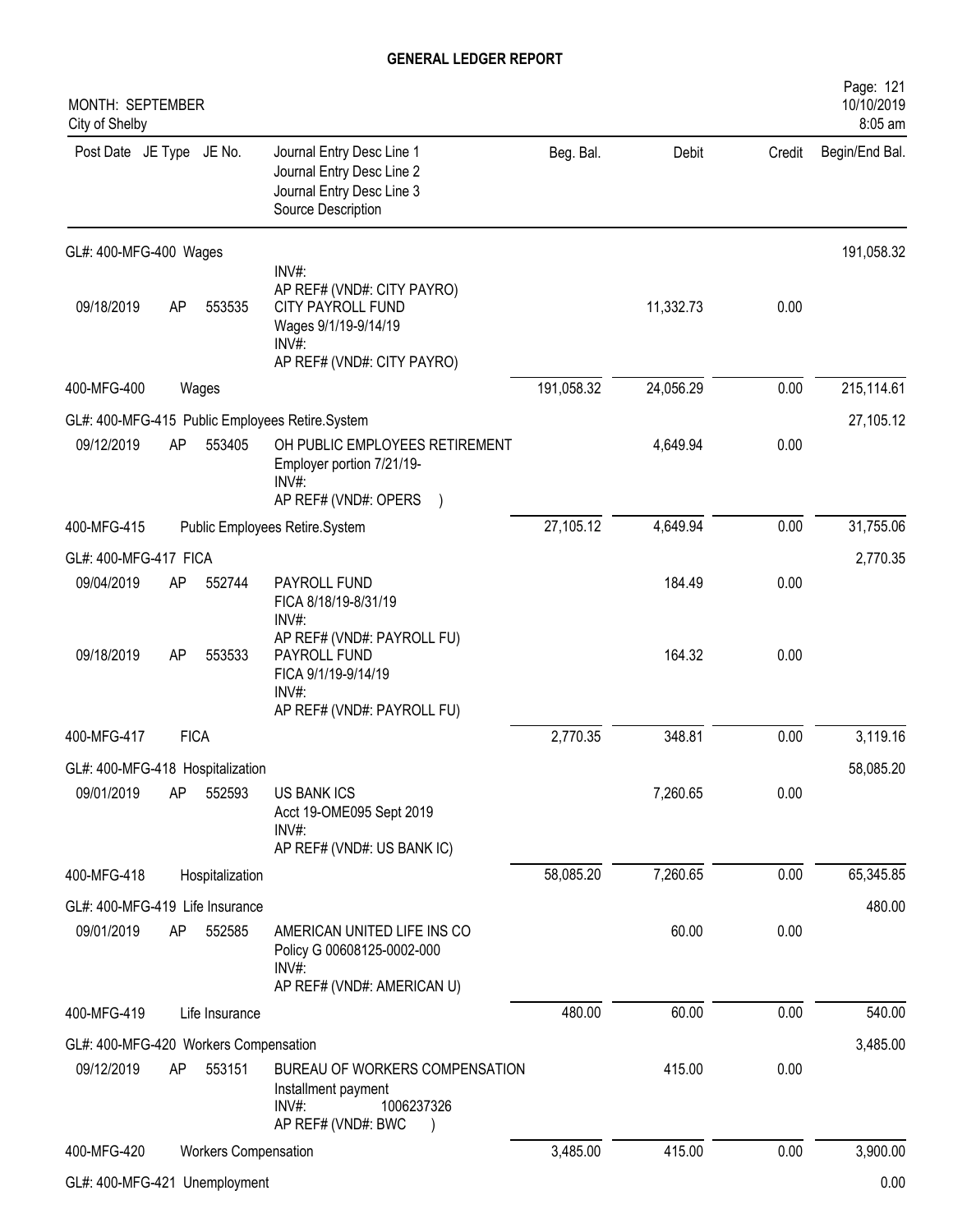# GENERAL LEDGER REPORT

MONTH: SEPTEMBER
City of Shelby

Page: 121
10/10/2019
8:05 am

| Post Date | JE Type | JE No. | Journal Entry Desc Line 1<br>Journal Entry Desc Line 2<br>Journal Entry Desc Line 3<br>Source Description | Beg. Bal. | Debit | Credit | Begin/End Bal. |
|---|---|---|---|---|---|---|---|
| GL#: 400-MFG-400 Wages | | | | | | | 191,058.32 |
| | | | INV#:<br>AP REF# (VND#: CITY PAYRO) | | | | |
| 09/18/2019 | AP | 553535 | CITY PAYROLL FUND<br>Wages 9/1/19-9/14/19<br>INV#:<br>AP REF# (VND#: CITY PAYRO) | | 11,332.73 | 0.00 | |
| 400-MFG-400 | Wages | | | 191,058.32 | 24,056.29 | 0.00 | 215,114.61 |
| GL#: 400-MFG-415 Public Employees Retire.System | | | | | | | 27,105.12 |
| 09/12/2019 | AP | 553405 | OH PUBLIC EMPLOYEES RETIREMENT<br>Employer portion 7/21/19-<br>INV#:<br>AP REF# (VND#: OPERS ) | | 4,649.94 | 0.00 | |
| 400-MFG-415 | Public Employees Retire.System | | | 27,105.12 | 4,649.94 | 0.00 | 31,755.06 |
| GL#: 400-MFG-417 FICA | | | | | | | 2,770.35 |
| 09/04/2019 | AP | 552744 | PAYROLL FUND<br>FICA 8/18/19-8/31/19<br>INV#:<br>AP REF# (VND#: PAYROLL FU) | | 184.49 | 0.00 | |
| 09/18/2019 | AP | 553533 | PAYROLL FUND<br>FICA 9/1/19-9/14/19<br>INV#:<br>AP REF# (VND#: PAYROLL FU) | | 164.32 | 0.00 | |
| 400-MFG-417 | FICA | | | 2,770.35 | 348.81 | 0.00 | 3,119.16 |
| GL#: 400-MFG-418 Hospitalization | | | | | | | 58,085.20 |
| 09/01/2019 | AP | 552593 | US BANK ICS<br>Acct 19-OME095 Sept 2019<br>INV#:<br>AP REF# (VND#: US BANK IC) | | 7,260.65 | 0.00 | |
| 400-MFG-418 | Hospitalization | | | 58,085.20 | 7,260.65 | 0.00 | 65,345.85 |
| GL#: 400-MFG-419 Life Insurance | | | | | | | 480.00 |
| 09/01/2019 | AP | 552585 | AMERICAN UNITED LIFE INS CO<br>Policy G 00608125-0002-000<br>INV#:<br>AP REF# (VND#: AMERICAN U) | | 60.00 | 0.00 | |
| 400-MFG-419 | Life Insurance | | | 480.00 | 60.00 | 0.00 | 540.00 |
| GL#: 400-MFG-420 Workers Compensation | | | | | | | 3,485.00 |
| 09/12/2019 | AP | 553151 | BUREAU OF WORKERS COMPENSATION<br>Installment payment<br>INV#: 1006237326<br>AP REF# (VND#: BWC ) | | 415.00 | 0.00 | |
| 400-MFG-420 | Workers Compensation | | | 3,485.00 | 415.00 | 0.00 | 3,900.00 |
| GL#: 400-MFG-421 Unemployment | | | | | | | 0.00 |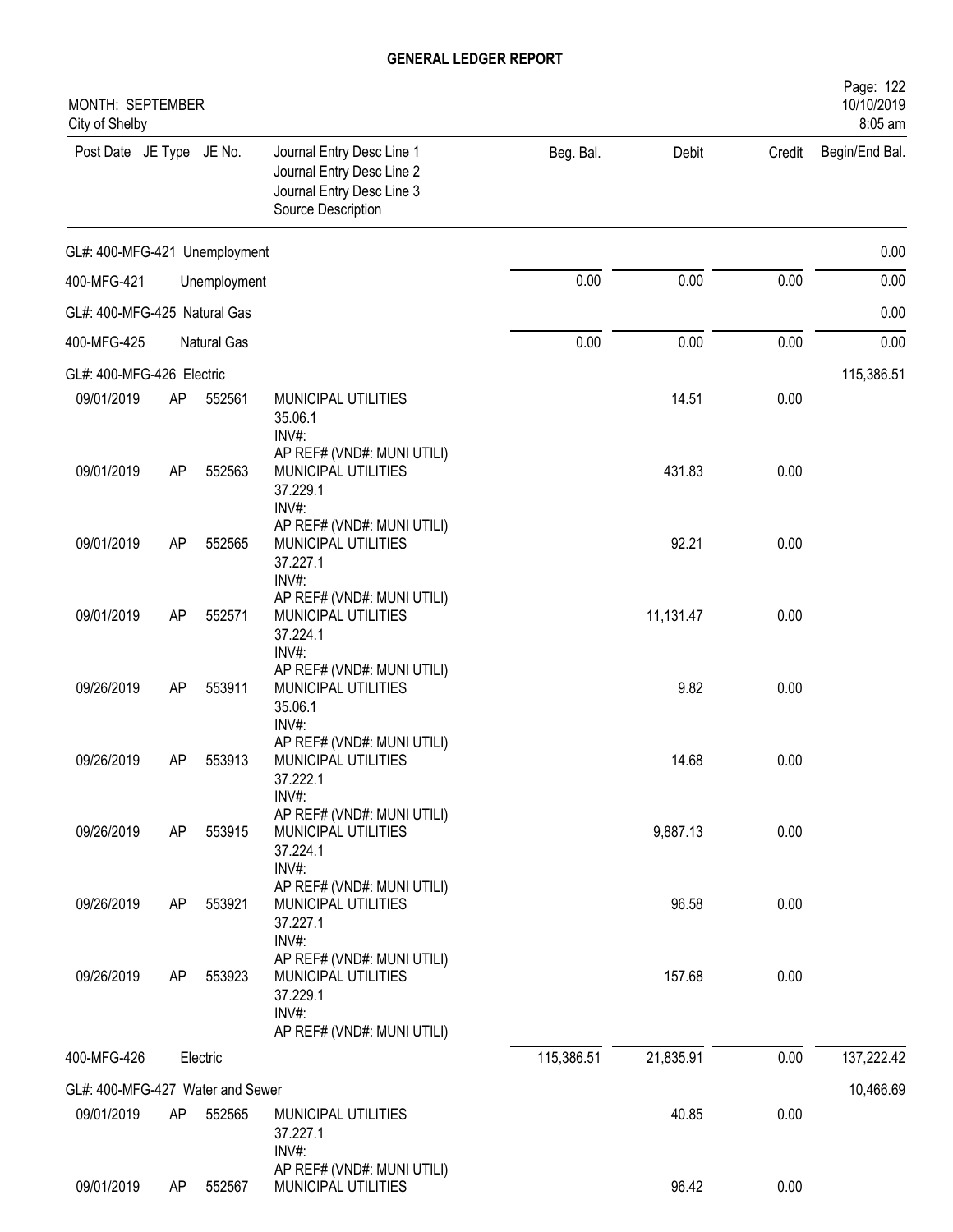**GENERAL LEDGER REPORT**

MONTH: SEPTEMBER
City of Shelby

Page: 122
10/10/2019
8:05 am

| Post Date | JE Type | JE No. | Journal Entry Desc Line 1 / Journal Entry Desc Line 2 / Journal Entry Desc Line 3 / Source Description | Beg. Bal. | Debit | Credit | Begin/End Bal. |
|---|---|---|---|---|---|---|---|
| GL#: 400-MFG-421 Unemployment | | | | | | | 0.00 |
| 400-MFG-421 | | Unemployment | | 0.00 | 0.00 | 0.00 | 0.00 |
| GL#: 400-MFG-425 Natural Gas | | | | | | | 0.00 |
| 400-MFG-425 | | Natural Gas | | 0.00 | 0.00 | 0.00 | 0.00 |
| GL#: 400-MFG-426 Electric | | | | | | | 115,386.51 |
| 09/01/2019 | AP | 552561 | MUNICIPAL UTILITIES<br>35.06.1<br>INV#:<br>AP REF# (VND#: MUNI UTILI) | | 14.51 | 0.00 | |
| 09/01/2019 | AP | 552563 | MUNICIPAL UTILITIES<br>37.229.1<br>INV#:<br>AP REF# (VND#: MUNI UTILI) | | 431.83 | 0.00 | |
| 09/01/2019 | AP | 552565 | MUNICIPAL UTILITIES<br>37.227.1<br>INV#:<br>AP REF# (VND#: MUNI UTILI) | | 92.21 | 0.00 | |
| 09/01/2019 | AP | 552571 | MUNICIPAL UTILITIES<br>37.224.1<br>INV#:<br>AP REF# (VND#: MUNI UTILI) | | 11,131.47 | 0.00 | |
| 09/26/2019 | AP | 553911 | MUNICIPAL UTILITIES<br>35.06.1<br>INV#:<br>AP REF# (VND#: MUNI UTILI) | | 9.82 | 0.00 | |
| 09/26/2019 | AP | 553913 | MUNICIPAL UTILITIES<br>37.222.1<br>INV#:<br>AP REF# (VND#: MUNI UTILI) | | 14.68 | 0.00 | |
| 09/26/2019 | AP | 553915 | MUNICIPAL UTILITIES<br>37.224.1<br>INV#:<br>AP REF# (VND#: MUNI UTILI) | | 9,887.13 | 0.00 | |
| 09/26/2019 | AP | 553921 | MUNICIPAL UTILITIES<br>37.227.1<br>INV#:<br>AP REF# (VND#: MUNI UTILI) | | 96.58 | 0.00 | |
| 09/26/2019 | AP | 553923 | MUNICIPAL UTILITIES<br>37.229.1<br>INV#:<br>AP REF# (VND#: MUNI UTILI) | | 157.68 | 0.00 | |
| 400-MFG-426 | | Electric | | 115,386.51 | 21,835.91 | 0.00 | 137,222.42 |
| GL#: 400-MFG-427 Water and Sewer | | | | | | | 10,466.69 |
| 09/01/2019 | AP | 552565 | MUNICIPAL UTILITIES<br>37.227.1<br>INV#:<br>AP REF# (VND#: MUNI UTILI) | | 40.85 | 0.00 | |
| 09/01/2019 | AP | 552567 | MUNICIPAL UTILITIES | | 96.42 | 0.00 | |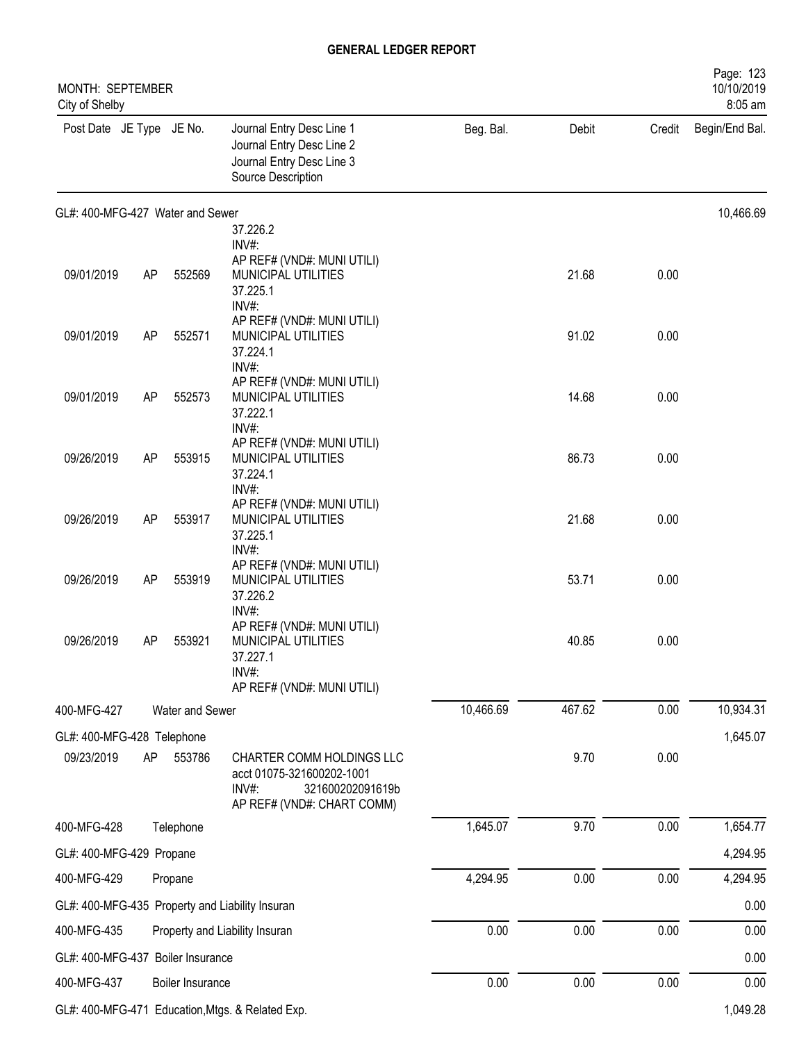# GENERAL LEDGER REPORT

MONTH: SEPTEMBER
City of Shelby

| Post Date | JE Type | JE No. | Journal Entry Desc Line 1 / Journal Entry Desc Line 2 / Journal Entry Desc Line 3 / Source Description | Beg. Bal. | Debit | Credit | Begin/End Bal. |
|---|---|---|---|---|---|---|---|
| GL#: 400-MFG-427 Water and Sewer | | | | | | | 10,466.69 |
| | | | 37.226.2<br>INV#:<br>AP REF# (VND#: MUNI UTILI) | | | | |
| 09/01/2019 | AP | 552569 | MUNICIPAL UTILITIES<br>37.225.1<br>INV#:<br>AP REF# (VND#: MUNI UTILI) | | 21.68 | 0.00 | |
| 09/01/2019 | AP | 552571 | MUNICIPAL UTILITIES<br>37.224.1<br>INV#:<br>AP REF# (VND#: MUNI UTILI) | | 91.02 | 0.00 | |
| 09/01/2019 | AP | 552573 | MUNICIPAL UTILITIES<br>37.222.1<br>INV#:<br>AP REF# (VND#: MUNI UTILI) | | 14.68 | 0.00 | |
| 09/26/2019 | AP | 553915 | MUNICIPAL UTILITIES<br>37.224.1<br>INV#:<br>AP REF# (VND#: MUNI UTILI) | | 86.73 | 0.00 | |
| 09/26/2019 | AP | 553917 | MUNICIPAL UTILITIES<br>37.225.1<br>INV#:<br>AP REF# (VND#: MUNI UTILI) | | 21.68 | 0.00 | |
| 09/26/2019 | AP | 553919 | MUNICIPAL UTILITIES<br>37.226.2<br>INV#:<br>AP REF# (VND#: MUNI UTILI) | | 53.71 | 0.00 | |
| 09/26/2019 | AP | 553921 | MUNICIPAL UTILITIES<br>37.227.1<br>INV#:<br>AP REF# (VND#: MUNI UTILI) | | 40.85 | 0.00 | |
| 400-MFG-427 | Water and Sewer | | | 10,466.69 | 467.62 | 0.00 | 10,934.31 |
| GL#: 400-MFG-428 Telephone | | | | | | | 1,645.07 |
| 09/23/2019 | AP | 553786 | CHARTER COMM HOLDINGS LLC<br>acct 01075-321600202-1001<br>INV#: 321600202091619b<br>AP REF# (VND#: CHART COMM) | | 9.70 | 0.00 | |
| 400-MFG-428 | Telephone | | | 1,645.07 | 9.70 | 0.00 | 1,654.77 |
| GL#: 400-MFG-429 Propane | | | | | | | 4,294.95 |
| 400-MFG-429 | Propane | | | 4,294.95 | 0.00 | 0.00 | 4,294.95 |
| GL#: 400-MFG-435 Property and Liability Insuran | | | | | | | 0.00 |
| 400-MFG-435 | Property and Liability Insuran | | | 0.00 | 0.00 | 0.00 | 0.00 |
| GL#: 400-MFG-437 Boiler Insurance | | | | | | | 0.00 |
| 400-MFG-437 | Boiler Insurance | | | 0.00 | 0.00 | 0.00 | 0.00 |
| GL#: 400-MFG-471 Education,Mtgs. & Related Exp. | | | | | | | 1,049.28 |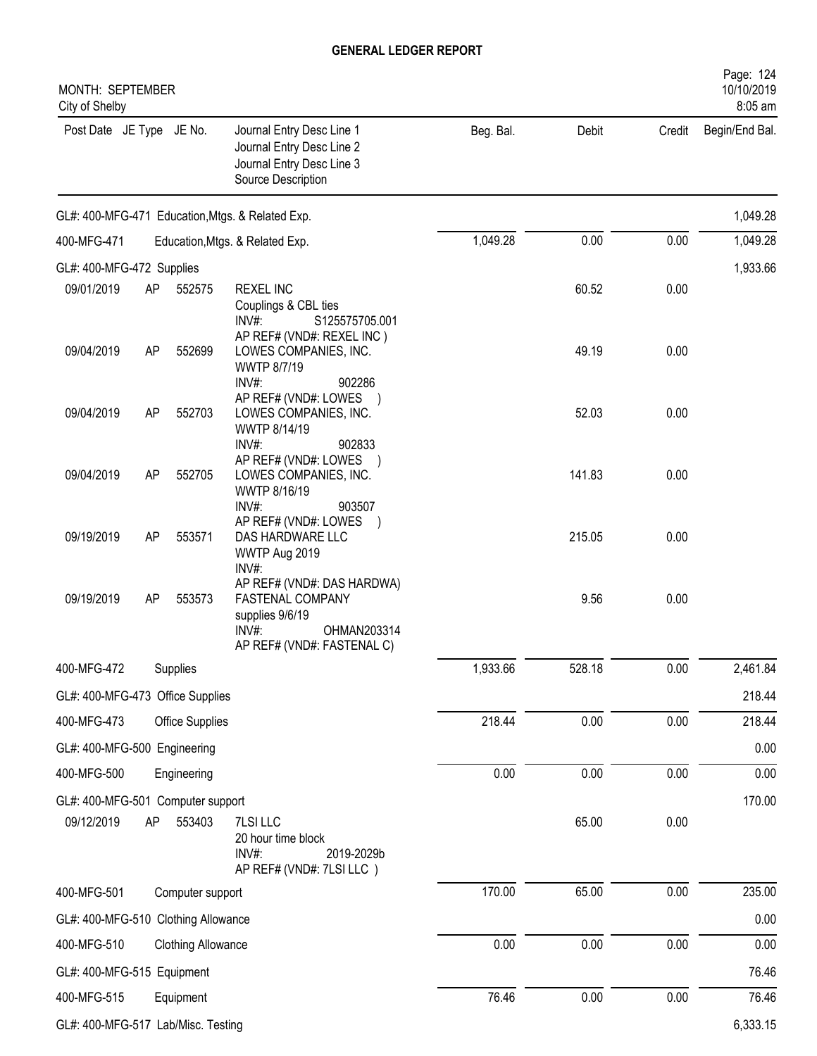# GENERAL LEDGER REPORT

MONTH: SEPTEMBER
City of Shelby

| Post Date | JE Type | JE No. | Journal Entry Desc Line 1<br>Journal Entry Desc Line 2<br>Journal Entry Desc Line 3<br>Source Description | Beg. Bal. | Debit | Credit | Begin/End Bal. |
|---|---|---|---|---|---|---|---|
| GL#: 400-MFG-471 Education,Mtgs. & Related Exp. | | | | | | | 1,049.28 |
| 400-MFG-471 | | | Education,Mtgs. & Related Exp. | 1,049.28 | 0.00 | 0.00 | 1,049.28 |
| GL#: 400-MFG-472 Supplies | | | | | | | 1,933.66 |
| 09/01/2019 | AP | 552575 | REXEL INC<br>Couplings & CBL ties<br>INV#: S125575705.001<br>AP REF# (VND#: REXEL INC ) | | 60.52 | 0.00 | |
| 09/04/2019 | AP | 552699 | LOWES COMPANIES, INC.<br>WWTP 8/7/19<br>INV#: 902286<br>AP REF# (VND#: LOWES ) | | 49.19 | 0.00 | |
| 09/04/2019 | AP | 552703 | LOWES COMPANIES, INC.<br>WWTP 8/14/19<br>INV#: 902833<br>AP REF# (VND#: LOWES ) | | 52.03 | 0.00 | |
| 09/04/2019 | AP | 552705 | LOWES COMPANIES, INC.<br>WWTP 8/16/19<br>INV#: 903507<br>AP REF# (VND#: LOWES ) | | 141.83 | 0.00 | |
| 09/19/2019 | AP | 553571 | DAS HARDWARE LLC<br>WWTP Aug 2019<br>INV#:<br>AP REF# (VND#: DAS HARDWA) | | 215.05 | 0.00 | |
| 09/19/2019 | AP | 553573 | FASTENAL COMPANY<br>supplies 9/6/19<br>INV#: OHMAN203314<br>AP REF# (VND#: FASTENAL C) | | 9.56 | 0.00 | |
| 400-MFG-472 | | | Supplies | 1,933.66 | 528.18 | 0.00 | 2,461.84 |
| GL#: 400-MFG-473 Office Supplies | | | | | | | 218.44 |
| 400-MFG-473 | | | Office Supplies | 218.44 | 0.00 | 0.00 | 218.44 |
| GL#: 400-MFG-500 Engineering | | | | | | | 0.00 |
| 400-MFG-500 | | | Engineering | 0.00 | 0.00 | 0.00 | 0.00 |
| GL#: 400-MFG-501 Computer support | | | | | | | 170.00 |
| 09/12/2019 | AP | 553403 | 7LSI LLC<br>20 hour time block<br>INV#: 2019-2029b<br>AP REF# (VND#: 7LSI LLC ) | | 65.00 | 0.00 | |
| 400-MFG-501 | | | Computer support | 170.00 | 65.00 | 0.00 | 235.00 |
| GL#: 400-MFG-510 Clothing Allowance | | | | | | | 0.00 |
| 400-MFG-510 | | | Clothing Allowance | 0.00 | 0.00 | 0.00 | 0.00 |
| GL#: 400-MFG-515 Equipment | | | | | | | 76.46 |
| 400-MFG-515 | | | Equipment | 76.46 | 0.00 | 0.00 | 76.46 |
| GL#: 400-MFG-517 Lab/Misc. Testing | | | | | | | 6,333.15 |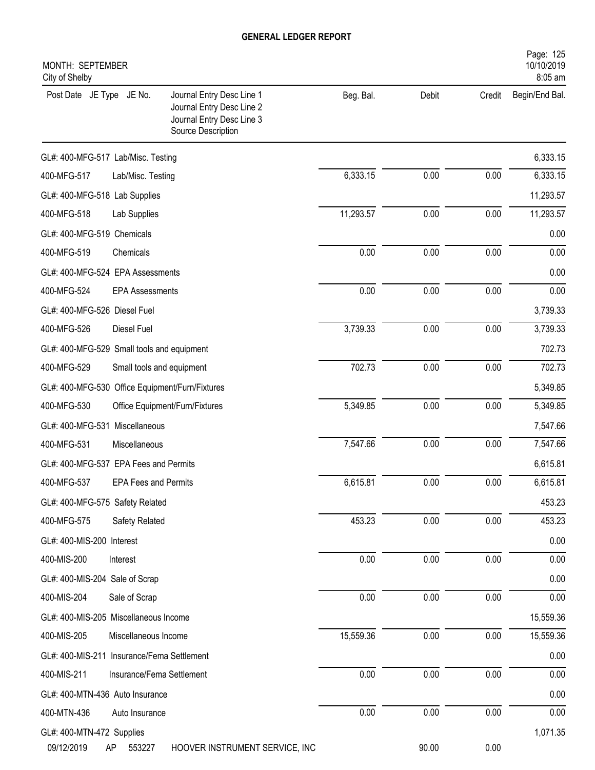# GENERAL LEDGER REPORT

MONTH: SEPTEMBER
City of Shelby

| Post Date | JE Type | JE No. | Journal Entry Desc Line 1 / Journal Entry Desc Line 2 / Journal Entry Desc Line 3 / Source Description | Beg. Bal. | Debit | Credit | Begin/End Bal. |
|---|---|---|---|---|---|---|---|
| GL#: 400-MFG-517 Lab/Misc. Testing | | | | | | | 6,333.15 |
| 400-MFG-517 | | | Lab/Misc. Testing | 6,333.15 | 0.00 | 0.00 | 6,333.15 |
| GL#: 400-MFG-518 Lab Supplies | | | | | | | 11,293.57 |
| 400-MFG-518 | | | Lab Supplies | 11,293.57 | 0.00 | 0.00 | 11,293.57 |
| GL#: 400-MFG-519 Chemicals | | | | | | | 0.00 |
| 400-MFG-519 | | | Chemicals | 0.00 | 0.00 | 0.00 | 0.00 |
| GL#: 400-MFG-524 EPA Assessments | | | | | | | 0.00 |
| 400-MFG-524 | | | EPA Assessments | 0.00 | 0.00 | 0.00 | 0.00 |
| GL#: 400-MFG-526 Diesel Fuel | | | | | | | 3,739.33 |
| 400-MFG-526 | | | Diesel Fuel | 3,739.33 | 0.00 | 0.00 | 3,739.33 |
| GL#: 400-MFG-529 Small tools and equipment | | | | | | | 702.73 |
| 400-MFG-529 | | | Small tools and equipment | 702.73 | 0.00 | 0.00 | 702.73 |
| GL#: 400-MFG-530 Office Equipment/Furn/Fixtures | | | | | | | 5,349.85 |
| 400-MFG-530 | | | Office Equipment/Furn/Fixtures | 5,349.85 | 0.00 | 0.00 | 5,349.85 |
| GL#: 400-MFG-531 Miscellaneous | | | | | | | 7,547.66 |
| 400-MFG-531 | | | Miscellaneous | 7,547.66 | 0.00 | 0.00 | 7,547.66 |
| GL#: 400-MFG-537 EPA Fees and Permits | | | | | | | 6,615.81 |
| 400-MFG-537 | | | EPA Fees and Permits | 6,615.81 | 0.00 | 0.00 | 6,615.81 |
| GL#: 400-MFG-575 Safety Related | | | | | | | 453.23 |
| 400-MFG-575 | | | Safety Related | 453.23 | 0.00 | 0.00 | 453.23 |
| GL#: 400-MIS-200 Interest | | | | | | | 0.00 |
| 400-MIS-200 | | | Interest | 0.00 | 0.00 | 0.00 | 0.00 |
| GL#: 400-MIS-204 Sale of Scrap | | | | | | | 0.00 |
| 400-MIS-204 | | | Sale of Scrap | 0.00 | 0.00 | 0.00 | 0.00 |
| GL#: 400-MIS-205 Miscellaneous Income | | | | | | | 15,559.36 |
| 400-MIS-205 | | | Miscellaneous Income | 15,559.36 | 0.00 | 0.00 | 15,559.36 |
| GL#: 400-MIS-211 Insurance/Fema Settlement | | | | | | | 0.00 |
| 400-MIS-211 | | | Insurance/Fema Settlement | 0.00 | 0.00 | 0.00 | 0.00 |
| GL#: 400-MTN-436 Auto Insurance | | | | | | | 0.00 |
| 400-MTN-436 | | | Auto Insurance | 0.00 | 0.00 | 0.00 | 0.00 |
| GL#: 400-MTN-472 Supplies | | | | | | | 1,071.35 |
| 09/12/2019 | AP | 553227 | HOOVER INSTRUMENT SERVICE, INC | | 90.00 | 0.00 | |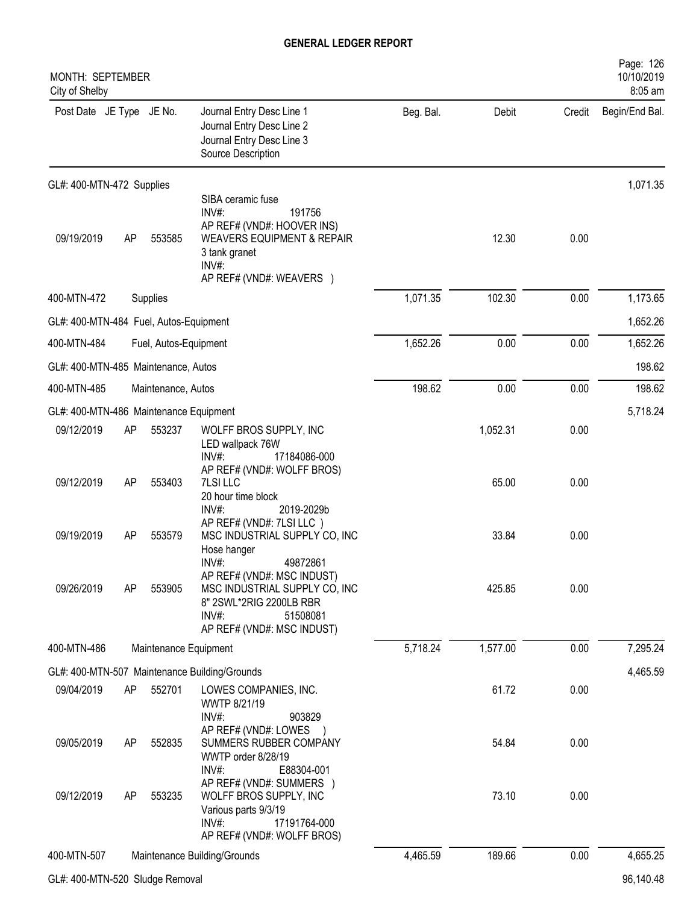# GENERAL LEDGER REPORT

MONTH: SEPTEMBER
City of Shelby

Page: 126
10/10/2019
8:05 am

| Post Date | JE Type | JE No. | Journal Entry Desc Line 1 / Journal Entry Desc Line 2 / Journal Entry Desc Line 3 / Source Description | Beg. Bal. | Debit | Credit | Begin/End Bal. |
|---|---|---|---|---|---|---|---|
| GL#: 400-MTN-472 Supplies | | | | | | | 1,071.35 |
| | | | SIBA ceramic fuse<br>INV#: 191756<br>AP REF# (VND#: HOOVER INS) | | | | |
| 09/19/2019 | AP | 553585 | WEAVERS EQUIPMENT & REPAIR<br>3 tank granet<br>INV#:<br>AP REF# (VND#: WEAVERS ) | | 12.30 | 0.00 | |
| 400-MTN-472 | | Supplies | | 1,071.35 | 102.30 | 0.00 | 1,173.65 |
| GL#: 400-MTN-484 Fuel, Autos-Equipment | | | | | | | 1,652.26 |
| 400-MTN-484 | | Fuel, Autos-Equipment | | 1,652.26 | 0.00 | 0.00 | 1,652.26 |
| GL#: 400-MTN-485 Maintenance, Autos | | | | | | | 198.62 |
| 400-MTN-485 | | Maintenance, Autos | | 198.62 | 0.00 | 0.00 | 198.62 |
| GL#: 400-MTN-486 Maintenance Equipment | | | | | | | 5,718.24 |
| 09/12/2019 | AP | 553237 | WOLFF BROS SUPPLY, INC<br>LED wallpack 76W<br>INV#: 17184086-000<br>AP REF# (VND#: WOLFF BROS) | | 1,052.31 | 0.00 | |
| 09/12/2019 | AP | 553403 | 7LSI LLC<br>20 hour time block<br>INV#: 2019-2029b<br>AP REF# (VND#: 7LSI LLC ) | | 65.00 | 0.00 | |
| 09/19/2019 | AP | 553579 | MSC INDUSTRIAL SUPPLY CO, INC<br>Hose hanger<br>INV#: 49872861<br>AP REF# (VND#: MSC INDUST) | | 33.84 | 0.00 | |
| 09/26/2019 | AP | 553905 | MSC INDUSTRIAL SUPPLY CO, INC<br>8" 2SWL*2RIG 2200LB RBR<br>INV#: 51508081<br>AP REF# (VND#: MSC INDUST) | | 425.85 | 0.00 | |
| 400-MTN-486 | | Maintenance Equipment | | 5,718.24 | 1,577.00 | 0.00 | 7,295.24 |
| GL#: 400-MTN-507 Maintenance Building/Grounds | | | | | | | 4,465.59 |
| 09/04/2019 | AP | 552701 | LOWES COMPANIES, INC.<br>WWTP 8/21/19<br>INV#: 903829<br>AP REF# (VND#: LOWES ) | | 61.72 | 0.00 | |
| 09/05/2019 | AP | 552835 | SUMMERS RUBBER COMPANY<br>WWTP order 8/28/19<br>INV#: E88304-001<br>AP REF# (VND#: SUMMERS ) | | 54.84 | 0.00 | |
| 09/12/2019 | AP | 553235 | WOLFF BROS SUPPLY, INC<br>Various parts 9/3/19<br>INV#: 17191764-000<br>AP REF# (VND#: WOLFF BROS) | | 73.10 | 0.00 | |
| 400-MTN-507 | | Maintenance Building/Grounds | | 4,465.59 | 189.66 | 0.00 | 4,655.25 |
| GL#: 400-MTN-520 Sludge Removal | | | | | | | 96,140.48 |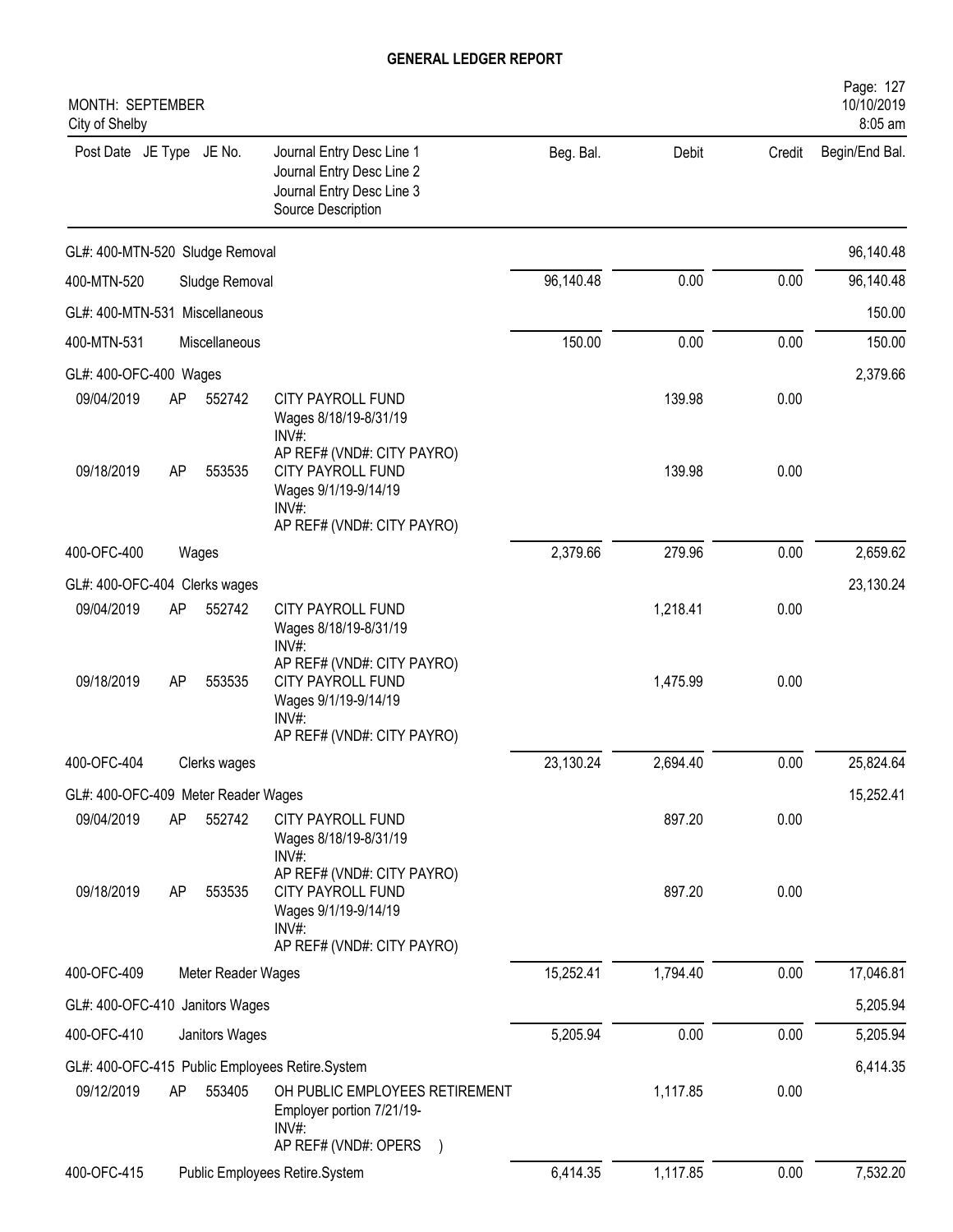# GENERAL LEDGER REPORT

MONTH: SEPTEMBER
City of Shelby

| Post Date | JE Type | JE No. | Journal Entry Desc Line 1 / Journal Entry Desc Line 2 / Journal Entry Desc Line 3 / Source Description | Beg. Bal. | Debit | Credit | Begin/End Bal. |
|---|---|---|---|---|---|---|---|
| GL#: 400-MTN-520 Sludge Removal | | | | | | | 96,140.48 |
| 400-MTN-520 | | | Sludge Removal | 96,140.48 | 0.00 | 0.00 | 96,140.48 |
| GL#: 400-MTN-531 Miscellaneous | | | | | | | 150.00 |
| 400-MTN-531 | | | Miscellaneous | 150.00 | 0.00 | 0.00 | 150.00 |
| GL#: 400-OFC-400 Wages | | | | | | | 2,379.66 |
| 09/04/2019 | AP | 552742 | CITY PAYROLL FUND<br>Wages 8/18/19-8/31/19<br>INV#:<br>AP REF# (VND#: CITY PAYRO) | | 139.98 | 0.00 | |
| 09/18/2019 | AP | 553535 | CITY PAYROLL FUND<br>Wages 9/1/19-9/14/19<br>INV#:<br>AP REF# (VND#: CITY PAYRO) | | 139.98 | 0.00 | |
| 400-OFC-400 | | | Wages | 2,379.66 | 279.96 | 0.00 | 2,659.62 |
| GL#: 400-OFC-404 Clerks wages | | | | | | | 23,130.24 |
| 09/04/2019 | AP | 552742 | CITY PAYROLL FUND<br>Wages 8/18/19-8/31/19<br>INV#:<br>AP REF# (VND#: CITY PAYRO) | | 1,218.41 | 0.00 | |
| 09/18/2019 | AP | 553535 | CITY PAYROLL FUND<br>Wages 9/1/19-9/14/19<br>INV#:<br>AP REF# (VND#: CITY PAYRO) | | 1,475.99 | 0.00 | |
| 400-OFC-404 | | | Clerks wages | 23,130.24 | 2,694.40 | 0.00 | 25,824.64 |
| GL#: 400-OFC-409 Meter Reader Wages | | | | | | | 15,252.41 |
| 09/04/2019 | AP | 552742 | CITY PAYROLL FUND<br>Wages 8/18/19-8/31/19<br>INV#:<br>AP REF# (VND#: CITY PAYRO) | | 897.20 | 0.00 | |
| 09/18/2019 | AP | 553535 | CITY PAYROLL FUND<br>Wages 9/1/19-9/14/19<br>INV#:<br>AP REF# (VND#: CITY PAYRO) | | 897.20 | 0.00 | |
| 400-OFC-409 | | | Meter Reader Wages | 15,252.41 | 1,794.40 | 0.00 | 17,046.81 |
| GL#: 400-OFC-410 Janitors Wages | | | | | | | 5,205.94 |
| 400-OFC-410 | | | Janitors Wages | 5,205.94 | 0.00 | 0.00 | 5,205.94 |
| GL#: 400-OFC-415 Public Employees Retire.System | | | | | | | 6,414.35 |
| 09/12/2019 | AP | 553405 | OH PUBLIC EMPLOYEES RETIREMENT<br>Employer portion 7/21/19-<br>INV#:<br>AP REF# (VND#: OPERS ) | | 1,117.85 | 0.00 | |
| 400-OFC-415 | | | Public Employees Retire.System | 6,414.35 | 1,117.85 | 0.00 | 7,532.20 |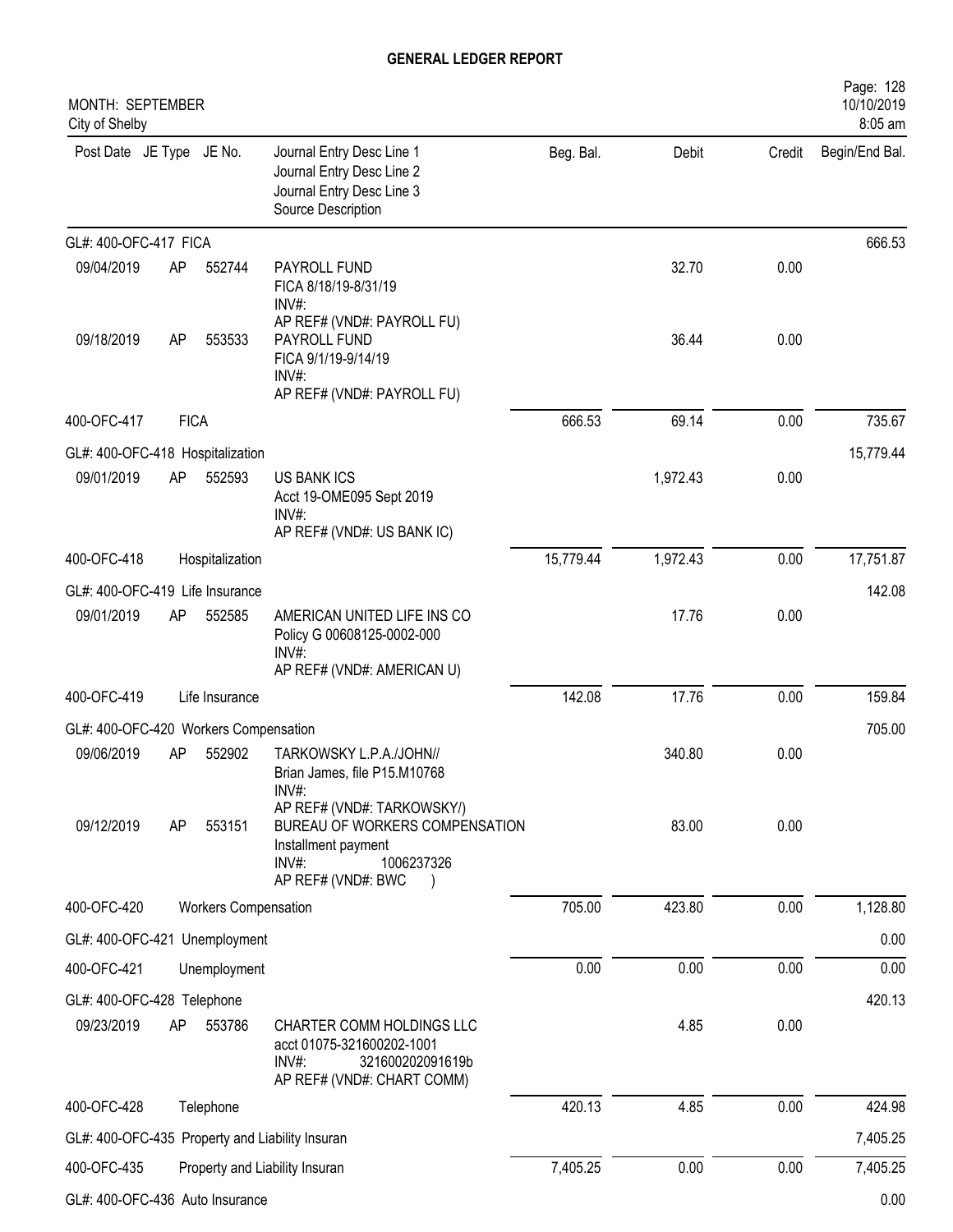# GENERAL LEDGER REPORT

MONTH: SEPTEMBER
City of Shelby

10/10/2019
8:05 am

| Post Date | JE Type | JE No. | Journal Entry Desc Line 1<br>Journal Entry Desc Line 2<br>Journal Entry Desc Line 3<br>Source Description | Beg. Bal. | Debit | Credit | Begin/End Bal. |
|---|---|---|---|---|---|---|---|
| GL#: 400-OFC-417 FICA | | | | | | | 666.53 |
| 09/04/2019 | AP | 552744 | PAYROLL FUND<br>FICA 8/18/19-8/31/19<br>INV#:<br>AP REF# (VND#: PAYROLL FU) | | 32.70 | 0.00 | |
| 09/18/2019 | AP | 553533 | PAYROLL FUND<br>FICA 9/1/19-9/14/19<br>INV#:<br>AP REF# (VND#: PAYROLL FU) | | 36.44 | 0.00 | |
| 400-OFC-417 | FICA | | | 666.53 | 69.14 | 0.00 | 735.67 |
| GL#: 400-OFC-418 Hospitalization | | | | | | | 15,779.44 |
| 09/01/2019 | AP | 552593 | US BANK ICS<br>Acct 19-OME095 Sept 2019<br>INV#:<br>AP REF# (VND#: US BANK IC) | | 1,972.43 | 0.00 | |
| 400-OFC-418 | Hospitalization | | | 15,779.44 | 1,972.43 | 0.00 | 17,751.87 |
| GL#: 400-OFC-419 Life Insurance | | | | | | | 142.08 |
| 09/01/2019 | AP | 552585 | AMERICAN UNITED LIFE INS CO<br>Policy G 00608125-0002-000<br>INV#:<br>AP REF# (VND#: AMERICAN U) | | 17.76 | 0.00 | |
| 400-OFC-419 | Life Insurance | | | 142.08 | 17.76 | 0.00 | 159.84 |
| GL#: 400-OFC-420 Workers Compensation | | | | | | | 705.00 |
| 09/06/2019 | AP | 552902 | TARKOWSKY L.P.A./JOHN//<br>Brian James, file P15.M10768<br>INV#:<br>AP REF# (VND#: TARKOWSKY/) | | 340.80 | 0.00 | |
| 09/12/2019 | AP | 553151 | BUREAU OF WORKERS COMPENSATION<br>Installment payment<br>INV#: 1006237326<br>AP REF# (VND#: BWC ) | | 83.00 | 0.00 | |
| 400-OFC-420 | Workers Compensation | | | 705.00 | 423.80 | 0.00 | 1,128.80 |
| GL#: 400-OFC-421 Unemployment | | | | | | | 0.00 |
| 400-OFC-421 | Unemployment | | | 0.00 | 0.00 | 0.00 | 0.00 |
| GL#: 400-OFC-428 Telephone | | | | | | | 420.13 |
| 09/23/2019 | AP | 553786 | CHARTER COMM HOLDINGS LLC<br>acct 01075-321600202-1001<br>INV#: 321600202091619b<br>AP REF# (VND#: CHART COMM) | | 4.85 | 0.00 | |
| 400-OFC-428 | Telephone | | | 420.13 | 4.85 | 0.00 | 424.98 |
| GL#: 400-OFC-435 Property and Liability Insuran | | | | | | | 7,405.25 |
| 400-OFC-435 | Property and Liability Insuran | | | 7,405.25 | 0.00 | 0.00 | 7,405.25 |
| GL#: 400-OFC-436 Auto Insurance | | | | | | | 0.00 |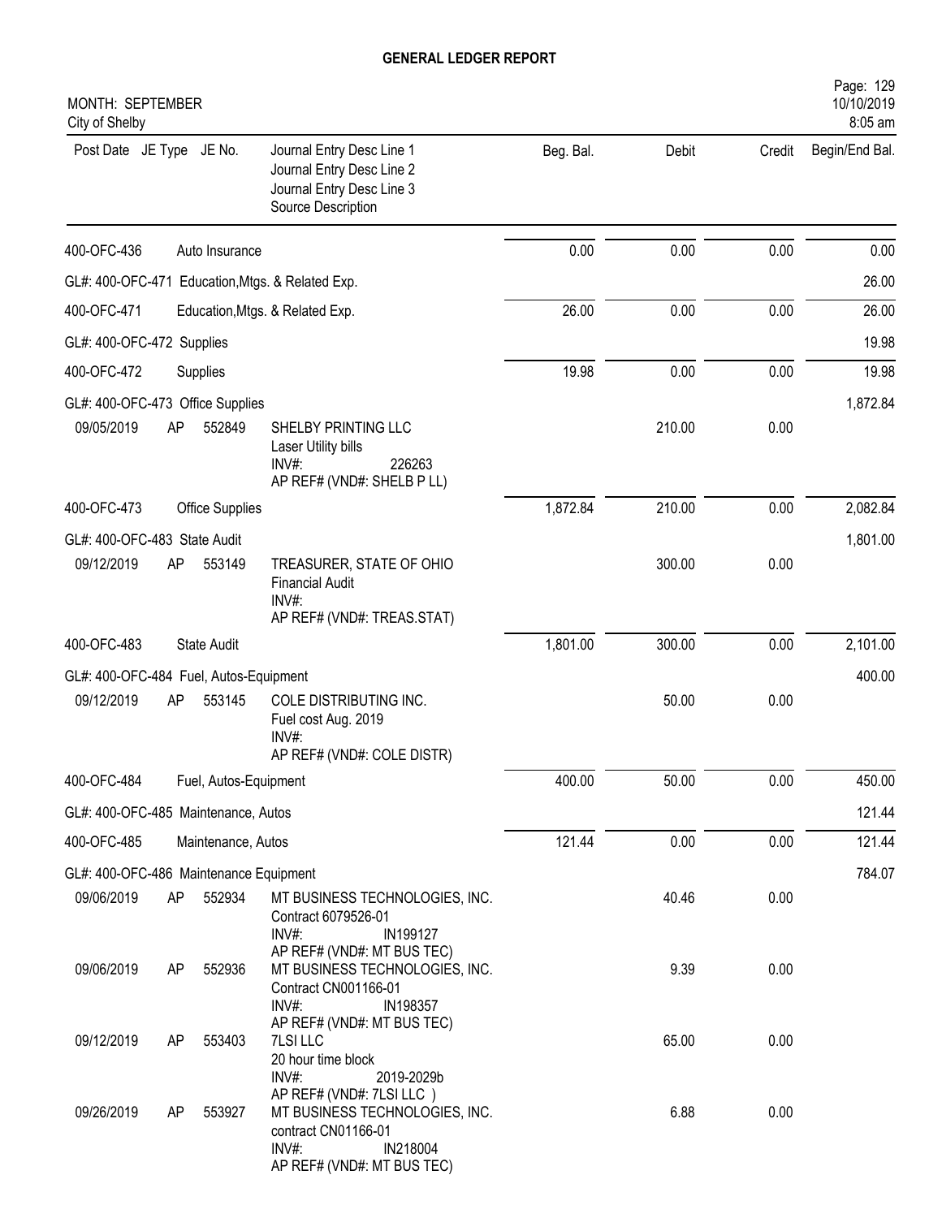# GENERAL LEDGER REPORT

MONTH: SEPTEMBER
City of Shelby

| Post Date | JE Type | JE No. | Journal Entry Desc Line 1 / Journal Entry Desc Line 2 / Journal Entry Desc Line 3 / Source Description | Beg. Bal. | Debit | Credit | Begin/End Bal. |
|---|---|---|---|---|---|---|---|
| 400-OFC-436 | | | Auto Insurance | 0.00 | 0.00 | 0.00 | 0.00 |
| GL#: 400-OFC-471 Education,Mtgs. & Related Exp. | | | | | | | 26.00 |
| 400-OFC-471 | | | Education,Mtgs. & Related Exp. | 26.00 | 0.00 | 0.00 | 26.00 |
| GL#: 400-OFC-472 Supplies | | | | | | | 19.98 |
| 400-OFC-472 | | | Supplies | 19.98 | 0.00 | 0.00 | 19.98 |
| GL#: 400-OFC-473 Office Supplies | | | | | | | 1,872.84 |
| 09/05/2019 | AP | 552849 | SHELBY PRINTING LLC<br>Laser Utility bills<br>INV#: 226263<br>AP REF# (VND#: SHELB P LL) | | 210.00 | 0.00 | |
| 400-OFC-473 | | | Office Supplies | 1,872.84 | 210.00 | 0.00 | 2,082.84 |
| GL#: 400-OFC-483 State Audit | | | | | | | 1,801.00 |
| 09/12/2019 | AP | 553149 | TREASURER, STATE OF OHIO<br>Financial Audit<br>INV#:<br>AP REF# (VND#: TREAS.STAT) | | 300.00 | 0.00 | |
| 400-OFC-483 | | | State Audit | 1,801.00 | 300.00 | 0.00 | 2,101.00 |
| GL#: 400-OFC-484 Fuel, Autos-Equipment | | | | | | | 400.00 |
| 09/12/2019 | AP | 553145 | COLE DISTRIBUTING INC.<br>Fuel cost Aug. 2019<br>INV#:<br>AP REF# (VND#: COLE DISTR) | | 50.00 | 0.00 | |
| 400-OFC-484 | | | Fuel, Autos-Equipment | 400.00 | 50.00 | 0.00 | 450.00 |
| GL#: 400-OFC-485 Maintenance, Autos | | | | | | | 121.44 |
| 400-OFC-485 | | | Maintenance, Autos | 121.44 | 0.00 | 0.00 | 121.44 |
| GL#: 400-OFC-486 Maintenance Equipment | | | | | | | 784.07 |
| 09/06/2019 | AP | 552934 | MT BUSINESS TECHNOLOGIES, INC.<br>Contract 6079526-01<br>INV#: IN199127<br>AP REF# (VND#: MT BUS TEC) | | 40.46 | 0.00 | |
| 09/06/2019 | AP | 552936 | MT BUSINESS TECHNOLOGIES, INC.<br>Contract CN001166-01<br>INV#: IN198357<br>AP REF# (VND#: MT BUS TEC) | | 9.39 | 0.00 | |
| 09/12/2019 | AP | 553403 | 7LSI LLC<br>20 hour time block<br>INV#: 2019-2029b<br>AP REF# (VND#: 7LSI LLC ) | | 65.00 | 0.00 | |
| 09/26/2019 | AP | 553927 | MT BUSINESS TECHNOLOGIES, INC.<br>contract CN01166-01<br>INV#: IN218004<br>AP REF# (VND#: MT BUS TEC) | | 6.88 | 0.00 | |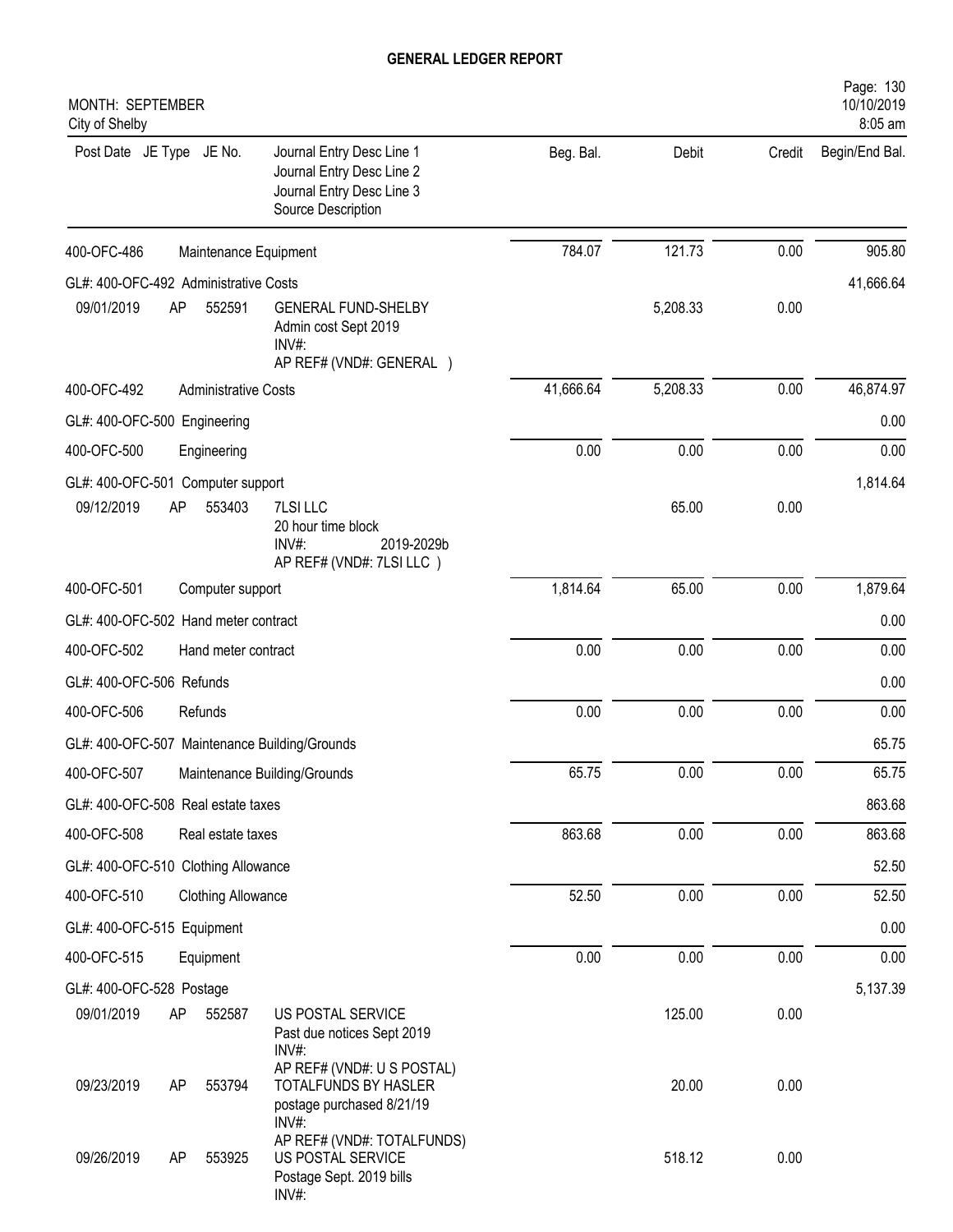# GENERAL LEDGER REPORT

MONTH: SEPTEMBER
City of Shelby

| Post Date | JE Type | JE No. | Journal Entry Desc Line 1 / Journal Entry Desc Line 2 / Journal Entry Desc Line 3 / Source Description | Beg. Bal. | Debit | Credit | Begin/End Bal. |
|---|---|---|---|---|---|---|---|
| 400-OFC-486 | | | Maintenance Equipment | 784.07 | 121.73 | 0.00 | 905.80 |
| GL#: 400-OFC-492 Administrative Costs | | | | | | | 41,666.64 |
| 09/01/2019 | AP | 552591 | GENERAL FUND-SHELBY<br>Admin cost Sept 2019<br>INV#:<br>AP REF# (VND#: GENERAL ) | | 5,208.33 | 0.00 | |
| 400-OFC-492 | | | Administrative Costs | 41,666.64 | 5,208.33 | 0.00 | 46,874.97 |
| GL#: 400-OFC-500 Engineering | | | | | | | 0.00 |
| 400-OFC-500 | | | Engineering | 0.00 | 0.00 | 0.00 | 0.00 |
| GL#: 400-OFC-501 Computer support | | | | | | | 1,814.64 |
| 09/12/2019 | AP | 553403 | 7LSI LLC<br>20 hour time block<br>INV#: 2019-2029b<br>AP REF# (VND#: 7LSI LLC ) | | 65.00 | 0.00 | |
| 400-OFC-501 | | | Computer support | 1,814.64 | 65.00 | 0.00 | 1,879.64 |
| GL#: 400-OFC-502 Hand meter contract | | | | | | | 0.00 |
| 400-OFC-502 | | | Hand meter contract | 0.00 | 0.00 | 0.00 | 0.00 |
| GL#: 400-OFC-506 Refunds | | | | | | | 0.00 |
| 400-OFC-506 | | | Refunds | 0.00 | 0.00 | 0.00 | 0.00 |
| GL#: 400-OFC-507 Maintenance Building/Grounds | | | | | | | 65.75 |
| 400-OFC-507 | | | Maintenance Building/Grounds | 65.75 | 0.00 | 0.00 | 65.75 |
| GL#: 400-OFC-508 Real estate taxes | | | | | | | 863.68 |
| 400-OFC-508 | | | Real estate taxes | 863.68 | 0.00 | 0.00 | 863.68 |
| GL#: 400-OFC-510 Clothing Allowance | | | | | | | 52.50 |
| 400-OFC-510 | | | Clothing Allowance | 52.50 | 0.00 | 0.00 | 52.50 |
| GL#: 400-OFC-515 Equipment | | | | | | | 0.00 |
| 400-OFC-515 | | | Equipment | 0.00 | 0.00 | 0.00 | 0.00 |
| GL#: 400-OFC-528 Postage | | | | | | | 5,137.39 |
| 09/01/2019 | AP | 552587 | US POSTAL SERVICE<br>Past due notices Sept 2019<br>INV#:<br>AP REF# (VND#: U S POSTAL) | | 125.00 | 0.00 | |
| 09/23/2019 | AP | 553794 | TOTALFUNDS BY HASLER<br>postage purchased 8/21/19<br>INV#:<br>AP REF# (VND#: TOTALFUNDS) | | 20.00 | 0.00 | |
| 09/26/2019 | AP | 553925 | US POSTAL SERVICE<br>Postage Sept. 2019 bills<br>INV#: | | 518.12 | 0.00 | |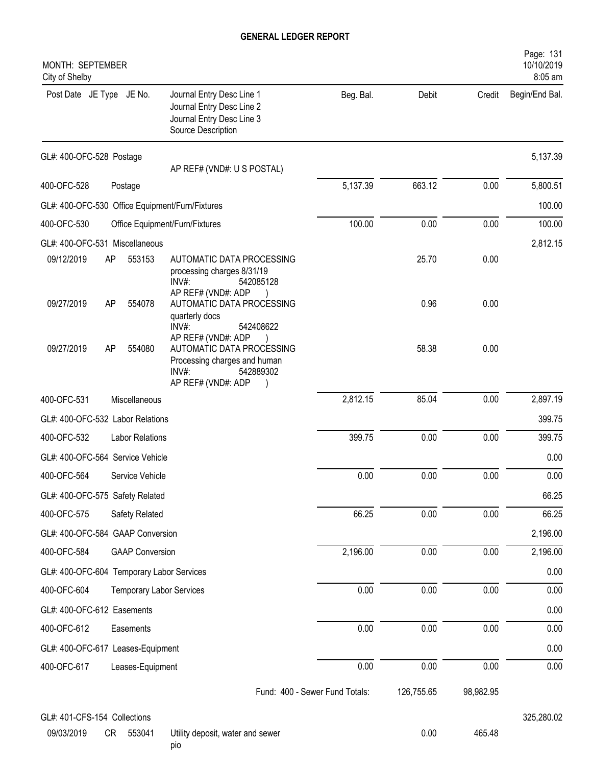# GENERAL LEDGER REPORT

MONTH: SEPTEMBER
City of Shelby

| Post Date | JE Type | JE No. | Journal Entry Desc Line 1 / Journal Entry Desc Line 2 / Journal Entry Desc Line 3 / Source Description | Beg. Bal. | Debit | Credit | Begin/End Bal. |
|---|---|---|---|---|---|---|---|
| GL#: 400-OFC-528 Postage | | | | | | | 5,137.39 |
| | | | AP REF# (VND#: U S POSTAL) | | | | |
| 400-OFC-528 | | | Postage | 5,137.39 | 663.12 | 0.00 | 5,800.51 |
| GL#: 400-OFC-530 Office Equipment/Furn/Fixtures | | | | | | | 100.00 |
| 400-OFC-530 | | | Office Equipment/Furn/Fixtures | 100.00 | 0.00 | 0.00 | 100.00 |
| GL#: 400-OFC-531 Miscellaneous | | | | | | | 2,812.15 |
| 09/12/2019 | AP | 553153 | AUTOMATIC DATA PROCESSING processing charges 8/31/19 INV#: 542085128 AP REF# (VND#: ADP ) | | 25.70 | 0.00 | |
| 09/27/2019 | AP | 554078 | AUTOMATIC DATA PROCESSING quarterly docs INV#: 542408622 AP REF# (VND#: ADP ) | | 0.96 | 0.00 | |
| 09/27/2019 | AP | 554080 | AUTOMATIC DATA PROCESSING Processing charges and human INV#: 542889302 AP REF# (VND#: ADP ) | | 58.38 | 0.00 | |
| 400-OFC-531 | | | Miscellaneous | 2,812.15 | 85.04 | 0.00 | 2,897.19 |
| GL#: 400-OFC-532 Labor Relations | | | | | | | 399.75 |
| 400-OFC-532 | | | Labor Relations | 399.75 | 0.00 | 0.00 | 399.75 |
| GL#: 400-OFC-564 Service Vehicle | | | | | | | 0.00 |
| 400-OFC-564 | | | Service Vehicle | 0.00 | 0.00 | 0.00 | 0.00 |
| GL#: 400-OFC-575 Safety Related | | | | | | | 66.25 |
| 400-OFC-575 | | | Safety Related | 66.25 | 0.00 | 0.00 | 66.25 |
| GL#: 400-OFC-584 GAAP Conversion | | | | | | | 2,196.00 |
| 400-OFC-584 | | | GAAP Conversion | 2,196.00 | 0.00 | 0.00 | 2,196.00 |
| GL#: 400-OFC-604 Temporary Labor Services | | | | | | | 0.00 |
| 400-OFC-604 | | | Temporary Labor Services | 0.00 | 0.00 | 0.00 | 0.00 |
| GL#: 400-OFC-612 Easements | | | | | | | 0.00 |
| 400-OFC-612 | | | Easements | 0.00 | 0.00 | 0.00 | 0.00 |
| GL#: 400-OFC-617 Leases-Equipment | | | | | | | 0.00 |
| 400-OFC-617 | | | Leases-Equipment | 0.00 | 0.00 | 0.00 | 0.00 |
| | | | Fund: 400 - Sewer Fund Totals: | | 126,755.65 | 98,982.95 | |
| GL#: 401-CFS-154 Collections | | | | | | | 325,280.02 |
| 09/03/2019 | CR | 553041 | Utility deposit, water and sewer pio | | 0.00 | 465.48 | |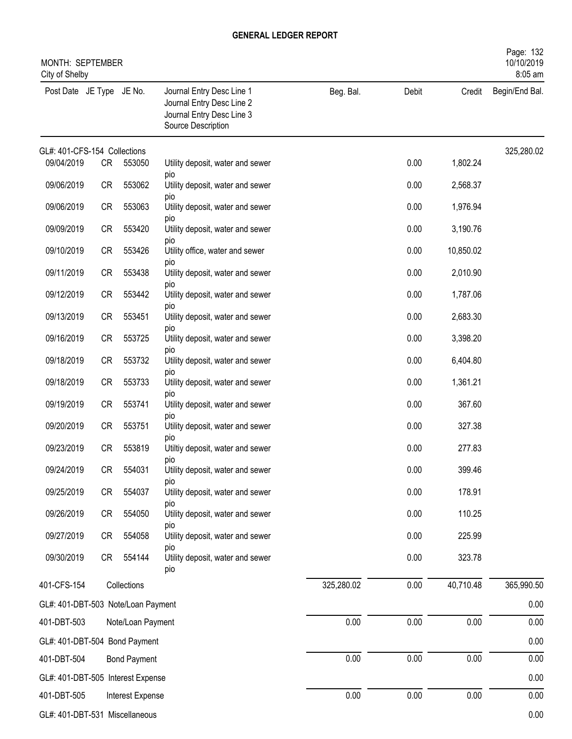# GENERAL LEDGER REPORT

MONTH: SEPTEMBER
City of Shelby

| Post Date | JE Type | JE No. | Journal Entry Desc Line 1 / Journal Entry Desc Line 2 / Journal Entry Desc Line 3 / Source Description | Beg. Bal. | Debit | Credit | Begin/End Bal. |
|---|---|---|---|---|---|---|---|
| GL#: 401-CFS-154 Collections | | | | | | | 325,280.02 |
| 09/04/2019 | CR | 553050 | Utility deposit, water and sewer pio | | 0.00 | 1,802.24 | |
| 09/06/2019 | CR | 553062 | Utility deposit, water and sewer pio | | 0.00 | 2,568.37 | |
| 09/06/2019 | CR | 553063 | Utility deposit, water and sewer pio | | 0.00 | 1,976.94 | |
| 09/09/2019 | CR | 553420 | Utility deposit, water and sewer pio | | 0.00 | 3,190.76 | |
| 09/10/2019 | CR | 553426 | Utility office, water and sewer pio | | 0.00 | 10,850.02 | |
| 09/11/2019 | CR | 553438 | Utility deposit, water and sewer pio | | 0.00 | 2,010.90 | |
| 09/12/2019 | CR | 553442 | Utility deposit, water and sewer pio | | 0.00 | 1,787.06 | |
| 09/13/2019 | CR | 553451 | Utility deposit, water and sewer pio | | 0.00 | 2,683.30 | |
| 09/16/2019 | CR | 553725 | Utility deposit, water and sewer pio | | 0.00 | 3,398.20 | |
| 09/18/2019 | CR | 553732 | Utility deposit, water and sewer pio | | 0.00 | 6,404.80 | |
| 09/18/2019 | CR | 553733 | Utility deposit, water and sewer pio | | 0.00 | 1,361.21 | |
| 09/19/2019 | CR | 553741 | Utility deposit, water and sewer pio | | 0.00 | 367.60 | |
| 09/20/2019 | CR | 553751 | Utility deposit, water and sewer pio | | 0.00 | 327.38 | |
| 09/23/2019 | CR | 553819 | Utiltiy deposit, water and sewer pio | | 0.00 | 277.83 | |
| 09/24/2019 | CR | 554031 | Utility deposit, water and sewer pio | | 0.00 | 399.46 | |
| 09/25/2019 | CR | 554037 | Utility deposit, water and sewer pio | | 0.00 | 178.91 | |
| 09/26/2019 | CR | 554050 | Utility deposit, water and sewer pio | | 0.00 | 110.25 | |
| 09/27/2019 | CR | 554058 | Utility deposit, water and sewer pio | | 0.00 | 225.99 | |
| 09/30/2019 | CR | 554144 | Utility deposit, water and sewer pio | | 0.00 | 323.78 | |
| 401-CFS-154 | | Collections | | 325,280.02 | 0.00 | 40,710.48 | 365,990.50 |
| GL#: 401-DBT-503 Note/Loan Payment | | | | | | | 0.00 |
| 401-DBT-503 | | Note/Loan Payment | | 0.00 | 0.00 | 0.00 | 0.00 |
| GL#: 401-DBT-504 Bond Payment | | | | | | | 0.00 |
| 401-DBT-504 | | Bond Payment | | 0.00 | 0.00 | 0.00 | 0.00 |
| GL#: 401-DBT-505 Interest Expense | | | | | | | 0.00 |
| 401-DBT-505 | | Interest Expense | | 0.00 | 0.00 | 0.00 | 0.00 |
| GL#: 401-DBT-531 Miscellaneous | | | | | | | 0.00 |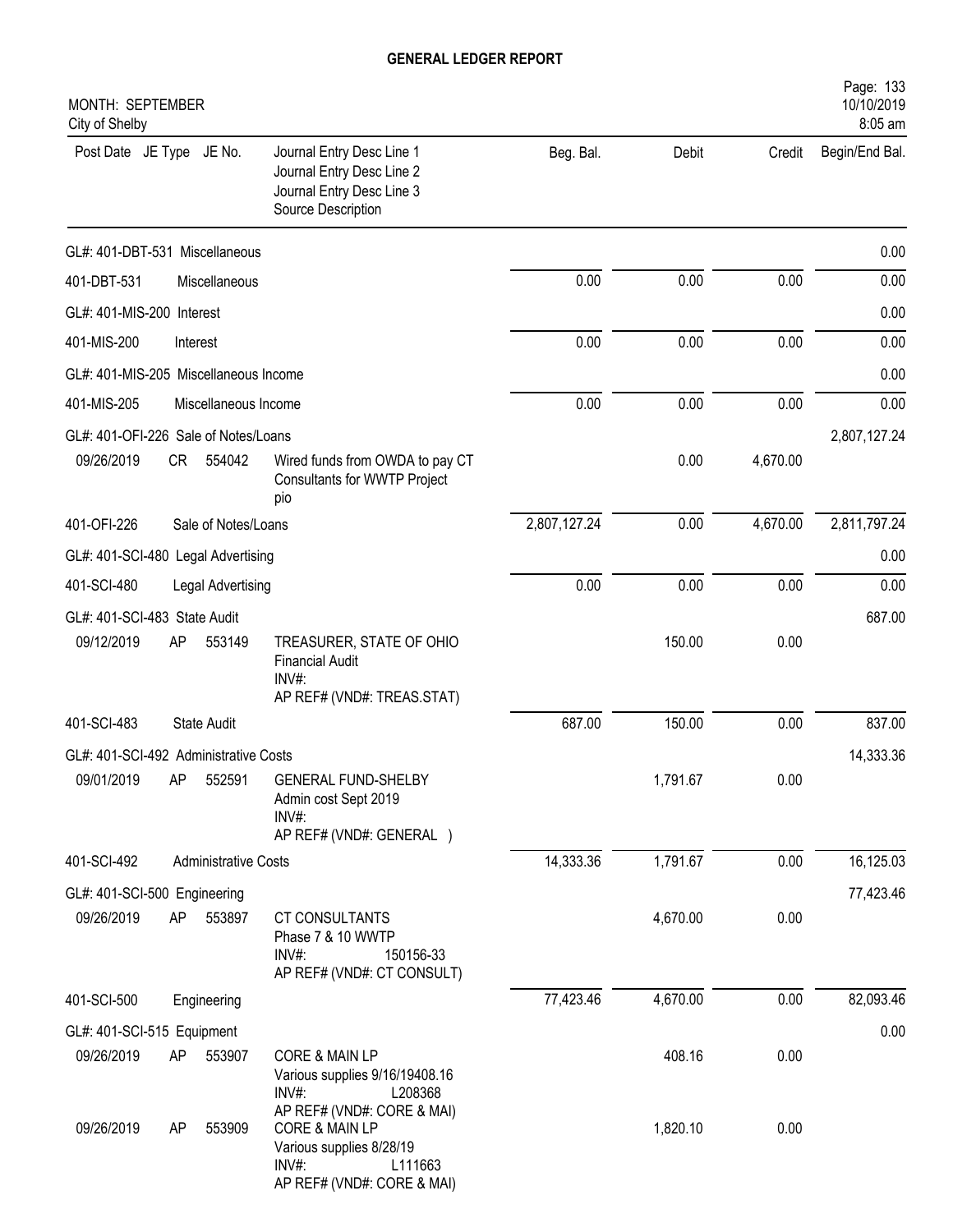# GENERAL LEDGER REPORT

MONTH: SEPTEMBER
City of Shelby

| Post Date | JE Type | JE No. | Journal Entry Desc Line 1 / Journal Entry Desc Line 2 / Journal Entry Desc Line 3 / Source Description | Beg. Bal. | Debit | Credit | Begin/End Bal. |
|---|---|---|---|---|---|---|---|
| GL#: 401-DBT-531 Miscellaneous | | | | | | | 0.00 |
| 401-DBT-531 | | | Miscellaneous | 0.00 | 0.00 | 0.00 | 0.00 |
| GL#: 401-MIS-200 Interest | | | | | | | 0.00 |
| 401-MIS-200 | | | Interest | 0.00 | 0.00 | 0.00 | 0.00 |
| GL#: 401-MIS-205 Miscellaneous Income | | | | | | | 0.00 |
| 401-MIS-205 | | | Miscellaneous Income | 0.00 | 0.00 | 0.00 | 0.00 |
| GL#: 401-OFI-226 Sale of Notes/Loans | | | | | | | 2,807,127.24 |
| 09/26/2019 | CR | 554042 | Wired funds from OWDA to pay CT Consultants for WWTP Project pio | | 0.00 | 4,670.00 | |
| 401-OFI-226 | | | Sale of Notes/Loans | 2,807,127.24 | 0.00 | 4,670.00 | 2,811,797.24 |
| GL#: 401-SCI-480 Legal Advertising | | | | | | | 0.00 |
| 401-SCI-480 | | | Legal Advertising | 0.00 | 0.00 | 0.00 | 0.00 |
| GL#: 401-SCI-483 State Audit | | | | | | | 687.00 |
| 09/12/2019 | AP | 553149 | TREASURER, STATE OF OHIO<br>Financial Audit<br>INV#:<br>AP REF# (VND#: TREAS.STAT) | | 150.00 | 0.00 | |
| 401-SCI-483 | | | State Audit | 687.00 | 150.00 | 0.00 | 837.00 |
| GL#: 401-SCI-492 Administrative Costs | | | | | | | 14,333.36 |
| 09/01/2019 | AP | 552591 | GENERAL FUND-SHELBY<br>Admin cost Sept 2019<br>INV#:<br>AP REF# (VND#: GENERAL ) | | 1,791.67 | 0.00 | |
| 401-SCI-492 | | | Administrative Costs | 14,333.36 | 1,791.67 | 0.00 | 16,125.03 |
| GL#: 401-SCI-500 Engineering | | | | | | | 77,423.46 |
| 09/26/2019 | AP | 553897 | CT CONSULTANTS<br>Phase 7 & 10 WWTP<br>INV#: 150156-33<br>AP REF# (VND#: CT CONSULT) | | 4,670.00 | 0.00 | |
| 401-SCI-500 | | | Engineering | 77,423.46 | 4,670.00 | 0.00 | 82,093.46 |
| GL#: 401-SCI-515 Equipment | | | | | | | 0.00 |
| 09/26/2019 | AP | 553907 | CORE & MAIN LP<br>Various supplies 9/16/19408.16<br>INV#: L208368<br>AP REF# (VND#: CORE & MAI) | | 408.16 | 0.00 | |
| 09/26/2019 | AP | 553909 | CORE & MAIN LP<br>Various supplies 8/28/19<br>INV#: L111663<br>AP REF# (VND#: CORE & MAI) | | 1,820.10 | 0.00 | |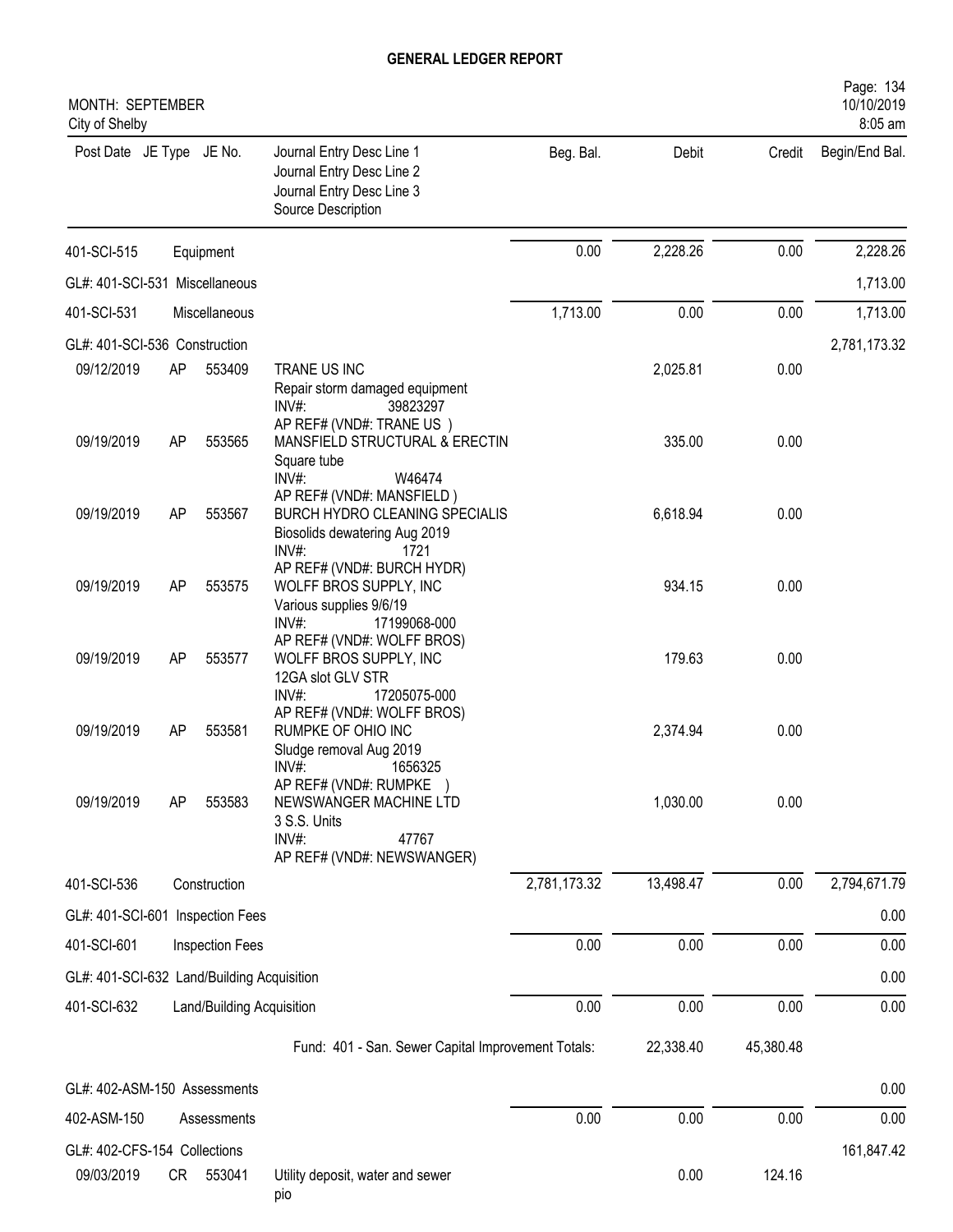# GENERAL LEDGER REPORT

MONTH: SEPTEMBER
City of Shelby

| Post Date | JE Type | JE No. | Journal Entry Desc Line 1 / Journal Entry Desc Line 2 / Journal Entry Desc Line 3 / Source Description | Beg. Bal. | Debit | Credit | Begin/End Bal. |
|---|---|---|---|---|---|---|---|
| 401-SCI-515 | | Equipment | | 0.00 | 2,228.26 | 0.00 | 2,228.26 |
| GL#: 401-SCI-531 Miscellaneous | | | | | | | 1,713.00 |
| 401-SCI-531 | | Miscellaneous | | 1,713.00 | 0.00 | 0.00 | 1,713.00 |
| GL#: 401-SCI-536 Construction | | | | | | | 2,781,173.32 |
| 09/12/2019 | AP | 553409 | TRANE US INC<br>Repair storm damaged equipment<br>INV#: 39823297<br>AP REF# (VND#: TRANE US ) | | 2,025.81 | 0.00 | |
| 09/19/2019 | AP | 553565 | MANSFIELD STRUCTURAL & ERECTIN<br>Square tube<br>INV#: W46474<br>AP REF# (VND#: MANSFIELD ) | | 335.00 | 0.00 | |
| 09/19/2019 | AP | 553567 | BURCH HYDRO CLEANING SPECIALIS<br>Biosolids dewatering Aug 2019<br>INV#: 1721<br>AP REF# (VND#: BURCH HYDR) | | 6,618.94 | 0.00 | |
| 09/19/2019 | AP | 553575 | WOLFF BROS SUPPLY, INC<br>Various supplies 9/6/19<br>INV#: 17199068-000<br>AP REF# (VND#: WOLFF BROS) | | 934.15 | 0.00 | |
| 09/19/2019 | AP | 553577 | WOLFF BROS SUPPLY, INC<br>12GA slot GLV STR<br>INV#: 17205075-000<br>AP REF# (VND#: WOLFF BROS) | | 179.63 | 0.00 | |
| 09/19/2019 | AP | 553581 | RUMPKE OF OHIO INC<br>Sludge removal Aug 2019<br>INV#: 1656325<br>AP REF# (VND#: RUMPKE ) | | 2,374.94 | 0.00 | |
| 09/19/2019 | AP | 553583 | NEWSWANGER MACHINE LTD<br>3 S.S. Units<br>INV#: 47767<br>AP REF# (VND#: NEWSWANGER) | | 1,030.00 | 0.00 | |
| 401-SCI-536 | | Construction | | 2,781,173.32 | 13,498.47 | 0.00 | 2,794,671.79 |
| GL#: 401-SCI-601 Inspection Fees | | | | | | | 0.00 |
| 401-SCI-601 | | Inspection Fees | | 0.00 | 0.00 | 0.00 | 0.00 |
| GL#: 401-SCI-632 Land/Building Acquisition | | | | | | | 0.00 |
| 401-SCI-632 | | Land/Building Acquisition | | 0.00 | 0.00 | 0.00 | 0.00 |
| | | | Fund: 401 - San. Sewer Capital Improvement Totals: | | 22,338.40 | 45,380.48 | |
| GL#: 402-ASM-150 Assessments | | | | | | | 0.00 |
| 402-ASM-150 | | Assessments | | 0.00 | 0.00 | 0.00 | 0.00 |
| GL#: 402-CFS-154 Collections | | | | | | | 161,847.42 |
| 09/03/2019 | CR | 553041 | Utility deposit, water and sewer<br>pio | | 0.00 | 124.16 | |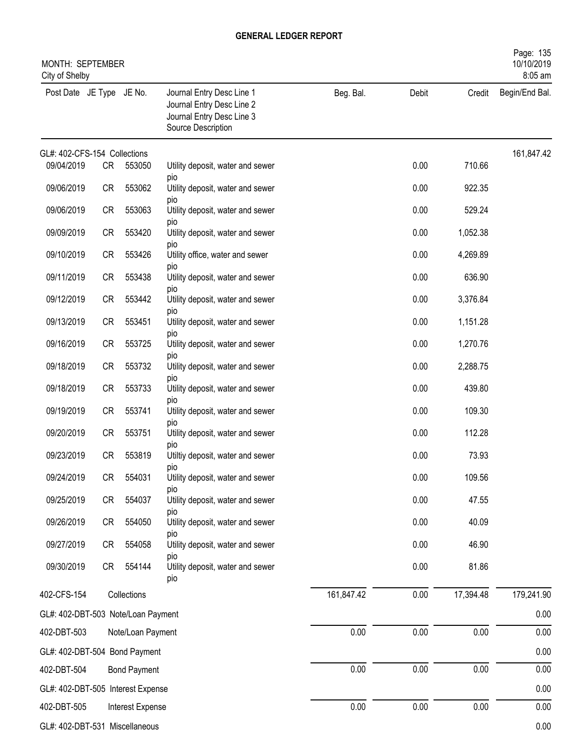**GENERAL LEDGER REPORT**

MONTH: SEPTEMBER
City of Shelby

| Post Date | JE Type | JE No. | Journal Entry Desc Line 1<br>Journal Entry Desc Line 2<br>Journal Entry Desc Line 3<br>Source Description | Beg. Bal. | Debit | Credit | Begin/End Bal. |
|---|---|---|---|---|---|---|---|
| GL#: 402-CFS-154 Collections | | | | | | | 161,847.42 |
| 09/04/2019 | CR | 553050 | Utility deposit, water and sewer<br>pio | | 0.00 | 710.66 | |
| 09/06/2019 | CR | 553062 | Utility deposit, water and sewer<br>pio | | 0.00 | 922.35 | |
| 09/06/2019 | CR | 553063 | Utility deposit, water and sewer<br>pio | | 0.00 | 529.24 | |
| 09/09/2019 | CR | 553420 | Utility deposit, water and sewer<br>pio | | 0.00 | 1,052.38 | |
| 09/10/2019 | CR | 553426 | Utility office, water and sewer<br>pio | | 0.00 | 4,269.89 | |
| 09/11/2019 | CR | 553438 | Utility deposit, water and sewer<br>pio | | 0.00 | 636.90 | |
| 09/12/2019 | CR | 553442 | Utility deposit, water and sewer<br>pio | | 0.00 | 3,376.84 | |
| 09/13/2019 | CR | 553451 | Utility deposit, water and sewer<br>pio | | 0.00 | 1,151.28 | |
| 09/16/2019 | CR | 553725 | Utility deposit, water and sewer<br>pio | | 0.00 | 1,270.76 | |
| 09/18/2019 | CR | 553732 | Utility deposit, water and sewer<br>pio | | 0.00 | 2,288.75 | |
| 09/18/2019 | CR | 553733 | Utility deposit, water and sewer<br>pio | | 0.00 | 439.80 | |
| 09/19/2019 | CR | 553741 | Utility deposit, water and sewer<br>pio | | 0.00 | 109.30 | |
| 09/20/2019 | CR | 553751 | Utility deposit, water and sewer<br>pio | | 0.00 | 112.28 | |
| 09/23/2019 | CR | 553819 | Utiltiy deposit, water and sewer<br>pio | | 0.00 | 73.93 | |
| 09/24/2019 | CR | 554031 | Utility deposit, water and sewer<br>pio | | 0.00 | 109.56 | |
| 09/25/2019 | CR | 554037 | Utility deposit, water and sewer<br>pio | | 0.00 | 47.55 | |
| 09/26/2019 | CR | 554050 | Utility deposit, water and sewer<br>pio | | 0.00 | 40.09 | |
| 09/27/2019 | CR | 554058 | Utility deposit, water and sewer<br>pio | | 0.00 | 46.90 | |
| 09/30/2019 | CR | 554144 | Utility deposit, water and sewer<br>pio | | 0.00 | 81.86 | |
| 402-CFS-154 | | Collections | | 161,847.42 | 0.00 | 17,394.48 | 179,241.90 |
| GL#: 402-DBT-503 Note/Loan Payment | | | | | | | 0.00 |
| 402-DBT-503 | | Note/Loan Payment | | 0.00 | 0.00 | 0.00 | 0.00 |
| GL#: 402-DBT-504 Bond Payment | | | | | | | 0.00 |
| 402-DBT-504 | | Bond Payment | | 0.00 | 0.00 | 0.00 | 0.00 |
| GL#: 402-DBT-505 Interest Expense | | | | | | | 0.00 |
| 402-DBT-505 | | Interest Expense | | 0.00 | 0.00 | 0.00 | 0.00 |
| GL#: 402-DBT-531 Miscellaneous | | | | | | | 0.00 |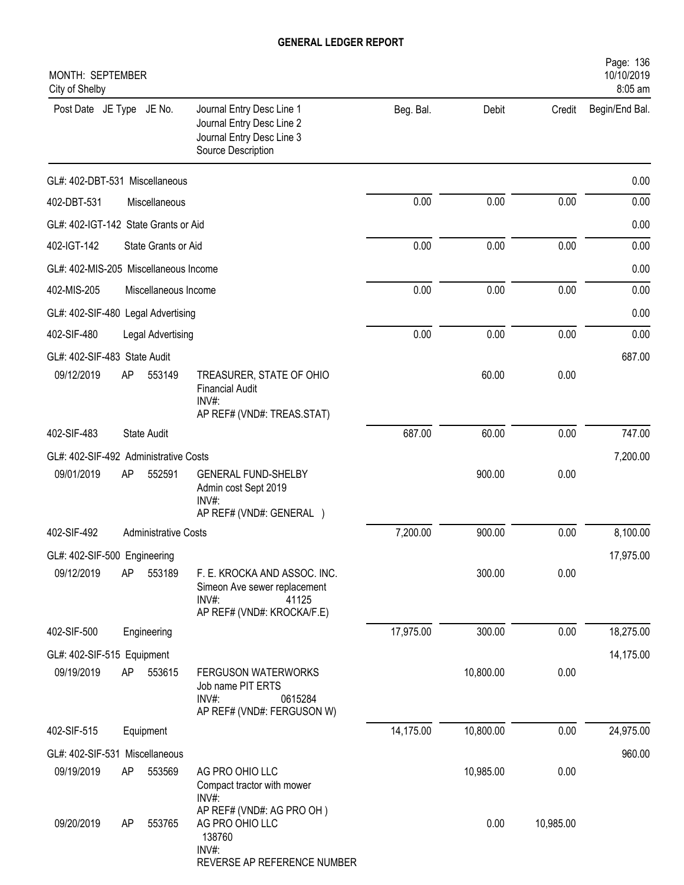# GENERAL LEDGER REPORT

MONTH: SEPTEMBER
City of Shelby

| Post Date | JE Type | JE No. | Journal Entry Desc Line 1<br>Journal Entry Desc Line 2<br>Journal Entry Desc Line 3<br>Source Description | Beg. Bal. | Debit | Credit | Begin/End Bal. |
|---|---|---|---|---|---|---|---|
| GL#: 402-DBT-531 Miscellaneous | | | | | | | 0.00 |
| 402-DBT-531 | | | Miscellaneous | 0.00 | 0.00 | 0.00 | 0.00 |
| GL#: 402-IGT-142 State Grants or Aid | | | | | | | 0.00 |
| 402-IGT-142 | | | State Grants or Aid | 0.00 | 0.00 | 0.00 | 0.00 |
| GL#: 402-MIS-205 Miscellaneous Income | | | | | | | 0.00 |
| 402-MIS-205 | | | Miscellaneous Income | 0.00 | 0.00 | 0.00 | 0.00 |
| GL#: 402-SIF-480 Legal Advertising | | | | | | | 0.00 |
| 402-SIF-480 | | | Legal Advertising | 0.00 | 0.00 | 0.00 | 0.00 |
| GL#: 402-SIF-483 State Audit | | | | | | | 687.00 |
| 09/12/2019 | AP | 553149 | TREASURER, STATE OF OHIO<br>Financial Audit<br>INV#:<br>AP REF# (VND#: TREAS.STAT) | | 60.00 | 0.00 | |
| 402-SIF-483 | | | State Audit | 687.00 | 60.00 | 0.00 | 747.00 |
| GL#: 402-SIF-492 Administrative Costs | | | | | | | 7,200.00 |
| 09/01/2019 | AP | 552591 | GENERAL FUND-SHELBY<br>Admin cost Sept 2019<br>INV#:<br>AP REF# (VND#: GENERAL ) | | 900.00 | 0.00 | |
| 402-SIF-492 | | | Administrative Costs | 7,200.00 | 900.00 | 0.00 | 8,100.00 |
| GL#: 402-SIF-500 Engineering | | | | | | | 17,975.00 |
| 09/12/2019 | AP | 553189 | F. E. KROCKA AND ASSOC. INC.<br>Simeon Ave sewer replacement<br>INV#: 41125<br>AP REF# (VND#: KROCKA/F.E) | | 300.00 | 0.00 | |
| 402-SIF-500 | | | Engineering | 17,975.00 | 300.00 | 0.00 | 18,275.00 |
| GL#: 402-SIF-515 Equipment | | | | | | | 14,175.00 |
| 09/19/2019 | AP | 553615 | FERGUSON WATERWORKS<br>Job name PIT ERTS<br>INV#: 0615284<br>AP REF# (VND#: FERGUSON W) | | 10,800.00 | 0.00 | |
| 402-SIF-515 | | | Equipment | 14,175.00 | 10,800.00 | 0.00 | 24,975.00 |
| GL#: 402-SIF-531 Miscellaneous | | | | | | | 960.00 |
| 09/19/2019 | AP | 553569 | AG PRO OHIO LLC<br>Compact tractor with mower<br>INV#:<br>AP REF# (VND#: AG PRO OH ) | | 10,985.00 | 0.00 | |
| 09/20/2019 | AP | 553765 | AG PRO OHIO LLC<br>138760<br>INV#:<br>REVERSE AP REFERENCE NUMBER | | 0.00 | 10,985.00 | |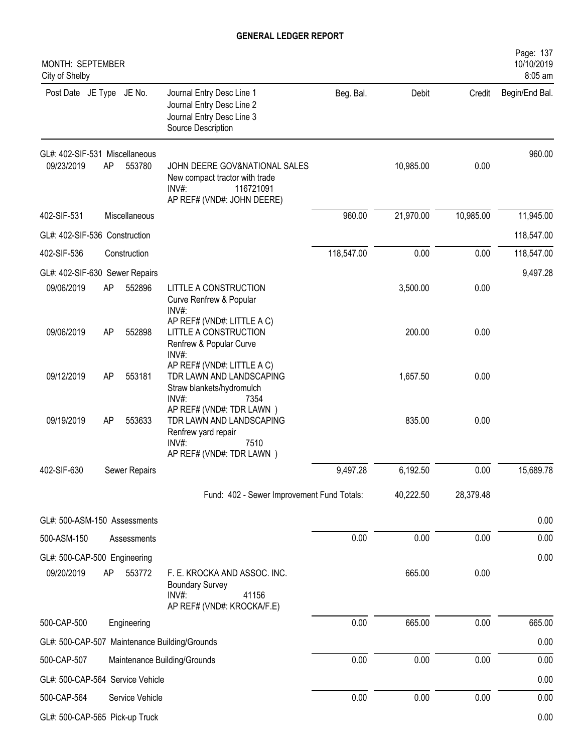# GENERAL LEDGER REPORT

MONTH: SEPTEMBER
City of Shelby

| Post Date | JE Type | JE No. | Journal Entry Desc Line 1<br>Journal Entry Desc Line 2<br>Journal Entry Desc Line 3<br>Source Description | Beg. Bal. | Debit | Credit | Begin/End Bal. |
|---|---|---|---|---|---|---|---|
| GL#: 402-SIF-531 Miscellaneous | | | | | | | 960.00 |
| 09/23/2019 | AP | 553780 | JOHN DEERE GOV&NATIONAL SALES<br>New compact tractor with trade<br>INV#: 116721091<br>AP REF# (VND#: JOHN DEERE) | | 10,985.00 | 0.00 | |
| 402-SIF-531 | Miscellaneous | | | 960.00 | 21,970.00 | 10,985.00 | 11,945.00 |
| GL#: 402-SIF-536 Construction | | | | | | | 118,547.00 |
| 402-SIF-536 | Construction | | | 118,547.00 | 0.00 | 0.00 | 118,547.00 |
| GL#: 402-SIF-630 Sewer Repairs | | | | | | | 9,497.28 |
| 09/06/2019 | AP | 552896 | LITTLE A CONSTRUCTION<br>Curve Renfrew & Popular<br>INV#:<br>AP REF# (VND#: LITTLE A C) | | 3,500.00 | 0.00 | |
| 09/06/2019 | AP | 552898 | LITTLE A CONSTRUCTION<br>Renfrew & Popular Curve<br>INV#:<br>AP REF# (VND#: LITTLE A C) | | 200.00 | 0.00 | |
| 09/12/2019 | AP | 553181 | TDR LAWN AND LANDSCAPING<br>Straw blankets/hydromulch<br>INV#: 7354<br>AP REF# (VND#: TDR LAWN ) | | 1,657.50 | 0.00 | |
| 09/19/2019 | AP | 553633 | TDR LAWN AND LANDSCAPING<br>Renfrew yard repair<br>INV#: 7510<br>AP REF# (VND#: TDR LAWN ) | | 835.00 | 0.00 | |
| 402-SIF-630 | Sewer Repairs | | | 9,497.28 | 6,192.50 | 0.00 | 15,689.78 |
| | | | Fund: 402 - Sewer Improvement Fund Totals: | | 40,222.50 | 28,379.48 | |
| GL#: 500-ASM-150 Assessments | | | | | | | 0.00 |
| 500-ASM-150 | Assessments | | | 0.00 | 0.00 | 0.00 | 0.00 |
| GL#: 500-CAP-500 Engineering | | | | | | | 0.00 |
| 09/20/2019 | AP | 553772 | F. E. KROCKA AND ASSOC. INC.<br>Boundary Survey<br>INV#: 41156<br>AP REF# (VND#: KROCKA/F.E) | | 665.00 | 0.00 | |
| 500-CAP-500 | Engineering | | | 0.00 | 665.00 | 0.00 | 665.00 |
| GL#: 500-CAP-507 Maintenance Building/Grounds | | | | | | | 0.00 |
| 500-CAP-507 | Maintenance Building/Grounds | | | 0.00 | 0.00 | 0.00 | 0.00 |
| GL#: 500-CAP-564 Service Vehicle | | | | | | | 0.00 |
| 500-CAP-564 | Service Vehicle | | | 0.00 | 0.00 | 0.00 | 0.00 |
| GL#: 500-CAP-565 Pick-up Truck | | | | | | | 0.00 |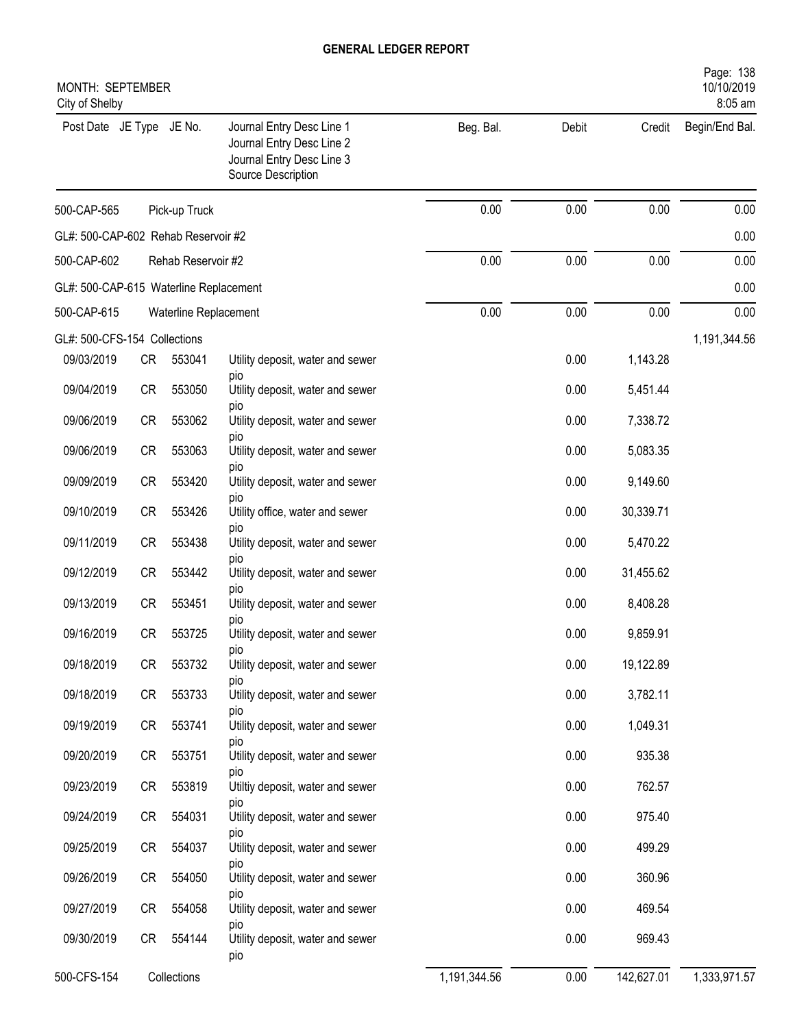# GENERAL LEDGER REPORT

MONTH: SEPTEMBER
City of Shelby

| Post Date | JE Type | JE No. | Journal Entry Desc Line 1<br>Journal Entry Desc Line 2<br>Journal Entry Desc Line 3<br>Source Description | Beg. Bal. | Debit | Credit | Begin/End Bal. |
|---|---|---|---|---|---|---|---|
| 500-CAP-565 | | Pick-up Truck | | 0.00 | 0.00 | 0.00 | 0.00 |
| GL#: 500-CAP-602 Rehab Reservoir #2 | | | | | | | 0.00 |
| 500-CAP-602 | | Rehab Reservoir #2 | | 0.00 | 0.00 | 0.00 | 0.00 |
| GL#: 500-CAP-615 Waterline Replacement | | | | | | | 0.00 |
| 500-CAP-615 | | Waterline Replacement | | 0.00 | 0.00 | 0.00 | 0.00 |
| GL#: 500-CFS-154 Collections | | | | | | | 1,191,344.56 |
| 09/03/2019 | CR | 553041 | Utility deposit, water and sewer<br>pio | | 0.00 | 1,143.28 | |
| 09/04/2019 | CR | 553050 | Utility deposit, water and sewer<br>pio | | 0.00 | 5,451.44 | |
| 09/06/2019 | CR | 553062 | Utility deposit, water and sewer<br>pio | | 0.00 | 7,338.72 | |
| 09/06/2019 | CR | 553063 | Utility deposit, water and sewer<br>pio | | 0.00 | 5,083.35 | |
| 09/09/2019 | CR | 553420 | Utility deposit, water and sewer<br>pio | | 0.00 | 9,149.60 | |
| 09/10/2019 | CR | 553426 | Utility office, water and sewer<br>pio | | 0.00 | 30,339.71 | |
| 09/11/2019 | CR | 553438 | Utility deposit, water and sewer<br>pio | | 0.00 | 5,470.22 | |
| 09/12/2019 | CR | 553442 | Utility deposit, water and sewer<br>pio | | 0.00 | 31,455.62 | |
| 09/13/2019 | CR | 553451 | Utility deposit, water and sewer<br>pio | | 0.00 | 8,408.28 | |
| 09/16/2019 | CR | 553725 | Utility deposit, water and sewer<br>pio | | 0.00 | 9,859.91 | |
| 09/18/2019 | CR | 553732 | Utility deposit, water and sewer<br>pio | | 0.00 | 19,122.89 | |
| 09/18/2019 | CR | 553733 | Utility deposit, water and sewer<br>pio | | 0.00 | 3,782.11 | |
| 09/19/2019 | CR | 553741 | Utility deposit, water and sewer<br>pio | | 0.00 | 1,049.31 | |
| 09/20/2019 | CR | 553751 | Utility deposit, water and sewer<br>pio | | 0.00 | 935.38 | |
| 09/23/2019 | CR | 553819 | Utiltiy deposit, water and sewer<br>pio | | 0.00 | 762.57 | |
| 09/24/2019 | CR | 554031 | Utility deposit, water and sewer<br>pio | | 0.00 | 975.40 | |
| 09/25/2019 | CR | 554037 | Utility deposit, water and sewer<br>pio | | 0.00 | 499.29 | |
| 09/26/2019 | CR | 554050 | Utility deposit, water and sewer<br>pio | | 0.00 | 360.96 | |
| 09/27/2019 | CR | 554058 | Utility deposit, water and sewer<br>pio | | 0.00 | 469.54 | |
| 09/30/2019 | CR | 554144 | Utility deposit, water and sewer<br>pio | | 0.00 | 969.43 | |
| 500-CFS-154 | | Collections | | 1,191,344.56 | 0.00 | 142,627.01 | 1,333,971.57 |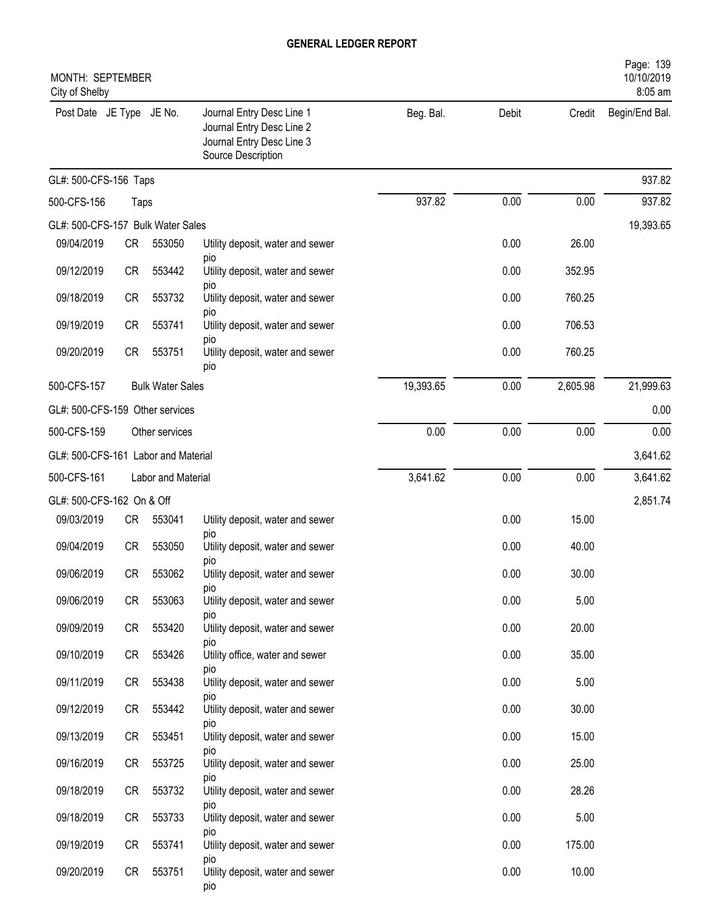# GENERAL LEDGER REPORT

MONTH: SEPTEMBER
City of Shelby

10/10/2019
8:05 am

| Post Date | JE Type | JE No. | Journal Entry Desc Line 1<br>Journal Entry Desc Line 2<br>Journal Entry Desc Line 3<br>Source Description | Beg. Bal. | Debit | Credit | Begin/End Bal. |
|---|---|---|---|---|---|---|---|
| GL#: 500-CFS-156 Taps | | | | | | | 937.82 |
| 500-CFS-156 | Taps | | | 937.82 | 0.00 | 0.00 | 937.82 |
| GL#: 500-CFS-157 Bulk Water Sales | | | | | | | 19,393.65 |
| 09/04/2019 | CR | 553050 | Utility deposit, water and sewer pio | | 0.00 | 26.00 | |
| 09/12/2019 | CR | 553442 | Utility deposit, water and sewer pio | | 0.00 | 352.95 | |
| 09/18/2019 | CR | 553732 | Utility deposit, water and sewer pio | | 0.00 | 760.25 | |
| 09/19/2019 | CR | 553741 | Utility deposit, water and sewer pio | | 0.00 | 706.53 | |
| 09/20/2019 | CR | 553751 | Utility deposit, water and sewer pio | | 0.00 | 760.25 | |
| 500-CFS-157 | Bulk Water Sales | | | 19,393.65 | 0.00 | 2,605.98 | 21,999.63 |
| GL#: 500-CFS-159 Other services | | | | | | | 0.00 |
| 500-CFS-159 | Other services | | | 0.00 | 0.00 | 0.00 | 0.00 |
| GL#: 500-CFS-161 Labor and Material | | | | | | | 3,641.62 |
| 500-CFS-161 | Labor and Material | | | 3,641.62 | 0.00 | 0.00 | 3,641.62 |
| GL#: 500-CFS-162 On & Off | | | | | | | 2,851.74 |
| 09/03/2019 | CR | 553041 | Utility deposit, water and sewer pio | | 0.00 | 15.00 | |
| 09/04/2019 | CR | 553050 | Utility deposit, water and sewer pio | | 0.00 | 40.00 | |
| 09/06/2019 | CR | 553062 | Utility deposit, water and sewer pio | | 0.00 | 30.00 | |
| 09/06/2019 | CR | 553063 | Utility deposit, water and sewer pio | | 0.00 | 5.00 | |
| 09/09/2019 | CR | 553420 | Utility deposit, water and sewer pio | | 0.00 | 20.00 | |
| 09/10/2019 | CR | 553426 | Utility office, water and sewer pio | | 0.00 | 35.00 | |
| 09/11/2019 | CR | 553438 | Utility deposit, water and sewer pio | | 0.00 | 5.00 | |
| 09/12/2019 | CR | 553442 | Utility deposit, water and sewer pio | | 0.00 | 30.00 | |
| 09/13/2019 | CR | 553451 | Utility deposit, water and sewer pio | | 0.00 | 15.00 | |
| 09/16/2019 | CR | 553725 | Utility deposit, water and sewer pio | | 0.00 | 25.00 | |
| 09/18/2019 | CR | 553732 | Utility deposit, water and sewer pio | | 0.00 | 28.26 | |
| 09/18/2019 | CR | 553733 | Utility deposit, water and sewer pio | | 0.00 | 5.00 | |
| 09/19/2019 | CR | 553741 | Utility deposit, water and sewer pio | | 0.00 | 175.00 | |
| 09/20/2019 | CR | 553751 | Utility deposit, water and sewer pio | | 0.00 | 10.00 | |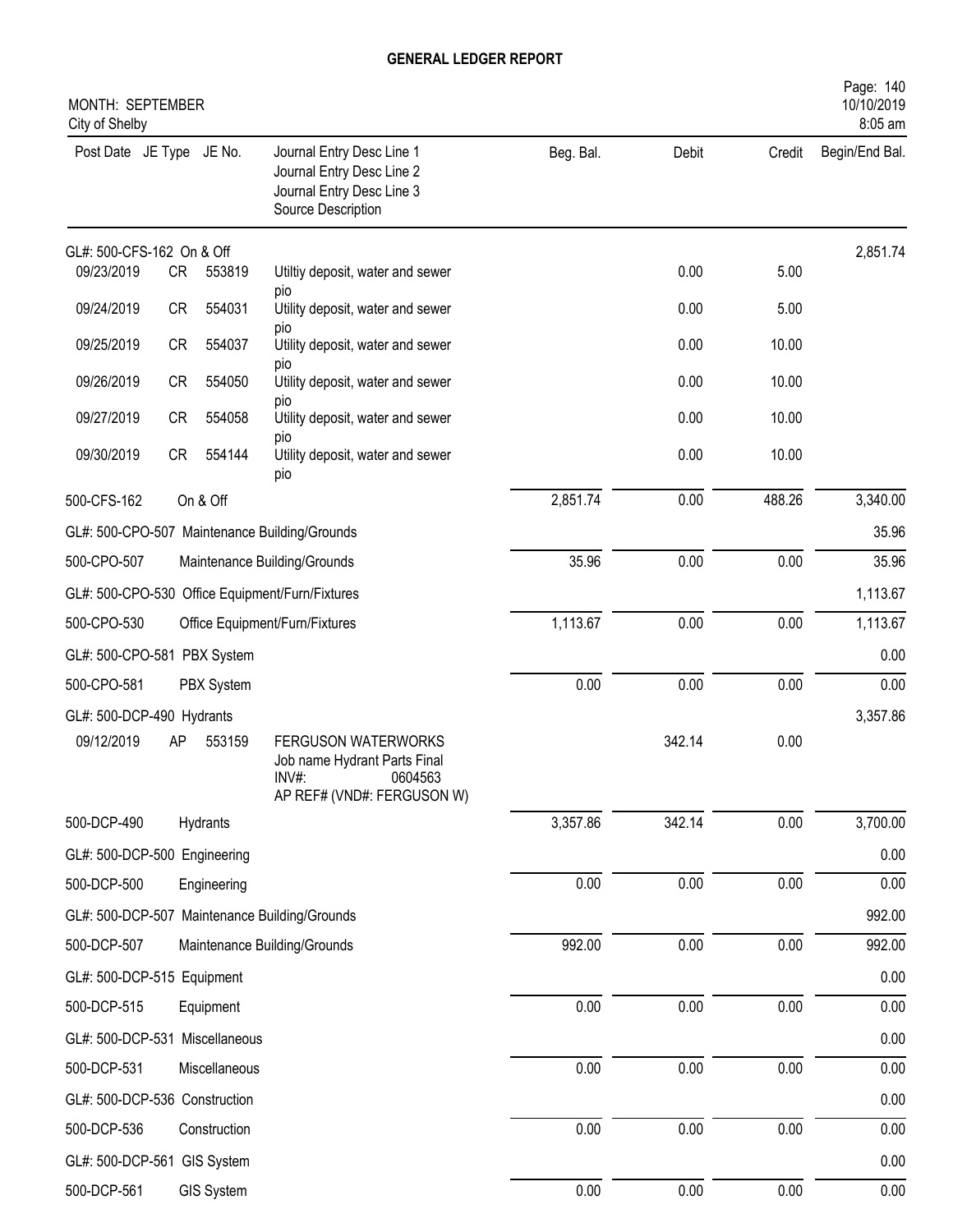# GENERAL LEDGER REPORT

MONTH: SEPTEMBER
City of Shelby

| Post Date | JE Type | JE No. | Journal Entry Desc Line 1 / Journal Entry Desc Line 2 / Journal Entry Desc Line 3 / Source Description | Beg. Bal. | Debit | Credit | Begin/End Bal. |
|---|---|---|---|---|---|---|---|
| GL#: 500-CFS-162 On & Off | | | | | | | 2,851.74 |
| 09/23/2019 | CR | 553819 | Utiltiy deposit, water and sewer pio | | 0.00 | 5.00 | |
| 09/24/2019 | CR | 554031 | Utility deposit, water and sewer pio | | 0.00 | 5.00 | |
| 09/25/2019 | CR | 554037 | Utility deposit, water and sewer pio | | 0.00 | 10.00 | |
| 09/26/2019 | CR | 554050 | Utility deposit, water and sewer pio | | 0.00 | 10.00 | |
| 09/27/2019 | CR | 554058 | Utility deposit, water and sewer pio | | 0.00 | 10.00 | |
| 09/30/2019 | CR | 554144 | Utility deposit, water and sewer pio | | 0.00 | 10.00 | |
| 500-CFS-162 | | On & Off | | 2,851.74 | 0.00 | 488.26 | 3,340.00 |
| GL#: 500-CPO-507 Maintenance Building/Grounds | | | | | | | 35.96 |
| 500-CPO-507 | | Maintenance Building/Grounds | | 35.96 | 0.00 | 0.00 | 35.96 |
| GL#: 500-CPO-530 Office Equipment/Furn/Fixtures | | | | | | | 1,113.67 |
| 500-CPO-530 | | Office Equipment/Furn/Fixtures | | 1,113.67 | 0.00 | 0.00 | 1,113.67 |
| GL#: 500-CPO-581 PBX System | | | | | | | 0.00 |
| 500-CPO-581 | | PBX System | | 0.00 | 0.00 | 0.00 | 0.00 |
| GL#: 500-DCP-490 Hydrants | | | | | | | 3,357.86 |
| 09/12/2019 | AP | 553159 | FERGUSON WATERWORKS<br>Job name Hydrant Parts Final<br>INV#: 0604563<br>AP REF# (VND#: FERGUSON W) | | 342.14 | 0.00 | |
| 500-DCP-490 | | Hydrants | | 3,357.86 | 342.14 | 0.00 | 3,700.00 |
| GL#: 500-DCP-500 Engineering | | | | | | | 0.00 |
| 500-DCP-500 | | Engineering | | 0.00 | 0.00 | 0.00 | 0.00 |
| GL#: 500-DCP-507 Maintenance Building/Grounds | | | | | | | 992.00 |
| 500-DCP-507 | | Maintenance Building/Grounds | | 992.00 | 0.00 | 0.00 | 992.00 |
| GL#: 500-DCP-515 Equipment | | | | | | | 0.00 |
| 500-DCP-515 | | Equipment | | 0.00 | 0.00 | 0.00 | 0.00 |
| GL#: 500-DCP-531 Miscellaneous | | | | | | | 0.00 |
| 500-DCP-531 | | Miscellaneous | | 0.00 | 0.00 | 0.00 | 0.00 |
| GL#: 500-DCP-536 Construction | | | | | | | 0.00 |
| 500-DCP-536 | | Construction | | 0.00 | 0.00 | 0.00 | 0.00 |
| GL#: 500-DCP-561 GIS System | | | | | | | 0.00 |
| 500-DCP-561 | | GIS System | | 0.00 | 0.00 | 0.00 | 0.00 |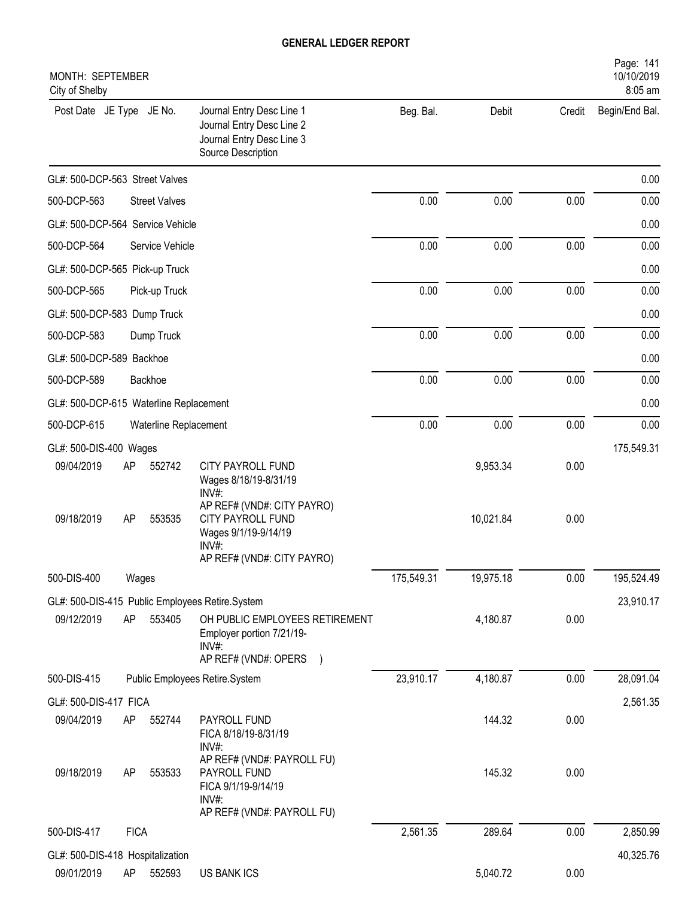# GENERAL LEDGER REPORT

MONTH: SEPTEMBER
City of Shelby

Page: 141
10/10/2019
8:05 am

| Post Date | JE Type | JE No. | Journal Entry Desc Line 1 / Journal Entry Desc Line 2 / Journal Entry Desc Line 3 / Source Description | Beg. Bal. | Debit | Credit | Begin/End Bal. |
|---|---|---|---|---|---|---|---|
| GL#: 500-DCP-563 Street Valves | | | | | | | 0.00 |
| 500-DCP-563 | Street Valves | | | 0.00 | 0.00 | 0.00 | 0.00 |
| GL#: 500-DCP-564 Service Vehicle | | | | | | | 0.00 |
| 500-DCP-564 | Service Vehicle | | | 0.00 | 0.00 | 0.00 | 0.00 |
| GL#: 500-DCP-565 Pick-up Truck | | | | | | | 0.00 |
| 500-DCP-565 | Pick-up Truck | | | 0.00 | 0.00 | 0.00 | 0.00 |
| GL#: 500-DCP-583 Dump Truck | | | | | | | 0.00 |
| 500-DCP-583 | Dump Truck | | | 0.00 | 0.00 | 0.00 | 0.00 |
| GL#: 500-DCP-589 Backhoe | | | | | | | 0.00 |
| 500-DCP-589 | Backhoe | | | 0.00 | 0.00 | 0.00 | 0.00 |
| GL#: 500-DCP-615 Waterline Replacement | | | | | | | 0.00 |
| 500-DCP-615 | Waterline Replacement | | | 0.00 | 0.00 | 0.00 | 0.00 |
| GL#: 500-DIS-400 Wages | | | | | | | 175,549.31 |
| 09/04/2019 | AP | 552742 | CITY PAYROLL FUND<br>Wages 8/18/19-8/31/19<br>INV#:<br>AP REF# (VND#: CITY PAYRO) | | 9,953.34 | 0.00 | |
| 09/18/2019 | AP | 553535 | CITY PAYROLL FUND<br>Wages 9/1/19-9/14/19<br>INV#:<br>AP REF# (VND#: CITY PAYRO) | | 10,021.84 | 0.00 | |
| 500-DIS-400 | Wages | | | 175,549.31 | 19,975.18 | 0.00 | 195,524.49 |
| GL#: 500-DIS-415 Public Employees Retire.System | | | | | | | 23,910.17 |
| 09/12/2019 | AP | 553405 | OH PUBLIC EMPLOYEES RETIREMENT<br>Employer portion 7/21/19-<br>INV#:<br>AP REF# (VND#: OPERS ) | | 4,180.87 | 0.00 | |
| 500-DIS-415 | Public Employees Retire.System | | | 23,910.17 | 4,180.87 | 0.00 | 28,091.04 |
| GL#: 500-DIS-417 FICA | | | | | | | 2,561.35 |
| 09/04/2019 | AP | 552744 | PAYROLL FUND<br>FICA 8/18/19-8/31/19<br>INV#:<br>AP REF# (VND#: PAYROLL FU) | | 144.32 | 0.00 | |
| 09/18/2019 | AP | 553533 | PAYROLL FUND<br>FICA 9/1/19-9/14/19<br>INV#:<br>AP REF# (VND#: PAYROLL FU) | | 145.32 | 0.00 | |
| 500-DIS-417 | FICA | | | 2,561.35 | 289.64 | 0.00 | 2,850.99 |
| GL#: 500-DIS-418 Hospitalization | | | | | | | 40,325.76 |
| 09/01/2019 | AP | 552593 | US BANK ICS | | 5,040.72 | 0.00 | |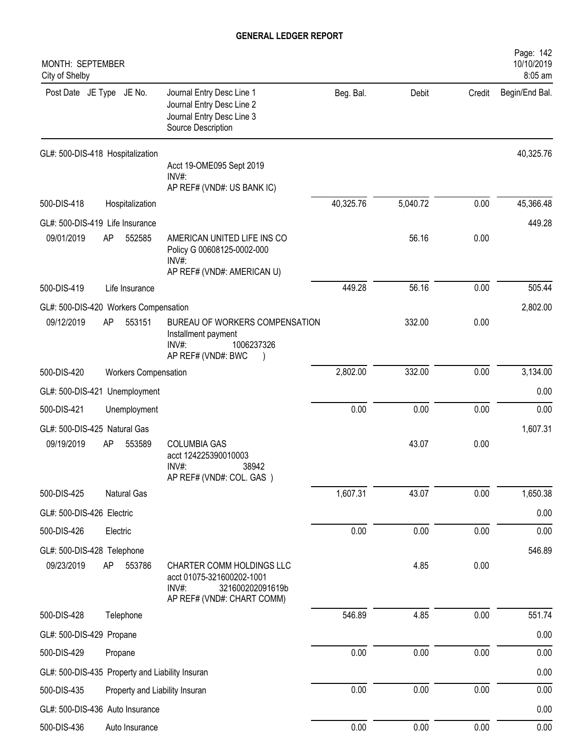# GENERAL LEDGER REPORT

MONTH: SEPTEMBER
City of Shelby

| Post Date | JE Type | JE No. | Journal Entry Desc Line 1 / Journal Entry Desc Line 2 / Journal Entry Desc Line 3 / Source Description | Beg. Bal. | Debit | Credit | Begin/End Bal. |
|---|---|---|---|---|---|---|---|
| GL#: 500-DIS-418 Hospitalization | | | | | | | 40,325.76 |
| | | | Acct 19-OME095 Sept 2019<br>INV#:<br>AP REF# (VND#: US BANK IC) | | | | |
| 500-DIS-418 | Hospitalization | | | 40,325.76 | 5,040.72 | 0.00 | 45,366.48 |
| GL#: 500-DIS-419 Life Insurance | | | | | | | 449.28 |
| 09/01/2019 | AP | 552585 | AMERICAN UNITED LIFE INS CO<br>Policy G 00608125-0002-000<br>INV#:<br>AP REF# (VND#: AMERICAN U) | | 56.16 | 0.00 | |
| 500-DIS-419 | Life Insurance | | | 449.28 | 56.16 | 0.00 | 505.44 |
| GL#: 500-DIS-420 Workers Compensation | | | | | | | 2,802.00 |
| 09/12/2019 | AP | 553151 | BUREAU OF WORKERS COMPENSATION<br>Installment payment<br>INV#: 1006237326<br>AP REF# (VND#: BWC ) | | 332.00 | 0.00 | |
| 500-DIS-420 | Workers Compensation | | | 2,802.00 | 332.00 | 0.00 | 3,134.00 |
| GL#: 500-DIS-421 Unemployment | | | | | | | 0.00 |
| 500-DIS-421 | Unemployment | | | 0.00 | 0.00 | 0.00 | 0.00 |
| GL#: 500-DIS-425 Natural Gas | | | | | | | 1,607.31 |
| 09/19/2019 | AP | 553589 | COLUMBIA GAS<br>acct 124225390010003<br>INV#: 38942<br>AP REF# (VND#: COL. GAS ) | | 43.07 | 0.00 | |
| 500-DIS-425 | Natural Gas | | | 1,607.31 | 43.07 | 0.00 | 1,650.38 |
| GL#: 500-DIS-426 Electric | | | | | | | 0.00 |
| 500-DIS-426 | Electric | | | 0.00 | 0.00 | 0.00 | 0.00 |
| GL#: 500-DIS-428 Telephone | | | | | | | 546.89 |
| 09/23/2019 | AP | 553786 | CHARTER COMM HOLDINGS LLC<br>acct 01075-321600202-1001<br>INV#: 321600202091619b<br>AP REF# (VND#: CHART COMM) | | 4.85 | 0.00 | |
| 500-DIS-428 | Telephone | | | 546.89 | 4.85 | 0.00 | 551.74 |
| GL#: 500-DIS-429 Propane | | | | | | | 0.00 |
| 500-DIS-429 | Propane | | | 0.00 | 0.00 | 0.00 | 0.00 |
| GL#: 500-DIS-435 Property and Liability Insuran | | | | | | | 0.00 |
| 500-DIS-435 | Property and Liability Insuran | | | 0.00 | 0.00 | 0.00 | 0.00 |
| GL#: 500-DIS-436 Auto Insurance | | | | | | | 0.00 |
| 500-DIS-436 | Auto Insurance | | | 0.00 | 0.00 | 0.00 | 0.00 |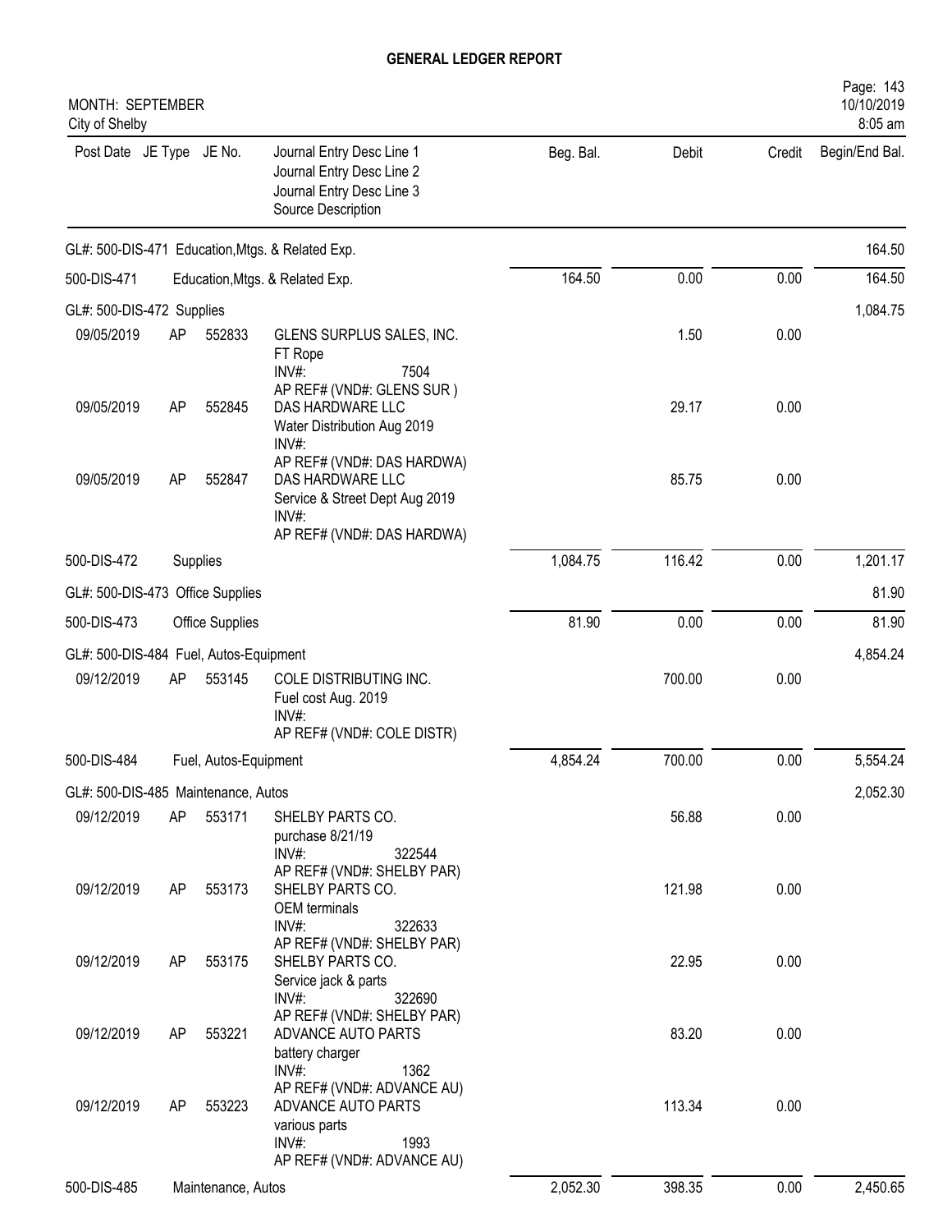# GENERAL LEDGER REPORT

MONTH: SEPTEMBER
City of Shelby

| Post Date | JE Type | JE No. | Journal Entry Desc Line 1<br>Journal Entry Desc Line 2<br>Journal Entry Desc Line 3<br>Source Description | Beg. Bal. | Debit | Credit | Begin/End Bal. |
|---|---|---|---|---|---|---|---|
| GL#: 500-DIS-471 Education,Mtgs. & Related Exp. | | | | | | | 164.50 |
| 500-DIS-471 | | | Education,Mtgs. & Related Exp. | 164.50 | 0.00 | 0.00 | 164.50 |
| GL#: 500-DIS-472 Supplies | | | | | | | 1,084.75 |
| 09/05/2019 | AP | 552833 | GLENS SURPLUS SALES, INC.<br>FT Rope<br>INV#: 7504<br>AP REF# (VND#: GLENS SUR ) | | 1.50 | 0.00 | |
| 09/05/2019 | AP | 552845 | DAS HARDWARE LLC<br>Water Distribution Aug 2019<br>INV#:<br>AP REF# (VND#: DAS HARDWA) | | 29.17 | 0.00 | |
| 09/05/2019 | AP | 552847 | DAS HARDWARE LLC<br>Service & Street Dept Aug 2019<br>INV#:<br>AP REF# (VND#: DAS HARDWA) | | 85.75 | 0.00 | |
| 500-DIS-472 | | | Supplies | 1,084.75 | 116.42 | 0.00 | 1,201.17 |
| GL#: 500-DIS-473 Office Supplies | | | | | | | 81.90 |
| 500-DIS-473 | | | Office Supplies | 81.90 | 0.00 | 0.00 | 81.90 |
| GL#: 500-DIS-484 Fuel, Autos-Equipment | | | | | | | 4,854.24 |
| 09/12/2019 | AP | 553145 | COLE DISTRIBUTING INC.<br>Fuel cost Aug. 2019<br>INV#:<br>AP REF# (VND#: COLE DISTR) | | 700.00 | 0.00 | |
| 500-DIS-484 | | | Fuel, Autos-Equipment | 4,854.24 | 700.00 | 0.00 | 5,554.24 |
| GL#: 500-DIS-485 Maintenance, Autos | | | | | | | 2,052.30 |
| 09/12/2019 | AP | 553171 | SHELBY PARTS CO.<br>purchase 8/21/19<br>INV#: 322544<br>AP REF# (VND#: SHELBY PAR) | | 56.88 | 0.00 | |
| 09/12/2019 | AP | 553173 | SHELBY PARTS CO.<br>OEM terminals<br>INV#: 322633<br>AP REF# (VND#: SHELBY PAR) | | 121.98 | 0.00 | |
| 09/12/2019 | AP | 553175 | SHELBY PARTS CO.<br>Service jack & parts<br>INV#: 322690<br>AP REF# (VND#: SHELBY PAR) | | 22.95 | 0.00 | |
| 09/12/2019 | AP | 553221 | ADVANCE AUTO PARTS<br>battery charger<br>INV#: 1362<br>AP REF# (VND#: ADVANCE AU) | | 83.20 | 0.00 | |
| 09/12/2019 | AP | 553223 | ADVANCE AUTO PARTS<br>various parts<br>INV#: 1993<br>AP REF# (VND#: ADVANCE AU) | | 113.34 | 0.00 | |
| 500-DIS-485 | | | Maintenance, Autos | 2,052.30 | 398.35 | 0.00 | 2,450.65 |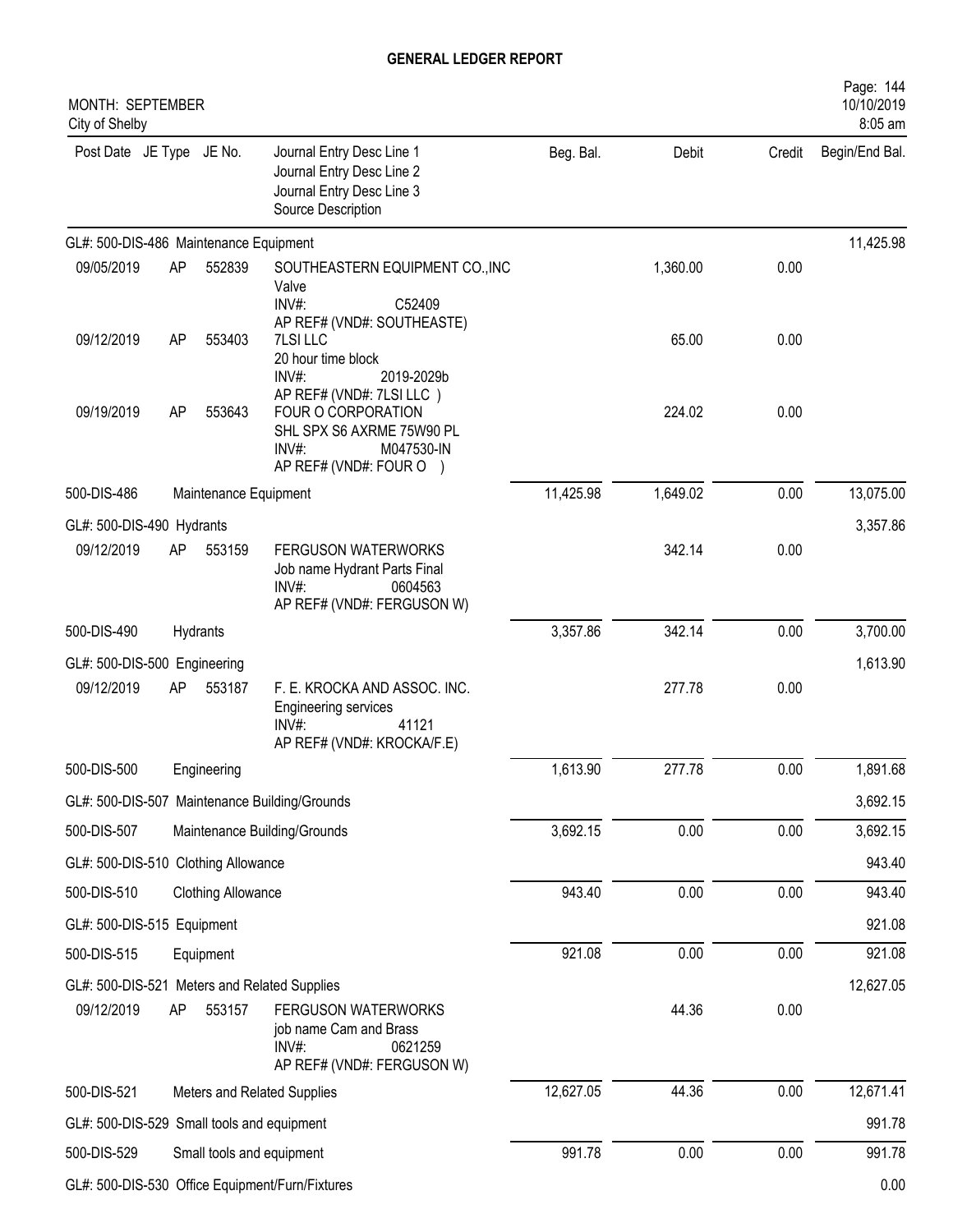# GENERAL LEDGER REPORT

MONTH: SEPTEMBER
City of Shelby

| Post Date | JE Type | JE No. | Journal Entry Desc Line 1 / Journal Entry Desc Line 2 / Journal Entry Desc Line 3 / Source Description | Beg. Bal. | Debit | Credit | Begin/End Bal. |
|---|---|---|---|---|---|---|---|
| GL#: 500-DIS-486 Maintenance Equipment | | | | | | | 11,425.98 |
| 09/05/2019 | AP | 552839 | SOUTHEASTERN EQUIPMENT CO.,INC<br>Valve<br>INV#: C52409<br>AP REF# (VND#: SOUTHEASTE) | | 1,360.00 | 0.00 | |
| 09/12/2019 | AP | 553403 | 7LSI LLC<br>20 hour time block<br>INV#: 2019-2029b<br>AP REF# (VND#: 7LSI LLC ) | | 65.00 | 0.00 | |
| 09/19/2019 | AP | 553643 | FOUR O CORPORATION<br>SHL SPX S6 AXRME 75W90 PL<br>INV#: M047530-IN<br>AP REF# (VND#: FOUR O ) | | 224.02 | 0.00 | |
| 500-DIS-486 | | | Maintenance Equipment | 11,425.98 | 1,649.02 | 0.00 | 13,075.00 |
| GL#: 500-DIS-490 Hydrants | | | | | | | 3,357.86 |
| 09/12/2019 | AP | 553159 | FERGUSON WATERWORKS<br>Job name Hydrant Parts Final<br>INV#: 0604563<br>AP REF# (VND#: FERGUSON W) | | 342.14 | 0.00 | |
| 500-DIS-490 | | | Hydrants | 3,357.86 | 342.14 | 0.00 | 3,700.00 |
| GL#: 500-DIS-500 Engineering | | | | | | | 1,613.90 |
| 09/12/2019 | AP | 553187 | F. E. KROCKA AND ASSOC. INC.<br>Engineering services<br>INV#: 41121<br>AP REF# (VND#: KROCKA/F.E) | | 277.78 | 0.00 | |
| 500-DIS-500 | | | Engineering | 1,613.90 | 277.78 | 0.00 | 1,891.68 |
| GL#: 500-DIS-507 Maintenance Building/Grounds | | | | | | | 3,692.15 |
| 500-DIS-507 | | | Maintenance Building/Grounds | 3,692.15 | 0.00 | 0.00 | 3,692.15 |
| GL#: 500-DIS-510 Clothing Allowance | | | | | | | 943.40 |
| 500-DIS-510 | | | Clothing Allowance | 943.40 | 0.00 | 0.00 | 943.40 |
| GL#: 500-DIS-515 Equipment | | | | | | | 921.08 |
| 500-DIS-515 | | | Equipment | 921.08 | 0.00 | 0.00 | 921.08 |
| GL#: 500-DIS-521 Meters and Related Supplies | | | | | | | 12,627.05 |
| 09/12/2019 | AP | 553157 | FERGUSON WATERWORKS<br>job name Cam and Brass<br>INV#: 0621259<br>AP REF# (VND#: FERGUSON W) | | 44.36 | 0.00 | |
| 500-DIS-521 | | | Meters and Related Supplies | 12,627.05 | 44.36 | 0.00 | 12,671.41 |
| GL#: 500-DIS-529 Small tools and equipment | | | | | | | 991.78 |
| 500-DIS-529 | | | Small tools and equipment | 991.78 | 0.00 | 0.00 | 991.78 |
| GL#: 500-DIS-530 Office Equipment/Furn/Fixtures | | | | | | | 0.00 |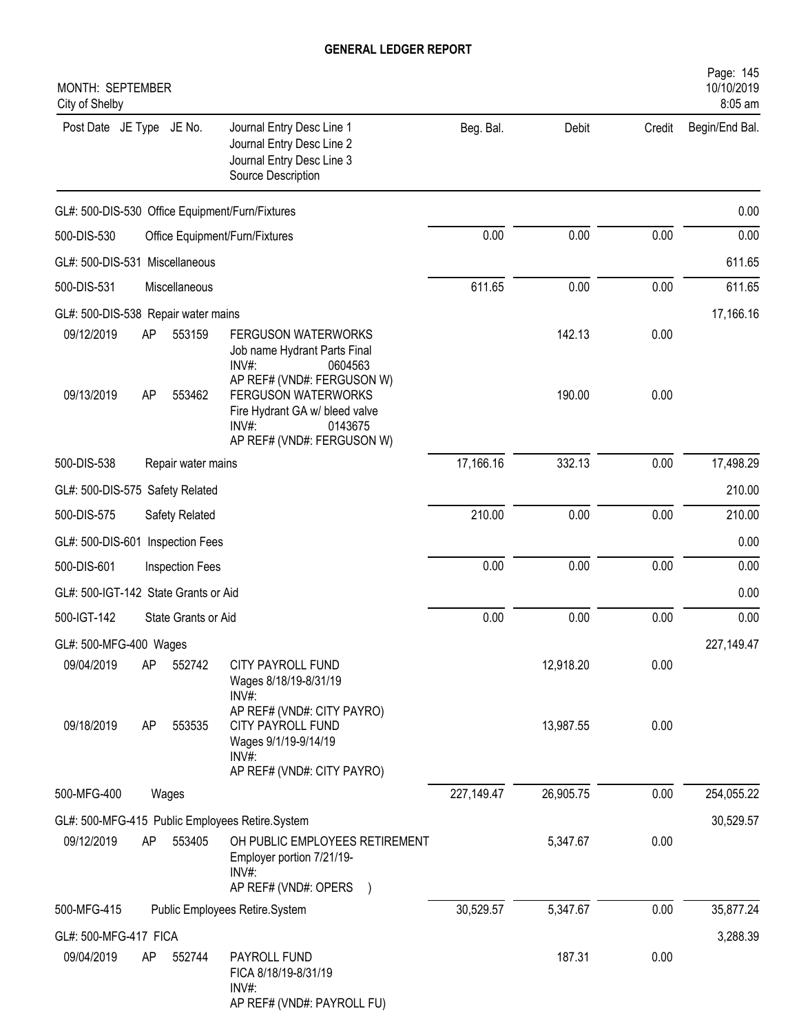# GENERAL LEDGER REPORT

MONTH: SEPTEMBER
City of Shelby

| Post Date | JE Type | JE No. | Journal Entry Desc Line 1<br>Journal Entry Desc Line 2<br>Journal Entry Desc Line 3<br>Source Description | Beg. Bal. | Debit | Credit | Begin/End Bal. |
|---|---|---|---|---|---|---|---|
| GL#: 500-DIS-530 Office Equipment/Furn/Fixtures | | | | | | | 0.00 |
| 500-DIS-530 | | | Office Equipment/Furn/Fixtures | 0.00 | 0.00 | 0.00 | 0.00 |
| GL#: 500-DIS-531 Miscellaneous | | | | | | | 611.65 |
| 500-DIS-531 | | | Miscellaneous | 611.65 | 0.00 | 0.00 | 611.65 |
| GL#: 500-DIS-538 Repair water mains | | | | | | | 17,166.16 |
| 09/12/2019 | AP | 553159 | FERGUSON WATERWORKS<br>Job name Hydrant Parts Final<br>INV#: 0604563<br>AP REF# (VND#: FERGUSON W) | | 142.13 | 0.00 | |
| 09/13/2019 | AP | 553462 | FERGUSON WATERWORKS<br>Fire Hydrant GA w/ bleed valve<br>INV#: 0143675<br>AP REF# (VND#: FERGUSON W) | | 190.00 | 0.00 | |
| 500-DIS-538 | | | Repair water mains | 17,166.16 | 332.13 | 0.00 | 17,498.29 |
| GL#: 500-DIS-575 Safety Related | | | | | | | 210.00 |
| 500-DIS-575 | | | Safety Related | 210.00 | 0.00 | 0.00 | 210.00 |
| GL#: 500-DIS-601 Inspection Fees | | | | | | | 0.00 |
| 500-DIS-601 | | | Inspection Fees | 0.00 | 0.00 | 0.00 | 0.00 |
| GL#: 500-IGT-142 State Grants or Aid | | | | | | | 0.00 |
| 500-IGT-142 | | | State Grants or Aid | 0.00 | 0.00 | 0.00 | 0.00 |
| GL#: 500-MFG-400 Wages | | | | | | | 227,149.47 |
| 09/04/2019 | AP | 552742 | CITY PAYROLL FUND<br>Wages 8/18/19-8/31/19<br>INV#:<br>AP REF# (VND#: CITY PAYRO) | | 12,918.20 | 0.00 | |
| 09/18/2019 | AP | 553535 | CITY PAYROLL FUND<br>Wages 9/1/19-9/14/19<br>INV#:<br>AP REF# (VND#: CITY PAYRO) | | 13,987.55 | 0.00 | |
| 500-MFG-400 | | | Wages | 227,149.47 | 26,905.75 | 0.00 | 254,055.22 |
| GL#: 500-MFG-415 Public Employees Retire.System | | | | | | | 30,529.57 |
| 09/12/2019 | AP | 553405 | OH PUBLIC EMPLOYEES RETIREMENT<br>Employer portion 7/21/19-<br>INV#:<br>AP REF# (VND#: OPERS ) | | 5,347.67 | 0.00 | |
| 500-MFG-415 | | | Public Employees Retire.System | 30,529.57 | 5,347.67 | 0.00 | 35,877.24 |
| GL#: 500-MFG-417 FICA | | | | | | | 3,288.39 |
| 09/04/2019 | AP | 552744 | PAYROLL FUND<br>FICA 8/18/19-8/31/19<br>INV#:<br>AP REF# (VND#: PAYROLL FU) | | 187.31 | 0.00 | |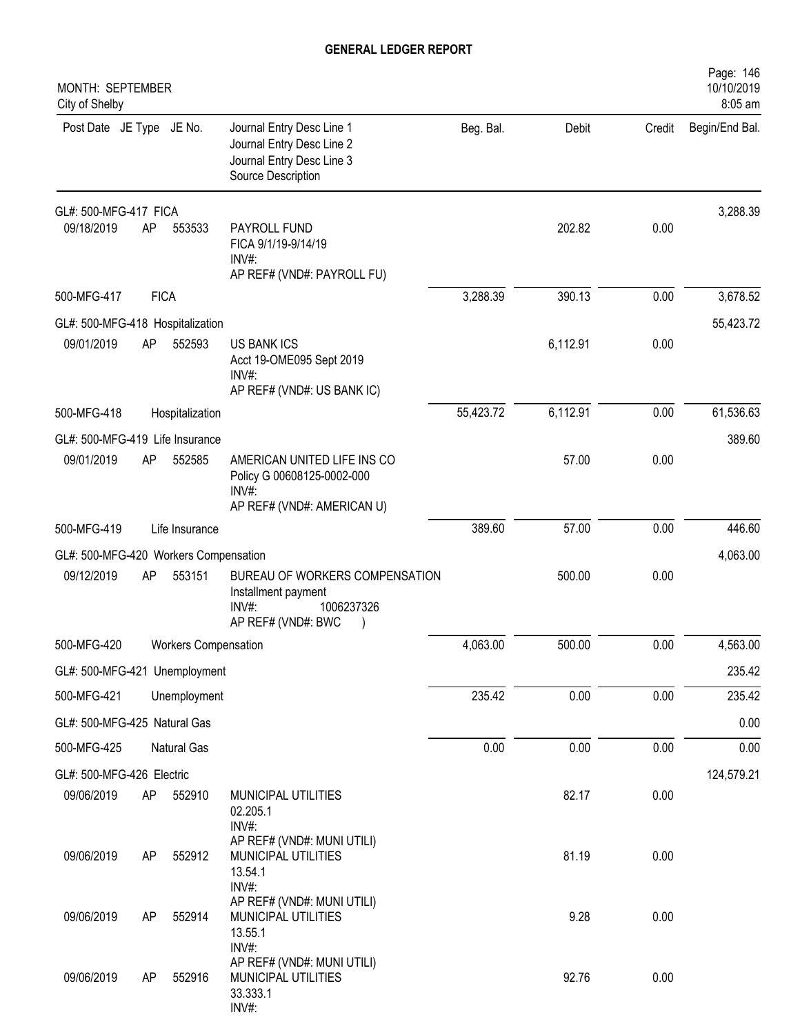# GENERAL LEDGER REPORT

MONTH: SEPTEMBER
City of Shelby

10/10/2019
8:05 am

| Post Date | JE Type | JE No. | Journal Entry Desc Line 1 / Journal Entry Desc Line 2 / Journal Entry Desc Line 3 / Source Description | Beg. Bal. | Debit | Credit | Begin/End Bal. |
|---|---|---|---|---|---|---|---|
| GL#: 500-MFG-417 FICA | | | | | | | 3,288.39 |
| 09/18/2019 | AP | 553533 | PAYROLL FUND<br>FICA 9/1/19-9/14/19<br>INV#:<br>AP REF# (VND#: PAYROLL FU) | | 202.82 | 0.00 | |
| 500-MFG-417 | FICA | | | 3,288.39 | 390.13 | 0.00 | 3,678.52 |
| GL#: 500-MFG-418 Hospitalization | | | | | | | 55,423.72 |
| 09/01/2019 | AP | 552593 | US BANK ICS<br>Acct 19-OME095 Sept 2019<br>INV#:<br>AP REF# (VND#: US BANK IC) | | 6,112.91 | 0.00 | |
| 500-MFG-418 | Hospitalization | | | 55,423.72 | 6,112.91 | 0.00 | 61,536.63 |
| GL#: 500-MFG-419 Life Insurance | | | | | | | 389.60 |
| 09/01/2019 | AP | 552585 | AMERICAN UNITED LIFE INS CO<br>Policy G 00608125-0002-000<br>INV#:<br>AP REF# (VND#: AMERICAN U) | | 57.00 | 0.00 | |
| 500-MFG-419 | Life Insurance | | | 389.60 | 57.00 | 0.00 | 446.60 |
| GL#: 500-MFG-420 Workers Compensation | | | | | | | 4,063.00 |
| 09/12/2019 | AP | 553151 | BUREAU OF WORKERS COMPENSATION<br>Installment payment<br>INV#: 1006237326<br>AP REF# (VND#: BWC ) | | 500.00 | 0.00 | |
| 500-MFG-420 | Workers Compensation | | | 4,063.00 | 500.00 | 0.00 | 4,563.00 |
| GL#: 500-MFG-421 Unemployment | | | | | | | 235.42 |
| 500-MFG-421 | Unemployment | | | 235.42 | 0.00 | 0.00 | 235.42 |
| GL#: 500-MFG-425 Natural Gas | | | | | | | 0.00 |
| 500-MFG-425 | Natural Gas | | | 0.00 | 0.00 | 0.00 | 0.00 |
| GL#: 500-MFG-426 Electric | | | | | | | 124,579.21 |
| 09/06/2019 | AP | 552910 | MUNICIPAL UTILITIES<br>02.205.1<br>INV#:<br>AP REF# (VND#: MUNI UTILI) | | 82.17 | 0.00 | |
| 09/06/2019 | AP | 552912 | MUNICIPAL UTILITIES<br>13.54.1<br>INV#:<br>AP REF# (VND#: MUNI UTILI) | | 81.19 | 0.00 | |
| 09/06/2019 | AP | 552914 | MUNICIPAL UTILITIES<br>13.55.1<br>INV#:<br>AP REF# (VND#: MUNI UTILI) | | 9.28 | 0.00 | |
| 09/06/2019 | AP | 552916 | MUNICIPAL UTILITIES<br>33.333.1<br>INV#: | | 92.76 | 0.00 | |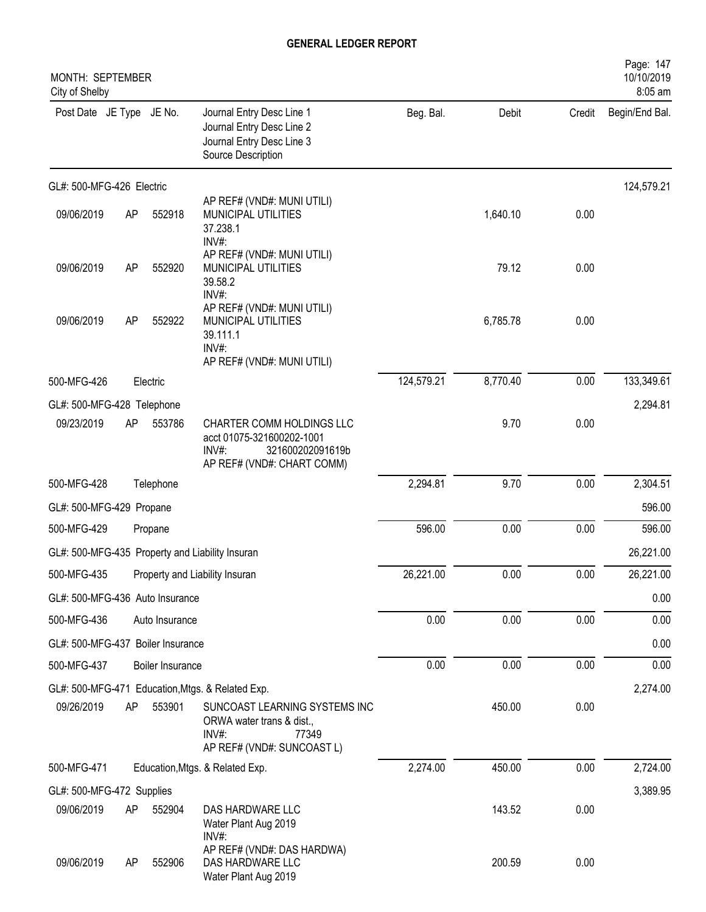**GENERAL LEDGER REPORT**

MONTH: SEPTEMBER
City of Shelby

Page: 147
10/10/2019
8:05 am

| Post Date | JE Type | JE No. | Journal Entry Desc Line 1 / Journal Entry Desc Line 2 / Journal Entry Desc Line 3 / Source Description | Beg. Bal. | Debit | Credit | Begin/End Bal. |
|---|---|---|---|---|---|---|---|
| GL#: 500-MFG-426 Electric | | | | | | | 124,579.21 |
| 09/06/2019 | AP | 552918 | AP REF# (VND#: MUNI UTILI) MUNICIPAL UTILITIES 37.238.1 INV#: | | 1,640.10 | 0.00 | |
| 09/06/2019 | AP | 552920 | AP REF# (VND#: MUNI UTILI) MUNICIPAL UTILITIES 39.58.2 INV#: | | 79.12 | 0.00 | |
| 09/06/2019 | AP | 552922 | AP REF# (VND#: MUNI UTILI) MUNICIPAL UTILITIES 39.111.1 INV#: AP REF# (VND#: MUNI UTILI) | | 6,785.78 | 0.00 | |
| 500-MFG-426 | | Electric | | 124,579.21 | 8,770.40 | 0.00 | 133,349.61 |
| GL#: 500-MFG-428 Telephone | | | | | | | 2,294.81 |
| 09/23/2019 | AP | 553786 | CHARTER COMM HOLDINGS LLC acct 01075-321600202-1001 INV#: 321600202091619b AP REF# (VND#: CHART COMM) | | 9.70 | 0.00 | |
| 500-MFG-428 | | Telephone | | 2,294.81 | 9.70 | 0.00 | 2,304.51 |
| GL#: 500-MFG-429 Propane | | | | | | | 596.00 |
| 500-MFG-429 | | Propane | | 596.00 | 0.00 | 0.00 | 596.00 |
| GL#: 500-MFG-435 Property and Liability Insuran | | | | | | | 26,221.00 |
| 500-MFG-435 | | Property and Liability Insuran | | 26,221.00 | 0.00 | 0.00 | 26,221.00 |
| GL#: 500-MFG-436 Auto Insurance | | | | | | | 0.00 |
| 500-MFG-436 | | Auto Insurance | | 0.00 | 0.00 | 0.00 | 0.00 |
| GL#: 500-MFG-437 Boiler Insurance | | | | | | | 0.00 |
| 500-MFG-437 | | Boiler Insurance | | 0.00 | 0.00 | 0.00 | 0.00 |
| GL#: 500-MFG-471 Education,Mtgs. & Related Exp. | | | | | | | 2,274.00 |
| 09/26/2019 | AP | 553901 | SUNCOAST LEARNING SYSTEMS INC ORWA water trans & dist., INV#: 77349 AP REF# (VND#: SUNCOAST L) | | 450.00 | 0.00 | |
| 500-MFG-471 | | Education,Mtgs. & Related Exp. | | 2,274.00 | 450.00 | 0.00 | 2,724.00 |
| GL#: 500-MFG-472 Supplies | | | | | | | 3,389.95 |
| 09/06/2019 | AP | 552904 | DAS HARDWARE LLC Water Plant Aug 2019 INV#: AP REF# (VND#: DAS HARDWA) | | 143.52 | 0.00 | |
| 09/06/2019 | AP | 552906 | DAS HARDWARE LLC Water Plant Aug 2019 | | 200.59 | 0.00 | |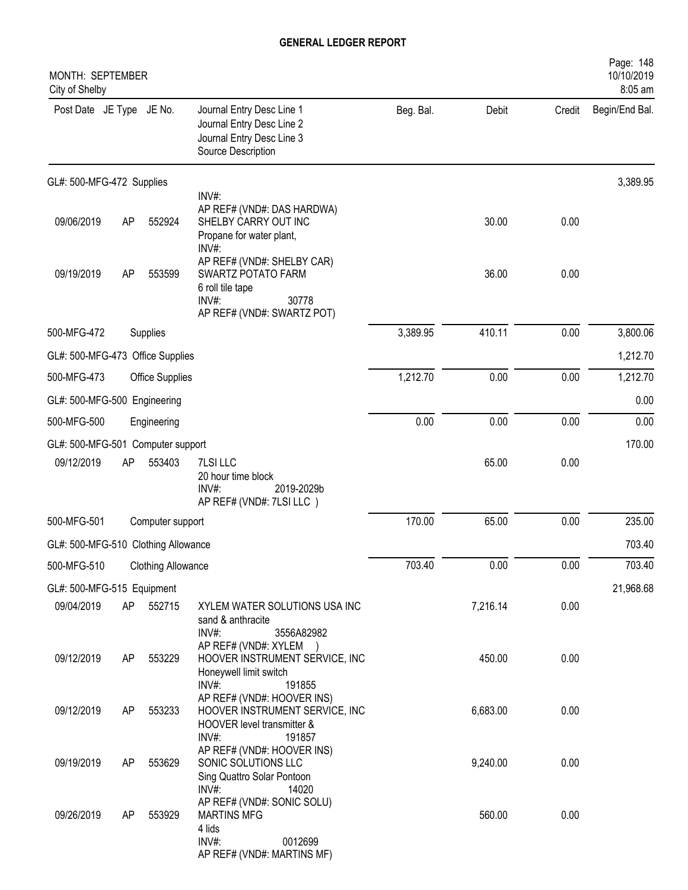# GENERAL LEDGER REPORT

MONTH: SEPTEMBER
City of Shelby

10/10/2019
8:05 am

| Post Date | JE Type | JE No. | Journal Entry Desc Line 1<br>Journal Entry Desc Line 2<br>Journal Entry Desc Line 3<br>Source Description | Beg. Bal. | Debit | Credit | Begin/End Bal. |
|---|---|---|---|---|---|---|---|
| GL#: 500-MFG-472 Supplies | | | | | | | 3,389.95 |
| | | | INV#:<br>AP REF# (VND#: DAS HARDWA) | | | | |
| 09/06/2019 | AP | 552924 | SHELBY CARRY OUT INC<br>Propane for water plant,<br>INV#:<br>AP REF# (VND#: SHELBY CAR) | | 30.00 | 0.00 | |
| 09/19/2019 | AP | 553599 | SWARTZ POTATO FARM<br>6 roll tile tape<br>INV#: 30778<br>AP REF# (VND#: SWARTZ POT) | | 36.00 | 0.00 | |
| 500-MFG-472 | | Supplies | | 3,389.95 | 410.11 | 0.00 | 3,800.06 |
| GL#: 500-MFG-473 Office Supplies | | | | | | | 1,212.70 |
| 500-MFG-473 | | Office Supplies | | 1,212.70 | 0.00 | 0.00 | 1,212.70 |
| GL#: 500-MFG-500 Engineering | | | | | | | 0.00 |
| 500-MFG-500 | | Engineering | | 0.00 | 0.00 | 0.00 | 0.00 |
| GL#: 500-MFG-501 Computer support | | | | | | | 170.00 |
| 09/12/2019 | AP | 553403 | 7LSI LLC<br>20 hour time block<br>INV#: 2019-2029b<br>AP REF# (VND#: 7LSI LLC ) | | 65.00 | 0.00 | |
| 500-MFG-501 | | Computer support | | 170.00 | 65.00 | 0.00 | 235.00 |
| GL#: 500-MFG-510 Clothing Allowance | | | | | | | 703.40 |
| 500-MFG-510 | | Clothing Allowance | | 703.40 | 0.00 | 0.00 | 703.40 |
| GL#: 500-MFG-515 Equipment | | | | | | | 21,968.68 |
| 09/04/2019 | AP | 552715 | XYLEM WATER SOLUTIONS USA INC<br>sand & anthracite<br>INV#: 3556A82982<br>AP REF# (VND#: XYLEM ) | | 7,216.14 | 0.00 | |
| 09/12/2019 | AP | 553229 | HOOVER INSTRUMENT SERVICE, INC<br>Honeywell limit switch<br>INV#: 191855<br>AP REF# (VND#: HOOVER INS) | | 450.00 | 0.00 | |
| 09/12/2019 | AP | 553233 | HOOVER INSTRUMENT SERVICE, INC<br>HOOVER level transmitter &<br>INV#: 191857<br>AP REF# (VND#: HOOVER INS) | | 6,683.00 | 0.00 | |
| 09/19/2019 | AP | 553629 | SONIC SOLUTIONS LLC<br>Sing Quattro Solar Pontoon<br>INV#: 14020<br>AP REF# (VND#: SONIC SOLU) | | 9,240.00 | 0.00 | |
| 09/26/2019 | AP | 553929 | MARTINS MFG<br>4 lids<br>INV#: 0012699<br>AP REF# (VND#: MARTINS MF) | | 560.00 | 0.00 | |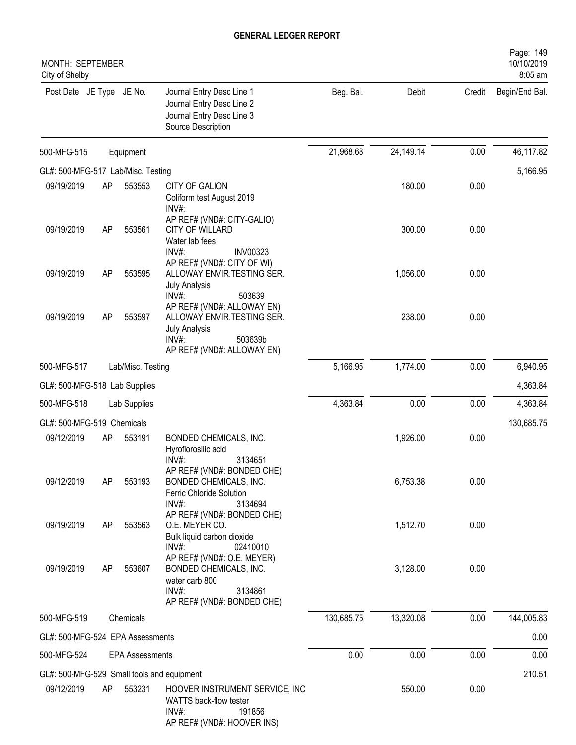# GENERAL LEDGER REPORT

MONTH: SEPTEMBER
City of Shelby

| Post Date | JE Type | JE No. | Journal Entry Desc Line 1<br>Journal Entry Desc Line 2<br>Journal Entry Desc Line 3<br>Source Description | Beg. Bal. | Debit | Credit | Begin/End Bal. |
|---|---|---|---|---|---|---|---|
| 500-MFG-515 | | Equipment | | 21,968.68 | 24,149.14 | 0.00 | 46,117.82 |
| GL#: 500-MFG-517 Lab/Misc. Testing | | | | | | | 5,166.95 |
| 09/19/2019 | AP | 553553 | CITY OF GALION<br>Coliform test August 2019<br>INV#:<br>AP REF# (VND#: CITY-GALIO) | | 180.00 | 0.00 | |
| 09/19/2019 | AP | 553561 | CITY OF WILLARD<br>Water lab fees<br>INV#: INV00323<br>AP REF# (VND#: CITY OF WI) | | 300.00 | 0.00 | |
| 09/19/2019 | AP | 553595 | ALLOWAY ENVIR.TESTING SER.<br>July Analysis<br>INV#: 503639<br>AP REF# (VND#: ALLOWAY EN) | | 1,056.00 | 0.00 | |
| 09/19/2019 | AP | 553597 | ALLOWAY ENVIR.TESTING SER.<br>July Analysis<br>INV#: 503639b<br>AP REF# (VND#: ALLOWAY EN) | | 238.00 | 0.00 | |
| 500-MFG-517 | | Lab/Misc. Testing | | 5,166.95 | 1,774.00 | 0.00 | 6,940.95 |
| GL#: 500-MFG-518 Lab Supplies | | | | | | | 4,363.84 |
| 500-MFG-518 | | Lab Supplies | | 4,363.84 | 0.00 | 0.00 | 4,363.84 |
| GL#: 500-MFG-519 Chemicals | | | | | | | 130,685.75 |
| 09/12/2019 | AP | 553191 | BONDED CHEMICALS, INC.<br>Hyroflorosilic acid<br>INV#: 3134651<br>AP REF# (VND#: BONDED CHE) | | 1,926.00 | 0.00 | |
| 09/12/2019 | AP | 553193 | BONDED CHEMICALS, INC.<br>Ferric Chloride Solution<br>INV#: 3134694<br>AP REF# (VND#: BONDED CHE) | | 6,753.38 | 0.00 | |
| 09/19/2019 | AP | 553563 | O.E. MEYER CO.<br>Bulk liquid carbon dioxide<br>INV#: 02410010<br>AP REF# (VND#: O.E. MEYER) | | 1,512.70 | 0.00 | |
| 09/19/2019 | AP | 553607 | BONDED CHEMICALS, INC.<br>water carb 800<br>INV#: 3134861<br>AP REF# (VND#: BONDED CHE) | | 3,128.00 | 0.00 | |
| 500-MFG-519 | | Chemicals | | 130,685.75 | 13,320.08 | 0.00 | 144,005.83 |
| GL#: 500-MFG-524 EPA Assessments | | | | | | | 0.00 |
| 500-MFG-524 | | EPA Assessments | | 0.00 | 0.00 | 0.00 | 0.00 |
| GL#: 500-MFG-529 Small tools and equipment | | | | | | | 210.51 |
| 09/12/2019 | AP | 553231 | HOOVER INSTRUMENT SERVICE, INC<br>WATTS back-flow tester<br>INV#: 191856<br>AP REF# (VND#: HOOVER INS) | | 550.00 | 0.00 | |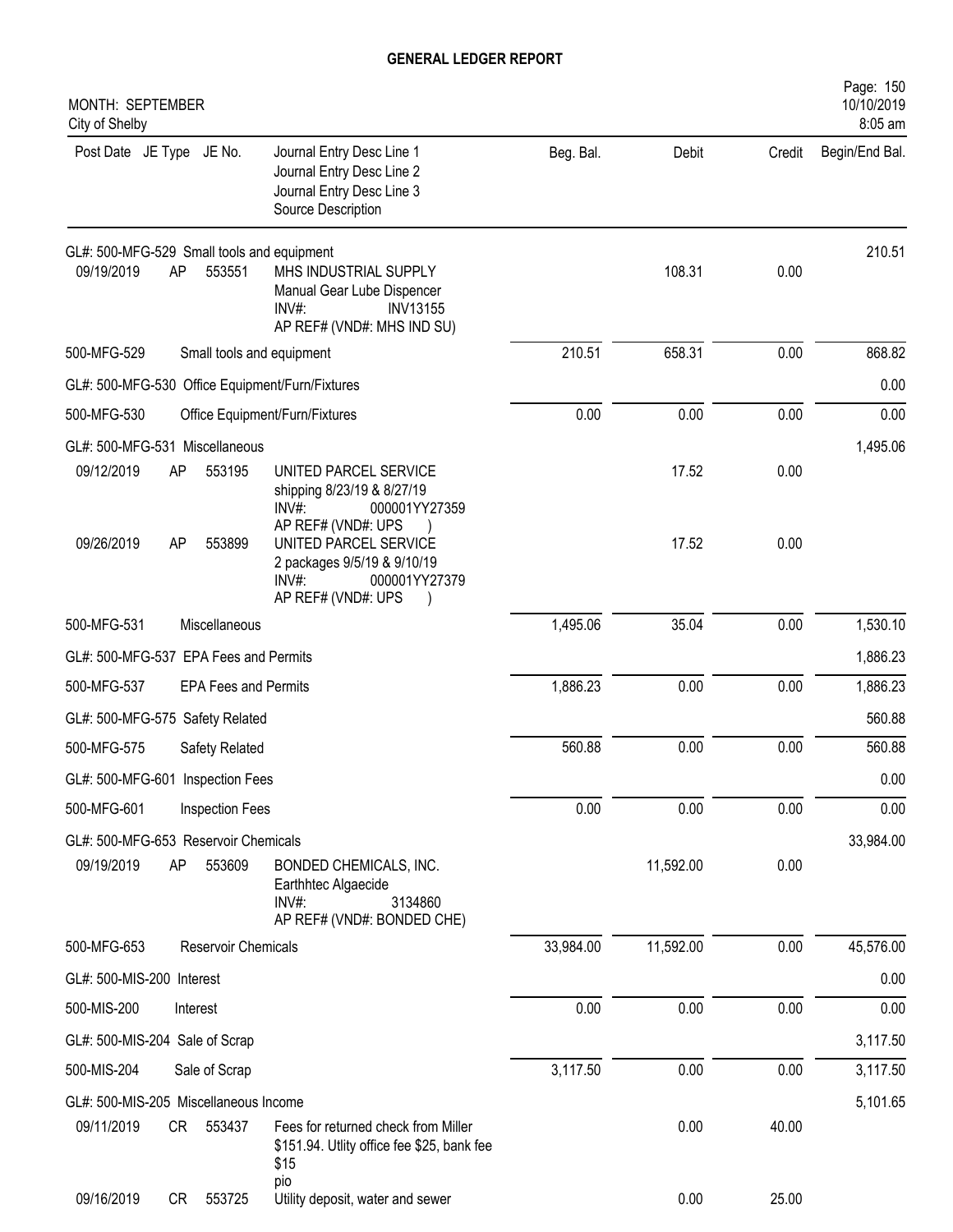# GENERAL LEDGER REPORT

MONTH: SEPTEMBER
City of Shelby

| Post Date | JE Type | JE No. | Journal Entry Desc Line 1<br>Journal Entry Desc Line 2<br>Journal Entry Desc Line 3<br>Source Description | Beg. Bal. | Debit | Credit | Begin/End Bal. |
|---|---|---|---|---|---|---|---|
| GL#: 500-MFG-529 Small tools and equipment | | | | | | | 210.51 |
| 09/19/2019 | AP | 553551 | MHS INDUSTRIAL SUPPLY<br>Manual Gear Lube Dispencer<br>INV#: INV13155<br>AP REF# (VND#: MHS IND SU) | | 108.31 | 0.00 | |
| 500-MFG-529 | | | Small tools and equipment | 210.51 | 658.31 | 0.00 | 868.82 |
| GL#: 500-MFG-530 Office Equipment/Furn/Fixtures | | | | | | | 0.00 |
| 500-MFG-530 | | | Office Equipment/Furn/Fixtures | 0.00 | 0.00 | 0.00 | 0.00 |
| GL#: 500-MFG-531 Miscellaneous | | | | | | | 1,495.06 |
| 09/12/2019 | AP | 553195 | UNITED PARCEL SERVICE<br>shipping 8/23/19 & 8/27/19<br>INV#: 000001YY27359<br>AP REF# (VND#: UPS ) | | 17.52 | 0.00 | |
| 09/26/2019 | AP | 553899 | UNITED PARCEL SERVICE<br>2 packages 9/5/19 & 9/10/19<br>INV#: 000001YY27379<br>AP REF# (VND#: UPS ) | | 17.52 | 0.00 | |
| 500-MFG-531 | | | Miscellaneous | 1,495.06 | 35.04 | 0.00 | 1,530.10 |
| GL#: 500-MFG-537 EPA Fees and Permits | | | | | | | 1,886.23 |
| 500-MFG-537 | | | EPA Fees and Permits | 1,886.23 | 0.00 | 0.00 | 1,886.23 |
| GL#: 500-MFG-575 Safety Related | | | | | | | 560.88 |
| 500-MFG-575 | | | Safety Related | 560.88 | 0.00 | 0.00 | 560.88 |
| GL#: 500-MFG-601 Inspection Fees | | | | | | | 0.00 |
| 500-MFG-601 | | | Inspection Fees | 0.00 | 0.00 | 0.00 | 0.00 |
| GL#: 500-MFG-653 Reservoir Chemicals | | | | | | | 33,984.00 |
| 09/19/2019 | AP | 553609 | BONDED CHEMICALS, INC.<br>Earthhtec Algaecide<br>INV#: 3134860<br>AP REF# (VND#: BONDED CHE) | | 11,592.00 | 0.00 | |
| 500-MFG-653 | | | Reservoir Chemicals | 33,984.00 | 11,592.00 | 0.00 | 45,576.00 |
| GL#: 500-MIS-200 Interest | | | | | | | 0.00 |
| 500-MIS-200 | | | Interest | 0.00 | 0.00 | 0.00 | 0.00 |
| GL#: 500-MIS-204 Sale of Scrap | | | | | | | 3,117.50 |
| 500-MIS-204 | | | Sale of Scrap | 3,117.50 | 0.00 | 0.00 | 3,117.50 |
| GL#: 500-MIS-205 Miscellaneous Income | | | | | | | 5,101.65 |
| 09/11/2019 | CR | 553437 | Fees for returned check from Miller<br>$151.94. Utlity office fee $25, bank fee<br>$15<br>pio | | 0.00 | 40.00 | |
| 09/16/2019 | CR | 553725 | Utility deposit, water and sewer | | 0.00 | 25.00 | |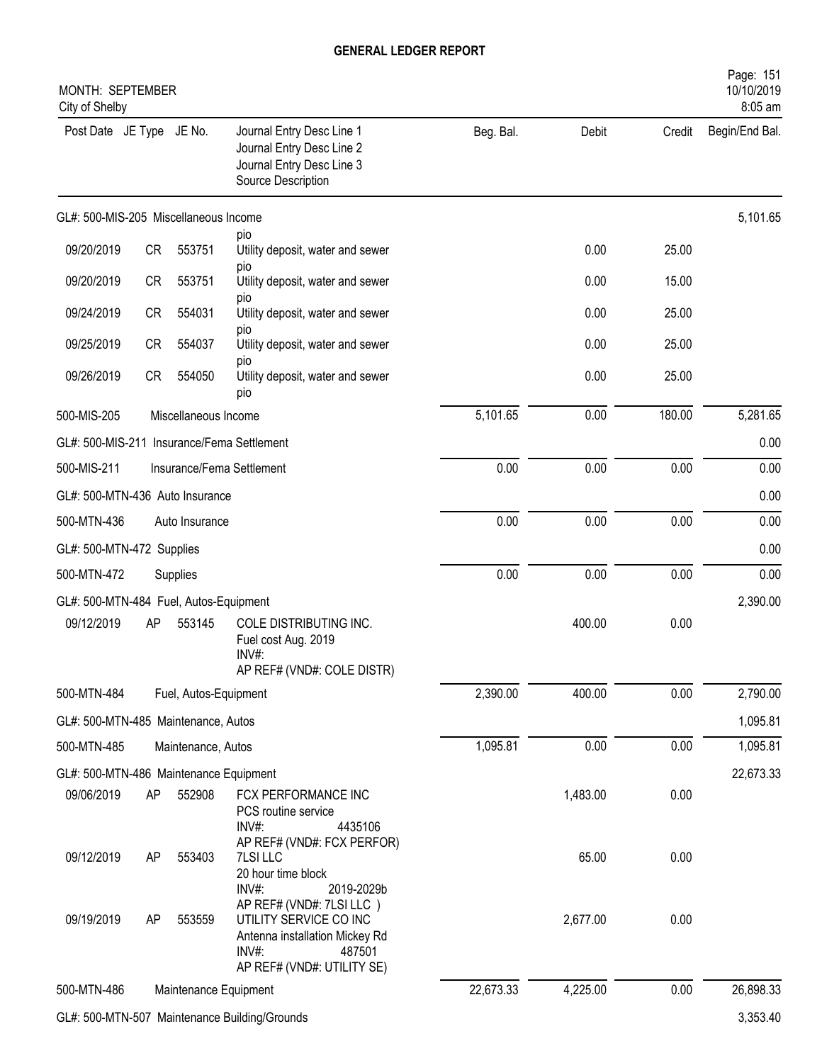# GENERAL LEDGER REPORT

MONTH: SEPTEMBER
City of Shelby

| Post Date | JE Type | JE No. | Journal Entry Desc Line 1 / Journal Entry Desc Line 2 / Journal Entry Desc Line 3 / Source Description | Beg. Bal. | Debit | Credit | Begin/End Bal. |
|---|---|---|---|---|---|---|---|
| GL#: 500-MIS-205 Miscellaneous Income | | | | | | | 5,101.65 |
| | | | pio | | | | |
| 09/20/2019 | CR | 553751 | Utility deposit, water and sewer pio | | 0.00 | 25.00 | |
| 09/20/2019 | CR | 553751 | Utility deposit, water and sewer pio | | 0.00 | 15.00 | |
| 09/24/2019 | CR | 554031 | Utility deposit, water and sewer pio | | 0.00 | 25.00 | |
| 09/25/2019 | CR | 554037 | Utility deposit, water and sewer pio | | 0.00 | 25.00 | |
| 09/26/2019 | CR | 554050 | Utility deposit, water and sewer pio | | 0.00 | 25.00 | |
| 500-MIS-205 | | | Miscellaneous Income | 5,101.65 | 0.00 | 180.00 | 5,281.65 |
| GL#: 500-MIS-211 Insurance/Fema Settlement | | | | | | | 0.00 |
| 500-MIS-211 | | | Insurance/Fema Settlement | 0.00 | 0.00 | 0.00 | 0.00 |
| GL#: 500-MTN-436 Auto Insurance | | | | | | | 0.00 |
| 500-MTN-436 | | | Auto Insurance | 0.00 | 0.00 | 0.00 | 0.00 |
| GL#: 500-MTN-472 Supplies | | | | | | | 0.00 |
| 500-MTN-472 | | | Supplies | 0.00 | 0.00 | 0.00 | 0.00 |
| GL#: 500-MTN-484 Fuel, Autos-Equipment | | | | | | | 2,390.00 |
| 09/12/2019 | AP | 553145 | COLE DISTRIBUTING INC. Fuel cost Aug. 2019 INV#: AP REF# (VND#: COLE DISTR) | | 400.00 | 0.00 | |
| 500-MTN-484 | | | Fuel, Autos-Equipment | 2,390.00 | 400.00 | 0.00 | 2,790.00 |
| GL#: 500-MTN-485 Maintenance, Autos | | | | | | | 1,095.81 |
| 500-MTN-485 | | | Maintenance, Autos | 1,095.81 | 0.00 | 0.00 | 1,095.81 |
| GL#: 500-MTN-486 Maintenance Equipment | | | | | | | 22,673.33 |
| 09/06/2019 | AP | 552908 | FCX PERFORMANCE INC PCS routine service INV#: 4435106 AP REF# (VND#: FCX PERFOR) | | 1,483.00 | 0.00 | |
| 09/12/2019 | AP | 553403 | 7LSI LLC 20 hour time block INV#: 2019-2029b AP REF# (VND#: 7LSI LLC ) | | 65.00 | 0.00 | |
| 09/19/2019 | AP | 553559 | UTILITY SERVICE CO INC Antenna installation Mickey Rd INV#: 487501 AP REF# (VND#: UTILITY SE) | | 2,677.00 | 0.00 | |
| 500-MTN-486 | | | Maintenance Equipment | 22,673.33 | 4,225.00 | 0.00 | 26,898.33 |
| GL#: 500-MTN-507 Maintenance Building/Grounds | | | | | | | 3,353.40 |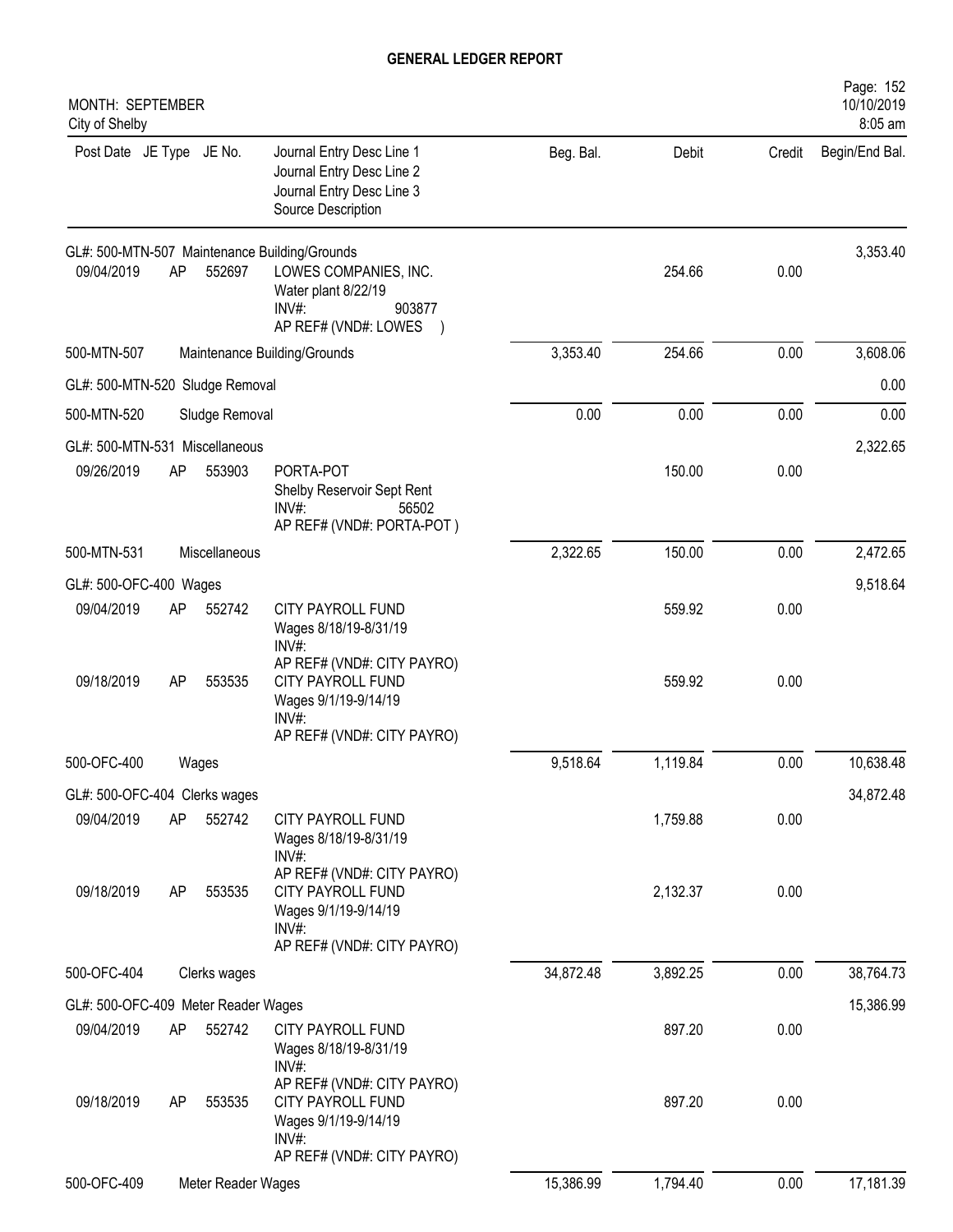# GENERAL LEDGER REPORT

MONTH: SEPTEMBER
City of Shelby

10/10/2019
8:05 am

| Post Date | JE Type | JE No. | Journal Entry Desc Line 1 / Journal Entry Desc Line 2 / Journal Entry Desc Line 3 / Source Description | Beg. Bal. | Debit | Credit | Begin/End Bal. |
|---|---|---|---|---|---|---|---|
| GL#: 500-MTN-507 Maintenance Building/Grounds | | | | | | | 3,353.40 |
| 09/04/2019 | AP | 552697 | LOWES COMPANIES, INC.<br>Water plant 8/22/19<br>INV#: 903877<br>AP REF# (VND#: LOWES ) | | 254.66 | 0.00 | |
| 500-MTN-507 | | | Maintenance Building/Grounds | 3,353.40 | 254.66 | 0.00 | 3,608.06 |
| GL#: 500-MTN-520 Sludge Removal | | | | | | | 0.00 |
| 500-MTN-520 | | | Sludge Removal | 0.00 | 0.00 | 0.00 | 0.00 |
| GL#: 500-MTN-531 Miscellaneous | | | | | | | 2,322.65 |
| 09/26/2019 | AP | 553903 | PORTA-POT<br>Shelby Reservoir Sept Rent<br>INV#: 56502<br>AP REF# (VND#: PORTA-POT ) | | 150.00 | 0.00 | |
| 500-MTN-531 | | | Miscellaneous | 2,322.65 | 150.00 | 0.00 | 2,472.65 |
| GL#: 500-OFC-400 Wages | | | | | | | 9,518.64 |
| 09/04/2019 | AP | 552742 | CITY PAYROLL FUND<br>Wages 8/18/19-8/31/19<br>INV#:<br>AP REF# (VND#: CITY PAYRO) | | 559.92 | 0.00 | |
| 09/18/2019 | AP | 553535 | CITY PAYROLL FUND<br>Wages 9/1/19-9/14/19<br>INV#:<br>AP REF# (VND#: CITY PAYRO) | | 559.92 | 0.00 | |
| 500-OFC-400 | | | Wages | 9,518.64 | 1,119.84 | 0.00 | 10,638.48 |
| GL#: 500-OFC-404 Clerks wages | | | | | | | 34,872.48 |
| 09/04/2019 | AP | 552742 | CITY PAYROLL FUND<br>Wages 8/18/19-8/31/19<br>INV#:<br>AP REF# (VND#: CITY PAYRO) | | 1,759.88 | 0.00 | |
| 09/18/2019 | AP | 553535 | CITY PAYROLL FUND<br>Wages 9/1/19-9/14/19<br>INV#:<br>AP REF# (VND#: CITY PAYRO) | | 2,132.37 | 0.00 | |
| 500-OFC-404 | | | Clerks wages | 34,872.48 | 3,892.25 | 0.00 | 38,764.73 |
| GL#: 500-OFC-409 Meter Reader Wages | | | | | | | 15,386.99 |
| 09/04/2019 | AP | 552742 | CITY PAYROLL FUND<br>Wages 8/18/19-8/31/19<br>INV#:<br>AP REF# (VND#: CITY PAYRO) | | 897.20 | 0.00 | |
| 09/18/2019 | AP | 553535 | CITY PAYROLL FUND<br>Wages 9/1/19-9/14/19<br>INV#:<br>AP REF# (VND#: CITY PAYRO) | | 897.20 | 0.00 | |
| 500-OFC-409 | | | Meter Reader Wages | 15,386.99 | 1,794.40 | 0.00 | 17,181.39 |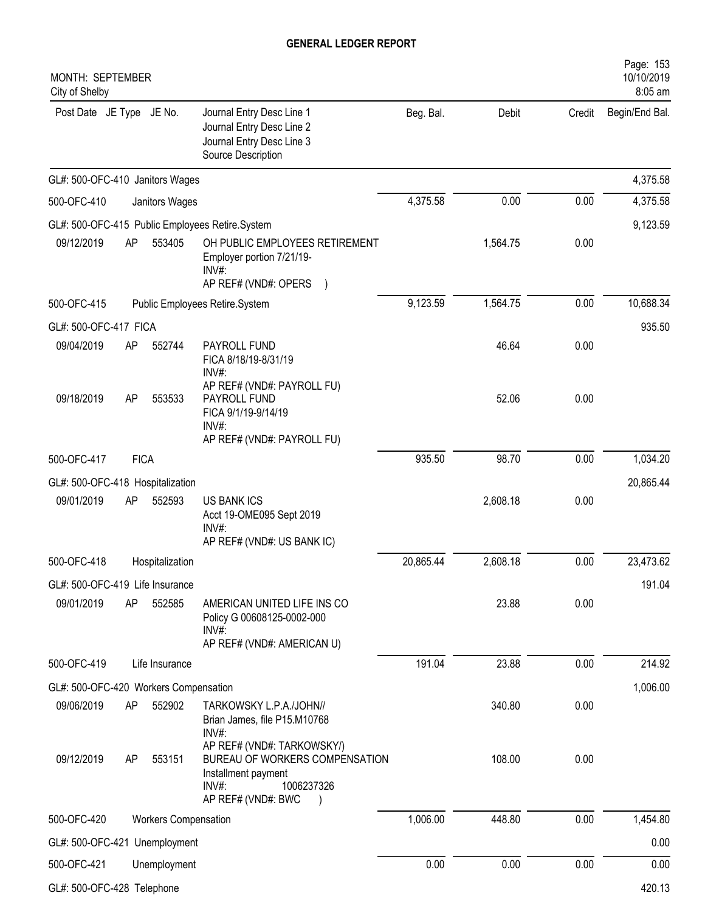## GENERAL LEDGER REPORT

MONTH: SEPTEMBER
City of Shelby

| Post Date | JE Type | JE No. | Journal Entry Desc Line 1 / Journal Entry Desc Line 2 / Journal Entry Desc Line 3 / Source Description | Beg. Bal. | Debit | Credit | Begin/End Bal. |
|---|---|---|---|---|---|---|---|
| GL#: 500-OFC-410 Janitors Wages | | | | | | | 4,375.58 |
| 500-OFC-410 | | | Janitors Wages | 4,375.58 | 0.00 | 0.00 | 4,375.58 |
| GL#: 500-OFC-415 Public Employees Retire.System | | | | | | | 9,123.59 |
| 09/12/2019 | AP | 553405 | OH PUBLIC EMPLOYEES RETIREMENT<br>Employer portion 7/21/19-<br>INV#:<br>AP REF# (VND#: OPERS ) | | 1,564.75 | 0.00 | |
| 500-OFC-415 | | | Public Employees Retire.System | 9,123.59 | 1,564.75 | 0.00 | 10,688.34 |
| GL#: 500-OFC-417 FICA | | | | | | | 935.50 |
| 09/04/2019 | AP | 552744 | PAYROLL FUND<br>FICA 8/18/19-8/31/19<br>INV#:<br>AP REF# (VND#: PAYROLL FU) | | 46.64 | 0.00 | |
| 09/18/2019 | AP | 553533 | PAYROLL FUND<br>FICA 9/1/19-9/14/19<br>INV#:<br>AP REF# (VND#: PAYROLL FU) | | 52.06 | 0.00 | |
| 500-OFC-417 | | | FICA | 935.50 | 98.70 | 0.00 | 1,034.20 |
| GL#: 500-OFC-418 Hospitalization | | | | | | | 20,865.44 |
| 09/01/2019 | AP | 552593 | US BANK ICS<br>Acct 19-OME095 Sept 2019<br>INV#:<br>AP REF# (VND#: US BANK IC) | | 2,608.18 | 0.00 | |
| 500-OFC-418 | | | Hospitalization | 20,865.44 | 2,608.18 | 0.00 | 23,473.62 |
| GL#: 500-OFC-419 Life Insurance | | | | | | | 191.04 |
| 09/01/2019 | AP | 552585 | AMERICAN UNITED LIFE INS CO<br>Policy G 00608125-0002-000<br>INV#:<br>AP REF# (VND#: AMERICAN U) | | 23.88 | 0.00 | |
| 500-OFC-419 | | | Life Insurance | 191.04 | 23.88 | 0.00 | 214.92 |
| GL#: 500-OFC-420 Workers Compensation | | | | | | | 1,006.00 |
| 09/06/2019 | AP | 552902 | TARKOWSKY L.P.A./JOHN//<br>Brian James, file P15.M10768<br>INV#:<br>AP REF# (VND#: TARKOWSKY/) | | 340.80 | 0.00 | |
| 09/12/2019 | AP | 553151 | BUREAU OF WORKERS COMPENSATION<br>Installment payment<br>INV#: 1006237326<br>AP REF# (VND#: BWC ) | | 108.00 | 0.00 | |
| 500-OFC-420 | | | Workers Compensation | 1,006.00 | 448.80 | 0.00 | 1,454.80 |
| GL#: 500-OFC-421 Unemployment | | | | | | | 0.00 |
| 500-OFC-421 | | | Unemployment | 0.00 | 0.00 | 0.00 | 0.00 |
| GL#: 500-OFC-428 Telephone | | | | | | | 420.13 |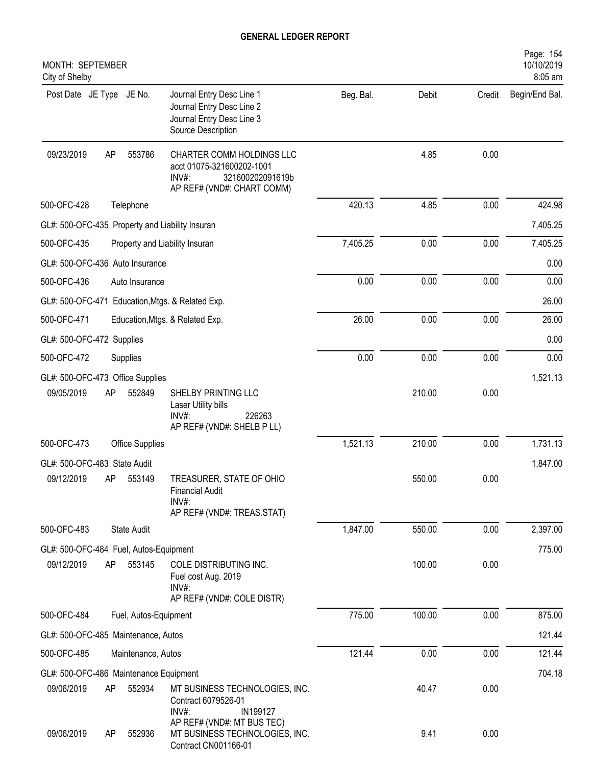# GENERAL LEDGER REPORT

MONTH: SEPTEMBER
City of Shelby

| Post Date | JE Type | JE No. | Journal Entry Desc Line 1<br>Journal Entry Desc Line 2<br>Journal Entry Desc Line 3<br>Source Description | Beg. Bal. | Debit | Credit | Begin/End Bal. |
|---|---|---|---|---|---|---|---|
| 09/23/2019 | AP | 553786 | CHARTER COMM HOLDINGS LLC<br>acct 01075-321600202-1001<br>INV#: 321600202091619b<br>AP REF# (VND#: CHART COMM) | | 4.85 | 0.00 | |
| 500-OFC-428 | | | Telephone | 420.13 | 4.85 | 0.00 | 424.98 |
| GL#: 500-OFC-435 Property and Liability Insuran | | | | | | | 7,405.25 |
| 500-OFC-435 | | | Property and Liability Insuran | 7,405.25 | 0.00 | 0.00 | 7,405.25 |
| GL#: 500-OFC-436 Auto Insurance | | | | | | | 0.00 |
| 500-OFC-436 | | | Auto Insurance | 0.00 | 0.00 | 0.00 | 0.00 |
| GL#: 500-OFC-471 Education,Mtgs. & Related Exp. | | | | | | | 26.00 |
| 500-OFC-471 | | | Education,Mtgs. & Related Exp. | 26.00 | 0.00 | 0.00 | 26.00 |
| GL#: 500-OFC-472 Supplies | | | | | | | 0.00 |
| 500-OFC-472 | | | Supplies | 0.00 | 0.00 | 0.00 | 0.00 |
| GL#: 500-OFC-473 Office Supplies | | | | | | | 1,521.13 |
| 09/05/2019 | AP | 552849 | SHELBY PRINTING LLC<br>Laser Utility bills<br>INV#: 226263<br>AP REF# (VND#: SHELB P LL) | | 210.00 | 0.00 | |
| 500-OFC-473 | | | Office Supplies | 1,521.13 | 210.00 | 0.00 | 1,731.13 |
| GL#: 500-OFC-483 State Audit | | | | | | | 1,847.00 |
| 09/12/2019 | AP | 553149 | TREASURER, STATE OF OHIO<br>Financial Audit<br>INV#:<br>AP REF# (VND#: TREAS.STAT) | | 550.00 | 0.00 | |
| 500-OFC-483 | | | State Audit | 1,847.00 | 550.00 | 0.00 | 2,397.00 |
| GL#: 500-OFC-484 Fuel, Autos-Equipment | | | | | | | 775.00 |
| 09/12/2019 | AP | 553145 | COLE DISTRIBUTING INC.<br>Fuel cost Aug. 2019<br>INV#:<br>AP REF# (VND#: COLE DISTR) | | 100.00 | 0.00 | |
| 500-OFC-484 | | | Fuel, Autos-Equipment | 775.00 | 100.00 | 0.00 | 875.00 |
| GL#: 500-OFC-485 Maintenance, Autos | | | | | | | 121.44 |
| 500-OFC-485 | | | Maintenance, Autos | 121.44 | 0.00 | 0.00 | 121.44 |
| GL#: 500-OFC-486 Maintenance Equipment | | | | | | | 704.18 |
| 09/06/2019 | AP | 552934 | MT BUSINESS TECHNOLOGIES, INC.<br>Contract 6079526-01<br>INV#: IN199127<br>AP REF# (VND#: MT BUS TEC) | | 40.47 | 0.00 | |
| 09/06/2019 | AP | 552936 | MT BUSINESS TECHNOLOGIES, INC.<br>Contract CN001166-01 | | 9.41 | 0.00 | |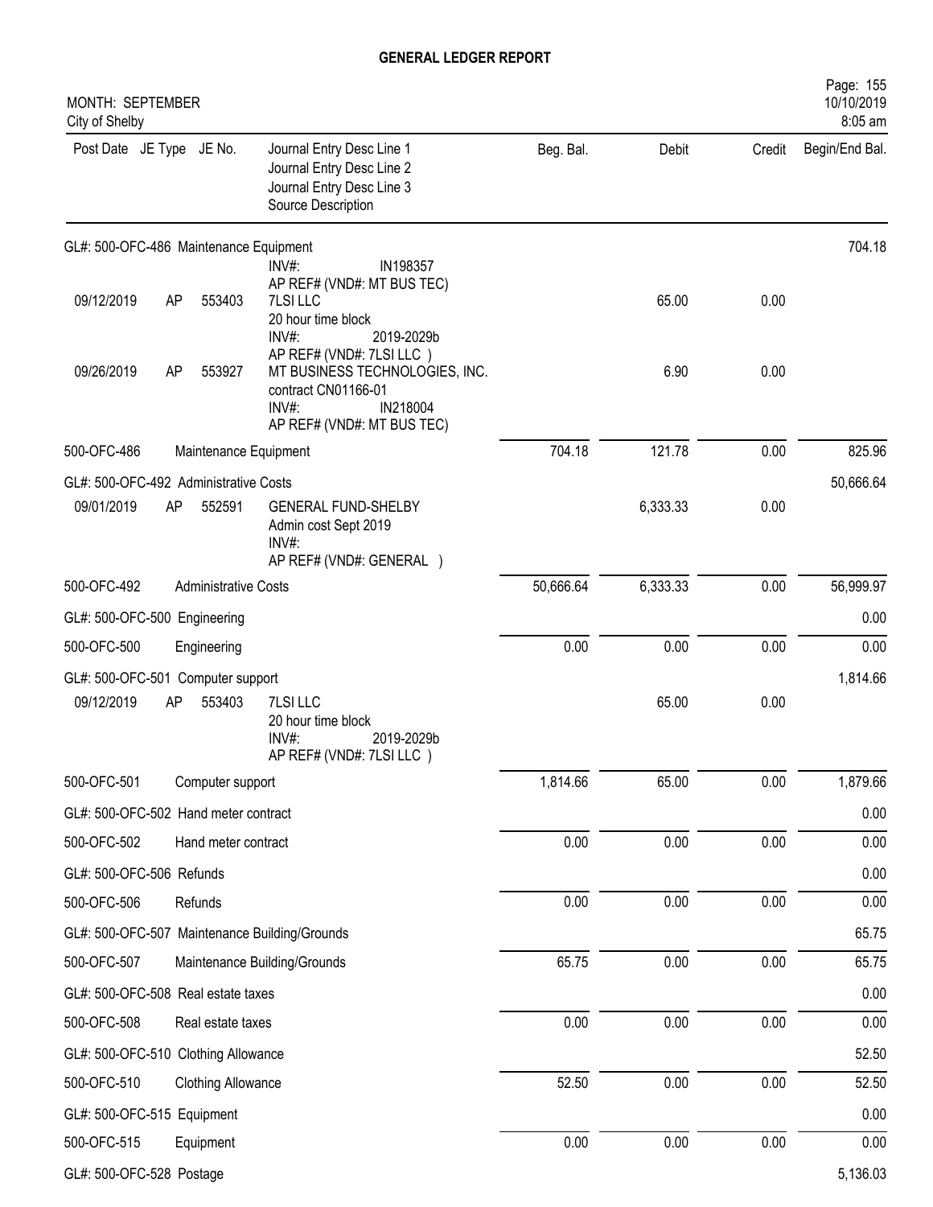# GENERAL LEDGER REPORT

MONTH: SEPTEMBER
City of Shelby

| Post Date | JE Type | JE No. | Journal Entry Desc Line 1 / Journal Entry Desc Line 2 / Journal Entry Desc Line 3 / Source Description | Beg. Bal. | Debit | Credit | Begin/End Bal. |
|---|---|---|---|---|---|---|---|
| GL#: 500-OFC-486 Maintenance Equipment | | | | | | | 704.18 |
| | | | INV#: IN198357 AP REF# (VND#: MT BUS TEC) | | | | |
| 09/12/2019 | AP | 553403 | 7LSI LLC 20 hour time block INV#: 2019-2029b AP REF# (VND#: 7LSI LLC ) | | 65.00 | 0.00 | |
| 09/26/2019 | AP | 553927 | MT BUSINESS TECHNOLOGIES, INC. contract CN01166-01 INV#: IN218004 AP REF# (VND#: MT BUS TEC) | | 6.90 | 0.00 | |
| 500-OFC-486 | | | Maintenance Equipment | 704.18 | 121.78 | 0.00 | 825.96 |
| GL#: 500-OFC-492 Administrative Costs | | | | | | | 50,666.64 |
| 09/01/2019 | AP | 552591 | GENERAL FUND-SHELBY Admin cost Sept 2019 INV#: AP REF# (VND#: GENERAL ) | | 6,333.33 | 0.00 | |
| 500-OFC-492 | | | Administrative Costs | 50,666.64 | 6,333.33 | 0.00 | 56,999.97 |
| GL#: 500-OFC-500 Engineering | | | | | | | 0.00 |
| 500-OFC-500 | | | Engineering | 0.00 | 0.00 | 0.00 | 0.00 |
| GL#: 500-OFC-501 Computer support | | | | | | | 1,814.66 |
| 09/12/2019 | AP | 553403 | 7LSI LLC 20 hour time block INV#: 2019-2029b AP REF# (VND#: 7LSI LLC ) | | 65.00 | 0.00 | |
| 500-OFC-501 | | | Computer support | 1,814.66 | 65.00 | 0.00 | 1,879.66 |
| GL#: 500-OFC-502 Hand meter contract | | | | | | | 0.00 |
| 500-OFC-502 | | | Hand meter contract | 0.00 | 0.00 | 0.00 | 0.00 |
| GL#: 500-OFC-506 Refunds | | | | | | | 0.00 |
| 500-OFC-506 | | | Refunds | 0.00 | 0.00 | 0.00 | 0.00 |
| GL#: 500-OFC-507 Maintenance Building/Grounds | | | | | | | 65.75 |
| 500-OFC-507 | | | Maintenance Building/Grounds | 65.75 | 0.00 | 0.00 | 65.75 |
| GL#: 500-OFC-508 Real estate taxes | | | | | | | 0.00 |
| 500-OFC-508 | | | Real estate taxes | 0.00 | 0.00 | 0.00 | 0.00 |
| GL#: 500-OFC-510 Clothing Allowance | | | | | | | 52.50 |
| 500-OFC-510 | | | Clothing Allowance | 52.50 | 0.00 | 0.00 | 52.50 |
| GL#: 500-OFC-515 Equipment | | | | | | | 0.00 |
| 500-OFC-515 | | | Equipment | 0.00 | 0.00 | 0.00 | 0.00 |
| GL#: 500-OFC-528 Postage | | | | | | | 5,136.03 |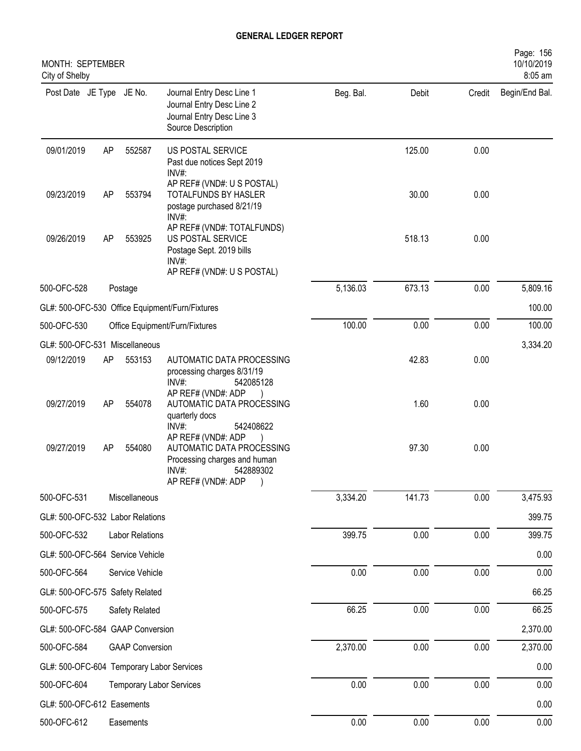# GENERAL LEDGER REPORT

MONTH: SEPTEMBER
City of Shelby

10/10/2019
8:05 am

| Post Date | JE Type | JE No. | Journal Entry Desc Line 1<br>Journal Entry Desc Line 2<br>Journal Entry Desc Line 3<br>Source Description | Beg. Bal. | Debit | Credit | Begin/End Bal. |
|---|---|---|---|---|---|---|---|
| 09/01/2019 | AP | 552587 | US POSTAL SERVICE<br>Past due notices Sept 2019<br>INV#:<br>AP REF# (VND#: U S POSTAL) | | 125.00 | 0.00 | |
| 09/23/2019 | AP | 553794 | TOTALFUNDS BY HASLER<br>postage purchased 8/21/19<br>INV#:<br>AP REF# (VND#: TOTALFUNDS) | | 30.00 | 0.00 | |
| 09/26/2019 | AP | 553925 | US POSTAL SERVICE<br>Postage Sept. 2019 bills<br>INV#:<br>AP REF# (VND#: U S POSTAL) | | 518.13 | 0.00 | |
| 500-OFC-528 | | Postage | | 5,136.03 | 673.13 | 0.00 | 5,809.16 |
| GL#: 500-OFC-530 Office Equipment/Furn/Fixtures | | | | | | | 100.00 |
| 500-OFC-530 | | Office Equipment/Furn/Fixtures | | 100.00 | 0.00 | 0.00 | 100.00 |
| GL#: 500-OFC-531 Miscellaneous | | | | | | | 3,334.20 |
| 09/12/2019 | AP | 553153 | AUTOMATIC DATA PROCESSING<br>processing charges 8/31/19<br>INV#: 542085128<br>AP REF# (VND#: ADP ) | | 42.83 | 0.00 | |
| 09/27/2019 | AP | 554078 | AUTOMATIC DATA PROCESSING<br>quarterly docs<br>INV#: 542408622<br>AP REF# (VND#: ADP ) | | 1.60 | 0.00 | |
| 09/27/2019 | AP | 554080 | AUTOMATIC DATA PROCESSING<br>Processing charges and human<br>INV#: 542889302<br>AP REF# (VND#: ADP ) | | 97.30 | 0.00 | |
| 500-OFC-531 | | Miscellaneous | | 3,334.20 | 141.73 | 0.00 | 3,475.93 |
| GL#: 500-OFC-532 Labor Relations | | | | | | | 399.75 |
| 500-OFC-532 | | Labor Relations | | 399.75 | 0.00 | 0.00 | 399.75 |
| GL#: 500-OFC-564 Service Vehicle | | | | | | | 0.00 |
| 500-OFC-564 | | Service Vehicle | | 0.00 | 0.00 | 0.00 | 0.00 |
| GL#: 500-OFC-575 Safety Related | | | | | | | 66.25 |
| 500-OFC-575 | | Safety Related | | 66.25 | 0.00 | 0.00 | 66.25 |
| GL#: 500-OFC-584 GAAP Conversion | | | | | | | 2,370.00 |
| 500-OFC-584 | | GAAP Conversion | | 2,370.00 | 0.00 | 0.00 | 2,370.00 |
| GL#: 500-OFC-604 Temporary Labor Services | | | | | | | 0.00 |
| 500-OFC-604 | | Temporary Labor Services | | 0.00 | 0.00 | 0.00 | 0.00 |
| GL#: 500-OFC-612 Easements | | | | | | | 0.00 |
| 500-OFC-612 | | Easements | | 0.00 | 0.00 | 0.00 | 0.00 |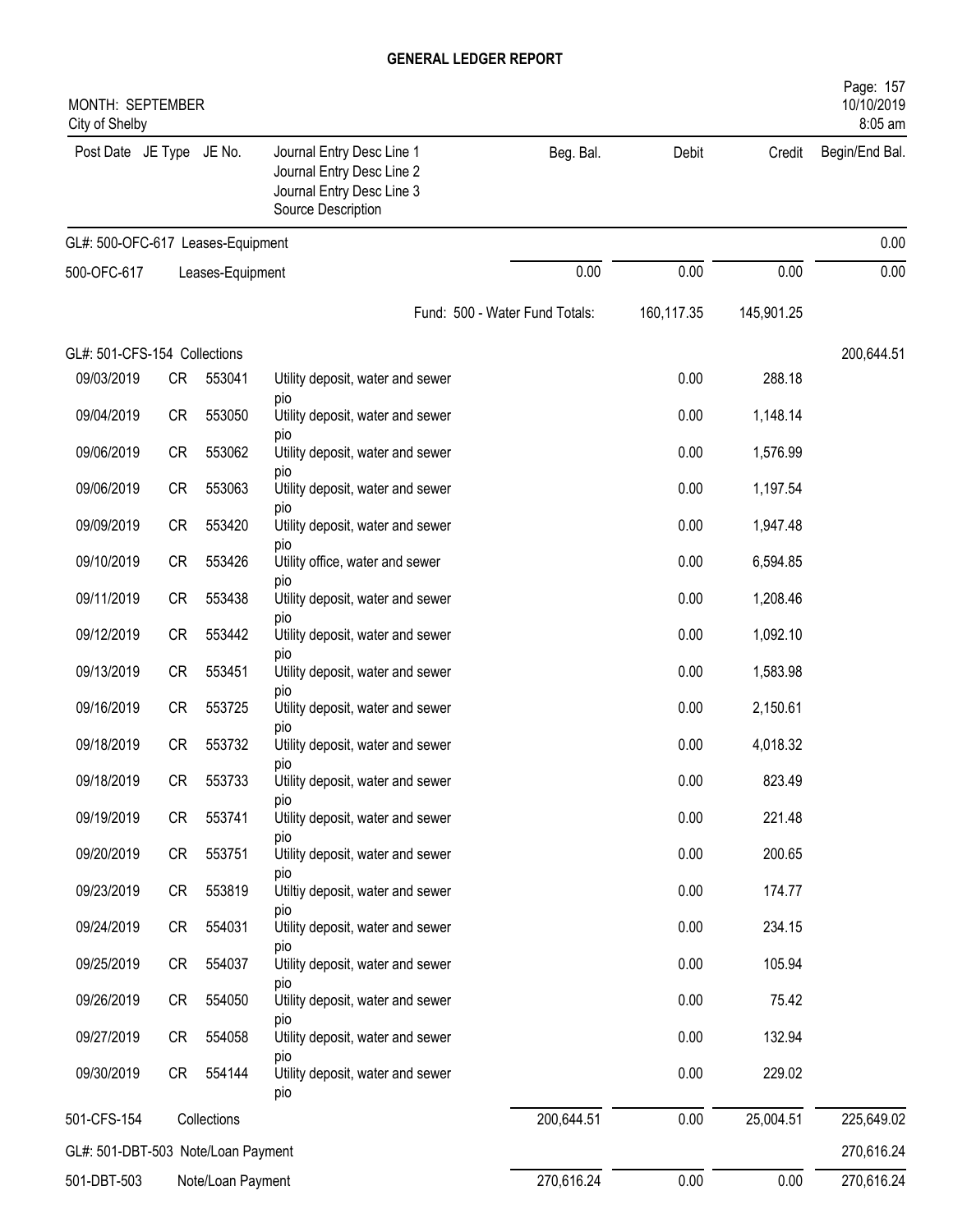# GENERAL LEDGER REPORT

MONTH: SEPTEMBER
City of Shelby

| Post Date | JE Type | JE No. | Journal Entry Desc Line 1<br>Journal Entry Desc Line 2<br>Journal Entry Desc Line 3<br>Source Description | Beg. Bal. | Debit | Credit | Begin/End Bal. |
|---|---|---|---|---|---|---|---|
| **GL#: 500-OFC-617 Leases-Equipment** | | | | | | | 0.00 |
| 500-OFC-617 | | Leases-Equipment | | 0.00 | 0.00 | 0.00 | 0.00 |
| | | | Fund: 500 - Water Fund Totals: | | 160,117.35 | 145,901.25 | |
| **GL#: 501-CFS-154 Collections** | | | | | | | 200,644.51 |
| 09/03/2019 | CR | 553041 | Utility deposit, water and sewer pio | | 0.00 | 288.18 | |
| 09/04/2019 | CR | 553050 | Utility deposit, water and sewer pio | | 0.00 | 1,148.14 | |
| 09/06/2019 | CR | 553062 | Utility deposit, water and sewer pio | | 0.00 | 1,576.99 | |
| 09/06/2019 | CR | 553063 | Utility deposit, water and sewer pio | | 0.00 | 1,197.54 | |
| 09/09/2019 | CR | 553420 | Utility deposit, water and sewer pio | | 0.00 | 1,947.48 | |
| 09/10/2019 | CR | 553426 | Utility office, water and sewer pio | | 0.00 | 6,594.85 | |
| 09/11/2019 | CR | 553438 | Utility deposit, water and sewer pio | | 0.00 | 1,208.46 | |
| 09/12/2019 | CR | 553442 | Utility deposit, water and sewer pio | | 0.00 | 1,092.10 | |
| 09/13/2019 | CR | 553451 | Utility deposit, water and sewer pio | | 0.00 | 1,583.98 | |
| 09/16/2019 | CR | 553725 | Utility deposit, water and sewer pio | | 0.00 | 2,150.61 | |
| 09/18/2019 | CR | 553732 | Utility deposit, water and sewer pio | | 0.00 | 4,018.32 | |
| 09/18/2019 | CR | 553733 | Utility deposit, water and sewer pio | | 0.00 | 823.49 | |
| 09/19/2019 | CR | 553741 | Utility deposit, water and sewer pio | | 0.00 | 221.48 | |
| 09/20/2019 | CR | 553751 | Utility deposit, water and sewer pio | | 0.00 | 200.65 | |
| 09/23/2019 | CR | 553819 | Utiltiy deposit, water and sewer pio | | 0.00 | 174.77 | |
| 09/24/2019 | CR | 554031 | Utility deposit, water and sewer pio | | 0.00 | 234.15 | |
| 09/25/2019 | CR | 554037 | Utility deposit, water and sewer pio | | 0.00 | 105.94 | |
| 09/26/2019 | CR | 554050 | Utility deposit, water and sewer pio | | 0.00 | 75.42 | |
| 09/27/2019 | CR | 554058 | Utility deposit, water and sewer pio | | 0.00 | 132.94 | |
| 09/30/2019 | CR | 554144 | Utility deposit, water and sewer pio | | 0.00 | 229.02 | |
| 501-CFS-154 | | Collections | | 200,644.51 | 0.00 | 25,004.51 | 225,649.02 |
| **GL#: 501-DBT-503 Note/Loan Payment** | | | | | | | 270,616.24 |
| 501-DBT-503 | | Note/Loan Payment | | 270,616.24 | 0.00 | 0.00 | 270,616.24 |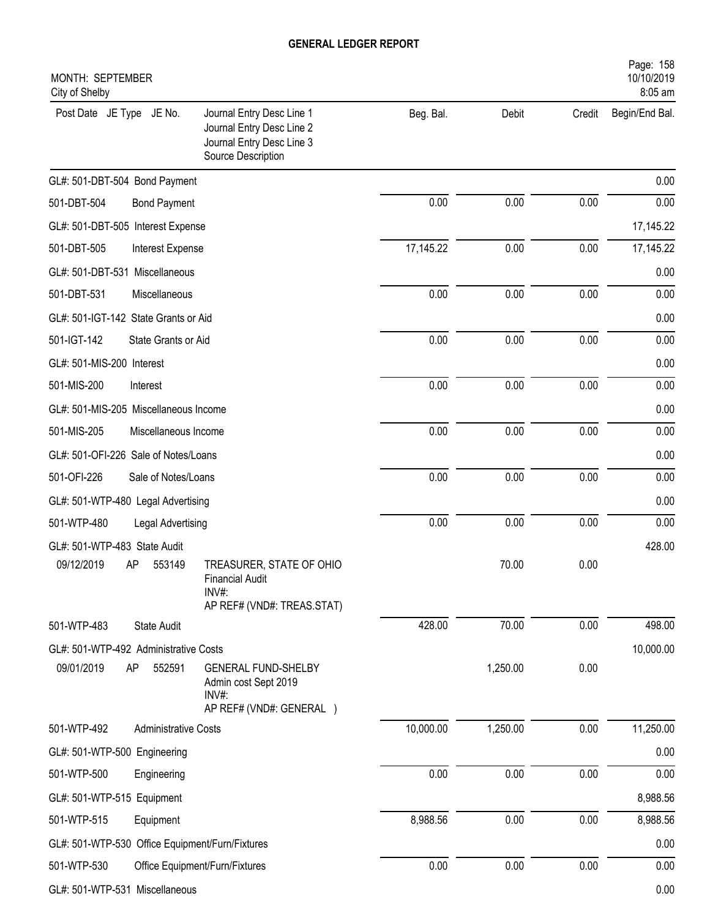# GENERAL LEDGER REPORT

MONTH: SEPTEMBER
City of Shelby

| Post Date | JE Type | JE No. | Journal Entry Desc Line 1 / Journal Entry Desc Line 2 / Journal Entry Desc Line 3 / Source Description | Beg. Bal. | Debit | Credit | Begin/End Bal. |
|---|---|---|---|---|---|---|---|
| GL#: 501-DBT-504 Bond Payment | | | | | | | 0.00 |
| 501-DBT-504 | | | Bond Payment | 0.00 | 0.00 | 0.00 | 0.00 |
| GL#: 501-DBT-505 Interest Expense | | | | | | | 17,145.22 |
| 501-DBT-505 | | | Interest Expense | 17,145.22 | 0.00 | 0.00 | 17,145.22 |
| GL#: 501-DBT-531 Miscellaneous | | | | | | | 0.00 |
| 501-DBT-531 | | | Miscellaneous | 0.00 | 0.00 | 0.00 | 0.00 |
| GL#: 501-IGT-142 State Grants or Aid | | | | | | | 0.00 |
| 501-IGT-142 | | | State Grants or Aid | 0.00 | 0.00 | 0.00 | 0.00 |
| GL#: 501-MIS-200 Interest | | | | | | | 0.00 |
| 501-MIS-200 | | | Interest | 0.00 | 0.00 | 0.00 | 0.00 |
| GL#: 501-MIS-205 Miscellaneous Income | | | | | | | 0.00 |
| 501-MIS-205 | | | Miscellaneous Income | 0.00 | 0.00 | 0.00 | 0.00 |
| GL#: 501-OFI-226 Sale of Notes/Loans | | | | | | | 0.00 |
| 501-OFI-226 | | | Sale of Notes/Loans | 0.00 | 0.00 | 0.00 | 0.00 |
| GL#: 501-WTP-480 Legal Advertising | | | | | | | 0.00 |
| 501-WTP-480 | | | Legal Advertising | 0.00 | 0.00 | 0.00 | 0.00 |
| GL#: 501-WTP-483 State Audit | | | | | | | 428.00 |
| 09/12/2019 | AP | 553149 | TREASURER, STATE OF OHIO<br>Financial Audit<br>INV#:<br>AP REF# (VND#: TREAS.STAT) | | 70.00 | 0.00 | |
| 501-WTP-483 | | | State Audit | 428.00 | 70.00 | 0.00 | 498.00 |
| GL#: 501-WTP-492 Administrative Costs | | | | | | | 10,000.00 |
| 09/01/2019 | AP | 552591 | GENERAL FUND-SHELBY<br>Admin cost Sept 2019<br>INV#:<br>AP REF# (VND#: GENERAL ) | | 1,250.00 | 0.00 | |
| 501-WTP-492 | | | Administrative Costs | 10,000.00 | 1,250.00 | 0.00 | 11,250.00 |
| GL#: 501-WTP-500 Engineering | | | | | | | 0.00 |
| 501-WTP-500 | | | Engineering | 0.00 | 0.00 | 0.00 | 0.00 |
| GL#: 501-WTP-515 Equipment | | | | | | | 8,988.56 |
| 501-WTP-515 | | | Equipment | 8,988.56 | 0.00 | 0.00 | 8,988.56 |
| GL#: 501-WTP-530 Office Equipment/Furn/Fixtures | | | | | | | 0.00 |
| 501-WTP-530 | | | Office Equipment/Furn/Fixtures | 0.00 | 0.00 | 0.00 | 0.00 |
| GL#: 501-WTP-531 Miscellaneous | | | | | | | 0.00 |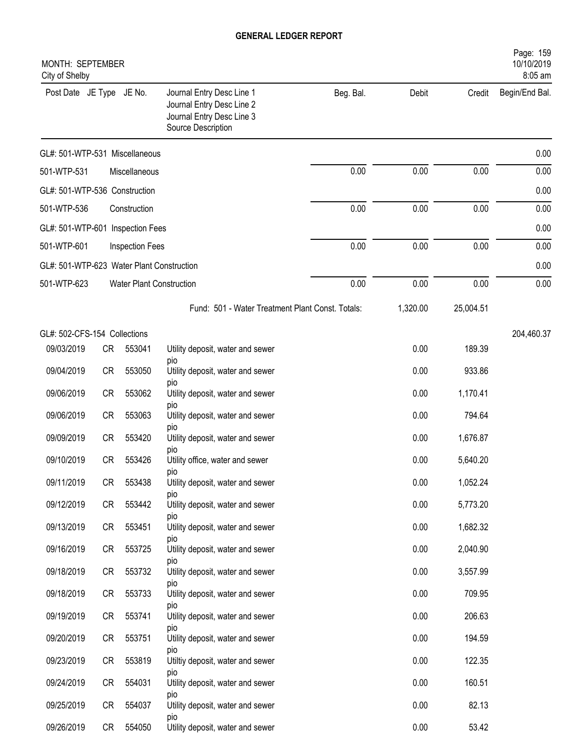# GENERAL LEDGER REPORT

MONTH: SEPTEMBER
City of Shelby

| Post Date | JE Type | JE No. | Journal Entry Desc Line 1 / Journal Entry Desc Line 2 / Journal Entry Desc Line 3 / Source Description | Beg. Bal. | Debit | Credit | Begin/End Bal. |
|---|---|---|---|---|---|---|---|
| GL#: 501-WTP-531 Miscellaneous | | | | | | | 0.00 |
| 501-WTP-531 | | Miscellaneous | | 0.00 | 0.00 | 0.00 | 0.00 |
| GL#: 501-WTP-536 Construction | | | | | | | 0.00 |
| 501-WTP-536 | | Construction | | 0.00 | 0.00 | 0.00 | 0.00 |
| GL#: 501-WTP-601 Inspection Fees | | | | | | | 0.00 |
| 501-WTP-601 | | Inspection Fees | | 0.00 | 0.00 | 0.00 | 0.00 |
| GL#: 501-WTP-623 Water Plant Construction | | | | | | | 0.00 |
| 501-WTP-623 | | Water Plant Construction | | 0.00 | 0.00 | 0.00 | 0.00 |
| | | | Fund: 501 - Water Treatment Plant Const. Totals: | | 1,320.00 | 25,004.51 | |
| GL#: 502-CFS-154 Collections | | | | | | | 204,460.37 |
| 09/03/2019 | CR | 553041 | Utility deposit, water and sewer pio | | 0.00 | 189.39 | |
| 09/04/2019 | CR | 553050 | Utility deposit, water and sewer pio | | 0.00 | 933.86 | |
| 09/06/2019 | CR | 553062 | Utility deposit, water and sewer pio | | 0.00 | 1,170.41 | |
| 09/06/2019 | CR | 553063 | Utility deposit, water and sewer pio | | 0.00 | 794.64 | |
| 09/09/2019 | CR | 553420 | Utility deposit, water and sewer pio | | 0.00 | 1,676.87 | |
| 09/10/2019 | CR | 553426 | Utility office, water and sewer pio | | 0.00 | 5,640.20 | |
| 09/11/2019 | CR | 553438 | Utility deposit, water and sewer pio | | 0.00 | 1,052.24 | |
| 09/12/2019 | CR | 553442 | Utility deposit, water and sewer pio | | 0.00 | 5,773.20 | |
| 09/13/2019 | CR | 553451 | Utility deposit, water and sewer pio | | 0.00 | 1,682.32 | |
| 09/16/2019 | CR | 553725 | Utility deposit, water and sewer pio | | 0.00 | 2,040.90 | |
| 09/18/2019 | CR | 553732 | Utility deposit, water and sewer pio | | 0.00 | 3,557.99 | |
| 09/18/2019 | CR | 553733 | Utility deposit, water and sewer pio | | 0.00 | 709.95 | |
| 09/19/2019 | CR | 553741 | Utility deposit, water and sewer pio | | 0.00 | 206.63 | |
| 09/20/2019 | CR | 553751 | Utility deposit, water and sewer pio | | 0.00 | 194.59 | |
| 09/23/2019 | CR | 553819 | Utiltiy deposit, water and sewer pio | | 0.00 | 122.35 | |
| 09/24/2019 | CR | 554031 | Utility deposit, water and sewer pio | | 0.00 | 160.51 | |
| 09/25/2019 | CR | 554037 | Utility deposit, water and sewer pio | | 0.00 | 82.13 | |
| 09/26/2019 | CR | 554050 | Utility deposit, water and sewer | | 0.00 | 53.42 | |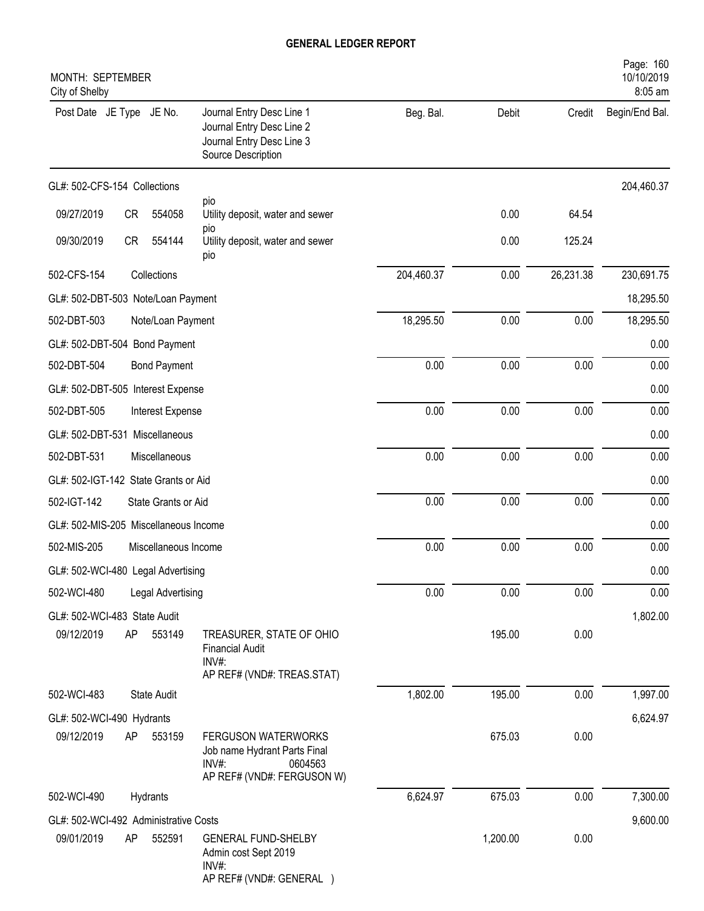# GENERAL LEDGER REPORT

MONTH: SEPTEMBER
City of Shelby

Page: 160
10/10/2019
8:05 am

| Post Date | JE Type | JE No. | Journal Entry Desc Line 1 / Journal Entry Desc Line 2 / Journal Entry Desc Line 3 / Source Description | Beg. Bal. | Debit | Credit | Begin/End Bal. |
|---|---|---|---|---|---|---|---|
| GL#: 502-CFS-154 Collections | | | | | | | 204,460.37 |
| 09/27/2019 | CR | 554058 | pio<br>Utility deposit, water and sewer<br>pio | | 0.00 | 64.54 | |
| 09/30/2019 | CR | 554144 | Utility deposit, water and sewer<br>pio | | 0.00 | 125.24 | |
| 502-CFS-154 | | Collections | | 204,460.37 | 0.00 | 26,231.38 | 230,691.75 |
| GL#: 502-DBT-503 Note/Loan Payment | | | | | | | 18,295.50 |
| 502-DBT-503 | | Note/Loan Payment | | 18,295.50 | 0.00 | 0.00 | 18,295.50 |
| GL#: 502-DBT-504 Bond Payment | | | | | | | 0.00 |
| 502-DBT-504 | | Bond Payment | | 0.00 | 0.00 | 0.00 | 0.00 |
| GL#: 502-DBT-505 Interest Expense | | | | | | | 0.00 |
| 502-DBT-505 | | Interest Expense | | 0.00 | 0.00 | 0.00 | 0.00 |
| GL#: 502-DBT-531 Miscellaneous | | | | | | | 0.00 |
| 502-DBT-531 | | Miscellaneous | | 0.00 | 0.00 | 0.00 | 0.00 |
| GL#: 502-IGT-142 State Grants or Aid | | | | | | | 0.00 |
| 502-IGT-142 | | State Grants or Aid | | 0.00 | 0.00 | 0.00 | 0.00 |
| GL#: 502-MIS-205 Miscellaneous Income | | | | | | | 0.00 |
| 502-MIS-205 | | Miscellaneous Income | | 0.00 | 0.00 | 0.00 | 0.00 |
| GL#: 502-WCI-480 Legal Advertising | | | | | | | 0.00 |
| 502-WCI-480 | | Legal Advertising | | 0.00 | 0.00 | 0.00 | 0.00 |
| GL#: 502-WCI-483 State Audit | | | | | | | 1,802.00 |
| 09/12/2019 | AP | 553149 | TREASURER, STATE OF OHIO<br>Financial Audit<br>INV#:<br>AP REF# (VND#: TREAS.STAT) | | 195.00 | 0.00 | |
| 502-WCI-483 | | State Audit | | 1,802.00 | 195.00 | 0.00 | 1,997.00 |
| GL#: 502-WCI-490 Hydrants | | | | | | | 6,624.97 |
| 09/12/2019 | AP | 553159 | FERGUSON WATERWORKS<br>Job name Hydrant Parts Final<br>INV#: 0604563<br>AP REF# (VND#: FERGUSON W) | | 675.03 | 0.00 | |
| 502-WCI-490 | | Hydrants | | 6,624.97 | 675.03 | 0.00 | 7,300.00 |
| GL#: 502-WCI-492 Administrative Costs | | | | | | | 9,600.00 |
| 09/01/2019 | AP | 552591 | GENERAL FUND-SHELBY<br>Admin cost Sept 2019<br>INV#:<br>AP REF# (VND#: GENERAL ) | | 1,200.00 | 0.00 | |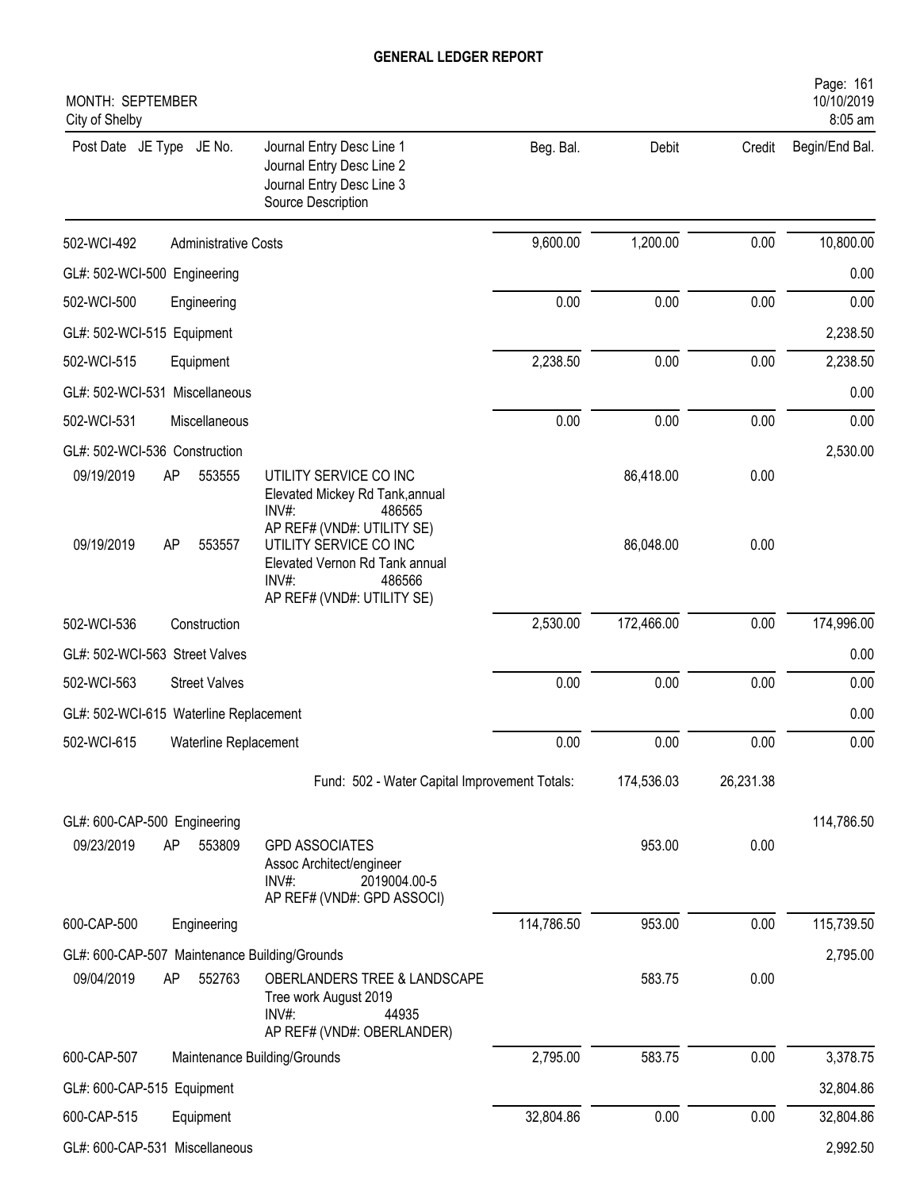# GENERAL LEDGER REPORT

MONTH: SEPTEMBER
City of Shelby

| Post Date | JE Type | JE No. | Journal Entry Desc Line 1 / Journal Entry Desc Line 2 / Journal Entry Desc Line 3 / Source Description | Beg. Bal. | Debit | Credit | Begin/End Bal. |
|---|---|---|---|---|---|---|---|
| 502-WCI-492 | | | Administrative Costs | 9,600.00 | 1,200.00 | 0.00 | 10,800.00 |
| GL#: 502-WCI-500 Engineering | | | | | | | 0.00 |
| 502-WCI-500 | | | Engineering | 0.00 | 0.00 | 0.00 | 0.00 |
| GL#: 502-WCI-515 Equipment | | | | | | | 2,238.50 |
| 502-WCI-515 | | | Equipment | 2,238.50 | 0.00 | 0.00 | 2,238.50 |
| GL#: 502-WCI-531 Miscellaneous | | | | | | | 0.00 |
| 502-WCI-531 | | | Miscellaneous | 0.00 | 0.00 | 0.00 | 0.00 |
| GL#: 502-WCI-536 Construction | | | | | | | 2,530.00 |
| 09/19/2019 | AP | 553555 | UTILITY SERVICE CO INC<br>Elevated Mickey Rd Tank,annual<br>INV#: 486565<br>AP REF# (VND#: UTILITY SE) | | 86,418.00 | 0.00 | |
| 09/19/2019 | AP | 553557 | UTILITY SERVICE CO INC<br>Elevated Vernon Rd Tank annual<br>INV#: 486566<br>AP REF# (VND#: UTILITY SE) | | 86,048.00 | 0.00 | |
| 502-WCI-536 | | | Construction | 2,530.00 | 172,466.00 | 0.00 | 174,996.00 |
| GL#: 502-WCI-563 Street Valves | | | | | | | 0.00 |
| 502-WCI-563 | | | Street Valves | 0.00 | 0.00 | 0.00 | 0.00 |
| GL#: 502-WCI-615 Waterline Replacement | | | | | | | 0.00 |
| 502-WCI-615 | | | Waterline Replacement | 0.00 | 0.00 | 0.00 | 0.00 |
| | | | Fund: 502 - Water Capital Improvement Totals: | | 174,536.03 | 26,231.38 | |
| GL#: 600-CAP-500 Engineering | | | | | | | 114,786.50 |
| 09/23/2019 | AP | 553809 | GPD ASSOCIATES<br>Assoc Architect/engineer<br>INV#: 2019004.00-5<br>AP REF# (VND#: GPD ASSOCI) | | 953.00 | 0.00 | |
| 600-CAP-500 | | | Engineering | 114,786.50 | 953.00 | 0.00 | 115,739.50 |
| GL#: 600-CAP-507 Maintenance Building/Grounds | | | | | | | 2,795.00 |
| 09/04/2019 | AP | 552763 | OBERLANDERS TREE & LANDSCAPE<br>Tree work August 2019<br>INV#: 44935<br>AP REF# (VND#: OBERLANDER) | | 583.75 | 0.00 | |
| 600-CAP-507 | | | Maintenance Building/Grounds | 2,795.00 | 583.75 | 0.00 | 3,378.75 |
| GL#: 600-CAP-515 Equipment | | | | | | | 32,804.86 |
| 600-CAP-515 | | | Equipment | 32,804.86 | 0.00 | 0.00 | 32,804.86 |
| GL#: 600-CAP-531 Miscellaneous | | | | | | | 2,992.50 |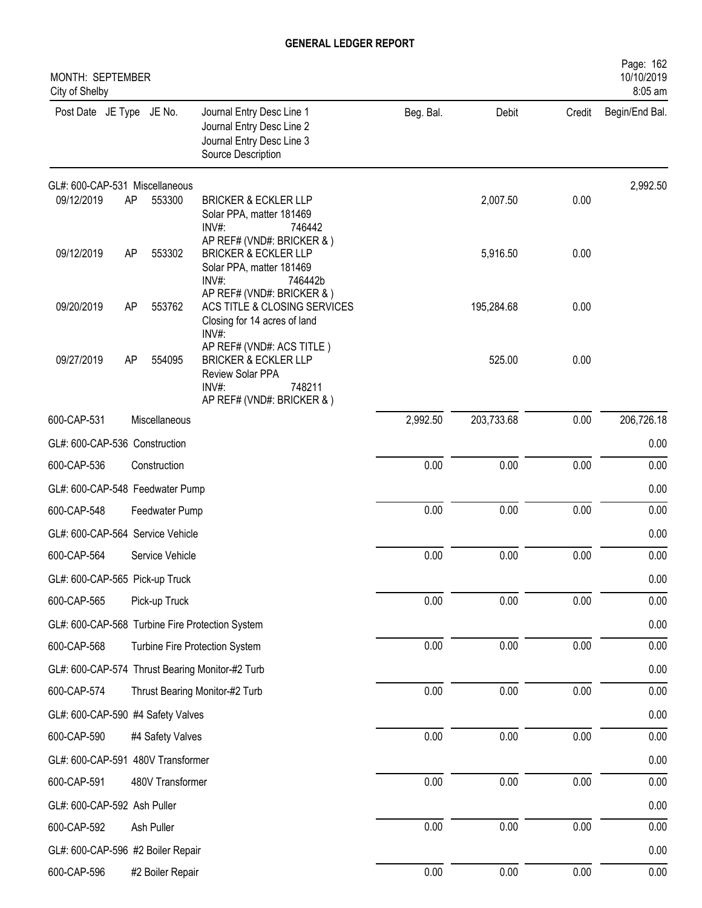# GENERAL LEDGER REPORT

MONTH: SEPTEMBER
City of Shelby

| Post Date | JE Type | JE No. | Journal Entry Desc Line 1<br>Journal Entry Desc Line 2<br>Journal Entry Desc Line 3<br>Source Description | Beg. Bal. | Debit | Credit | Begin/End Bal. |
|---|---|---|---|---|---|---|---|
| GL#: 600-CAP-531 Miscellaneous | | | | | | | 2,992.50 |
| 09/12/2019 | AP | 553300 | BRICKER & ECKLER LLP<br>Solar PPA, matter 181469<br>INV#: 746442<br>AP REF# (VND#: BRICKER & ) | | 2,007.50 | 0.00 | |
| 09/12/2019 | AP | 553302 | BRICKER & ECKLER LLP<br>Solar PPA, matter 181469<br>INV#: 746442b<br>AP REF# (VND#: BRICKER & ) | | 5,916.50 | 0.00 | |
| 09/20/2019 | AP | 553762 | ACS TITLE & CLOSING SERVICES<br>Closing for 14 acres of land<br>INV#:<br>AP REF# (VND#: ACS TITLE ) | | 195,284.68 | 0.00 | |
| 09/27/2019 | AP | 554095 | BRICKER & ECKLER LLP<br>Review Solar PPA<br>INV#: 748211<br>AP REF# (VND#: BRICKER & ) | | 525.00 | 0.00 | |
| 600-CAP-531 | | | Miscellaneous | 2,992.50 | 203,733.68 | 0.00 | 206,726.18 |
| GL#: 600-CAP-536 Construction | | | | | | | 0.00 |
| 600-CAP-536 | | | Construction | 0.00 | 0.00 | 0.00 | 0.00 |
| GL#: 600-CAP-548 Feedwater Pump | | | | | | | 0.00 |
| 600-CAP-548 | | | Feedwater Pump | 0.00 | 0.00 | 0.00 | 0.00 |
| GL#: 600-CAP-564 Service Vehicle | | | | | | | 0.00 |
| 600-CAP-564 | | | Service Vehicle | 0.00 | 0.00 | 0.00 | 0.00 |
| GL#: 600-CAP-565 Pick-up Truck | | | | | | | 0.00 |
| 600-CAP-565 | | | Pick-up Truck | 0.00 | 0.00 | 0.00 | 0.00 |
| GL#: 600-CAP-568 Turbine Fire Protection System | | | | | | | 0.00 |
| 600-CAP-568 | | | Turbine Fire Protection System | 0.00 | 0.00 | 0.00 | 0.00 |
| GL#: 600-CAP-574 Thrust Bearing Monitor-#2 Turb | | | | | | | 0.00 |
| 600-CAP-574 | | | Thrust Bearing Monitor-#2 Turb | 0.00 | 0.00 | 0.00 | 0.00 |
| GL#: 600-CAP-590 #4 Safety Valves | | | | | | | 0.00 |
| 600-CAP-590 | | | #4 Safety Valves | 0.00 | 0.00 | 0.00 | 0.00 |
| GL#: 600-CAP-591 480V Transformer | | | | | | | 0.00 |
| 600-CAP-591 | | | 480V Transformer | 0.00 | 0.00 | 0.00 | 0.00 |
| GL#: 600-CAP-592 Ash Puller | | | | | | | 0.00 |
| 600-CAP-592 | | | Ash Puller | 0.00 | 0.00 | 0.00 | 0.00 |
| GL#: 600-CAP-596 #2 Boiler Repair | | | | | | | 0.00 |
| 600-CAP-596 | | | #2 Boiler Repair | 0.00 | 0.00 | 0.00 | 0.00 |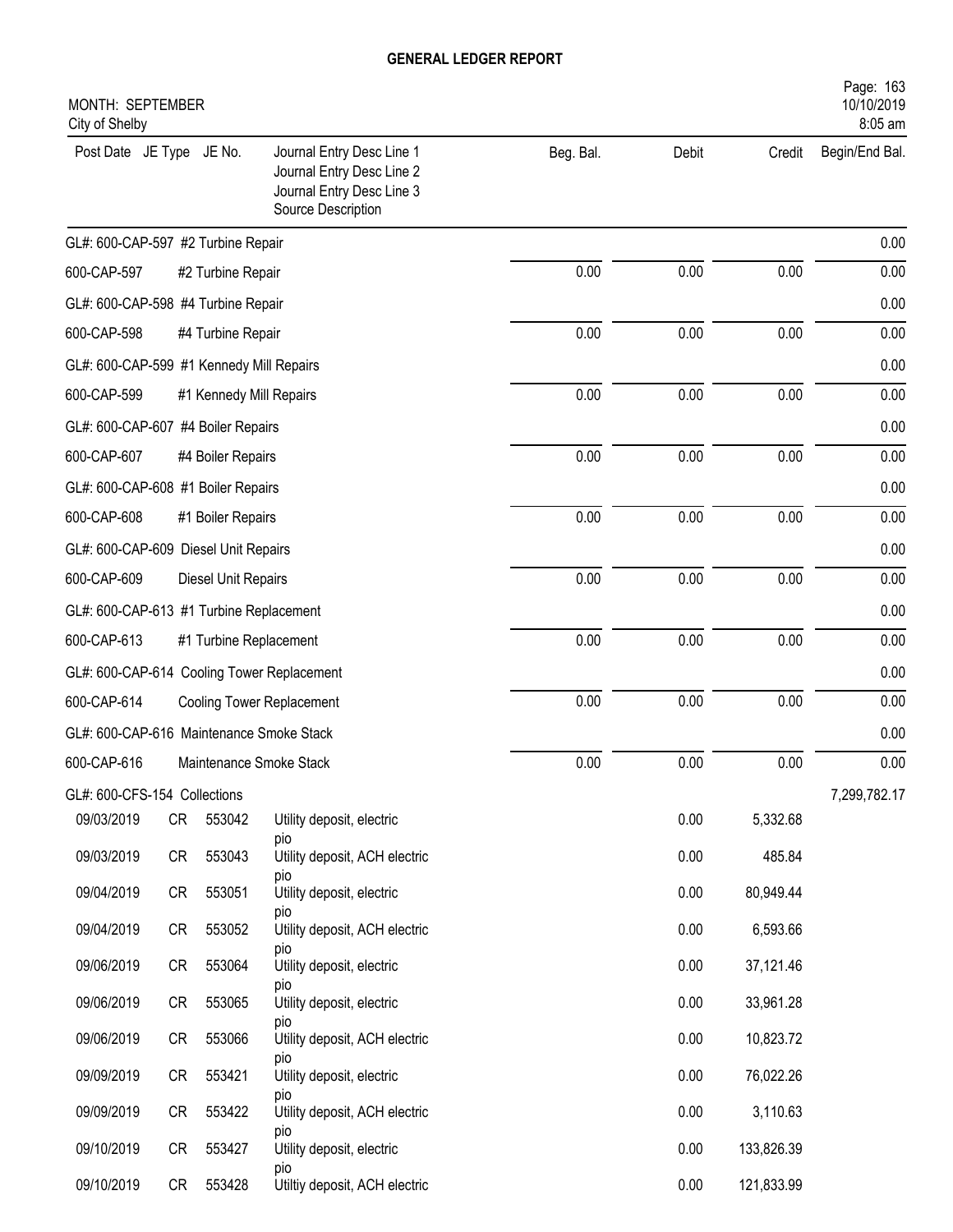# GENERAL LEDGER REPORT

MONTH: SEPTEMBER
City of Shelby

| Post Date | JE Type | JE No. | Journal Entry Desc Line 1 / Journal Entry Desc Line 2 / Journal Entry Desc Line 3 / Source Description | Beg. Bal. | Debit | Credit | Begin/End Bal. |
|---|---|---|---|---|---|---|---|
| GL#: 600-CAP-597 #2 Turbine Repair | | | | | | | 0.00 |
| 600-CAP-597 | | | #2 Turbine Repair | 0.00 | 0.00 | 0.00 | 0.00 |
| GL#: 600-CAP-598 #4 Turbine Repair | | | | | | | 0.00 |
| 600-CAP-598 | | | #4 Turbine Repair | 0.00 | 0.00 | 0.00 | 0.00 |
| GL#: 600-CAP-599 #1 Kennedy Mill Repairs | | | | | | | 0.00 |
| 600-CAP-599 | | | #1 Kennedy Mill Repairs | 0.00 | 0.00 | 0.00 | 0.00 |
| GL#: 600-CAP-607 #4 Boiler Repairs | | | | | | | 0.00 |
| 600-CAP-607 | | | #4 Boiler Repairs | 0.00 | 0.00 | 0.00 | 0.00 |
| GL#: 600-CAP-608 #1 Boiler Repairs | | | | | | | 0.00 |
| 600-CAP-608 | | | #1 Boiler Repairs | 0.00 | 0.00 | 0.00 | 0.00 |
| GL#: 600-CAP-609 Diesel Unit Repairs | | | | | | | 0.00 |
| 600-CAP-609 | | | Diesel Unit Repairs | 0.00 | 0.00 | 0.00 | 0.00 |
| GL#: 600-CAP-613 #1 Turbine Replacement | | | | | | | 0.00 |
| 600-CAP-613 | | | #1 Turbine Replacement | 0.00 | 0.00 | 0.00 | 0.00 |
| GL#: 600-CAP-614 Cooling Tower Replacement | | | | | | | 0.00 |
| 600-CAP-614 | | | Cooling Tower Replacement | 0.00 | 0.00 | 0.00 | 0.00 |
| GL#: 600-CAP-616 Maintenance Smoke Stack | | | | | | | 0.00 |
| 600-CAP-616 | | | Maintenance Smoke Stack | 0.00 | 0.00 | 0.00 | 0.00 |
| GL#: 600-CFS-154 Collections | | | | | | | 7,299,782.17 |
| 09/03/2019 | CR | 553042 | Utility deposit, electric pio | | 0.00 | 5,332.68 | |
| 09/03/2019 | CR | 553043 | Utility deposit, ACH electric pio | | 0.00 | 485.84 | |
| 09/04/2019 | CR | 553051 | Utility deposit, electric pio | | 0.00 | 80,949.44 | |
| 09/04/2019 | CR | 553052 | Utility deposit, ACH electric pio | | 0.00 | 6,593.66 | |
| 09/06/2019 | CR | 553064 | Utility deposit, electric pio | | 0.00 | 37,121.46 | |
| 09/06/2019 | CR | 553065 | Utility deposit, electric pio | | 0.00 | 33,961.28 | |
| 09/06/2019 | CR | 553066 | Utility deposit, ACH electric pio | | 0.00 | 10,823.72 | |
| 09/09/2019 | CR | 553421 | Utility deposit, electric pio | | 0.00 | 76,022.26 | |
| 09/09/2019 | CR | 553422 | Utility deposit, ACH electric pio | | 0.00 | 3,110.63 | |
| 09/10/2019 | CR | 553427 | Utility deposit, electric pio | | 0.00 | 133,826.39 | |
| 09/10/2019 | CR | 553428 | Utiltiy deposit, ACH electric | | 0.00 | 121,833.99 | |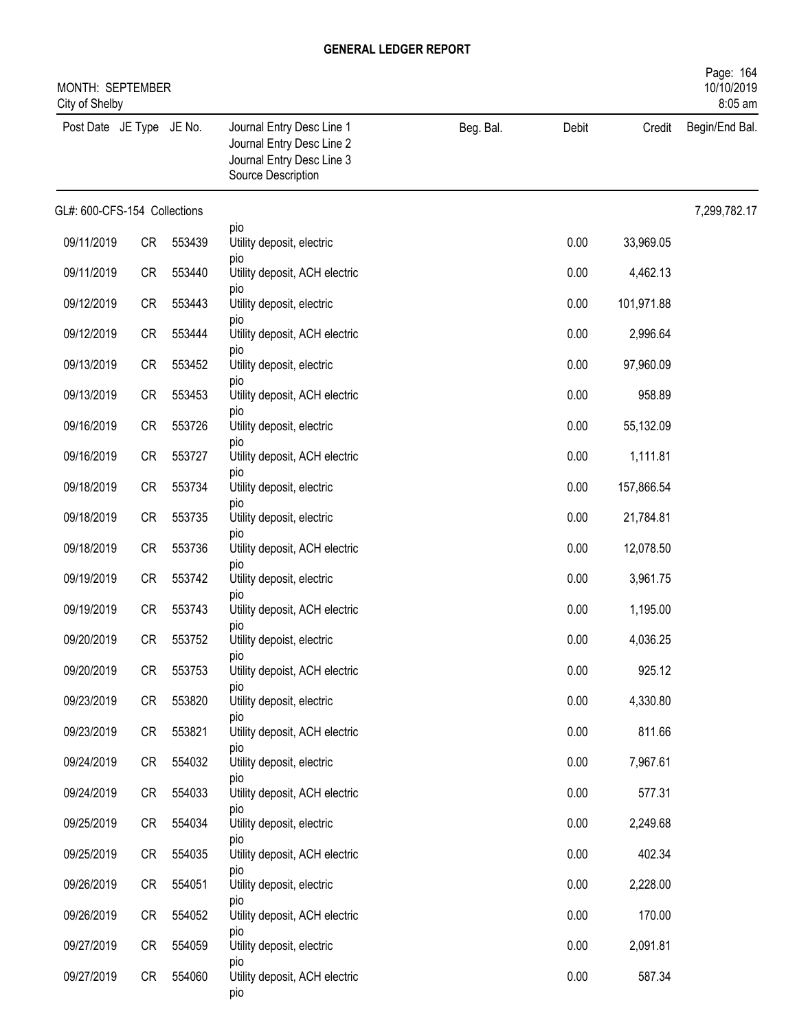# GENERAL LEDGER REPORT

MONTH: SEPTEMBER
City of Shelby

| Post Date | JE Type | JE No. | Journal Entry Desc Line 1 / Journal Entry Desc Line 2 / Journal Entry Desc Line 3 / Source Description | Beg. Bal. | Debit | Credit | Begin/End Bal. |
|---|---|---|---|---|---|---|---|
| GL#: 600-CFS-154 Collections | | | | | | | 7,299,782.17 |
| | | | pio | | | | |
| 09/11/2019 | CR | 553439 | Utility deposit, electric pio | | 0.00 | 33,969.05 | |
| 09/11/2019 | CR | 553440 | Utility deposit, ACH electric pio | | 0.00 | 4,462.13 | |
| 09/12/2019 | CR | 553443 | Utility deposit, electric pio | | 0.00 | 101,971.88 | |
| 09/12/2019 | CR | 553444 | Utility deposit, ACH electric pio | | 0.00 | 2,996.64 | |
| 09/13/2019 | CR | 553452 | Utility deposit, electric pio | | 0.00 | 97,960.09 | |
| 09/13/2019 | CR | 553453 | Utility deposit, ACH electric pio | | 0.00 | 958.89 | |
| 09/16/2019 | CR | 553726 | Utility deposit, electric pio | | 0.00 | 55,132.09 | |
| 09/16/2019 | CR | 553727 | Utility deposit, ACH electric pio | | 0.00 | 1,111.81 | |
| 09/18/2019 | CR | 553734 | Utility deposit, electric pio | | 0.00 | 157,866.54 | |
| 09/18/2019 | CR | 553735 | Utility deposit, electric pio | | 0.00 | 21,784.81 | |
| 09/18/2019 | CR | 553736 | Utility deposit, ACH electric pio | | 0.00 | 12,078.50 | |
| 09/19/2019 | CR | 553742 | Utility deposit, electric pio | | 0.00 | 3,961.75 | |
| 09/19/2019 | CR | 553743 | Utility deposit, ACH electric pio | | 0.00 | 1,195.00 | |
| 09/20/2019 | CR | 553752 | Utility depoist, electric pio | | 0.00 | 4,036.25 | |
| 09/20/2019 | CR | 553753 | Utility depoist, ACH electric pio | | 0.00 | 925.12 | |
| 09/23/2019 | CR | 553820 | Utility deposit, electric pio | | 0.00 | 4,330.80 | |
| 09/23/2019 | CR | 553821 | Utility deposit, ACH electric pio | | 0.00 | 811.66 | |
| 09/24/2019 | CR | 554032 | Utility deposit, electric pio | | 0.00 | 7,967.61 | |
| 09/24/2019 | CR | 554033 | Utility deposit, ACH electric pio | | 0.00 | 577.31 | |
| 09/25/2019 | CR | 554034 | Utility deposit, electric pio | | 0.00 | 2,249.68 | |
| 09/25/2019 | CR | 554035 | Utility deposit, ACH electric pio | | 0.00 | 402.34 | |
| 09/26/2019 | CR | 554051 | Utility deposit, electric pio | | 0.00 | 2,228.00 | |
| 09/26/2019 | CR | 554052 | Utility deposit, ACH electric pio | | 0.00 | 170.00 | |
| 09/27/2019 | CR | 554059 | Utility deposit, electric pio | | 0.00 | 2,091.81 | |
| 09/27/2019 | CR | 554060 | Utility deposit, ACH electric pio | | 0.00 | 587.34 | |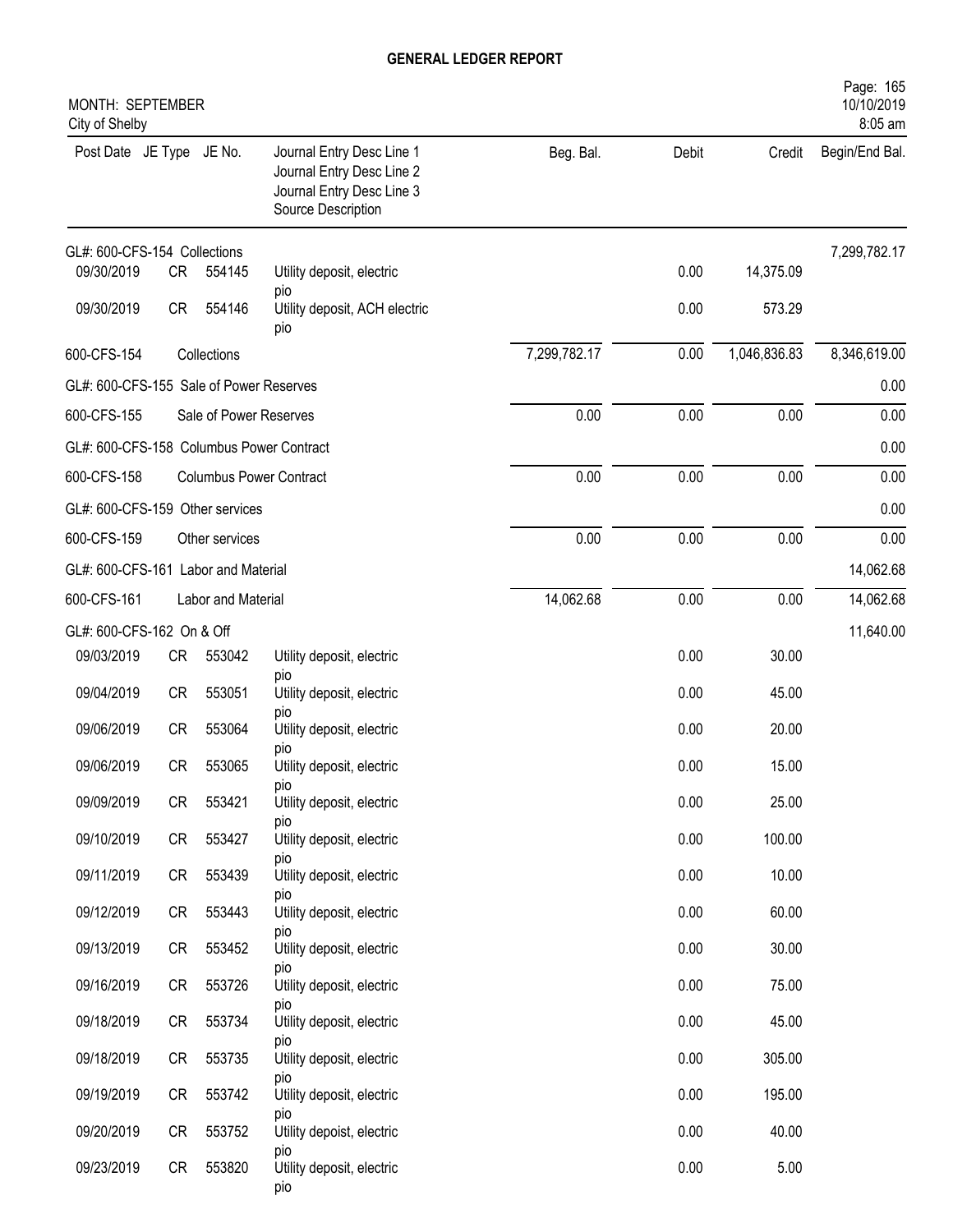# GENERAL LEDGER REPORT

MONTH: SEPTEMBER
City of Shelby

| Post Date | JE Type | JE No. | Journal Entry Desc Line 1 / Journal Entry Desc Line 2 / Journal Entry Desc Line 3 / Source Description | Beg. Bal. | Debit | Credit | Begin/End Bal. |
|---|---|---|---|---|---|---|---|
| GL#: 600-CFS-154 Collections | | | | | | | 7,299,782.17 |
| 09/30/2019 | CR | 554145 | Utility deposit, electric pio | | 0.00 | 14,375.09 | |
| 09/30/2019 | CR | 554146 | Utility deposit, ACH electric pio | | 0.00 | 573.29 | |
| 600-CFS-154 | | Collections | | 7,299,782.17 | 0.00 | 1,046,836.83 | 8,346,619.00 |
| GL#: 600-CFS-155 Sale of Power Reserves | | | | | | | 0.00 |
| 600-CFS-155 | | Sale of Power Reserves | | 0.00 | 0.00 | 0.00 | 0.00 |
| GL#: 600-CFS-158 Columbus Power Contract | | | | | | | 0.00 |
| 600-CFS-158 | | Columbus Power Contract | | 0.00 | 0.00 | 0.00 | 0.00 |
| GL#: 600-CFS-159 Other services | | | | | | | 0.00 |
| 600-CFS-159 | | Other services | | 0.00 | 0.00 | 0.00 | 0.00 |
| GL#: 600-CFS-161 Labor and Material | | | | | | | 14,062.68 |
| 600-CFS-161 | | Labor and Material | | 14,062.68 | 0.00 | 0.00 | 14,062.68 |
| GL#: 600-CFS-162 On & Off | | | | | | | 11,640.00 |
| 09/03/2019 | CR | 553042 | Utility deposit, electric pio | | 0.00 | 30.00 | |
| 09/04/2019 | CR | 553051 | Utility deposit, electric pio | | 0.00 | 45.00 | |
| 09/06/2019 | CR | 553064 | Utility deposit, electric pio | | 0.00 | 20.00 | |
| 09/06/2019 | CR | 553065 | Utility deposit, electric pio | | 0.00 | 15.00 | |
| 09/09/2019 | CR | 553421 | Utility deposit, electric pio | | 0.00 | 25.00 | |
| 09/10/2019 | CR | 553427 | Utility deposit, electric pio | | 0.00 | 100.00 | |
| 09/11/2019 | CR | 553439 | Utility deposit, electric pio | | 0.00 | 10.00 | |
| 09/12/2019 | CR | 553443 | Utility deposit, electric pio | | 0.00 | 60.00 | |
| 09/13/2019 | CR | 553452 | Utility deposit, electric pio | | 0.00 | 30.00 | |
| 09/16/2019 | CR | 553726 | Utility deposit, electric pio | | 0.00 | 75.00 | |
| 09/18/2019 | CR | 553734 | Utility deposit, electric pio | | 0.00 | 45.00 | |
| 09/18/2019 | CR | 553735 | Utility deposit, electric pio | | 0.00 | 305.00 | |
| 09/19/2019 | CR | 553742 | Utility deposit, electric pio | | 0.00 | 195.00 | |
| 09/20/2019 | CR | 553752 | Utility depoist, electric pio | | 0.00 | 40.00 | |
| 09/23/2019 | CR | 553820 | Utility deposit, electric pio | | 0.00 | 5.00 | |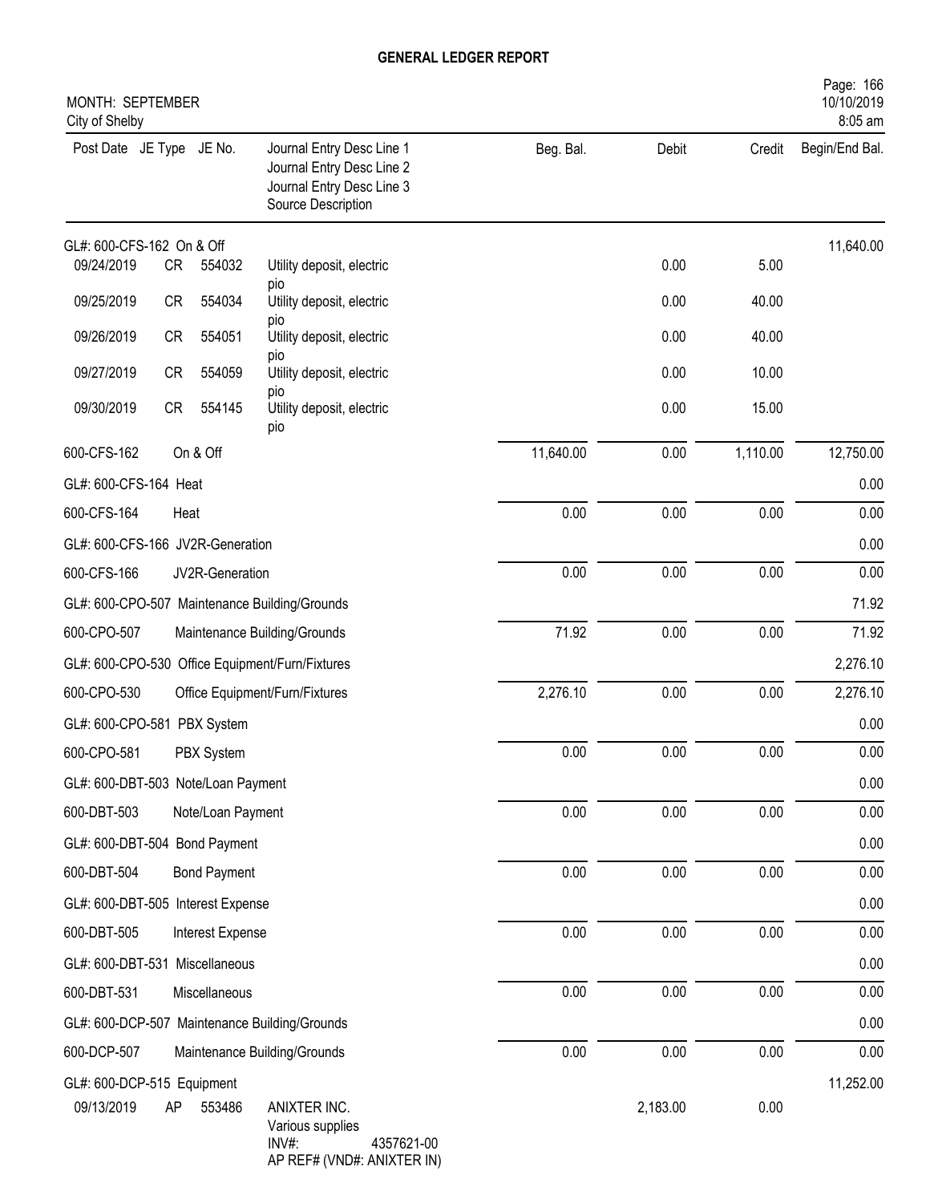# GENERAL LEDGER REPORT

MONTH: SEPTEMBER
City of Shelby

| Post Date | JE Type | JE No. | Journal Entry Desc Line 1 / Journal Entry Desc Line 2 / Journal Entry Desc Line 3 / Source Description | Beg. Bal. | Debit | Credit | Begin/End Bal. |
|---|---|---|---|---|---|---|---|
| GL#: 600-CFS-162 On & Off | | | | | | | 11,640.00 |
| 09/24/2019 | CR | 554032 | Utility deposit, electric pio | | 0.00 | 5.00 | |
| 09/25/2019 | CR | 554034 | Utility deposit, electric pio | | 0.00 | 40.00 | |
| 09/26/2019 | CR | 554051 | Utility deposit, electric pio | | 0.00 | 40.00 | |
| 09/27/2019 | CR | 554059 | Utility deposit, electric pio | | 0.00 | 10.00 | |
| 09/30/2019 | CR | 554145 | Utility deposit, electric pio | | 0.00 | 15.00 | |
| 600-CFS-162 | On & Off | | | 11,640.00 | 0.00 | 1,110.00 | 12,750.00 |
| GL#: 600-CFS-164 Heat | | | | | | | 0.00 |
| 600-CFS-164 | Heat | | | 0.00 | 0.00 | 0.00 | 0.00 |
| GL#: 600-CFS-166 JV2R-Generation | | | | | | | 0.00 |
| 600-CFS-166 | JV2R-Generation | | | 0.00 | 0.00 | 0.00 | 0.00 |
| GL#: 600-CPO-507 Maintenance Building/Grounds | | | | | | | 71.92 |
| 600-CPO-507 | Maintenance Building/Grounds | | | 71.92 | 0.00 | 0.00 | 71.92 |
| GL#: 600-CPO-530 Office Equipment/Furn/Fixtures | | | | | | | 2,276.10 |
| 600-CPO-530 | Office Equipment/Furn/Fixtures | | | 2,276.10 | 0.00 | 0.00 | 2,276.10 |
| GL#: 600-CPO-581 PBX System | | | | | | | 0.00 |
| 600-CPO-581 | PBX System | | | 0.00 | 0.00 | 0.00 | 0.00 |
| GL#: 600-DBT-503 Note/Loan Payment | | | | | | | 0.00 |
| 600-DBT-503 | Note/Loan Payment | | | 0.00 | 0.00 | 0.00 | 0.00 |
| GL#: 600-DBT-504 Bond Payment | | | | | | | 0.00 |
| 600-DBT-504 | Bond Payment | | | 0.00 | 0.00 | 0.00 | 0.00 |
| GL#: 600-DBT-505 Interest Expense | | | | | | | 0.00 |
| 600-DBT-505 | Interest Expense | | | 0.00 | 0.00 | 0.00 | 0.00 |
| GL#: 600-DBT-531 Miscellaneous | | | | | | | 0.00 |
| 600-DBT-531 | Miscellaneous | | | 0.00 | 0.00 | 0.00 | 0.00 |
| GL#: 600-DCP-507 Maintenance Building/Grounds | | | | | | | 0.00 |
| 600-DCP-507 | Maintenance Building/Grounds | | | 0.00 | 0.00 | 0.00 | 0.00 |
| GL#: 600-DCP-515 Equipment | | | | | | | 11,252.00 |
| 09/13/2019 | AP | 553486 | ANIXTER INC. / Various supplies / INV#: 4357621-00 / AP REF# (VND#: ANIXTER IN) | | 2,183.00 | 0.00 | |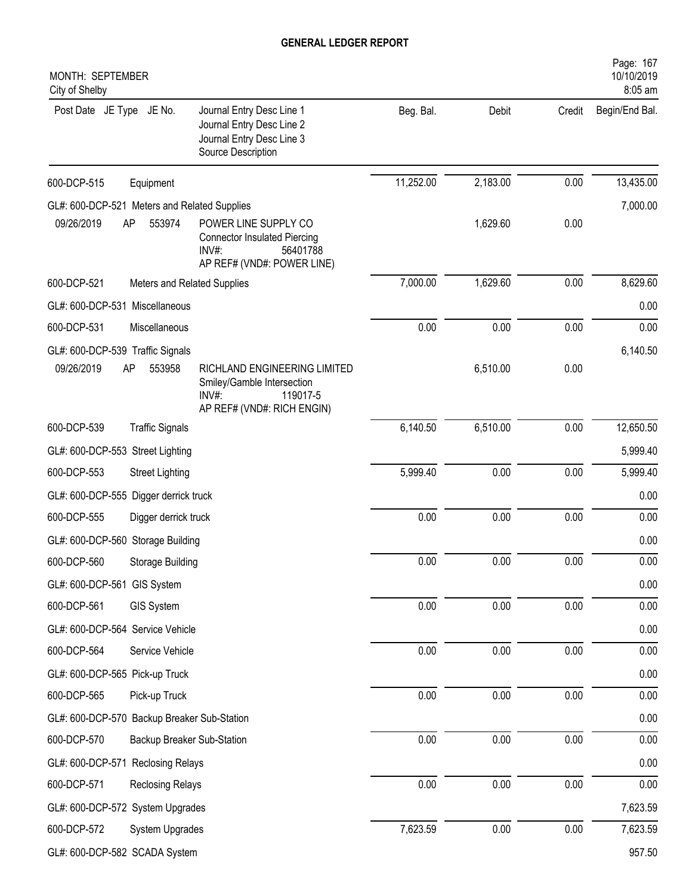**GENERAL LEDGER REPORT**

MONTH: SEPTEMBER
City of Shelby

| Post Date | JE Type | JE No. | Journal Entry Desc Line 1 / Journal Entry Desc Line 2 / Journal Entry Desc Line 3 / Source Description | Beg. Bal. | Debit | Credit | Begin/End Bal. |
|---|---|---|---|---|---|---|---|
| 600-DCP-515 | | | Equipment | 11,252.00 | 2,183.00 | 0.00 | 13,435.00 |
| GL#: 600-DCP-521 Meters and Related Supplies | | | | | | | 7,000.00 |
| 09/26/2019 | AP | 553974 | POWER LINE SUPPLY CO<br>Connector Insulated Piercing<br>INV#: 56401788<br>AP REF# (VND#: POWER LINE) | | 1,629.60 | 0.00 | |
| 600-DCP-521 | | | Meters and Related Supplies | 7,000.00 | 1,629.60 | 0.00 | 8,629.60 |
| GL#: 600-DCP-531 Miscellaneous | | | | | | | 0.00 |
| 600-DCP-531 | | | Miscellaneous | 0.00 | 0.00 | 0.00 | 0.00 |
| GL#: 600-DCP-539 Traffic Signals | | | | | | | 6,140.50 |
| 09/26/2019 | AP | 553958 | RICHLAND ENGINEERING LIMITED<br>Smiley/Gamble Intersection<br>INV#: 119017-5<br>AP REF# (VND#: RICH ENGIN) | | 6,510.00 | 0.00 | |
| 600-DCP-539 | | | Traffic Signals | 6,140.50 | 6,510.00 | 0.00 | 12,650.50 |
| GL#: 600-DCP-553 Street Lighting | | | | | | | 5,999.40 |
| 600-DCP-553 | | | Street Lighting | 5,999.40 | 0.00 | 0.00 | 5,999.40 |
| GL#: 600-DCP-555 Digger derrick truck | | | | | | | 0.00 |
| 600-DCP-555 | | | Digger derrick truck | 0.00 | 0.00 | 0.00 | 0.00 |
| GL#: 600-DCP-560 Storage Building | | | | | | | 0.00 |
| 600-DCP-560 | | | Storage Building | 0.00 | 0.00 | 0.00 | 0.00 |
| GL#: 600-DCP-561 GIS System | | | | | | | 0.00 |
| 600-DCP-561 | | | GIS System | 0.00 | 0.00 | 0.00 | 0.00 |
| GL#: 600-DCP-564 Service Vehicle | | | | | | | 0.00 |
| 600-DCP-564 | | | Service Vehicle | 0.00 | 0.00 | 0.00 | 0.00 |
| GL#: 600-DCP-565 Pick-up Truck | | | | | | | 0.00 |
| 600-DCP-565 | | | Pick-up Truck | 0.00 | 0.00 | 0.00 | 0.00 |
| GL#: 600-DCP-570 Backup Breaker Sub-Station | | | | | | | 0.00 |
| 600-DCP-570 | | | Backup Breaker Sub-Station | 0.00 | 0.00 | 0.00 | 0.00 |
| GL#: 600-DCP-571 Reclosing Relays | | | | | | | 0.00 |
| 600-DCP-571 | | | Reclosing Relays | 0.00 | 0.00 | 0.00 | 0.00 |
| GL#: 600-DCP-572 System Upgrades | | | | | | | 7,623.59 |
| 600-DCP-572 | | | System Upgrades | 7,623.59 | 0.00 | 0.00 | 7,623.59 |
| GL#: 600-DCP-582 SCADA System | | | | | | | 957.50 |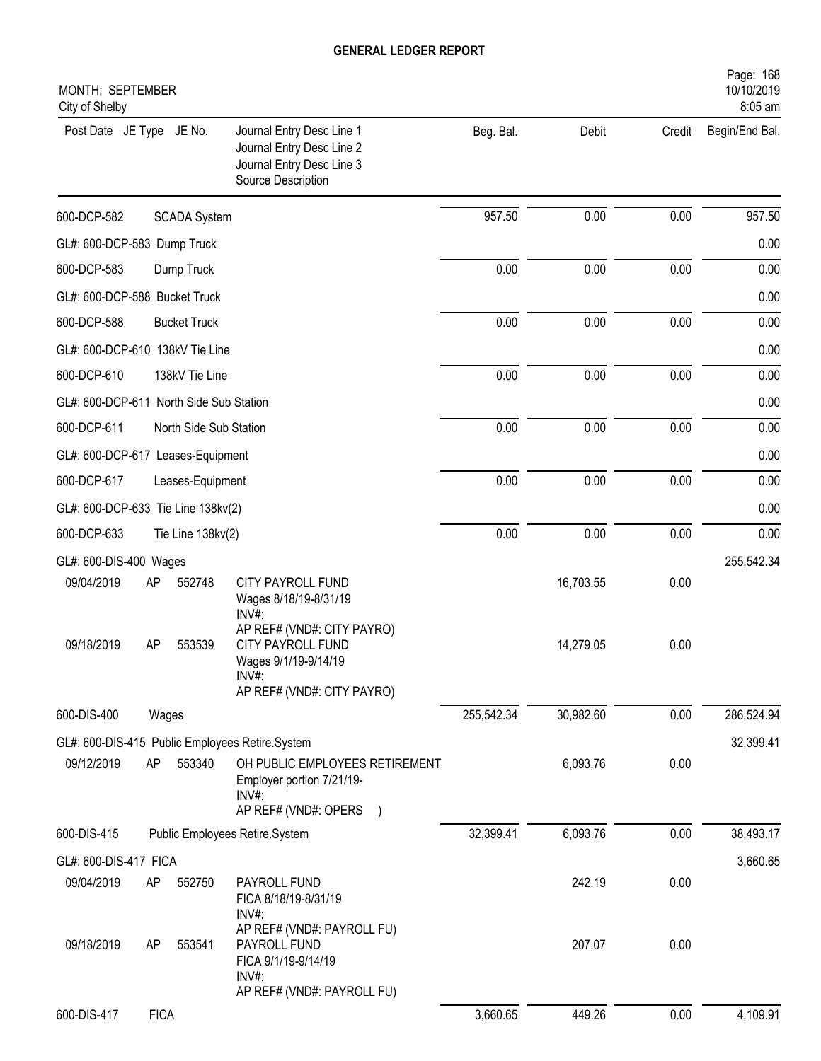# GENERAL LEDGER REPORT

MONTH: SEPTEMBER
City of Shelby

| Post Date | JE Type | JE No. | Journal Entry Desc Line 1 / Journal Entry Desc Line 2 / Journal Entry Desc Line 3 / Source Description | Beg. Bal. | Debit | Credit | Begin/End Bal. |
|---|---|---|---|---|---|---|---|
| 600-DCP-582 | | | SCADA System | 957.50 | 0.00 | 0.00 | 957.50 |
| GL#: 600-DCP-583 Dump Truck | | | | | | | 0.00 |
| 600-DCP-583 | | | Dump Truck | 0.00 | 0.00 | 0.00 | 0.00 |
| GL#: 600-DCP-588 Bucket Truck | | | | | | | 0.00 |
| 600-DCP-588 | | | Bucket Truck | 0.00 | 0.00 | 0.00 | 0.00 |
| GL#: 600-DCP-610 138kV Tie Line | | | | | | | 0.00 |
| 600-DCP-610 | | | 138kV Tie Line | 0.00 | 0.00 | 0.00 | 0.00 |
| GL#: 600-DCP-611 North Side Sub Station | | | | | | | 0.00 |
| 600-DCP-611 | | | North Side Sub Station | 0.00 | 0.00 | 0.00 | 0.00 |
| GL#: 600-DCP-617 Leases-Equipment | | | | | | | 0.00 |
| 600-DCP-617 | | | Leases-Equipment | 0.00 | 0.00 | 0.00 | 0.00 |
| GL#: 600-DCP-633 Tie Line 138kv(2) | | | | | | | 0.00 |
| 600-DCP-633 | | | Tie Line 138kv(2) | 0.00 | 0.00 | 0.00 | 0.00 |
| GL#: 600-DIS-400 Wages | | | | | | | 255,542.34 |
| 09/04/2019 | AP | 552748 | CITY PAYROLL FUND<br>Wages 8/18/19-8/31/19<br>INV#:<br>AP REF# (VND#: CITY PAYRO) | | 16,703.55 | 0.00 | |
| 09/18/2019 | AP | 553539 | CITY PAYROLL FUND<br>Wages 9/1/19-9/14/19<br>INV#:<br>AP REF# (VND#: CITY PAYRO) | | 14,279.05 | 0.00 | |
| 600-DIS-400 | | | Wages | 255,542.34 | 30,982.60 | 0.00 | 286,524.94 |
| GL#: 600-DIS-415 Public Employees Retire.System | | | | | | | 32,399.41 |
| 09/12/2019 | AP | 553340 | OH PUBLIC EMPLOYEES RETIREMENT<br>Employer portion 7/21/19-<br>INV#:<br>AP REF# (VND#: OPERS ) | | 6,093.76 | 0.00 | |
| 600-DIS-415 | | | Public Employees Retire.System | 32,399.41 | 6,093.76 | 0.00 | 38,493.17 |
| GL#: 600-DIS-417 FICA | | | | | | | 3,660.65 |
| 09/04/2019 | AP | 552750 | PAYROLL FUND<br>FICA 8/18/19-8/31/19<br>INV#:<br>AP REF# (VND#: PAYROLL FU) | | 242.19 | 0.00 | |
| 09/18/2019 | AP | 553541 | PAYROLL FUND<br>FICA 9/1/19-9/14/19<br>INV#:<br>AP REF# (VND#: PAYROLL FU) | | 207.07 | 0.00 | |
| 600-DIS-417 | | | FICA | 3,660.65 | 449.26 | 0.00 | 4,109.91 |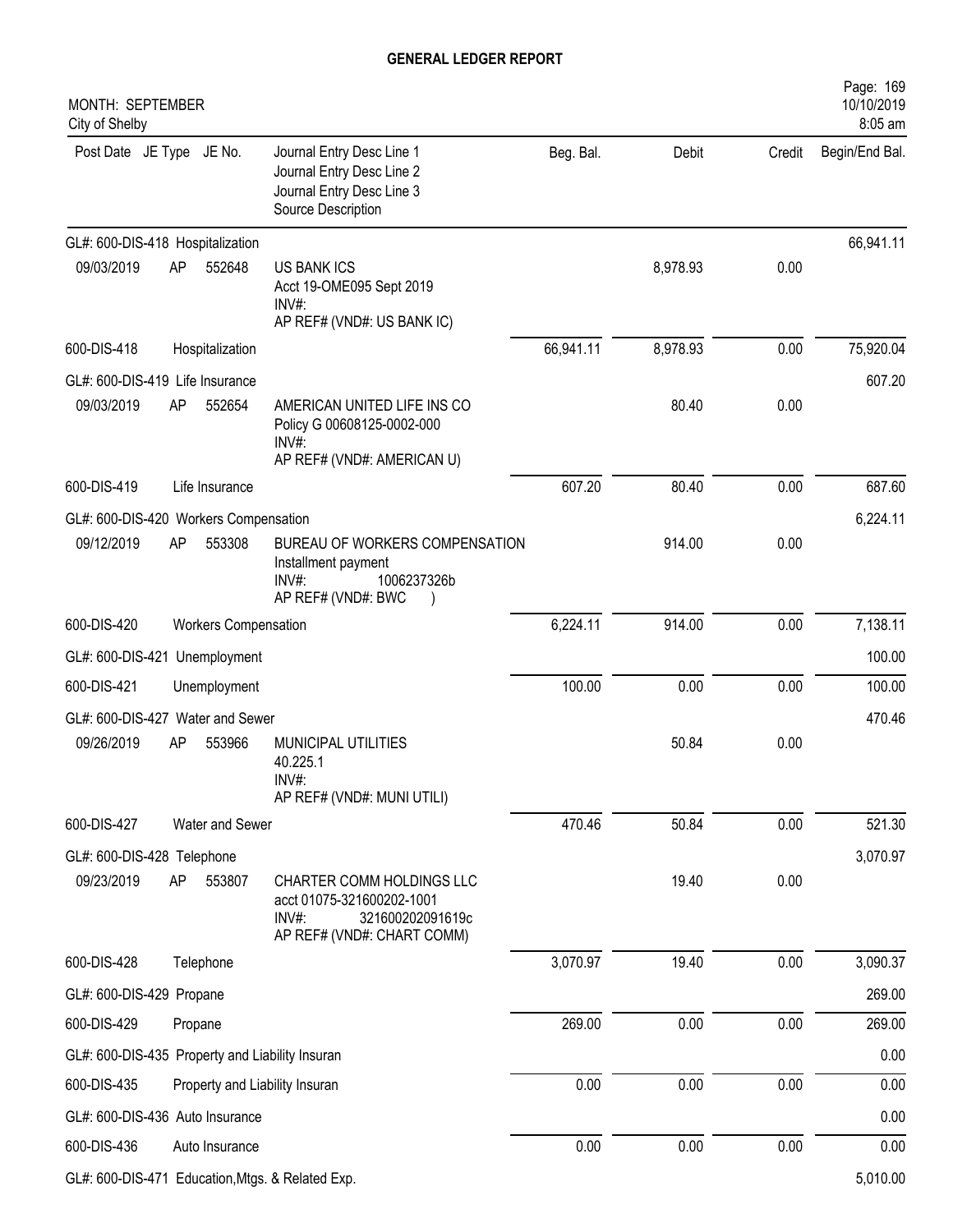# GENERAL LEDGER REPORT

MONTH: SEPTEMBER
City of Shelby

Page: 169
10/10/2019
8:05 am

| Post Date | JE Type | JE No. | Journal Entry Desc Line 1 / Journal Entry Desc Line 2 / Journal Entry Desc Line 3 / Source Description | Beg. Bal. | Debit | Credit | Begin/End Bal. |
|---|---|---|---|---|---|---|---|
| GL#: 600-DIS-418 Hospitalization | | | | | | | 66,941.11 |
| 09/03/2019 | AP | 552648 | US BANK ICS<br>Acct 19-OME095 Sept 2019<br>INV#:<br>AP REF# (VND#: US BANK IC) | | 8,978.93 | 0.00 | |
| 600-DIS-418 | | | Hospitalization | 66,941.11 | 8,978.93 | 0.00 | 75,920.04 |
| GL#: 600-DIS-419 Life Insurance | | | | | | | 607.20 |
| 09/03/2019 | AP | 552654 | AMERICAN UNITED LIFE INS CO<br>Policy G 00608125-0002-000<br>INV#:<br>AP REF# (VND#: AMERICAN U) | | 80.40 | 0.00 | |
| 600-DIS-419 | | | Life Insurance | 607.20 | 80.40 | 0.00 | 687.60 |
| GL#: 600-DIS-420 Workers Compensation | | | | | | | 6,224.11 |
| 09/12/2019 | AP | 553308 | BUREAU OF WORKERS COMPENSATION<br>Installment payment<br>INV#: 1006237326b<br>AP REF# (VND#: BWC ) | | 914.00 | 0.00 | |
| 600-DIS-420 | | | Workers Compensation | 6,224.11 | 914.00 | 0.00 | 7,138.11 |
| GL#: 600-DIS-421 Unemployment | | | | | | | 100.00 |
| 600-DIS-421 | | | Unemployment | 100.00 | 0.00 | 0.00 | 100.00 |
| GL#: 600-DIS-427 Water and Sewer | | | | | | | 470.46 |
| 09/26/2019 | AP | 553966 | MUNICIPAL UTILITIES<br>40.225.1<br>INV#:<br>AP REF# (VND#: MUNI UTILI) | | 50.84 | 0.00 | |
| 600-DIS-427 | | | Water and Sewer | 470.46 | 50.84 | 0.00 | 521.30 |
| GL#: 600-DIS-428 Telephone | | | | | | | 3,070.97 |
| 09/23/2019 | AP | 553807 | CHARTER COMM HOLDINGS LLC<br>acct 01075-321600202-1001<br>INV#: 321600202091619c<br>AP REF# (VND#: CHART COMM) | | 19.40 | 0.00 | |
| 600-DIS-428 | | | Telephone | 3,070.97 | 19.40 | 0.00 | 3,090.37 |
| GL#: 600-DIS-429 Propane | | | | | | | 269.00 |
| 600-DIS-429 | | | Propane | 269.00 | 0.00 | 0.00 | 269.00 |
| GL#: 600-DIS-435 Property and Liability Insuran | | | | | | | 0.00 |
| 600-DIS-435 | | | Property and Liability Insuran | 0.00 | 0.00 | 0.00 | 0.00 |
| GL#: 600-DIS-436 Auto Insurance | | | | | | | 0.00 |
| 600-DIS-436 | | | Auto Insurance | 0.00 | 0.00 | 0.00 | 0.00 |
| GL#: 600-DIS-471 Education,Mtgs. & Related Exp. | | | | | | | 5,010.00 |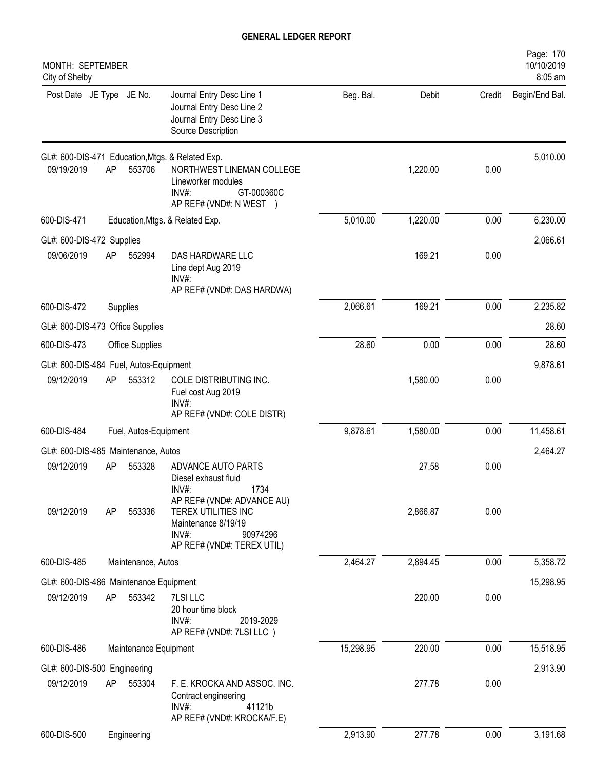# GENERAL LEDGER REPORT

MONTH: SEPTEMBER
City of Shelby

Page: 170
10/10/2019
8:05 am

| Post Date | JE Type | JE No. | Journal Entry Desc Line 1 / Journal Entry Desc Line 2 / Journal Entry Desc Line 3 / Source Description | Beg. Bal. | Debit | Credit | Begin/End Bal. |
|---|---|---|---|---|---|---|---|
| GL#: 600-DIS-471 Education,Mtgs. & Related Exp. | | | | | | | 5,010.00 |
| 09/19/2019 | AP | 553706 | NORTHWEST LINEMAN COLLEGE<br>Lineworker modules<br>INV#: GT-000360C<br>AP REF# (VND#: N WEST ) | | 1,220.00 | 0.00 | |
| 600-DIS-471 | | | Education,Mtgs. & Related Exp. | 5,010.00 | 1,220.00 | 0.00 | 6,230.00 |
| GL#: 600-DIS-472 Supplies | | | | | | | 2,066.61 |
| 09/06/2019 | AP | 552994 | DAS HARDWARE LLC<br>Line dept Aug 2019<br>INV#:<br>AP REF# (VND#: DAS HARDWA) | | 169.21 | 0.00 | |
| 600-DIS-472 | | | Supplies | 2,066.61 | 169.21 | 0.00 | 2,235.82 |
| GL#: 600-DIS-473 Office Supplies | | | | | | | 28.60 |
| 600-DIS-473 | | | Office Supplies | 28.60 | 0.00 | 0.00 | 28.60 |
| GL#: 600-DIS-484 Fuel, Autos-Equipment | | | | | | | 9,878.61 |
| 09/12/2019 | AP | 553312 | COLE DISTRIBUTING INC.<br>Fuel cost Aug 2019<br>INV#:<br>AP REF# (VND#: COLE DISTR) | | 1,580.00 | 0.00 | |
| 600-DIS-484 | | | Fuel, Autos-Equipment | 9,878.61 | 1,580.00 | 0.00 | 11,458.61 |
| GL#: 600-DIS-485 Maintenance, Autos | | | | | | | 2,464.27 |
| 09/12/2019 | AP | 553328 | ADVANCE AUTO PARTS<br>Diesel exhaust fluid<br>INV#: 1734<br>AP REF# (VND#: ADVANCE AU) | | 27.58 | 0.00 | |
| 09/12/2019 | AP | 553336 | TEREX UTILITIES INC<br>Maintenance 8/19/19<br>INV#: 90974296<br>AP REF# (VND#: TEREX UTIL) | | 2,866.87 | 0.00 | |
| 600-DIS-485 | | | Maintenance, Autos | 2,464.27 | 2,894.45 | 0.00 | 5,358.72 |
| GL#: 600-DIS-486 Maintenance Equipment | | | | | | | 15,298.95 |
| 09/12/2019 | AP | 553342 | 7LSI LLC<br>20 hour time block<br>INV#: 2019-2029<br>AP REF# (VND#: 7LSI LLC ) | | 220.00 | 0.00 | |
| 600-DIS-486 | | | Maintenance Equipment | 15,298.95 | 220.00 | 0.00 | 15,518.95 |
| GL#: 600-DIS-500 Engineering | | | | | | | 2,913.90 |
| 09/12/2019 | AP | 553304 | F. E. KROCKA AND ASSOC. INC.<br>Contract engineering<br>INV#: 41121b<br>AP REF# (VND#: KROCKA/F.E) | | 277.78 | 0.00 | |
| 600-DIS-500 | | | Engineering | 2,913.90 | 277.78 | 0.00 | 3,191.68 |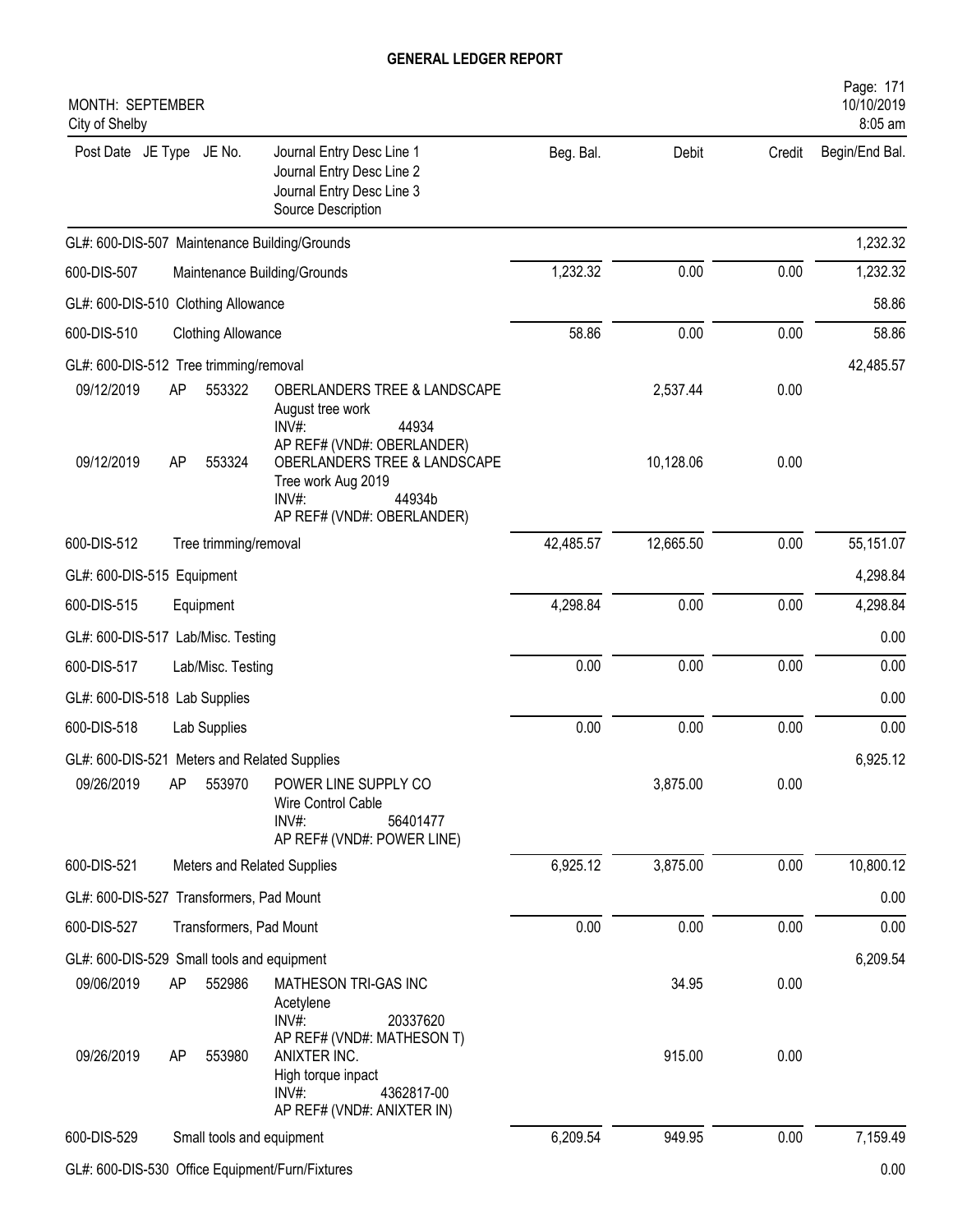# GENERAL LEDGER REPORT

MONTH: SEPTEMBER
City of Shelby

| Post Date | JE Type | JE No. | Journal Entry Desc Line 1 / Journal Entry Desc Line 2 / Journal Entry Desc Line 3 / Source Description | Beg. Bal. | Debit | Credit | Begin/End Bal. |
|---|---|---|---|---|---|---|---|
| GL#: 600-DIS-507 Maintenance Building/Grounds | | | | | | | 1,232.32 |
| 600-DIS-507 | | | Maintenance Building/Grounds | 1,232.32 | 0.00 | 0.00 | 1,232.32 |
| GL#: 600-DIS-510 Clothing Allowance | | | | | | | 58.86 |
| 600-DIS-510 | | | Clothing Allowance | 58.86 | 0.00 | 0.00 | 58.86 |
| GL#: 600-DIS-512 Tree trimming/removal | | | | | | | 42,485.57 |
| 09/12/2019 | AP | 553322 | OBERLANDERS TREE & LANDSCAPE<br>August tree work<br>INV#: 44934<br>AP REF# (VND#: OBERLANDER) | | 2,537.44 | 0.00 | |
| 09/12/2019 | AP | 553324 | OBERLANDERS TREE & LANDSCAPE<br>Tree work Aug 2019<br>INV#: 44934b<br>AP REF# (VND#: OBERLANDER) | | 10,128.06 | 0.00 | |
| 600-DIS-512 | | | Tree trimming/removal | 42,485.57 | 12,665.50 | 0.00 | 55,151.07 |
| GL#: 600-DIS-515 Equipment | | | | | | | 4,298.84 |
| 600-DIS-515 | | | Equipment | 4,298.84 | 0.00 | 0.00 | 4,298.84 |
| GL#: 600-DIS-517 Lab/Misc. Testing | | | | | | | 0.00 |
| 600-DIS-517 | | | Lab/Misc. Testing | 0.00 | 0.00 | 0.00 | 0.00 |
| GL#: 600-DIS-518 Lab Supplies | | | | | | | 0.00 |
| 600-DIS-518 | | | Lab Supplies | 0.00 | 0.00 | 0.00 | 0.00 |
| GL#: 600-DIS-521 Meters and Related Supplies | | | | | | | 6,925.12 |
| 09/26/2019 | AP | 553970 | POWER LINE SUPPLY CO<br>Wire Control Cable<br>INV#: 56401477<br>AP REF# (VND#: POWER LINE) | | 3,875.00 | 0.00 | |
| 600-DIS-521 | | | Meters and Related Supplies | 6,925.12 | 3,875.00 | 0.00 | 10,800.12 |
| GL#: 600-DIS-527 Transformers, Pad Mount | | | | | | | 0.00 |
| 600-DIS-527 | | | Transformers, Pad Mount | 0.00 | 0.00 | 0.00 | 0.00 |
| GL#: 600-DIS-529 Small tools and equipment | | | | | | | 6,209.54 |
| 09/06/2019 | AP | 552986 | MATHESON TRI-GAS INC<br>Acetylene<br>INV#: 20337620<br>AP REF# (VND#: MATHESON T) | | 34.95 | 0.00 | |
| 09/26/2019 | AP | 553980 | ANIXTER INC.<br>High torque inpact<br>INV#: 4362817-00<br>AP REF# (VND#: ANIXTER IN) | | 915.00 | 0.00 | |
| 600-DIS-529 | | | Small tools and equipment | 6,209.54 | 949.95 | 0.00 | 7,159.49 |
| GL#: 600-DIS-530 Office Equipment/Furn/Fixtures | | | | | | | 0.00 |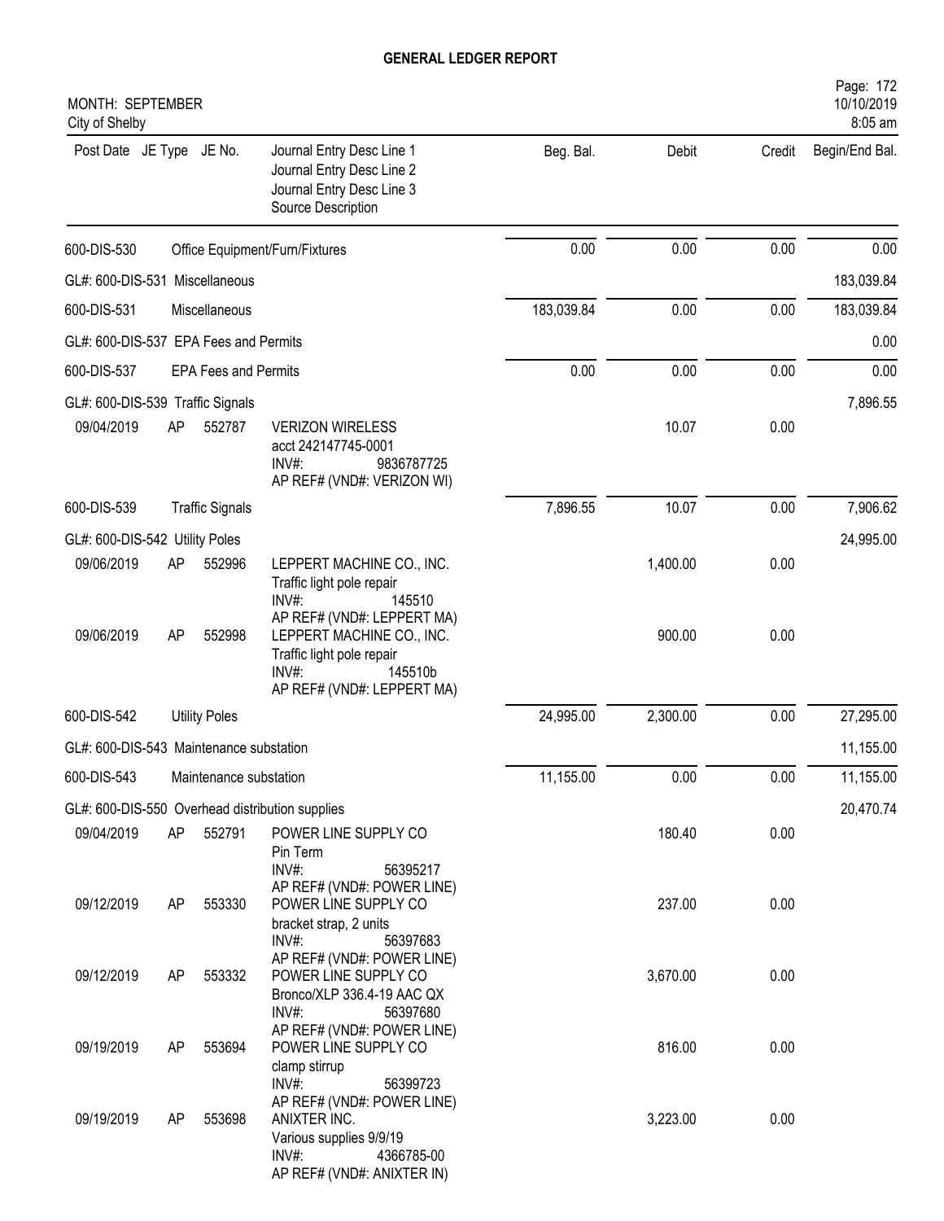# GENERAL LEDGER REPORT

MONTH: SEPTEMBER
City of Shelby

| Post Date | JE Type | JE No. | Journal Entry Desc Line 1<br>Journal Entry Desc Line 2<br>Journal Entry Desc Line 3<br>Source Description | Beg. Bal. | Debit | Credit | Begin/End Bal. |
|---|---|---|---|---|---|---|---|
| 600-DIS-530 | | | Office Equipment/Furn/Fixtures | 0.00 | 0.00 | 0.00 | 0.00 |
| GL#: 600-DIS-531 Miscellaneous | | | | | | | 183,039.84 |
| 600-DIS-531 | | | Miscellaneous | 183,039.84 | 0.00 | 0.00 | 183,039.84 |
| GL#: 600-DIS-537 EPA Fees and Permits | | | | | | | 0.00 |
| 600-DIS-537 | | | EPA Fees and Permits | 0.00 | 0.00 | 0.00 | 0.00 |
| GL#: 600-DIS-539 Traffic Signals | | | | | | | 7,896.55 |
| 09/04/2019 | AP | 552787 | VERIZON WIRELESS<br>acct 242147745-0001<br>INV#: 9836787725<br>AP REF# (VND#: VERIZON WI) | | 10.07 | 0.00 | |
| 600-DIS-539 | | | Traffic Signals | 7,896.55 | 10.07 | 0.00 | 7,906.62 |
| GL#: 600-DIS-542 Utility Poles | | | | | | | 24,995.00 |
| 09/06/2019 | AP | 552996 | LEPPERT MACHINE CO., INC.<br>Traffic light pole repair<br>INV#: 145510<br>AP REF# (VND#: LEPPERT MA) | | 1,400.00 | 0.00 | |
| 09/06/2019 | AP | 552998 | LEPPERT MACHINE CO., INC.<br>Traffic light pole repair<br>INV#: 145510b<br>AP REF# (VND#: LEPPERT MA) | | 900.00 | 0.00 | |
| 600-DIS-542 | | | Utility Poles | 24,995.00 | 2,300.00 | 0.00 | 27,295.00 |
| GL#: 600-DIS-543 Maintenance substation | | | | | | | 11,155.00 |
| 600-DIS-543 | | | Maintenance substation | 11,155.00 | 0.00 | 0.00 | 11,155.00 |
| GL#: 600-DIS-550 Overhead distribution supplies | | | | | | | 20,470.74 |
| 09/04/2019 | AP | 552791 | POWER LINE SUPPLY CO<br>Pin Term<br>INV#: 56395217<br>AP REF# (VND#: POWER LINE) | | 180.40 | 0.00 | |
| 09/12/2019 | AP | 553330 | POWER LINE SUPPLY CO<br>bracket strap, 2 units<br>INV#: 56397683<br>AP REF# (VND#: POWER LINE) | | 237.00 | 0.00 | |
| 09/12/2019 | AP | 553332 | POWER LINE SUPPLY CO<br>Bronco/XLP 336.4-19 AAC QX<br>INV#: 56397680<br>AP REF# (VND#: POWER LINE) | | 3,670.00 | 0.00 | |
| 09/19/2019 | AP | 553694 | POWER LINE SUPPLY CO<br>clamp stirrup<br>INV#: 56399723<br>AP REF# (VND#: POWER LINE) | | 816.00 | 0.00 | |
| 09/19/2019 | AP | 553698 | ANIXTER INC.<br>Various supplies 9/9/19<br>INV#: 4366785-00<br>AP REF# (VND#: ANIXTER IN) | | 3,223.00 | 0.00 | |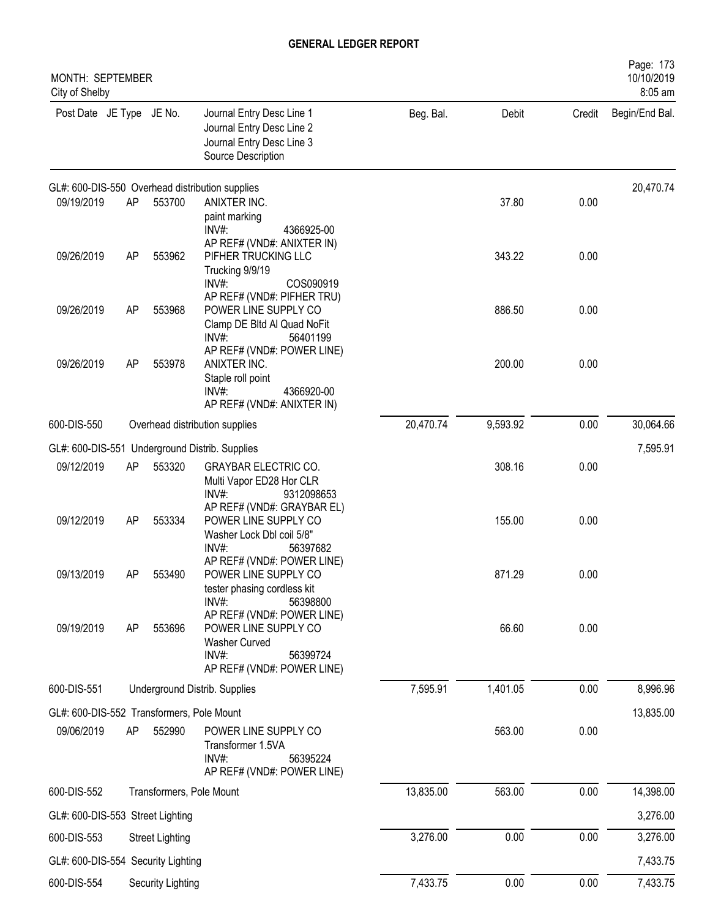# GENERAL LEDGER REPORT

MONTH: SEPTEMBER
City of Shelby

| Post Date | JE Type | JE No. | Journal Entry Desc Line 1 / Journal Entry Desc Line 2 / Journal Entry Desc Line 3 / Source Description | Beg. Bal. | Debit | Credit | Begin/End Bal. |
|---|---|---|---|---|---|---|---|
| GL#: 600-DIS-550 Overhead distribution supplies | | | | | | | 20,470.74 |
| 09/19/2019 | AP | 553700 | ANIXTER INC. / paint marking / INV#: 4366925-00 / AP REF# (VND#: ANIXTER IN) | | 37.80 | 0.00 | |
| 09/26/2019 | AP | 553962 | PIFHER TRUCKING LLC / Trucking 9/9/19 / INV#: COS090919 / AP REF# (VND#: PIFHER TRU) | | 343.22 | 0.00 | |
| 09/26/2019 | AP | 553968 | POWER LINE SUPPLY CO / Clamp DE Bltd Al Quad NoFit / INV#: 56401199 / AP REF# (VND#: POWER LINE) | | 886.50 | 0.00 | |
| 09/26/2019 | AP | 553978 | ANIXTER INC. / Staple roll point / INV#: 4366920-00 / AP REF# (VND#: ANIXTER IN) | | 200.00 | 0.00 | |
| 600-DIS-550 | | | Overhead distribution supplies | 20,470.74 | 9,593.92 | 0.00 | 30,064.66 |
| GL#: 600-DIS-551 Underground Distrib. Supplies | | | | | | | 7,595.91 |
| 09/12/2019 | AP | 553320 | GRAYBAR ELECTRIC CO. / Multi Vapor ED28 Hor CLR / INV#: 9312098653 / AP REF# (VND#: GRAYBAR EL) | | 308.16 | 0.00 | |
| 09/12/2019 | AP | 553334 | POWER LINE SUPPLY CO / Washer Lock Dbl coil 5/8" / INV#: 56397682 / AP REF# (VND#: POWER LINE) | | 155.00 | 0.00 | |
| 09/13/2019 | AP | 553490 | POWER LINE SUPPLY CO / tester phasing cordless kit / INV#: 56398800 / AP REF# (VND#: POWER LINE) | | 871.29 | 0.00 | |
| 09/19/2019 | AP | 553696 | POWER LINE SUPPLY CO / Washer Curved / INV#: 56399724 / AP REF# (VND#: POWER LINE) | | 66.60 | 0.00 | |
| 600-DIS-551 | | | Underground Distrib. Supplies | 7,595.91 | 1,401.05 | 0.00 | 8,996.96 |
| GL#: 600-DIS-552 Transformers, Pole Mount | | | | | | | 13,835.00 |
| 09/06/2019 | AP | 552990 | POWER LINE SUPPLY CO / Transformer 1.5VA / INV#: 56395224 / AP REF# (VND#: POWER LINE) | | 563.00 | 0.00 | |
| 600-DIS-552 | | | Transformers, Pole Mount | 13,835.00 | 563.00 | 0.00 | 14,398.00 |
| GL#: 600-DIS-553 Street Lighting | | | | | | | 3,276.00 |
| 600-DIS-553 | | | Street Lighting | 3,276.00 | 0.00 | 0.00 | 3,276.00 |
| GL#: 600-DIS-554 Security Lighting | | | | | | | 7,433.75 |
| 600-DIS-554 | | | Security Lighting | 7,433.75 | 0.00 | 0.00 | 7,433.75 |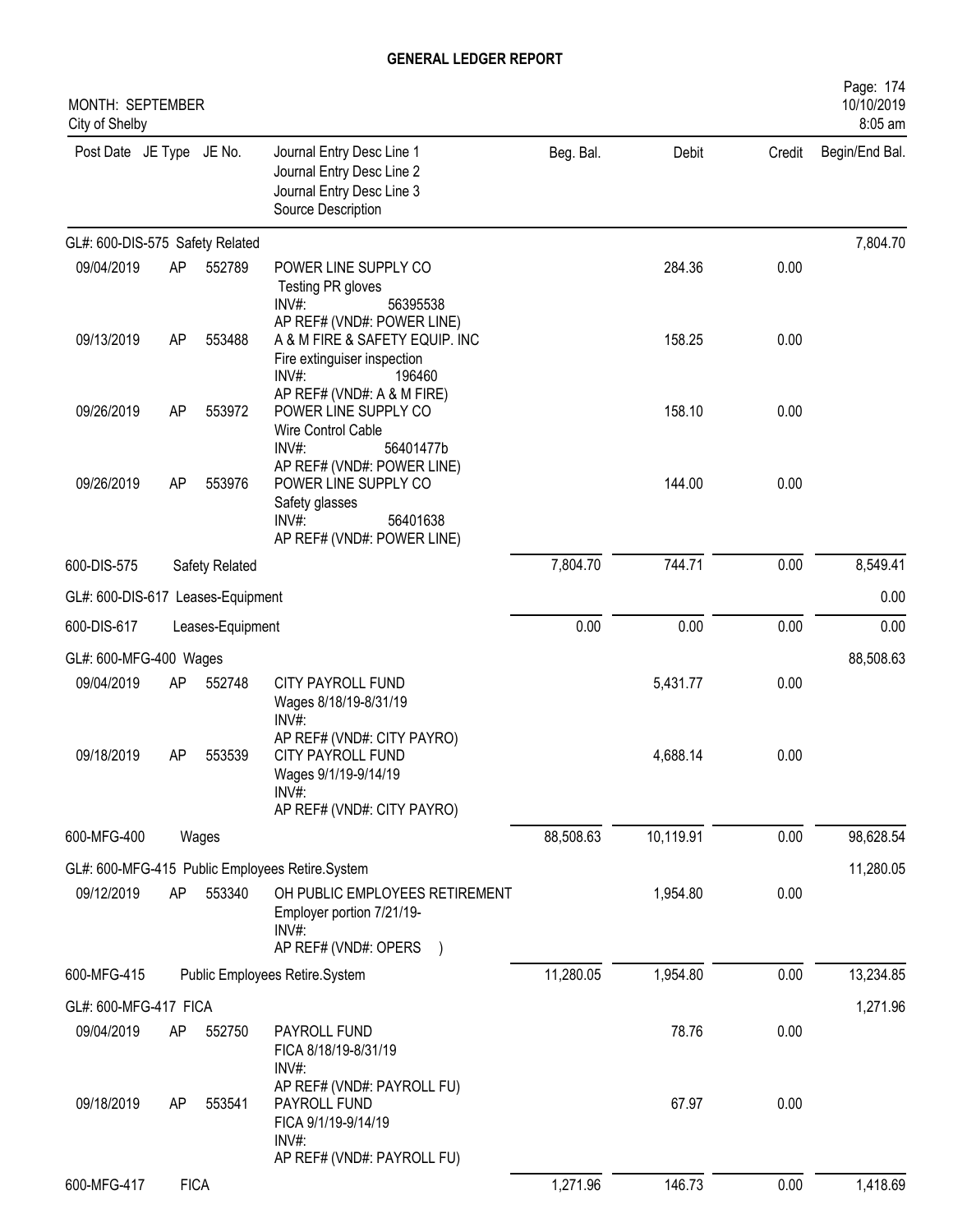# GENERAL LEDGER REPORT

MONTH: SEPTEMBER
City of Shelby

10/10/2019
8:05 am

| Post Date | JE Type | JE No. | Journal Entry Desc Line 1 / Journal Entry Desc Line 2 / Journal Entry Desc Line 3 / Source Description | Beg. Bal. | Debit | Credit | Begin/End Bal. |
|---|---|---|---|---|---|---|---|
| GL#: 600-DIS-575 Safety Related | | | | | | | 7,804.70 |
| 09/04/2019 | AP | 552789 | POWER LINE SUPPLY CO<br>Testing PR gloves<br>INV#: 56395538<br>AP REF# (VND#: POWER LINE) | | 284.36 | 0.00 | |
| 09/13/2019 | AP | 553488 | A & M FIRE & SAFETY EQUIP. INC<br>Fire extinguiser inspection<br>INV#: 196460<br>AP REF# (VND#: A & M FIRE) | | 158.25 | 0.00 | |
| 09/26/2019 | AP | 553972 | POWER LINE SUPPLY CO<br>Wire Control Cable<br>INV#: 56401477b<br>AP REF# (VND#: POWER LINE) | | 158.10 | 0.00 | |
| 09/26/2019 | AP | 553976 | POWER LINE SUPPLY CO<br>Safety glasses<br>INV#: 56401638<br>AP REF# (VND#: POWER LINE) | | 144.00 | 0.00 | |
| 600-DIS-575 | | Safety Related | | 7,804.70 | 744.71 | 0.00 | 8,549.41 |
| GL#: 600-DIS-617 Leases-Equipment | | | | | | | 0.00 |
| 600-DIS-617 | | Leases-Equipment | | 0.00 | 0.00 | 0.00 | 0.00 |
| GL#: 600-MFG-400 Wages | | | | | | | 88,508.63 |
| 09/04/2019 | AP | 552748 | CITY PAYROLL FUND<br>Wages 8/18/19-8/31/19<br>INV#:<br>AP REF# (VND#: CITY PAYRO) | | 5,431.77 | 0.00 | |
| 09/18/2019 | AP | 553539 | CITY PAYROLL FUND<br>Wages 9/1/19-9/14/19<br>INV#:<br>AP REF# (VND#: CITY PAYRO) | | 4,688.14 | 0.00 | |
| 600-MFG-400 | | Wages | | 88,508.63 | 10,119.91 | 0.00 | 98,628.54 |
| GL#: 600-MFG-415 Public Employees Retire.System | | | | | | | 11,280.05 |
| 09/12/2019 | AP | 553340 | OH PUBLIC EMPLOYEES RETIREMENT<br>Employer portion 7/21/19-<br>INV#:<br>AP REF# (VND#: OPERS ) | | 1,954.80 | 0.00 | |
| 600-MFG-415 | | Public Employees Retire.System | | 11,280.05 | 1,954.80 | 0.00 | 13,234.85 |
| GL#: 600-MFG-417 FICA | | | | | | | 1,271.96 |
| 09/04/2019 | AP | 552750 | PAYROLL FUND<br>FICA 8/18/19-8/31/19<br>INV#:<br>AP REF# (VND#: PAYROLL FU) | | 78.76 | 0.00 | |
| 09/18/2019 | AP | 553541 | PAYROLL FUND<br>FICA 9/1/19-9/14/19<br>INV#:<br>AP REF# (VND#: PAYROLL FU) | | 67.97 | 0.00 | |
| 600-MFG-417 | | FICA | | 1,271.96 | 146.73 | 0.00 | 1,418.69 |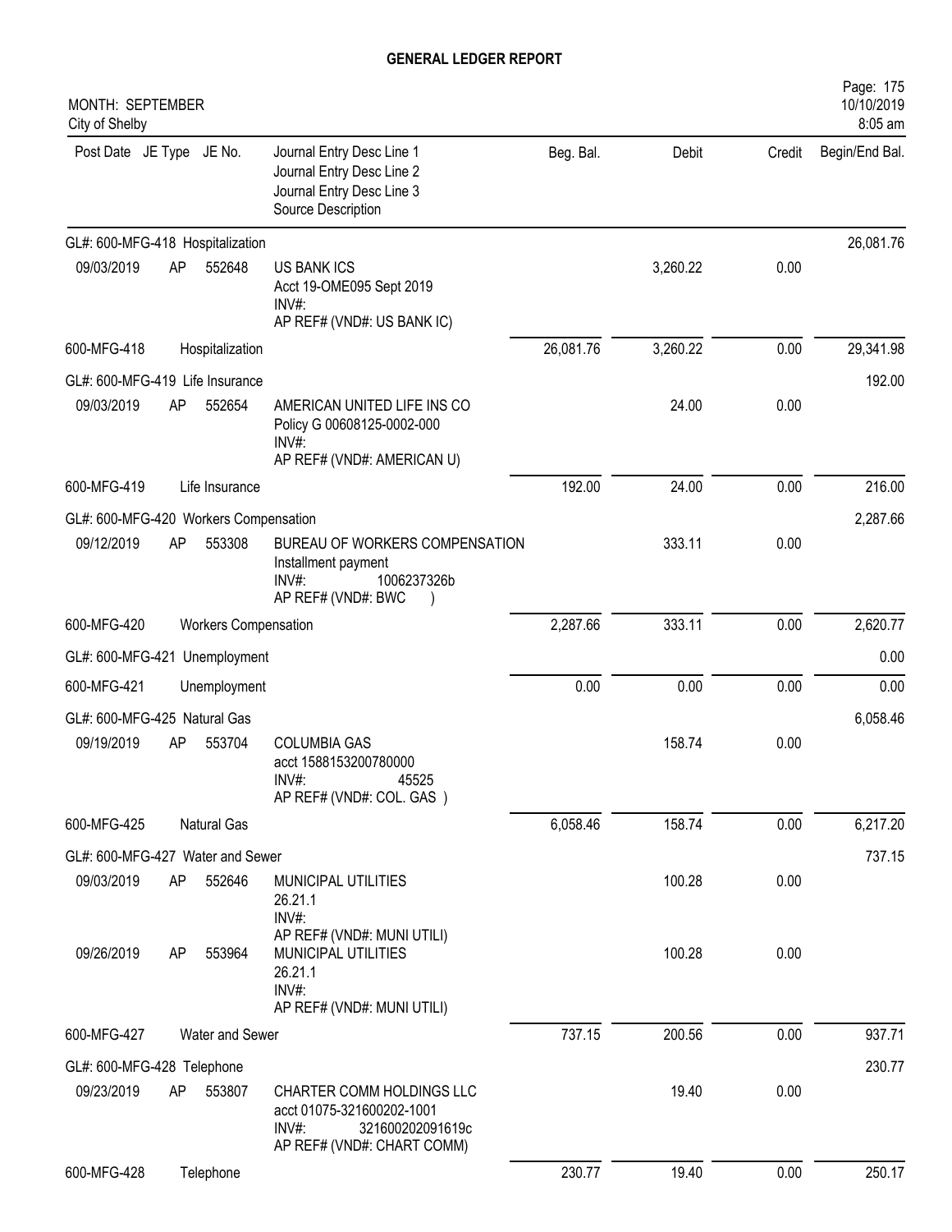# GENERAL LEDGER REPORT

MONTH: SEPTEMBER
City of Shelby

| Post Date | JE Type | JE No. | Journal Entry Desc Line 1<br>Journal Entry Desc Line 2<br>Journal Entry Desc Line 3<br>Source Description | Beg. Bal. | Debit | Credit | Begin/End Bal. |
|---|---|---|---|---|---|---|---|
| GL#: 600-MFG-418 Hospitalization | | | | | | | 26,081.76 |
| 09/03/2019 | AP | 552648 | US BANK ICS<br>Acct 19-OME095 Sept 2019<br>INV#:<br>AP REF# (VND#: US BANK IC) | | 3,260.22 | 0.00 | |
| 600-MFG-418 | | | Hospitalization | 26,081.76 | 3,260.22 | 0.00 | 29,341.98 |
| GL#: 600-MFG-419 Life Insurance | | | | | | | 192.00 |
| 09/03/2019 | AP | 552654 | AMERICAN UNITED LIFE INS CO<br>Policy G 00608125-0002-000<br>INV#:<br>AP REF# (VND#: AMERICAN U) | | 24.00 | 0.00 | |
| 600-MFG-419 | | | Life Insurance | 192.00 | 24.00 | 0.00 | 216.00 |
| GL#: 600-MFG-420 Workers Compensation | | | | | | | 2,287.66 |
| 09/12/2019 | AP | 553308 | BUREAU OF WORKERS COMPENSATION<br>Installment payment<br>INV#: 1006237326b<br>AP REF# (VND#: BWC ) | | 333.11 | 0.00 | |
| 600-MFG-420 | | | Workers Compensation | 2,287.66 | 333.11 | 0.00 | 2,620.77 |
| GL#: 600-MFG-421 Unemployment | | | | | | | 0.00 |
| 600-MFG-421 | | | Unemployment | 0.00 | 0.00 | 0.00 | 0.00 |
| GL#: 600-MFG-425 Natural Gas | | | | | | | 6,058.46 |
| 09/19/2019 | AP | 553704 | COLUMBIA GAS<br>acct 1588153200780000<br>INV#: 45525<br>AP REF# (VND#: COL. GAS ) | | 158.74 | 0.00 | |
| 600-MFG-425 | | | Natural Gas | 6,058.46 | 158.74 | 0.00 | 6,217.20 |
| GL#: 600-MFG-427 Water and Sewer | | | | | | | 737.15 |
| 09/03/2019 | AP | 552646 | MUNICIPAL UTILITIES<br>26.21.1<br>INV#:<br>AP REF# (VND#: MUNI UTILI) | | 100.28 | 0.00 | |
| 09/26/2019 | AP | 553964 | MUNICIPAL UTILITIES<br>26.21.1<br>INV#:<br>AP REF# (VND#: MUNI UTILI) | | 100.28 | 0.00 | |
| 600-MFG-427 | | | Water and Sewer | 737.15 | 200.56 | 0.00 | 937.71 |
| GL#: 600-MFG-428 Telephone | | | | | | | 230.77 |
| 09/23/2019 | AP | 553807 | CHARTER COMM HOLDINGS LLC<br>acct 01075-321600202-1001<br>INV#: 321600202091619c<br>AP REF# (VND#: CHART COMM) | | 19.40 | 0.00 | |
| 600-MFG-428 | | | Telephone | 230.77 | 19.40 | 0.00 | 250.17 |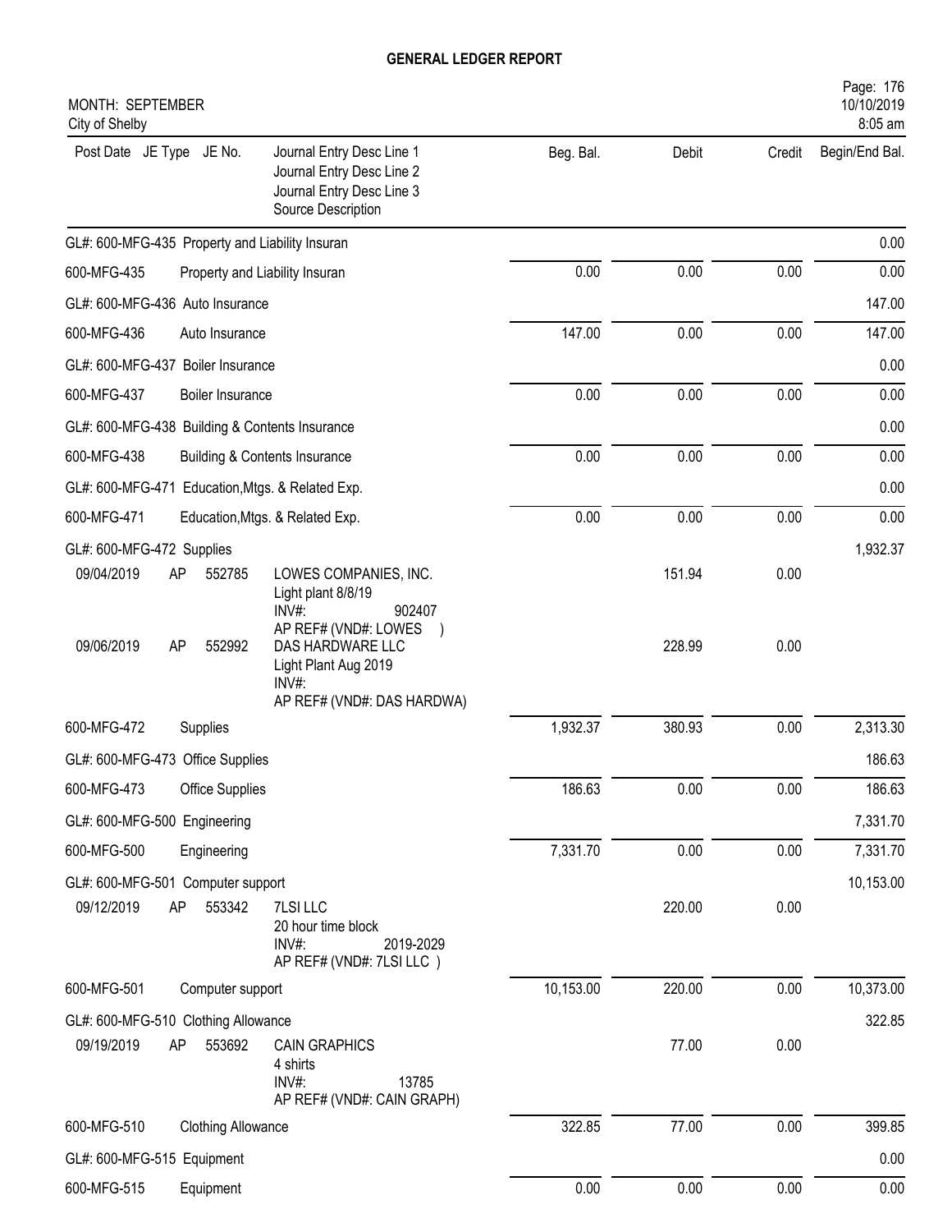# GENERAL LEDGER REPORT

MONTH: SEPTEMBER
City of Shelby

| Post Date | JE Type | JE No. | Journal Entry Desc Line 1 / Journal Entry Desc Line 2 / Journal Entry Desc Line 3 / Source Description | Beg. Bal. | Debit | Credit | Begin/End Bal. |
|---|---|---|---|---|---|---|---|
| GL#: 600-MFG-435 Property and Liability Insuran | | | | | | | 0.00 |
| 600-MFG-435 | | | Property and Liability Insuran | 0.00 | 0.00 | 0.00 | 0.00 |
| GL#: 600-MFG-436 Auto Insurance | | | | | | | 147.00 |
| 600-MFG-436 | | | Auto Insurance | 147.00 | 0.00 | 0.00 | 147.00 |
| GL#: 600-MFG-437 Boiler Insurance | | | | | | | 0.00 |
| 600-MFG-437 | | | Boiler Insurance | 0.00 | 0.00 | 0.00 | 0.00 |
| GL#: 600-MFG-438 Building & Contents Insurance | | | | | | | 0.00 |
| 600-MFG-438 | | | Building & Contents Insurance | 0.00 | 0.00 | 0.00 | 0.00 |
| GL#: 600-MFG-471 Education,Mtgs. & Related Exp. | | | | | | | 0.00 |
| 600-MFG-471 | | | Education,Mtgs. & Related Exp. | 0.00 | 0.00 | 0.00 | 0.00 |
| GL#: 600-MFG-472 Supplies | | | | | | | 1,932.37 |
| 09/04/2019 | AP | 552785 | LOWES COMPANIES, INC. Light plant 8/8/19 INV#: 902407 AP REF# (VND#: LOWES ) | | 151.94 | 0.00 | |
| 09/06/2019 | AP | 552992 | DAS HARDWARE LLC Light Plant Aug 2019 INV#: AP REF# (VND#: DAS HARDWA) | | 228.99 | 0.00 | |
| 600-MFG-472 | | | Supplies | 1,932.37 | 380.93 | 0.00 | 2,313.30 |
| GL#: 600-MFG-473 Office Supplies | | | | | | | 186.63 |
| 600-MFG-473 | | | Office Supplies | 186.63 | 0.00 | 0.00 | 186.63 |
| GL#: 600-MFG-500 Engineering | | | | | | | 7,331.70 |
| 600-MFG-500 | | | Engineering | 7,331.70 | 0.00 | 0.00 | 7,331.70 |
| GL#: 600-MFG-501 Computer support | | | | | | | 10,153.00 |
| 09/12/2019 | AP | 553342 | 7LSI LLC 20 hour time block INV#: 2019-2029 AP REF# (VND#: 7LSI LLC ) | | 220.00 | 0.00 | |
| 600-MFG-501 | | | Computer support | 10,153.00 | 220.00 | 0.00 | 10,373.00 |
| GL#: 600-MFG-510 Clothing Allowance | | | | | | | 322.85 |
| 09/19/2019 | AP | 553692 | CAIN GRAPHICS 4 shirts INV#: 13785 AP REF# (VND#: CAIN GRAPH) | | 77.00 | 0.00 | |
| 600-MFG-510 | | | Clothing Allowance | 322.85 | 77.00 | 0.00 | 399.85 |
| GL#: 600-MFG-515 Equipment | | | | | | | 0.00 |
| 600-MFG-515 | | | Equipment | 0.00 | 0.00 | 0.00 | 0.00 |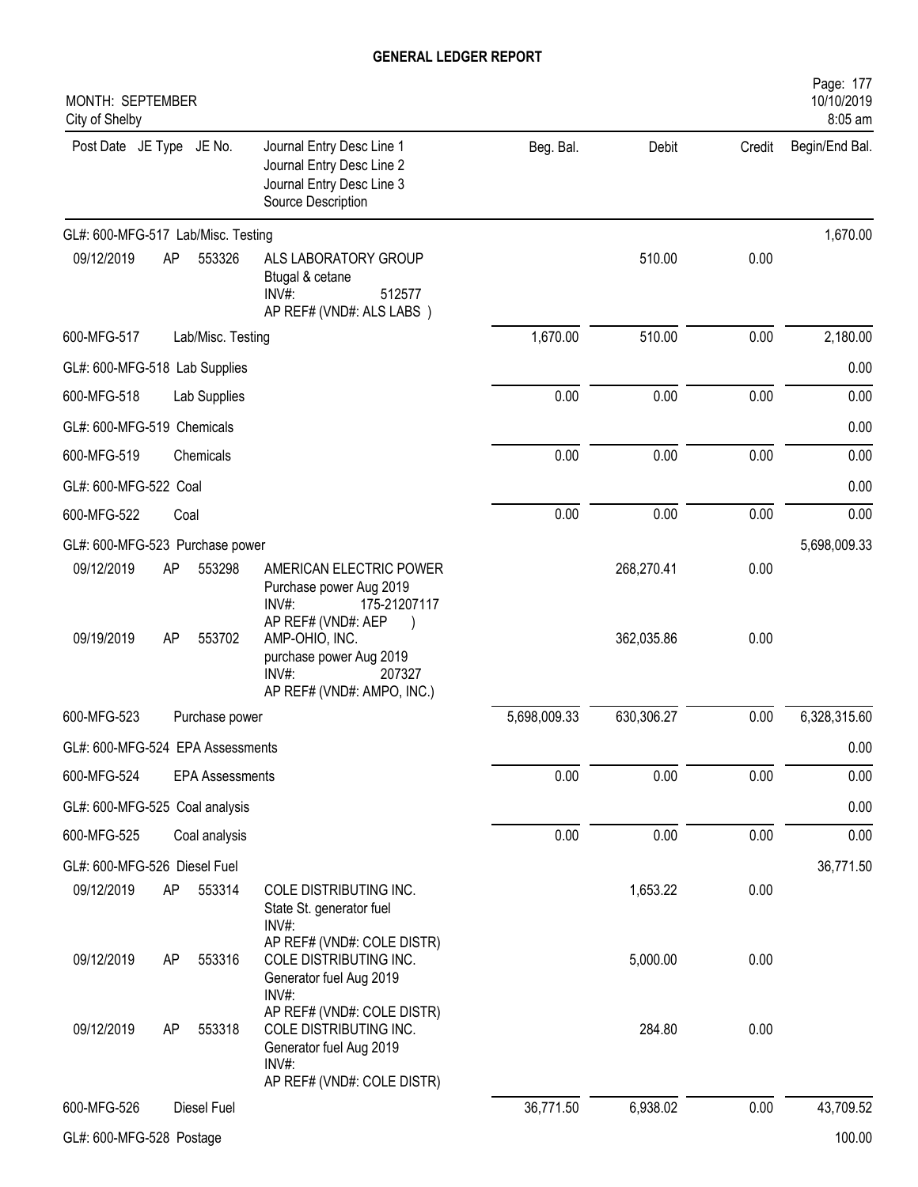# GENERAL LEDGER REPORT

MONTH: SEPTEMBER
City of Shelby

10/10/2019
8:05 am

| Post Date | JE Type | JE No. | Journal Entry Desc Line 1<br>Journal Entry Desc Line 2<br>Journal Entry Desc Line 3<br>Source Description | Beg. Bal. | Debit | Credit | Begin/End Bal. |
|---|---|---|---|---|---|---|---|
| GL#: 600-MFG-517 Lab/Misc. Testing | | | | | | | 1,670.00 |
| 09/12/2019 | AP | 553326 | ALS LABORATORY GROUP<br>Btugal & cetane<br>INV#: 512577<br>AP REF# (VND#: ALS LABS ) | | 510.00 | 0.00 | |
| 600-MFG-517 | Lab/Misc. Testing | | | 1,670.00 | 510.00 | 0.00 | 2,180.00 |
| GL#: 600-MFG-518 Lab Supplies | | | | | | | 0.00 |
| 600-MFG-518 | Lab Supplies | | | 0.00 | 0.00 | 0.00 | 0.00 |
| GL#: 600-MFG-519 Chemicals | | | | | | | 0.00 |
| 600-MFG-519 | Chemicals | | | 0.00 | 0.00 | 0.00 | 0.00 |
| GL#: 600-MFG-522 Coal | | | | | | | 0.00 |
| 600-MFG-522 | Coal | | | 0.00 | 0.00 | 0.00 | 0.00 |
| GL#: 600-MFG-523 Purchase power | | | | | | | 5,698,009.33 |
| 09/12/2019 | AP | 553298 | AMERICAN ELECTRIC POWER<br>Purchase power Aug 2019<br>INV#: 175-21207117<br>AP REF# (VND#: AEP ) | | 268,270.41 | 0.00 | |
| 09/19/2019 | AP | 553702 | AMP-OHIO, INC.<br>purchase power Aug 2019<br>INV#: 207327<br>AP REF# (VND#: AMPO, INC.) | | 362,035.86 | 0.00 | |
| 600-MFG-523 | Purchase power | | | 5,698,009.33 | 630,306.27 | 0.00 | 6,328,315.60 |
| GL#: 600-MFG-524 EPA Assessments | | | | | | | 0.00 |
| 600-MFG-524 | EPA Assessments | | | 0.00 | 0.00 | 0.00 | 0.00 |
| GL#: 600-MFG-525 Coal analysis | | | | | | | 0.00 |
| 600-MFG-525 | Coal analysis | | | 0.00 | 0.00 | 0.00 | 0.00 |
| GL#: 600-MFG-526 Diesel Fuel | | | | | | | 36,771.50 |
| 09/12/2019 | AP | 553314 | COLE DISTRIBUTING INC.<br>State St. generator fuel<br>INV#:<br>AP REF# (VND#: COLE DISTR) | | 1,653.22 | 0.00 | |
| 09/12/2019 | AP | 553316 | COLE DISTRIBUTING INC.<br>Generator fuel Aug 2019<br>INV#:<br>AP REF# (VND#: COLE DISTR) | | 5,000.00 | 0.00 | |
| 09/12/2019 | AP | 553318 | COLE DISTRIBUTING INC.<br>Generator fuel Aug 2019<br>INV#:<br>AP REF# (VND#: COLE DISTR) | | 284.80 | 0.00 | |
| 600-MFG-526 | Diesel Fuel | | | 36,771.50 | 6,938.02 | 0.00 | 43,709.52 |
| GL#: 600-MFG-528 Postage | | | | | | | 100.00 |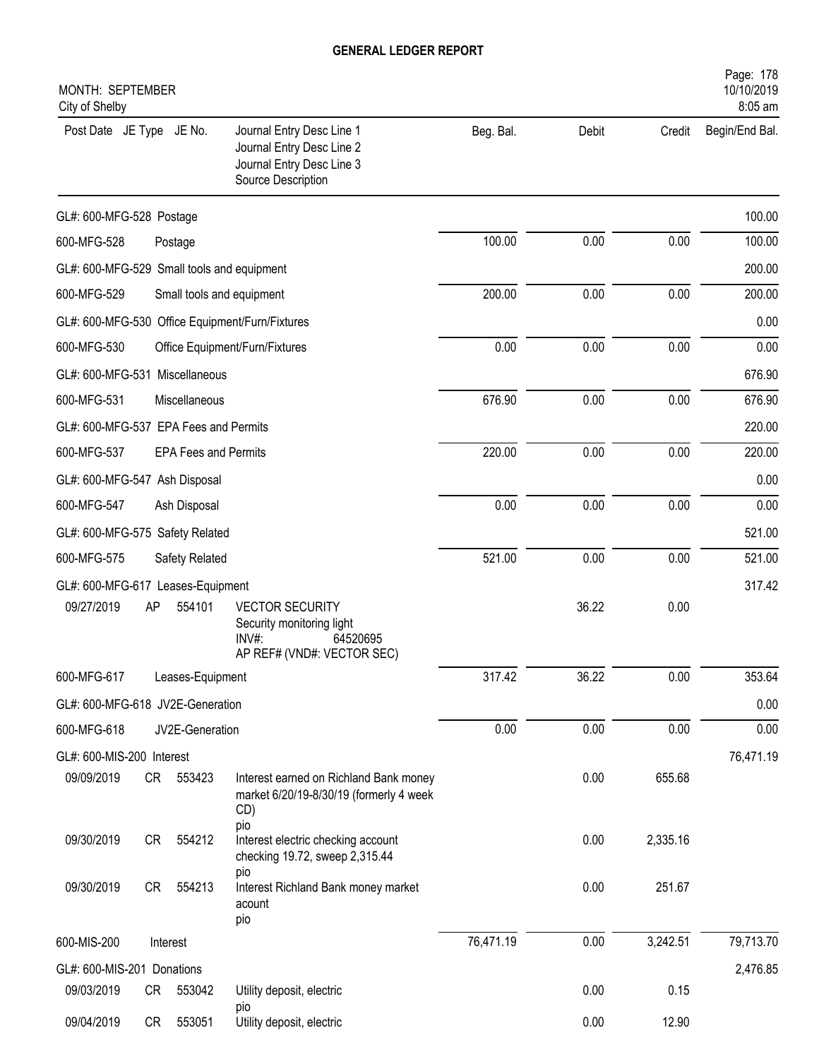# GENERAL LEDGER REPORT

MONTH: SEPTEMBER
City of Shelby

| Post Date | JE Type | JE No. | Journal Entry Desc Line 1 / Journal Entry Desc Line 2 / Journal Entry Desc Line 3 / Source Description | Beg. Bal. | Debit | Credit | Begin/End Bal. |
|---|---|---|---|---|---|---|---|
| GL#: 600-MFG-528 Postage | | | | | | | 100.00 |
| 600-MFG-528 | | | Postage | 100.00 | 0.00 | 0.00 | 100.00 |
| GL#: 600-MFG-529 Small tools and equipment | | | | | | | 200.00 |
| 600-MFG-529 | | | Small tools and equipment | 200.00 | 0.00 | 0.00 | 200.00 |
| GL#: 600-MFG-530 Office Equipment/Furn/Fixtures | | | | | | | 0.00 |
| 600-MFG-530 | | | Office Equipment/Furn/Fixtures | 0.00 | 0.00 | 0.00 | 0.00 |
| GL#: 600-MFG-531 Miscellaneous | | | | | | | 676.90 |
| 600-MFG-531 | | | Miscellaneous | 676.90 | 0.00 | 0.00 | 676.90 |
| GL#: 600-MFG-537 EPA Fees and Permits | | | | | | | 220.00 |
| 600-MFG-537 | | | EPA Fees and Permits | 220.00 | 0.00 | 0.00 | 220.00 |
| GL#: 600-MFG-547 Ash Disposal | | | | | | | 0.00 |
| 600-MFG-547 | | | Ash Disposal | 0.00 | 0.00 | 0.00 | 0.00 |
| GL#: 600-MFG-575 Safety Related | | | | | | | 521.00 |
| 600-MFG-575 | | | Safety Related | 521.00 | 0.00 | 0.00 | 521.00 |
| GL#: 600-MFG-617 Leases-Equipment | | | | | | | 317.42 |
| 09/27/2019 | AP | 554101 | VECTOR SECURITY<br>Security monitoring light<br>INV#: 64520695<br>AP REF# (VND#: VECTOR SEC) | | 36.22 | 0.00 | |
| 600-MFG-617 | | | Leases-Equipment | 317.42 | 36.22 | 0.00 | 353.64 |
| GL#: 600-MFG-618 JV2E-Generation | | | | | | | 0.00 |
| 600-MFG-618 | | | JV2E-Generation | 0.00 | 0.00 | 0.00 | 0.00 |
| GL#: 600-MIS-200 Interest | | | | | | | 76,471.19 |
| 09/09/2019 | CR | 553423 | Interest earned on Richland Bank money market 6/20/19-8/30/19 (formerly 4 week CD)<br>pio | | 0.00 | 655.68 | |
| 09/30/2019 | CR | 554212 | Interest electric checking account checking 19.72, sweep 2,315.44<br>pio | | 0.00 | 2,335.16 | |
| 09/30/2019 | CR | 554213 | Interest Richland Bank money market acount<br>pio | | 0.00 | 251.67 | |
| 600-MIS-200 | | | Interest | 76,471.19 | 0.00 | 3,242.51 | 79,713.70 |
| GL#: 600-MIS-201 Donations | | | | | | | 2,476.85 |
| 09/03/2019 | CR | 553042 | Utility deposit, electric<br>pio | | 0.00 | 0.15 | |
| 09/04/2019 | CR | 553051 | Utility deposit, electric | | 0.00 | 12.90 | |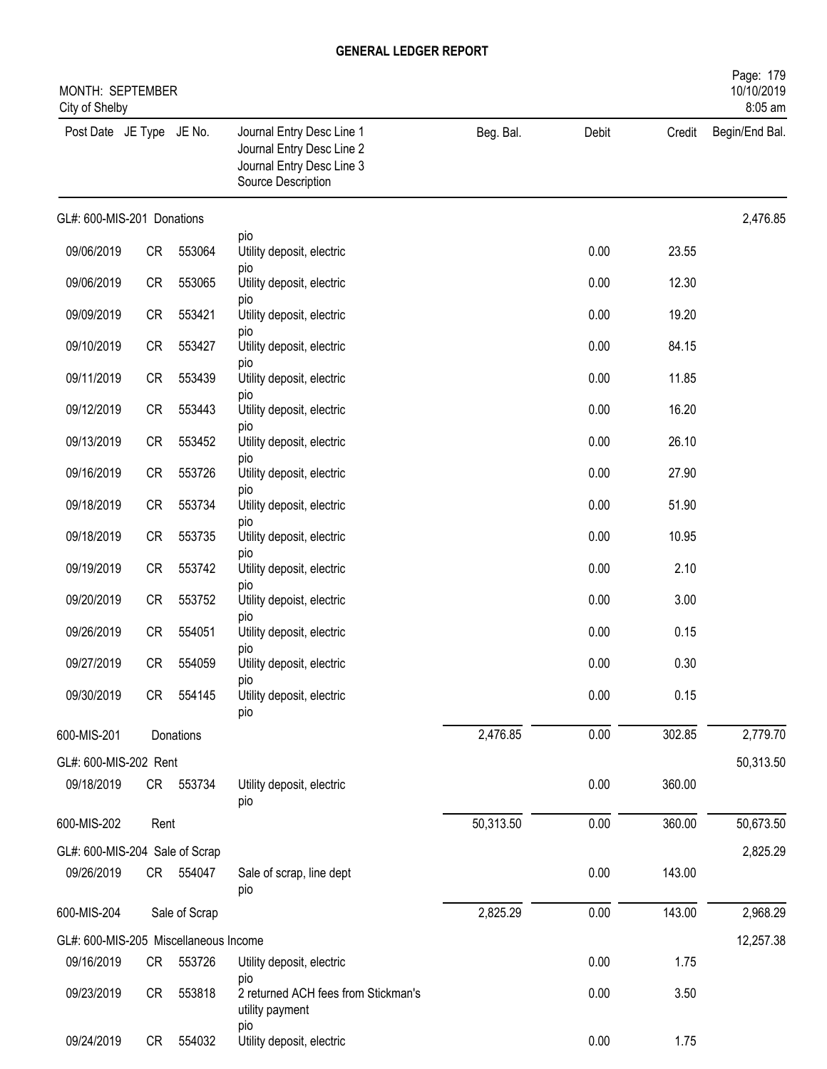# GENERAL LEDGER REPORT

MONTH: SEPTEMBER
City of Shelby

| Post Date | JE Type | JE No. | Journal Entry Desc Line 1 / Journal Entry Desc Line 2 / Journal Entry Desc Line 3 / Source Description | Beg. Bal. | Debit | Credit | Begin/End Bal. |
|---|---|---|---|---|---|---|---|
| GL#: 600-MIS-201 Donations | | | | | | | 2,476.85 |
| 09/06/2019 | CR | 553064 | pio Utility deposit, electric | | 0.00 | 23.55 | |
| 09/06/2019 | CR | 553065 | pio Utility deposit, electric | | 0.00 | 12.30 | |
| 09/09/2019 | CR | 553421 | pio Utility deposit, electric | | 0.00 | 19.20 | |
| 09/10/2019 | CR | 553427 | pio Utility deposit, electric | | 0.00 | 84.15 | |
| 09/11/2019 | CR | 553439 | pio Utility deposit, electric | | 0.00 | 11.85 | |
| 09/12/2019 | CR | 553443 | pio Utility deposit, electric | | 0.00 | 16.20 | |
| 09/13/2019 | CR | 553452 | pio Utility deposit, electric | | 0.00 | 26.10 | |
| 09/16/2019 | CR | 553726 | pio Utility deposit, electric | | 0.00 | 27.90 | |
| 09/18/2019 | CR | 553734 | pio Utility deposit, electric | | 0.00 | 51.90 | |
| 09/18/2019 | CR | 553735 | pio Utility deposit, electric | | 0.00 | 10.95 | |
| 09/19/2019 | CR | 553742 | pio Utility deposit, electric | | 0.00 | 2.10 | |
| 09/20/2019 | CR | 553752 | pio Utility depoist, electric | | 0.00 | 3.00 | |
| 09/26/2019 | CR | 554051 | pio Utility deposit, electric | | 0.00 | 0.15 | |
| 09/27/2019 | CR | 554059 | pio Utility deposit, electric | | 0.00 | 0.30 | |
| 09/30/2019 | CR | 554145 | pio Utility deposit, electric pio | | 0.00 | 0.15 | |
| 600-MIS-201 | Donations | | | 2,476.85 | 0.00 | 302.85 | 2,779.70 |
| GL#: 600-MIS-202 Rent | | | | | | | 50,313.50 |
| 09/18/2019 | CR | 553734 | Utility deposit, electric pio | | 0.00 | 360.00 | |
| 600-MIS-202 | Rent | | | 50,313.50 | 0.00 | 360.00 | 50,673.50 |
| GL#: 600-MIS-204 Sale of Scrap | | | | | | | 2,825.29 |
| 09/26/2019 | CR | 554047 | Sale of scrap, line dept pio | | 0.00 | 143.00 | |
| 600-MIS-204 | Sale of Scrap | | | 2,825.29 | 0.00 | 143.00 | 2,968.29 |
| GL#: 600-MIS-205 Miscellaneous Income | | | | | | | 12,257.38 |
| 09/16/2019 | CR | 553726 | Utility deposit, electric | | 0.00 | 1.75 | |
| 09/23/2019 | CR | 553818 | pio 2 returned ACH fees from Stickman's utility payment | | 0.00 | 3.50 | |
| 09/24/2019 | CR | 554032 | pio Utility deposit, electric | | 0.00 | 1.75 | |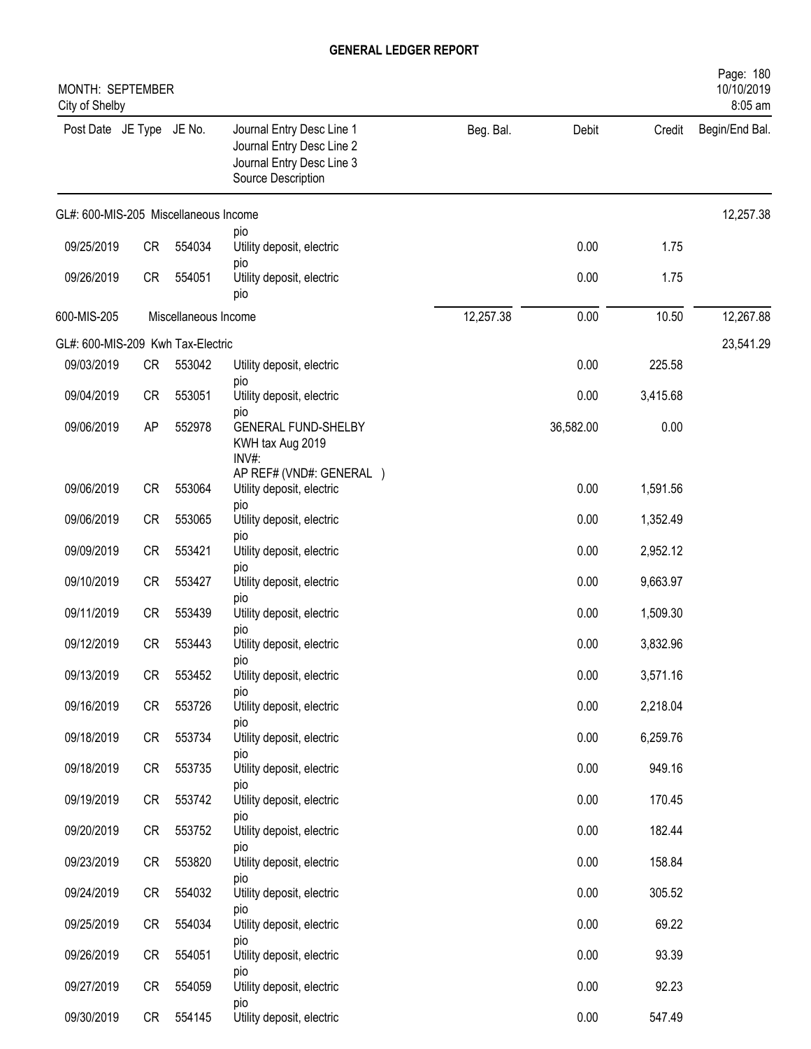# GENERAL LEDGER REPORT

MONTH: SEPTEMBER
City of Shelby

| Post Date | JE Type | JE No. | Journal Entry Desc Line 1 / Journal Entry Desc Line 2 / Journal Entry Desc Line 3 / Source Description | Beg. Bal. | Debit | Credit | Begin/End Bal. |
|---|---|---|---|---|---|---|---|
| GL#: 600-MIS-205 Miscellaneous Income | | | | | | | 12,257.38 |
| | | | pio | | | | |
| 09/25/2019 | CR | 554034 | Utility deposit, electric pio | | 0.00 | 1.75 | |
| 09/26/2019 | CR | 554051 | Utility deposit, electric pio | | 0.00 | 1.75 | |
| 600-MIS-205 | | Miscellaneous Income | | 12,257.38 | 0.00 | 10.50 | 12,267.88 |
| GL#: 600-MIS-209 Kwh Tax-Electric | | | | | | | 23,541.29 |
| 09/03/2019 | CR | 553042 | Utility deposit, electric pio | | 0.00 | 225.58 | |
| 09/04/2019 | CR | 553051 | Utility deposit, electric pio | | 0.00 | 3,415.68 | |
| 09/06/2019 | AP | 552978 | GENERAL FUND-SHELBY KWH tax Aug 2019 INV#: AP REF# (VND#: GENERAL ) | | 36,582.00 | 0.00 | |
| 09/06/2019 | CR | 553064 | Utility deposit, electric pio | | 0.00 | 1,591.56 | |
| 09/06/2019 | CR | 553065 | Utility deposit, electric pio | | 0.00 | 1,352.49 | |
| 09/09/2019 | CR | 553421 | Utility deposit, electric pio | | 0.00 | 2,952.12 | |
| 09/10/2019 | CR | 553427 | Utility deposit, electric pio | | 0.00 | 9,663.97 | |
| 09/11/2019 | CR | 553439 | Utility deposit, electric pio | | 0.00 | 1,509.30 | |
| 09/12/2019 | CR | 553443 | Utility deposit, electric pio | | 0.00 | 3,832.96 | |
| 09/13/2019 | CR | 553452 | Utility deposit, electric pio | | 0.00 | 3,571.16 | |
| 09/16/2019 | CR | 553726 | Utility deposit, electric pio | | 0.00 | 2,218.04 | |
| 09/18/2019 | CR | 553734 | Utility deposit, electric pio | | 0.00 | 6,259.76 | |
| 09/18/2019 | CR | 553735 | Utility deposit, electric pio | | 0.00 | 949.16 | |
| 09/19/2019 | CR | 553742 | Utility deposit, electric pio | | 0.00 | 170.45 | |
| 09/20/2019 | CR | 553752 | Utility depoist, electric pio | | 0.00 | 182.44 | |
| 09/23/2019 | CR | 553820 | Utility deposit, electric pio | | 0.00 | 158.84 | |
| 09/24/2019 | CR | 554032 | Utility deposit, electric pio | | 0.00 | 305.52 | |
| 09/25/2019 | CR | 554034 | Utility deposit, electric pio | | 0.00 | 69.22 | |
| 09/26/2019 | CR | 554051 | Utility deposit, electric pio | | 0.00 | 93.39 | |
| 09/27/2019 | CR | 554059 | Utility deposit, electric pio | | 0.00 | 92.23 | |
| 09/30/2019 | CR | 554145 | Utility deposit, electric | | 0.00 | 547.49 | |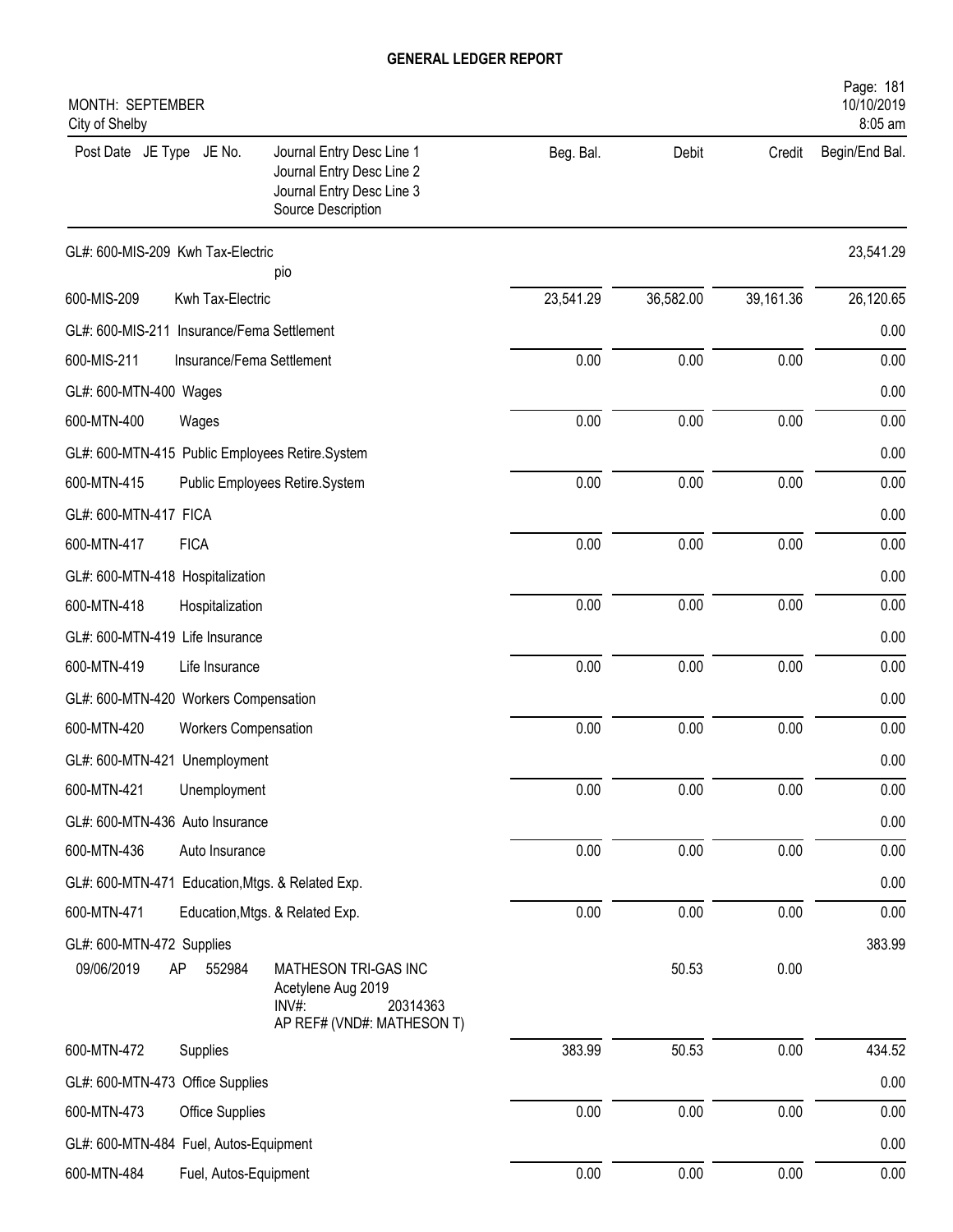# GENERAL LEDGER REPORT

MONTH: SEPTEMBER
City of Shelby

| Post Date | JE Type | JE No. | Journal Entry Desc Line 1 / Journal Entry Desc Line 2 / Journal Entry Desc Line 3 / Source Description | Beg. Bal. | Debit | Credit | Begin/End Bal. |
|---|---|---|---|---|---|---|---|
| GL#: 600-MIS-209 Kwh Tax-Electric | | | | | | | 23,541.29 |
| | | | pio | | | | |
| 600-MIS-209 | Kwh Tax-Electric | | | 23,541.29 | 36,582.00 | 39,161.36 | 26,120.65 |
| GL#: 600-MIS-211 Insurance/Fema Settlement | | | | | | | 0.00 |
| 600-MIS-211 | Insurance/Fema Settlement | | | 0.00 | 0.00 | 0.00 | 0.00 |
| GL#: 600-MTN-400 Wages | | | | | | | 0.00 |
| 600-MTN-400 | Wages | | | 0.00 | 0.00 | 0.00 | 0.00 |
| GL#: 600-MTN-415 Public Employees Retire.System | | | | | | | 0.00 |
| 600-MTN-415 | Public Employees Retire.System | | | 0.00 | 0.00 | 0.00 | 0.00 |
| GL#: 600-MTN-417 FICA | | | | | | | 0.00 |
| 600-MTN-417 | FICA | | | 0.00 | 0.00 | 0.00 | 0.00 |
| GL#: 600-MTN-418 Hospitalization | | | | | | | 0.00 |
| 600-MTN-418 | Hospitalization | | | 0.00 | 0.00 | 0.00 | 0.00 |
| GL#: 600-MTN-419 Life Insurance | | | | | | | 0.00 |
| 600-MTN-419 | Life Insurance | | | 0.00 | 0.00 | 0.00 | 0.00 |
| GL#: 600-MTN-420 Workers Compensation | | | | | | | 0.00 |
| 600-MTN-420 | Workers Compensation | | | 0.00 | 0.00 | 0.00 | 0.00 |
| GL#: 600-MTN-421 Unemployment | | | | | | | 0.00 |
| 600-MTN-421 | Unemployment | | | 0.00 | 0.00 | 0.00 | 0.00 |
| GL#: 600-MTN-436 Auto Insurance | | | | | | | 0.00 |
| 600-MTN-436 | Auto Insurance | | | 0.00 | 0.00 | 0.00 | 0.00 |
| GL#: 600-MTN-471 Education,Mtgs. & Related Exp. | | | | | | | 0.00 |
| 600-MTN-471 | Education,Mtgs. & Related Exp. | | | 0.00 | 0.00 | 0.00 | 0.00 |
| GL#: 600-MTN-472 Supplies | | | | | | | 383.99 |
| 09/06/2019 | AP | 552984 | MATHESON TRI-GAS INC / Acetylene Aug 2019 / INV#: 20314363 / AP REF# (VND#: MATHESON T) | | 50.53 | 0.00 | |
| 600-MTN-472 | Supplies | | | 383.99 | 50.53 | 0.00 | 434.52 |
| GL#: 600-MTN-473 Office Supplies | | | | | | | 0.00 |
| 600-MTN-473 | Office Supplies | | | 0.00 | 0.00 | 0.00 | 0.00 |
| GL#: 600-MTN-484 Fuel, Autos-Equipment | | | | | | | 0.00 |
| 600-MTN-484 | Fuel, Autos-Equipment | | | 0.00 | 0.00 | 0.00 | 0.00 |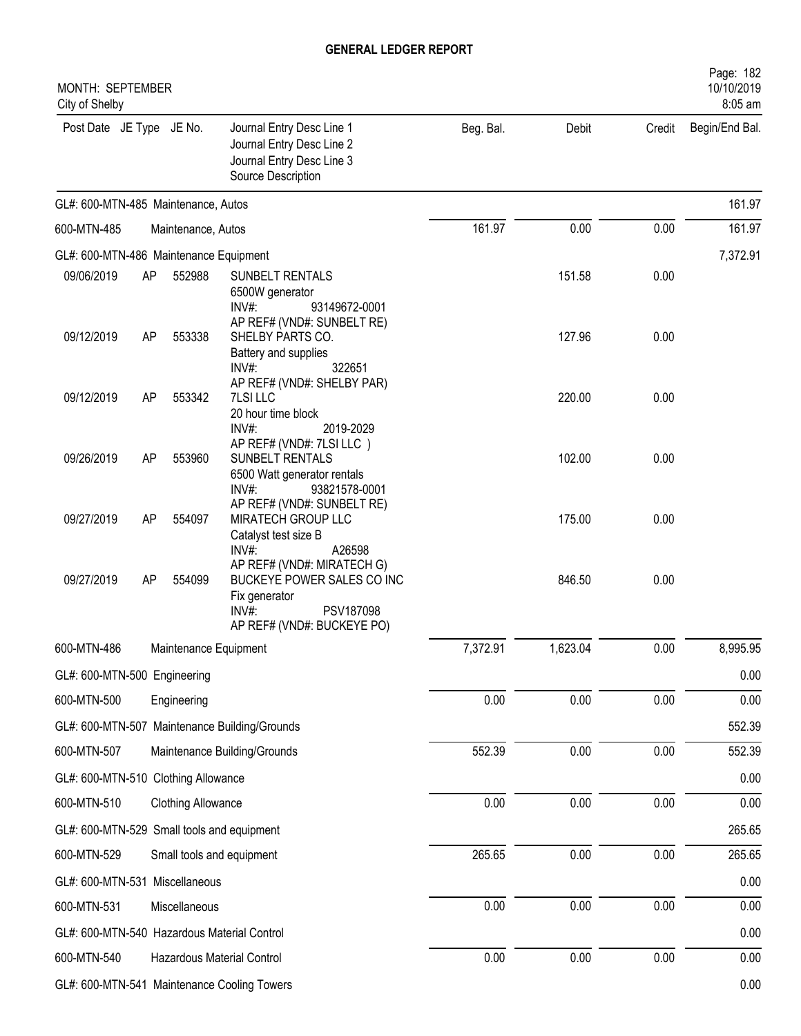# GENERAL LEDGER REPORT

MONTH: SEPTEMBER
City of Shelby

| Post Date | JE Type | JE No. | Journal Entry Desc Line 1<br>Journal Entry Desc Line 2<br>Journal Entry Desc Line 3<br>Source Description | Beg. Bal. | Debit | Credit | Begin/End Bal. |
|---|---|---|---|---|---|---|---|
| GL#: 600-MTN-485 Maintenance, Autos | | | | | | | 161.97 |
| 600-MTN-485 | | | Maintenance, Autos | 161.97 | 0.00 | 0.00 | 161.97 |
| GL#: 600-MTN-486 Maintenance Equipment | | | | | | | 7,372.91 |
| 09/06/2019 | AP | 552988 | SUNBELT RENTALS<br>6500W generator<br>INV#: 93149672-0001<br>AP REF# (VND#: SUNBELT RE) | | 151.58 | 0.00 | |
| 09/12/2019 | AP | 553338 | SHELBY PARTS CO.<br>Battery and supplies<br>INV#: 322651<br>AP REF# (VND#: SHELBY PAR) | | 127.96 | 0.00 | |
| 09/12/2019 | AP | 553342 | 7LSI LLC<br>20 hour time block<br>INV#: 2019-2029<br>AP REF# (VND#: 7LSI LLC ) | | 220.00 | 0.00 | |
| 09/26/2019 | AP | 553960 | SUNBELT RENTALS<br>6500 Watt generator rentals<br>INV#: 93821578-0001<br>AP REF# (VND#: SUNBELT RE) | | 102.00 | 0.00 | |
| 09/27/2019 | AP | 554097 | MIRATECH GROUP LLC<br>Catalyst test size B<br>INV#: A26598<br>AP REF# (VND#: MIRATECH G) | | 175.00 | 0.00 | |
| 09/27/2019 | AP | 554099 | BUCKEYE POWER SALES CO INC<br>Fix generator<br>INV#: PSV187098<br>AP REF# (VND#: BUCKEYE PO) | | 846.50 | 0.00 | |
| 600-MTN-486 | | | Maintenance Equipment | 7,372.91 | 1,623.04 | 0.00 | 8,995.95 |
| GL#: 600-MTN-500 Engineering | | | | | | | 0.00 |
| 600-MTN-500 | | | Engineering | 0.00 | 0.00 | 0.00 | 0.00 |
| GL#: 600-MTN-507 Maintenance Building/Grounds | | | | | | | 552.39 |
| 600-MTN-507 | | | Maintenance Building/Grounds | 552.39 | 0.00 | 0.00 | 552.39 |
| GL#: 600-MTN-510 Clothing Allowance | | | | | | | 0.00 |
| 600-MTN-510 | | | Clothing Allowance | 0.00 | 0.00 | 0.00 | 0.00 |
| GL#: 600-MTN-529 Small tools and equipment | | | | | | | 265.65 |
| 600-MTN-529 | | | Small tools and equipment | 265.65 | 0.00 | 0.00 | 265.65 |
| GL#: 600-MTN-531 Miscellaneous | | | | | | | 0.00 |
| 600-MTN-531 | | | Miscellaneous | 0.00 | 0.00 | 0.00 | 0.00 |
| GL#: 600-MTN-540 Hazardous Material Control | | | | | | | 0.00 |
| 600-MTN-540 | | | Hazardous Material Control | 0.00 | 0.00 | 0.00 | 0.00 |
| GL#: 600-MTN-541 Maintenance Cooling Towers | | | | | | | 0.00 |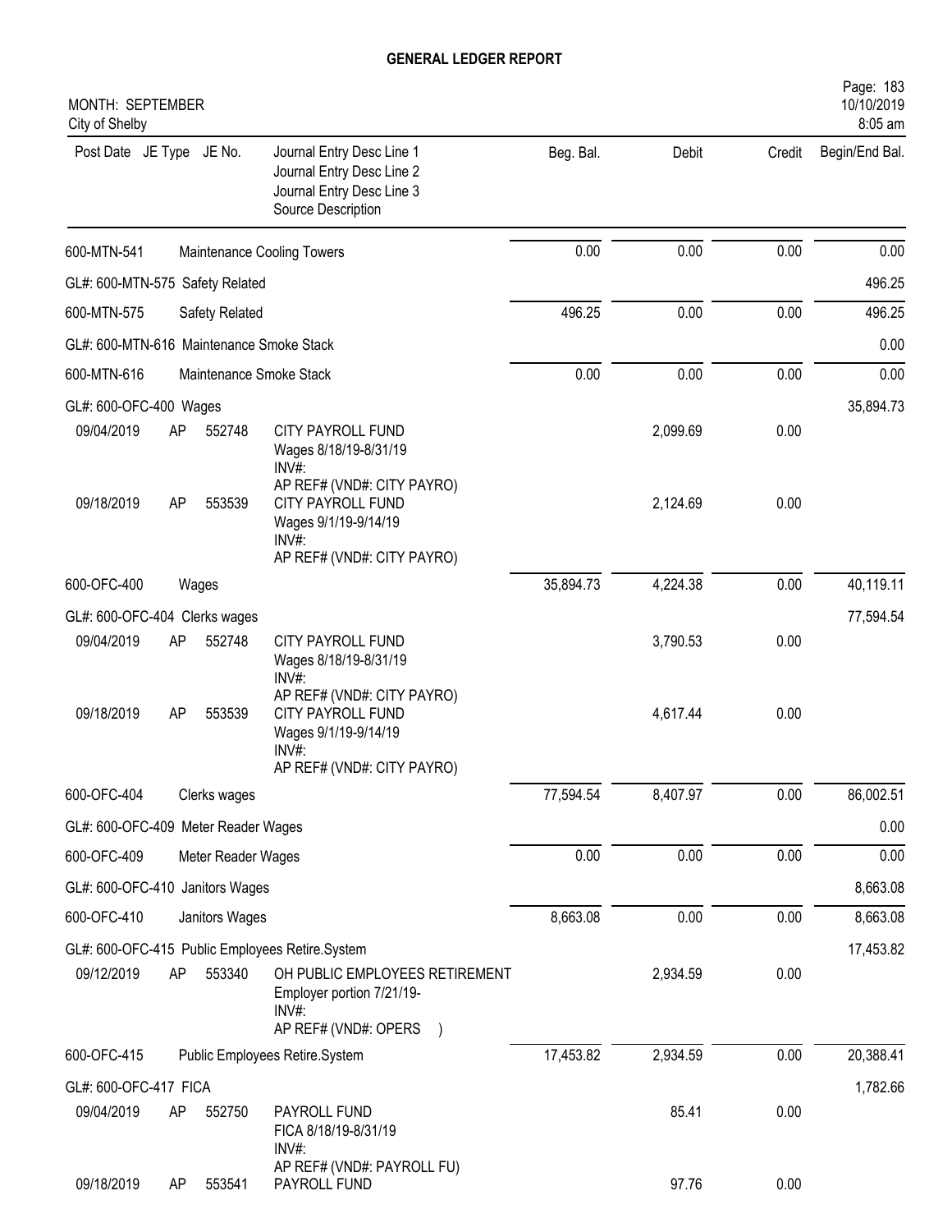# GENERAL LEDGER REPORT

MONTH: SEPTEMBER
City of Shelby

Page: 183
10/10/2019
8:05 am

| Post Date | JE Type | JE No. | Journal Entry Desc Line 1<br>Journal Entry Desc Line 2<br>Journal Entry Desc Line 3<br>Source Description | Beg. Bal. | Debit | Credit | Begin/End Bal. |
|---|---|---|---|---|---|---|---|
| 600-MTN-541 | | | Maintenance Cooling Towers | 0.00 | 0.00 | 0.00 | 0.00 |
| GL#: 600-MTN-575 Safety Related | | | | | | | 496.25 |
| 600-MTN-575 | | | Safety Related | 496.25 | 0.00 | 0.00 | 496.25 |
| GL#: 600-MTN-616 Maintenance Smoke Stack | | | | | | | 0.00 |
| 600-MTN-616 | | | Maintenance Smoke Stack | 0.00 | 0.00 | 0.00 | 0.00 |
| GL#: 600-OFC-400 Wages | | | | | | | 35,894.73 |
| 09/04/2019 | AP | 552748 | CITY PAYROLL FUND<br>Wages 8/18/19-8/31/19<br>INV#:<br>AP REF# (VND#: CITY PAYRO) | | 2,099.69 | 0.00 | |
| 09/18/2019 | AP | 553539 | CITY PAYROLL FUND<br>Wages 9/1/19-9/14/19<br>INV#:<br>AP REF# (VND#: CITY PAYRO) | | 2,124.69 | 0.00 | |
| 600-OFC-400 | | | Wages | 35,894.73 | 4,224.38 | 0.00 | 40,119.11 |
| GL#: 600-OFC-404 Clerks wages | | | | | | | 77,594.54 |
| 09/04/2019 | AP | 552748 | CITY PAYROLL FUND<br>Wages 8/18/19-8/31/19<br>INV#:<br>AP REF# (VND#: CITY PAYRO) | | 3,790.53 | 0.00 | |
| 09/18/2019 | AP | 553539 | CITY PAYROLL FUND<br>Wages 9/1/19-9/14/19<br>INV#:<br>AP REF# (VND#: CITY PAYRO) | | 4,617.44 | 0.00 | |
| 600-OFC-404 | | | Clerks wages | 77,594.54 | 8,407.97 | 0.00 | 86,002.51 |
| GL#: 600-OFC-409 Meter Reader Wages | | | | | | | 0.00 |
| 600-OFC-409 | | | Meter Reader Wages | 0.00 | 0.00 | 0.00 | 0.00 |
| GL#: 600-OFC-410 Janitors Wages | | | | | | | 8,663.08 |
| 600-OFC-410 | | | Janitors Wages | 8,663.08 | 0.00 | 0.00 | 8,663.08 |
| GL#: 600-OFC-415 Public Employees Retire.System | | | | | | | 17,453.82 |
| 09/12/2019 | AP | 553340 | OH PUBLIC EMPLOYEES RETIREMENT<br>Employer portion 7/21/19-<br>INV#:<br>AP REF# (VND#: OPERS ) | | 2,934.59 | 0.00 | |
| 600-OFC-415 | | | Public Employees Retire.System | 17,453.82 | 2,934.59 | 0.00 | 20,388.41 |
| GL#: 600-OFC-417 FICA | | | | | | | 1,782.66 |
| 09/04/2019 | AP | 552750 | PAYROLL FUND<br>FICA 8/18/19-8/31/19<br>INV#:<br>AP REF# (VND#: PAYROLL FU) | | 85.41 | 0.00 | |
| 09/18/2019 | AP | 553541 | PAYROLL FUND | | 97.76 | 0.00 | |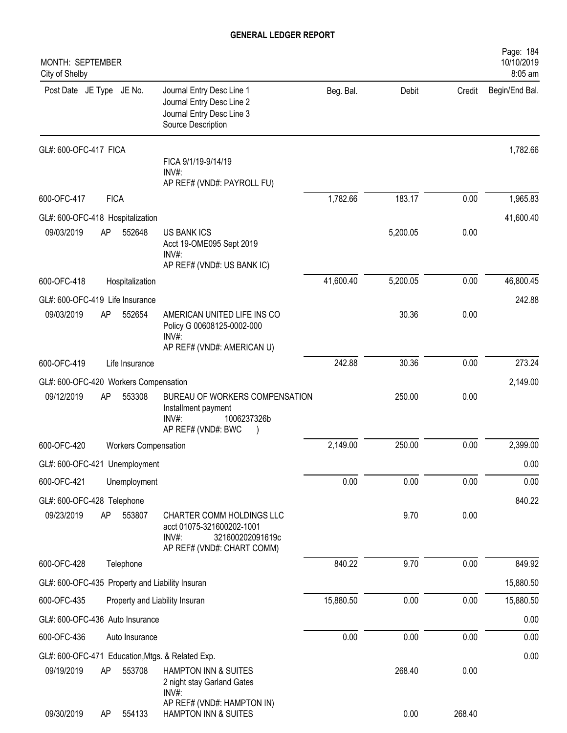# GENERAL LEDGER REPORT

MONTH: SEPTEMBER
City of Shelby

| Post Date | JE Type | JE No. | Journal Entry Desc Line 1<br>Journal Entry Desc Line 2<br>Journal Entry Desc Line 3<br>Source Description | Beg. Bal. | Debit | Credit | Begin/End Bal. |
|---|---|---|---|---|---|---|---|
| GL#: 600-OFC-417 FICA | | | | | | | 1,782.66 |
| | | | FICA 9/1/19-9/14/19<br>INV#:<br>AP REF# (VND#: PAYROLL FU) | | | | |
| 600-OFC-417 | FICA | | | 1,782.66 | 183.17 | 0.00 | 1,965.83 |
| GL#: 600-OFC-418 Hospitalization | | | | | | | 41,600.40 |
| 09/03/2019 | AP | 552648 | US BANK ICS<br>Acct 19-OME095 Sept 2019<br>INV#:<br>AP REF# (VND#: US BANK IC) | | 5,200.05 | 0.00 | |
| 600-OFC-418 | Hospitalization | | | 41,600.40 | 5,200.05 | 0.00 | 46,800.45 |
| GL#: 600-OFC-419 Life Insurance | | | | | | | 242.88 |
| 09/03/2019 | AP | 552654 | AMERICAN UNITED LIFE INS CO<br>Policy G 00608125-0002-000<br>INV#:<br>AP REF# (VND#: AMERICAN U) | | 30.36 | 0.00 | |
| 600-OFC-419 | Life Insurance | | | 242.88 | 30.36 | 0.00 | 273.24 |
| GL#: 600-OFC-420 Workers Compensation | | | | | | | 2,149.00 |
| 09/12/2019 | AP | 553308 | BUREAU OF WORKERS COMPENSATION<br>Installment payment<br>INV#: 1006237326b<br>AP REF# (VND#: BWC ) | | 250.00 | 0.00 | |
| 600-OFC-420 | Workers Compensation | | | 2,149.00 | 250.00 | 0.00 | 2,399.00 |
| GL#: 600-OFC-421 Unemployment | | | | | | | 0.00 |
| 600-OFC-421 | Unemployment | | | 0.00 | 0.00 | 0.00 | 0.00 |
| GL#: 600-OFC-428 Telephone | | | | | | | 840.22 |
| 09/23/2019 | AP | 553807 | CHARTER COMM HOLDINGS LLC<br>acct 01075-321600202-1001<br>INV#: 321600202091619c<br>AP REF# (VND#: CHART COMM) | | 9.70 | 0.00 | |
| 600-OFC-428 | Telephone | | | 840.22 | 9.70 | 0.00 | 849.92 |
| GL#: 600-OFC-435 Property and Liability Insuran | | | | | | | 15,880.50 |
| 600-OFC-435 | Property and Liability Insuran | | | 15,880.50 | 0.00 | 0.00 | 15,880.50 |
| GL#: 600-OFC-436 Auto Insurance | | | | | | | 0.00 |
| 600-OFC-436 | Auto Insurance | | | 0.00 | 0.00 | 0.00 | 0.00 |
| GL#: 600-OFC-471 Education,Mtgs. & Related Exp. | | | | | | | 0.00 |
| 09/19/2019 | AP | 553708 | HAMPTON INN & SUITES<br>2 night stay Garland Gates<br>INV#:<br>AP REF# (VND#: HAMPTON IN) | | 268.40 | 0.00 | |
| 09/30/2019 | AP | 554133 | HAMPTON INN & SUITES | | 0.00 | 268.40 | |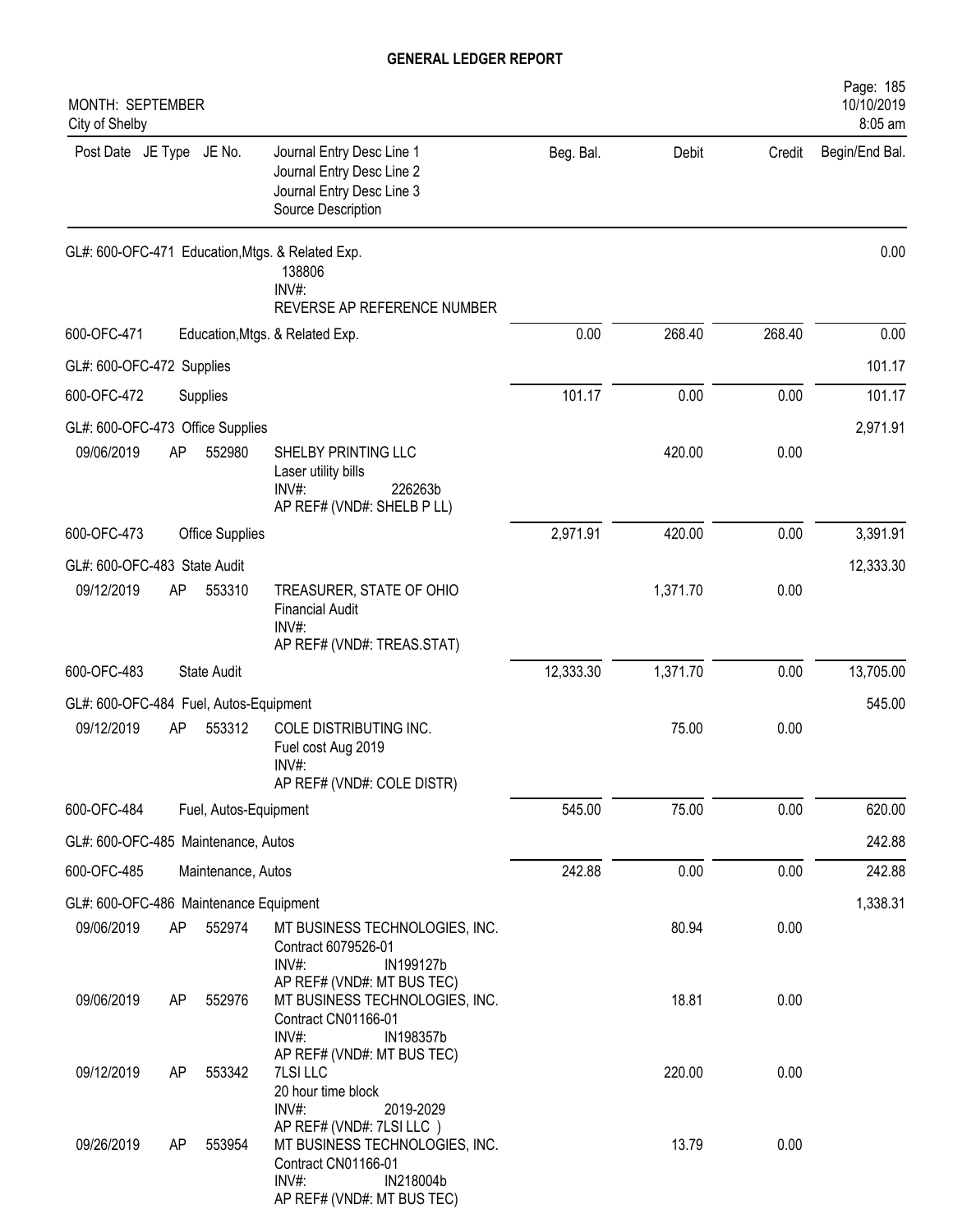# GENERAL LEDGER REPORT

MONTH: SEPTEMBER
City of Shelby

| Post Date | JE Type | JE No. | Journal Entry Desc Line 1 / Journal Entry Desc Line 2 / Journal Entry Desc Line 3 / Source Description | Beg. Bal. | Debit | Credit | Begin/End Bal. |
|---|---|---|---|---|---|---|---|
| GL#: 600-OFC-471 Education,Mtgs. & Related Exp. | | | 138806<br>INV#:<br>REVERSE AP REFERENCE NUMBER | | | | 0.00 |
| 600-OFC-471 | | | Education,Mtgs. & Related Exp. | 0.00 | 268.40 | 268.40 | 0.00 |
| GL#: 600-OFC-472 Supplies | | | | | | | 101.17 |
| 600-OFC-472 | | | Supplies | 101.17 | 0.00 | 0.00 | 101.17 |
| GL#: 600-OFC-473 Office Supplies | | | | | | | 2,971.91 |
| 09/06/2019 | AP | 552980 | SHELBY PRINTING LLC<br>Laser utility bills<br>INV#: 226263b<br>AP REF# (VND#: SHELB P LL) | | 420.00 | 0.00 | |
| 600-OFC-473 | | | Office Supplies | 2,971.91 | 420.00 | 0.00 | 3,391.91 |
| GL#: 600-OFC-483 State Audit | | | | | | | 12,333.30 |
| 09/12/2019 | AP | 553310 | TREASURER, STATE OF OHIO<br>Financial Audit<br>INV#:<br>AP REF# (VND#: TREAS.STAT) | | 1,371.70 | 0.00 | |
| 600-OFC-483 | | | State Audit | 12,333.30 | 1,371.70 | 0.00 | 13,705.00 |
| GL#: 600-OFC-484 Fuel, Autos-Equipment | | | | | | | 545.00 |
| 09/12/2019 | AP | 553312 | COLE DISTRIBUTING INC.<br>Fuel cost Aug 2019<br>INV#:<br>AP REF# (VND#: COLE DISTR) | | 75.00 | 0.00 | |
| 600-OFC-484 | | | Fuel, Autos-Equipment | 545.00 | 75.00 | 0.00 | 620.00 |
| GL#: 600-OFC-485 Maintenance, Autos | | | | | | | 242.88 |
| 600-OFC-485 | | | Maintenance, Autos | 242.88 | 0.00 | 0.00 | 242.88 |
| GL#: 600-OFC-486 Maintenance Equipment | | | | | | | 1,338.31 |
| 09/06/2019 | AP | 552974 | MT BUSINESS TECHNOLOGIES, INC.<br>Contract 6079526-01<br>INV#: IN199127b<br>AP REF# (VND#: MT BUS TEC) | | 80.94 | 0.00 | |
| 09/06/2019 | AP | 552976 | MT BUSINESS TECHNOLOGIES, INC.<br>Contract CN01166-01<br>INV#: IN198357b<br>AP REF# (VND#: MT BUS TEC) | | 18.81 | 0.00 | |
| 09/12/2019 | AP | 553342 | 7LSI LLC<br>20 hour time block<br>INV#: 2019-2029<br>AP REF# (VND#: 7LSI LLC ) | | 220.00 | 0.00 | |
| 09/26/2019 | AP | 553954 | MT BUSINESS TECHNOLOGIES, INC.<br>Contract CN01166-01<br>INV#: IN218004b<br>AP REF# (VND#: MT BUS TEC) | | 13.79 | 0.00 | |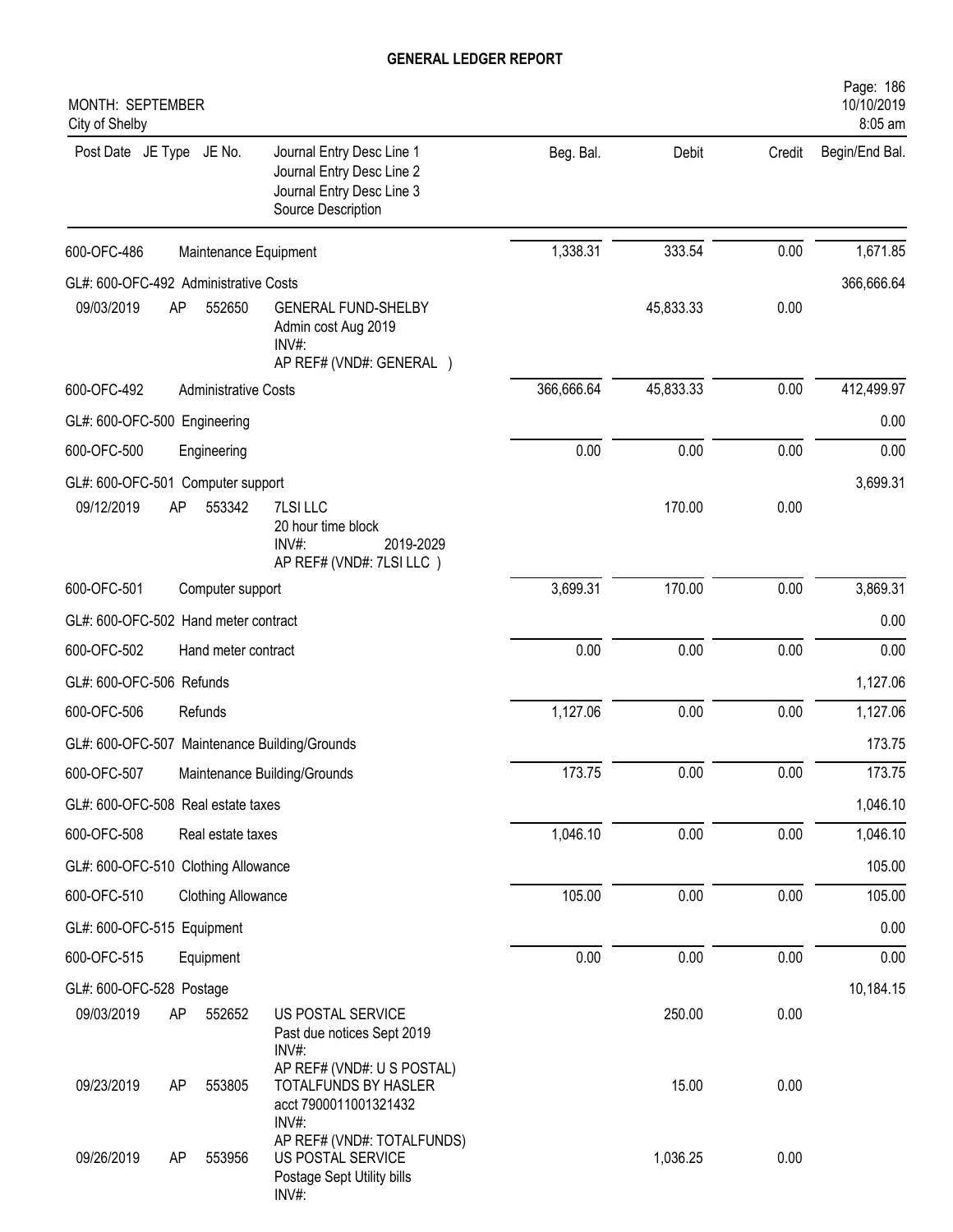# GENERAL LEDGER REPORT

MONTH: SEPTEMBER
City of Shelby

| Post Date | JE Type | JE No. | Journal Entry Desc Line 1 / Journal Entry Desc Line 2 / Journal Entry Desc Line 3 / Source Description | Beg. Bal. | Debit | Credit | Begin/End Bal. |
|---|---|---|---|---|---|---|---|
| 600-OFC-486 | | | Maintenance Equipment | 1,338.31 | 333.54 | 0.00 | 1,671.85 |
| GL#: 600-OFC-492 Administrative Costs | | | | | | | 366,666.64 |
| 09/03/2019 | AP | 552650 | GENERAL FUND-SHELBY<br>Admin cost Aug 2019<br>INV#:<br>AP REF# (VND#: GENERAL ) | | 45,833.33 | 0.00 | |
| 600-OFC-492 | | | Administrative Costs | 366,666.64 | 45,833.33 | 0.00 | 412,499.97 |
| GL#: 600-OFC-500 Engineering | | | | | | | 0.00 |
| 600-OFC-500 | | | Engineering | 0.00 | 0.00 | 0.00 | 0.00 |
| GL#: 600-OFC-501 Computer support | | | | | | | 3,699.31 |
| 09/12/2019 | AP | 553342 | 7LSI LLC<br>20 hour time block<br>INV#: 2019-2029<br>AP REF# (VND#: 7LSI LLC ) | | 170.00 | 0.00 | |
| 600-OFC-501 | | | Computer support | 3,699.31 | 170.00 | 0.00 | 3,869.31 |
| GL#: 600-OFC-502 Hand meter contract | | | | | | | 0.00 |
| 600-OFC-502 | | | Hand meter contract | 0.00 | 0.00 | 0.00 | 0.00 |
| GL#: 600-OFC-506 Refunds | | | | | | | 1,127.06 |
| 600-OFC-506 | | | Refunds | 1,127.06 | 0.00 | 0.00 | 1,127.06 |
| GL#: 600-OFC-507 Maintenance Building/Grounds | | | | | | | 173.75 |
| 600-OFC-507 | | | Maintenance Building/Grounds | 173.75 | 0.00 | 0.00 | 173.75 |
| GL#: 600-OFC-508 Real estate taxes | | | | | | | 1,046.10 |
| 600-OFC-508 | | | Real estate taxes | 1,046.10 | 0.00 | 0.00 | 1,046.10 |
| GL#: 600-OFC-510 Clothing Allowance | | | | | | | 105.00 |
| 600-OFC-510 | | | Clothing Allowance | 105.00 | 0.00 | 0.00 | 105.00 |
| GL#: 600-OFC-515 Equipment | | | | | | | 0.00 |
| 600-OFC-515 | | | Equipment | 0.00 | 0.00 | 0.00 | 0.00 |
| GL#: 600-OFC-528 Postage | | | | | | | 10,184.15 |
| 09/03/2019 | AP | 552652 | US POSTAL SERVICE<br>Past due notices Sept 2019<br>INV#:<br>AP REF# (VND#: U S POSTAL) | | 250.00 | 0.00 | |
| 09/23/2019 | AP | 553805 | TOTALFUNDS BY HASLER<br>acct 7900011001321432<br>INV#:<br>AP REF# (VND#: TOTALFUNDS) | | 15.00 | 0.00 | |
| 09/26/2019 | AP | 553956 | US POSTAL SERVICE<br>Postage Sept Utility bills<br>INV#: | | 1,036.25 | 0.00 | |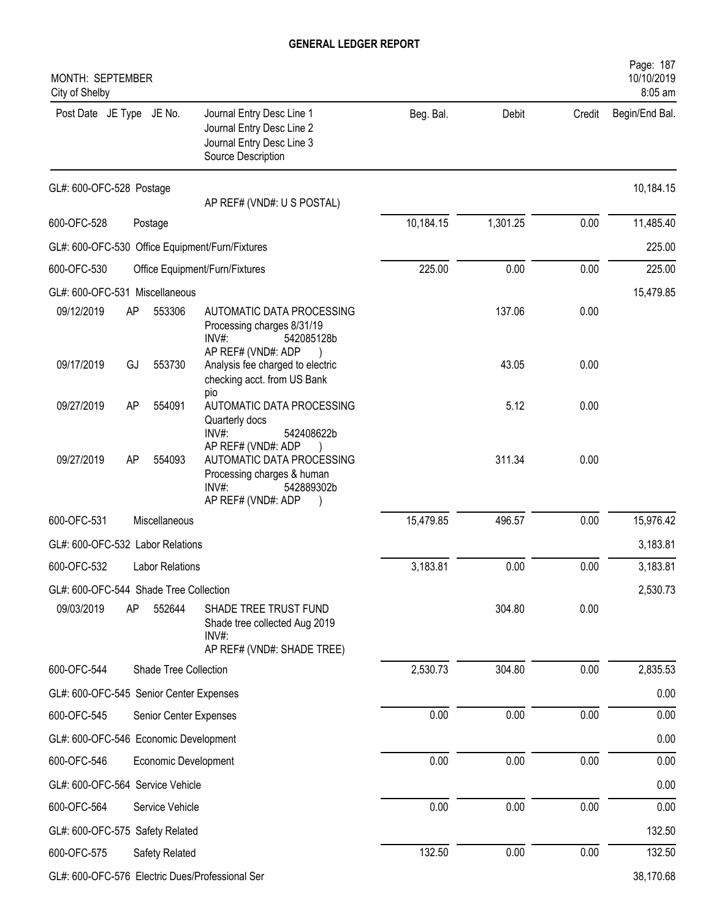# GENERAL LEDGER REPORT

MONTH: SEPTEMBER
City of Shelby

| Post Date | JE Type | JE No. | Journal Entry Desc Line 1 / Journal Entry Desc Line 2 / Journal Entry Desc Line 3 / Source Description | Beg. Bal. | Debit | Credit | Begin/End Bal. |
|---|---|---|---|---|---|---|---|
| GL#: 600-OFC-528 Postage | | | | | | | 10,184.15 |
| | | | AP REF# (VND#: U S POSTAL) | | | | |
| 600-OFC-528 | | | Postage | 10,184.15 | 1,301.25 | 0.00 | 11,485.40 |
| GL#: 600-OFC-530 Office Equipment/Furn/Fixtures | | | | | | | 225.00 |
| 600-OFC-530 | | | Office Equipment/Furn/Fixtures | 225.00 | 0.00 | 0.00 | 225.00 |
| GL#: 600-OFC-531 Miscellaneous | | | | | | | 15,479.85 |
| 09/12/2019 | AP | 553306 | AUTOMATIC DATA PROCESSING<br>Processing charges 8/31/19<br>INV#: 542085128b<br>AP REF# (VND#: ADP ) | | 137.06 | 0.00 | |
| 09/17/2019 | GJ | 553730 | Analysis fee charged to electric<br>checking acct. from US Bank<br>pio | | 43.05 | 0.00 | |
| 09/27/2019 | AP | 554091 | AUTOMATIC DATA PROCESSING<br>Quarterly docs<br>INV#: 542408622b<br>AP REF# (VND#: ADP ) | | 5.12 | 0.00 | |
| 09/27/2019 | AP | 554093 | AUTOMATIC DATA PROCESSING<br>Processing charges & human<br>INV#: 542889302b<br>AP REF# (VND#: ADP ) | | 311.34 | 0.00 | |
| 600-OFC-531 | | | Miscellaneous | 15,479.85 | 496.57 | 0.00 | 15,976.42 |
| GL#: 600-OFC-532 Labor Relations | | | | | | | 3,183.81 |
| 600-OFC-532 | | | Labor Relations | 3,183.81 | 0.00 | 0.00 | 3,183.81 |
| GL#: 600-OFC-544 Shade Tree Collection | | | | | | | 2,530.73 |
| 09/03/2019 | AP | 552644 | SHADE TREE TRUST FUND<br>Shade tree collected Aug 2019<br>INV#:<br>AP REF# (VND#: SHADE TREE) | | 304.80 | 0.00 | |
| 600-OFC-544 | | | Shade Tree Collection | 2,530.73 | 304.80 | 0.00 | 2,835.53 |
| GL#: 600-OFC-545 Senior Center Expenses | | | | | | | 0.00 |
| 600-OFC-545 | | | Senior Center Expenses | 0.00 | 0.00 | 0.00 | 0.00 |
| GL#: 600-OFC-546 Economic Development | | | | | | | 0.00 |
| 600-OFC-546 | | | Economic Development | 0.00 | 0.00 | 0.00 | 0.00 |
| GL#: 600-OFC-564 Service Vehicle | | | | | | | 0.00 |
| 600-OFC-564 | | | Service Vehicle | 0.00 | 0.00 | 0.00 | 0.00 |
| GL#: 600-OFC-575 Safety Related | | | | | | | 132.50 |
| 600-OFC-575 | | | Safety Related | 132.50 | 0.00 | 0.00 | 132.50 |
| GL#: 600-OFC-576 Electric Dues/Professional Ser | | | | | | | 38,170.68 |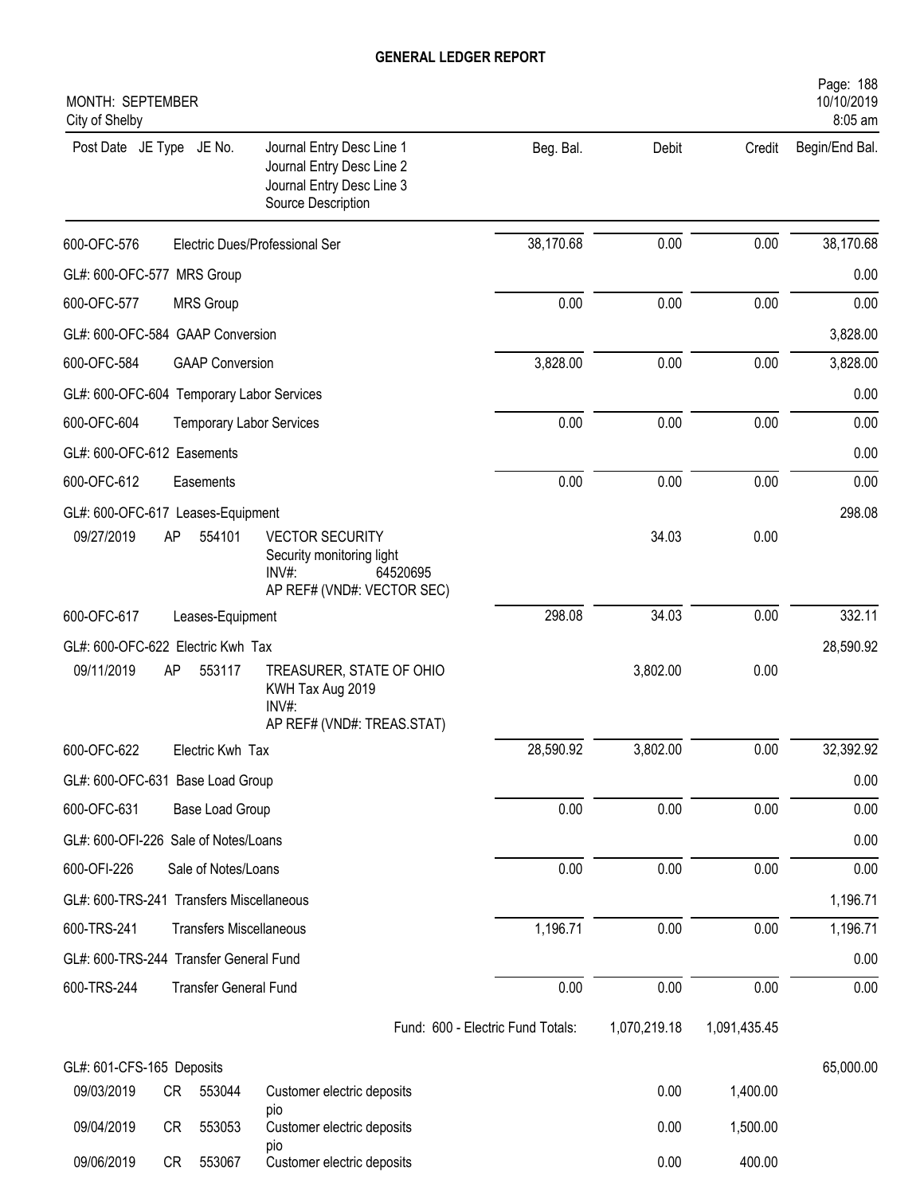**GENERAL LEDGER REPORT**

MONTH: SEPTEMBER
City of Shelby

| Post Date | JE Type | JE No. | Journal Entry Desc Line 1 / Journal Entry Desc Line 2 / Journal Entry Desc Line 3 / Source Description | Beg. Bal. | Debit | Credit | Begin/End Bal. |
|---|---|---|---|---|---|---|---|
| 600-OFC-576 | | | Electric Dues/Professional Ser | 38,170.68 | 0.00 | 0.00 | 38,170.68 |
| GL#: 600-OFC-577 MRS Group | | | | | | | 0.00 |
| 600-OFC-577 | | | MRS Group | 0.00 | 0.00 | 0.00 | 0.00 |
| GL#: 600-OFC-584 GAAP Conversion | | | | | | | 3,828.00 |
| 600-OFC-584 | | | GAAP Conversion | 3,828.00 | 0.00 | 0.00 | 3,828.00 |
| GL#: 600-OFC-604 Temporary Labor Services | | | | | | | 0.00 |
| 600-OFC-604 | | | Temporary Labor Services | 0.00 | 0.00 | 0.00 | 0.00 |
| GL#: 600-OFC-612 Easements | | | | | | | 0.00 |
| 600-OFC-612 | | | Easements | 0.00 | 0.00 | 0.00 | 0.00 |
| GL#: 600-OFC-617 Leases-Equipment | | | | | | | 298.08 |
| 09/27/2019 | AP | 554101 | VECTOR SECURITY<br>Security monitoring light<br>INV#: 64520695<br>AP REF# (VND#: VECTOR SEC) | | 34.03 | 0.00 | |
| 600-OFC-617 | | | Leases-Equipment | 298.08 | 34.03 | 0.00 | 332.11 |
| GL#: 600-OFC-622 Electric Kwh Tax | | | | | | | 28,590.92 |
| 09/11/2019 | AP | 553117 | TREASURER, STATE OF OHIO<br>KWH Tax Aug 2019<br>INV#:<br>AP REF# (VND#: TREAS.STAT) | | 3,802.00 | 0.00 | |
| 600-OFC-622 | | | Electric Kwh Tax | 28,590.92 | 3,802.00 | 0.00 | 32,392.92 |
| GL#: 600-OFC-631 Base Load Group | | | | | | | 0.00 |
| 600-OFC-631 | | | Base Load Group | 0.00 | 0.00 | 0.00 | 0.00 |
| GL#: 600-OFI-226 Sale of Notes/Loans | | | | | | | 0.00 |
| 600-OFI-226 | | | Sale of Notes/Loans | 0.00 | 0.00 | 0.00 | 0.00 |
| GL#: 600-TRS-241 Transfers Miscellaneous | | | | | | | 1,196.71 |
| 600-TRS-241 | | | Transfers Miscellaneous | 1,196.71 | 0.00 | 0.00 | 1,196.71 |
| GL#: 600-TRS-244 Transfer General Fund | | | | | | | 0.00 |
| 600-TRS-244 | | | Transfer General Fund | 0.00 | 0.00 | 0.00 | 0.00 |
| | | | | Fund: 600 - Electric Fund Totals: | 1,070,219.18 | 1,091,435.45 | |
| GL#: 601-CFS-165 Deposits | | | | | | | 65,000.00 |
| 09/03/2019 | CR | 553044 | Customer electric deposits<br>pio | | 0.00 | 1,400.00 | |
| 09/04/2019 | CR | 553053 | Customer electric deposits<br>pio | | 0.00 | 1,500.00 | |
| 09/06/2019 | CR | 553067 | Customer electric deposits | | 0.00 | 400.00 | |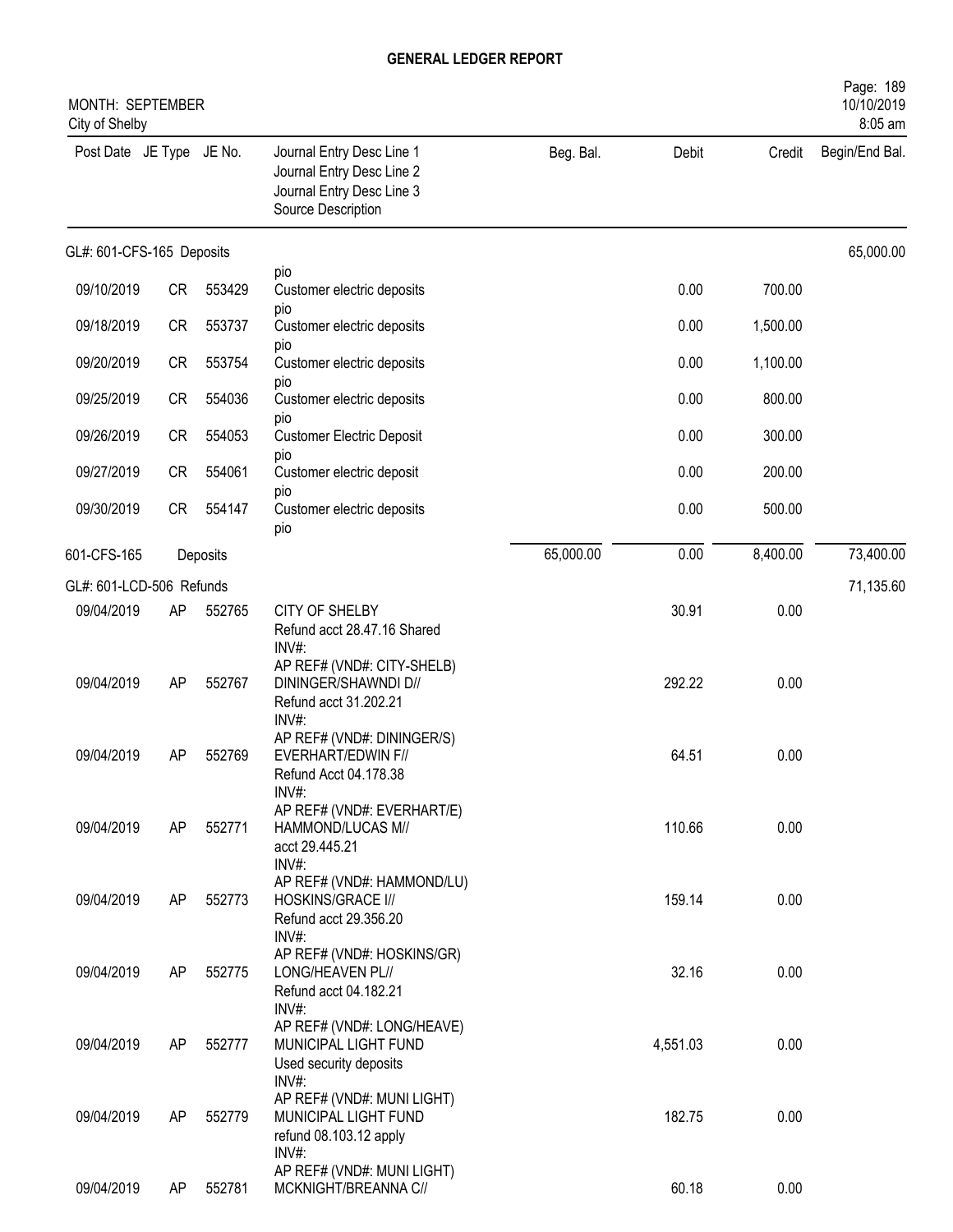# GENERAL LEDGER REPORT

MONTH: SEPTEMBER
City of Shelby

10/10/2019
8:05 am

| Post Date | JE Type | JE No. | Journal Entry Desc Line 1 / Journal Entry Desc Line 2 / Journal Entry Desc Line 3 / Source Description | Beg. Bal. | Debit | Credit | Begin/End Bal. |
|---|---|---|---|---|---|---|---|
| GL#: 601-CFS-165 Deposits | | | | | | | 65,000.00 |
| | | | pio | | | | |
| 09/10/2019 | CR | 553429 | Customer electric deposits<br>pio | | 0.00 | 700.00 | |
| 09/18/2019 | CR | 553737 | Customer electric deposits<br>pio | | 0.00 | 1,500.00 | |
| 09/20/2019 | CR | 553754 | Customer electric deposits<br>pio | | 0.00 | 1,100.00 | |
| 09/25/2019 | CR | 554036 | Customer electric deposits<br>pio | | 0.00 | 800.00 | |
| 09/26/2019 | CR | 554053 | Customer Electric Deposit<br>pio | | 0.00 | 300.00 | |
| 09/27/2019 | CR | 554061 | Customer electric deposit<br>pio | | 0.00 | 200.00 | |
| 09/30/2019 | CR | 554147 | Customer electric deposits<br>pio | | 0.00 | 500.00 | |
| 601-CFS-165 | | Deposits | | 65,000.00 | 0.00 | 8,400.00 | 73,400.00 |
| GL#: 601-LCD-506 Refunds | | | | | | | 71,135.60 |
| 09/04/2019 | AP | 552765 | CITY OF SHELBY<br>Refund acct 28.47.16 Shared<br>INV#:<br>AP REF# (VND#: CITY-SHELB) | | 30.91 | 0.00 | |
| 09/04/2019 | AP | 552767 | DININGER/SHAWNDI D//<br>Refund acct 31.202.21<br>INV#:<br>AP REF# (VND#: DININGER/S) | | 292.22 | 0.00 | |
| 09/04/2019 | AP | 552769 | EVERHART/EDWIN F//<br>Refund Acct 04.178.38<br>INV#:<br>AP REF# (VND#: EVERHART/E) | | 64.51 | 0.00 | |
| 09/04/2019 | AP | 552771 | HAMMOND/LUCAS M//<br>acct 29.445.21<br>INV#:<br>AP REF# (VND#: HAMMOND/LU) | | 110.66 | 0.00 | |
| 09/04/2019 | AP | 552773 | HOSKINS/GRACE I//<br>Refund acct 29.356.20<br>INV#:<br>AP REF# (VND#: HOSKINS/GR) | | 159.14 | 0.00 | |
| 09/04/2019 | AP | 552775 | LONG/HEAVEN PL//<br>Refund acct 04.182.21<br>INV#:<br>AP REF# (VND#: LONG/HEAVE) | | 32.16 | 0.00 | |
| 09/04/2019 | AP | 552777 | MUNICIPAL LIGHT FUND<br>Used security deposits<br>INV#:<br>AP REF# (VND#: MUNI LIGHT) | | 4,551.03 | 0.00 | |
| 09/04/2019 | AP | 552779 | MUNICIPAL LIGHT FUND<br>refund 08.103.12 apply<br>INV#:<br>AP REF# (VND#: MUNI LIGHT) | | 182.75 | 0.00 | |
| 09/04/2019 | AP | 552781 | MCKNIGHT/BREANNA C// | | 60.18 | 0.00 | |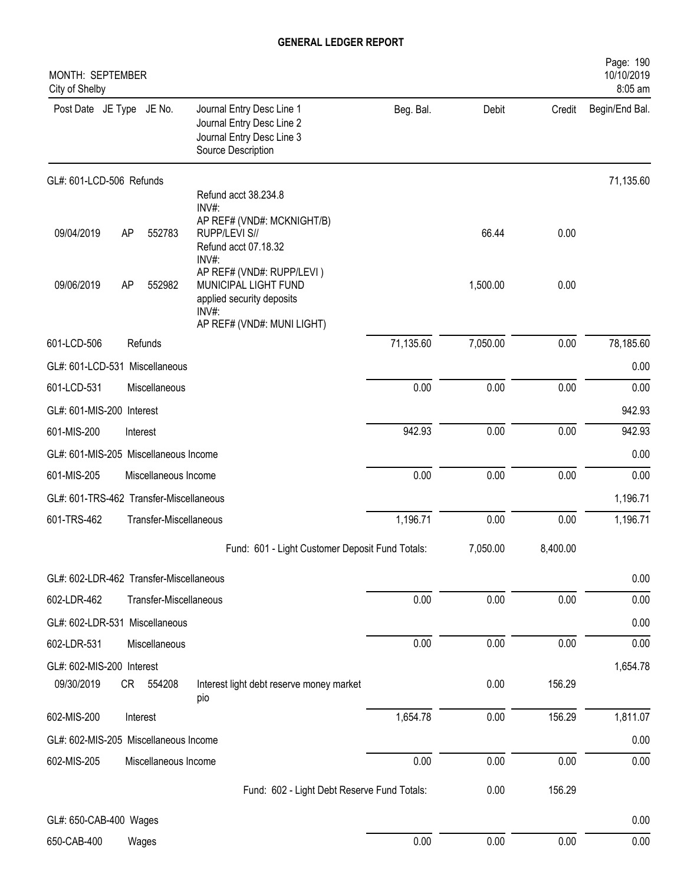# GENERAL LEDGER REPORT

MONTH: SEPTEMBER
City of Shelby

| Post Date | JE Type | JE No. | Journal Entry Desc Line 1 / Journal Entry Desc Line 2 / Journal Entry Desc Line 3 / Source Description | Beg. Bal. | Debit | Credit | Begin/End Bal. |
|---|---|---|---|---|---|---|---|
| GL#: 601-LCD-506 Refunds | | | | | | | 71,135.60 |
| | | | Refund acct 38.234.8 INV#: AP REF# (VND#: MCKNIGHT/B) | | | | |
| 09/04/2019 | AP | 552783 | RUPP/LEVI S// Refund acct 07.18.32 INV#: AP REF# (VND#: RUPP/LEVI ) | | 66.44 | 0.00 | |
| 09/06/2019 | AP | 552982 | MUNICIPAL LIGHT FUND applied security deposits INV#: AP REF# (VND#: MUNI LIGHT) | | 1,500.00 | 0.00 | |
| 601-LCD-506 | | | Refunds | 71,135.60 | 7,050.00 | 0.00 | 78,185.60 |
| GL#: 601-LCD-531 Miscellaneous | | | | | | | 0.00 |
| 601-LCD-531 | | | Miscellaneous | 0.00 | 0.00 | 0.00 | 0.00 |
| GL#: 601-MIS-200 Interest | | | | | | | 942.93 |
| 601-MIS-200 | | | Interest | 942.93 | 0.00 | 0.00 | 942.93 |
| GL#: 601-MIS-205 Miscellaneous Income | | | | | | | 0.00 |
| 601-MIS-205 | | | Miscellaneous Income | 0.00 | 0.00 | 0.00 | 0.00 |
| GL#: 601-TRS-462 Transfer-Miscellaneous | | | | | | | 1,196.71 |
| 601-TRS-462 | | | Transfer-Miscellaneous | 1,196.71 | 0.00 | 0.00 | 1,196.71 |
| | | | Fund: 601 - Light Customer Deposit Fund Totals: | | 7,050.00 | 8,400.00 | |
| GL#: 602-LDR-462 Transfer-Miscellaneous | | | | | | | 0.00 |
| 602-LDR-462 | | | Transfer-Miscellaneous | 0.00 | 0.00 | 0.00 | 0.00 |
| GL#: 602-LDR-531 Miscellaneous | | | | | | | 0.00 |
| 602-LDR-531 | | | Miscellaneous | 0.00 | 0.00 | 0.00 | 0.00 |
| GL#: 602-MIS-200 Interest | | | | | | | 1,654.78 |
| 09/30/2019 | CR | 554208 | Interest light debt reserve money market pio | | 0.00 | 156.29 | |
| 602-MIS-200 | | | Interest | 1,654.78 | 0.00 | 156.29 | 1,811.07 |
| GL#: 602-MIS-205 Miscellaneous Income | | | | | | | 0.00 |
| 602-MIS-205 | | | Miscellaneous Income | 0.00 | 0.00 | 0.00 | 0.00 |
| | | | Fund: 602 - Light Debt Reserve Fund Totals: | | 0.00 | 156.29 | |
| GL#: 650-CAB-400 Wages | | | | | | | 0.00 |
| 650-CAB-400 | | | Wages | 0.00 | 0.00 | 0.00 | 0.00 |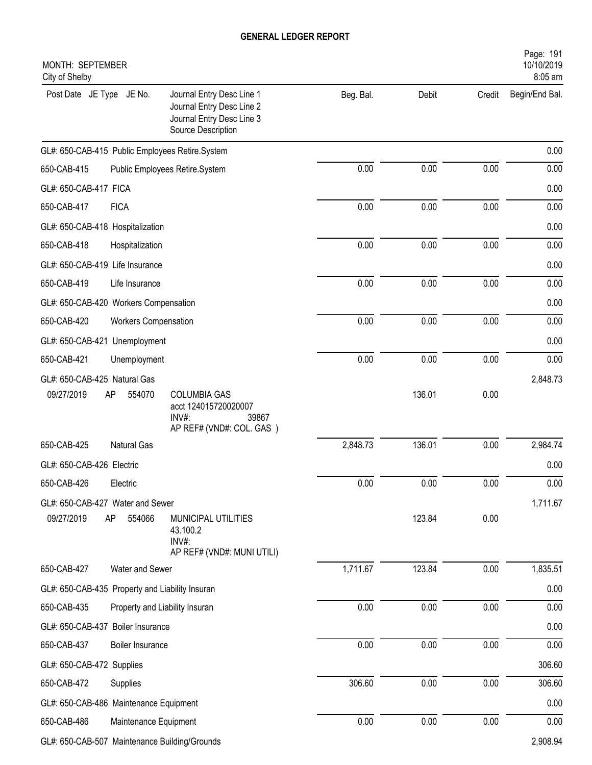# GENERAL LEDGER REPORT

MONTH: SEPTEMBER
City of Shelby

| Post Date | JE Type | JE No. | Journal Entry Desc Line 1<br>Journal Entry Desc Line 2<br>Journal Entry Desc Line 3<br>Source Description | Beg. Bal. | Debit | Credit | Begin/End Bal. |
|---|---|---|---|---|---|---|---|
| GL#: 650-CAB-415 Public Employees Retire.System | | | | | | | 0.00 |
| 650-CAB-415 | | | Public Employees Retire.System | 0.00 | 0.00 | 0.00 | 0.00 |
| GL#: 650-CAB-417 FICA | | | | | | | 0.00 |
| 650-CAB-417 | | | FICA | 0.00 | 0.00 | 0.00 | 0.00 |
| GL#: 650-CAB-418 Hospitalization | | | | | | | 0.00 |
| 650-CAB-418 | | | Hospitalization | 0.00 | 0.00 | 0.00 | 0.00 |
| GL#: 650-CAB-419 Life Insurance | | | | | | | 0.00 |
| 650-CAB-419 | | | Life Insurance | 0.00 | 0.00 | 0.00 | 0.00 |
| GL#: 650-CAB-420 Workers Compensation | | | | | | | 0.00 |
| 650-CAB-420 | | | Workers Compensation | 0.00 | 0.00 | 0.00 | 0.00 |
| GL#: 650-CAB-421 Unemployment | | | | | | | 0.00 |
| 650-CAB-421 | | | Unemployment | 0.00 | 0.00 | 0.00 | 0.00 |
| GL#: 650-CAB-425 Natural Gas | | | | | | | 2,848.73 |
| 09/27/2019 | AP | 554070 | COLUMBIA GAS<br>acct 124015720020007<br>INV#: 39867<br>AP REF# (VND#: COL. GAS ) | | 136.01 | 0.00 | |
| 650-CAB-425 | | | Natural Gas | 2,848.73 | 136.01 | 0.00 | 2,984.74 |
| GL#: 650-CAB-426 Electric | | | | | | | 0.00 |
| 650-CAB-426 | | | Electric | 0.00 | 0.00 | 0.00 | 0.00 |
| GL#: 650-CAB-427 Water and Sewer | | | | | | | 1,711.67 |
| 09/27/2019 | AP | 554066 | MUNICIPAL UTILITIES<br>43.100.2<br>INV#:<br>AP REF# (VND#: MUNI UTILI) | | 123.84 | 0.00 | |
| 650-CAB-427 | | | Water and Sewer | 1,711.67 | 123.84 | 0.00 | 1,835.51 |
| GL#: 650-CAB-435 Property and Liability Insuran | | | | | | | 0.00 |
| 650-CAB-435 | | | Property and Liability Insuran | 0.00 | 0.00 | 0.00 | 0.00 |
| GL#: 650-CAB-437 Boiler Insurance | | | | | | | 0.00 |
| 650-CAB-437 | | | Boiler Insurance | 0.00 | 0.00 | 0.00 | 0.00 |
| GL#: 650-CAB-472 Supplies | | | | | | | 306.60 |
| 650-CAB-472 | | | Supplies | 306.60 | 0.00 | 0.00 | 306.60 |
| GL#: 650-CAB-486 Maintenance Equipment | | | | | | | 0.00 |
| 650-CAB-486 | | | Maintenance Equipment | 0.00 | 0.00 | 0.00 | 0.00 |
| GL#: 650-CAB-507 Maintenance Building/Grounds | | | | | | | 2,908.94 |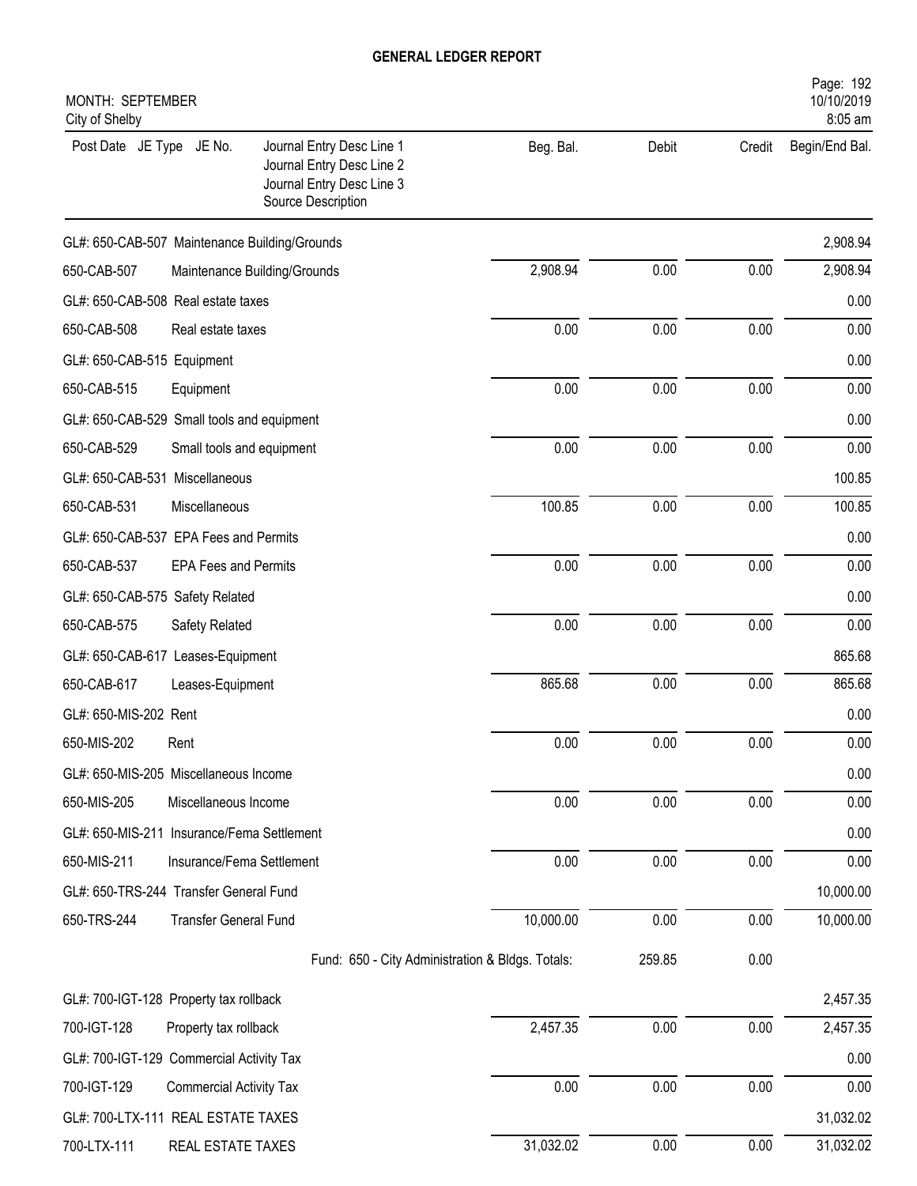# GENERAL LEDGER REPORT

MONTH: SEPTEMBER
City of Shelby

| Post Date JE Type JE No. | Journal Entry Desc Line 1<br>Journal Entry Desc Line 2<br>Journal Entry Desc Line 3<br>Source Description | Beg. Bal. | Debit | Credit | Begin/End Bal. |
|---|---|---|---|---|---|
| GL#: 650-CAB-507 Maintenance Building/Grounds | | | | | 2,908.94 |
| 650-CAB-507 | Maintenance Building/Grounds | 2,908.94 | 0.00 | 0.00 | 2,908.94 |
| GL#: 650-CAB-508 Real estate taxes | | | | | 0.00 |
| 650-CAB-508 | Real estate taxes | 0.00 | 0.00 | 0.00 | 0.00 |
| GL#: 650-CAB-515 Equipment | | | | | 0.00 |
| 650-CAB-515 | Equipment | 0.00 | 0.00 | 0.00 | 0.00 |
| GL#: 650-CAB-529 Small tools and equipment | | | | | 0.00 |
| 650-CAB-529 | Small tools and equipment | 0.00 | 0.00 | 0.00 | 0.00 |
| GL#: 650-CAB-531 Miscellaneous | | | | | 100.85 |
| 650-CAB-531 | Miscellaneous | 100.85 | 0.00 | 0.00 | 100.85 |
| GL#: 650-CAB-537 EPA Fees and Permits | | | | | 0.00 |
| 650-CAB-537 | EPA Fees and Permits | 0.00 | 0.00 | 0.00 | 0.00 |
| GL#: 650-CAB-575 Safety Related | | | | | 0.00 |
| 650-CAB-575 | Safety Related | 0.00 | 0.00 | 0.00 | 0.00 |
| GL#: 650-CAB-617 Leases-Equipment | | | | | 865.68 |
| 650-CAB-617 | Leases-Equipment | 865.68 | 0.00 | 0.00 | 865.68 |
| GL#: 650-MIS-202 Rent | | | | | 0.00 |
| 650-MIS-202 | Rent | 0.00 | 0.00 | 0.00 | 0.00 |
| GL#: 650-MIS-205 Miscellaneous Income | | | | | 0.00 |
| 650-MIS-205 | Miscellaneous Income | 0.00 | 0.00 | 0.00 | 0.00 |
| GL#: 650-MIS-211 Insurance/Fema Settlement | | | | | 0.00 |
| 650-MIS-211 | Insurance/Fema Settlement | 0.00 | 0.00 | 0.00 | 0.00 |
| GL#: 650-TRS-244 Transfer General Fund | | | | | 10,000.00 |
| 650-TRS-244 | Transfer General Fund | 10,000.00 | 0.00 | 0.00 | 10,000.00 |
| | Fund: 650 - City Administration & Bldgs. Totals: | | 259.85 | 0.00 | |
| GL#: 700-IGT-128 Property tax rollback | | | | | 2,457.35 |
| 700-IGT-128 | Property tax rollback | 2,457.35 | 0.00 | 0.00 | 2,457.35 |
| GL#: 700-IGT-129 Commercial Activity Tax | | | | | 0.00 |
| 700-IGT-129 | Commercial Activity Tax | 0.00 | 0.00 | 0.00 | 0.00 |
| GL#: 700-LTX-111 REAL ESTATE TAXES | | | | | 31,032.02 |
| 700-LTX-111 | REAL ESTATE TAXES | 31,032.02 | 0.00 | 0.00 | 31,032.02 |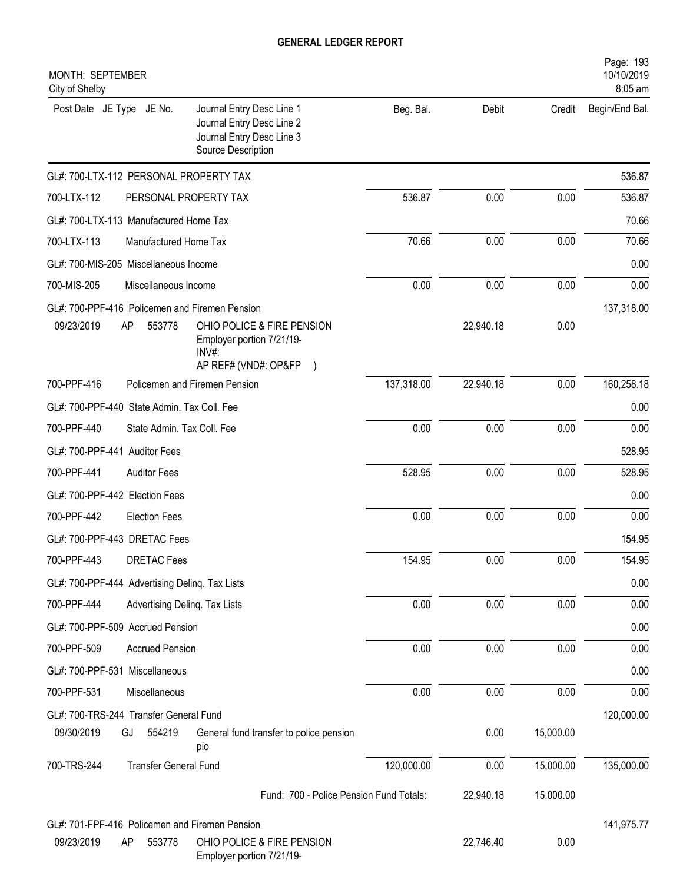**GENERAL LEDGER REPORT**

MONTH: SEPTEMBER
City of Shelby

Page: 193
10/10/2019
8:05 am

| Post Date | JE Type | JE No. | Journal Entry Desc Line 1 / Journal Entry Desc Line 2 / Journal Entry Desc Line 3 / Source Description | Beg. Bal. | Debit | Credit | Begin/End Bal. |
|---|---|---|---|---|---|---|---|
| GL#: 700-LTX-112 PERSONAL PROPERTY TAX | | | | | | | 536.87 |
| 700-LTX-112 | | | PERSONAL PROPERTY TAX | 536.87 | 0.00 | 0.00 | 536.87 |
| GL#: 700-LTX-113 Manufactured Home Tax | | | | | | | 70.66 |
| 700-LTX-113 | | | Manufactured Home Tax | 70.66 | 0.00 | 0.00 | 70.66 |
| GL#: 700-MIS-205 Miscellaneous Income | | | | | | | 0.00 |
| 700-MIS-205 | | | Miscellaneous Income | 0.00 | 0.00 | 0.00 | 0.00 |
| GL#: 700-PPF-416 Policemen and Firemen Pension | | | | | | | 137,318.00 |
| 09/23/2019 | AP | 553778 | OHIO POLICE & FIRE PENSION / Employer portion 7/21/19- / INV#: / AP REF# (VND#: OP&FP ) | | 22,940.18 | 0.00 | |
| 700-PPF-416 | | | Policemen and Firemen Pension | 137,318.00 | 22,940.18 | 0.00 | 160,258.18 |
| GL#: 700-PPF-440 State Admin. Tax Coll. Fee | | | | | | | 0.00 |
| 700-PPF-440 | | | State Admin. Tax Coll. Fee | 0.00 | 0.00 | 0.00 | 0.00 |
| GL#: 700-PPF-441 Auditor Fees | | | | | | | 528.95 |
| 700-PPF-441 | | | Auditor Fees | 528.95 | 0.00 | 0.00 | 528.95 |
| GL#: 700-PPF-442 Election Fees | | | | | | | 0.00 |
| 700-PPF-442 | | | Election Fees | 0.00 | 0.00 | 0.00 | 0.00 |
| GL#: 700-PPF-443 DRETAC Fees | | | | | | | 154.95 |
| 700-PPF-443 | | | DRETAC Fees | 154.95 | 0.00 | 0.00 | 154.95 |
| GL#: 700-PPF-444 Advertising Delinq. Tax Lists | | | | | | | 0.00 |
| 700-PPF-444 | | | Advertising Delinq. Tax Lists | 0.00 | 0.00 | 0.00 | 0.00 |
| GL#: 700-PPF-509 Accrued Pension | | | | | | | 0.00 |
| 700-PPF-509 | | | Accrued Pension | 0.00 | 0.00 | 0.00 | 0.00 |
| GL#: 700-PPF-531 Miscellaneous | | | | | | | 0.00 |
| 700-PPF-531 | | | Miscellaneous | 0.00 | 0.00 | 0.00 | 0.00 |
| GL#: 700-TRS-244 Transfer General Fund | | | | | | | 120,000.00 |
| 09/30/2019 | GJ | 554219 | General fund transfer to police pension / pio | | 0.00 | 15,000.00 | |
| 700-TRS-244 | | | Transfer General Fund | 120,000.00 | 0.00 | 15,000.00 | 135,000.00 |
| | | | Fund: 700 - Police Pension Fund Totals: | | 22,940.18 | 15,000.00 | |
| GL#: 701-FPF-416 Policemen and Firemen Pension | | | | | | | 141,975.77 |
| 09/23/2019 | AP | 553778 | OHIO POLICE & FIRE PENSION / Employer portion 7/21/19- | | 22,746.40 | 0.00 | |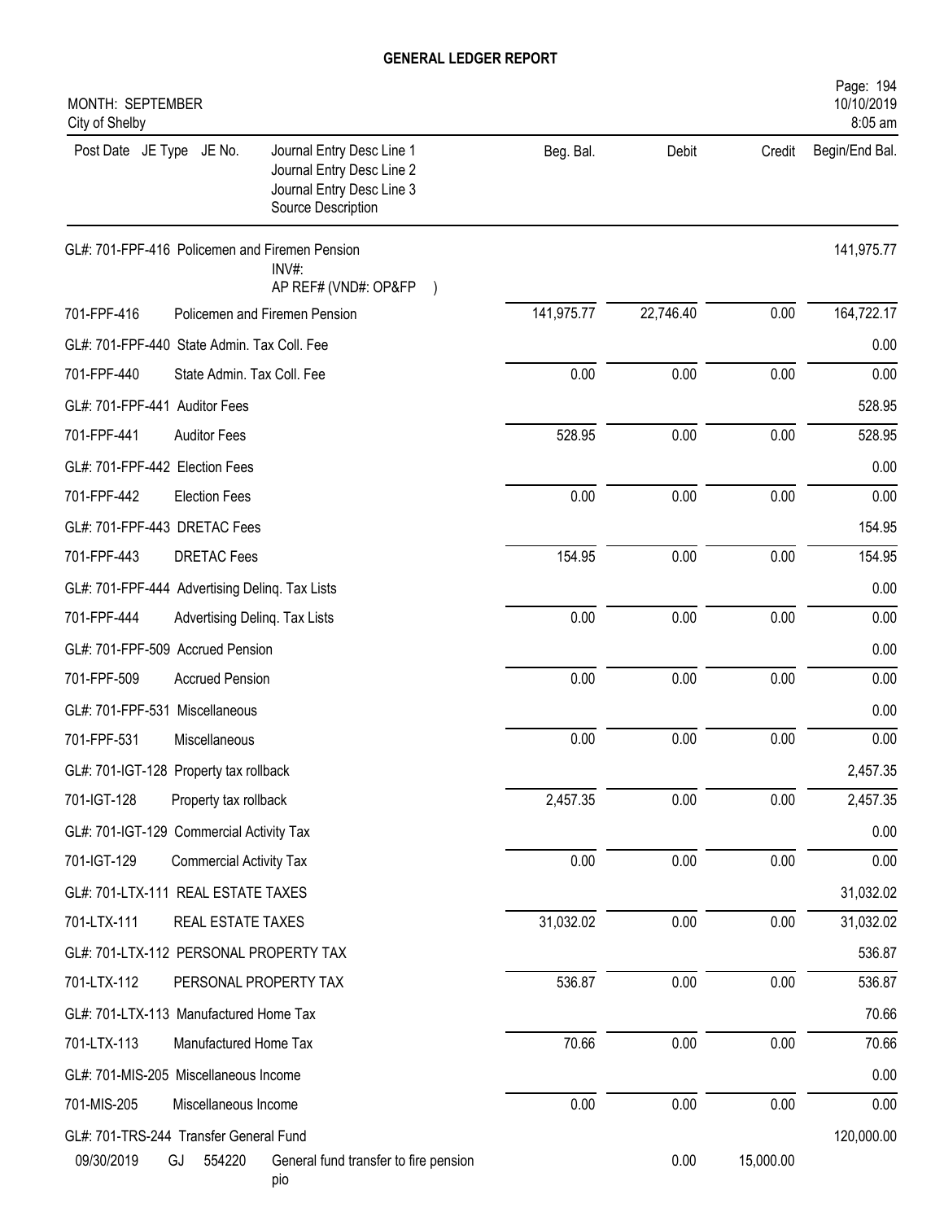**GENERAL LEDGER REPORT**

MONTH: SEPTEMBER
City of Shelby

| Post Date | JE Type | JE No. | Journal Entry Desc Line 1 / Journal Entry Desc Line 2 / Journal Entry Desc Line 3 / Source Description | Beg. Bal. | Debit | Credit | Begin/End Bal. |
|---|---|---|---|---|---|---|---|
| GL#: 701-FPF-416 Policemen and Firemen Pension | | | INV#: AP REF# (VND#: OP&FP ) | | | | 141,975.77 |
| 701-FPF-416 | | | Policemen and Firemen Pension | 141,975.77 | 22,746.40 | 0.00 | 164,722.17 |
| GL#: 701-FPF-440 State Admin. Tax Coll. Fee | | | | | | | 0.00 |
| 701-FPF-440 | | | State Admin. Tax Coll. Fee | 0.00 | 0.00 | 0.00 | 0.00 |
| GL#: 701-FPF-441 Auditor Fees | | | | | | | 528.95 |
| 701-FPF-441 | | | Auditor Fees | 528.95 | 0.00 | 0.00 | 528.95 |
| GL#: 701-FPF-442 Election Fees | | | | | | | 0.00 |
| 701-FPF-442 | | | Election Fees | 0.00 | 0.00 | 0.00 | 0.00 |
| GL#: 701-FPF-443 DRETAC Fees | | | | | | | 154.95 |
| 701-FPF-443 | | | DRETAC Fees | 154.95 | 0.00 | 0.00 | 154.95 |
| GL#: 701-FPF-444 Advertising Delinq. Tax Lists | | | | | | | 0.00 |
| 701-FPF-444 | | | Advertising Delinq. Tax Lists | 0.00 | 0.00 | 0.00 | 0.00 |
| GL#: 701-FPF-509 Accrued Pension | | | | | | | 0.00 |
| 701-FPF-509 | | | Accrued Pension | 0.00 | 0.00 | 0.00 | 0.00 |
| GL#: 701-FPF-531 Miscellaneous | | | | | | | 0.00 |
| 701-FPF-531 | | | Miscellaneous | 0.00 | 0.00 | 0.00 | 0.00 |
| GL#: 701-IGT-128 Property tax rollback | | | | | | | 2,457.35 |
| 701-IGT-128 | | | Property tax rollback | 2,457.35 | 0.00 | 0.00 | 2,457.35 |
| GL#: 701-IGT-129 Commercial Activity Tax | | | | | | | 0.00 |
| 701-IGT-129 | | | Commercial Activity Tax | 0.00 | 0.00 | 0.00 | 0.00 |
| GL#: 701-LTX-111 REAL ESTATE TAXES | | | | | | | 31,032.02 |
| 701-LTX-111 | | | REAL ESTATE TAXES | 31,032.02 | 0.00 | 0.00 | 31,032.02 |
| GL#: 701-LTX-112 PERSONAL PROPERTY TAX | | | | | | | 536.87 |
| 701-LTX-112 | | | PERSONAL PROPERTY TAX | 536.87 | 0.00 | 0.00 | 536.87 |
| GL#: 701-LTX-113 Manufactured Home Tax | | | | | | | 70.66 |
| 701-LTX-113 | | | Manufactured Home Tax | 70.66 | 0.00 | 0.00 | 70.66 |
| GL#: 701-MIS-205 Miscellaneous Income | | | | | | | 0.00 |
| 701-MIS-205 | | | Miscellaneous Income | 0.00 | 0.00 | 0.00 | 0.00 |
| GL#: 701-TRS-244 Transfer General Fund | | | | | | | 120,000.00 |
| 09/30/2019 | GJ | 554220 | General fund transfer to fire pension pio | | 0.00 | 15,000.00 | |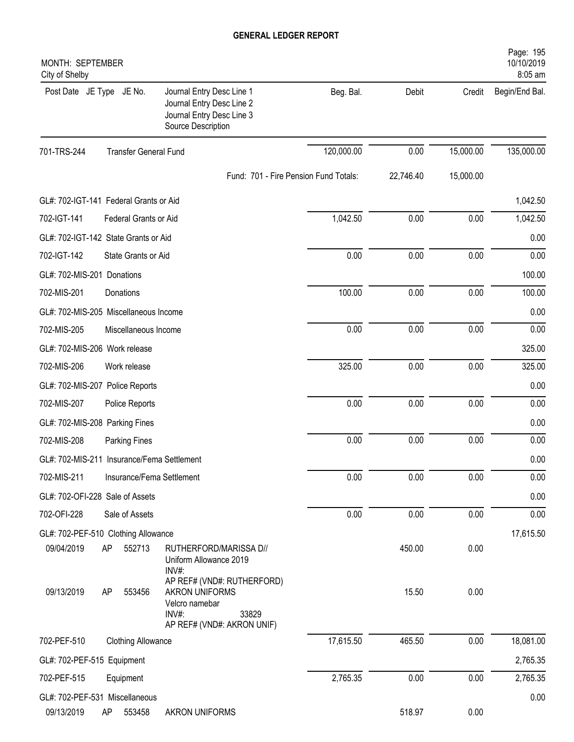# GENERAL LEDGER REPORT

MONTH: SEPTEMBER
City of Shelby

10/10/2019
8:05 am

| Post Date | JE Type | JE No. | Journal Entry Desc Line 1 / Journal Entry Desc Line 2 / Journal Entry Desc Line 3 / Source Description | Beg. Bal. | Debit | Credit | Begin/End Bal. |
|---|---|---|---|---|---|---|---|
| 701-TRS-244 | | | Transfer General Fund | 120,000.00 | 0.00 | 15,000.00 | 135,000.00 |
| | | | Fund: 701 - Fire Pension Fund Totals: | | 22,746.40 | 15,000.00 | |
| GL#: 702-IGT-141 Federal Grants or Aid | | | | | | | 1,042.50 |
| 702-IGT-141 | | | Federal Grants or Aid | 1,042.50 | 0.00 | 0.00 | 1,042.50 |
| GL#: 702-IGT-142 State Grants or Aid | | | | | | | 0.00 |
| 702-IGT-142 | | | State Grants or Aid | 0.00 | 0.00 | 0.00 | 0.00 |
| GL#: 702-MIS-201 Donations | | | | | | | 100.00 |
| 702-MIS-201 | | | Donations | 100.00 | 0.00 | 0.00 | 100.00 |
| GL#: 702-MIS-205 Miscellaneous Income | | | | | | | 0.00 |
| 702-MIS-205 | | | Miscellaneous Income | 0.00 | 0.00 | 0.00 | 0.00 |
| GL#: 702-MIS-206 Work release | | | | | | | 325.00 |
| 702-MIS-206 | | | Work release | 325.00 | 0.00 | 0.00 | 325.00 |
| GL#: 702-MIS-207 Police Reports | | | | | | | 0.00 |
| 702-MIS-207 | | | Police Reports | 0.00 | 0.00 | 0.00 | 0.00 |
| GL#: 702-MIS-208 Parking Fines | | | | | | | 0.00 |
| 702-MIS-208 | | | Parking Fines | 0.00 | 0.00 | 0.00 | 0.00 |
| GL#: 702-MIS-211 Insurance/Fema Settlement | | | | | | | 0.00 |
| 702-MIS-211 | | | Insurance/Fema Settlement | 0.00 | 0.00 | 0.00 | 0.00 |
| GL#: 702-OFI-228 Sale of Assets | | | | | | | 0.00 |
| 702-OFI-228 | | | Sale of Assets | 0.00 | 0.00 | 0.00 | 0.00 |
| GL#: 702-PEF-510 Clothing Allowance | | | | | | | 17,615.50 |
| 09/04/2019 | AP | 552713 | RUTHERFORD/MARISSA D// Uniform Allowance 2019 INV#: AP REF# (VND#: RUTHERFORD) | | 450.00 | 0.00 | |
| 09/13/2019 | AP | 553456 | AKRON UNIFORMS Velcro namebar INV#: 33829 AP REF# (VND#: AKRON UNIF) | | 15.50 | 0.00 | |
| 702-PEF-510 | | | Clothing Allowance | 17,615.50 | 465.50 | 0.00 | 18,081.00 |
| GL#: 702-PEF-515 Equipment | | | | | | | 2,765.35 |
| 702-PEF-515 | | | Equipment | 2,765.35 | 0.00 | 0.00 | 2,765.35 |
| GL#: 702-PEF-531 Miscellaneous | | | | | | | 0.00 |
| 09/13/2019 | AP | 553458 | AKRON UNIFORMS | | 518.97 | 0.00 | |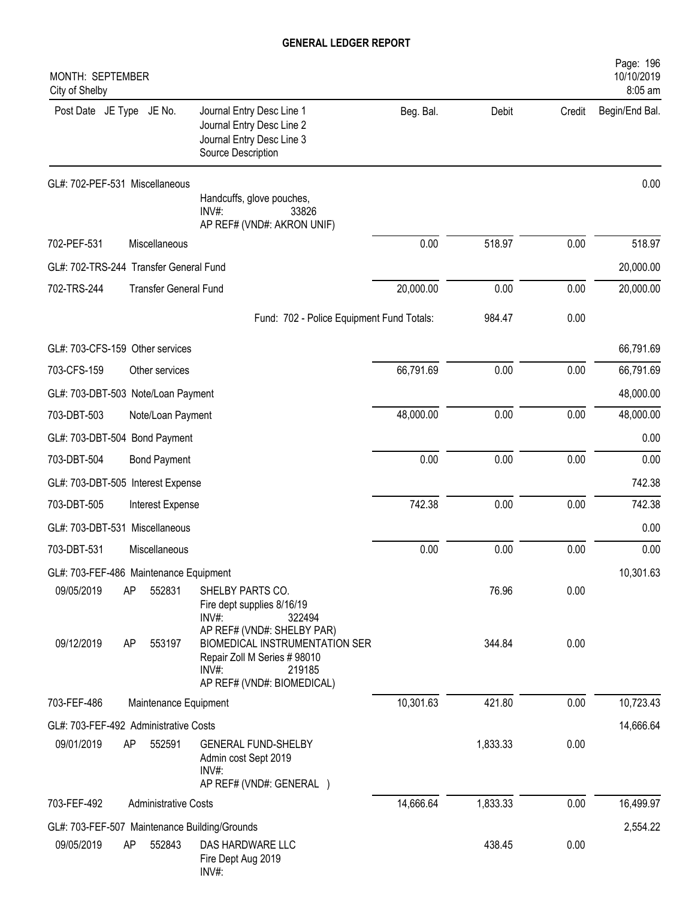# GENERAL LEDGER REPORT

MONTH: SEPTEMBER
City of Shelby

| Post Date | JE Type | JE No. | Journal Entry Desc Line 1 / Journal Entry Desc Line 2 / Journal Entry Desc Line 3 / Source Description | Beg. Bal. | Debit | Credit | Begin/End Bal. |
|---|---|---|---|---|---|---|---|
| GL#: 702-PEF-531 Miscellaneous | | | | | | | 0.00 |
| | | | Handcuffs, glove pouches, INV#: 33826 AP REF# (VND#: AKRON UNIF) | | | | |
| 702-PEF-531 | Miscellaneous | | | 0.00 | 518.97 | 0.00 | 518.97 |
| GL#: 702-TRS-244 Transfer General Fund | | | | | | | 20,000.00 |
| 702-TRS-244 | Transfer General Fund | | | 20,000.00 | 0.00 | 0.00 | 20,000.00 |
| | | | Fund: 702 - Police Equipment Fund Totals: | | 984.47 | 0.00 | |
| GL#: 703-CFS-159 Other services | | | | | | | 66,791.69 |
| 703-CFS-159 | Other services | | | 66,791.69 | 0.00 | 0.00 | 66,791.69 |
| GL#: 703-DBT-503 Note/Loan Payment | | | | | | | 48,000.00 |
| 703-DBT-503 | Note/Loan Payment | | | 48,000.00 | 0.00 | 0.00 | 48,000.00 |
| GL#: 703-DBT-504 Bond Payment | | | | | | | 0.00 |
| 703-DBT-504 | Bond Payment | | | 0.00 | 0.00 | 0.00 | 0.00 |
| GL#: 703-DBT-505 Interest Expense | | | | | | | 742.38 |
| 703-DBT-505 | Interest Expense | | | 742.38 | 0.00 | 0.00 | 742.38 |
| GL#: 703-DBT-531 Miscellaneous | | | | | | | 0.00 |
| 703-DBT-531 | Miscellaneous | | | 0.00 | 0.00 | 0.00 | 0.00 |
| GL#: 703-FEF-486 Maintenance Equipment | | | | | | | 10,301.63 |
| 09/05/2019 | AP | 552831 | SHELBY PARTS CO. Fire dept supplies 8/16/19 INV#: 322494 AP REF# (VND#: SHELBY PAR) | | 76.96 | 0.00 | |
| 09/12/2019 | AP | 553197 | BIOMEDICAL INSTRUMENTATION SER Repair Zoll M Series # 98010 INV#: 219185 AP REF# (VND#: BIOMEDICAL) | | 344.84 | 0.00 | |
| 703-FEF-486 | Maintenance Equipment | | | 10,301.63 | 421.80 | 0.00 | 10,723.43 |
| GL#: 703-FEF-492 Administrative Costs | | | | | | | 14,666.64 |
| 09/01/2019 | AP | 552591 | GENERAL FUND-SHELBY Admin cost Sept 2019 INV#: AP REF# (VND#: GENERAL ) | | 1,833.33 | 0.00 | |
| 703-FEF-492 | Administrative Costs | | | 14,666.64 | 1,833.33 | 0.00 | 16,499.97 |
| GL#: 703-FEF-507 Maintenance Building/Grounds | | | | | | | 2,554.22 |
| 09/05/2019 | AP | 552843 | DAS HARDWARE LLC Fire Dept Aug 2019 INV#: | | 438.45 | 0.00 | |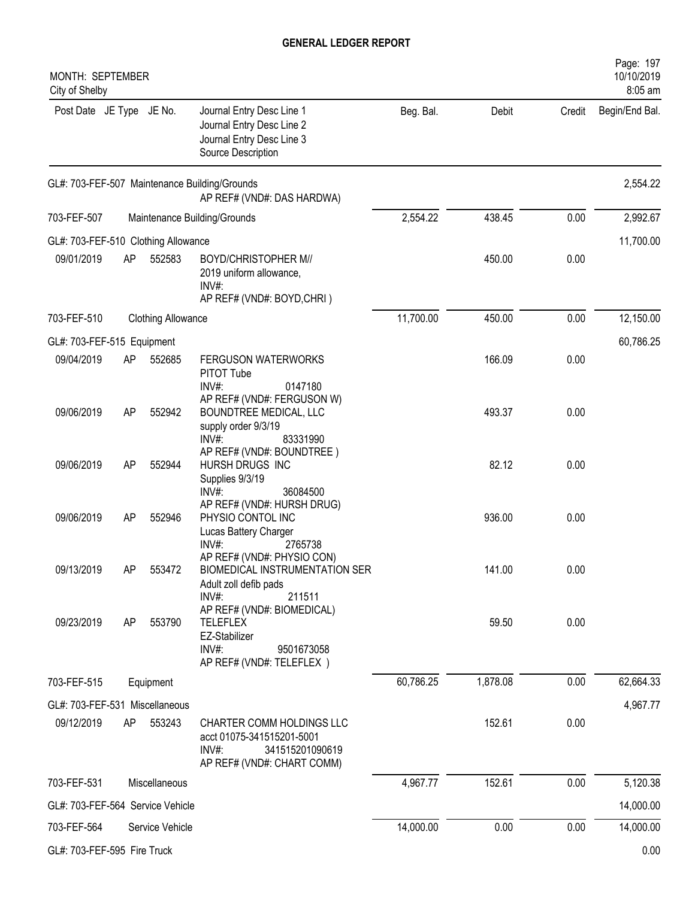# GENERAL LEDGER REPORT

MONTH: SEPTEMBER
City of Shelby

| Post Date | JE Type | JE No. | Journal Entry Desc Line 1 / Journal Entry Desc Line 2 / Journal Entry Desc Line 3 / Source Description | Beg. Bal. | Debit | Credit | Begin/End Bal. |
|---|---|---|---|---|---|---|---|
| GL#: 703-FEF-507 Maintenance Building/Grounds | | | | | | | 2,554.22 |
| | | | AP REF# (VND#: DAS HARDWA) | | | | |
| 703-FEF-507 | | | Maintenance Building/Grounds | 2,554.22 | 438.45 | 0.00 | 2,992.67 |
| GL#: 703-FEF-510 Clothing Allowance | | | | | | | 11,700.00 |
| 09/01/2019 | AP | 552583 | BOYD/CHRISTOPHER M// 2019 uniform allowance, INV#: AP REF# (VND#: BOYD,CHRI ) | | 450.00 | 0.00 | |
| 703-FEF-510 | | | Clothing Allowance | 11,700.00 | 450.00 | 0.00 | 12,150.00 |
| GL#: 703-FEF-515 Equipment | | | | | | | 60,786.25 |
| 09/04/2019 | AP | 552685 | FERGUSON WATERWORKS PITOT Tube INV#: 0147180 AP REF# (VND#: FERGUSON W) | | 166.09 | 0.00 | |
| 09/06/2019 | AP | 552942 | BOUNDTREE MEDICAL, LLC supply order 9/3/19 INV#: 83331990 AP REF# (VND#: BOUNDTREE ) | | 493.37 | 0.00 | |
| 09/06/2019 | AP | 552944 | HURSH DRUGS INC Supplies 9/3/19 INV#: 36084500 AP REF# (VND#: HURSH DRUG) | | 82.12 | 0.00 | |
| 09/06/2019 | AP | 552946 | PHYSIO CONTOL INC Lucas Battery Charger INV#: 2765738 AP REF# (VND#: PHYSIO CON) | | 936.00 | 0.00 | |
| 09/13/2019 | AP | 553472 | BIOMEDICAL INSTRUMENTATION SER Adult zoll defib pads INV#: 211511 AP REF# (VND#: BIOMEDICAL) | | 141.00 | 0.00 | |
| 09/23/2019 | AP | 553790 | TELEFLEX EZ-Stabilizer INV#: 9501673058 AP REF# (VND#: TELEFLEX ) | | 59.50 | 0.00 | |
| 703-FEF-515 | | | Equipment | 60,786.25 | 1,878.08 | 0.00 | 62,664.33 |
| GL#: 703-FEF-531 Miscellaneous | | | | | | | 4,967.77 |
| 09/12/2019 | AP | 553243 | CHARTER COMM HOLDINGS LLC acct 01075-341515201-5001 INV#: 341515201090619 AP REF# (VND#: CHART COMM) | | 152.61 | 0.00 | |
| 703-FEF-531 | | | Miscellaneous | 4,967.77 | 152.61 | 0.00 | 5,120.38 |
| GL#: 703-FEF-564 Service Vehicle | | | | | | | 14,000.00 |
| 703-FEF-564 | | | Service Vehicle | 14,000.00 | 0.00 | 0.00 | 14,000.00 |
| GL#: 703-FEF-595 Fire Truck | | | | | | | 0.00 |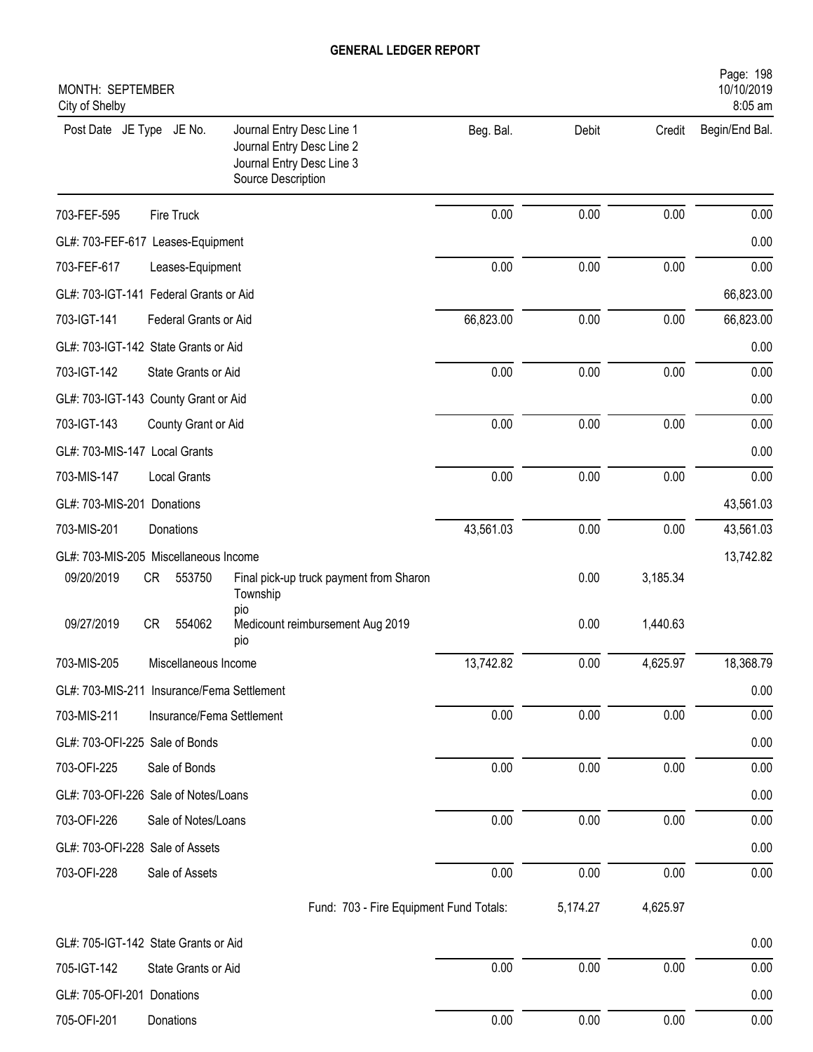# GENERAL LEDGER REPORT

MONTH: SEPTEMBER
City of Shelby

| Post Date | JE Type | JE No. | Journal Entry Desc Line 1 / Journal Entry Desc Line 2 / Journal Entry Desc Line 3 / Source Description | Beg. Bal. | Debit | Credit | Begin/End Bal. |
|---|---|---|---|---|---|---|---|
| 703-FEF-595 | | | Fire Truck | 0.00 | 0.00 | 0.00 | 0.00 |
| GL#: 703-FEF-617 Leases-Equipment | | | | | | | 0.00 |
| 703-FEF-617 | | | Leases-Equipment | 0.00 | 0.00 | 0.00 | 0.00 |
| GL#: 703-IGT-141 Federal Grants or Aid | | | | | | | 66,823.00 |
| 703-IGT-141 | | | Federal Grants or Aid | 66,823.00 | 0.00 | 0.00 | 66,823.00 |
| GL#: 703-IGT-142 State Grants or Aid | | | | | | | 0.00 |
| 703-IGT-142 | | | State Grants or Aid | 0.00 | 0.00 | 0.00 | 0.00 |
| GL#: 703-IGT-143 County Grant or Aid | | | | | | | 0.00 |
| 703-IGT-143 | | | County Grant or Aid | 0.00 | 0.00 | 0.00 | 0.00 |
| GL#: 703-MIS-147 Local Grants | | | | | | | 0.00 |
| 703-MIS-147 | | | Local Grants | 0.00 | 0.00 | 0.00 | 0.00 |
| GL#: 703-MIS-201 Donations | | | | | | | 43,561.03 |
| 703-MIS-201 | | | Donations | 43,561.03 | 0.00 | 0.00 | 43,561.03 |
| GL#: 703-MIS-205 Miscellaneous Income | | | | | | | 13,742.82 |
| 09/20/2019 | CR | 553750 | Final pick-up truck payment from Sharon Township pio | | 0.00 | 3,185.34 | |
| 09/27/2019 | CR | 554062 | Medicount reimbursement Aug 2019 pio | | 0.00 | 1,440.63 | |
| 703-MIS-205 | | | Miscellaneous Income | 13,742.82 | 0.00 | 4,625.97 | 18,368.79 |
| GL#: 703-MIS-211 Insurance/Fema Settlement | | | | | | | 0.00 |
| 703-MIS-211 | | | Insurance/Fema Settlement | 0.00 | 0.00 | 0.00 | 0.00 |
| GL#: 703-OFI-225 Sale of Bonds | | | | | | | 0.00 |
| 703-OFI-225 | | | Sale of Bonds | 0.00 | 0.00 | 0.00 | 0.00 |
| GL#: 703-OFI-226 Sale of Notes/Loans | | | | | | | 0.00 |
| 703-OFI-226 | | | Sale of Notes/Loans | 0.00 | 0.00 | 0.00 | 0.00 |
| GL#: 703-OFI-228 Sale of Assets | | | | | | | 0.00 |
| 703-OFI-228 | | | Sale of Assets | 0.00 | 0.00 | 0.00 | 0.00 |
| | | | Fund: 703 - Fire Equipment Fund Totals: | | 5,174.27 | 4,625.97 | |
| GL#: 705-IGT-142 State Grants or Aid | | | | | | | 0.00 |
| 705-IGT-142 | | | State Grants or Aid | 0.00 | 0.00 | 0.00 | 0.00 |
| GL#: 705-OFI-201 Donations | | | | | | | 0.00 |
| 705-OFI-201 | | | Donations | 0.00 | 0.00 | 0.00 | 0.00 |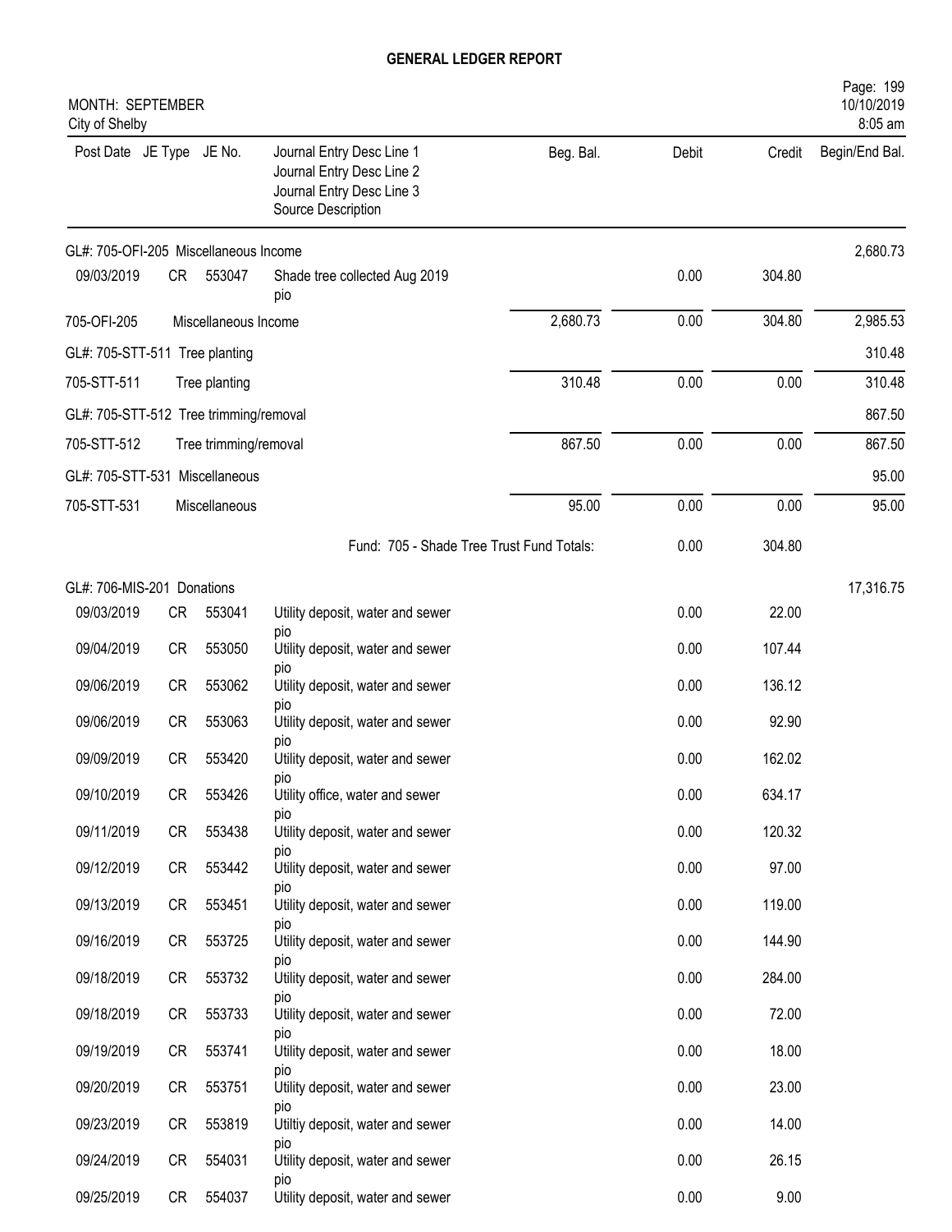# GENERAL LEDGER REPORT

MONTH: SEPTEMBER
City of Shelby

Page: 199
10/10/2019
8:05 am

| Post Date | JE Type | JE No. | Journal Entry Desc Line 1 / Journal Entry Desc Line 2 / Journal Entry Desc Line 3 / Source Description | Beg. Bal. | Debit | Credit | Begin/End Bal. |
|---|---|---|---|---|---|---|---|
| GL#: 705-OFI-205 Miscellaneous Income | | | | | | | 2,680.73 |
| 09/03/2019 | CR | 553047 | Shade tree collected Aug 2019 pio | | 0.00 | 304.80 | |
| 705-OFI-205 | | | Miscellaneous Income | 2,680.73 | 0.00 | 304.80 | 2,985.53 |
| GL#: 705-STT-511 Tree planting | | | | | | | 310.48 |
| 705-STT-511 | | | Tree planting | 310.48 | 0.00 | 0.00 | 310.48 |
| GL#: 705-STT-512 Tree trimming/removal | | | | | | | 867.50 |
| 705-STT-512 | | | Tree trimming/removal | 867.50 | 0.00 | 0.00 | 867.50 |
| GL#: 705-STT-531 Miscellaneous | | | | | | | 95.00 |
| 705-STT-531 | | | Miscellaneous | 95.00 | 0.00 | 0.00 | 95.00 |
| | | | Fund: 705 - Shade Tree Trust Fund Totals: | | 0.00 | 304.80 | |
| GL#: 706-MIS-201 Donations | | | | | | | 17,316.75 |
| 09/03/2019 | CR | 553041 | Utility deposit, water and sewer pio | | 0.00 | 22.00 | |
| 09/04/2019 | CR | 553050 | Utility deposit, water and sewer pio | | 0.00 | 107.44 | |
| 09/06/2019 | CR | 553062 | Utility deposit, water and sewer pio | | 0.00 | 136.12 | |
| 09/06/2019 | CR | 553063 | Utility deposit, water and sewer pio | | 0.00 | 92.90 | |
| 09/09/2019 | CR | 553420 | Utility deposit, water and sewer pio | | 0.00 | 162.02 | |
| 09/10/2019 | CR | 553426 | Utility office, water and sewer pio | | 0.00 | 634.17 | |
| 09/11/2019 | CR | 553438 | Utility deposit, water and sewer pio | | 0.00 | 120.32 | |
| 09/12/2019 | CR | 553442 | Utility deposit, water and sewer pio | | 0.00 | 97.00 | |
| 09/13/2019 | CR | 553451 | Utility deposit, water and sewer pio | | 0.00 | 119.00 | |
| 09/16/2019 | CR | 553725 | Utility deposit, water and sewer pio | | 0.00 | 144.90 | |
| 09/18/2019 | CR | 553732 | Utility deposit, water and sewer pio | | 0.00 | 284.00 | |
| 09/18/2019 | CR | 553733 | Utility deposit, water and sewer pio | | 0.00 | 72.00 | |
| 09/19/2019 | CR | 553741 | Utility deposit, water and sewer pio | | 0.00 | 18.00 | |
| 09/20/2019 | CR | 553751 | Utility deposit, water and sewer pio | | 0.00 | 23.00 | |
| 09/23/2019 | CR | 553819 | Utiltiy deposit, water and sewer pio | | 0.00 | 14.00 | |
| 09/24/2019 | CR | 554031 | Utility deposit, water and sewer pio | | 0.00 | 26.15 | |
| 09/25/2019 | CR | 554037 | Utility deposit, water and sewer | | 0.00 | 9.00 | |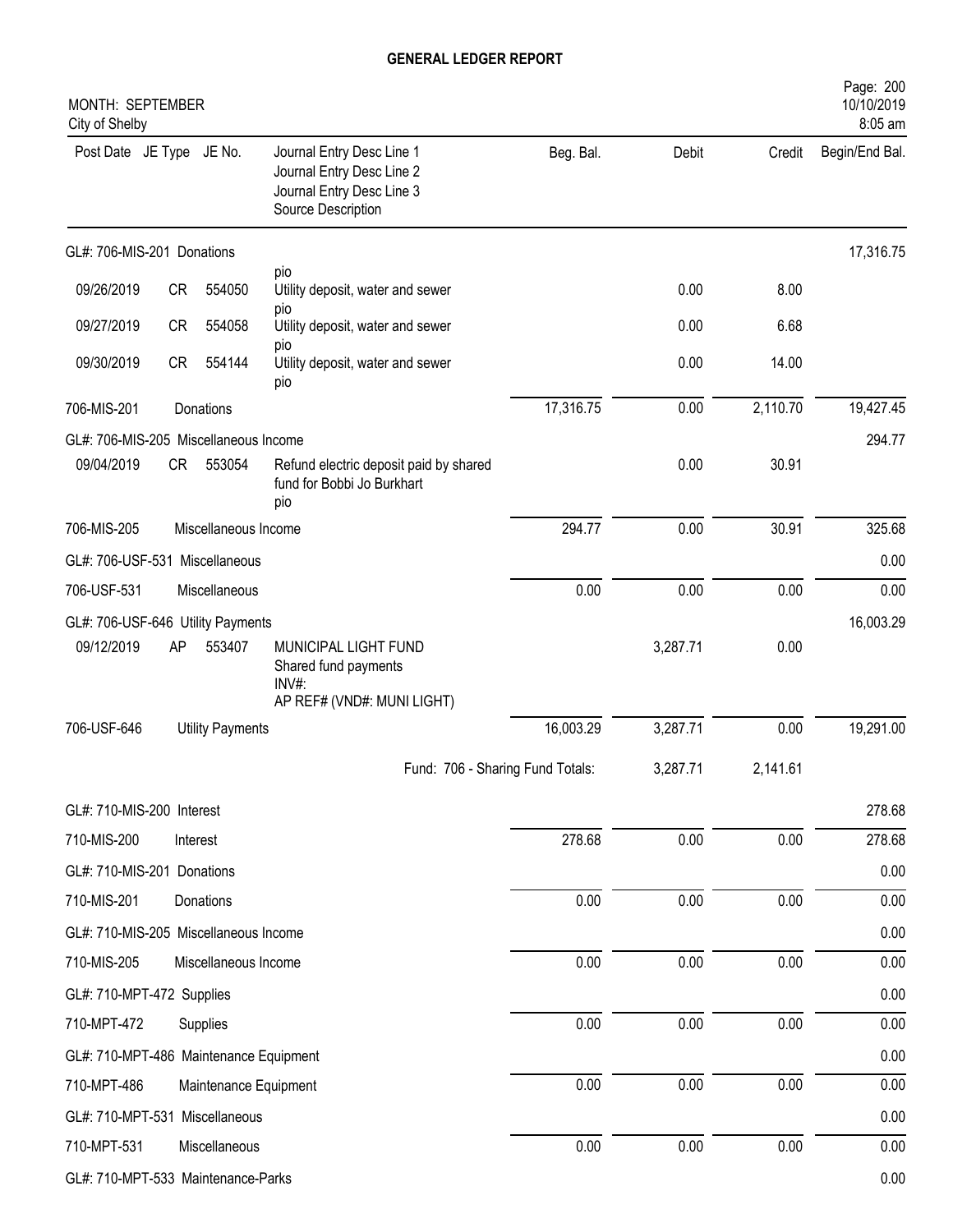# GENERAL LEDGER REPORT

MONTH: SEPTEMBER
City of Shelby

10/10/2019
8:05 am

| Post Date | JE Type | JE No. | Journal Entry Desc Line 1 / Journal Entry Desc Line 2 / Journal Entry Desc Line 3 / Source Description | Beg. Bal. | Debit | Credit | Begin/End Bal. |
|---|---|---|---|---|---|---|---|
| GL#: 706-MIS-201 Donations | | | | | | | 17,316.75 |
| | | | pio | | | | |
| 09/26/2019 | CR | 554050 | Utility deposit, water and sewer pio | | 0.00 | 8.00 | |
| 09/27/2019 | CR | 554058 | Utility deposit, water and sewer pio | | 0.00 | 6.68 | |
| 09/30/2019 | CR | 554144 | Utility deposit, water and sewer pio | | 0.00 | 14.00 | |
| 706-MIS-201 | | Donations | | 17,316.75 | 0.00 | 2,110.70 | 19,427.45 |
| GL#: 706-MIS-205 Miscellaneous Income | | | | | | | 294.77 |
| 09/04/2019 | CR | 553054 | Refund electric deposit paid by shared fund for Bobbi Jo Burkhart pio | | 0.00 | 30.91 | |
| 706-MIS-205 | | Miscellaneous Income | | 294.77 | 0.00 | 30.91 | 325.68 |
| GL#: 706-USF-531 Miscellaneous | | | | | | | 0.00 |
| 706-USF-531 | | Miscellaneous | | 0.00 | 0.00 | 0.00 | 0.00 |
| GL#: 706-USF-646 Utility Payments | | | | | | | 16,003.29 |
| 09/12/2019 | AP | 553407 | MUNICIPAL LIGHT FUND Shared fund payments INV#: AP REF# (VND#: MUNI LIGHT) | | 3,287.71 | 0.00 | |
| 706-USF-646 | | Utility Payments | | 16,003.29 | 3,287.71 | 0.00 | 19,291.00 |
| | | | Fund: 706 - Sharing Fund Totals: | | 3,287.71 | 2,141.61 | |
| GL#: 710-MIS-200 Interest | | | | | | | 278.68 |
| 710-MIS-200 | | Interest | | 278.68 | 0.00 | 0.00 | 278.68 |
| GL#: 710-MIS-201 Donations | | | | | | | 0.00 |
| 710-MIS-201 | | Donations | | 0.00 | 0.00 | 0.00 | 0.00 |
| GL#: 710-MIS-205 Miscellaneous Income | | | | | | | 0.00 |
| 710-MIS-205 | | Miscellaneous Income | | 0.00 | 0.00 | 0.00 | 0.00 |
| GL#: 710-MPT-472 Supplies | | | | | | | 0.00 |
| 710-MPT-472 | | Supplies | | 0.00 | 0.00 | 0.00 | 0.00 |
| GL#: 710-MPT-486 Maintenance Equipment | | | | | | | 0.00 |
| 710-MPT-486 | | Maintenance Equipment | | 0.00 | 0.00 | 0.00 | 0.00 |
| GL#: 710-MPT-531 Miscellaneous | | | | | | | 0.00 |
| 710-MPT-531 | | Miscellaneous | | 0.00 | 0.00 | 0.00 | 0.00 |
| GL#: 710-MPT-533 Maintenance-Parks | | | | | | | 0.00 |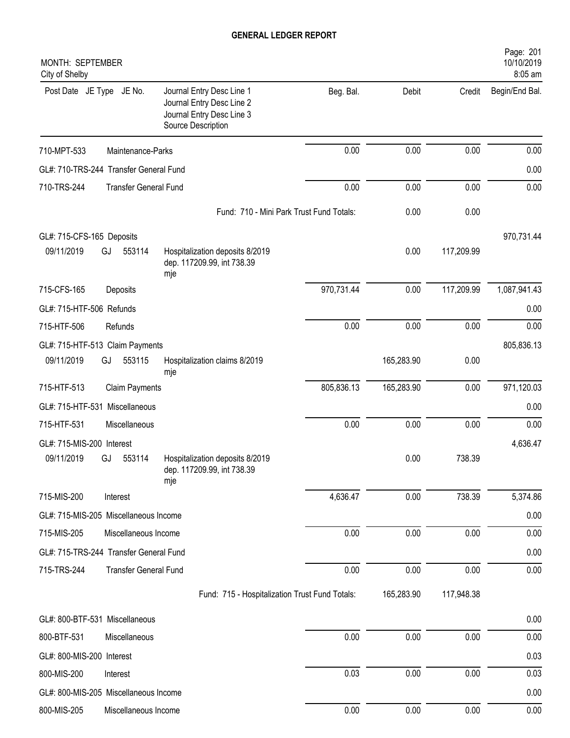# GENERAL LEDGER REPORT

MONTH: SEPTEMBER
City of Shelby

| Post Date | JE Type | JE No. | Journal Entry Desc Line 1 / Journal Entry Desc Line 2 / Journal Entry Desc Line 3 / Source Description | Beg. Bal. | Debit | Credit | Begin/End Bal. |
|---|---|---|---|---|---|---|---|
| 710-MPT-533 | | | Maintenance-Parks | 0.00 | 0.00 | 0.00 | 0.00 |
| GL#: 710-TRS-244 Transfer General Fund | | | | | | | 0.00 |
| 710-TRS-244 | | | Transfer General Fund | 0.00 | 0.00 | 0.00 | 0.00 |
| | | | Fund: 710 - Mini Park Trust Fund Totals: | | 0.00 | 0.00 | |
| GL#: 715-CFS-165 Deposits | | | | | | | 970,731.44 |
| 09/11/2019 | GJ | 553114 | Hospitalization deposits 8/2019 dep. 117209.99, int 738.39 mje | | 0.00 | 117,209.99 | |
| 715-CFS-165 | | | Deposits | 970,731.44 | 0.00 | 117,209.99 | 1,087,941.43 |
| GL#: 715-HTF-506 Refunds | | | | | | | 0.00 |
| 715-HTF-506 | | | Refunds | 0.00 | 0.00 | 0.00 | 0.00 |
| GL#: 715-HTF-513 Claim Payments | | | | | | | 805,836.13 |
| 09/11/2019 | GJ | 553115 | Hospitalization claims 8/2019 mje | | 165,283.90 | 0.00 | |
| 715-HTF-513 | | | Claim Payments | 805,836.13 | 165,283.90 | 0.00 | 971,120.03 |
| GL#: 715-HTF-531 Miscellaneous | | | | | | | 0.00 |
| 715-HTF-531 | | | Miscellaneous | 0.00 | 0.00 | 0.00 | 0.00 |
| GL#: 715-MIS-200 Interest | | | | | | | 4,636.47 |
| 09/11/2019 | GJ | 553114 | Hospitalization deposits 8/2019 dep. 117209.99, int 738.39 mje | | 0.00 | 738.39 | |
| 715-MIS-200 | | | Interest | 4,636.47 | 0.00 | 738.39 | 5,374.86 |
| GL#: 715-MIS-205 Miscellaneous Income | | | | | | | 0.00 |
| 715-MIS-205 | | | Miscellaneous Income | 0.00 | 0.00 | 0.00 | 0.00 |
| GL#: 715-TRS-244 Transfer General Fund | | | | | | | 0.00 |
| 715-TRS-244 | | | Transfer General Fund | 0.00 | 0.00 | 0.00 | 0.00 |
| | | | Fund: 715 - Hospitalization Trust Fund Totals: | | 165,283.90 | 117,948.38 | |
| GL#: 800-BTF-531 Miscellaneous | | | | | | | 0.00 |
| 800-BTF-531 | | | Miscellaneous | 0.00 | 0.00 | 0.00 | 0.00 |
| GL#: 800-MIS-200 Interest | | | | | | | 0.03 |
| 800-MIS-200 | | | Interest | 0.03 | 0.00 | 0.00 | 0.03 |
| GL#: 800-MIS-205 Miscellaneous Income | | | | | | | 0.00 |
| 800-MIS-205 | | | Miscellaneous Income | 0.00 | 0.00 | 0.00 | 0.00 |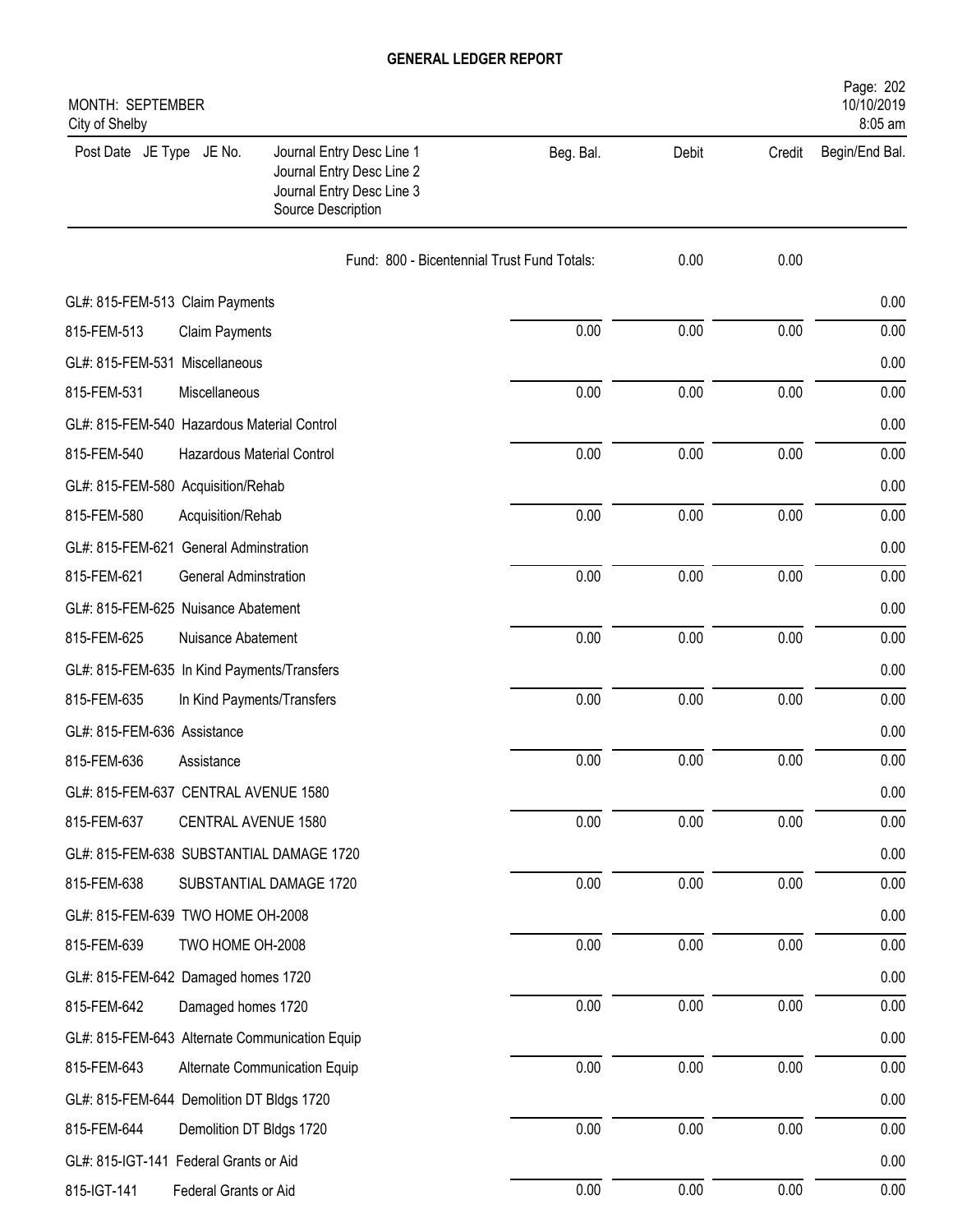# GENERAL LEDGER REPORT

MONTH: SEPTEMBER
City of Shelby

Page: 202
10/10/2019
8:05 am

| Post Date JE Type JE No. | Journal Entry Desc Line 1<br>Journal Entry Desc Line 2<br>Journal Entry Desc Line 3<br>Source Description | Beg. Bal. | Debit | Credit | Begin/End Bal. |
|---|---|---|---|---|---|
| | Fund: 800 - Bicentennial Trust Fund Totals: | | 0.00 | 0.00 | |
| GL#: 815-FEM-513 Claim Payments | | | | | 0.00 |
| 815-FEM-513 | Claim Payments | 0.00 | 0.00 | 0.00 | 0.00 |
| GL#: 815-FEM-531 Miscellaneous | | | | | 0.00 |
| 815-FEM-531 | Miscellaneous | 0.00 | 0.00 | 0.00 | 0.00 |
| GL#: 815-FEM-540 Hazardous Material Control | | | | | 0.00 |
| 815-FEM-540 | Hazardous Material Control | 0.00 | 0.00 | 0.00 | 0.00 |
| GL#: 815-FEM-580 Acquisition/Rehab | | | | | 0.00 |
| 815-FEM-580 | Acquisition/Rehab | 0.00 | 0.00 | 0.00 | 0.00 |
| GL#: 815-FEM-621 General Adminstration | | | | | 0.00 |
| 815-FEM-621 | General Adminstration | 0.00 | 0.00 | 0.00 | 0.00 |
| GL#: 815-FEM-625 Nuisance Abatement | | | | | 0.00 |
| 815-FEM-625 | Nuisance Abatement | 0.00 | 0.00 | 0.00 | 0.00 |
| GL#: 815-FEM-635 In Kind Payments/Transfers | | | | | 0.00 |
| 815-FEM-635 | In Kind Payments/Transfers | 0.00 | 0.00 | 0.00 | 0.00 |
| GL#: 815-FEM-636 Assistance | | | | | 0.00 |
| 815-FEM-636 | Assistance | 0.00 | 0.00 | 0.00 | 0.00 |
| GL#: 815-FEM-637 CENTRAL AVENUE 1580 | | | | | 0.00 |
| 815-FEM-637 | CENTRAL AVENUE 1580 | 0.00 | 0.00 | 0.00 | 0.00 |
| GL#: 815-FEM-638 SUBSTANTIAL DAMAGE 1720 | | | | | 0.00 |
| 815-FEM-638 | SUBSTANTIAL DAMAGE 1720 | 0.00 | 0.00 | 0.00 | 0.00 |
| GL#: 815-FEM-639 TWO HOME OH-2008 | | | | | 0.00 |
| 815-FEM-639 | TWO HOME OH-2008 | 0.00 | 0.00 | 0.00 | 0.00 |
| GL#: 815-FEM-642 Damaged homes 1720 | | | | | 0.00 |
| 815-FEM-642 | Damaged homes 1720 | 0.00 | 0.00 | 0.00 | 0.00 |
| GL#: 815-FEM-643 Alternate Communication Equip | | | | | 0.00 |
| 815-FEM-643 | Alternate Communication Equip | 0.00 | 0.00 | 0.00 | 0.00 |
| GL#: 815-FEM-644 Demolition DT Bldgs 1720 | | | | | 0.00 |
| 815-FEM-644 | Demolition DT Bldgs 1720 | 0.00 | 0.00 | 0.00 | 0.00 |
| GL#: 815-IGT-141 Federal Grants or Aid | | | | | 0.00 |
| 815-IGT-141 | Federal Grants or Aid | 0.00 | 0.00 | 0.00 | 0.00 |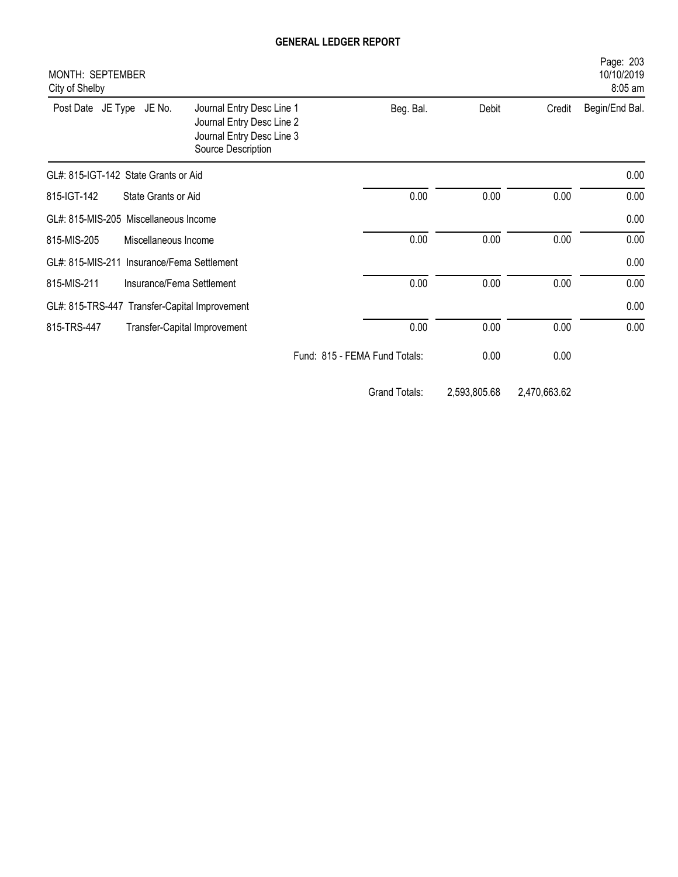# GENERAL LEDGER REPORT

MONTH: SEPTEMBER
City of Shelby

10/10/2019
8:05 am

| Post Date JE Type JE No. | Journal Entry Desc Line 1 / Journal Entry Desc Line 2 / Journal Entry Desc Line 3 / Source Description | Beg. Bal. | Debit | Credit | Begin/End Bal. |
|---|---|---|---|---|---|
| GL#: 815-IGT-142 State Grants or Aid | | | | | 0.00 |
| 815-IGT-142 | State Grants or Aid | 0.00 | 0.00 | 0.00 | 0.00 |
| GL#: 815-MIS-205 Miscellaneous Income | | | | | 0.00 |
| 815-MIS-205 | Miscellaneous Income | 0.00 | 0.00 | 0.00 | 0.00 |
| GL#: 815-MIS-211 Insurance/Fema Settlement | | | | | 0.00 |
| 815-MIS-211 | Insurance/Fema Settlement | 0.00 | 0.00 | 0.00 | 0.00 |
| GL#: 815-TRS-447 Transfer-Capital Improvement | | | | | 0.00 |
| 815-TRS-447 | Transfer-Capital Improvement | 0.00 | 0.00 | 0.00 | 0.00 |
| | | Fund: 815 - FEMA Fund Totals: | 0.00 | 0.00 | |
| | | Grand Totals: | 2,593,805.68 | 2,470,663.62 | |